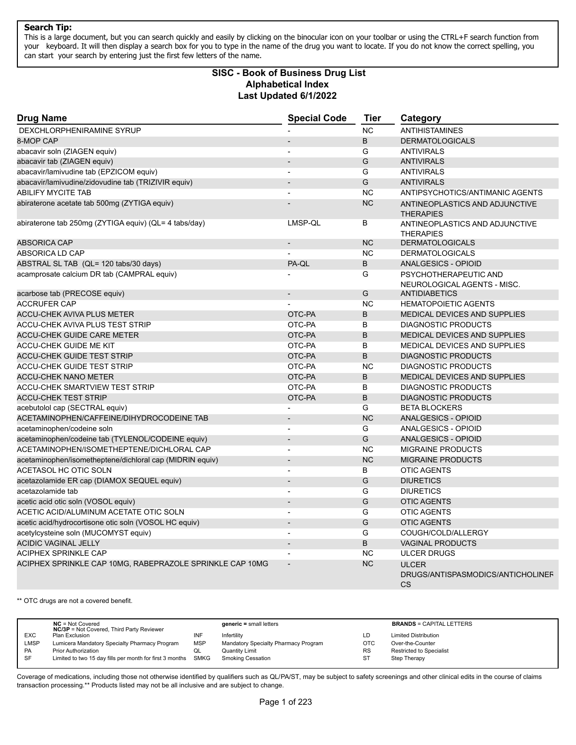**Search Tip:**
This is a large document, but you can search quickly and easily by clicking on the binocular icon on your toolbar or using the CTRL+F search function from your keyboard. It will then display a search box for you to type in the name of the drug you want to locate. If you do not know the correct spelling, you can start your search by entering just the first few letters of the name.

# SISC - Book of Business Drug List
## Alphabetical Index
### Last Updated 6/1/2022

| Drug Name | Special Code | Tier | Category |
|---|---|---|---|
| DEXCHLORPHENIRAMINE SYRUP | - | NC | ANTIHISTAMINES |
| 8-MOP CAP | - | B | DERMATOLOGICALS |
| abacavir soln (ZIAGEN equiv) | - | G | ANTIVIRALS |
| abacavir tab (ZIAGEN equiv) | - | G | ANTIVIRALS |
| abacavir/lamivudine tab (EPZICOM equiv) | - | G | ANTIVIRALS |
| abacavir/lamivudine/zidovudine tab (TRIZIVIR equiv) | - | G | ANTIVIRALS |
| ABILIFY MYCITE TAB | - | NC | ANTIPSYCHOTICS/ANTIMANIC AGENTS |
| abiraterone acetate tab 500mg (ZYTIGA equiv) | - | NC | ANTINEOPLASTICS AND ADJUNCTIVE THERAPIES |
| abiraterone tab 250mg (ZYTIGA equiv) (QL= 4 tabs/day) | LMSP-QL | B | ANTINEOPLASTICS AND ADJUNCTIVE THERAPIES |
| ABSORICA CAP | - | NC | DERMATOLOGICALS |
| ABSORICA LD CAP | - | NC | DERMATOLOGICALS |
| ABSTRAL SL TAB (QL= 120 tabs/30 days) | PA-QL | B | ANALGESICS - OPIOID |
| acamprosate calcium DR tab (CAMPRAL equiv) | - | G | PSYCHOTHERAPEUTIC AND NEUROLOGICAL AGENTS - MISC. |
| acarbose tab (PRECOSE equiv) | - | G | ANTIDIABETICS |
| ACCRUFER CAP | - | NC | HEMATOPOIETIC AGENTS |
| ACCU-CHEK AVIVA PLUS METER | OTC-PA | B | MEDICAL DEVICES AND SUPPLIES |
| ACCU-CHEK AVIVA PLUS TEST STRIP | OTC-PA | B | DIAGNOSTIC PRODUCTS |
| ACCU-CHEK GUIDE CARE METER | OTC-PA | B | MEDICAL DEVICES AND SUPPLIES |
| ACCU-CHEK GUIDE ME KIT | OTC-PA | B | MEDICAL DEVICES AND SUPPLIES |
| ACCU-CHEK GUIDE TEST STRIP | OTC-PA | B | DIAGNOSTIC PRODUCTS |
| ACCU-CHEK GUIDE TEST STRIP | OTC-PA | NC | DIAGNOSTIC PRODUCTS |
| ACCU-CHEK NANO METER | OTC-PA | B | MEDICAL DEVICES AND SUPPLIES |
| ACCU-CHEK SMARTVIEW TEST STRIP | OTC-PA | B | DIAGNOSTIC PRODUCTS |
| ACCU-CHEK TEST STRIP | OTC-PA | B | DIAGNOSTIC PRODUCTS |
| acebutolol cap (SECTRAL equiv) | - | G | BETA BLOCKERS |
| ACETAMINOPHEN/CAFFEINE/DIHYDROCODEINE TAB | - | NC | ANALGESICS - OPIOID |
| acetaminophen/codeine soln | - | G | ANALGESICS - OPIOID |
| acetaminophen/codeine tab (TYLENOL/CODEINE equiv) | - | G | ANALGESICS - OPIOID |
| ACETAMINOPHEN/ISOMETHEPTENE/DICHLORAL CAP | - | NC | MIGRAINE PRODUCTS |
| acetaminophen/isometheptene/dichloral cap (MIDRIN equiv) | - | NC | MIGRAINE PRODUCTS |
| ACETASOL HC OTIC SOLN | - | B | OTIC AGENTS |
| acetazolamide ER cap (DIAMOX SEQUEL equiv) | - | G | DIURETICS |
| acetazolamide tab | - | G | DIURETICS |
| acetic acid otic soln (VOSOL equiv) | - | G | OTIC AGENTS |
| ACETIC ACID/ALUMINUM ACETATE OTIC SOLN | - | G | OTIC AGENTS |
| acetic acid/hydrocortisone otic soln (VOSOL HC equiv) | - | G | OTIC AGENTS |
| acetylcysteine soln (MUCOMYST equiv) | - | G | COUGH/COLD/ALLERGY |
| ACIDIC VAGINAL JELLY | - | B | VAGINAL PRODUCTS |
| ACIPHEX SPRINKLE CAP | - | NC | ULCER DRUGS |
| ACIPHEX SPRINKLE CAP 10MG, RABEPRAZOLE SPRINKLE CAP 10MG | - | NC | ULCER DRUGS/ANTISPASMODICS/ANTICHOLINERGICS |

** OTC drugs are not a covered benefit.

| | | | | | |
|---|---|---|---|---|---|
| NC | = Not Covered | | **generic** = small letters | | **BRANDS** = CAPITAL LETTERS |
| NC/3P | = Not Covered, Third Party Reviewer | | | | |
| EXC | Plan Exclusion | INF | Infertility | LD | Limited Distribution |
| LMSP | Lumicera Mandatory Specialty Pharmacy Program | MSP | Mandatory Specialty Pharmacy Program | OTC | Over-the-Counter |
| PA | Prior Authorization | QL | Quantity Limit | RS | Restricted to Specialist |
| SF | Limited to two 15 day fills per month for first 3 months | SMKG | Smoking Cessation | ST | Step Therapy |

Coverage of medications, including those not otherwise identified by qualifiers such as QL/PA/ST, may be subject to safety screenings and other clinical edits in the course of claims transaction processing.** Products listed may not be all inclusive and are subject to change.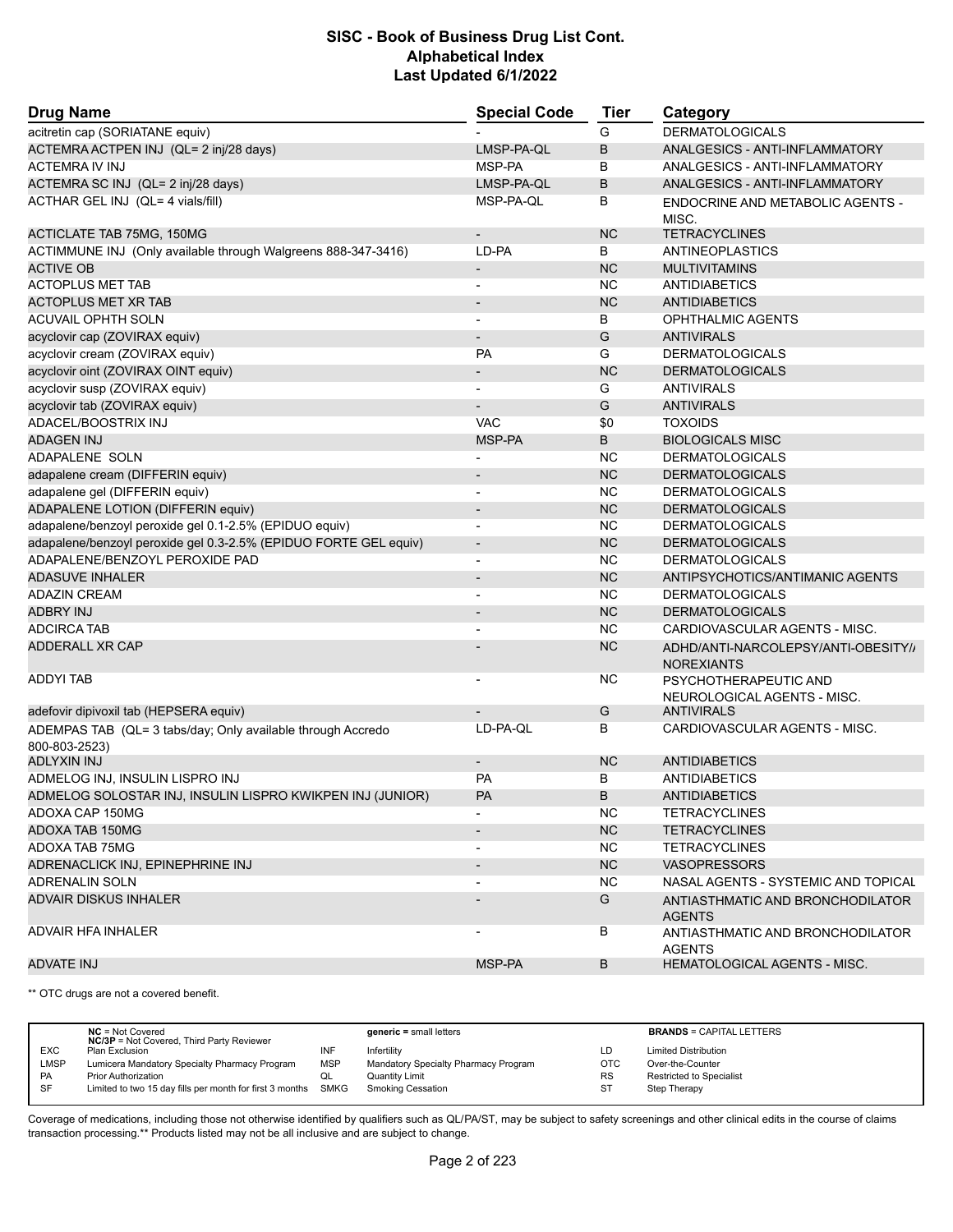# SISC - Book of Business Drug List Cont.
## Alphabetical Index
### Last Updated 6/1/2022

| Drug Name | Special Code | Tier | Category |
|---|---|---|---|
| acitretin cap (SORIATANE equiv) | - | G | DERMATOLOGICALS |
| ACTEMRA ACTPEN INJ (QL= 2 inj/28 days) | LMSP-PA-QL | B | ANALGESICS - ANTI-INFLAMMATORY |
| ACTEMRA IV INJ | MSP-PA | B | ANALGESICS - ANTI-INFLAMMATORY |
| ACTEMRA SC INJ (QL= 2 inj/28 days) | LMSP-PA-QL | B | ANALGESICS - ANTI-INFLAMMATORY |
| ACTHAR GEL INJ (QL= 4 vials/fill) | MSP-PA-QL | B | ENDOCRINE AND METABOLIC AGENTS - MISC. |
| ACTICLATE TAB 75MG, 150MG | - | NC | TETRACYCLINES |
| ACTIMMUNE INJ (Only available through Walgreens 888-347-3416) | LD-PA | B | ANTINEOPLASTICS |
| ACTIVE OB | - | NC | MULTIVITAMINS |
| ACTOPLUS MET TAB | - | NC | ANTIDIABETICS |
| ACTOPLUS MET XR TAB | - | NC | ANTIDIABETICS |
| ACUVAIL OPHTH SOLN | - | B | OPHTHALMIC AGENTS |
| acyclovir cap (ZOVIRAX equiv) | - | G | ANTIVIRALS |
| acyclovir cream (ZOVIRAX equiv) | PA | G | DERMATOLOGICALS |
| acyclovir oint (ZOVIRAX OINT equiv) | - | NC | DERMATOLOGICALS |
| acyclovir susp (ZOVIRAX equiv) | - | G | ANTIVIRALS |
| acyclovir tab (ZOVIRAX equiv) | - | G | ANTIVIRALS |
| ADACEL/BOOSTRIX INJ | VAC | $0 | TOXOIDS |
| ADAGEN INJ | MSP-PA | B | BIOLOGICALS MISC |
| ADAPALENE SOLN | - | NC | DERMATOLOGICALS |
| adapalene cream (DIFFERIN equiv) | - | NC | DERMATOLOGICALS |
| adapalene gel (DIFFERIN equiv) | - | NC | DERMATOLOGICALS |
| ADAPALENE LOTION (DIFFERIN equiv) | - | NC | DERMATOLOGICALS |
| adapalene/benzoyl peroxide gel 0.1-2.5% (EPIDUO equiv) | - | NC | DERMATOLOGICALS |
| adapalene/benzoyl peroxide gel 0.3-2.5% (EPIDUO FORTE GEL equiv) | - | NC | DERMATOLOGICALS |
| ADAPALENE/BENZOYL PEROXIDE PAD | - | NC | DERMATOLOGICALS |
| ADASUVE INHALER | - | NC | ANTIPSYCHOTICS/ANTIMANIC AGENTS |
| ADAZIN CREAM | - | NC | DERMATOLOGICALS |
| ADBRY INJ | - | NC | DERMATOLOGICALS |
| ADCIRCA TAB | - | NC | CARDIOVASCULAR AGENTS - MISC. |
| ADDERALL XR CAP | - | NC | ADHD/ANTI-NARCOLEPSY/ANTI-OBESITY/ANOREXIANTS |
| ADDYI TAB | - | NC | PSYCHOTHERAPEUTIC AND NEUROLOGICAL AGENTS - MISC. |
| adefovir dipivoxil tab (HEPSERA equiv) | - | G | ANTIVIRALS |
| ADEMPAS TAB (QL= 3 tabs/day; Only available through Accredo 800-803-2523) | LD-PA-QL | B | CARDIOVASCULAR AGENTS - MISC. |
| ADLYXIN INJ | - | NC | ANTIDIABETICS |
| ADMELOG INJ, INSULIN LISPRO INJ | PA | B | ANTIDIABETICS |
| ADMELOG SOLOSTAR INJ, INSULIN LISPRO KWIKPEN INJ (JUNIOR) | PA | B | ANTIDIABETICS |
| ADOXA CAP 150MG | - | NC | TETRACYCLINES |
| ADOXA TAB 150MG | - | NC | TETRACYCLINES |
| ADOXA TAB 75MG | - | NC | TETRACYCLINES |
| ADRENACLICK INJ, EPINEPHRINE INJ | - | NC | VASOPRESSORS |
| ADRENALIN SOLN | - | NC | NASAL AGENTS - SYSTEMIC AND TOPICAL |
| ADVAIR DISKUS INHALER | - | G | ANTIASTHMATIC AND BRONCHODILATOR AGENTS |
| ADVAIR HFA INHALER | - | B | ANTIASTHMATIC AND BRONCHODILATOR AGENTS |
| ADVATE INJ | MSP-PA | B | HEMATOLOGICAL AGENTS - MISC. |

** OTC drugs are not a covered benefit.

| | | | | | |
|---|---|---|---|---|---|
| | **NC** = Not Covered<br>**NC/3P** = Not Covered, Third Party Reviewer | | **generic** = small letters | | **BRANDS** = CAPITAL LETTERS |
| EXC | Plan Exclusion | INF | Infertility | LD | Limited Distribution |
| LMSP | Lumicera Mandatory Specialty Pharmacy Program | MSP | Mandatory Specialty Pharmacy Program | OTC | Over-the-Counter |
| PA | Prior Authorization | QL | Quantity Limit | RS | Restricted to Specialist |
| SF | Limited to two 15 day fills per month for first 3 months | SMKG | Smoking Cessation | ST | Step Therapy |

Coverage of medications, including those not otherwise identified by qualifiers such as QL/PA/ST, may be subject to safety screenings and other clinical edits in the course of claims transaction processing.** Products listed may not be all inclusive and are subject to change.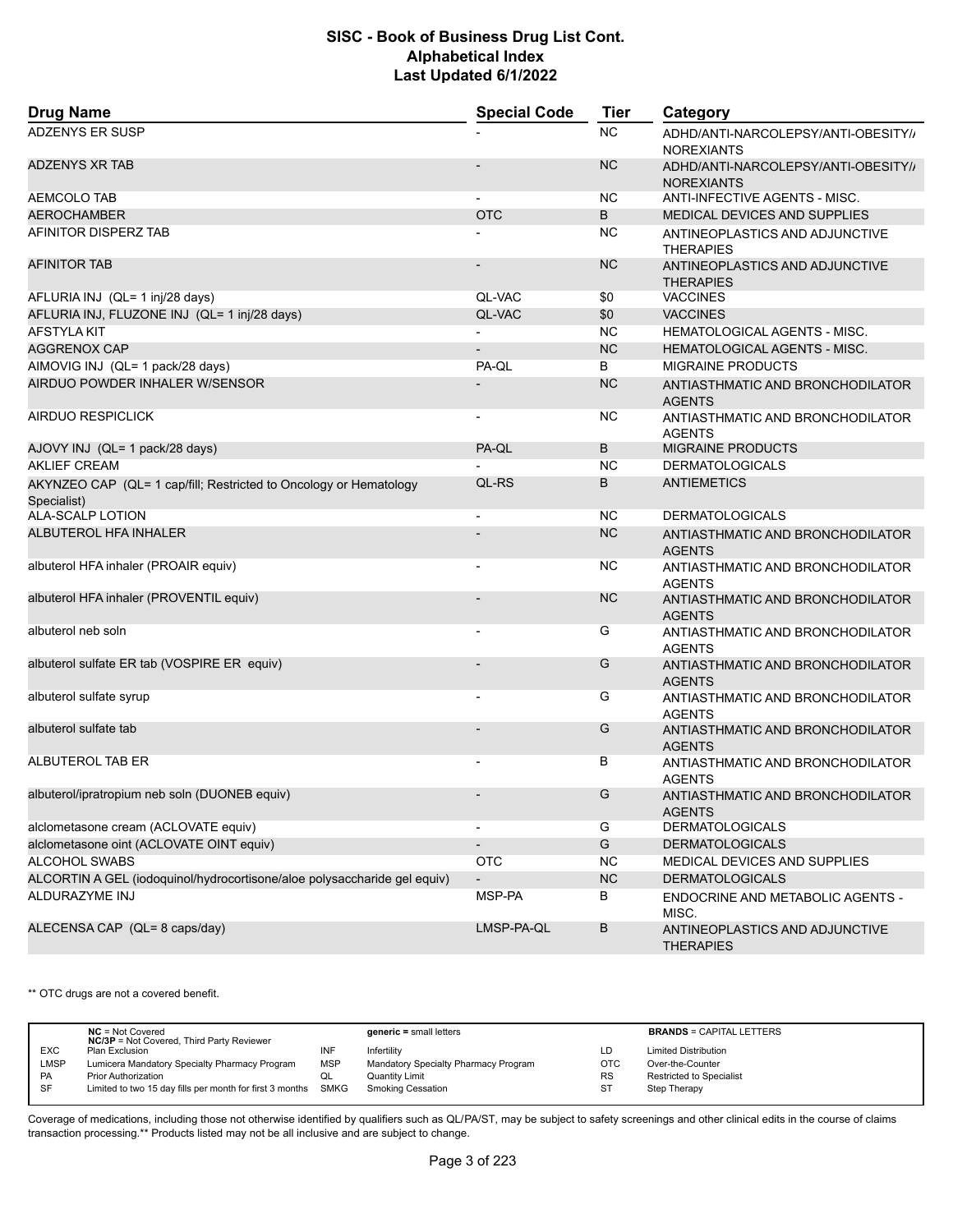| Drug Name | Special Code | Tier | Category |
| --- | --- | --- | --- |
| ADZENYS ER SUSP | - | NC | ADHD/ANTI-NARCOLEPSY/ANTI-OBESITY/ANOREXIANTS |
| ADZENYS XR TAB | - | NC | ADHD/ANTI-NARCOLEPSY/ANTI-OBESITY/ANOREXIANTS |
| AEMCOLO TAB | - | NC | ANTI-INFECTIVE AGENTS - MISC. |
| AEROCHAMBER | OTC | B | MEDICAL DEVICES AND SUPPLIES |
| AFINITOR DISPERZ TAB | - | NC | ANTINEOPLASTICS AND ADJUNCTIVE THERAPIES |
| AFINITOR TAB | - | NC | ANTINEOPLASTICS AND ADJUNCTIVE THERAPIES |
| AFLURIA INJ (QL= 1 inj/28 days) | QL-VAC | $0 | VACCINES |
| AFLURIA INJ, FLUZONE INJ (QL= 1 inj/28 days) | QL-VAC | $0 | VACCINES |
| AFSTYLA KIT | - | NC | HEMATOLOGICAL AGENTS - MISC. |
| AGGRENOX CAP | - | NC | HEMATOLOGICAL AGENTS - MISC. |
| AIMOVIG INJ (QL= 1 pack/28 days) | PA-QL | B | MIGRAINE PRODUCTS |
| AIRDUO POWDER INHALER W/SENSOR | - | NC | ANTIASTHMATIC AND BRONCHODILATOR AGENTS |
| AIRDUO RESPICLICK | - | NC | ANTIASTHMATIC AND BRONCHODILATOR AGENTS |
| AJOVY INJ (QL= 1 pack/28 days) | PA-QL | B | MIGRAINE PRODUCTS |
| AKLIEF CREAM | - | NC | DERMATOLOGICALS |
| AKYNZEO CAP (QL= 1 cap/fill; Restricted to Oncology or Hematology Specialist) | QL-RS | B | ANTIEMETICS |
| ALA-SCALP LOTION | - | NC | DERMATOLOGICALS |
| ALBUTEROL HFA INHALER | - | NC | ANTIASTHMATIC AND BRONCHODILATOR AGENTS |
| albuterol HFA inhaler (PROAIR equiv) | - | NC | ANTIASTHMATIC AND BRONCHODILATOR AGENTS |
| albuterol HFA inhaler (PROVENTIL equiv) | - | NC | ANTIASTHMATIC AND BRONCHODILATOR AGENTS |
| albuterol neb soln | - | G | ANTIASTHMATIC AND BRONCHODILATOR AGENTS |
| albuterol sulfate ER tab (VOSPIRE ER equiv) | - | G | ANTIASTHMATIC AND BRONCHODILATOR AGENTS |
| albuterol sulfate syrup | - | G | ANTIASTHMATIC AND BRONCHODILATOR AGENTS |
| albuterol sulfate tab | - | G | ANTIASTHMATIC AND BRONCHODILATOR AGENTS |
| ALBUTEROL TAB ER | - | B | ANTIASTHMATIC AND BRONCHODILATOR AGENTS |
| albuterol/ipratropium neb soln (DUONEB equiv) | - | G | ANTIASTHMATIC AND BRONCHODILATOR AGENTS |
| alclometasone cream (ACLOVATE equiv) | - | G | DERMATOLOGICALS |
| alclometasone oint (ACLOVATE OINT equiv) | - | G | DERMATOLOGICALS |
| ALCOHOL SWABS | OTC | NC | MEDICAL DEVICES AND SUPPLIES |
| ALCORTIN A GEL (iodoquinol/hydrocortisone/aloe polysaccharide gel equiv) | - | NC | DERMATOLOGICALS |
| ALDURAZYME INJ | MSP-PA | B | ENDOCRINE AND METABOLIC AGENTS - MISC. |
| ALECENSA CAP (QL= 8 caps/day) | LMSP-PA-QL | B | ANTINEOPLASTICS AND ADJUNCTIVE THERAPIES |

** OTC drugs are not a covered benefit.

| | | | | | |
| --- | --- | --- | --- | --- | --- |
| | **NC** = Not Covered<br>**NC/3P** = Not Covered, Third Party Reviewer | | **generic =** small letters | | **BRANDS** = CAPITAL LETTERS |
| EXC | Plan Exclusion | INF | Infertility | LD | Limited Distribution |
| LMSP | Lumicera Mandatory Specialty Pharmacy Program | MSP | Mandatory Specialty Pharmacy Program | OTC | Over-the-Counter |
| PA | Prior Authorization | QL | Quantity Limit | RS | Restricted to Specialist |
| SF | Limited to two 15 day fills per month for first 3 months | SMKG | Smoking Cessation | ST | Step Therapy |

Coverage of medications, including those not otherwise identified by qualifiers such as QL/PA/ST, may be subject to safety screenings and other clinical edits in the course of claims transaction processing.** Products listed may not be all inclusive and are subject to change.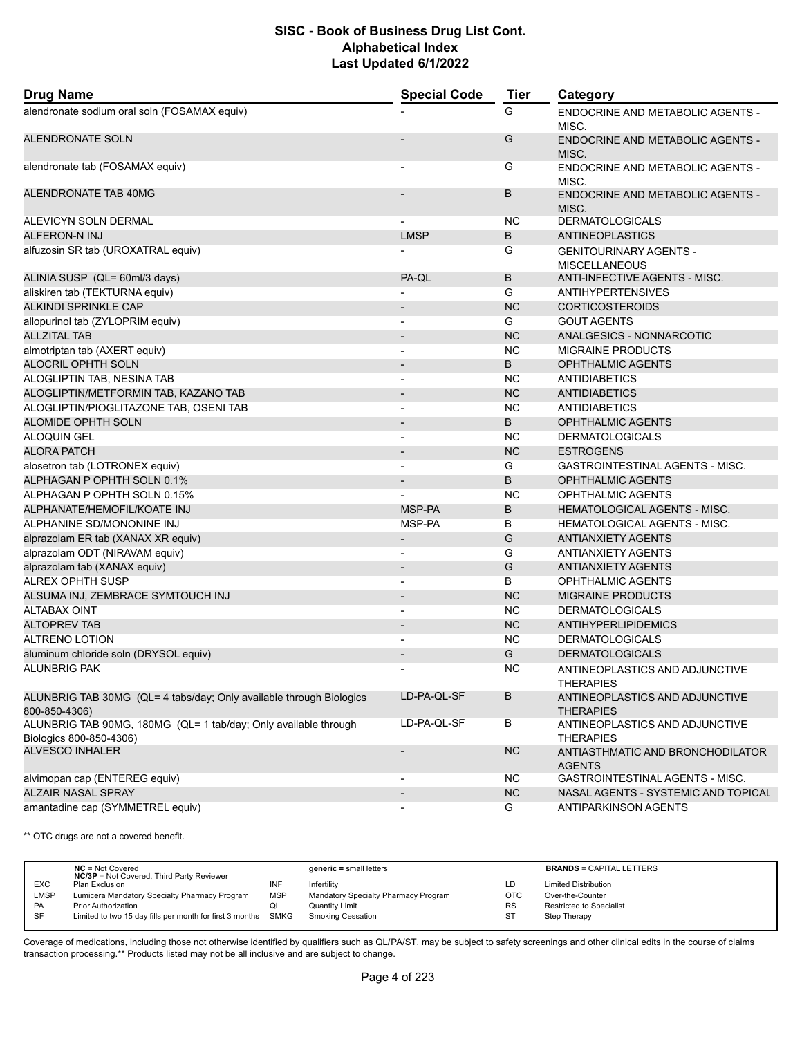# SISC - Book of Business Drug List Cont.
## Alphabetical Index
### Last Updated 6/1/2022

| Drug Name | Special Code | Tier | Category |
|---|---|---|---|
| alendronate sodium oral soln (FOSAMAX equiv) | - | G | ENDOCRINE AND METABOLIC AGENTS - MISC. |
| ALENDRONATE SOLN | - | G | ENDOCRINE AND METABOLIC AGENTS - MISC. |
| alendronate tab (FOSAMAX equiv) | - | G | ENDOCRINE AND METABOLIC AGENTS - MISC. |
| ALENDRONATE TAB 40MG | - | B | ENDOCRINE AND METABOLIC AGENTS - MISC. |
| ALEVICYN SOLN DERMAL | - | NC | DERMATOLOGICALS |
| ALFERON-N INJ | LMSP | B | ANTINEOPLASTICS |
| alfuzosin SR tab (UROXATRAL equiv) | - | G | GENITOURINARY AGENTS - MISCELLANEOUS |
| ALINIA SUSP (QL= 60ml/3 days) | PA-QL | B | ANTI-INFECTIVE AGENTS - MISC. |
| aliskiren tab (TEKTURNA equiv) | - | G | ANTIHYPERTENSIVES |
| ALKINDI SPRINKLE CAP | - | NC | CORTICOSTEROIDS |
| allopurinol tab (ZYLOPRIM equiv) | - | G | GOUT AGENTS |
| ALLZITAL TAB | - | NC | ANALGESICS - NONNARCOTIC |
| almotriptan tab (AXERT equiv) | - | NC | MIGRAINE PRODUCTS |
| ALOCRIL OPHTH SOLN | - | B | OPHTHALMIC AGENTS |
| ALOGLIPTIN TAB, NESINA TAB | - | NC | ANTIDIABETICS |
| ALOGLIPTIN/METFORMIN TAB, KAZANO TAB | - | NC | ANTIDIABETICS |
| ALOGLIPTIN/PIOGLITAZONE TAB, OSENI TAB | - | NC | ANTIDIABETICS |
| ALOMIDE OPHTH SOLN | - | B | OPHTHALMIC AGENTS |
| ALOQUIN GEL | - | NC | DERMATOLOGICALS |
| ALORA PATCH | - | NC | ESTROGENS |
| alosetron tab (LOTRONEX equiv) | - | G | GASTROINTESTINAL AGENTS - MISC. |
| ALPHAGAN P OPHTH SOLN 0.1% | - | B | OPHTHALMIC AGENTS |
| ALPHAGAN P OPHTH SOLN 0.15% | - | NC | OPHTHALMIC AGENTS |
| ALPHANATE/HEMOFIL/KOATE INJ | MSP-PA | B | HEMATOLOGICAL AGENTS - MISC. |
| ALPHANINE SD/MONONINE INJ | MSP-PA | B | HEMATOLOGICAL AGENTS - MISC. |
| alprazolam ER tab (XANAX XR equiv) | - | G | ANTIANXIETY AGENTS |
| alprazolam ODT (NIRAVAM equiv) | - | G | ANTIANXIETY AGENTS |
| alprazolam tab (XANAX equiv) | - | G | ANTIANXIETY AGENTS |
| ALREX OPHTH SUSP | - | B | OPHTHALMIC AGENTS |
| ALSUMA INJ, ZEMBRACE SYMTOUCH INJ | - | NC | MIGRAINE PRODUCTS |
| ALTABAX OINT | - | NC | DERMATOLOGICALS |
| ALTOPREV TAB | - | NC | ANTIHYPERLIPIDEMICS |
| ALTRENO LOTION | - | NC | DERMATOLOGICALS |
| aluminum chloride soln (DRYSOL equiv) | - | G | DERMATOLOGICALS |
| ALUNBRIG PAK | - | NC | ANTINEOPLASTICS AND ADJUNCTIVE THERAPIES |
| ALUNBRIG TAB 30MG (QL= 4 tabs/day; Only available through Biologics 800-850-4306) | LD-PA-QL-SF | B | ANTINEOPLASTICS AND ADJUNCTIVE THERAPIES |
| ALUNBRIG TAB 90MG, 180MG (QL= 1 tab/day; Only available through Biologics 800-850-4306) | LD-PA-QL-SF | B | ANTINEOPLASTICS AND ADJUNCTIVE THERAPIES |
| ALVESCO INHALER | - | NC | ANTIASTHMATIC AND BRONCHODILATOR AGENTS |
| alvimopan cap (ENTEREG equiv) | - | NC | GASTROINTESTINAL AGENTS - MISC. |
| ALZAIR NASAL SPRAY | - | NC | NASAL AGENTS - SYSTEMIC AND TOPICAL |
| amantadine cap (SYMMETREL equiv) | - | G | ANTIPARKINSON AGENTS |

** OTC drugs are not a covered benefit.

| | | | | | |
|---|---|---|---|---|---|
| | **NC** = Not Covered<br>**NC/3P** = Not Covered, Third Party Reviewer | | **generic** = small letters | | **BRANDS** = CAPITAL LETTERS |
| EXC | Plan Exclusion | INF | Infertility | LD | Limited Distribution |
| LMSP | Lumicera Mandatory Specialty Pharmacy Program | MSP | Mandatory Specialty Pharmacy Program | OTC | Over-the-Counter |
| PA | Prior Authorization | QL | Quantity Limit | RS | Restricted to Specialist |
| SF | Limited to two 15 day fills per month for first 3 months | SMKG | Smoking Cessation | ST | Step Therapy |

Coverage of medications, including those not otherwise identified by qualifiers such as QL/PA/ST, may be subject to safety screenings and other clinical edits in the course of claims transaction processing.** Products listed may not be all inclusive and are subject to change.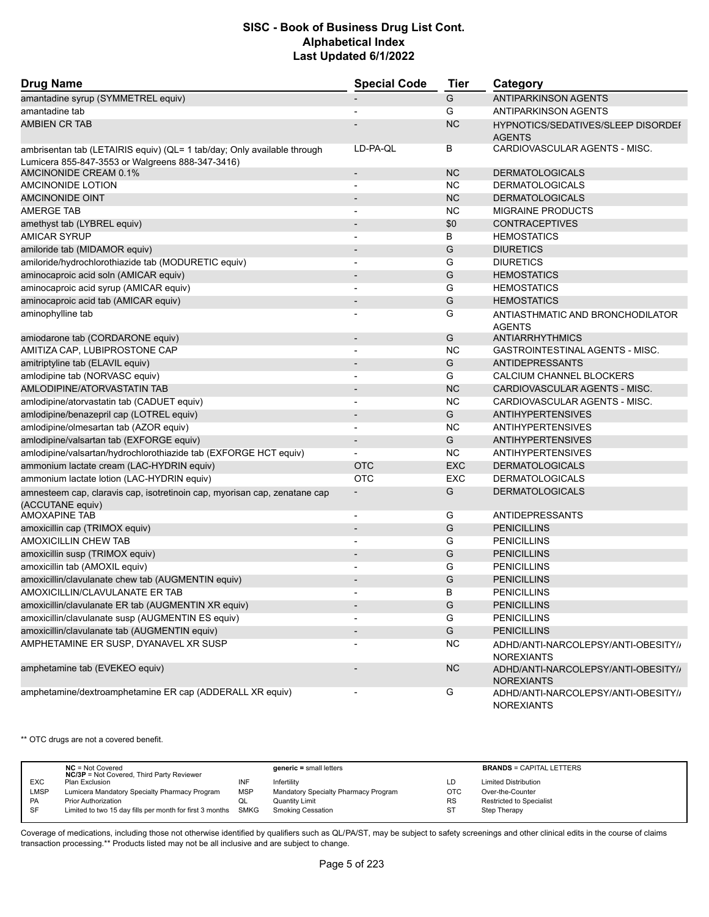# SISC - Book of Business Drug List Cont.
## Alphabetical Index
### Last Updated 6/1/2022

| Drug Name | Special Code | Tier | Category |
|---|---|---|---|
| amantadine syrup (SYMMETREL equiv) | - | G | ANTIPARKINSON AGENTS |
| amantadine tab | - | G | ANTIPARKINSON AGENTS |
| AMBIEN CR TAB | - | NC | HYPNOTICS/SEDATIVES/SLEEP DISORDER AGENTS |
| ambrisentan tab (LETAIRIS equiv) (QL= 1 tab/day; Only available through Lumicera 855-847-3553 or Walgreens 888-347-3416) | LD-PA-QL | B | CARDIOVASCULAR AGENTS - MISC. |
| AMCINONIDE CREAM 0.1% | - | NC | DERMATOLOGICALS |
| AMCINONIDE LOTION | - | NC | DERMATOLOGICALS |
| AMCINONIDE OINT | - | NC | DERMATOLOGICALS |
| AMERGE TAB | - | NC | MIGRAINE PRODUCTS |
| amethyst tab (LYBREL equiv) | - | $0 | CONTRACEPTIVES |
| AMICAR SYRUP | - | B | HEMOSTATICS |
| amiloride tab (MIDAMOR equiv) | - | G | DIURETICS |
| amiloride/hydrochlorothiazide tab (MODURETIC equiv) | - | G | DIURETICS |
| aminocaproic acid soln (AMICAR equiv) | - | G | HEMOSTATICS |
| aminocaproic acid syrup (AMICAR equiv) | - | G | HEMOSTATICS |
| aminocaproic acid tab (AMICAR equiv) | - | G | HEMOSTATICS |
| aminophylline tab | - | G | ANTIASTHMATIC AND BRONCHODILATOR AGENTS |
| amiodarone tab (CORDARONE equiv) | - | G | ANTIARRHYTHMICS |
| AMITIZA CAP, LUBIPROSTONE CAP | - | NC | GASTROINTESTINAL AGENTS - MISC. |
| amitriptyline tab (ELAVIL equiv) | - | G | ANTIDEPRESSANTS |
| amlodipine tab (NORVASC equiv) | - | G | CALCIUM CHANNEL BLOCKERS |
| AMLODIPINE/ATORVASTATIN TAB | - | NC | CARDIOVASCULAR AGENTS - MISC. |
| amlodipine/atorvastatin tab (CADUET equiv) | - | NC | CARDIOVASCULAR AGENTS - MISC. |
| amlodipine/benazepril cap (LOTREL equiv) | - | G | ANTIHYPERTENSIVES |
| amlodipine/olmesartan tab (AZOR equiv) | - | NC | ANTIHYPERTENSIVES |
| amlodipine/valsartan tab (EXFORGE equiv) | - | G | ANTIHYPERTENSIVES |
| amlodipine/valsartan/hydrochlorothiazide tab (EXFORGE HCT equiv) | - | NC | ANTIHYPERTENSIVES |
| ammonium lactate cream (LAC-HYDRIN equiv) | OTC | EXC | DERMATOLOGICALS |
| ammonium lactate lotion (LAC-HYDRIN equiv) | OTC | EXC | DERMATOLOGICALS |
| amnesteem cap, claravis cap, isotretinoin cap, myorisan cap, zenatane cap (ACCUTANE equiv) | - | G | DERMATOLOGICALS |
| AMOXAPINE TAB | - | G | ANTIDEPRESSANTS |
| amoxicillin cap (TRIMOX equiv) | - | G | PENICILLINS |
| AMOXICILLIN CHEW TAB | - | G | PENICILLINS |
| amoxicillin susp (TRIMOX equiv) | - | G | PENICILLINS |
| amoxicillin tab (AMOXIL equiv) | - | G | PENICILLINS |
| amoxicillin/clavulanate chew tab (AUGMENTIN equiv) | - | G | PENICILLINS |
| AMOXICILLIN/CLAVULANATE ER TAB | - | B | PENICILLINS |
| amoxicillin/clavulanate ER tab (AUGMENTIN XR equiv) | - | G | PENICILLINS |
| amoxicillin/clavulanate susp (AUGMENTIN ES equiv) | - | G | PENICILLINS |
| amoxicillin/clavulanate tab (AUGMENTIN equiv) | - | G | PENICILLINS |
| AMPHETAMINE ER SUSP, DYANAVEL XR SUSP | - | NC | ADHD/ANTI-NARCOLEPSY/ANTI-OBESITY/ANOREXIANTS |
| amphetamine tab (EVEKEO equiv) | - | NC | ADHD/ANTI-NARCOLEPSY/ANTI-OBESITY/ANOREXIANTS |
| amphetamine/dextroamphetamine ER cap (ADDERALL XR equiv) | - | G | ADHD/ANTI-NARCOLEPSY/ANTI-OBESITY/ANOREXIANTS |

** OTC drugs are not a covered benefit.

| | | | | | |
|---|---|---|---|---|---|
| | **NC** = Not Covered; **NC/3P** = Not Covered, Third Party Reviewer | | **generic** = small letters | | **BRANDS** = CAPITAL LETTERS |
| EXC | Plan Exclusion | INF | Infertility | LD | Limited Distribution |
| LMSP | Lumicera Mandatory Specialty Pharmacy Program | MSP | Mandatory Specialty Pharmacy Program | OTC | Over-the-Counter |
| PA | Prior Authorization | QL | Quantity Limit | RS | Restricted to Specialist |
| SF | Limited to two 15 day fills per month for first 3 months | SMKG | Smoking Cessation | ST | Step Therapy |

Coverage of medications, including those not otherwise identified by qualifiers such as QL/PA/ST, may be subject to safety screenings and other clinical edits in the course of claims transaction processing.** Products listed may not be all inclusive and are subject to change.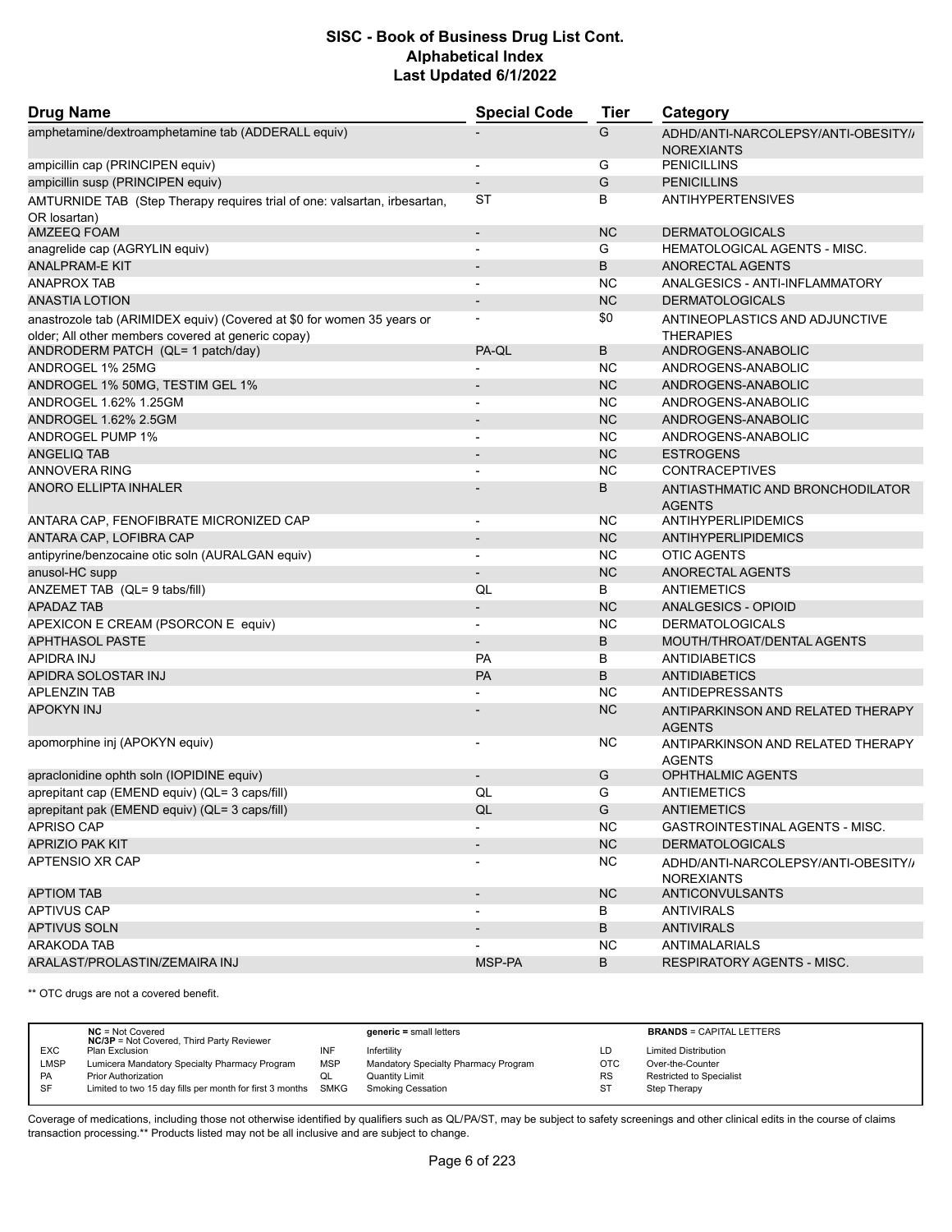# SISC - Book of Business Drug List Cont.
## Alphabetical Index
### Last Updated 6/1/2022

| Drug Name | Special Code | Tier | Category |
|---|---|---|---|
| amphetamine/dextroamphetamine tab (ADDERALL equiv) | - | G | ADHD/ANTI-NARCOLEPSY/ANTI-OBESITY/ANOREXIANTS |
| ampicillin cap (PRINCIPEN equiv) | - | G | PENICILLINS |
| ampicillin susp (PRINCIPEN equiv) | - | G | PENICILLINS |
| AMTURNIDE TAB (Step Therapy requires trial of one: valsartan, irbesartan, OR losartan) | ST | B | ANTIHYPERTENSIVES |
| AMZEEQ FOAM | - | NC | DERMATOLOGICALS |
| anagrelide cap (AGRYLIN equiv) | - | G | HEMATOLOGICAL AGENTS - MISC. |
| ANALPRAM-E KIT | - | B | ANORECTAL AGENTS |
| ANAPROX TAB | - | NC | ANALGESICS - ANTI-INFLAMMATORY |
| ANASTIA LOTION | - | NC | DERMATOLOGICALS |
| anastrozole tab (ARIMIDEX equiv) (Covered at $0 for women 35 years or older; All other members covered at generic copay) | - | $0 | ANTINEOPLASTICS AND ADJUNCTIVE THERAPIES |
| ANDRODERM PATCH (QL= 1 patch/day) | PA-QL | B | ANDROGENS-ANABOLIC |
| ANDROGEL 1% 25MG | - | NC | ANDROGENS-ANABOLIC |
| ANDROGEL 1% 50MG, TESTIM GEL 1% | - | NC | ANDROGENS-ANABOLIC |
| ANDROGEL 1.62% 1.25GM | - | NC | ANDROGENS-ANABOLIC |
| ANDROGEL 1.62% 2.5GM | - | NC | ANDROGENS-ANABOLIC |
| ANDROGEL PUMP 1% | - | NC | ANDROGENS-ANABOLIC |
| ANGELIQ TAB | - | NC | ESTROGENS |
| ANNOVERA RING | - | NC | CONTRACEPTIVES |
| ANORO ELLIPTA INHALER | - | B | ANTIASTHMATIC AND BRONCHODILATOR AGENTS |
| ANTARA CAP, FENOFIBRATE MICRONIZED CAP | - | NC | ANTIHYPERLIPIDEMICS |
| ANTARA CAP, LOFIBRA CAP | - | NC | ANTIHYPERLIPIDEMICS |
| antipyrine/benzocaine otic soln (AURALGAN equiv) | - | NC | OTIC AGENTS |
| anusol-HC supp | - | NC | ANORECTAL AGENTS |
| ANZEMET TAB (QL= 9 tabs/fill) | QL | B | ANTIEMETICS |
| APADAZ TAB | - | NC | ANALGESICS - OPIOID |
| APEXICON E CREAM (PSORCON E equiv) | - | NC | DERMATOLOGICALS |
| APHTHASOL PASTE | - | B | MOUTH/THROAT/DENTAL AGENTS |
| APIDRA INJ | PA | B | ANTIDIABETICS |
| APIDRA SOLOSTAR INJ | PA | B | ANTIDIABETICS |
| APLENZIN TAB | - | NC | ANTIDEPRESSANTS |
| APOKYN INJ | - | NC | ANTIPARKINSON AND RELATED THERAPY AGENTS |
| apomorphine inj (APOKYN equiv) | - | NC | ANTIPARKINSON AND RELATED THERAPY AGENTS |
| apraclonidine ophth soln (IOPIDINE equiv) | - | G | OPHTHALMIC AGENTS |
| aprepitant cap (EMEND equiv) (QL= 3 caps/fill) | QL | G | ANTIEMETICS |
| aprepitant pak (EMEND equiv) (QL= 3 caps/fill) | QL | G | ANTIEMETICS |
| APRISO CAP | - | NC | GASTROINTESTINAL AGENTS - MISC. |
| APRIZIO PAK KIT | - | NC | DERMATOLOGICALS |
| APTENSIO XR CAP | - | NC | ADHD/ANTI-NARCOLEPSY/ANTI-OBESITY/ANOREXIANTS |
| APTIOM TAB | - | NC | ANTICONVULSANTS |
| APTIVUS CAP | - | B | ANTIVIRALS |
| APTIVUS SOLN | - | B | ANTIVIRALS |
| ARAKODA TAB | - | NC | ANTIMALARIALS |
| ARALAST/PROLASTIN/ZEMAIRA INJ | MSP-PA | B | RESPIRATORY AGENTS - MISC. |

** OTC drugs are not a covered benefit.

| | | | | | |
|---|---|---|---|---|---|
| | **NC** = Not Covered<br>**NC/3P** = Not Covered, Third Party Reviewer | | **generic** = small letters | | **BRANDS** = CAPITAL LETTERS |
| EXC | Plan Exclusion | INF | Infertility | LD | Limited Distribution |
| LMSP | Lumicera Mandatory Specialty Pharmacy Program | MSP | Mandatory Specialty Pharmacy Program | OTC | Over-the-Counter |
| PA | Prior Authorization | QL | Quantity Limit | RS | Restricted to Specialist |
| SF | Limited to two 15 day fills per month for first 3 months | SMKG | Smoking Cessation | ST | Step Therapy |

Coverage of medications, including those not otherwise identified by qualifiers such as QL/PA/ST, may be subject to safety screenings and other clinical edits in the course of claims transaction processing.** Products listed may not be all inclusive and are subject to change.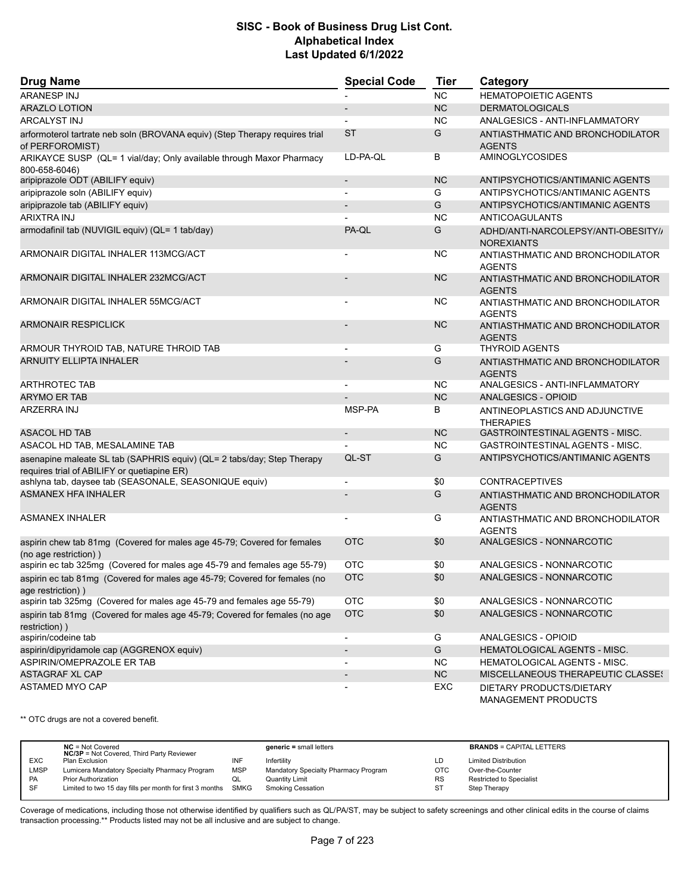# SISC - Book of Business Drug List Cont.
## Alphabetical Index
### Last Updated 6/1/2022

| Drug Name | Special Code | Tier | Category |
|---|---|---|---|
| ARANESP INJ | - | NC | HEMATOPOIETIC AGENTS |
| ARAZLO LOTION | - | NC | DERMATOLOGICALS |
| ARCALYST INJ | - | NC | ANALGESICS - ANTI-INFLAMMATORY |
| arformoterol tartrate neb soln (BROVANA equiv) (Step Therapy requires trial of PERFOROMIST) | ST | G | ANTIASTHMATIC AND BRONCHODILATOR AGENTS |
| ARIKAYCE SUSP (QL= 1 vial/day; Only available through Maxor Pharmacy 800-658-6046) | LD-PA-QL | B | AMINOGLYCOSIDES |
| aripiprazole ODT (ABILIFY equiv) | - | NC | ANTIPSYCHOTICS/ANTIMANIC AGENTS |
| aripiprazole soln (ABILIFY equiv) | - | G | ANTIPSYCHOTICS/ANTIMANIC AGENTS |
| aripiprazole tab (ABILIFY equiv) | - | G | ANTIPSYCHOTICS/ANTIMANIC AGENTS |
| ARIXTRA INJ | - | NC | ANTICOAGULANTS |
| armodafinil tab (NUVIGIL equiv) (QL= 1 tab/day) | PA-QL | G | ADHD/ANTI-NARCOLEPSY/ANTI-OBESITY/ANOREXIANTS |
| ARMONAIR DIGITAL INHALER 113MCG/ACT | - | NC | ANTIASTHMATIC AND BRONCHODILATOR AGENTS |
| ARMONAIR DIGITAL INHALER 232MCG/ACT | - | NC | ANTIASTHMATIC AND BRONCHODILATOR AGENTS |
| ARMONAIR DIGITAL INHALER 55MCG/ACT | - | NC | ANTIASTHMATIC AND BRONCHODILATOR AGENTS |
| ARMONAIR RESPICLICK | - | NC | ANTIASTHMATIC AND BRONCHODILATOR AGENTS |
| ARMOUR THYROID TAB, NATURE THROID TAB | - | G | THYROID AGENTS |
| ARNUITY ELLIPTA INHALER | - | G | ANTIASTHMATIC AND BRONCHODILATOR AGENTS |
| ARTHROTEC TAB | - | NC | ANALGESICS - ANTI-INFLAMMATORY |
| ARYMO ER TAB | - | NC | ANALGESICS - OPIOID |
| ARZERRA INJ | MSP-PA | B | ANTINEOPLASTICS AND ADJUNCTIVE THERAPIES |
| ASACOL HD TAB | - | NC | GASTROINTESTINAL AGENTS - MISC. |
| ASACOL HD TAB, MESALAMINE TAB | - | NC | GASTROINTESTINAL AGENTS - MISC. |
| asenapine maleate SL tab (SAPHRIS equiv) (QL= 2 tabs/day; Step Therapy requires trial of ABILIFY or quetiapine ER) | QL-ST | G | ANTIPSYCHOTICS/ANTIMANIC AGENTS |
| ashlyna tab, daysee tab (SEASONALE, SEASONIQUE equiv) | - | $0 | CONTRACEPTIVES |
| ASMANEX HFA INHALER | - | G | ANTIASTHMATIC AND BRONCHODILATOR AGENTS |
| ASMANEX INHALER | - | G | ANTIASTHMATIC AND BRONCHODILATOR AGENTS |
| aspirin chew tab 81mg (Covered for males age 45-79; Covered for females (no age restriction) ) | OTC | $0 | ANALGESICS - NONNARCOTIC |
| aspirin ec tab 325mg (Covered for males age 45-79 and females age 55-79) | OTC | $0 | ANALGESICS - NONNARCOTIC |
| aspirin ec tab 81mg (Covered for males age 45-79; Covered for females (no age restriction) ) | OTC | $0 | ANALGESICS - NONNARCOTIC |
| aspirin tab 325mg (Covered for males age 45-79 and females age 55-79) | OTC | $0 | ANALGESICS - NONNARCOTIC |
| aspirin tab 81mg (Covered for males age 45-79; Covered for females (no age restriction) ) | OTC | $0 | ANALGESICS - NONNARCOTIC |
| aspirin/codeine tab | - | G | ANALGESICS - OPIOID |
| aspirin/dipyridamole cap (AGGRENOX equiv) | - | G | HEMATOLOGICAL AGENTS - MISC. |
| ASPIRIN/OMEPRAZOLE ER TAB | - | NC | HEMATOLOGICAL AGENTS - MISC. |
| ASTAGRAF XL CAP | - | NC | MISCELLANEOUS THERAPEUTIC CLASSES |
| ASTAMED MYO CAP | - | EXC | DIETARY PRODUCTS/DIETARY MANAGEMENT PRODUCTS |

** OTC drugs are not a covered benefit.

| | | | | | |
|---|---|---|---|---|---|
| | **NC** = Not Covered<br>**NC/3P** = Not Covered, Third Party Reviewer | | **generic** = small letters | | **BRANDS** = CAPITAL LETTERS |
| EXC | Plan Exclusion | INF | Infertility | LD | Limited Distribution |
| LMSP | Lumicera Mandatory Specialty Pharmacy Program | MSP | Mandatory Specialty Pharmacy Program | OTC | Over-the-Counter |
| PA | Prior Authorization | QL | Quantity Limit | RS | Restricted to Specialist |
| SF | Limited to two 15 day fills per month for first 3 months | SMKG | Smoking Cessation | ST | Step Therapy |

Coverage of medications, including those not otherwise identified by qualifiers such as QL/PA/ST, may be subject to safety screenings and other clinical edits in the course of claims transaction processing.** Products listed may not be all inclusive and are subject to change.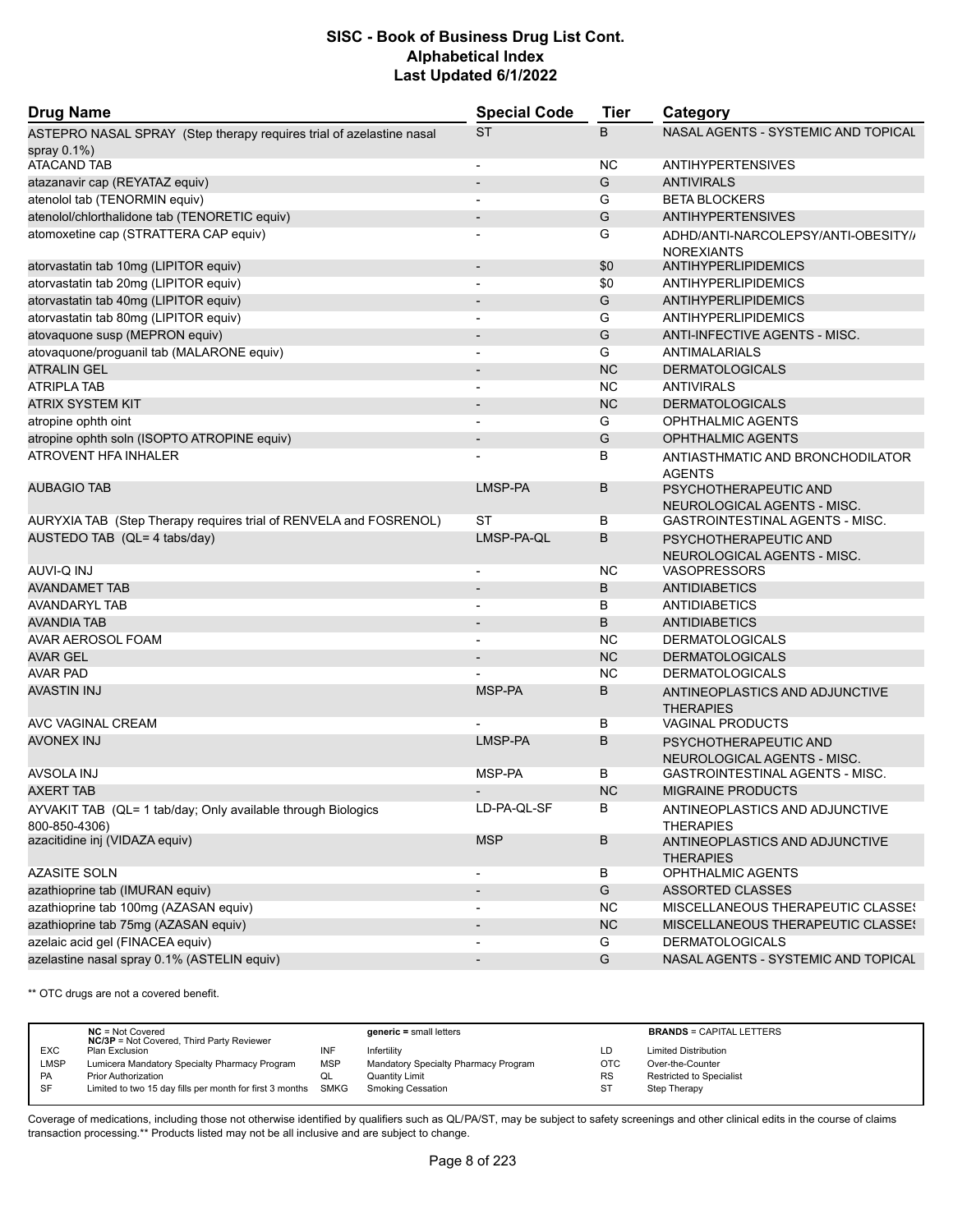# SISC - Book of Business Drug List Cont.
## Alphabetical Index
### Last Updated 6/1/2022

| Drug Name | Special Code | Tier | Category |
|---|---|---|---|
| ASTEPRO NASAL SPRAY (Step therapy requires trial of azelastine nasal spray 0.1%) | ST | B | NASAL AGENTS - SYSTEMIC AND TOPICAL |
| ATACAND TAB | - | NC | ANTIHYPERTENSIVES |
| atazanavir cap (REYATAZ equiv) | - | G | ANTIVIRALS |
| atenolol tab (TENORMIN equiv) | - | G | BETA BLOCKERS |
| atenolol/chlorthalidone tab (TENORETIC equiv) | - | G | ANTIHYPERTENSIVES |
| atomoxetine cap (STRATTERA CAP equiv) | - | G | ADHD/ANTI-NARCOLEPSY/ANTI-OBESITY/ANOREXIANTS |
| atorvastatin tab 10mg (LIPITOR equiv) | - | $0 | ANTIHYPERLIPIDEMICS |
| atorvastatin tab 20mg (LIPITOR equiv) | - | $0 | ANTIHYPERLIPIDEMICS |
| atorvastatin tab 40mg (LIPITOR equiv) | - | G | ANTIHYPERLIPIDEMICS |
| atorvastatin tab 80mg (LIPITOR equiv) | - | G | ANTIHYPERLIPIDEMICS |
| atovaquone susp (MEPRON equiv) | - | G | ANTI-INFECTIVE AGENTS - MISC. |
| atovaquone/proguanil tab (MALARONE equiv) | - | G | ANTIMALARIALS |
| ATRALIN GEL | - | NC | DERMATOLOGICALS |
| ATRIPLA TAB | - | NC | ANTIVIRALS |
| ATRIX SYSTEM KIT | - | NC | DERMATOLOGICALS |
| atropine ophth oint | - | G | OPHTHALMIC AGENTS |
| atropine ophth soln (ISOPTO ATROPINE equiv) | - | G | OPHTHALMIC AGENTS |
| ATROVENT HFA INHALER | - | B | ANTIASTHMATIC AND BRONCHODILATOR AGENTS |
| AUBAGIO TAB | LMSP-PA | B | PSYCHOTHERAPEUTIC AND NEUROLOGICAL AGENTS - MISC. |
| AURYXIA TAB (Step Therapy requires trial of RENVELA and FOSRENOL) | ST | B | GASTROINTESTINAL AGENTS - MISC. |
| AUSTEDO TAB (QL= 4 tabs/day) | LMSP-PA-QL | B | PSYCHOTHERAPEUTIC AND NEUROLOGICAL AGENTS - MISC. |
| AUVI-Q INJ | - | NC | VASOPRESSORS |
| AVANDAMET TAB | - | B | ANTIDIABETICS |
| AVANDARYL TAB | - | B | ANTIDIABETICS |
| AVANDIA TAB | - | B | ANTIDIABETICS |
| AVAR AEROSOL FOAM | - | NC | DERMATOLOGICALS |
| AVAR GEL | - | NC | DERMATOLOGICALS |
| AVAR PAD | - | NC | DERMATOLOGICALS |
| AVASTIN INJ | MSP-PA | B | ANTINEOPLASTICS AND ADJUNCTIVE THERAPIES |
| AVC VAGINAL CREAM | - | B | VAGINAL PRODUCTS |
| AVONEX INJ | LMSP-PA | B | PSYCHOTHERAPEUTIC AND NEUROLOGICAL AGENTS - MISC. |
| AVSOLA INJ | MSP-PA | B | GASTROINTESTINAL AGENTS - MISC. |
| AXERT TAB | - | NC | MIGRAINE PRODUCTS |
| AYVAKIT TAB (QL= 1 tab/day; Only available through Biologics 800-850-4306) | LD-PA-QL-SF | B | ANTINEOPLASTICS AND ADJUNCTIVE THERAPIES |
| azacitidine inj (VIDAZA equiv) | MSP | B | ANTINEOPLASTICS AND ADJUNCTIVE THERAPIES |
| AZASITE SOLN | - | B | OPHTHALMIC AGENTS |
| azathioprine tab (IMURAN equiv) | - | G | ASSORTED CLASSES |
| azathioprine tab 100mg (AZASAN equiv) | - | NC | MISCELLANEOUS THERAPEUTIC CLASSES |
| azathioprine tab 75mg (AZASAN equiv) | - | NC | MISCELLANEOUS THERAPEUTIC CLASSES |
| azelaic acid gel (FINACEA equiv) | - | G | DERMATOLOGICALS |
| azelastine nasal spray 0.1% (ASTELIN equiv) | - | G | NASAL AGENTS - SYSTEMIC AND TOPICAL |

** OTC drugs are not a covered benefit.

| | | | | | |
|---|---|---|---|---|---|
| **NC** = Not Covered; **NC/3P** = Not Covered, Third Party Reviewer | | **generic** = small letters | | **BRANDS** = CAPITAL LETTERS | |
| EXC | Plan Exclusion | INF | Infertility | LD | Limited Distribution |
| LMSP | Lumicera Mandatory Specialty Pharmacy Program | MSP | Mandatory Specialty Pharmacy Program | OTC | Over-the-Counter |
| PA | Prior Authorization | QL | Quantity Limit | RS | Restricted to Specialist |
| SF | Limited to two 15 day fills per month for first 3 months | SMKG | Smoking Cessation | ST | Step Therapy |

Coverage of medications, including those not otherwise identified by qualifiers such as QL/PA/ST, may be subject to safety screenings and other clinical edits in the course of claims transaction processing.** Products listed may not be all inclusive and are subject to change.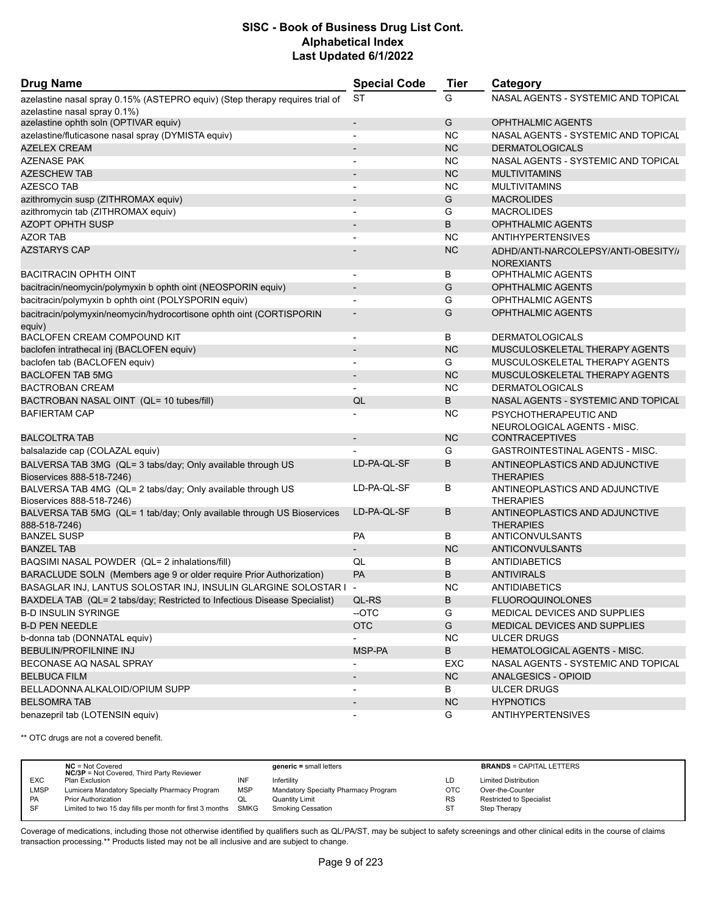# SISC - Book of Business Drug List Cont.
## Alphabetical Index
### Last Updated 6/1/2022

| Drug Name | Special Code | Tier | Category |
|---|---|---|---|
| azelastine nasal spray 0.15% (ASTEPRO equiv) (Step therapy requires trial of azelastine nasal spray 0.1%) | ST | G | NASAL AGENTS - SYSTEMIC AND TOPICAL |
| azelastine ophth soln (OPTIVAR equiv) | - | G | OPHTHALMIC AGENTS |
| azelastine/fluticasone nasal spray (DYMISTA equiv) | - | NC | NASAL AGENTS - SYSTEMIC AND TOPICAL |
| AZELEX CREAM | - | NC | DERMATOLOGICALS |
| AZENASE PAK | - | NC | NASAL AGENTS - SYSTEMIC AND TOPICAL |
| AZESCHEW TAB | - | NC | MULTIVITAMINS |
| AZESCO TAB | - | NC | MULTIVITAMINS |
| azithromycin susp (ZITHROMAX equiv) | - | G | MACROLIDES |
| azithromycin tab (ZITHROMAX equiv) | - | G | MACROLIDES |
| AZOPT OPHTH SUSP | - | B | OPHTHALMIC AGENTS |
| AZOR TAB | - | NC | ANTIHYPERTENSIVES |
| AZSTARYS CAP | - | NC | ADHD/ANTI-NARCOLEPSY/ANTI-OBESITY/ANOREXIANTS |
| BACITRACIN OPHTH OINT | - | B | OPHTHALMIC AGENTS |
| bacitracin/neomycin/polymyxin b ophth oint (NEOSPORIN equiv) | - | G | OPHTHALMIC AGENTS |
| bacitracin/polymyxin b ophth oint (POLYSPORIN equiv) | - | G | OPHTHALMIC AGENTS |
| bacitracin/polymyxin/neomycin/hydrocortisone ophth oint (CORTISPORIN equiv) | - | G | OPHTHALMIC AGENTS |
| BACLOFEN CREAM COMPOUND KIT | - | B | DERMATOLOGICALS |
| baclofen intrathecal inj (BACLOFEN equiv) | - | NC | MUSCULOSKELETAL THERAPY AGENTS |
| baclofen tab (BACLOFEN equiv) | - | G | MUSCULOSKELETAL THERAPY AGENTS |
| BACLOFEN TAB 5MG | - | NC | MUSCULOSKELETAL THERAPY AGENTS |
| BACTROBAN CREAM | - | NC | DERMATOLOGICALS |
| BACTROBAN NASAL OINT (QL= 10 tubes/fill) | QL | B | NASAL AGENTS - SYSTEMIC AND TOPICAL |
| BAFIERTAM CAP | - | NC | PSYCHOTHERAPEUTIC AND NEUROLOGICAL AGENTS - MISC. |
| BALCOLTRA TAB | - | NC | CONTRACEPTIVES |
| balsalazide cap (COLAZAL equiv) | - | G | GASTROINTESTINAL AGENTS - MISC. |
| BALVERSA TAB 3MG (QL= 3 tabs/day; Only available through US Bioservices 888-518-7246) | LD-PA-QL-SF | B | ANTINEOPLASTICS AND ADJUNCTIVE THERAPIES |
| BALVERSA TAB 4MG (QL= 2 tabs/day; Only available through US Bioservices 888-518-7246) | LD-PA-QL-SF | B | ANTINEOPLASTICS AND ADJUNCTIVE THERAPIES |
| BALVERSA TAB 5MG (QL= 1 tab/day; Only available through US Bioservices 888-518-7246) | LD-PA-QL-SF | B | ANTINEOPLASTICS AND ADJUNCTIVE THERAPIES |
| BANZEL SUSP | PA | B | ANTICONVULSANTS |
| BANZEL TAB | - | NC | ANTICONVULSANTS |
| BAQSIMI NASAL POWDER (QL= 2 inhalations/fill) | QL | B | ANTIDIABETICS |
| BARACLUDE SOLN (Members age 9 or older require Prior Authorization) | PA | B | ANTIVIRALS |
| BASAGLAR INJ, LANTUS SOLOSTAR INJ, INSULIN GLARGINE SOLOSTAR I | - | NC | ANTIDIABETICS |
| BAXDELA TAB (QL= 2 tabs/day; Restricted to Infectious Disease Specialist) | QL-RS | B | FLUOROQUINOLONES |
| B-D INSULIN SYRINGE | --OTC | G | MEDICAL DEVICES AND SUPPLIES |
| B-D PEN NEEDLE | OTC | G | MEDICAL DEVICES AND SUPPLIES |
| b-donna tab (DONNATAL equiv) | - | NC | ULCER DRUGS |
| BEBULIN/PROFILNINE INJ | MSP-PA | B | HEMATOLOGICAL AGENTS - MISC. |
| BECONASE AQ NASAL SPRAY | - | EXC | NASAL AGENTS - SYSTEMIC AND TOPICAL |
| BELBUCA FILM | - | NC | ANALGESICS - OPIOID |
| BELLADONNA ALKALOID/OPIUM SUPP | - | B | ULCER DRUGS |
| BELSOMRA TAB | - | NC | HYPNOTICS |
| benazepril tab (LOTENSIN equiv) | - | G | ANTIHYPERTENSIVES |

** OTC drugs are not a covered benefit.

| | | | | | | |
|---|---|---|---|---|---|---|
| | **NC** = Not Covered<br>**NC/3P** = Not Covered, Third Party Reviewer | | **generic =** small letters | | **BRANDS** = CAPITAL LETTERS |
| EXC | Plan Exclusion | INF | Infertility | LD | Limited Distribution |
| LMSP | Lumicera Mandatory Specialty Pharmacy Program | MSP | Mandatory Specialty Pharmacy Program | OTC | Over-the-Counter |
| PA | Prior Authorization | QL | Quantity Limit | RS | Restricted to Specialist |
| SF | Limited to two 15 day fills per month for first 3 months | SMKG | Smoking Cessation | ST | Step Therapy |

Coverage of medications, including those not otherwise identified by qualifiers such as QL/PA/ST, may be subject to safety screenings and other clinical edits in the course of claims transaction processing.** Products listed may not be all inclusive and are subject to change.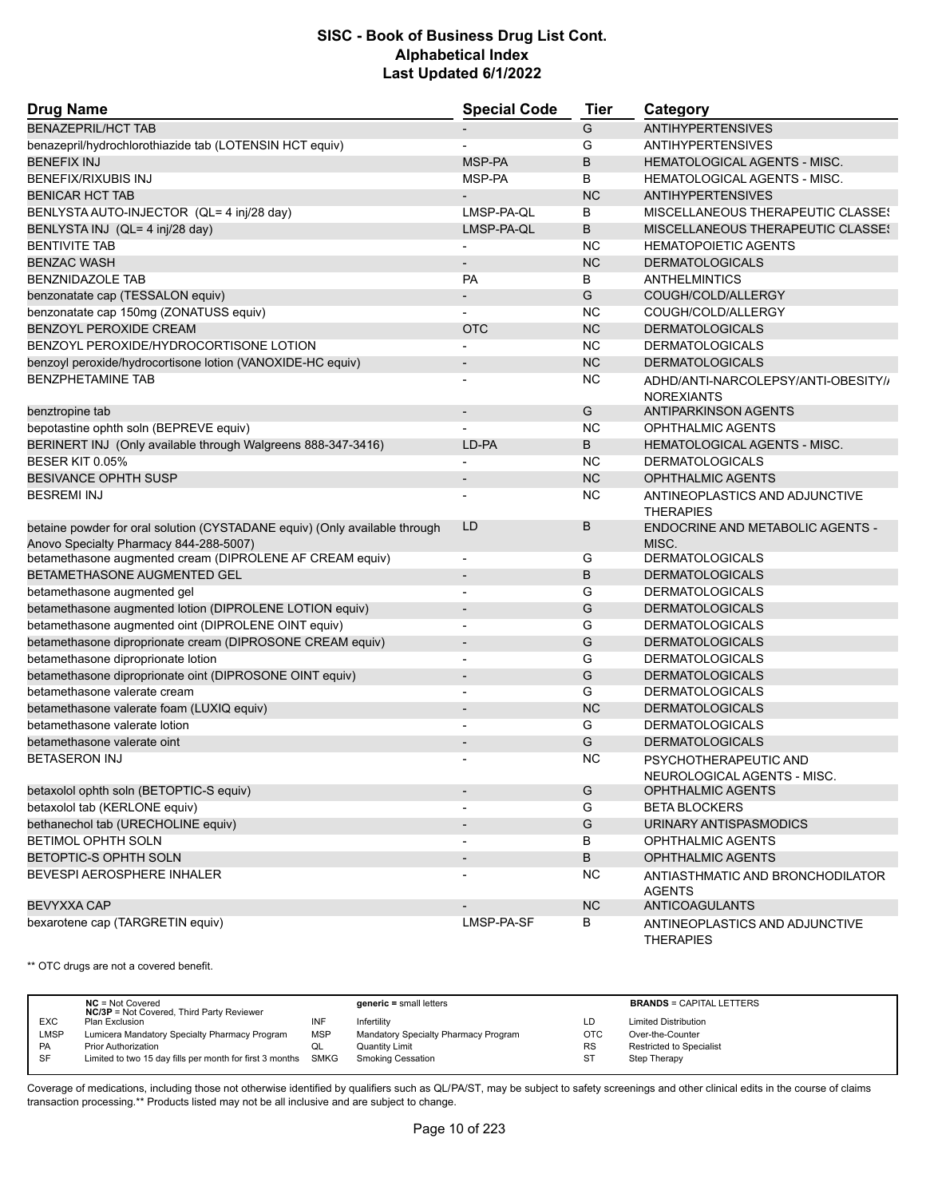# SISC - Book of Business Drug List Cont.
## Alphabetical Index
### Last Updated 6/1/2022

| Drug Name | Special Code | Tier | Category |
|---|---|---|---|
| BENAZEPRIL/HCT TAB | - | G | ANTIHYPERTENSIVES |
| benazepril/hydrochlorothiazide tab (LOTENSIN HCT equiv) | - | G | ANTIHYPERTENSIVES |
| BENEFIX INJ | MSP-PA | B | HEMATOLOGICAL AGENTS - MISC. |
| BENEFIX/RIXUBIS INJ | MSP-PA | B | HEMATOLOGICAL AGENTS - MISC. |
| BENICAR HCT TAB | - | NC | ANTIHYPERTENSIVES |
| BENLYSTA AUTO-INJECTOR (QL= 4 inj/28 day) | LMSP-PA-QL | B | MISCELLANEOUS THERAPEUTIC CLASSES |
| BENLYSTA INJ (QL= 4 inj/28 day) | LMSP-PA-QL | B | MISCELLANEOUS THERAPEUTIC CLASSES |
| BENTIVITE TAB | - | NC | HEMATOPOIETIC AGENTS |
| BENZAC WASH | - | NC | DERMATOLOGICALS |
| BENZNIDAZOLE TAB | PA | B | ANTHELMINTICS |
| benzonatate cap (TESSALON equiv) | - | G | COUGH/COLD/ALLERGY |
| benzonatate cap 150mg (ZONATUSS equiv) | - | NC | COUGH/COLD/ALLERGY |
| BENZOYL PEROXIDE CREAM | OTC | NC | DERMATOLOGICALS |
| BENZOYL PEROXIDE/HYDROCORTISONE LOTION | - | NC | DERMATOLOGICALS |
| benzoyl peroxide/hydrocortisone lotion (VANOXIDE-HC equiv) | - | NC | DERMATOLOGICALS |
| BENZPHETAMINE TAB | - | NC | ADHD/ANTI-NARCOLEPSY/ANTI-OBESITY/ANOREXIANTS |
| benztropine tab | - | G | ANTIPARKINSON AGENTS |
| bepotastine ophth soln (BEPREVE equiv) | - | NC | OPHTHALMIC AGENTS |
| BERINERT INJ (Only available through Walgreens 888-347-3416) | LD-PA | B | HEMATOLOGICAL AGENTS - MISC. |
| BESER KIT 0.05% | - | NC | DERMATOLOGICALS |
| BESIVANCE OPHTH SUSP | - | NC | OPHTHALMIC AGENTS |
| BESREMI INJ | - | NC | ANTINEOPLASTICS AND ADJUNCTIVE THERAPIES |
| betaine powder for oral solution (CYSTADANE equiv) (Only available through Anovo Specialty Pharmacy 844-288-5007) | LD | B | ENDOCRINE AND METABOLIC AGENTS - MISC. |
| betamethasone augmented cream (DIPROLENE AF CREAM equiv) | - | G | DERMATOLOGICALS |
| BETAMETHASONE AUGMENTED GEL | - | B | DERMATOLOGICALS |
| betamethasone augmented gel | - | G | DERMATOLOGICALS |
| betamethasone augmented lotion (DIPROLENE LOTION equiv) | - | G | DERMATOLOGICALS |
| betamethasone augmented oint (DIPROLENE OINT equiv) | - | G | DERMATOLOGICALS |
| betamethasone diproprionate cream (DIPROSONE CREAM equiv) | - | G | DERMATOLOGICALS |
| betamethasone diproprionate lotion | - | G | DERMATOLOGICALS |
| betamethasone diproprionate oint (DIPROSONE OINT equiv) | - | G | DERMATOLOGICALS |
| betamethasone valerate cream | - | G | DERMATOLOGICALS |
| betamethasone valerate foam (LUXIQ equiv) | - | NC | DERMATOLOGICALS |
| betamethasone valerate lotion | - | G | DERMATOLOGICALS |
| betamethasone valerate oint | - | G | DERMATOLOGICALS |
| BETASERON INJ | - | NC | PSYCHOTHERAPEUTIC AND NEUROLOGICAL AGENTS - MISC. |
| betaxolol ophth soln (BETOPTIC-S equiv) | - | G | OPHTHALMIC AGENTS |
| betaxolol tab (KERLONE equiv) | - | G | BETA BLOCKERS |
| bethanechol tab (URECHOLINE equiv) | - | G | URINARY ANTISPASMODICS |
| BETIMOL OPHTH SOLN | - | B | OPHTHALMIC AGENTS |
| BETOPTIC-S OPHTH SOLN | - | B | OPHTHALMIC AGENTS |
| BEVESPI AEROSPHERE INHALER | - | NC | ANTIASTHMATIC AND BRONCHODILATOR AGENTS |
| BEVYXXA CAP | - | NC | ANTICOAGULANTS |
| bexarotene cap (TARGRETIN equiv) | LMSP-PA-SF | B | ANTINEOPLASTICS AND ADJUNCTIVE THERAPIES |

** OTC drugs are not a covered benefit.

| | | | | | | |
|---|---|---|---|---|---|---|
| | **NC** = Not Covered<br>**NC/3P** = Not Covered, Third Party Reviewer | | **generic** = small letters | | **BRANDS** = CAPITAL LETTERS |
| EXC | Plan Exclusion | INF | Infertility | LD | Limited Distribution |
| LMSP | Lumicera Mandatory Specialty Pharmacy Program | MSP | Mandatory Specialty Pharmacy Program | OTC | Over-the-Counter |
| PA | Prior Authorization | QL | Quantity Limit | RS | Restricted to Specialist |
| SF | Limited to two 15 day fills per month for first 3 months | SMKG | Smoking Cessation | ST | Step Therapy |

Coverage of medications, including those not otherwise identified by qualifiers such as QL/PA/ST, may be subject to safety screenings and other clinical edits in the course of claims transaction processing.** Products listed may not be all inclusive and are subject to change.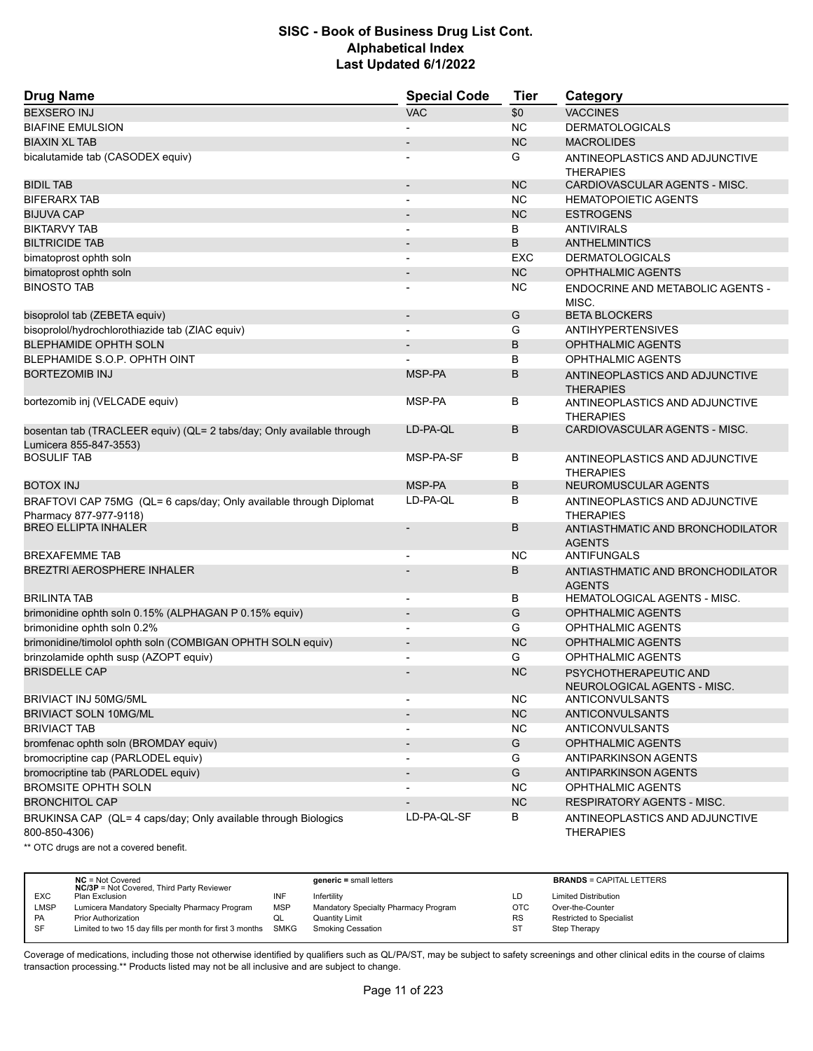# SISC - Book of Business Drug List Cont.
## Alphabetical Index
### Last Updated 6/1/2022

| Drug Name | Special Code | Tier | Category |
|---|---|---|---|
| BEXSERO INJ | VAC | $0 | VACCINES |
| BIAFINE EMULSION | - | NC | DERMATOLOGICALS |
| BIAXIN XL TAB | - | NC | MACROLIDES |
| bicalutamide tab (CASODEX equiv) | - | G | ANTINEOPLASTICS AND ADJUNCTIVE THERAPIES |
| BIDIL TAB | - | NC | CARDIOVASCULAR AGENTS - MISC. |
| BIFERARX TAB | - | NC | HEMATOPOIETIC AGENTS |
| BIJUVA CAP | - | NC | ESTROGENS |
| BIKTARVY TAB | - | B | ANTIVIRALS |
| BILTRICIDE TAB | - | B | ANTHELMINTICS |
| bimatoprost ophth soln | - | EXC | DERMATOLOGICALS |
| bimatoprost ophth soln | - | NC | OPHTHALMIC AGENTS |
| BINOSTO TAB | - | NC | ENDOCRINE AND METABOLIC AGENTS - MISC. |
| bisoprolol tab (ZEBETA equiv) | - | G | BETA BLOCKERS |
| bisoprolol/hydrochlorothiazide tab (ZIAC equiv) | - | G | ANTIHYPERTENSIVES |
| BLEPHAMIDE OPHTH SOLN | - | B | OPHTHALMIC AGENTS |
| BLEPHAMIDE S.O.P. OPHTH OINT | - | B | OPHTHALMIC AGENTS |
| BORTEZOMIB INJ | MSP-PA | B | ANTINEOPLASTICS AND ADJUNCTIVE THERAPIES |
| bortezomib inj (VELCADE equiv) | MSP-PA | B | ANTINEOPLASTICS AND ADJUNCTIVE THERAPIES |
| bosentan tab (TRACLEER equiv) (QL= 2 tabs/day; Only available through Lumicera 855-847-3553) | LD-PA-QL | B | CARDIOVASCULAR AGENTS - MISC. |
| BOSULIF TAB | MSP-PA-SF | B | ANTINEOPLASTICS AND ADJUNCTIVE THERAPIES |
| BOTOX INJ | MSP-PA | B | NEUROMUSCULAR AGENTS |
| BRAFTOVI CAP 75MG (QL= 6 caps/day; Only available through Diplomat Pharmacy 877-977-9118) | LD-PA-QL | B | ANTINEOPLASTICS AND ADJUNCTIVE THERAPIES |
| BREO ELLIPTA INHALER | - | B | ANTIASTHMATIC AND BRONCHODILATOR AGENTS |
| BREXAFEMME TAB | - | NC | ANTIFUNGALS |
| BREZTRI AEROSPHERE INHALER | - | B | ANTIASTHMATIC AND BRONCHODILATOR AGENTS |
| BRILINTA TAB | - | B | HEMATOLOGICAL AGENTS - MISC. |
| brimonidine ophth soln 0.15% (ALPHAGAN P 0.15% equiv) | - | G | OPHTHALMIC AGENTS |
| brimonidine ophth soln 0.2% | - | G | OPHTHALMIC AGENTS |
| brimonidine/timolol ophth soln (COMBIGAN OPHTH SOLN equiv) | - | NC | OPHTHALMIC AGENTS |
| brinzolamide ophth susp (AZOPT equiv) | - | G | OPHTHALMIC AGENTS |
| BRISDELLE CAP | - | NC | PSYCHOTHERAPEUTIC AND NEUROLOGICAL AGENTS - MISC. |
| BRIVIACT INJ 50MG/5ML | - | NC | ANTICONVULSANTS |
| BRIVIACT SOLN 10MG/ML | - | NC | ANTICONVULSANTS |
| BRIVIACT TAB | - | NC | ANTICONVULSANTS |
| bromfenac ophth soln (BROMDAY equiv) | - | G | OPHTHALMIC AGENTS |
| bromocriptine cap (PARLODEL equiv) | - | G | ANTIPARKINSON AGENTS |
| bromocriptine tab (PARLODEL equiv) | - | G | ANTIPARKINSON AGENTS |
| BROMSITE OPHTH SOLN | - | NC | OPHTHALMIC AGENTS |
| BRONCHITOL CAP | - | NC | RESPIRATORY AGENTS - MISC. |
| BRUKINSA CAP (QL= 4 caps/day; Only available through Biologics 800-850-4306) | LD-PA-QL-SF | B | ANTINEOPLASTICS AND ADJUNCTIVE THERAPIES |

** OTC drugs are not a covered benefit.

| | | | | | |
|---|---|---|---|---|---|
| | **NC** = Not Covered; **NC/3P** = Not Covered, Third Party Reviewer | | **generic =** small letters | | **BRANDS** = CAPITAL LETTERS |
| EXC | Plan Exclusion | INF | Infertility | LD | Limited Distribution |
| LMSP | Lumicera Mandatory Specialty Pharmacy Program | MSP | Mandatory Specialty Pharmacy Program | OTC | Over-the-Counter |
| PA | Prior Authorization | QL | Quantity Limit | RS | Restricted to Specialist |
| SF | Limited to two 15 day fills per month for first 3 months | SMKG | Smoking Cessation | ST | Step Therapy |

Coverage of medications, including those not otherwise identified by qualifiers such as QL/PA/ST, may be subject to safety screenings and other clinical edits in the course of claims transaction processing.** Products listed may not be all inclusive and are subject to change.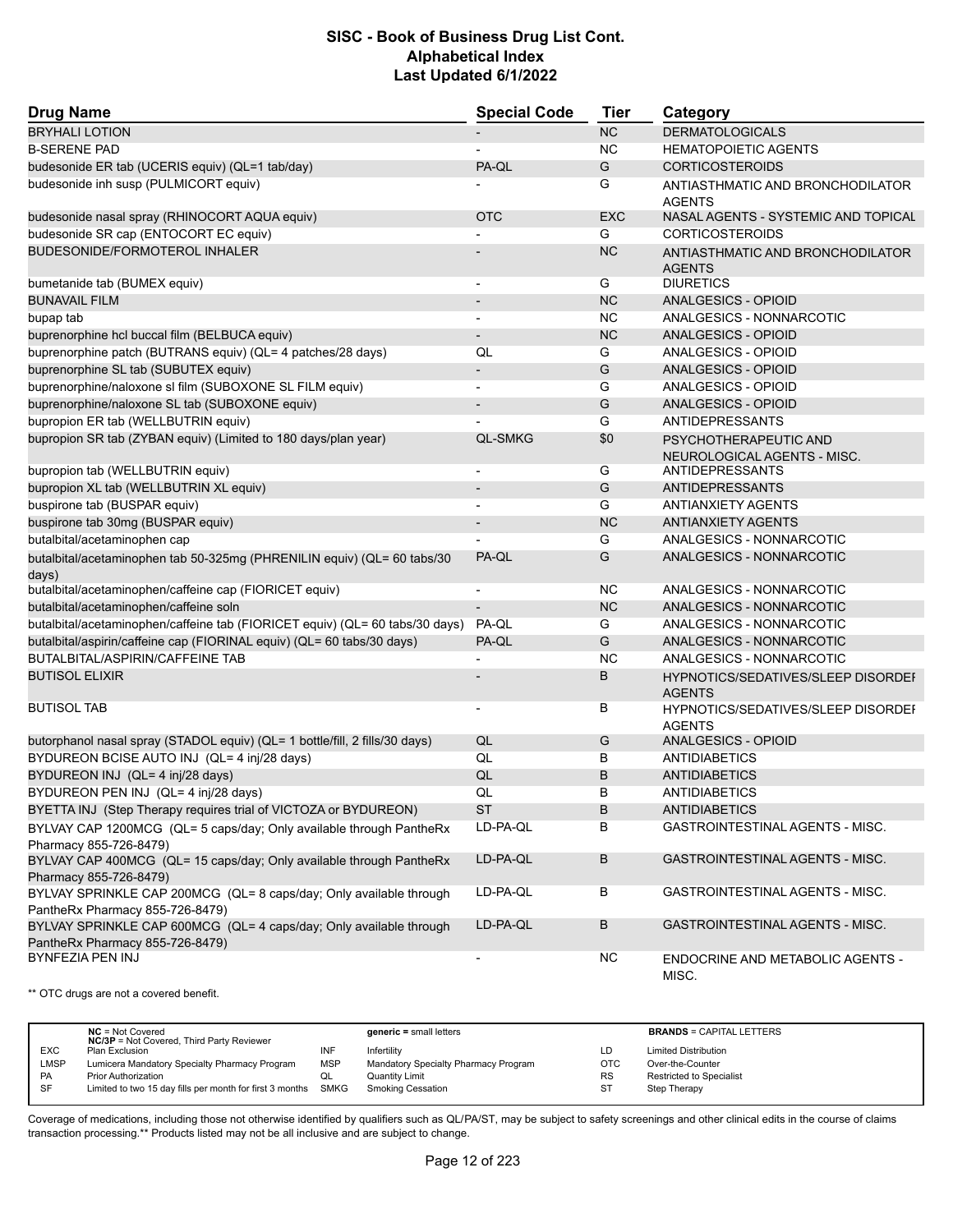# SISC - Book of Business Drug List Cont.
## Alphabetical Index
### Last Updated 6/1/2022

| Drug Name | Special Code | Tier | Category |
|---|---|---|---|
| BRYHALI LOTION | - | NC | DERMATOLOGICALS |
| B-SERENE PAD | - | NC | HEMATOPOIETIC AGENTS |
| budesonide ER tab (UCERIS equiv) (QL=1 tab/day) | PA-QL | G | CORTICOSTEROIDS |
| budesonide inh susp (PULMICORT equiv) | - | G | ANTIASTHMATIC AND BRONCHODILATOR AGENTS |
| budesonide nasal spray (RHINOCORT AQUA equiv) | OTC | EXC | NASAL AGENTS - SYSTEMIC AND TOPICAL |
| budesonide SR cap (ENTOCORT EC equiv) | - | G | CORTICOSTEROIDS |
| BUDESONIDE/FORMOTEROL INHALER | - | NC | ANTIASTHMATIC AND BRONCHODILATOR AGENTS |
| bumetanide tab (BUMEX equiv) | - | G | DIURETICS |
| BUNAVAIL FILM | - | NC | ANALGESICS - OPIOID |
| bupap tab | - | NC | ANALGESICS - NONNARCOTIC |
| buprenorphine hcl buccal film (BELBUCA equiv) | - | NC | ANALGESICS - OPIOID |
| buprenorphine patch (BUTRANS equiv) (QL= 4 patches/28 days) | QL | G | ANALGESICS - OPIOID |
| buprenorphine SL tab (SUBUTEX equiv) | - | G | ANALGESICS - OPIOID |
| buprenorphine/naloxone sl film (SUBOXONE SL FILM equiv) | - | G | ANALGESICS - OPIOID |
| buprenorphine/naloxone SL tab (SUBOXONE equiv) | - | G | ANALGESICS - OPIOID |
| bupropion ER tab (WELLBUTRIN equiv) | - | G | ANTIDEPRESSANTS |
| bupropion SR tab (ZYBAN equiv) (Limited to 180 days/plan year) | QL-SMKG | $0 | PSYCHOTHERAPEUTIC AND NEUROLOGICAL AGENTS - MISC. |
| bupropion tab (WELLBUTRIN equiv) | - | G | ANTIDEPRESSANTS |
| bupropion XL tab (WELLBUTRIN XL equiv) | - | G | ANTIDEPRESSANTS |
| buspirone tab (BUSPAR equiv) | - | G | ANTIANXIETY AGENTS |
| buspirone tab 30mg (BUSPAR equiv) | - | NC | ANTIANXIETY AGENTS |
| butalbital/acetaminophen cap | - | G | ANALGESICS - NONNARCOTIC |
| butalbital/acetaminophen tab 50-325mg (PHRENILIN equiv) (QL= 60 tabs/30 days) | PA-QL | G | ANALGESICS - NONNARCOTIC |
| butalbital/acetaminophen/caffeine cap (FIORICET equiv) | - | NC | ANALGESICS - NONNARCOTIC |
| butalbital/acetaminophen/caffeine soln | - | NC | ANALGESICS - NONNARCOTIC |
| butalbital/acetaminophen/caffeine tab (FIORICET equiv) (QL= 60 tabs/30 days) | PA-QL | G | ANALGESICS - NONNARCOTIC |
| butalbital/aspirin/caffeine cap (FIORINAL equiv) (QL= 60 tabs/30 days) | PA-QL | G | ANALGESICS - NONNARCOTIC |
| BUTALBITAL/ASPIRIN/CAFFEINE TAB | - | NC | ANALGESICS - NONNARCOTIC |
| BUTISOL ELIXIR | - | B | HYPNOTICS/SEDATIVES/SLEEP DISORDER AGENTS |
| BUTISOL TAB | - | B | HYPNOTICS/SEDATIVES/SLEEP DISORDER AGENTS |
| butorphanol nasal spray (STADOL equiv) (QL= 1 bottle/fill, 2 fills/30 days) | QL | G | ANALGESICS - OPIOID |
| BYDUREON BCISE AUTO INJ (QL= 4 inj/28 days) | QL | B | ANTIDIABETICS |
| BYDUREON INJ (QL= 4 inj/28 days) | QL | B | ANTIDIABETICS |
| BYDUREON PEN INJ (QL= 4 inj/28 days) | QL | B | ANTIDIABETICS |
| BYETTA INJ (Step Therapy requires trial of VICTOZA or BYDUREON) | ST | B | ANTIDIABETICS |
| BYLVAY CAP 1200MCG (QL= 5 caps/day; Only available through PantheRx Pharmacy 855-726-8479) | LD-PA-QL | B | GASTROINTESTINAL AGENTS - MISC. |
| BYLVAY CAP 400MCG (QL= 15 caps/day; Only available through PantheRx Pharmacy 855-726-8479) | LD-PA-QL | B | GASTROINTESTINAL AGENTS - MISC. |
| BYLVAY SPRINKLE CAP 200MCG (QL= 8 caps/day; Only available through PantheRx Pharmacy 855-726-8479) | LD-PA-QL | B | GASTROINTESTINAL AGENTS - MISC. |
| BYLVAY SPRINKLE CAP 600MCG (QL= 4 caps/day; Only available through PantheRx Pharmacy 855-726-8479) | LD-PA-QL | B | GASTROINTESTINAL AGENTS - MISC. |
| BYNFEZIA PEN INJ | - | NC | ENDOCRINE AND METABOLIC AGENTS - MISC. |

** OTC drugs are not a covered benefit.

| | | | | | |
|---|---|---|---|---|---|
| | **NC** = Not Covered<br>**NC/3P** = Not Covered, Third Party Reviewer | | **generic** = small letters | | **BRANDS** = CAPITAL LETTERS |
| EXC | Plan Exclusion | INF | Infertility | LD | Limited Distribution |
| LMSP | Lumicera Mandatory Specialty Pharmacy Program | MSP | Mandatory Specialty Pharmacy Program | OTC | Over-the-Counter |
| PA | Prior Authorization | QL | Quantity Limit | RS | Restricted to Specialist |
| SF | Limited to two 15 day fills per month for first 3 months | SMKG | Smoking Cessation | ST | Step Therapy |

Coverage of medications, including those not otherwise identified by qualifiers such as QL/PA/ST, may be subject to safety screenings and other clinical edits in the course of claims transaction processing.** Products listed may not be all inclusive and are subject to change.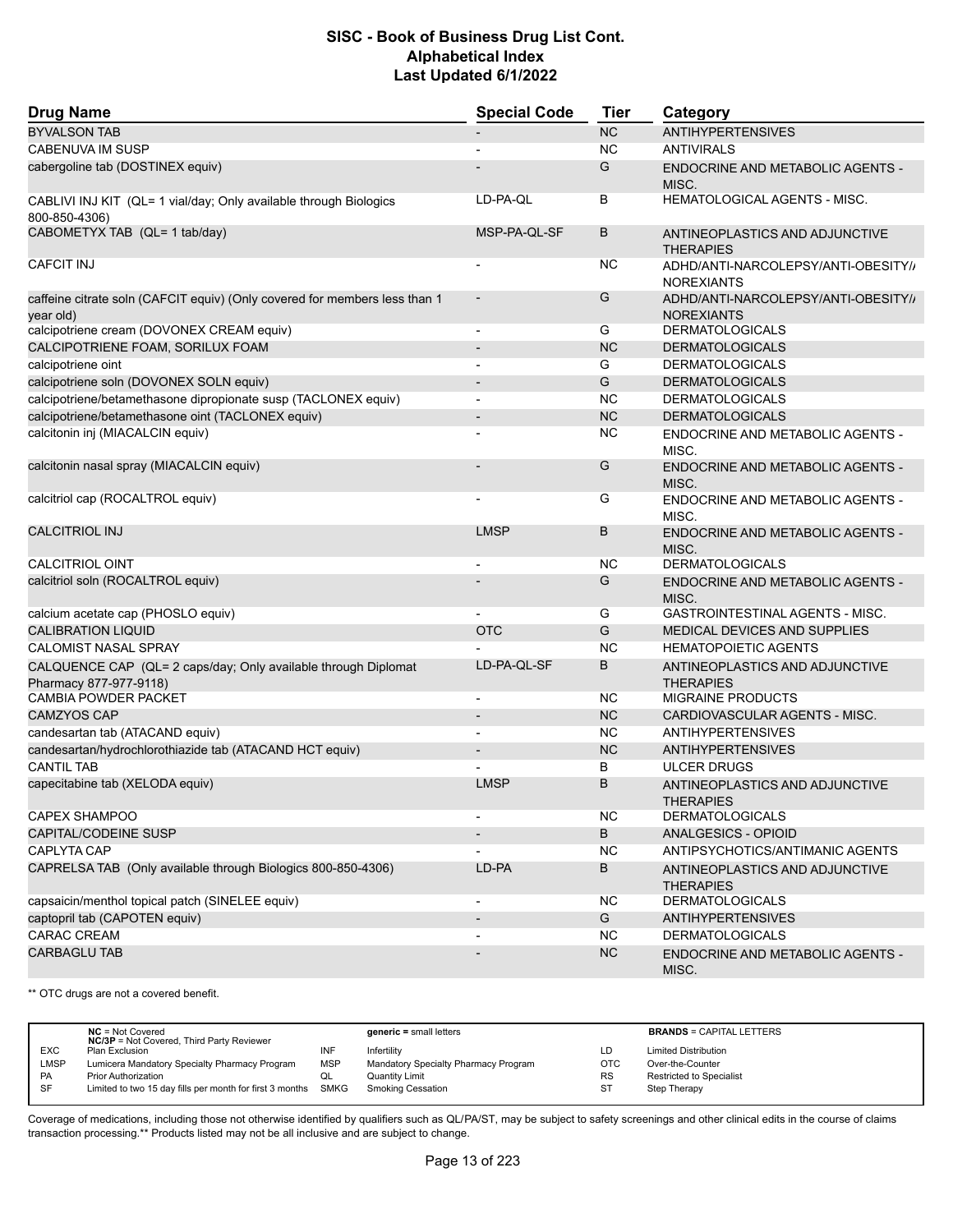# SISC - Book of Business Drug List Cont.
## Alphabetical Index
### Last Updated 6/1/2022

| Drug Name | Special Code | Tier | Category |
|---|---|---|---|
| BYVALSON TAB | - | NC | ANTIHYPERTENSIVES |
| CABENUVA IM SUSP | - | NC | ANTIVIRALS |
| cabergoline tab (DOSTINEX equiv) | - | G | ENDOCRINE AND METABOLIC AGENTS - MISC. |
| CABLIVI INJ KIT (QL= 1 vial/day; Only available through Biologics 800-850-4306) | LD-PA-QL | B | HEMATOLOGICAL AGENTS - MISC. |
| CABOMETYX TAB (QL= 1 tab/day) | MSP-PA-QL-SF | B | ANTINEOPLASTICS AND ADJUNCTIVE THERAPIES |
| CAFCIT INJ | - | NC | ADHD/ANTI-NARCOLEPSY/ANTI-OBESITY/ANOREXIANTS |
| caffeine citrate soln (CAFCIT equiv) (Only covered for members less than 1 year old) | - | G | ADHD/ANTI-NARCOLEPSY/ANTI-OBESITY/ANOREXIANTS |
| calcipotriene cream (DOVONEX CREAM equiv) | - | G | DERMATOLOGICALS |
| CALCIPOTRIENE FOAM, SORILUX FOAM | - | NC | DERMATOLOGICALS |
| calcipotriene oint | - | G | DERMATOLOGICALS |
| calcipotriene soln (DOVONEX SOLN equiv) | - | G | DERMATOLOGICALS |
| calcipotriene/betamethasone dipropionate susp (TACLONEX equiv) | - | NC | DERMATOLOGICALS |
| calcipotriene/betamethasone oint (TACLONEX equiv) | - | NC | DERMATOLOGICALS |
| calcitonin inj (MIACALCIN equiv) | - | NC | ENDOCRINE AND METABOLIC AGENTS - MISC. |
| calcitonin nasal spray (MIACALCIN equiv) | - | G | ENDOCRINE AND METABOLIC AGENTS - MISC. |
| calcitriol cap (ROCALTROL equiv) | - | G | ENDOCRINE AND METABOLIC AGENTS - MISC. |
| CALCITRIOL INJ | LMSP | B | ENDOCRINE AND METABOLIC AGENTS - MISC. |
| CALCITRIOL OINT | - | NC | DERMATOLOGICALS |
| calcitriol soln (ROCALTROL equiv) | - | G | ENDOCRINE AND METABOLIC AGENTS - MISC. |
| calcium acetate cap (PHOSLO equiv) | - | G | GASTROINTESTINAL AGENTS - MISC. |
| CALIBRATION LIQUID | OTC | G | MEDICAL DEVICES AND SUPPLIES |
| CALOMIST NASAL SPRAY | - | NC | HEMATOPOIETIC AGENTS |
| CALQUENCE CAP (QL= 2 caps/day; Only available through Diplomat Pharmacy 877-977-9118) | LD-PA-QL-SF | B | ANTINEOPLASTICS AND ADJUNCTIVE THERAPIES |
| CAMBIA POWDER PACKET | - | NC | MIGRAINE PRODUCTS |
| CAMZYOS CAP | - | NC | CARDIOVASCULAR AGENTS - MISC. |
| candesartan tab (ATACAND equiv) | - | NC | ANTIHYPERTENSIVES |
| candesartan/hydrochlorothiazide tab (ATACAND HCT equiv) | - | NC | ANTIHYPERTENSIVES |
| CANTIL TAB | - | B | ULCER DRUGS |
| capecitabine tab (XELODA equiv) | LMSP | B | ANTINEOPLASTICS AND ADJUNCTIVE THERAPIES |
| CAPEX SHAMPOO | - | NC | DERMATOLOGICALS |
| CAPITAL/CODEINE SUSP | - | B | ANALGESICS - OPIOID |
| CAPLYTA CAP | - | NC | ANTIPSYCHOTICS/ANTIMANIC AGENTS |
| CAPRELSA TAB (Only available through Biologics 800-850-4306) | LD-PA | B | ANTINEOPLASTICS AND ADJUNCTIVE THERAPIES |
| capsaicin/menthol topical patch (SINELEE equiv) | - | NC | DERMATOLOGICALS |
| captopril tab (CAPOTEN equiv) | - | G | ANTIHYPERTENSIVES |
| CARAC CREAM | - | NC | DERMATOLOGICALS |
| CARBAGLU TAB | - | NC | ENDOCRINE AND METABOLIC AGENTS - MISC. |

** OTC drugs are not a covered benefit.

| | | | | | |
|---|---|---|---|---|---|
| **NC** = Not Covered<br>**NC/3P** = Not Covered, Third Party Reviewer | | **generic** = small letters | | **BRANDS** = CAPITAL LETTERS | |
| EXC | Plan Exclusion | INF | Infertility | LD | Limited Distribution |
| LMSP | Lumicera Mandatory Specialty Pharmacy Program | MSP | Mandatory Specialty Pharmacy Program | OTC | Over-the-Counter |
| PA | Prior Authorization | QL | Quantity Limit | RS | Restricted to Specialist |
| SF | Limited to two 15 day fills per month for first 3 months | SMKG | Smoking Cessation | ST | Step Therapy |

Coverage of medications, including those not otherwise identified by qualifiers such as QL/PA/ST, may be subject to safety screenings and other clinical edits in the course of claims transaction processing.** Products listed may not be all inclusive and are subject to change.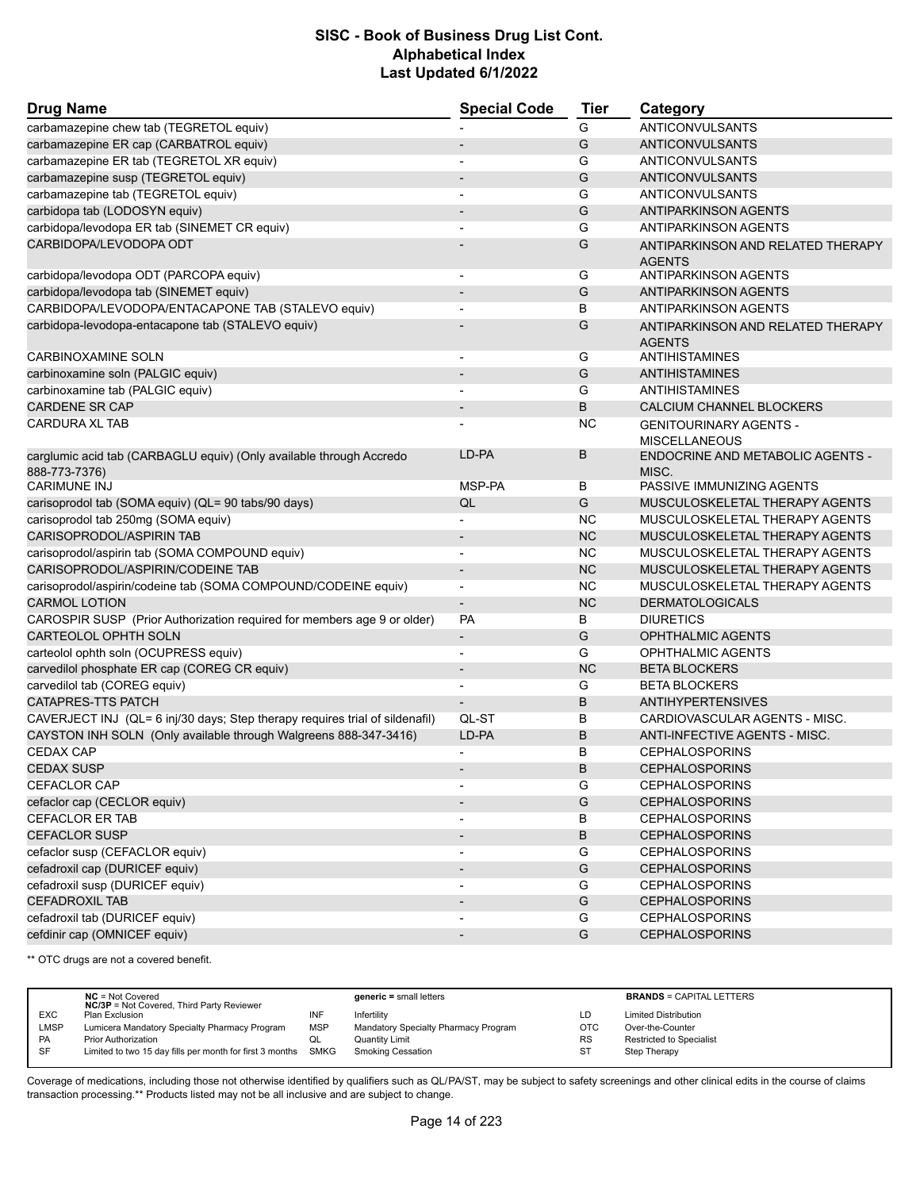# SISC - Book of Business Drug List Cont.
## Alphabetical Index
### Last Updated 6/1/2022

| Drug Name | Special Code | Tier | Category |
|---|---|---|---|
| carbamazepine chew tab (TEGRETOL equiv) | - | G | ANTICONVULSANTS |
| carbamazepine ER cap (CARBATROL equiv) | - | G | ANTICONVULSANTS |
| carbamazepine ER tab (TEGRETOL XR equiv) | - | G | ANTICONVULSANTS |
| carbamazepine susp (TEGRETOL equiv) | - | G | ANTICONVULSANTS |
| carbamazepine tab (TEGRETOL equiv) | - | G | ANTICONVULSANTS |
| carbidopa tab (LODOSYN equiv) | - | G | ANTIPARKINSON AGENTS |
| carbidopa/levodopa ER tab (SINEMET CR equiv) | - | G | ANTIPARKINSON AGENTS |
| CARBIDOPA/LEVODOPA ODT | - | G | ANTIPARKINSON AND RELATED THERAPY AGENTS |
| carbidopa/levodopa ODT (PARCOPA equiv) | - | G | ANTIPARKINSON AGENTS |
| carbidopa/levodopa tab (SINEMET equiv) | - | G | ANTIPARKINSON AGENTS |
| CARBIDOPA/LEVODOPA/ENTACAPONE TAB (STALEVO equiv) | - | B | ANTIPARKINSON AGENTS |
| carbidopa-levodopa-entacapone tab (STALEVO equiv) | - | G | ANTIPARKINSON AND RELATED THERAPY AGENTS |
| CARBINOXAMINE SOLN | - | G | ANTIHISTAMINES |
| carbinoxamine soln (PALGIC equiv) | - | G | ANTIHISTAMINES |
| carbinoxamine tab (PALGIC equiv) | - | G | ANTIHISTAMINES |
| CARDENE SR CAP | - | B | CALCIUM CHANNEL BLOCKERS |
| CARDURA XL TAB | - | NC | GENITOURINARY AGENTS - MISCELLANEOUS |
| carglumic acid tab (CARBAGLU equiv) (Only available through Accredo 888-773-7376) | LD-PA | B | ENDOCRINE AND METABOLIC AGENTS - MISC. |
| CARIMUNE INJ | MSP-PA | B | PASSIVE IMMUNIZING AGENTS |
| carisoprodol tab (SOMA equiv) (QL= 90 tabs/90 days) | QL | G | MUSCULOSKELETAL THERAPY AGENTS |
| carisoprodol tab 250mg (SOMA equiv) | - | NC | MUSCULOSKELETAL THERAPY AGENTS |
| CARISOPRODOL/ASPIRIN TAB | - | NC | MUSCULOSKELETAL THERAPY AGENTS |
| carisoprodol/aspirin tab (SOMA COMPOUND equiv) | - | NC | MUSCULOSKELETAL THERAPY AGENTS |
| CARISOPRODOL/ASPIRIN/CODEINE TAB | - | NC | MUSCULOSKELETAL THERAPY AGENTS |
| carisoprodol/aspirin/codeine tab (SOMA COMPOUND/CODEINE equiv) | - | NC | MUSCULOSKELETAL THERAPY AGENTS |
| CARMOL LOTION | - | NC | DERMATOLOGICALS |
| CAROSPIR SUSP (Prior Authorization required for members age 9 or older) | PA | B | DIURETICS |
| CARTEOLOL OPHTH SOLN | - | G | OPHTHALMIC AGENTS |
| carteolol ophth soln (OCUPRESS equiv) | - | G | OPHTHALMIC AGENTS |
| carvedilol phosphate ER cap (COREG CR equiv) | - | NC | BETA BLOCKERS |
| carvedilol tab (COREG equiv) | - | G | BETA BLOCKERS |
| CATAPRES-TTS PATCH | - | B | ANTIHYPERTENSIVES |
| CAVERJECT INJ (QL= 6 inj/30 days; Step therapy requires trial of sildenafil) | QL-ST | B | CARDIOVASCULAR AGENTS - MISC. |
| CAYSTON INH SOLN (Only available through Walgreens 888-347-3416) | LD-PA | B | ANTI-INFECTIVE AGENTS - MISC. |
| CEDAX CAP | - | B | CEPHALOSPORINS |
| CEDAX SUSP | - | B | CEPHALOSPORINS |
| CEFACLOR CAP | - | G | CEPHALOSPORINS |
| cefaclor cap (CECLOR equiv) | - | G | CEPHALOSPORINS |
| CEFACLOR ER TAB | - | B | CEPHALOSPORINS |
| CEFACLOR SUSP | - | B | CEPHALOSPORINS |
| cefaclor susp (CEFACLOR equiv) | - | G | CEPHALOSPORINS |
| cefadroxil cap (DURICEF equiv) | - | G | CEPHALOSPORINS |
| cefadroxil susp (DURICEF equiv) | - | G | CEPHALOSPORINS |
| CEFADROXIL TAB | - | G | CEPHALOSPORINS |
| cefadroxil tab (DURICEF equiv) | - | G | CEPHALOSPORINS |
| cefdinir cap (OMNICEF equiv) | - | G | CEPHALOSPORINS |

** OTC drugs are not a covered benefit.

| | | | | | |
|---|---|---|---|---|---|
| | **NC** = Not Covered<br>**NC/3P** = Not Covered, Third Party Reviewer | | **generic =** small letters | | **BRANDS** = CAPITAL LETTERS |
| EXC | Plan Exclusion | INF | Infertility | LD | Limited Distribution |
| LMSP | Lumicera Mandatory Specialty Pharmacy Program | MSP | Mandatory Specialty Pharmacy Program | OTC | Over-the-Counter |
| PA | Prior Authorization | QL | Quantity Limit | RS | Restricted to Specialist |
| SF | Limited to two 15 day fills per month for first 3 months | SMKG | Smoking Cessation | ST | Step Therapy |

Coverage of medications, including those not otherwise identified by qualifiers such as QL/PA/ST, may be subject to safety screenings and other clinical edits in the course of claims transaction processing.** Products listed may not be all inclusive and are subject to change.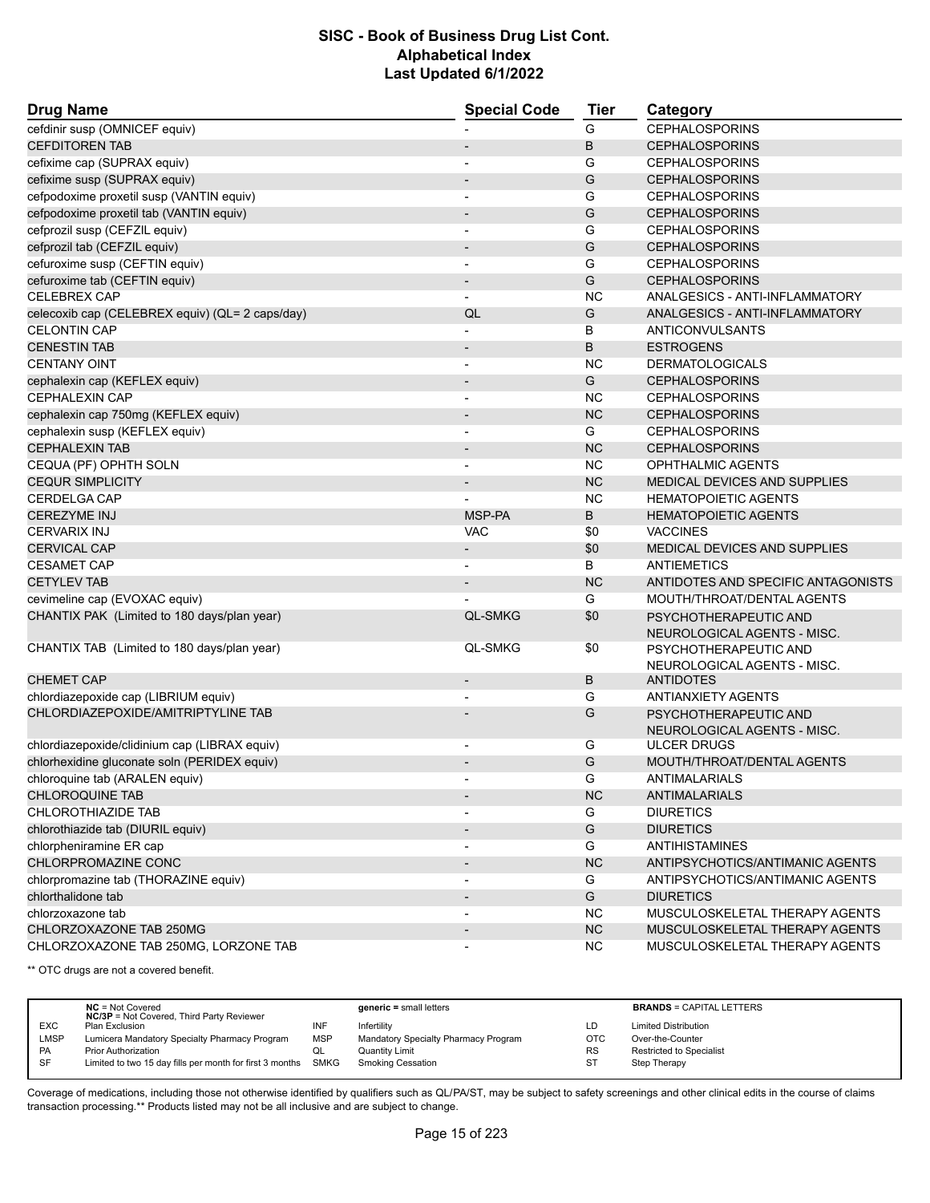# SISC - Book of Business Drug List Cont.
## Alphabetical Index
### Last Updated 6/1/2022

| Drug Name | Special Code | Tier | Category |
|---|---|---|---|
| cefdinir susp (OMNICEF equiv) | - | G | CEPHALOSPORINS |
| CEFDITOREN TAB | - | B | CEPHALOSPORINS |
| cefixime cap (SUPRAX equiv) | - | G | CEPHALOSPORINS |
| cefixime susp (SUPRAX equiv) | - | G | CEPHALOSPORINS |
| cefpodoxime proxetil susp (VANTIN equiv) | - | G | CEPHALOSPORINS |
| cefpodoxime proxetil tab (VANTIN equiv) | - | G | CEPHALOSPORINS |
| cefprozil susp (CEFZIL equiv) | - | G | CEPHALOSPORINS |
| cefprozil tab (CEFZIL equiv) | - | G | CEPHALOSPORINS |
| cefuroxime susp (CEFTIN equiv) | - | G | CEPHALOSPORINS |
| cefuroxime tab (CEFTIN equiv) | - | G | CEPHALOSPORINS |
| CELEBREX CAP | - | NC | ANALGESICS - ANTI-INFLAMMATORY |
| celecoxib cap (CELEBREX equiv) (QL= 2 caps/day) | QL | G | ANALGESICS - ANTI-INFLAMMATORY |
| CELONTIN CAP | - | B | ANTICONVULSANTS |
| CENESTIN TAB | - | B | ESTROGENS |
| CENTANY OINT | - | NC | DERMATOLOGICALS |
| cephalexin cap (KEFLEX equiv) | - | G | CEPHALOSPORINS |
| CEPHALEXIN CAP | - | NC | CEPHALOSPORINS |
| cephalexin cap 750mg (KEFLEX equiv) | - | NC | CEPHALOSPORINS |
| cephalexin susp (KEFLEX equiv) | - | G | CEPHALOSPORINS |
| CEPHALEXIN TAB | - | NC | CEPHALOSPORINS |
| CEQUA (PF) OPHTH SOLN | - | NC | OPHTHALMIC AGENTS |
| CEQUR SIMPLICITY | - | NC | MEDICAL DEVICES AND SUPPLIES |
| CERDELGA CAP | - | NC | HEMATOPOIETIC AGENTS |
| CEREZYME INJ | MSP-PA | B | HEMATOPOIETIC AGENTS |
| CERVARIX INJ | VAC | $0 | VACCINES |
| CERVICAL CAP | - | $0 | MEDICAL DEVICES AND SUPPLIES |
| CESAMET CAP | - | B | ANTIEMETICS |
| CETYLEV TAB | - | NC | ANTIDOTES AND SPECIFIC ANTAGONISTS |
| cevimeline cap (EVOXAC equiv) | - | G | MOUTH/THROAT/DENTAL AGENTS |
| CHANTIX PAK (Limited to 180 days/plan year) | QL-SMKG | $0 | PSYCHOTHERAPEUTIC AND NEUROLOGICAL AGENTS - MISC. |
| CHANTIX TAB (Limited to 180 days/plan year) | QL-SMKG | $0 | PSYCHOTHERAPEUTIC AND NEUROLOGICAL AGENTS - MISC. |
| CHEMET CAP | - | B | ANTIDOTES |
| chlordiazepoxide cap (LIBRIUM equiv) | - | G | ANTIANXIETY AGENTS |
| CHLORDIAZEPOXIDE/AMITRIPTYLINE TAB | - | G | PSYCHOTHERAPEUTIC AND NEUROLOGICAL AGENTS - MISC. |
| chlordiazepoxide/clidinium cap (LIBRAX equiv) | - | G | ULCER DRUGS |
| chlorhexidine gluconate soln (PERIDEX equiv) | - | G | MOUTH/THROAT/DENTAL AGENTS |
| chloroquine tab (ARALEN equiv) | - | G | ANTIMALARIALS |
| CHLOROQUINE TAB | - | NC | ANTIMALARIALS |
| CHLOROTHIAZIDE TAB | - | G | DIURETICS |
| chlorothiazide tab (DIURIL equiv) | - | G | DIURETICS |
| chlorpheniramine ER cap | - | G | ANTIHISTAMINES |
| CHLORPROMAZINE CONC | - | NC | ANTIPSYCHOTICS/ANTIMANIC AGENTS |
| chlorpromazine tab (THORAZINE equiv) | - | G | ANTIPSYCHOTICS/ANTIMANIC AGENTS |
| chlorthalidone tab | - | G | DIURETICS |
| chlorzoxazone tab | - | NC | MUSCULOSKELETAL THERAPY AGENTS |
| CHLORZOXAZONE TAB 250MG | - | NC | MUSCULOSKELETAL THERAPY AGENTS |
| CHLORZOXAZONE TAB 250MG, LORZONE TAB | - | NC | MUSCULOSKELETAL THERAPY AGENTS |

** OTC drugs are not a covered benefit.

| | | | | | |
|---|---|---|---|---|---|
| | **NC** = Not Covered<br>**NC/3P** = Not Covered, Third Party Reviewer | | **generic** = small letters | | **BRANDS** = CAPITAL LETTERS |
| EXC | Plan Exclusion | INF | Infertility | LD | Limited Distribution |
| LMSP | Lumicera Mandatory Specialty Pharmacy Program | MSP | Mandatory Specialty Pharmacy Program | OTC | Over-the-Counter |
| PA | Prior Authorization | QL | Quantity Limit | RS | Restricted to Specialist |
| SF | Limited to two 15 day fills per month for first 3 months | SMKG | Smoking Cessation | ST | Step Therapy |

Coverage of medications, including those not otherwise identified by qualifiers such as QL/PA/ST, may be subject to safety screenings and other clinical edits in the course of claims transaction processing.** Products listed may not be all inclusive and are subject to change.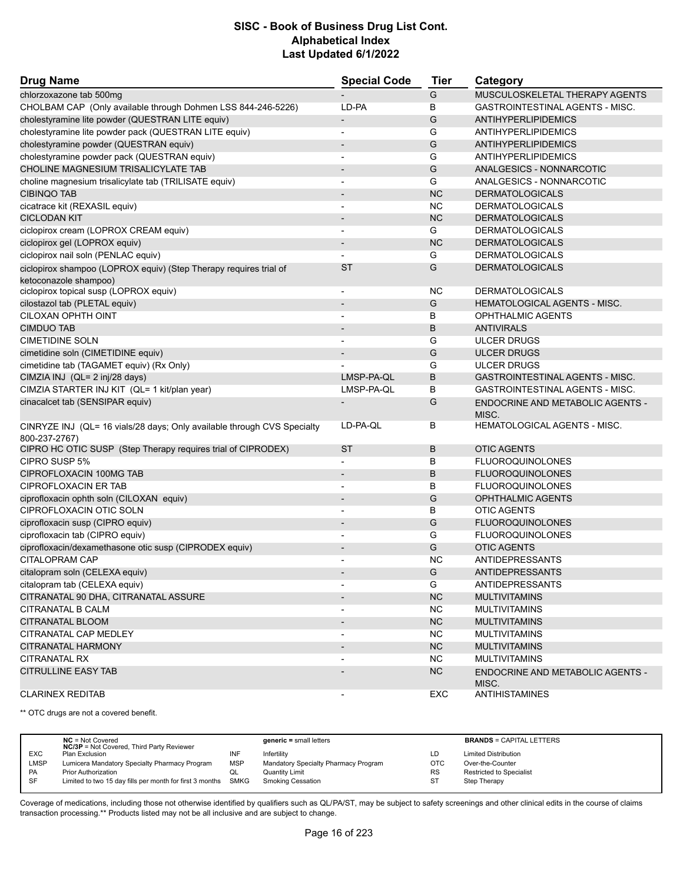# SISC - Book of Business Drug List Cont.
## Alphabetical Index
### Last Updated 6/1/2022

| Drug Name | Special Code | Tier | Category |
|---|---|---|---|
| chlorzoxazone tab 500mg | - | G | MUSCULOSKELETAL THERAPY AGENTS |
| CHOLBAM CAP (Only available through Dohmen LSS 844-246-5226) | LD-PA | B | GASTROINTESTINAL AGENTS - MISC. |
| cholestyramine lite powder (QUESTRAN LITE equiv) | - | G | ANTIHYPERLIPIDEMICS |
| cholestyramine lite powder pack (QUESTRAN LITE equiv) | - | G | ANTIHYPERLIPIDEMICS |
| cholestyramine powder (QUESTRAN equiv) | - | G | ANTIHYPERLIPIDEMICS |
| cholestyramine powder pack (QUESTRAN equiv) | - | G | ANTIHYPERLIPIDEMICS |
| CHOLINE MAGNESIUM TRISALICYLATE TAB | - | G | ANALGESICS - NONNARCOTIC |
| choline magnesium trisalicylate tab (TRILISATE equiv) | - | G | ANALGESICS - NONNARCOTIC |
| CIBINQO TAB | - | NC | DERMATOLOGICALS |
| cicatrace kit (REXASIL equiv) | - | NC | DERMATOLOGICALS |
| CICLODAN KIT | - | NC | DERMATOLOGICALS |
| ciclopirox cream (LOPROX CREAM equiv) | - | G | DERMATOLOGICALS |
| ciclopirox gel (LOPROX equiv) | - | NC | DERMATOLOGICALS |
| ciclopirox nail soln (PENLAC equiv) | - | G | DERMATOLOGICALS |
| ciclopirox shampoo (LOPROX equiv) (Step Therapy requires trial of ketoconazole shampoo) | ST | G | DERMATOLOGICALS |
| ciclopirox topical susp (LOPROX equiv) | - | NC | DERMATOLOGICALS |
| cilostazol tab (PLETAL equiv) | - | G | HEMATOLOGICAL AGENTS - MISC. |
| CILOXAN OPHTH OINT | - | B | OPHTHALMIC AGENTS |
| CIMDUO TAB | - | B | ANTIVIRALS |
| CIMETIDINE SOLN | - | G | ULCER DRUGS |
| cimetidine soln (CIMETIDINE equiv) | - | G | ULCER DRUGS |
| cimetidine tab (TAGAMET equiv) (Rx Only) | - | G | ULCER DRUGS |
| CIMZIA INJ (QL= 2 inj/28 days) | LMSP-PA-QL | B | GASTROINTESTINAL AGENTS - MISC. |
| CIMZIA STARTER INJ KIT (QL= 1 kit/plan year) | LMSP-PA-QL | B | GASTROINTESTINAL AGENTS - MISC. |
| cinacalcet tab (SENSIPAR equiv) | - | G | ENDOCRINE AND METABOLIC AGENTS - MISC. |
| CINRYZE INJ (QL= 16 vials/28 days; Only available through CVS Specialty 800-237-2767) | LD-PA-QL | B | HEMATOLOGICAL AGENTS - MISC. |
| CIPRO HC OTIC SUSP (Step Therapy requires trial of CIPRODEX) | ST | B | OTIC AGENTS |
| CIPRO SUSP 5% | - | B | FLUOROQUINOLONES |
| CIPROFLOXACIN 100MG TAB | - | B | FLUOROQUINOLONES |
| CIPROFLOXACIN ER TAB | - | B | FLUOROQUINOLONES |
| ciprofloxacin ophth soln (CILOXAN equiv) | - | G | OPHTHALMIC AGENTS |
| CIPROFLOXACIN OTIC SOLN | - | B | OTIC AGENTS |
| ciprofloxacin susp (CIPRO equiv) | - | G | FLUOROQUINOLONES |
| ciprofloxacin tab (CIPRO equiv) | - | G | FLUOROQUINOLONES |
| ciprofloxacin/dexamethasone otic susp (CIPRODEX equiv) | - | G | OTIC AGENTS |
| CITALOPRAM CAP | - | NC | ANTIDEPRESSANTS |
| citalopram soln (CELEXA equiv) | - | G | ANTIDEPRESSANTS |
| citalopram tab (CELEXA equiv) | - | G | ANTIDEPRESSANTS |
| CITRANATAL 90 DHA, CITRANATAL ASSURE | - | NC | MULTIVITAMINS |
| CITRANATAL B CALM | - | NC | MULTIVITAMINS |
| CITRANATAL BLOOM | - | NC | MULTIVITAMINS |
| CITRANATAL CAP MEDLEY | - | NC | MULTIVITAMINS |
| CITRANATAL HARMONY | - | NC | MULTIVITAMINS |
| CITRANATAL RX | - | NC | MULTIVITAMINS |
| CITRULLINE EASY TAB | - | NC | ENDOCRINE AND METABOLIC AGENTS - MISC. |
| CLARINEX REDITAB | - | EXC | ANTIHISTAMINES |

** OTC drugs are not a covered benefit.

| | | | | | |
|---|---|---|---|---|---|
| | **NC** = Not Covered<br>**NC/3P** = Not Covered, Third Party Reviewer | | **generic** = small letters | | **BRANDS** = CAPITAL LETTERS |
| EXC | Plan Exclusion | INF | Infertility | LD | Limited Distribution |
| LMSP | Lumicera Mandatory Specialty Pharmacy Program | MSP | Mandatory Specialty Pharmacy Program | OTC | Over-the-Counter |
| PA | Prior Authorization | QL | Quantity Limit | RS | Restricted to Specialist |
| SF | Limited to two 15 day fills per month for first 3 months | SMKG | Smoking Cessation | ST | Step Therapy |

Coverage of medications, including those not otherwise identified by qualifiers such as QL/PA/ST, may be subject to safety screenings and other clinical edits in the course of claims transaction processing.** Products listed may not be all inclusive and are subject to change.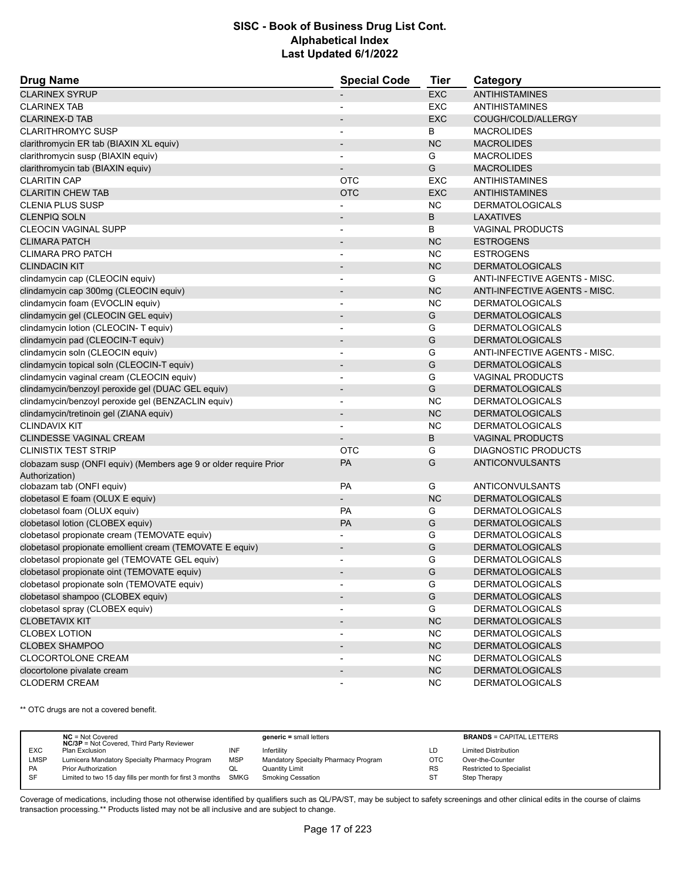# SISC - Book of Business Drug List Cont.
## Alphabetical Index
### Last Updated 6/1/2022

| Drug Name | Special Code | Tier | Category |
|---|---|---|---|
| CLARINEX SYRUP | - | EXC | ANTIHISTAMINES |
| CLARINEX TAB | - | EXC | ANTIHISTAMINES |
| CLARINEX-D TAB | - | EXC | COUGH/COLD/ALLERGY |
| CLARITHROMYC SUSP | - | B | MACROLIDES |
| clarithromycin ER tab (BIAXIN XL equiv) | - | NC | MACROLIDES |
| clarithromycin susp (BIAXIN equiv) | - | G | MACROLIDES |
| clarithromycin tab (BIAXIN equiv) | - | G | MACROLIDES |
| CLARITIN CAP | OTC | EXC | ANTIHISTAMINES |
| CLARITIN CHEW TAB | OTC | EXC | ANTIHISTAMINES |
| CLENIA PLUS SUSP | - | NC | DERMATOLOGICALS |
| CLENPIQ SOLN | - | B | LAXATIVES |
| CLEOCIN VAGINAL SUPP | - | B | VAGINAL PRODUCTS |
| CLIMARA PATCH | - | NC | ESTROGENS |
| CLIMARA PRO PATCH | - | NC | ESTROGENS |
| CLINDACIN KIT | - | NC | DERMATOLOGICALS |
| clindamycin cap (CLEOCIN equiv) | - | G | ANTI-INFECTIVE AGENTS - MISC. |
| clindamycin cap 300mg (CLEOCIN equiv) | - | NC | ANTI-INFECTIVE AGENTS - MISC. |
| clindamycin foam (EVOCLIN equiv) | - | NC | DERMATOLOGICALS |
| clindamycin gel (CLEOCIN GEL equiv) | - | G | DERMATOLOGICALS |
| clindamycin lotion (CLEOCIN- T equiv) | - | G | DERMATOLOGICALS |
| clindamycin pad (CLEOCIN-T equiv) | - | G | DERMATOLOGICALS |
| clindamycin soln (CLEOCIN equiv) | - | G | ANTI-INFECTIVE AGENTS - MISC. |
| clindamycin topical soln (CLEOCIN-T equiv) | - | G | DERMATOLOGICALS |
| clindamycin vaginal cream (CLEOCIN equiv) | - | G | VAGINAL PRODUCTS |
| clindamycin/benzoyl peroxide gel (DUAC GEL equiv) | - | G | DERMATOLOGICALS |
| clindamycin/benzoyl peroxide gel (BENZACLIN equiv) | - | NC | DERMATOLOGICALS |
| clindamycin/tretinoin gel (ZIANA equiv) | - | NC | DERMATOLOGICALS |
| CLINDAVIX KIT | - | NC | DERMATOLOGICALS |
| CLINDESSE VAGINAL CREAM | - | B | VAGINAL PRODUCTS |
| CLINISTIX TEST STRIP | OTC | G | DIAGNOSTIC PRODUCTS |
| clobazam susp (ONFI equiv) (Members age 9 or older require Prior Authorization) | PA | G | ANTICONVULSANTS |
| clobazam tab (ONFI equiv) | PA | G | ANTICONVULSANTS |
| clobetasol E foam (OLUX E equiv) | - | NC | DERMATOLOGICALS |
| clobetasol foam (OLUX equiv) | PA | G | DERMATOLOGICALS |
| clobetasol lotion (CLOBEX equiv) | PA | G | DERMATOLOGICALS |
| clobetasol propionate cream (TEMOVATE equiv) | - | G | DERMATOLOGICALS |
| clobetasol propionate emollient cream (TEMOVATE E equiv) | - | G | DERMATOLOGICALS |
| clobetasol propionate gel (TEMOVATE GEL equiv) | - | G | DERMATOLOGICALS |
| clobetasol propionate oint (TEMOVATE equiv) | - | G | DERMATOLOGICALS |
| clobetasol propionate soln (TEMOVATE equiv) | - | G | DERMATOLOGICALS |
| clobetasol shampoo (CLOBEX equiv) | - | G | DERMATOLOGICALS |
| clobetasol spray (CLOBEX equiv) | - | G | DERMATOLOGICALS |
| CLOBETAVIX KIT | - | NC | DERMATOLOGICALS |
| CLOBEX LOTION | - | NC | DERMATOLOGICALS |
| CLOBEX SHAMPOO | - | NC | DERMATOLOGICALS |
| CLOCORTOLONE CREAM | - | NC | DERMATOLOGICALS |
| clocortolone pivalate cream | - | NC | DERMATOLOGICALS |
| CLODERM CREAM | - | NC | DERMATOLOGICALS |

** OTC drugs are not a covered benefit.

| | | | | | |
|---|---|---|---|---|---|
| | **NC** = Not Covered<br>**NC/3P** = Not Covered, Third Party Reviewer | | **generic** = small letters | | **BRANDS** = CAPITAL LETTERS |
| EXC | Plan Exclusion | INF | Infertility | LD | Limited Distribution |
| LMSP | Lumicera Mandatory Specialty Pharmacy Program | MSP | Mandatory Specialty Pharmacy Program | OTC | Over-the-Counter |
| PA | Prior Authorization | QL | Quantity Limit | RS | Restricted to Specialist |
| SF | Limited to two 15 day fills per month for first 3 months | SMKG | Smoking Cessation | ST | Step Therapy |

Coverage of medications, including those not otherwise identified by qualifiers such as QL/PA/ST, may be subject to safety screenings and other clinical edits in the course of claims transaction processing.** Products listed may not be all inclusive and are subject to change.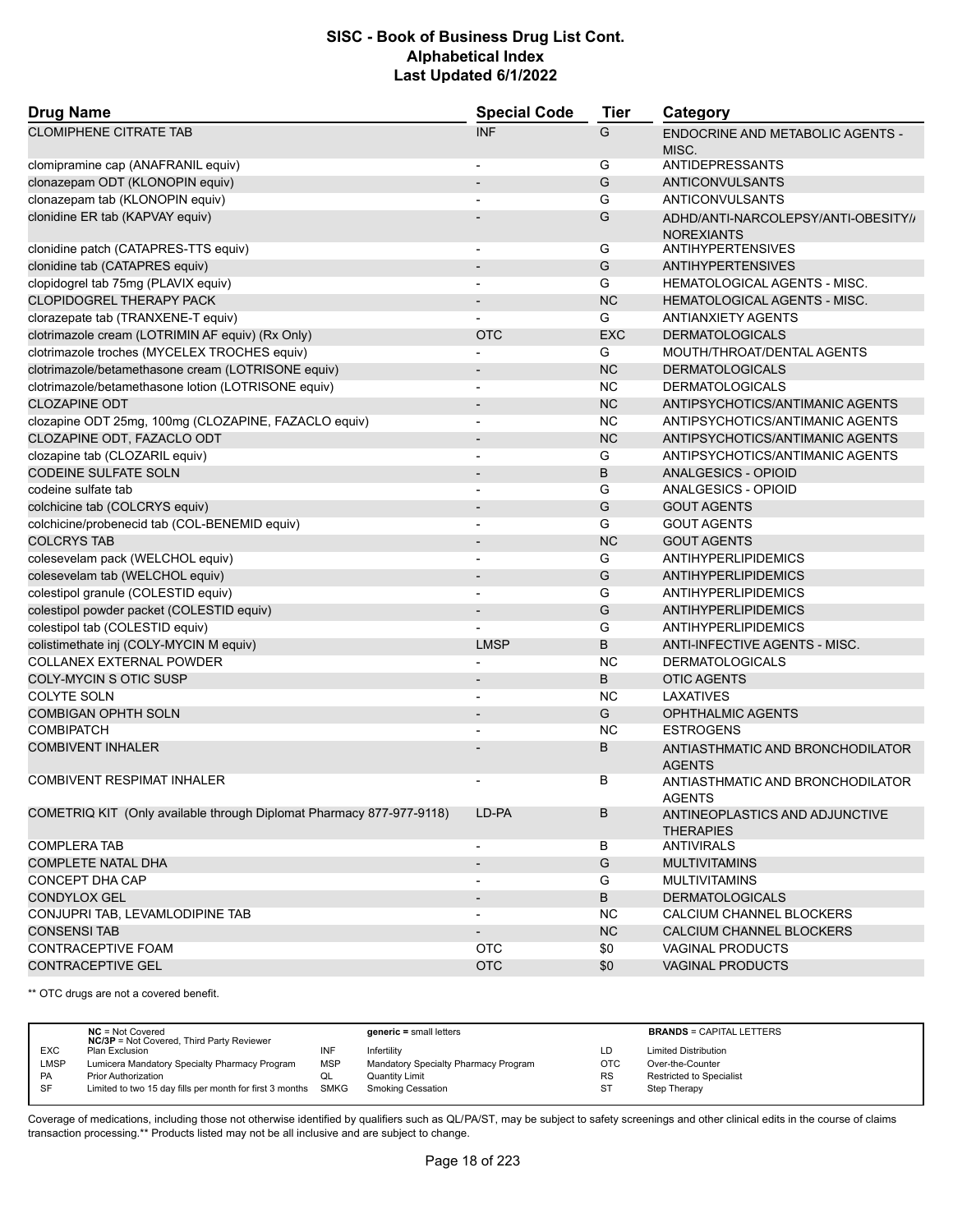# SISC - Book of Business Drug List Cont.
## Alphabetical Index
### Last Updated 6/1/2022

| Drug Name | Special Code | Tier | Category |
|---|---|---|---|
| CLOMIPHENE CITRATE TAB | INF | G | ENDOCRINE AND METABOLIC AGENTS - MISC. |
| clomipramine cap (ANAFRANIL equiv) | - | G | ANTIDEPRESSANTS |
| clonazepam ODT (KLONOPIN equiv) | - | G | ANTICONVULSANTS |
| clonazepam tab (KLONOPIN equiv) | - | G | ANTICONVULSANTS |
| clonidine ER tab (KAPVAY equiv) | - | G | ADHD/ANTI-NARCOLEPSY/ANTI-OBESITY/ANOREXIANTS |
| clonidine patch (CATAPRES-TTS equiv) | - | G | ANTIHYPERTENSIVES |
| clonidine tab (CATAPRES equiv) | - | G | ANTIHYPERTENSIVES |
| clopidogrel tab 75mg (PLAVIX equiv) | - | G | HEMATOLOGICAL AGENTS - MISC. |
| CLOPIDOGREL THERAPY PACK | - | NC | HEMATOLOGICAL AGENTS - MISC. |
| clorazepate tab (TRANXENE-T equiv) | - | G | ANTIANXIETY AGENTS |
| clotrimazole cream (LOTRIMIN AF equiv) (Rx Only) | OTC | EXC | DERMATOLOGICALS |
| clotrimazole troches (MYCELEX TROCHES equiv) | - | G | MOUTH/THROAT/DENTAL AGENTS |
| clotrimazole/betamethasone cream (LOTRISONE equiv) | - | NC | DERMATOLOGICALS |
| clotrimazole/betamethasone lotion (LOTRISONE equiv) | - | NC | DERMATOLOGICALS |
| CLOZAPINE ODT | - | NC | ANTIPSYCHOTICS/ANTIMANIC AGENTS |
| clozapine ODT 25mg, 100mg (CLOZAPINE, FAZACLO equiv) | - | NC | ANTIPSYCHOTICS/ANTIMANIC AGENTS |
| CLOZAPINE ODT, FAZACLO ODT | - | NC | ANTIPSYCHOTICS/ANTIMANIC AGENTS |
| clozapine tab (CLOZARIL equiv) | - | G | ANTIPSYCHOTICS/ANTIMANIC AGENTS |
| CODEINE SULFATE SOLN | - | B | ANALGESICS - OPIOID |
| codeine sulfate tab | - | G | ANALGESICS - OPIOID |
| colchicine tab (COLCRYS equiv) | - | G | GOUT AGENTS |
| colchicine/probenecid tab (COL-BENEMID equiv) | - | G | GOUT AGENTS |
| COLCRYS TAB | - | NC | GOUT AGENTS |
| colesevelam pack (WELCHOL equiv) | - | G | ANTIHYPERLIPIDEMICS |
| colesevelam tab (WELCHOL equiv) | - | G | ANTIHYPERLIPIDEMICS |
| colestipol granule (COLESTID equiv) | - | G | ANTIHYPERLIPIDEMICS |
| colestipol powder packet (COLESTID equiv) | - | G | ANTIHYPERLIPIDEMICS |
| colestipol tab (COLESTID equiv) | - | G | ANTIHYPERLIPIDEMICS |
| colistimethate inj (COLY-MYCIN M equiv) | LMSP | B | ANTI-INFECTIVE AGENTS - MISC. |
| COLLANEX EXTERNAL POWDER | - | NC | DERMATOLOGICALS |
| COLY-MYCIN S OTIC SUSP | - | B | OTIC AGENTS |
| COLYTE SOLN | - | NC | LAXATIVES |
| COMBIGAN OPHTH SOLN | - | G | OPHTHALMIC AGENTS |
| COMBIPATCH | - | NC | ESTROGENS |
| COMBIVENT INHALER | - | B | ANTIASTHMATIC AND BRONCHODILATOR AGENTS |
| COMBIVENT RESPIMAT INHALER | - | B | ANTIASTHMATIC AND BRONCHODILATOR AGENTS |
| COMETRIQ KIT (Only available through Diplomat Pharmacy 877-977-9118) | LD-PA | B | ANTINEOPLASTICS AND ADJUNCTIVE THERAPIES |
| COMPLERA TAB | - | B | ANTIVIRALS |
| COMPLETE NATAL DHA | - | G | MULTIVITAMINS |
| CONCEPT DHA CAP | - | G | MULTIVITAMINS |
| CONDYLOX GEL | - | B | DERMATOLOGICALS |
| CONJUPRI TAB, LEVAMLODIPINE TAB | - | NC | CALCIUM CHANNEL BLOCKERS |
| CONSENSI TAB | - | NC | CALCIUM CHANNEL BLOCKERS |
| CONTRACEPTIVE FOAM | OTC | $0 | VAGINAL PRODUCTS |
| CONTRACEPTIVE GEL | OTC | $0 | VAGINAL PRODUCTS |

** OTC drugs are not a covered benefit.

| | | | | | |
|---|---|---|---|---|---|
| | **NC** = Not Covered<br>**NC/3P** = Not Covered, Third Party Reviewer | | **generic** = small letters | | **BRANDS** = CAPITAL LETTERS |
| EXC | Plan Exclusion | INF | Infertility | LD | Limited Distribution |
| LMSP | Lumicera Mandatory Specialty Pharmacy Program | MSP | Mandatory Specialty Pharmacy Program | OTC | Over-the-Counter |
| PA | Prior Authorization | QL | Quantity Limit | RS | Restricted to Specialist |
| SF | Limited to two 15 day fills per month for first 3 months | SMKG | Smoking Cessation | ST | Step Therapy |

Coverage of medications, including those not otherwise identified by qualifiers such as QL/PA/ST, may be subject to safety screenings and other clinical edits in the course of claims transaction processing.** Products listed may not be all inclusive and are subject to change.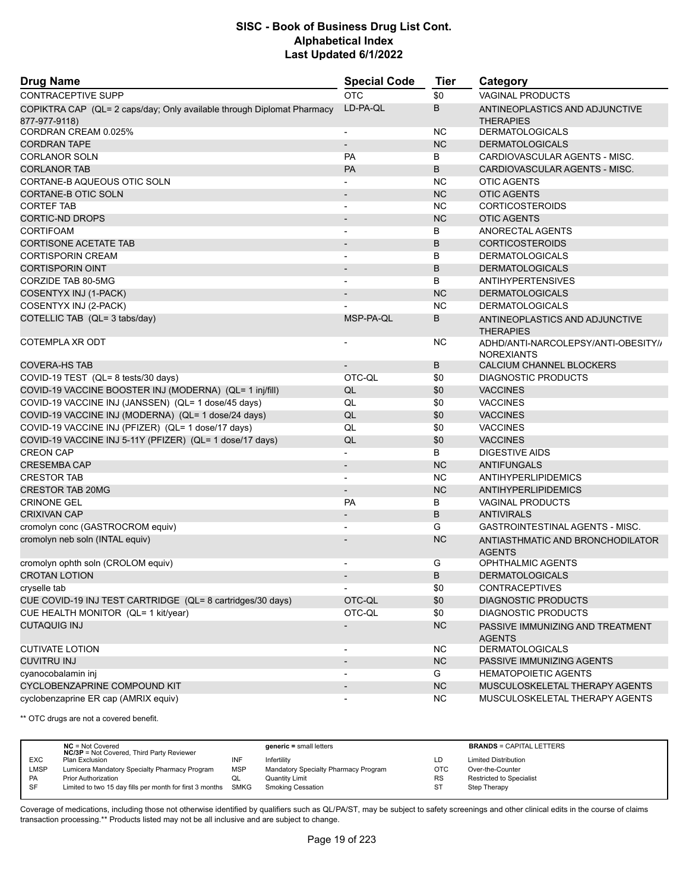# SISC - Book of Business Drug List Cont.
## Alphabetical Index
### Last Updated 6/1/2022

| Drug Name | Special Code | Tier | Category |
|---|---|---|---|
| CONTRACEPTIVE SUPP | OTC | $0 | VAGINAL PRODUCTS |
| COPIKTRA CAP (QL= 2 caps/day; Only available through Diplomat Pharmacy 877-977-9118) | LD-PA-QL | B | ANTINEOPLASTICS AND ADJUNCTIVE THERAPIES |
| CORDRAN CREAM 0.025% | - | NC | DERMATOLOGICALS |
| CORDRAN TAPE | - | NC | DERMATOLOGICALS |
| CORLANOR SOLN | PA | B | CARDIOVASCULAR AGENTS - MISC. |
| CORLANOR TAB | PA | B | CARDIOVASCULAR AGENTS - MISC. |
| CORTANE-B AQUEOUS OTIC SOLN | - | NC | OTIC AGENTS |
| CORTANE-B OTIC SOLN | - | NC | OTIC AGENTS |
| CORTEF TAB | - | NC | CORTICOSTEROIDS |
| CORTIC-ND DROPS | - | NC | OTIC AGENTS |
| CORTIFOAM | - | B | ANORECTAL AGENTS |
| CORTISONE ACETATE TAB | - | B | CORTICOSTEROIDS |
| CORTISPORIN CREAM | - | B | DERMATOLOGICALS |
| CORTISPORIN OINT | - | B | DERMATOLOGICALS |
| CORZIDE TAB 80-5MG | - | B | ANTIHYPERTENSIVES |
| COSENTYX INJ (1-PACK) | - | NC | DERMATOLOGICALS |
| COSENTYX INJ (2-PACK) | - | NC | DERMATOLOGICALS |
| COTELLIC TAB (QL= 3 tabs/day) | MSP-PA-QL | B | ANTINEOPLASTICS AND ADJUNCTIVE THERAPIES |
| COTEMPLA XR ODT | - | NC | ADHD/ANTI-NARCOLEPSY/ANTI-OBESITY/ NOREXIANTS |
| COVERA-HS TAB | - | B | CALCIUM CHANNEL BLOCKERS |
| COVID-19 TEST (QL= 8 tests/30 days) | OTC-QL | $0 | DIAGNOSTIC PRODUCTS |
| COVID-19 VACCINE BOOSTER INJ (MODERNA) (QL= 1 inj/fill) | QL | $0 | VACCINES |
| COVID-19 VACCINE INJ (JANSSEN) (QL= 1 dose/45 days) | QL | $0 | VACCINES |
| COVID-19 VACCINE INJ (MODERNA) (QL= 1 dose/24 days) | QL | $0 | VACCINES |
| COVID-19 VACCINE INJ (PFIZER) (QL= 1 dose/17 days) | QL | $0 | VACCINES |
| COVID-19 VACCINE INJ 5-11Y (PFIZER) (QL= 1 dose/17 days) | QL | $0 | VACCINES |
| CREON CAP | - | B | DIGESTIVE AIDS |
| CRESEMBA CAP | - | NC | ANTIFUNGALS |
| CRESTOR TAB | - | NC | ANTIHYPERLIPIDEMICS |
| CRESTOR TAB 20MG | - | NC | ANTIHYPERLIPIDEMICS |
| CRINONE GEL | PA | B | VAGINAL PRODUCTS |
| CRIXIVAN CAP | - | B | ANTIVIRALS |
| cromolyn conc (GASTROCROM equiv) | - | G | GASTROINTESTINAL AGENTS - MISC. |
| cromolyn neb soln (INTAL equiv) | - | NC | ANTIASTHMATIC AND BRONCHODILATOR AGENTS |
| cromolyn ophth soln (CROLOM equiv) | - | G | OPHTHALMIC AGENTS |
| CROTAN LOTION | - | B | DERMATOLOGICALS |
| cryselle tab | - | $0 | CONTRACEPTIVES |
| CUE COVID-19 INJ TEST CARTRIDGE (QL= 8 cartridges/30 days) | OTC-QL | $0 | DIAGNOSTIC PRODUCTS |
| CUE HEALTH MONITOR (QL= 1 kit/year) | OTC-QL | $0 | DIAGNOSTIC PRODUCTS |
| CUTAQUIG INJ | - | NC | PASSIVE IMMUNIZING AND TREATMENT AGENTS |
| CUTIVATE LOTION | - | NC | DERMATOLOGICALS |
| CUVITRU INJ | - | NC | PASSIVE IMMUNIZING AGENTS |
| cyanocobalamin inj | - | G | HEMATOPOIETIC AGENTS |
| CYCLOBENZAPRINE COMPOUND KIT | - | NC | MUSCULOSKELETAL THERAPY AGENTS |
| cyclobenzaprine ER cap (AMRIX equiv) | - | NC | MUSCULOSKELETAL THERAPY AGENTS |

** OTC drugs are not a covered benefit.

| | | | | | |
|---|---|---|---|---|---|
| | **NC** = Not Covered<br>**NC/3P** = Not Covered, Third Party Reviewer | | **generic** = small letters | | **BRANDS** = CAPITAL LETTERS |
| EXC | Plan Exclusion | INF | Infertility | LD | Limited Distribution |
| LMSP | Lumicera Mandatory Specialty Pharmacy Program | MSP | Mandatory Specialty Pharmacy Program | OTC | Over-the-Counter |
| PA | Prior Authorization | QL | Quantity Limit | RS | Restricted to Specialist |
| SF | Limited to two 15 day fills per month for first 3 months | SMKG | Smoking Cessation | ST | Step Therapy |

Coverage of medications, including those not otherwise identified by qualifiers such as QL/PA/ST, may be subject to safety screenings and other clinical edits in the course of claims transaction processing.** Products listed may not be all inclusive and are subject to change.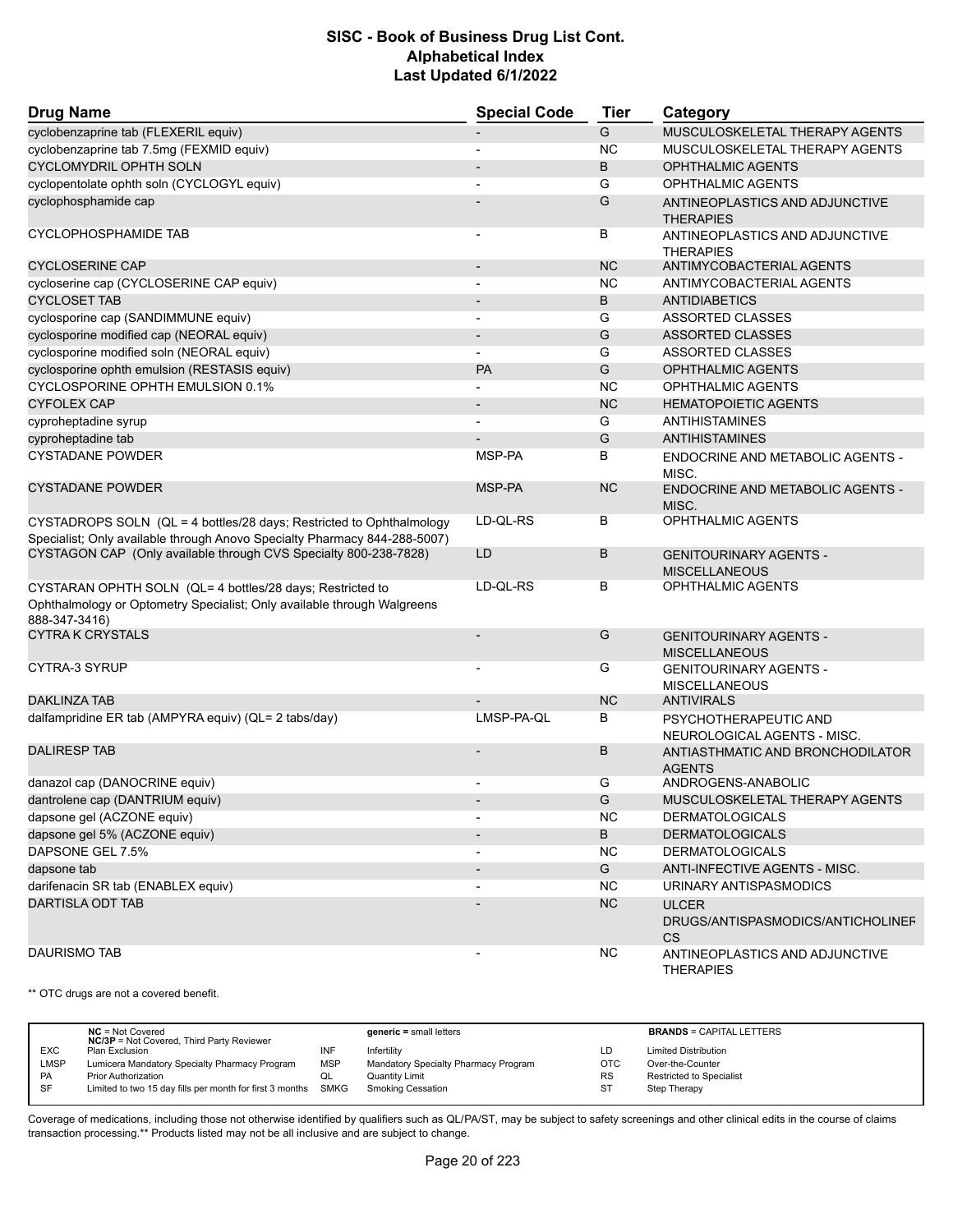# SISC - Book of Business Drug List Cont.
## Alphabetical Index
### Last Updated 6/1/2022

| Drug Name | Special Code | Tier | Category |
|---|---|---|---|
| cyclobenzaprine tab (FLEXERIL equiv) | - | G | MUSCULOSKELETAL THERAPY AGENTS |
| cyclobenzaprine tab 7.5mg (FEXMID equiv) | - | NC | MUSCULOSKELETAL THERAPY AGENTS |
| CYCLOMYDRIL OPHTH SOLN | - | B | OPHTHALMIC AGENTS |
| cyclopentolate ophth soln (CYCLOGYL equiv) | - | G | OPHTHALMIC AGENTS |
| cyclophosphamide cap | - | G | ANTINEOPLASTICS AND ADJUNCTIVE THERAPIES |
| CYCLOPHOSPHAMIDE TAB | - | B | ANTINEOPLASTICS AND ADJUNCTIVE THERAPIES |
| CYCLOSERINE CAP | - | NC | ANTIMYCOBACTERIAL AGENTS |
| cycloserine cap (CYCLOSERINE CAP equiv) | - | NC | ANTIMYCOBACTERIAL AGENTS |
| CYCLOSET TAB | - | B | ANTIDIABETICS |
| cyclosporine cap (SANDIMMUNE equiv) | - | G | ASSORTED CLASSES |
| cyclosporine modified cap (NEORAL equiv) | - | G | ASSORTED CLASSES |
| cyclosporine modified soln (NEORAL equiv) | - | G | ASSORTED CLASSES |
| cyclosporine ophth emulsion (RESTASIS equiv) | PA | G | OPHTHALMIC AGENTS |
| CYCLOSPORINE OPHTH EMULSION 0.1% | - | NC | OPHTHALMIC AGENTS |
| CYFOLEX CAP | - | NC | HEMATOPOIETIC AGENTS |
| cyproheptadine syrup | - | G | ANTIHISTAMINES |
| cyproheptadine tab | - | G | ANTIHISTAMINES |
| CYSTADANE POWDER | MSP-PA | B | ENDOCRINE AND METABOLIC AGENTS - MISC. |
| CYSTADANE POWDER | MSP-PA | NC | ENDOCRINE AND METABOLIC AGENTS - MISC. |
| CYSTADROPS SOLN (QL = 4 bottles/28 days; Restricted to Ophthalmology Specialist; Only available through Anovo Specialty Pharmacy 844-288-5007) | LD-QL-RS | B | OPHTHALMIC AGENTS |
| CYSTAGON CAP (Only available through CVS Specialty 800-238-7828) | LD | B | GENITOURINARY AGENTS - MISCELLANEOUS |
| CYSTARAN OPHTH SOLN (QL= 4 bottles/28 days; Restricted to Ophthalmology or Optometry Specialist; Only available through Walgreens 888-347-3416) | LD-QL-RS | B | OPHTHALMIC AGENTS |
| CYTRA K CRYSTALS | - | G | GENITOURINARY AGENTS - MISCELLANEOUS |
| CYTRA-3 SYRUP | - | G | GENITOURINARY AGENTS - MISCELLANEOUS |
| DAKLINZA TAB | - | NC | ANTIVIRALS |
| dalfampridine ER tab (AMPYRA equiv) (QL= 2 tabs/day) | LMSP-PA-QL | B | PSYCHOTHERAPEUTIC AND NEUROLOGICAL AGENTS - MISC. |
| DALIRESP TAB | - | B | ANTIASTHMATIC AND BRONCHODILATOR AGENTS |
| danazol cap (DANOCRINE equiv) | - | G | ANDROGENS-ANABOLIC |
| dantrolene cap (DANTRIUM equiv) | - | G | MUSCULOSKELETAL THERAPY AGENTS |
| dapsone gel (ACZONE equiv) | - | NC | DERMATOLOGICALS |
| dapsone gel 5% (ACZONE equiv) | - | B | DERMATOLOGICALS |
| DAPSONE GEL 7.5% | - | NC | DERMATOLOGICALS |
| dapsone tab | - | G | ANTI-INFECTIVE AGENTS - MISC. |
| darifenacin SR tab (ENABLEX equiv) | - | NC | URINARY ANTISPASMODICS |
| DARTISLA ODT TAB | - | NC | ULCER DRUGS/ANTISPASMODICS/ANTICHOLINERGICS |
| DAURISMO TAB | - | NC | ANTINEOPLASTICS AND ADJUNCTIVE THERAPIES |

** OTC drugs are not a covered benefit.

| | | | | | |
|---|---|---|---|---|---|
| | **NC** = Not Covered<br>**NC/3P** = Not Covered, Third Party Reviewer | | **generic** = small letters | | **BRANDS** = CAPITAL LETTERS |
| EXC | Plan Exclusion | INF | Infertility | LD | Limited Distribution |
| LMSP | Lumicera Mandatory Specialty Pharmacy Program | MSP | Mandatory Specialty Pharmacy Program | OTC | Over-the-Counter |
| PA | Prior Authorization | QL | Quantity Limit | RS | Restricted to Specialist |
| SF | Limited to two 15 day fills per month for first 3 months | SMKG | Smoking Cessation | ST | Step Therapy |

Coverage of medications, including those not otherwise identified by qualifiers such as QL/PA/ST, may be subject to safety screenings and other clinical edits in the course of claims transaction processing.** Products listed may not be all inclusive and are subject to change.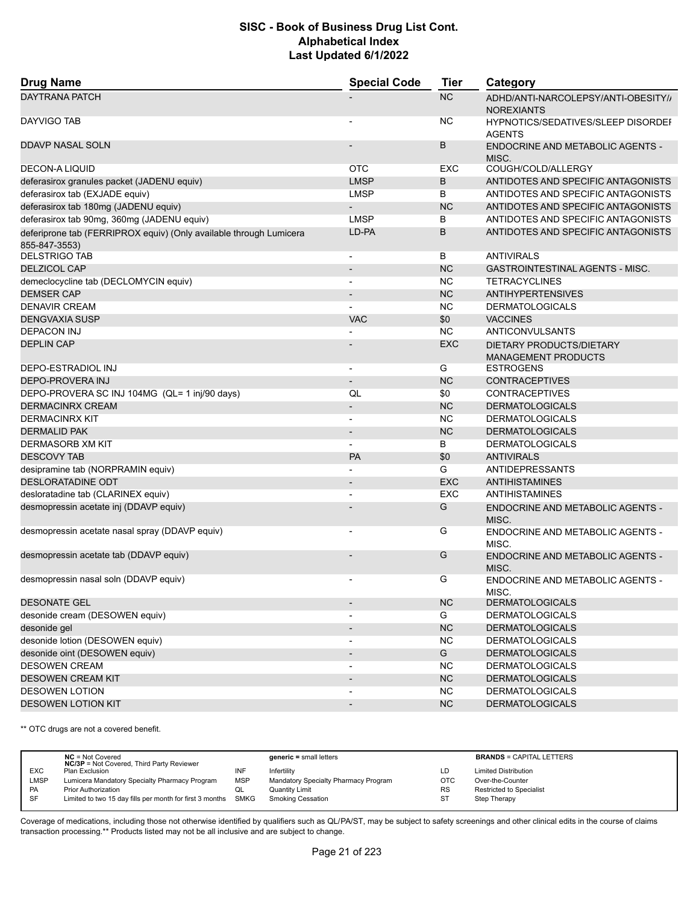# SISC - Book of Business Drug List Cont.
## Alphabetical Index
### Last Updated 6/1/2022

| Drug Name | Special Code | Tier | Category |
|---|---|---|---|
| DAYTRANA PATCH | - | NC | ADHD/ANTI-NARCOLEPSY/ANTI-OBESITY/ NOREXIANTS |
| DAYVIGO TAB | - | NC | HYPNOTICS/SEDATIVES/SLEEP DISORDER AGENTS |
| DDAVP NASAL SOLN | - | B | ENDOCRINE AND METABOLIC AGENTS - MISC. |
| DECON-A LIQUID | OTC | EXC | COUGH/COLD/ALLERGY |
| deferasirox granules packet (JADENU equiv) | LMSP | B | ANTIDOTES AND SPECIFIC ANTAGONISTS |
| deferasirox tab (EXJADE equiv) | LMSP | B | ANTIDOTES AND SPECIFIC ANTAGONISTS |
| deferasirox tab 180mg (JADENU equiv) | - | NC | ANTIDOTES AND SPECIFIC ANTAGONISTS |
| deferasirox tab 90mg, 360mg (JADENU equiv) | LMSP | B | ANTIDOTES AND SPECIFIC ANTAGONISTS |
| deferiprone tab (FERRIPROX equiv) (Only available through Lumicera 855-847-3553) | LD-PA | B | ANTIDOTES AND SPECIFIC ANTAGONISTS |
| DELSTRIGO TAB | - | B | ANTIVIRALS |
| DELZICOL CAP | - | NC | GASTROINTESTINAL AGENTS - MISC. |
| demeclocycline tab (DECLOMYCIN equiv) | - | NC | TETRACYCLINES |
| DEMSER CAP | - | NC | ANTIHYPERTENSIVES |
| DENAVIR CREAM | - | NC | DERMATOLOGICALS |
| DENGVAXIA SUSP | VAC | $0 | VACCINES |
| DEPACON INJ | - | NC | ANTICONVULSANTS |
| DEPLIN CAP | - | EXC | DIETARY PRODUCTS/DIETARY MANAGEMENT PRODUCTS |
| DEPO-ESTRADIOL INJ | - | G | ESTROGENS |
| DEPO-PROVERA INJ | - | NC | CONTRACEPTIVES |
| DEPO-PROVERA SC INJ 104MG (QL= 1 inj/90 days) | QL | $0 | CONTRACEPTIVES |
| DERMACINRX CREAM | - | NC | DERMATOLOGICALS |
| DERMACINRX KIT | - | NC | DERMATOLOGICALS |
| DERMALID PAK | - | NC | DERMATOLOGICALS |
| DERMASORB XM KIT | - | B | DERMATOLOGICALS |
| DESCOVY TAB | PA | $0 | ANTIVIRALS |
| desipramine tab (NORPRAMIN equiv) | - | G | ANTIDEPRESSANTS |
| DESLORATADINE ODT | - | EXC | ANTIHISTAMINES |
| desloratadine tab (CLARINEX equiv) | - | EXC | ANTIHISTAMINES |
| desmopressin acetate inj (DDAVP equiv) | - | G | ENDOCRINE AND METABOLIC AGENTS - MISC. |
| desmopressin acetate nasal spray (DDAVP equiv) | - | G | ENDOCRINE AND METABOLIC AGENTS - MISC. |
| desmopressin acetate tab (DDAVP equiv) | - | G | ENDOCRINE AND METABOLIC AGENTS - MISC. |
| desmopressin nasal soln (DDAVP equiv) | - | G | ENDOCRINE AND METABOLIC AGENTS - MISC. |
| DESONATE GEL | - | NC | DERMATOLOGICALS |
| desonide cream (DESOWEN equiv) | - | G | DERMATOLOGICALS |
| desonide gel | - | NC | DERMATOLOGICALS |
| desonide lotion (DESOWEN equiv) | - | NC | DERMATOLOGICALS |
| desonide oint (DESOWEN equiv) | - | G | DERMATOLOGICALS |
| DESOWEN CREAM | - | NC | DERMATOLOGICALS |
| DESOWEN CREAM KIT | - | NC | DERMATOLOGICALS |
| DESOWEN LOTION | - | NC | DERMATOLOGICALS |
| DESOWEN LOTION KIT | - | NC | DERMATOLOGICALS |

** OTC drugs are not a covered benefit.

| | | | | | |
|---|---|---|---|---|---|
| | **NC** = Not Covered<br>**NC/3P** = Not Covered, Third Party Reviewer | | **generic** = small letters | | **BRANDS** = CAPITAL LETTERS |
| EXC | Plan Exclusion | INF | Infertility | LD | Limited Distribution |
| LMSP | Lumicera Mandatory Specialty Pharmacy Program | MSP | Mandatory Specialty Pharmacy Program | OTC | Over-the-Counter |
| PA | Prior Authorization | QL | Quantity Limit | RS | Restricted to Specialist |
| SF | Limited to two 15 day fills per month for first 3 months | SMKG | Smoking Cessation | ST | Step Therapy |

Coverage of medications, including those not otherwise identified by qualifiers such as QL/PA/ST, may be subject to safety screenings and other clinical edits in the course of claims transaction processing.** Products listed may not be all inclusive and are subject to change.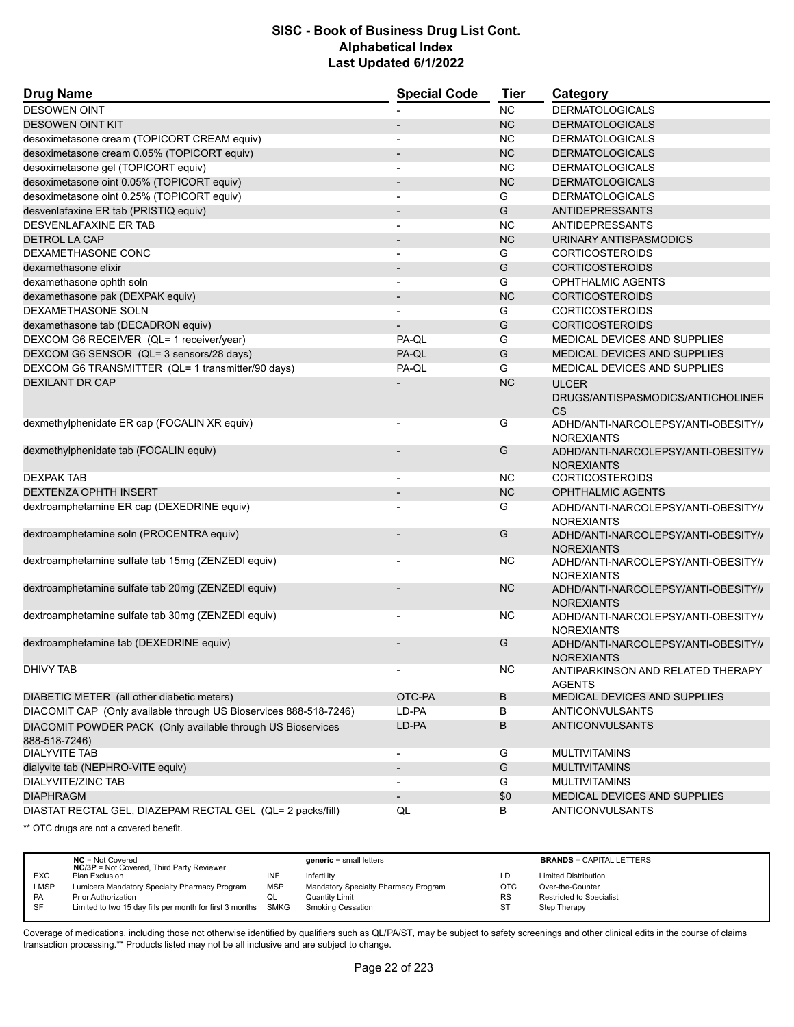# SISC - Book of Business Drug List Cont.
## Alphabetical Index
### Last Updated 6/1/2022

| Drug Name | Special Code | Tier | Category |
|---|---|---|---|
| DESOWEN OINT | - | NC | DERMATOLOGICALS |
| DESOWEN OINT KIT | - | NC | DERMATOLOGICALS |
| desoximetasone cream (TOPICORT CREAM equiv) | - | NC | DERMATOLOGICALS |
| desoximetasone cream 0.05% (TOPICORT equiv) | - | NC | DERMATOLOGICALS |
| desoximetasone gel (TOPICORT equiv) | - | NC | DERMATOLOGICALS |
| desoximetasone oint 0.05% (TOPICORT equiv) | - | NC | DERMATOLOGICALS |
| desoximetasone oint 0.25% (TOPICORT equiv) | - | G | DERMATOLOGICALS |
| desvenlafaxine ER tab (PRISTIQ equiv) | - | G | ANTIDEPRESSANTS |
| DESVENLAFAXINE ER TAB | - | NC | ANTIDEPRESSANTS |
| DETROL LA CAP | - | NC | URINARY ANTISPASMODICS |
| DEXAMETHASONE CONC | - | G | CORTICOSTEROIDS |
| dexamethasone elixir | - | G | CORTICOSTEROIDS |
| dexamethasone ophth soln | - | G | OPHTHALMIC AGENTS |
| dexamethasone pak (DEXPAK equiv) | - | NC | CORTICOSTEROIDS |
| DEXAMETHASONE SOLN | - | G | CORTICOSTEROIDS |
| dexamethasone tab (DECADRON equiv) | - | G | CORTICOSTEROIDS |
| DEXCOM G6 RECEIVER (QL= 1 receiver/year) | PA-QL | G | MEDICAL DEVICES AND SUPPLIES |
| DEXCOM G6 SENSOR (QL= 3 sensors/28 days) | PA-QL | G | MEDICAL DEVICES AND SUPPLIES |
| DEXCOM G6 TRANSMITTER (QL= 1 transmitter/90 days) | PA-QL | G | MEDICAL DEVICES AND SUPPLIES |
| DEXILANT DR CAP | - | NC | ULCER DRUGS/ANTISPASMODICS/ANTICHOLINERGICS |
| dexmethylphenidate ER cap (FOCALIN XR equiv) | - | G | ADHD/ANTI-NARCOLEPSY/ANTI-OBESITY/ANOREXIANTS |
| dexmethylphenidate tab (FOCALIN equiv) | - | G | ADHD/ANTI-NARCOLEPSY/ANTI-OBESITY/ANOREXIANTS |
| DEXPAK TAB | - | NC | CORTICOSTEROIDS |
| DEXTENZA OPHTH INSERT | - | NC | OPHTHALMIC AGENTS |
| dextroamphetamine ER cap (DEXEDRINE equiv) | - | G | ADHD/ANTI-NARCOLEPSY/ANTI-OBESITY/ANOREXIANTS |
| dextroamphetamine soln (PROCENTRA equiv) | - | G | ADHD/ANTI-NARCOLEPSY/ANTI-OBESITY/ANOREXIANTS |
| dextroamphetamine sulfate tab 15mg (ZENZEDI equiv) | - | NC | ADHD/ANTI-NARCOLEPSY/ANTI-OBESITY/ANOREXIANTS |
| dextroamphetamine sulfate tab 20mg (ZENZEDI equiv) | - | NC | ADHD/ANTI-NARCOLEPSY/ANTI-OBESITY/ANOREXIANTS |
| dextroamphetamine sulfate tab 30mg (ZENZEDI equiv) | - | NC | ADHD/ANTI-NARCOLEPSY/ANTI-OBESITY/ANOREXIANTS |
| dextroamphetamine tab (DEXEDRINE equiv) | - | G | ADHD/ANTI-NARCOLEPSY/ANTI-OBESITY/ANOREXIANTS |
| DHIVY TAB | - | NC | ANTIPARKINSON AND RELATED THERAPY AGENTS |
| DIABETIC METER (all other diabetic meters) | OTC-PA | B | MEDICAL DEVICES AND SUPPLIES |
| DIACOMIT CAP (Only available through US Bioservices 888-518-7246) | LD-PA | B | ANTICONVULSANTS |
| DIACOMIT POWDER PACK (Only available through US Bioservices 888-518-7246) | LD-PA | B | ANTICONVULSANTS |
| DIALYVITE TAB | - | G | MULTIVITAMINS |
| dialyvite tab (NEPHRO-VITE equiv) | - | G | MULTIVITAMINS |
| DIALYVITE/ZINC TAB | - | G | MULTIVITAMINS |
| DIAPHRAGM | - | $0 | MEDICAL DEVICES AND SUPPLIES |
| DIASTAT RECTAL GEL, DIAZEPAM RECTAL GEL (QL= 2 packs/fill) | QL | B | ANTICONVULSANTS |

** OTC drugs are not a covered benefit.

| | | | | | |
|---|---|---|---|---|---|
| | **NC** = Not Covered<br>**NC/3P** = Not Covered, Third Party Reviewer | | **generic** = small letters | | **BRANDS** = CAPITAL LETTERS |
| EXC | Plan Exclusion | INF | Infertility | LD | Limited Distribution |
| LMSP | Lumicera Mandatory Specialty Pharmacy Program | MSP | Mandatory Specialty Pharmacy Program | OTC | Over-the-Counter |
| PA | Prior Authorization | QL | Quantity Limit | RS | Restricted to Specialist |
| SF | Limited to two 15 day fills per month for first 3 months | SMKG | Smoking Cessation | ST | Step Therapy |

Coverage of medications, including those not otherwise identified by qualifiers such as QL/PA/ST, may be subject to safety screenings and other clinical edits in the course of claims transaction processing.** Products listed may not be all inclusive and are subject to change.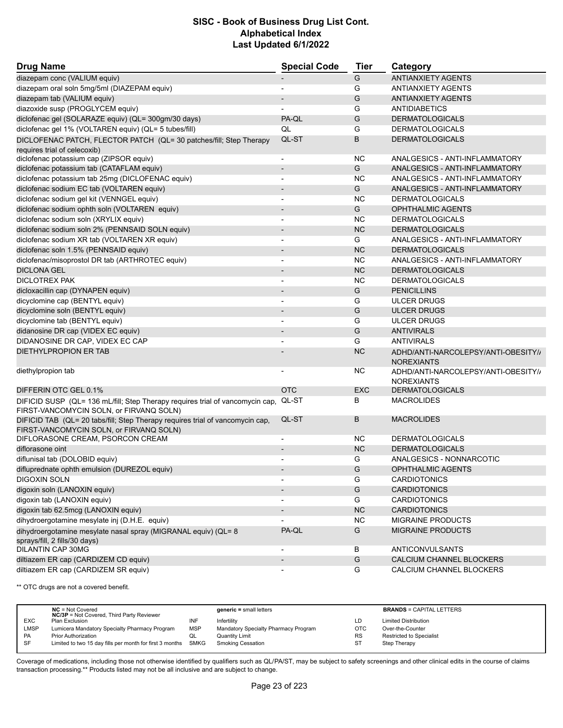# SISC - Book of Business Drug List Cont.
## Alphabetical Index
### Last Updated 6/1/2022

| Drug Name | Special Code | Tier | Category |
|---|---|---|---|
| diazepam conc (VALIUM equiv) | - | G | ANTIANXIETY AGENTS |
| diazepam oral soln 5mg/5ml (DIAZEPAM equiv) | - | G | ANTIANXIETY AGENTS |
| diazepam tab (VALIUM equiv) | - | G | ANTIANXIETY AGENTS |
| diazoxide susp (PROGLYCEM equiv) | - | G | ANTIDIABETICS |
| diclofenac gel (SOLARAZE equiv) (QL= 300gm/30 days) | PA-QL | G | DERMATOLOGICALS |
| diclofenac gel 1% (VOLTAREN equiv) (QL= 5 tubes/fill) | QL | G | DERMATOLOGICALS |
| DICLOFENAC PATCH, FLECTOR PATCH (QL= 30 patches/fill; Step Therapy requires trial of celecoxib) | QL-ST | B | DERMATOLOGICALS |
| diclofenac potassium cap (ZIPSOR equiv) | - | NC | ANALGESICS - ANTI-INFLAMMATORY |
| diclofenac potassium tab (CATAFLAM equiv) | - | G | ANALGESICS - ANTI-INFLAMMATORY |
| diclofenac potassium tab 25mg (DICLOFENAC equiv) | - | NC | ANALGESICS - ANTI-INFLAMMATORY |
| diclofenac sodium EC tab (VOLTAREN equiv) | - | G | ANALGESICS - ANTI-INFLAMMATORY |
| diclofenac sodium gel kit (VENNGEL equiv) | - | NC | DERMATOLOGICALS |
| diclofenac sodium ophth soln (VOLTAREN equiv) | - | G | OPHTHALMIC AGENTS |
| diclofenac sodium soln (XRYLIX equiv) | - | NC | DERMATOLOGICALS |
| diclofenac sodium soln 2% (PENNSAID SOLN equiv) | - | NC | DERMATOLOGICALS |
| diclofenac sodium XR tab (VOLTAREN XR equiv) | - | G | ANALGESICS - ANTI-INFLAMMATORY |
| diclofenac soln 1.5% (PENNSAID equiv) | - | NC | DERMATOLOGICALS |
| diclofenac/misoprostol DR tab (ARTHROTEC equiv) | - | NC | ANALGESICS - ANTI-INFLAMMATORY |
| DICLONA GEL | - | NC | DERMATOLOGICALS |
| DICLOTREX PAK | - | NC | DERMATOLOGICALS |
| dicloxacillin cap (DYNAPEN equiv) | - | G | PENICILLINS |
| dicyclomine cap (BENTYL equiv) | - | G | ULCER DRUGS |
| dicyclomine soln (BENTYL equiv) | - | G | ULCER DRUGS |
| dicyclomine tab (BENTYL equiv) | - | G | ULCER DRUGS |
| didanosine DR cap (VIDEX EC equiv) | - | G | ANTIVIRALS |
| DIDANOSINE DR CAP, VIDEX EC CAP | - | G | ANTIVIRALS |
| DIETHYLPROPION ER TAB | - | NC | ADHD/ANTI-NARCOLEPSY/ANTI-OBESITY/ANOREXIANTS |
| diethylpropion tab | - | NC | ADHD/ANTI-NARCOLEPSY/ANTI-OBESITY/ANOREXIANTS |
| DIFFERIN OTC GEL 0.1% | OTC | EXC | DERMATOLOGICALS |
| DIFICID SUSP (QL= 136 mL/fill; Step Therapy requires trial of vancomycin cap, FIRST-VANCOMYCIN SOLN, or FIRVANQ SOLN) | QL-ST | B | MACROLIDES |
| DIFICID TAB (QL= 20 tabs/fill; Step Therapy requires trial of vancomycin cap, FIRST-VANCOMYCIN SOLN, or FIRVANQ SOLN) | QL-ST | B | MACROLIDES |
| DIFLORASONE CREAM, PSORCON CREAM | - | NC | DERMATOLOGICALS |
| diflorasone oint | - | NC | DERMATOLOGICALS |
| diflunisal tab (DOLOBID equiv) | - | G | ANALGESICS - NONNARCOTIC |
| difluprednate ophth emulsion (DUREZOL equiv) | - | G | OPHTHALMIC AGENTS |
| DIGOXIN SOLN | - | G | CARDIOTONICS |
| digoxin soln (LANOXIN equiv) | - | G | CARDIOTONICS |
| digoxin tab (LANOXIN equiv) | - | G | CARDIOTONICS |
| digoxin tab 62.5mcg (LANOXIN equiv) | - | NC | CARDIOTONICS |
| dihydroergotamine mesylate inj (D.H.E. equiv) | - | NC | MIGRAINE PRODUCTS |
| dihydroergotamine mesylate nasal spray (MIGRANAL equiv) (QL= 8 sprays/fill, 2 fills/30 days) | PA-QL | G | MIGRAINE PRODUCTS |
| DILANTIN CAP 30MG | - | B | ANTICONVULSANTS |
| diltiazem ER cap (CARDIZEM CD equiv) | - | G | CALCIUM CHANNEL BLOCKERS |
| diltiazem ER cap (CARDIZEM SR equiv) | - | G | CALCIUM CHANNEL BLOCKERS |

** OTC drugs are not a covered benefit.

| | | | | | |
|---|---|---|---|---|---|
| | **NC** = Not Covered<br>**NC/3P** = Not Covered, Third Party Reviewer | | **generic** = small letters | | **BRANDS** = CAPITAL LETTERS |
| EXC | Plan Exclusion | INF | Infertility | LD | Limited Distribution |
| LMSP | Lumicera Mandatory Specialty Pharmacy Program | MSP | Mandatory Specialty Pharmacy Program | OTC | Over-the-Counter |
| PA | Prior Authorization | QL | Quantity Limit | RS | Restricted to Specialist |
| SF | Limited to two 15 day fills per month for first 3 months | SMKG | Smoking Cessation | ST | Step Therapy |

Coverage of medications, including those not otherwise identified by qualifiers such as QL/PA/ST, may be subject to safety screenings and other clinical edits in the course of claims transaction processing.** Products listed may not be all inclusive and are subject to change.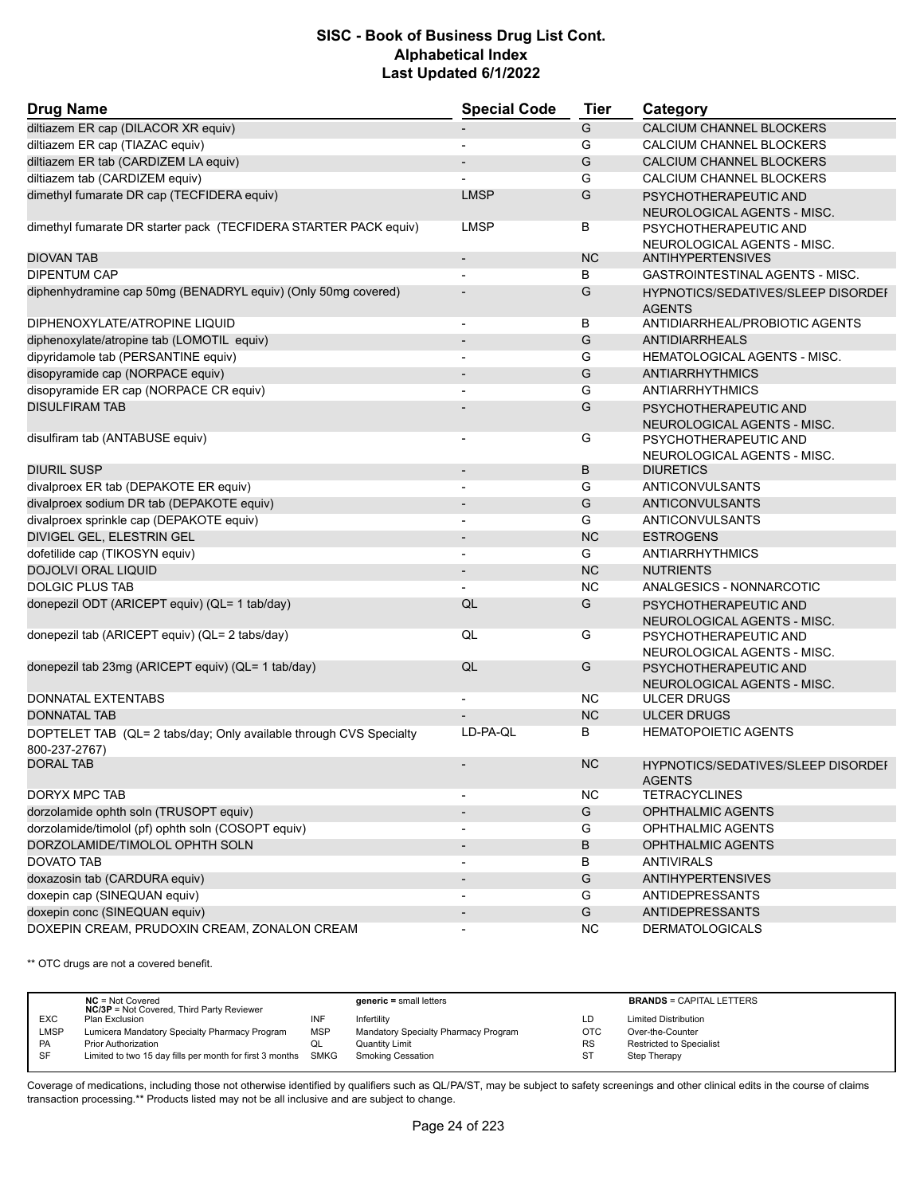# SISC - Book of Business Drug List Cont.
## Alphabetical Index
### Last Updated 6/1/2022

| Drug Name | Special Code | Tier | Category |
|---|---|---|---|
| diltiazem ER cap (DILACOR XR equiv) | - | G | CALCIUM CHANNEL BLOCKERS |
| diltiazem ER cap (TIAZAC equiv) | - | G | CALCIUM CHANNEL BLOCKERS |
| diltiazem ER tab (CARDIZEM LA equiv) | - | G | CALCIUM CHANNEL BLOCKERS |
| diltiazem tab (CARDIZEM equiv) | - | G | CALCIUM CHANNEL BLOCKERS |
| dimethyl fumarate DR cap (TECFIDERA equiv) | LMSP | G | PSYCHOTHERAPEUTIC AND NEUROLOGICAL AGENTS - MISC. |
| dimethyl fumarate DR starter pack (TECFIDERA STARTER PACK equiv) | LMSP | B | PSYCHOTHERAPEUTIC AND NEUROLOGICAL AGENTS - MISC. |
| DIOVAN TAB | - | NC | ANTIHYPERTENSIVES |
| DIPENTUM CAP | - | B | GASTROINTESTINAL AGENTS - MISC. |
| diphenhydramine cap 50mg (BENADRYL equiv) (Only 50mg covered) | - | G | HYPNOTICS/SEDATIVES/SLEEP DISORDER AGENTS |
| DIPHENOXYLATE/ATROPINE LIQUID | - | B | ANTIDIARRHEAL/PROBIOTIC AGENTS |
| diphenoxylate/atropine tab (LOMOTIL equiv) | - | G | ANTIDIARRHEALS |
| dipyridamole tab (PERSANTINE equiv) | - | G | HEMATOLOGICAL AGENTS - MISC. |
| disopyramide cap (NORPACE equiv) | - | G | ANTIARRHYTHMICS |
| disopyramide ER cap (NORPACE CR equiv) | - | G | ANTIARRHYTHMICS |
| DISULFIRAM TAB | - | G | PSYCHOTHERAPEUTIC AND NEUROLOGICAL AGENTS - MISC. |
| disulfiram tab (ANTABUSE equiv) | - | G | PSYCHOTHERAPEUTIC AND NEUROLOGICAL AGENTS - MISC. |
| DIURIL SUSP | - | B | DIURETICS |
| divalproex ER tab (DEPAKOTE ER equiv) | - | G | ANTICONVULSANTS |
| divalproex sodium DR tab (DEPAKOTE equiv) | - | G | ANTICONVULSANTS |
| divalproex sprinkle cap (DEPAKOTE equiv) | - | G | ANTICONVULSANTS |
| DIVIGEL GEL, ELESTRIN GEL | - | NC | ESTROGENS |
| dofetilide cap (TIKOSYN equiv) | - | G | ANTIARRHYTHMICS |
| DOJOLVI ORAL LIQUID | - | NC | NUTRIENTS |
| DOLGIC PLUS TAB | - | NC | ANALGESICS - NONNARCOTIC |
| donepezil ODT (ARICEPT equiv) (QL= 1 tab/day) | QL | G | PSYCHOTHERAPEUTIC AND NEUROLOGICAL AGENTS - MISC. |
| donepezil tab (ARICEPT equiv) (QL= 2 tabs/day) | QL | G | PSYCHOTHERAPEUTIC AND NEUROLOGICAL AGENTS - MISC. |
| donepezil tab 23mg (ARICEPT equiv) (QL= 1 tab/day) | QL | G | PSYCHOTHERAPEUTIC AND NEUROLOGICAL AGENTS - MISC. |
| DONNATAL EXTENTABS | - | NC | ULCER DRUGS |
| DONNATAL TAB | - | NC | ULCER DRUGS |
| DOPTELET TAB (QL= 2 tabs/day; Only available through CVS Specialty 800-237-2767) | LD-PA-QL | B | HEMATOPOIETIC AGENTS |
| DORAL TAB | - | NC | HYPNOTICS/SEDATIVES/SLEEP DISORDER AGENTS |
| DORYX MPC TAB | - | NC | TETRACYCLINES |
| dorzolamide ophth soln (TRUSOPT equiv) | - | G | OPHTHALMIC AGENTS |
| dorzolamide/timolol (pf) ophth soln (COSOPT equiv) | - | G | OPHTHALMIC AGENTS |
| DORZOLAMIDE/TIMOLOL OPHTH SOLN | - | B | OPHTHALMIC AGENTS |
| DOVATO TAB | - | B | ANTIVIRALS |
| doxazosin tab (CARDURA equiv) | - | G | ANTIHYPERTENSIVES |
| doxepin cap (SINEQUAN equiv) | - | G | ANTIDEPRESSANTS |
| doxepin conc (SINEQUAN equiv) | - | G | ANTIDEPRESSANTS |
| DOXEPIN CREAM, PRUDOXIN CREAM, ZONALON CREAM | - | NC | DERMATOLOGICALS |

** OTC drugs are not a covered benefit.

| | NC = Not Covered<br>NC/3P = Not Covered, Third Party Reviewer | | generic = small letters | | BRANDS = CAPITAL LETTERS |
|---|---|---|---|---|---|
| EXC | Plan Exclusion | INF | Infertility | LD | Limited Distribution |
| LMSP | Lumicera Mandatory Specialty Pharmacy Program | MSP | Mandatory Specialty Pharmacy Program | OTC | Over-the-Counter |
| PA | Prior Authorization | QL | Quantity Limit | RS | Restricted to Specialist |
| SF | Limited to two 15 day fills per month for first 3 months | SMKG | Smoking Cessation | ST | Step Therapy |

Coverage of medications, including those not otherwise identified by qualifiers such as QL/PA/ST, may be subject to safety screenings and other clinical edits in the course of claims transaction processing.** Products listed may not be all inclusive and are subject to change.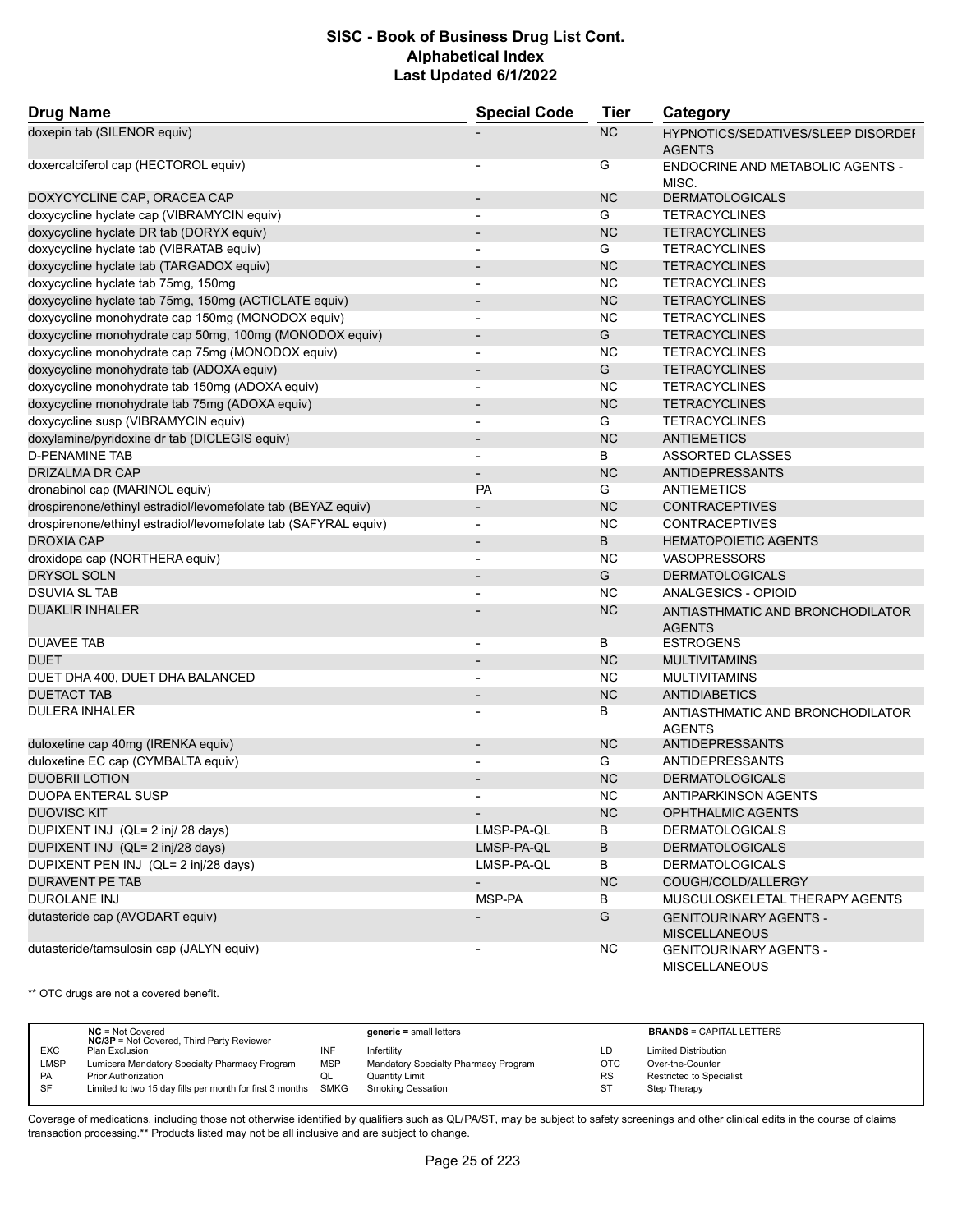# SISC - Book of Business Drug List Cont.
## Alphabetical Index
### Last Updated 6/1/2022

| Drug Name | Special Code | Tier | Category |
|---|---|---|---|
| doxepin tab (SILENOR equiv) | - | NC | HYPNOTICS/SEDATIVES/SLEEP DISORDER AGENTS |
| doxercalciferol cap (HECTOROL equiv) | - | G | ENDOCRINE AND METABOLIC AGENTS - MISC. |
| DOXYCYCLINE CAP, ORACEA CAP | - | NC | DERMATOLOGICALS |
| doxycycline hyclate cap (VIBRAMYCIN equiv) | - | G | TETRACYCLINES |
| doxycycline hyclate DR tab (DORYX equiv) | - | NC | TETRACYCLINES |
| doxycycline hyclate tab (VIBRATAB equiv) | - | G | TETRACYCLINES |
| doxycycline hyclate tab (TARGADOX equiv) | - | NC | TETRACYCLINES |
| doxycycline hyclate tab 75mg, 150mg | - | NC | TETRACYCLINES |
| doxycycline hyclate tab 75mg, 150mg (ACTICLATE equiv) | - | NC | TETRACYCLINES |
| doxycycline monohydrate cap 150mg (MONODOX equiv) | - | NC | TETRACYCLINES |
| doxycycline monohydrate cap 50mg, 100mg (MONODOX equiv) | - | G | TETRACYCLINES |
| doxycycline monohydrate cap 75mg (MONODOX equiv) | - | NC | TETRACYCLINES |
| doxycycline monohydrate tab (ADOXA equiv) | - | G | TETRACYCLINES |
| doxycycline monohydrate tab 150mg (ADOXA equiv) | - | NC | TETRACYCLINES |
| doxycycline monohydrate tab 75mg (ADOXA equiv) | - | NC | TETRACYCLINES |
| doxycycline susp (VIBRAMYCIN equiv) | - | G | TETRACYCLINES |
| doxylamine/pyridoxine dr tab (DICLEGIS equiv) | - | NC | ANTIEMETICS |
| D-PENAMINE TAB | - | B | ASSORTED CLASSES |
| DRIZALMA DR CAP | - | NC | ANTIDEPRESSANTS |
| dronabinol cap (MARINOL equiv) | PA | G | ANTIEMETICS |
| drospirenone/ethinyl estradiol/levomefolate tab (BEYAZ equiv) | - | NC | CONTRACEPTIVES |
| drospirenone/ethinyl estradiol/levomefolate tab (SAFYRAL equiv) | - | NC | CONTRACEPTIVES |
| DROXIA CAP | - | B | HEMATOPOIETIC AGENTS |
| droxidopa cap (NORTHERA equiv) | - | NC | VASOPRESSORS |
| DRYSOL SOLN | - | G | DERMATOLOGICALS |
| DSUVIA SL TAB | - | NC | ANALGESICS - OPIOID |
| DUAKLIR INHALER | - | NC | ANTIASTHMATIC AND BRONCHODILATOR AGENTS |
| DUAVEE TAB | - | B | ESTROGENS |
| DUET | - | NC | MULTIVITAMINS |
| DUET DHA 400, DUET DHA BALANCED | - | NC | MULTIVITAMINS |
| DUETACT TAB | - | NC | ANTIDIABETICS |
| DULERA INHALER | - | B | ANTIASTHMATIC AND BRONCHODILATOR AGENTS |
| duloxetine cap 40mg (IRENKA equiv) | - | NC | ANTIDEPRESSANTS |
| duloxetine EC cap (CYMBALTA equiv) | - | G | ANTIDEPRESSANTS |
| DUOBRII LOTION | - | NC | DERMATOLOGICALS |
| DUOPA ENTERAL SUSP | - | NC | ANTIPARKINSON AGENTS |
| DUOVISC KIT | - | NC | OPHTHALMIC AGENTS |
| DUPIXENT INJ (QL= 2 inj/ 28 days) | LMSP-PA-QL | B | DERMATOLOGICALS |
| DUPIXENT INJ (QL= 2 inj/28 days) | LMSP-PA-QL | B | DERMATOLOGICALS |
| DUPIXENT PEN INJ (QL= 2 inj/28 days) | LMSP-PA-QL | B | DERMATOLOGICALS |
| DURAVENT PE TAB | - | NC | COUGH/COLD/ALLERGY |
| DUROLANE INJ | MSP-PA | B | MUSCULOSKELETAL THERAPY AGENTS |
| dutasteride cap (AVODART equiv) | - | G | GENITOURINARY AGENTS - MISCELLANEOUS |
| dutasteride/tamsulosin cap (JALYN equiv) | - | NC | GENITOURINARY AGENTS - MISCELLANEOUS |

** OTC drugs are not a covered benefit.

| | | | | | |
|---|---|---|---|---|---|
| | **NC** = Not Covered<br>**NC/3P** = Not Covered, Third Party Reviewer | | **generic** = small letters | | **BRANDS** = CAPITAL LETTERS |
| EXC | Plan Exclusion | INF | Infertility | LD | Limited Distribution |
| LMSP | Lumicera Mandatory Specialty Pharmacy Program | MSP | Mandatory Specialty Pharmacy Program | OTC | Over-the-Counter |
| PA | Prior Authorization | QL | Quantity Limit | RS | Restricted to Specialist |
| SF | Limited to two 15 day fills per month for first 3 months | SMKG | Smoking Cessation | ST | Step Therapy |

Coverage of medications, including those not otherwise identified by qualifiers such as QL/PA/ST, may be subject to safety screenings and other clinical edits in the course of claims transaction processing.** Products listed may not be all inclusive and are subject to change.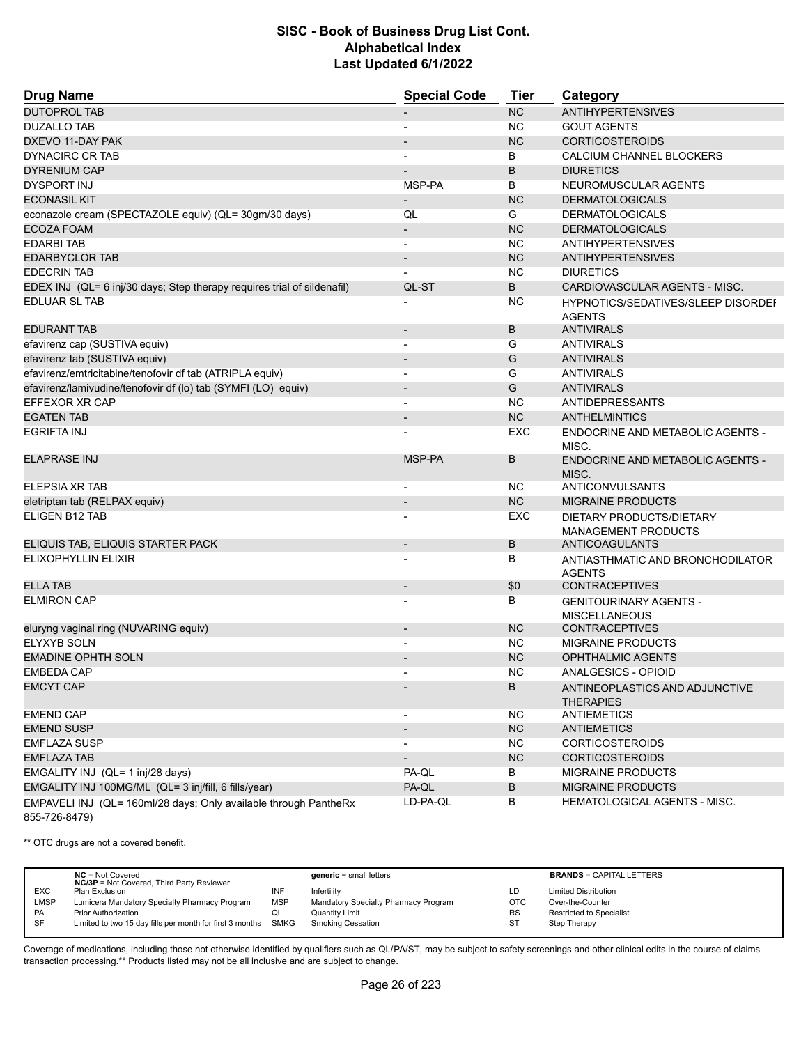| Drug Name | Special Code | Tier | Category |
|---|---|---|---|
| DUTOPROL TAB | - | NC | ANTIHYPERTENSIVES |
| DUZALLO TAB | - | NC | GOUT AGENTS |
| DXEVO 11-DAY PAK | - | NC | CORTICOSTEROIDS |
| DYNACIRC CR TAB | - | B | CALCIUM CHANNEL BLOCKERS |
| DYRENIUM CAP | - | B | DIURETICS |
| DYSPORT INJ | MSP-PA | B | NEUROMUSCULAR AGENTS |
| ECONASIL KIT | - | NC | DERMATOLOGICALS |
| econazole cream (SPECTAZOLE equiv) (QL= 30gm/30 days) | QL | G | DERMATOLOGICALS |
| ECOZA FOAM | - | NC | DERMATOLOGICALS |
| EDARBI TAB | - | NC | ANTIHYPERTENSIVES |
| EDARBYCLOR TAB | - | NC | ANTIHYPERTENSIVES |
| EDECRIN TAB | - | NC | DIURETICS |
| EDEX INJ (QL= 6 inj/30 days; Step therapy requires trial of sildenafil) | QL-ST | B | CARDIOVASCULAR AGENTS - MISC. |
| EDLUAR SL TAB | - | NC | HYPNOTICS/SEDATIVES/SLEEP DISORDEI AGENTS |
| EDURANT TAB | - | B | ANTIVIRALS |
| efavirenz cap (SUSTIVA equiv) | - | G | ANTIVIRALS |
| efavirenz tab (SUSTIVA equiv) | - | G | ANTIVIRALS |
| efavirenz/emtricitabine/tenofovir df tab (ATRIPLA equiv) | - | G | ANTIVIRALS |
| efavirenz/lamivudine/tenofovir df (lo) tab (SYMFI (LO) equiv) | - | G | ANTIVIRALS |
| EFFEXOR XR CAP | - | NC | ANTIDEPRESSANTS |
| EGATEN TAB | - | NC | ANTHELMINTICS |
| EGRIFTA INJ | - | EXC | ENDOCRINE AND METABOLIC AGENTS - MISC. |
| ELAPRASE INJ | MSP-PA | B | ENDOCRINE AND METABOLIC AGENTS - MISC. |
| ELEPSIA XR TAB | - | NC | ANTICONVULSANTS |
| eletriptan tab (RELPAX equiv) | - | NC | MIGRAINE PRODUCTS |
| ELIGEN B12 TAB | - | EXC | DIETARY PRODUCTS/DIETARY MANAGEMENT PRODUCTS |
| ELIQUIS TAB, ELIQUIS STARTER PACK | - | B | ANTICOAGULANTS |
| ELIXOPHYLLIN ELIXIR | - | B | ANTIASTHMATIC AND BRONCHODILATOR AGENTS |
| ELLA TAB | - | $0 | CONTRACEPTIVES |
| ELMIRON CAP | - | B | GENITOURINARY AGENTS - MISCELLANEOUS |
| eluryng vaginal ring (NUVARING equiv) | - | NC | CONTRACEPTIVES |
| ELYXYB SOLN | - | NC | MIGRAINE PRODUCTS |
| EMADINE OPHTH SOLN | - | NC | OPHTHALMIC AGENTS |
| EMBEDA CAP | - | NC | ANALGESICS - OPIOID |
| EMCYT CAP | - | B | ANTINEOPLASTICS AND ADJUNCTIVE THERAPIES |
| EMEND CAP | - | NC | ANTIEMETICS |
| EMEND SUSP | - | NC | ANTIEMETICS |
| EMFLAZA SUSP | - | NC | CORTICOSTEROIDS |
| EMFLAZA TAB | - | NC | CORTICOSTEROIDS |
| EMGALITY INJ (QL= 1 inj/28 days) | PA-QL | B | MIGRAINE PRODUCTS |
| EMGALITY INJ 100MG/ML (QL= 3 inj/fill, 6 fills/year) | PA-QL | B | MIGRAINE PRODUCTS |
| EMPAVELI INJ (QL= 160ml/28 days; Only available through PantheRx 855-726-8479) | LD-PA-QL | B | HEMATOLOGICAL AGENTS - MISC. |

** OTC drugs are not a covered benefit.

| | | | | | |
|---|---|---|---|---|---|
| | **NC** = Not Covered<br>**NC/3P** = Not Covered, Third Party Reviewer | | **generic** = small letters | | **BRANDS** = CAPITAL LETTERS |
| EXC | Plan Exclusion | INF | Infertility | LD | Limited Distribution |
| LMSP | Lumicera Mandatory Specialty Pharmacy Program | MSP | Mandatory Specialty Pharmacy Program | OTC | Over-the-Counter |
| PA | Prior Authorization | QL | Quantity Limit | RS | Restricted to Specialist |
| SF | Limited to two 15 day fills per month for first 3 months | SMKG | Smoking Cessation | ST | Step Therapy |

Coverage of medications, including those not otherwise identified by qualifiers such as QL/PA/ST, may be subject to safety screenings and other clinical edits in the course of claims transaction processing.** Products listed may not be all inclusive and are subject to change.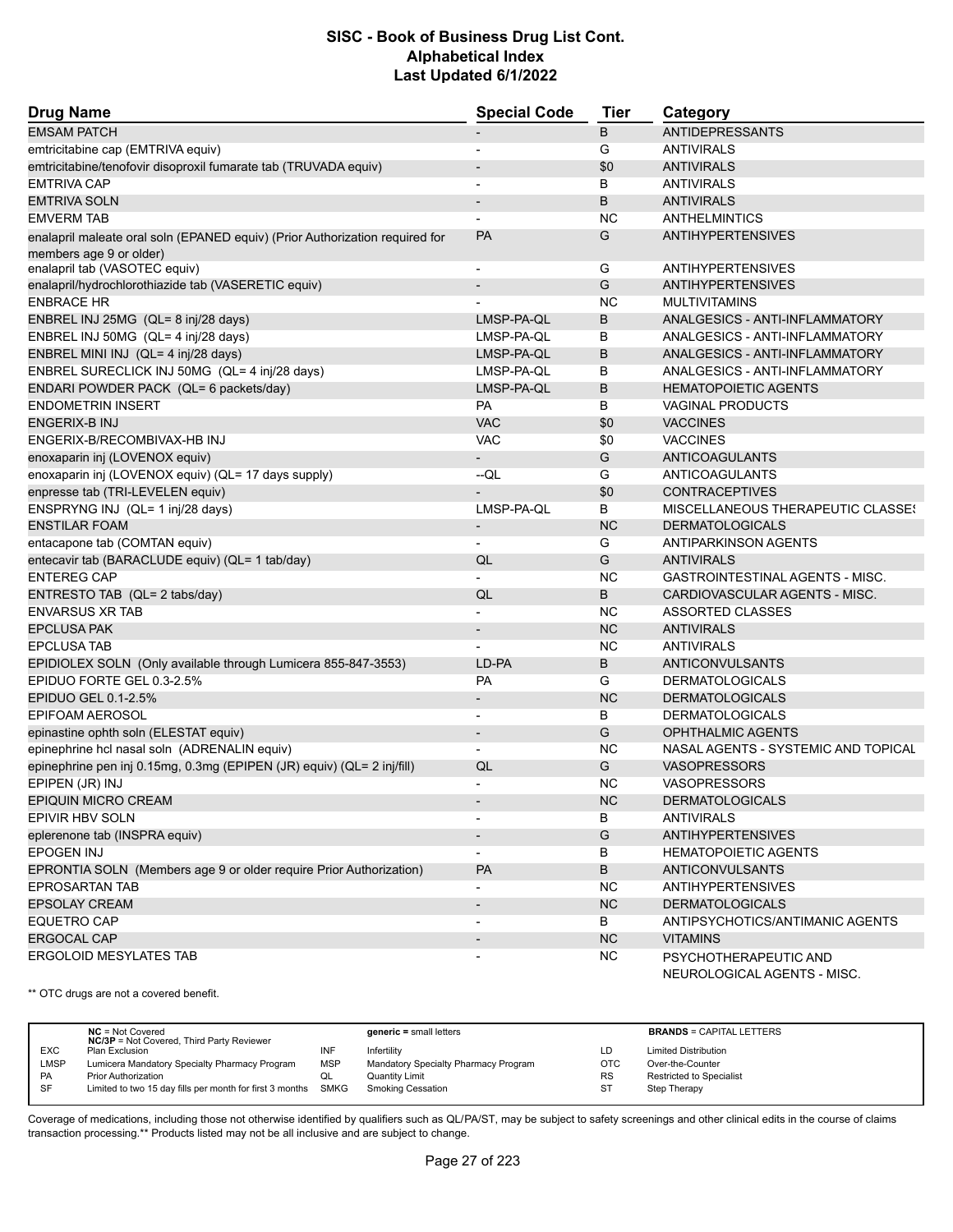# SISC - Book of Business Drug List Cont.
## Alphabetical Index
### Last Updated 6/1/2022

| Drug Name | Special Code | Tier | Category |
|---|---|---|---|
| EMSAM PATCH | - | B | ANTIDEPRESSANTS |
| emtricitabine cap (EMTRIVA equiv) | - | G | ANTIVIRALS |
| emtricitabine/tenofovir disoproxil fumarate tab (TRUVADA equiv) | - | $0 | ANTIVIRALS |
| EMTRIVA CAP | - | B | ANTIVIRALS |
| EMTRIVA SOLN | - | B | ANTIVIRALS |
| EMVERM TAB | - | NC | ANTHELMINTICS |
| enalapril maleate oral soln (EPANED equiv) (Prior Authorization required for members age 9 or older) | PA | G | ANTIHYPERTENSIVES |
| enalapril tab (VASOTEC equiv) | - | G | ANTIHYPERTENSIVES |
| enalapril/hydrochlorothiazide tab (VASERETIC equiv) | - | G | ANTIHYPERTENSIVES |
| ENBRACE HR | - | NC | MULTIVITAMINS |
| ENBREL INJ 25MG (QL= 8 inj/28 days) | LMSP-PA-QL | B | ANALGESICS - ANTI-INFLAMMATORY |
| ENBREL INJ 50MG (QL= 4 inj/28 days) | LMSP-PA-QL | B | ANALGESICS - ANTI-INFLAMMATORY |
| ENBREL MINI INJ (QL= 4 inj/28 days) | LMSP-PA-QL | B | ANALGESICS - ANTI-INFLAMMATORY |
| ENBREL SURECLICK INJ 50MG (QL= 4 inj/28 days) | LMSP-PA-QL | B | ANALGESICS - ANTI-INFLAMMATORY |
| ENDARI POWDER PACK (QL= 6 packets/day) | LMSP-PA-QL | B | HEMATOPOIETIC AGENTS |
| ENDOMETRIN INSERT | PA | B | VAGINAL PRODUCTS |
| ENGERIX-B INJ | VAC | $0 | VACCINES |
| ENGERIX-B/RECOMBIVAX-HB INJ | VAC | $0 | VACCINES |
| enoxaparin inj (LOVENOX equiv) | - | G | ANTICOAGULANTS |
| enoxaparin inj (LOVENOX equiv) (QL= 17 days supply) | --QL | G | ANTICOAGULANTS |
| enpresse tab (TRI-LEVELEN equiv) | - | $0 | CONTRACEPTIVES |
| ENSPRYNG INJ (QL= 1 inj/28 days) | LMSP-PA-QL | B | MISCELLANEOUS THERAPEUTIC CLASSES |
| ENSTILAR FOAM | - | NC | DERMATOLOGICALS |
| entacapone tab (COMTAN equiv) | - | G | ANTIPARKINSON AGENTS |
| entecavir tab (BARACLUDE equiv) (QL= 1 tab/day) | QL | G | ANTIVIRALS |
| ENTEREG CAP | - | NC | GASTROINTESTINAL AGENTS - MISC. |
| ENTRESTO TAB (QL= 2 tabs/day) | QL | B | CARDIOVASCULAR AGENTS - MISC. |
| ENVARSUS XR TAB | - | NC | ASSORTED CLASSES |
| EPCLUSA PAK | - | NC | ANTIVIRALS |
| EPCLUSA TAB | - | NC | ANTIVIRALS |
| EPIDIOLEX SOLN (Only available through Lumicera 855-847-3553) | LD-PA | B | ANTICONVULSANTS |
| EPIDUO FORTE GEL 0.3-2.5% | PA | G | DERMATOLOGICALS |
| EPIDUO GEL 0.1-2.5% | - | NC | DERMATOLOGICALS |
| EPIFOAM AEROSOL | - | B | DERMATOLOGICALS |
| epinastine ophth soln (ELESTAT equiv) | - | G | OPHTHALMIC AGENTS |
| epinephrine hcl nasal soln (ADRENALIN equiv) | - | NC | NASAL AGENTS - SYSTEMIC AND TOPICAL |
| epinephrine pen inj 0.15mg, 0.3mg (EPIPEN (JR) equiv) (QL= 2 inj/fill) | QL | G | VASOPRESSORS |
| EPIPEN (JR) INJ | - | NC | VASOPRESSORS |
| EPIQUIN MICRO CREAM | - | NC | DERMATOLOGICALS |
| EPIVIR HBV SOLN | - | B | ANTIVIRALS |
| eplerenone tab (INSPRA equiv) | - | G | ANTIHYPERTENSIVES |
| EPOGEN INJ | - | B | HEMATOPOIETIC AGENTS |
| EPRONTIA SOLN (Members age 9 or older require Prior Authorization) | PA | B | ANTICONVULSANTS |
| EPROSARTAN TAB | - | NC | ANTIHYPERTENSIVES |
| EPSOLAY CREAM | - | NC | DERMATOLOGICALS |
| EQUETRO CAP | - | B | ANTIPSYCHOTICS/ANTIMANIC AGENTS |
| ERGOCAL CAP | - | NC | VITAMINS |
| ERGOLOID MESYLATES TAB | - | NC | PSYCHOTHERAPEUTIC AND NEUROLOGICAL AGENTS - MISC. |

** OTC drugs are not a covered benefit.

| | | | | | |
|---|---|---|---|---|---|
| | **NC** = Not Covered<br>**NC/3P** = Not Covered, Third Party Reviewer | | **generic =** small letters | | **BRANDS** = CAPITAL LETTERS |
| EXC | Plan Exclusion | INF | Infertility | LD | Limited Distribution |
| LMSP | Lumicera Mandatory Specialty Pharmacy Program | MSP | Mandatory Specialty Pharmacy Program | OTC | Over-the-Counter |
| PA | Prior Authorization | QL | Quantity Limit | RS | Restricted to Specialist |
| SF | Limited to two 15 day fills per month for first 3 months | SMKG | Smoking Cessation | ST | Step Therapy |

Coverage of medications, including those not otherwise identified by qualifiers such as QL/PA/ST, may be subject to safety screenings and other clinical edits in the course of claims transaction processing.** Products listed may not be all inclusive and are subject to change.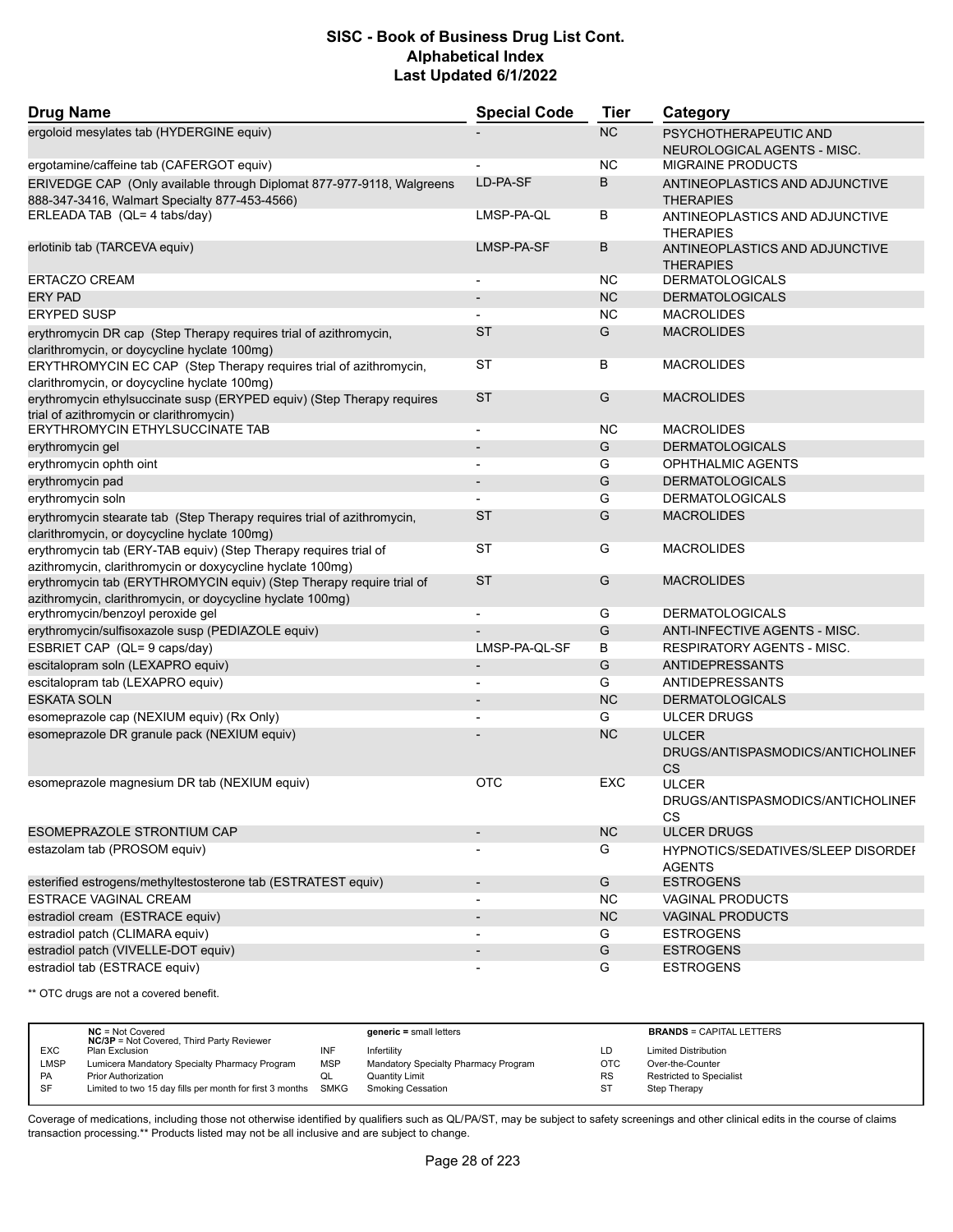# SISC - Book of Business Drug List Cont.
## Alphabetical Index
### Last Updated 6/1/2022

| Drug Name | Special Code | Tier | Category |
|---|---|---|---|
| ergoloid mesylates tab (HYDERGINE equiv) | - | NC | PSYCHOTHERAPEUTIC AND NEUROLOGICAL AGENTS - MISC. |
| ergotamine/caffeine tab (CAFERGOT equiv) | - | NC | MIGRAINE PRODUCTS |
| ERIVEDGE CAP (Only available through Diplomat 877-977-9118, Walgreens 888-347-3416, Walmart Specialty 877-453-4566) | LD-PA-SF | B | ANTINEOPLASTICS AND ADJUNCTIVE THERAPIES |
| ERLEADA TAB (QL= 4 tabs/day) | LMSP-PA-QL | B | ANTINEOPLASTICS AND ADJUNCTIVE THERAPIES |
| erlotinib tab (TARCEVA equiv) | LMSP-PA-SF | B | ANTINEOPLASTICS AND ADJUNCTIVE THERAPIES |
| ERTACZO CREAM | - | NC | DERMATOLOGICALS |
| ERY PAD | - | NC | DERMATOLOGICALS |
| ERYPED SUSP | - | NC | MACROLIDES |
| erythromycin DR cap (Step Therapy requires trial of azithromycin, clarithromycin, or doycycline hyclate 100mg) | ST | G | MACROLIDES |
| ERYTHROMYCIN EC CAP (Step Therapy requires trial of azithromycin, clarithromycin, or doycycline hyclate 100mg) | ST | B | MACROLIDES |
| erythromycin ethylsuccinate susp (ERYPED equiv) (Step Therapy requires trial of azithromycin or clarithromycin) | ST | G | MACROLIDES |
| ERYTHROMYCIN ETHYLSUCCINATE TAB | - | NC | MACROLIDES |
| erythromycin gel | - | G | DERMATOLOGICALS |
| erythromycin ophth oint | - | G | OPHTHALMIC AGENTS |
| erythromycin pad | - | G | DERMATOLOGICALS |
| erythromycin soln | - | G | DERMATOLOGICALS |
| erythromycin stearate tab (Step Therapy requires trial of azithromycin, clarithromycin, or doycycline hyclate 100mg) | ST | G | MACROLIDES |
| erythromycin tab (ERY-TAB equiv) (Step Therapy requires trial of azithromycin, clarithromycin or doxycycline hyclate 100mg) | ST | G | MACROLIDES |
| erythromycin tab (ERYTHROMYCIN equiv) (Step Therapy require trial of azithromycin, clarithromycin, or doycycline hyclate 100mg) | ST | G | MACROLIDES |
| erythromycin/benzoyl peroxide gel | - | G | DERMATOLOGICALS |
| erythromycin/sulfisoxazole susp (PEDIAZOLE equiv) | - | G | ANTI-INFECTIVE AGENTS - MISC. |
| ESBRIET CAP (QL= 9 caps/day) | LMSP-PA-QL-SF | B | RESPIRATORY AGENTS - MISC. |
| escitalopram soln (LEXAPRO equiv) | - | G | ANTIDEPRESSANTS |
| escitalopram tab (LEXAPRO equiv) | - | G | ANTIDEPRESSANTS |
| ESKATA SOLN | - | NC | DERMATOLOGICALS |
| esomeprazole cap (NEXIUM equiv) (Rx Only) | - | G | ULCER DRUGS |
| esomeprazole DR granule pack (NEXIUM equiv) | - | NC | ULCER DRUGS/ANTISPASMODICS/ANTICHOLINERGICS |
| esomeprazole magnesium DR tab (NEXIUM equiv) | OTC | EXC | ULCER DRUGS/ANTISPASMODICS/ANTICHOLINERGICS |
| ESOMEPRAZOLE STRONTIUM CAP | - | NC | ULCER DRUGS |
| estazolam tab (PROSOM equiv) | - | G | HYPNOTICS/SEDATIVES/SLEEP DISORDER AGENTS |
| esterified estrogens/methyltestosterone tab (ESTRATEST equiv) | - | G | ESTROGENS |
| ESTRACE VAGINAL CREAM | - | NC | VAGINAL PRODUCTS |
| estradiol cream (ESTRACE equiv) | - | NC | VAGINAL PRODUCTS |
| estradiol patch (CLIMARA equiv) | - | G | ESTROGENS |
| estradiol patch (VIVELLE-DOT equiv) | - | G | ESTROGENS |
| estradiol tab (ESTRACE equiv) | - | G | ESTROGENS |

** OTC drugs are not a covered benefit.

| | | | | | |
|---|---|---|---|---|---|
| **NC** = Not Covered<br>**NC/3P** = Not Covered, Third Party Reviewer | | **generic** = small letters | | **BRANDS** = CAPITAL LETTERS | |
| EXC | Plan Exclusion | INF | Infertility | LD | Limited Distribution |
| LMSP | Lumicera Mandatory Specialty Pharmacy Program | MSP | Mandatory Specialty Pharmacy Program | OTC | Over-the-Counter |
| PA | Prior Authorization | QL | Quantity Limit | RS | Restricted to Specialist |
| SF | Limited to two 15 day fills per month for first 3 months | SMKG | Smoking Cessation | ST | Step Therapy |

Coverage of medications, including those not otherwise identified by qualifiers such as QL/PA/ST, may be subject to safety screenings and other clinical edits in the course of claims transaction processing.** Products listed may not be all inclusive and are subject to change.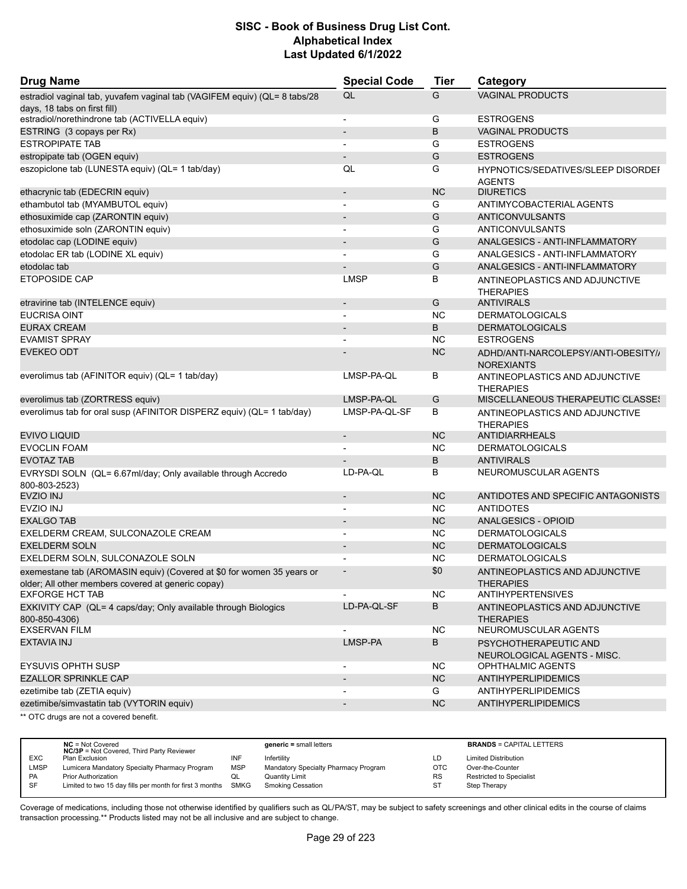| Drug Name | Special Code | Tier | Category |
|---|---|---|---|
| estradiol vaginal tab, yuvafem vaginal tab (VAGIFEM equiv) (QL= 8 tabs/28 days, 18 tabs on first fill) | QL | G | VAGINAL PRODUCTS |
| estradiol/norethindrone tab (ACTIVELLA equiv) | - | G | ESTROGENS |
| ESTRING (3 copays per Rx) | - | B | VAGINAL PRODUCTS |
| ESTROPIPATE TAB | - | G | ESTROGENS |
| estropipate tab (OGEN equiv) | - | G | ESTROGENS |
| eszopiclone tab (LUNESTA equiv) (QL= 1 tab/day) | QL | G | HYPNOTICS/SEDATIVES/SLEEP DISORDEI AGENTS |
| ethacrynic tab (EDECRIN equiv) | - | NC | DIURETICS |
| ethambutol tab (MYAMBUTOL equiv) | - | G | ANTIMYCOBACTERIAL AGENTS |
| ethosuximide cap (ZARONTIN equiv) | - | G | ANTICONVULSANTS |
| ethosuximide soln (ZARONTIN equiv) | - | G | ANTICONVULSANTS |
| etodolac cap (LODINE equiv) | - | G | ANALGESICS - ANTI-INFLAMMATORY |
| etodolac ER tab (LODINE XL equiv) | - | G | ANALGESICS - ANTI-INFLAMMATORY |
| etodolac tab | - | G | ANALGESICS - ANTI-INFLAMMATORY |
| ETOPOSIDE CAP | LMSP | B | ANTINEOPLASTICS AND ADJUNCTIVE THERAPIES |
| etravirine tab (INTELENCE equiv) | - | G | ANTIVIRALS |
| EUCRISA OINT | - | NC | DERMATOLOGICALS |
| EURAX CREAM | - | B | DERMATOLOGICALS |
| EVAMIST SPRAY | - | NC | ESTROGENS |
| EVEKEO ODT | - | NC | ADHD/ANTI-NARCOLEPSY/ANTI-OBESITY/ NOREXIANTS |
| everolimus tab (AFINITOR equiv) (QL= 1 tab/day) | LMSP-PA-QL | B | ANTINEOPLASTICS AND ADJUNCTIVE THERAPIES |
| everolimus tab (ZORTRESS equiv) | LMSP-PA-QL | G | MISCELLANEOUS THERAPEUTIC CLASSES |
| everolimus tab for oral susp (AFINITOR DISPERZ equiv) (QL= 1 tab/day) | LMSP-PA-QL-SF | B | ANTINEOPLASTICS AND ADJUNCTIVE THERAPIES |
| EVIVO LIQUID | - | NC | ANTIDIARRHEALS |
| EVOCLIN FOAM | - | NC | DERMATOLOGICALS |
| EVOTAZ TAB | - | B | ANTIVIRALS |
| EVRYSDI SOLN (QL= 6.67ml/day; Only available through Accredo 800-803-2523) | LD-PA-QL | B | NEUROMUSCULAR AGENTS |
| EVZIO INJ | - | NC | ANTIDOTES AND SPECIFIC ANTAGONISTS |
| EVZIO INJ | - | NC | ANTIDOTES |
| EXALGO TAB | - | NC | ANALGESICS - OPIOID |
| EXELDERM CREAM, SULCONAZOLE CREAM | - | NC | DERMATOLOGICALS |
| EXELDERM SOLN | - | NC | DERMATOLOGICALS |
| EXELDERM SOLN, SULCONAZOLE SOLN | - | NC | DERMATOLOGICALS |
| exemestane tab (AROMASIN equiv) (Covered at $0 for women 35 years or older; All other members covered at generic copay) | - | $0 | ANTINEOPLASTICS AND ADJUNCTIVE THERAPIES |
| EXFORGE HCT TAB | - | NC | ANTIHYPERTENSIVES |
| EXKIVITY CAP (QL= 4 caps/day; Only available through Biologics 800-850-4306) | LD-PA-QL-SF | B | ANTINEOPLASTICS AND ADJUNCTIVE THERAPIES |
| EXSERVAN FILM | - | NC | NEUROMUSCULAR AGENTS |
| EXTAVIA INJ | LMSP-PA | B | PSYCHOTHERAPEUTIC AND NEUROLOGICAL AGENTS - MISC. |
| EYSUVIS OPHTH SUSP | - | NC | OPHTHALMIC AGENTS |
| EZALLOR SPRINKLE CAP | - | NC | ANTIHYPERLIPIDEMICS |
| ezetimibe tab (ZETIA equiv) | - | G | ANTIHYPERLIPIDEMICS |
| ezetimibe/simvastatin tab (VYTORIN equiv) | - | NC | ANTIHYPERLIPIDEMICS |

** OTC drugs are not a covered benefit.

| | | | | | |
|---|---|---|---|---|---|
| | **NC** = Not Covered; **NC/3P** = Not Covered, Third Party Reviewer | | **generic** = small letters | | **BRANDS** = CAPITAL LETTERS |
| EXC | Plan Exclusion | INF | Infertility | LD | Limited Distribution |
| LMSP | Lumicera Mandatory Specialty Pharmacy Program | MSP | Mandatory Specialty Pharmacy Program | OTC | Over-the-Counter |
| PA | Prior Authorization | QL | Quantity Limit | RS | Restricted to Specialist |
| SF | Limited to two 15 day fills per month for first 3 months | SMKG | Smoking Cessation | ST | Step Therapy |

Coverage of medications, including those not otherwise identified by qualifiers such as QL/PA/ST, may be subject to safety screenings and other clinical edits in the course of claims transaction processing.** Products listed may not be all inclusive and are subject to change.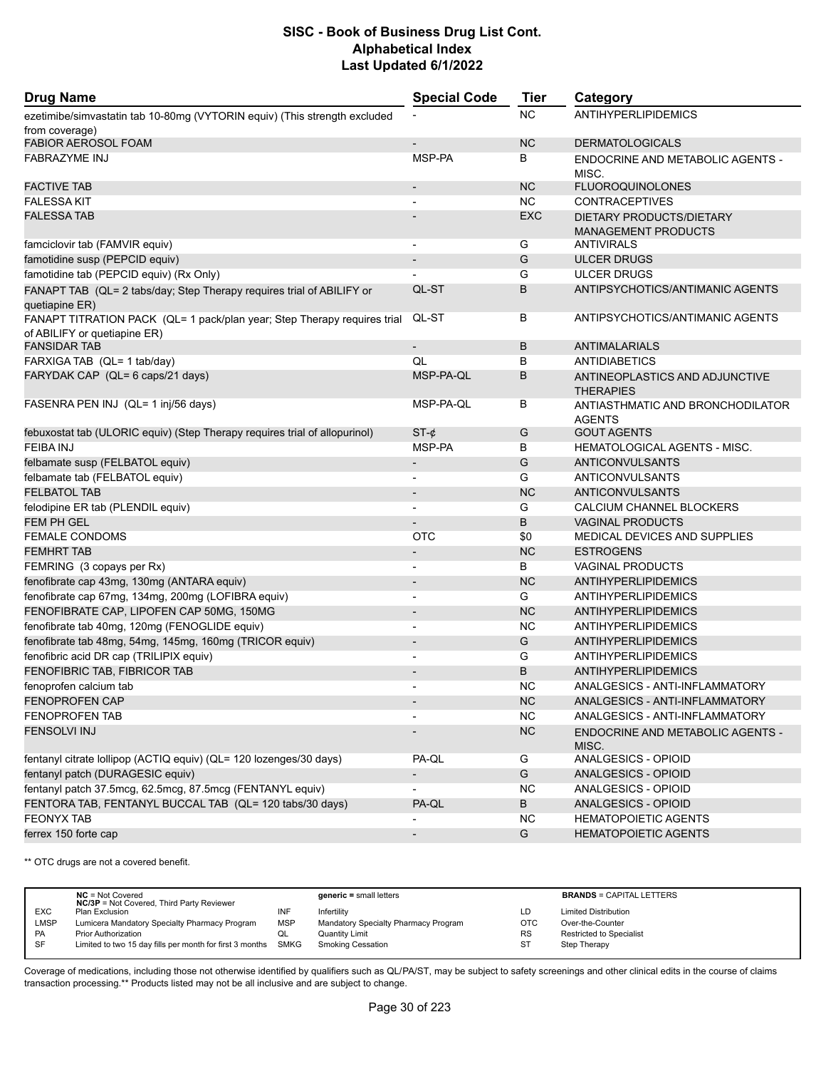# SISC - Book of Business Drug List Cont.
## Alphabetical Index
### Last Updated 6/1/2022

| Drug Name | Special Code | Tier | Category |
|---|---|---|---|
| ezetimibe/simvastatin tab 10-80mg (VYTORIN equiv) (This strength excluded from coverage) | - | NC | ANTIHYPERLIPIDEMICS |
| FABIOR AEROSOL FOAM | - | NC | DERMATOLOGICALS |
| FABRAZYME INJ | MSP-PA | B | ENDOCRINE AND METABOLIC AGENTS - MISC. |
| FACTIVE TAB | - | NC | FLUOROQUINOLONES |
| FALESSA KIT | - | NC | CONTRACEPTIVES |
| FALESSA TAB | - | EXC | DIETARY PRODUCTS/DIETARY MANAGEMENT PRODUCTS |
| famciclovir tab (FAMVIR equiv) | - | G | ANTIVIRALS |
| famotidine susp (PEPCID equiv) | - | G | ULCER DRUGS |
| famotidine tab (PEPCID equiv) (Rx Only) | - | G | ULCER DRUGS |
| FANAPT TAB (QL= 2 tabs/day; Step Therapy requires trial of ABILIFY or quetiapine ER) | QL-ST | B | ANTIPSYCHOTICS/ANTIMANIC AGENTS |
| FANAPT TITRATION PACK (QL= 1 pack/plan year; Step Therapy requires trial of ABILIFY or quetiapine ER) | QL-ST | B | ANTIPSYCHOTICS/ANTIMANIC AGENTS |
| FANSIDAR TAB | - | B | ANTIMALARIALS |
| FARXIGA TAB (QL= 1 tab/day) | QL | B | ANTIDIABETICS |
| FARYDAK CAP (QL= 6 caps/21 days) | MSP-PA-QL | B | ANTINEOPLASTICS AND ADJUNCTIVE THERAPIES |
| FASENRA PEN INJ (QL= 1 inj/56 days) | MSP-PA-QL | B | ANTIASTHMATIC AND BRONCHODILATOR AGENTS |
| febuxostat tab (ULORIC equiv) (Step Therapy requires trial of allopurinol) | ST-¢ | G | GOUT AGENTS |
| FEIBA INJ | MSP-PA | B | HEMATOLOGICAL AGENTS - MISC. |
| felbamate susp (FELBATOL equiv) | - | G | ANTICONVULSANTS |
| felbamate tab (FELBATOL equiv) | - | G | ANTICONVULSANTS |
| FELBATOL TAB | - | NC | ANTICONVULSANTS |
| felodipine ER tab (PLENDIL equiv) | - | G | CALCIUM CHANNEL BLOCKERS |
| FEM PH GEL | - | B | VAGINAL PRODUCTS |
| FEMALE CONDOMS | OTC | $0 | MEDICAL DEVICES AND SUPPLIES |
| FEMHRT TAB | - | NC | ESTROGENS |
| FEMRING (3 copays per Rx) | - | B | VAGINAL PRODUCTS |
| fenofibrate cap 43mg, 130mg (ANTARA equiv) | - | NC | ANTIHYPERLIPIDEMICS |
| fenofibrate cap 67mg, 134mg, 200mg (LOFIBRA equiv) | - | G | ANTIHYPERLIPIDEMICS |
| FENOFIBRATE CAP, LIPOFEN CAP 50MG, 150MG | - | NC | ANTIHYPERLIPIDEMICS |
| fenofibrate tab 40mg, 120mg (FENOGLIDE equiv) | - | NC | ANTIHYPERLIPIDEMICS |
| fenofibrate tab 48mg, 54mg, 145mg, 160mg (TRICOR equiv) | - | G | ANTIHYPERLIPIDEMICS |
| fenofibric acid DR cap (TRILIPIX equiv) | - | G | ANTIHYPERLIPIDEMICS |
| FENOFIBRIC TAB, FIBRICOR TAB | - | B | ANTIHYPERLIPIDEMICS |
| fenoprofen calcium tab | - | NC | ANALGESICS - ANTI-INFLAMMATORY |
| FENOPROFEN CAP | - | NC | ANALGESICS - ANTI-INFLAMMATORY |
| FENOPROFEN TAB | - | NC | ANALGESICS - ANTI-INFLAMMATORY |
| FENSOLVI INJ | - | NC | ENDOCRINE AND METABOLIC AGENTS - MISC. |
| fentanyl citrate lollipop (ACTIQ equiv) (QL= 120 lozenges/30 days) | PA-QL | G | ANALGESICS - OPIOID |
| fentanyl patch (DURAGESIC equiv) | - | G | ANALGESICS - OPIOID |
| fentanyl patch 37.5mcg, 62.5mcg, 87.5mcg (FENTANYL equiv) | - | NC | ANALGESICS - OPIOID |
| FENTORA TAB, FENTANYL BUCCAL TAB (QL= 120 tabs/30 days) | PA-QL | B | ANALGESICS - OPIOID |
| FEONYX TAB | - | NC | HEMATOPOIETIC AGENTS |
| ferrex 150 forte cap | - | G | HEMATOPOIETIC AGENTS |

** OTC drugs are not a covered benefit.

| | | | | | |
|---|---|---|---|---|---|
| | **NC** = Not Covered<br>**NC/3P** = Not Covered, Third Party Reviewer | | **generic** = small letters | | **BRANDS** = CAPITAL LETTERS |
| EXC | Plan Exclusion | INF | Infertility | LD | Limited Distribution |
| LMSP | Lumicera Mandatory Specialty Pharmacy Program | MSP | Mandatory Specialty Pharmacy Program | OTC | Over-the-Counter |
| PA | Prior Authorization | QL | Quantity Limit | RS | Restricted to Specialist |
| SF | Limited to two 15 day fills per month for first 3 months | SMKG | Smoking Cessation | ST | Step Therapy |

Coverage of medications, including those not otherwise identified by qualifiers such as QL/PA/ST, may be subject to safety screenings and other clinical edits in the course of claims transaction processing.** Products listed may not be all inclusive and are subject to change.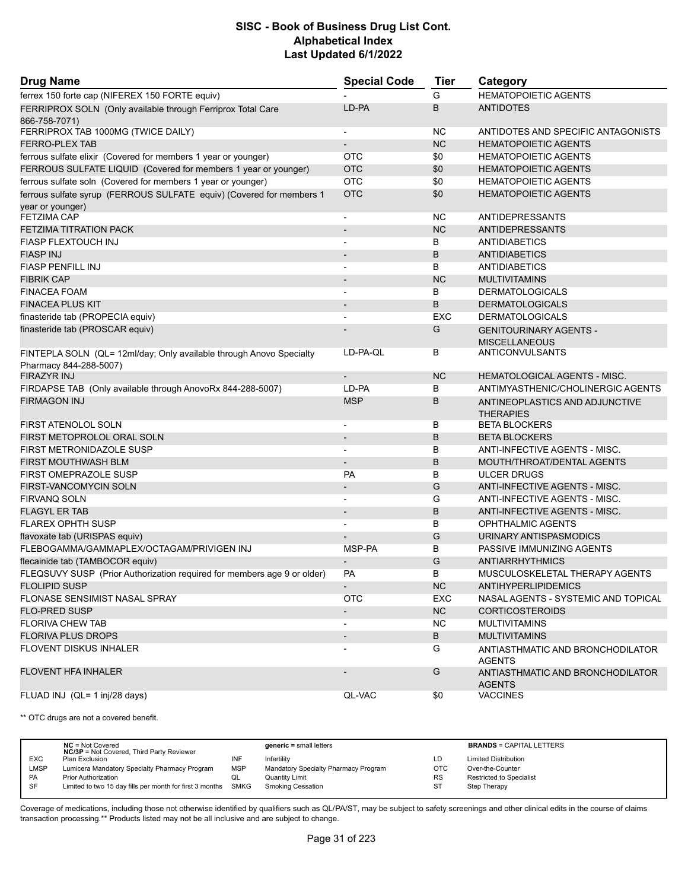| Drug Name | Special Code | Tier | Category |
|---|---|---|---|
| ferrex 150 forte cap (NIFEREX 150 FORTE equiv) | - | G | HEMATOPOIETIC AGENTS |
| FERRIPROX SOLN (Only available through Ferriprox Total Care 866-758-7071) | LD-PA | B | ANTIDOTES |
| FERRIPROX TAB 1000MG (TWICE DAILY) | - | NC | ANTIDOTES AND SPECIFIC ANTAGONISTS |
| FERRO-PLEX TAB | - | NC | HEMATOPOIETIC AGENTS |
| ferrous sulfate elixir (Covered for members 1 year or younger) | OTC | $0 | HEMATOPOIETIC AGENTS |
| FERROUS SULFATE LIQUID (Covered for members 1 year or younger) | OTC | $0 | HEMATOPOIETIC AGENTS |
| ferrous sulfate soln (Covered for members 1 year or younger) | OTC | $0 | HEMATOPOIETIC AGENTS |
| ferrous sulfate syrup (FERROUS SULFATE equiv) (Covered for members 1 year or younger) | OTC | $0 | HEMATOPOIETIC AGENTS |
| FETZIMA CAP | - | NC | ANTIDEPRESSANTS |
| FETZIMA TITRATION PACK | - | NC | ANTIDEPRESSANTS |
| FIASP FLEXTOUCH INJ | - | B | ANTIDIABETICS |
| FIASP INJ | - | B | ANTIDIABETICS |
| FIASP PENFILL INJ | - | B | ANTIDIABETICS |
| FIBRIK CAP | - | NC | MULTIVITAMINS |
| FINACEA FOAM | - | B | DERMATOLOGICALS |
| FINACEA PLUS KIT | - | B | DERMATOLOGICALS |
| finasteride tab (PROPECIA equiv) | - | EXC | DERMATOLOGICALS |
| finasteride tab (PROSCAR equiv) | - | G | GENITOURINARY AGENTS - MISCELLANEOUS |
| FINTEPLA SOLN (QL= 12ml/day; Only available through Anovo Specialty Pharmacy 844-288-5007) | LD-PA-QL | B | ANTICONVULSANTS |
| FIRAZYR INJ | - | NC | HEMATOLOGICAL AGENTS - MISC. |
| FIRDAPSE TAB (Only available through AnovoRx 844-288-5007) | LD-PA | B | ANTIMYASTHENIC/CHOLINERGIC AGENTS |
| FIRMAGON INJ | MSP | B | ANTINEOPLASTICS AND ADJUNCTIVE THERAPIES |
| FIRST ATENOLOL SOLN | - | B | BETA BLOCKERS |
| FIRST METOPROLOL ORAL SOLN | - | B | BETA BLOCKERS |
| FIRST METRONIDAZOLE SUSP | - | B | ANTI-INFECTIVE AGENTS - MISC. |
| FIRST MOUTHWASH BLM | - | B | MOUTH/THROAT/DENTAL AGENTS |
| FIRST OMEPRAZOLE SUSP | PA | B | ULCER DRUGS |
| FIRST-VANCOMYCIN SOLN | - | G | ANTI-INFECTIVE AGENTS - MISC. |
| FIRVANQ SOLN | - | G | ANTI-INFECTIVE AGENTS - MISC. |
| FLAGYL ER TAB | - | B | ANTI-INFECTIVE AGENTS - MISC. |
| FLAREX OPHTH SUSP | - | B | OPHTHALMIC AGENTS |
| flavoxate tab (URISPAS equiv) | - | G | URINARY ANTISPASMODICS |
| FLEBOGAMMA/GAMMAPLEX/OCTAGAM/PRIVIGEN INJ | MSP-PA | B | PASSIVE IMMUNIZING AGENTS |
| flecainide tab (TAMBOCOR equiv) | - | G | ANTIARRHYTHMICS |
| FLEQSUVY SUSP (Prior Authorization required for members age 9 or older) | PA | B | MUSCULOSKELETAL THERAPY AGENTS |
| FLOLIPID SUSP | - | NC | ANTIHYPERLIPIDEMICS |
| FLONASE SENSIMIST NASAL SPRAY | OTC | EXC | NASAL AGENTS - SYSTEMIC AND TOPICAL |
| FLO-PRED SUSP | - | NC | CORTICOSTEROIDS |
| FLORIVA CHEW TAB | - | NC | MULTIVITAMINS |
| FLORIVA PLUS DROPS | - | B | MULTIVITAMINS |
| FLOVENT DISKUS INHALER | - | G | ANTIASTHMATIC AND BRONCHODILATOR AGENTS |
| FLOVENT HFA INHALER | - | G | ANTIASTHMATIC AND BRONCHODILATOR AGENTS |
| FLUAD INJ (QL= 1 inj/28 days) | QL-VAC | $0 | VACCINES |

** OTC drugs are not a covered benefit.

| | | | | | |
|---|---|---|---|---|---|
| | **NC** = Not Covered<br>**NC/3P** = Not Covered, Third Party Reviewer | | **generic** = small letters | | **BRANDS** = CAPITAL LETTERS |
| EXC | Plan Exclusion | INF | Infertility | LD | Limited Distribution |
| LMSP | Lumicera Mandatory Specialty Pharmacy Program | MSP | Mandatory Specialty Pharmacy Program | OTC | Over-the-Counter |
| PA | Prior Authorization | QL | Quantity Limit | RS | Restricted to Specialist |
| SF | Limited to two 15 day fills per month for first 3 months | SMKG | Smoking Cessation | ST | Step Therapy |

Coverage of medications, including those not otherwise identified by qualifiers such as QL/PA/ST, may be subject to safety screenings and other clinical edits in the course of claims transaction processing.** Products listed may not be all inclusive and are subject to change.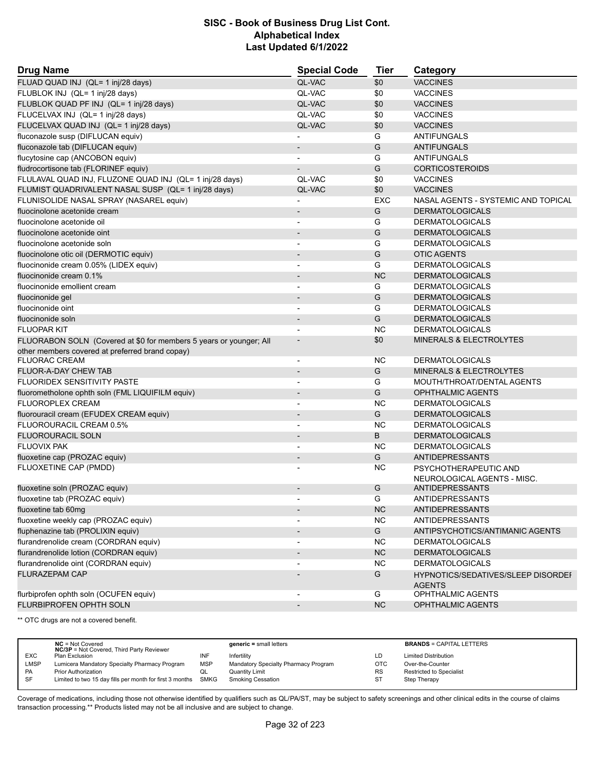## SISC - Book of Business Drug List Cont.
## Alphabetical Index
## Last Updated 6/1/2022

| Drug Name | Special Code | Tier | Category |
|---|---|---|---|
| FLUAD QUAD INJ (QL= 1 inj/28 days) | QL-VAC | $0 | VACCINES |
| FLUBLOK INJ (QL= 1 inj/28 days) | QL-VAC | $0 | VACCINES |
| FLUBLOK QUAD PF INJ (QL= 1 inj/28 days) | QL-VAC | $0 | VACCINES |
| FLUCELVAX INJ (QL= 1 inj/28 days) | QL-VAC | $0 | VACCINES |
| FLUCELVAX QUAD INJ (QL= 1 inj/28 days) | QL-VAC | $0 | VACCINES |
| fluconazole susp (DIFLUCAN equiv) | - | G | ANTIFUNGALS |
| fluconazole tab (DIFLUCAN equiv) | - | G | ANTIFUNGALS |
| flucytosine cap (ANCOBON equiv) | - | G | ANTIFUNGALS |
| fludrocortisone tab (FLORINEF equiv) | - | G | CORTICOSTEROIDS |
| FLULAVAL QUAD INJ, FLUZONE QUAD INJ (QL= 1 inj/28 days) | QL-VAC | $0 | VACCINES |
| FLUMIST QUADRIVALENT NASAL SUSP (QL= 1 inj/28 days) | QL-VAC | $0 | VACCINES |
| FLUNISOLIDE NASAL SPRAY (NASAREL equiv) | - | EXC | NASAL AGENTS - SYSTEMIC AND TOPICAL |
| fluocinolone acetonide cream | - | G | DERMATOLOGICALS |
| fluocinolone acetonide oil | - | G | DERMATOLOGICALS |
| fluocinolone acetonide oint | - | G | DERMATOLOGICALS |
| fluocinolone acetonide soln | - | G | DERMATOLOGICALS |
| fluocinolone otic oil (DERMOTIC equiv) | - | G | OTIC AGENTS |
| fluocinonide cream 0.05% (LIDEX equiv) | - | G | DERMATOLOGICALS |
| fluocinonide cream 0.1% | - | NC | DERMATOLOGICALS |
| fluocinonide emollient cream | - | G | DERMATOLOGICALS |
| fluocinonide gel | - | G | DERMATOLOGICALS |
| fluocinonide oint | - | G | DERMATOLOGICALS |
| fluocinonide soln | - | G | DERMATOLOGICALS |
| FLUOPAR KIT | - | NC | DERMATOLOGICALS |
| FLUORABON SOLN (Covered at $0 for members 5 years or younger; All other members covered at preferred brand copay) | - | $0 | MINERALS & ELECTROLYTES |
| FLUORAC CREAM | - | NC | DERMATOLOGICALS |
| FLUOR-A-DAY CHEW TAB | - | G | MINERALS & ELECTROLYTES |
| FLUORIDEX SENSITIVITY PASTE | - | G | MOUTH/THROAT/DENTAL AGENTS |
| fluorometholone ophth soln (FML LIQUIFILM equiv) | - | G | OPHTHALMIC AGENTS |
| FLUOROPLEX CREAM | - | NC | DERMATOLOGICALS |
| fluorouracil cream (EFUDEX CREAM equiv) | - | G | DERMATOLOGICALS |
| FLUOROURACIL CREAM 0.5% | - | NC | DERMATOLOGICALS |
| FLUOROURACIL SOLN | - | B | DERMATOLOGICALS |
| FLUOVIX PAK | - | NC | DERMATOLOGICALS |
| fluoxetine cap (PROZAC equiv) | - | G | ANTIDEPRESSANTS |
| FLUOXETINE CAP (PMDD) | - | NC | PSYCHOTHERAPEUTIC AND NEUROLOGICAL AGENTS - MISC. |
| fluoxetine soln (PROZAC equiv) | - | G | ANTIDEPRESSANTS |
| fluoxetine tab (PROZAC equiv) | - | G | ANTIDEPRESSANTS |
| fluoxetine tab 60mg | - | NC | ANTIDEPRESSANTS |
| fluoxetine weekly cap (PROZAC equiv) | - | NC | ANTIDEPRESSANTS |
| fluphenazine tab (PROLIXIN equiv) | - | G | ANTIPSYCHOTICS/ANTIMANIC AGENTS |
| flurandrenolide cream (CORDRAN equiv) | - | NC | DERMATOLOGICALS |
| flurandrenolide lotion (CORDRAN equiv) | - | NC | DERMATOLOGICALS |
| flurandrenolide oint (CORDRAN equiv) | - | NC | DERMATOLOGICALS |
| FLURAZEPAM CAP | - | G | HYPNOTICS/SEDATIVES/SLEEP DISORDER AGENTS |
| flurbiprofen ophth soln (OCUFEN equiv) | - | G | OPHTHALMIC AGENTS |
| FLURBIPROFEN OPHTH SOLN | - | NC | OPHTHALMIC AGENTS |

** OTC drugs are not a covered benefit.

| | | | | | |
|---|---|---|---|---|---|
| | **NC** = Not Covered **NC/3P** = Not Covered, Third Party Reviewer | | **generic** = small letters | | **BRANDS** = CAPITAL LETTERS |
| EXC | Plan Exclusion | INF | Infertility | LD | Limited Distribution |
| LMSP | Lumicera Mandatory Specialty Pharmacy Program | MSP | Mandatory Specialty Pharmacy Program | OTC | Over-the-Counter |
| PA | Prior Authorization | QL | Quantity Limit | RS | Restricted to Specialist |
| SF | Limited to two 15 day fills per month for first 3 months | SMKG | Smoking Cessation | ST | Step Therapy |

Coverage of medications, including those not otherwise identified by qualifiers such as QL/PA/ST, may be subject to safety screenings and other clinical edits in the course of claims transaction processing.** Products listed may not be all inclusive and are subject to change.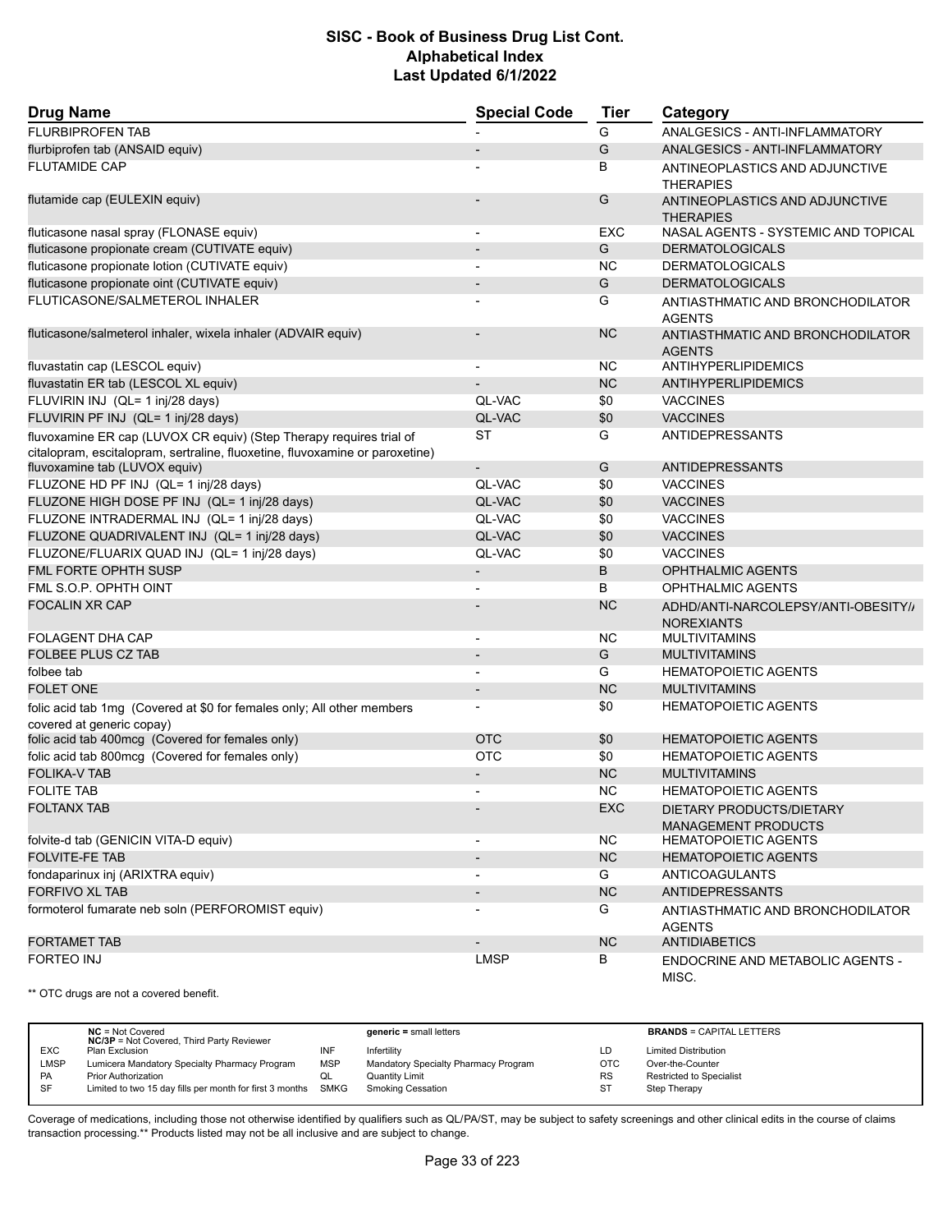# SISC - Book of Business Drug List Cont.
## Alphabetical Index
### Last Updated 6/1/2022

| Drug Name | Special Code | Tier | Category |
|---|---|---|---|
| FLURBIPROFEN TAB | - | G | ANALGESICS - ANTI-INFLAMMATORY |
| flurbiprofen tab (ANSAID equiv) | - | G | ANALGESICS - ANTI-INFLAMMATORY |
| FLUTAMIDE CAP | - | B | ANTINEOPLASTICS AND ADJUNCTIVE THERAPIES |
| flutamide cap (EULEXIN equiv) | - | G | ANTINEOPLASTICS AND ADJUNCTIVE THERAPIES |
| fluticasone nasal spray (FLONASE equiv) | - | EXC | NASAL AGENTS - SYSTEMIC AND TOPICAL |
| fluticasone propionate cream (CUTIVATE equiv) | - | G | DERMATOLOGICALS |
| fluticasone propionate lotion (CUTIVATE equiv) | - | NC | DERMATOLOGICALS |
| fluticasone propionate oint (CUTIVATE equiv) | - | G | DERMATOLOGICALS |
| FLUTICASONE/SALMETEROL INHALER | - | G | ANTIASTHMATIC AND BRONCHODILATOR AGENTS |
| fluticasone/salmeterol inhaler, wixela inhaler (ADVAIR equiv) | - | NC | ANTIASTHMATIC AND BRONCHODILATOR AGENTS |
| fluvastatin cap (LESCOL equiv) | - | NC | ANTIHYPERLIPIDEMICS |
| fluvastatin ER tab (LESCOL XL equiv) | - | NC | ANTIHYPERLIPIDEMICS |
| FLUVIRIN INJ (QL= 1 inj/28 days) | QL-VAC | $0 | VACCINES |
| FLUVIRIN PF INJ (QL= 1 inj/28 days) | QL-VAC | $0 | VACCINES |
| fluvoxamine ER cap (LUVOX CR equiv) (Step Therapy requires trial of citalopram, escitalopram, sertraline, fluoxetine, fluvoxamine or paroxetine) | ST | G | ANTIDEPRESSANTS |
| fluvoxamine tab (LUVOX equiv) | - | G | ANTIDEPRESSANTS |
| FLUZONE HD PF INJ (QL= 1 inj/28 days) | QL-VAC | $0 | VACCINES |
| FLUZONE HIGH DOSE PF INJ (QL= 1 inj/28 days) | QL-VAC | $0 | VACCINES |
| FLUZONE INTRADERMAL INJ (QL= 1 inj/28 days) | QL-VAC | $0 | VACCINES |
| FLUZONE QUADRIVALENT INJ (QL= 1 inj/28 days) | QL-VAC | $0 | VACCINES |
| FLUZONE/FLUARIX QUAD INJ (QL= 1 inj/28 days) | QL-VAC | $0 | VACCINES |
| FML FORTE OPHTH SUSP | - | B | OPHTHALMIC AGENTS |
| FML S.O.P. OPHTH OINT | - | B | OPHTHALMIC AGENTS |
| FOCALIN XR CAP | - | NC | ADHD/ANTI-NARCOLEPSY/ANTI-OBESITY/ANOREXIANTS |
| FOLAGENT DHA CAP | - | NC | MULTIVITAMINS |
| FOLBEE PLUS CZ TAB | - | G | MULTIVITAMINS |
| folbee tab | - | G | HEMATOPOIETIC AGENTS |
| FOLET ONE | - | NC | MULTIVITAMINS |
| folic acid tab 1mg (Covered at $0 for females only; All other members covered at generic copay) | - | $0 | HEMATOPOIETIC AGENTS |
| folic acid tab 400mcg (Covered for females only) | OTC | $0 | HEMATOPOIETIC AGENTS |
| folic acid tab 800mcg (Covered for females only) | OTC | $0 | HEMATOPOIETIC AGENTS |
| FOLIKA-V TAB | - | NC | MULTIVITAMINS |
| FOLITE TAB | - | NC | HEMATOPOIETIC AGENTS |
| FOLTANX TAB | - | EXC | DIETARY PRODUCTS/DIETARY MANAGEMENT PRODUCTS |
| folvite-d tab (GENICIN VITA-D equiv) | - | NC | HEMATOPOIETIC AGENTS |
| FOLVITE-FE TAB | - | NC | HEMATOPOIETIC AGENTS |
| fondaparinux inj (ARIXTRA equiv) | - | G | ANTICOAGULANTS |
| FORFIVO XL TAB | - | NC | ANTIDEPRESSANTS |
| formoterol fumarate neb soln (PERFOROMIST equiv) | - | G | ANTIASTHMATIC AND BRONCHODILATOR AGENTS |
| FORTAMET TAB | - | NC | ANTIDIABETICS |
| FORTEO INJ | LMSP | B | ENDOCRINE AND METABOLIC AGENTS - MISC. |

** OTC drugs are not a covered benefit.

| | | | | | |
|---|---|---|---|---|---|
| | **NC** = Not Covered; **NC/3P** = Not Covered, Third Party Reviewer | | **generic** = small letters | | **BRANDS** = CAPITAL LETTERS |
| EXC | Plan Exclusion | INF | Infertility | LD | Limited Distribution |
| LMSP | Lumicera Mandatory Specialty Pharmacy Program | MSP | Mandatory Specialty Pharmacy Program | OTC | Over-the-Counter |
| PA | Prior Authorization | QL | Quantity Limit | RS | Restricted to Specialist |
| SF | Limited to two 15 day fills per month for first 3 months | SMKG | Smoking Cessation | ST | Step Therapy |

Coverage of medications, including those not otherwise identified by qualifiers such as QL/PA/ST, may be subject to safety screenings and other clinical edits in the course of claims transaction processing.** Products listed may not be all inclusive and are subject to change.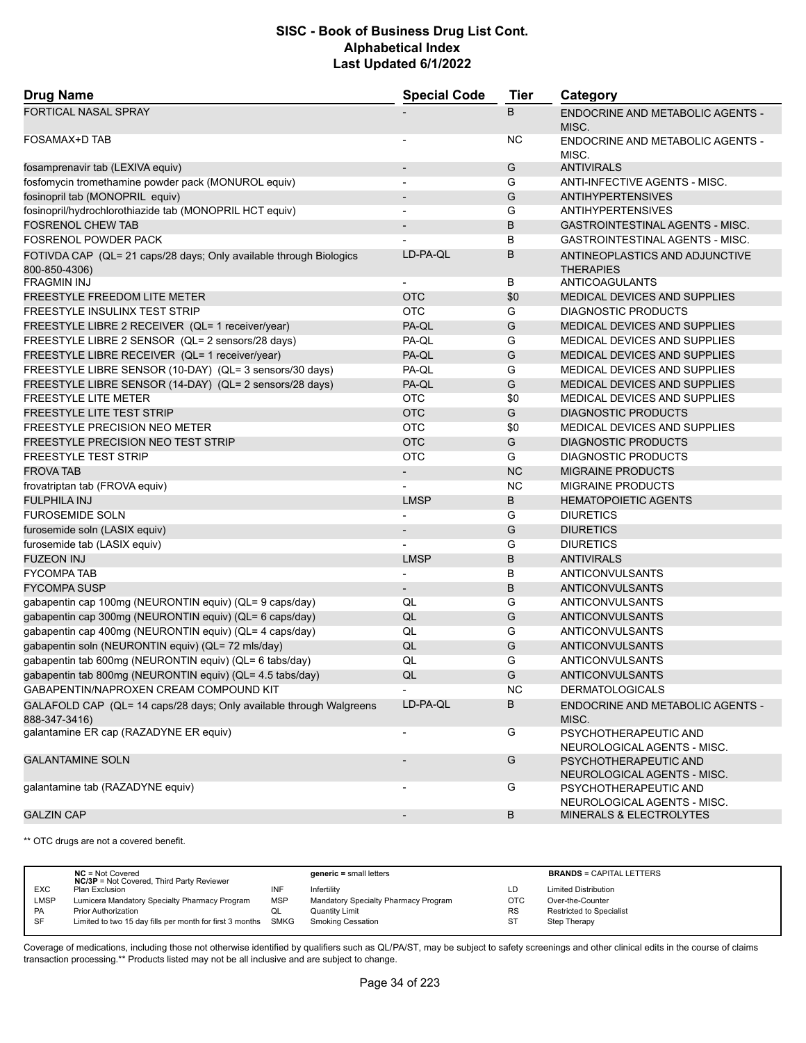# SISC - Book of Business Drug List Cont.
## Alphabetical Index
### Last Updated 6/1/2022

| Drug Name | Special Code | Tier | Category |
| --- | --- | --- | --- |
| FORTICAL NASAL SPRAY | - | B | ENDOCRINE AND METABOLIC AGENTS - MISC. |
| FOSAMAX+D TAB | - | NC | ENDOCRINE AND METABOLIC AGENTS - MISC. |
| fosamprenavir tab (LEXIVA equiv) | - | G | ANTIVIRALS |
| fosfomycin tromethamine powder pack (MONUROL equiv) | - | G | ANTI-INFECTIVE AGENTS - MISC. |
| fosinopril tab (MONOPRIL equiv) | - | G | ANTIHYPERTENSIVES |
| fosinopril/hydrochlorothiazide tab (MONOPRIL HCT equiv) | - | G | ANTIHYPERTENSIVES |
| FOSRENOL CHEW TAB | - | B | GASTROINTESTINAL AGENTS - MISC. |
| FOSRENOL POWDER PACK | - | B | GASTROINTESTINAL AGENTS - MISC. |
| FOTIVDA CAP (QL= 21 caps/28 days; Only available through Biologics 800-850-4306) | LD-PA-QL | B | ANTINEOPLASTICS AND ADJUNCTIVE THERAPIES |
| FRAGMIN INJ | - | B | ANTICOAGULANTS |
| FREESTYLE FREEDOM LITE METER | OTC | $0 | MEDICAL DEVICES AND SUPPLIES |
| FREESTYLE INSULINX TEST STRIP | OTC | G | DIAGNOSTIC PRODUCTS |
| FREESTYLE LIBRE 2 RECEIVER (QL= 1 receiver/year) | PA-QL | G | MEDICAL DEVICES AND SUPPLIES |
| FREESTYLE LIBRE 2 SENSOR (QL= 2 sensors/28 days) | PA-QL | G | MEDICAL DEVICES AND SUPPLIES |
| FREESTYLE LIBRE RECEIVER (QL= 1 receiver/year) | PA-QL | G | MEDICAL DEVICES AND SUPPLIES |
| FREESTYLE LIBRE SENSOR (10-DAY) (QL= 3 sensors/30 days) | PA-QL | G | MEDICAL DEVICES AND SUPPLIES |
| FREESTYLE LIBRE SENSOR (14-DAY) (QL= 2 sensors/28 days) | PA-QL | G | MEDICAL DEVICES AND SUPPLIES |
| FREESTYLE LITE METER | OTC | $0 | MEDICAL DEVICES AND SUPPLIES |
| FREESTYLE LITE TEST STRIP | OTC | G | DIAGNOSTIC PRODUCTS |
| FREESTYLE PRECISION NEO METER | OTC | $0 | MEDICAL DEVICES AND SUPPLIES |
| FREESTYLE PRECISION NEO TEST STRIP | OTC | G | DIAGNOSTIC PRODUCTS |
| FREESTYLE TEST STRIP | OTC | G | DIAGNOSTIC PRODUCTS |
| FROVA TAB | - | NC | MIGRAINE PRODUCTS |
| frovatriptan tab (FROVA equiv) | - | NC | MIGRAINE PRODUCTS |
| FULPHILA INJ | LMSP | B | HEMATOPOIETIC AGENTS |
| FUROSEMIDE SOLN | - | G | DIURETICS |
| furosemide soln (LASIX equiv) | - | G | DIURETICS |
| furosemide tab (LASIX equiv) | - | G | DIURETICS |
| FUZEON INJ | LMSP | B | ANTIVIRALS |
| FYCOMPA TAB | - | B | ANTICONVULSANTS |
| FYCOMPA SUSP | - | B | ANTICONVULSANTS |
| gabapentin cap 100mg (NEURONTIN equiv) (QL= 9 caps/day) | QL | G | ANTICONVULSANTS |
| gabapentin cap 300mg (NEURONTIN equiv) (QL= 6 caps/day) | QL | G | ANTICONVULSANTS |
| gabapentin cap 400mg (NEURONTIN equiv) (QL= 4 caps/day) | QL | G | ANTICONVULSANTS |
| gabapentin soln (NEURONTIN equiv) (QL= 72 mls/day) | QL | G | ANTICONVULSANTS |
| gabapentin tab 600mg (NEURONTIN equiv) (QL= 6 tabs/day) | QL | G | ANTICONVULSANTS |
| gabapentin tab 800mg (NEURONTIN equiv) (QL= 4.5 tabs/day) | QL | G | ANTICONVULSANTS |
| GABAPENTIN/NAPROXEN CREAM COMPOUND KIT | - | NC | DERMATOLOGICALS |
| GALAFOLD CAP (QL= 14 caps/28 days; Only available through Walgreens 888-347-3416) | LD-PA-QL | B | ENDOCRINE AND METABOLIC AGENTS - MISC. |
| galantamine ER cap (RAZADYNE ER equiv) | - | G | PSYCHOTHERAPEUTIC AND NEUROLOGICAL AGENTS - MISC. |
| GALANTAMINE SOLN | - | G | PSYCHOTHERAPEUTIC AND NEUROLOGICAL AGENTS - MISC. |
| galantamine tab (RAZADYNE equiv) | - | G | PSYCHOTHERAPEUTIC AND NEUROLOGICAL AGENTS - MISC. |
| GALZIN CAP | - | B | MINERALS & ELECTROLYTES |

** OTC drugs are not a covered benefit.

| | | | | | |
| --- | --- | --- | --- | --- | --- |
| | NC = Not Covered<br>NC/3P = Not Covered, Third Party Reviewer | | generic = small letters | | BRANDS = CAPITAL LETTERS |
| EXC | Plan Exclusion | INF | Infertility | LD | Limited Distribution |
| LMSP | Lumicera Mandatory Specialty Pharmacy Program | MSP | Mandatory Specialty Pharmacy Program | OTC | Over-the-Counter |
| PA | Prior Authorization | QL | Quantity Limit | RS | Restricted to Specialist |
| SF | Limited to two 15 day fills per month for first 3 months | SMKG | Smoking Cessation | ST | Step Therapy |

Coverage of medications, including those not otherwise identified by qualifiers such as QL/PA/ST, may be subject to safety screenings and other clinical edits in the course of claims transaction processing.** Products listed may not be all inclusive and are subject to change.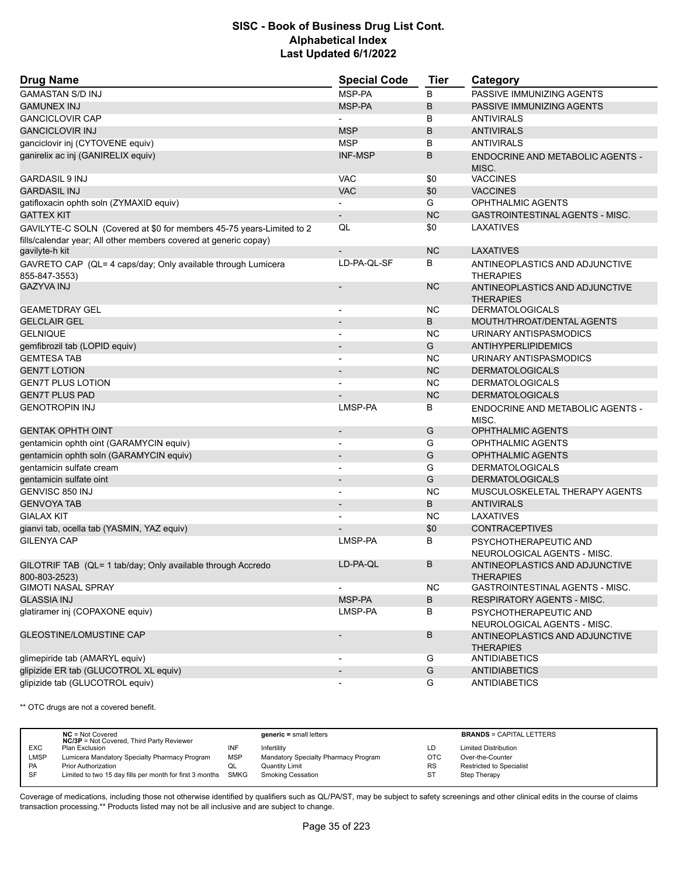| Drug Name | Special Code | Tier | Category |
|---|---|---|---|
| GAMASTAN S/D INJ | MSP-PA | B | PASSIVE IMMUNIZING AGENTS |
| GAMUNEX INJ | MSP-PA | B | PASSIVE IMMUNIZING AGENTS |
| GANCICLOVIR CAP | - | B | ANTIVIRALS |
| GANCICLOVIR INJ | MSP | B | ANTIVIRALS |
| ganciclovir inj (CYTOVENE equiv) | MSP | B | ANTIVIRALS |
| ganirelix ac inj (GANIRELIX equiv) | INF-MSP | B | ENDOCRINE AND METABOLIC AGENTS - MISC. |
| GARDASIL 9 INJ | VAC | $0 | VACCINES |
| GARDASIL INJ | VAC | $0 | VACCINES |
| gatifloxacin ophth soln (ZYMAXID equiv) | - | G | OPHTHALMIC AGENTS |
| GATTEX KIT | - | NC | GASTROINTESTINAL AGENTS - MISC. |
| GAVILYTE-C SOLN (Covered at $0 for members 45-75 years-Limited to 2 fills/calendar year; All other members covered at generic copay) | QL | $0 | LAXATIVES |
| gavilyte-h kit | - | NC | LAXATIVES |
| GAVRETO CAP (QL= 4 caps/day; Only available through Lumicera 855-847-3553) | LD-PA-QL-SF | B | ANTINEOPLASTICS AND ADJUNCTIVE THERAPIES |
| GAZYVA INJ | - | NC | ANTINEOPLASTICS AND ADJUNCTIVE THERAPIES |
| GEAMETDRAY GEL | - | NC | DERMATOLOGICALS |
| GELCLAIR GEL | - | B | MOUTH/THROAT/DENTAL AGENTS |
| GELNIQUE | - | NC | URINARY ANTISPASMODICS |
| gemfibrozil tab (LOPID equiv) | - | G | ANTIHYPERLIPIDEMICS |
| GEMTESA TAB | - | NC | URINARY ANTISPASMODICS |
| GEN7T LOTION | - | NC | DERMATOLOGICALS |
| GEN7T PLUS LOTION | - | NC | DERMATOLOGICALS |
| GEN7T PLUS PAD | - | NC | DERMATOLOGICALS |
| GENOTROPIN INJ | LMSP-PA | B | ENDOCRINE AND METABOLIC AGENTS - MISC. |
| GENTAK OPHTH OINT | - | G | OPHTHALMIC AGENTS |
| gentamicin ophth oint (GARAMYCIN equiv) | - | G | OPHTHALMIC AGENTS |
| gentamicin ophth soln (GARAMYCIN equiv) | - | G | OPHTHALMIC AGENTS |
| gentamicin sulfate cream | - | G | DERMATOLOGICALS |
| gentamicin sulfate oint | - | G | DERMATOLOGICALS |
| GENVISC 850 INJ | - | NC | MUSCULOSKELETAL THERAPY AGENTS |
| GENVOYA TAB | - | B | ANTIVIRALS |
| GIALAX KIT | - | NC | LAXATIVES |
| gianvi tab, ocella tab (YASMIN, YAZ equiv) | - | $0 | CONTRACEPTIVES |
| GILENYA CAP | LMSP-PA | B | PSYCHOTHERAPEUTIC AND NEUROLOGICAL AGENTS - MISC. |
| GILOTRIF TAB (QL= 1 tab/day; Only available through Accredo 800-803-2523) | LD-PA-QL | B | ANTINEOPLASTICS AND ADJUNCTIVE THERAPIES |
| GIMOTI NASAL SPRAY | - | NC | GASTROINTESTINAL AGENTS - MISC. |
| GLASSIA INJ | MSP-PA | B | RESPIRATORY AGENTS - MISC. |
| glatiramer inj (COPAXONE equiv) | LMSP-PA | B | PSYCHOTHERAPEUTIC AND NEUROLOGICAL AGENTS - MISC. |
| GLEOSTINE/LOMUSTINE CAP | - | B | ANTINEOPLASTICS AND ADJUNCTIVE THERAPIES |
| glimepiride tab (AMARYL equiv) | - | G | ANTIDIABETICS |
| glipizide ER tab (GLUCOTROL XL equiv) | - | G | ANTIDIABETICS |
| glipizide tab (GLUCOTROL equiv) | - | G | ANTIDIABETICS |

** OTC drugs are not a covered benefit.

| | | | | | |
|---|---|---|---|---|---|
| | **NC** = Not Covered; **NC/3P** = Not Covered, Third Party Reviewer | | **generic** = small letters | | **BRANDS** = CAPITAL LETTERS |
| EXC | Plan Exclusion | INF | Infertility | LD | Limited Distribution |
| LMSP | Lumicera Mandatory Specialty Pharmacy Program | MSP | Mandatory Specialty Pharmacy Program | OTC | Over-the-Counter |
| PA | Prior Authorization | QL | Quantity Limit | RS | Restricted to Specialist |
| SF | Limited to two 15 day fills per month for first 3 months | SMKG | Smoking Cessation | ST | Step Therapy |

Coverage of medications, including those not otherwise identified by qualifiers such as QL/PA/ST, may be subject to safety screenings and other clinical edits in the course of claims transaction processing.** Products listed may not be all inclusive and are subject to change.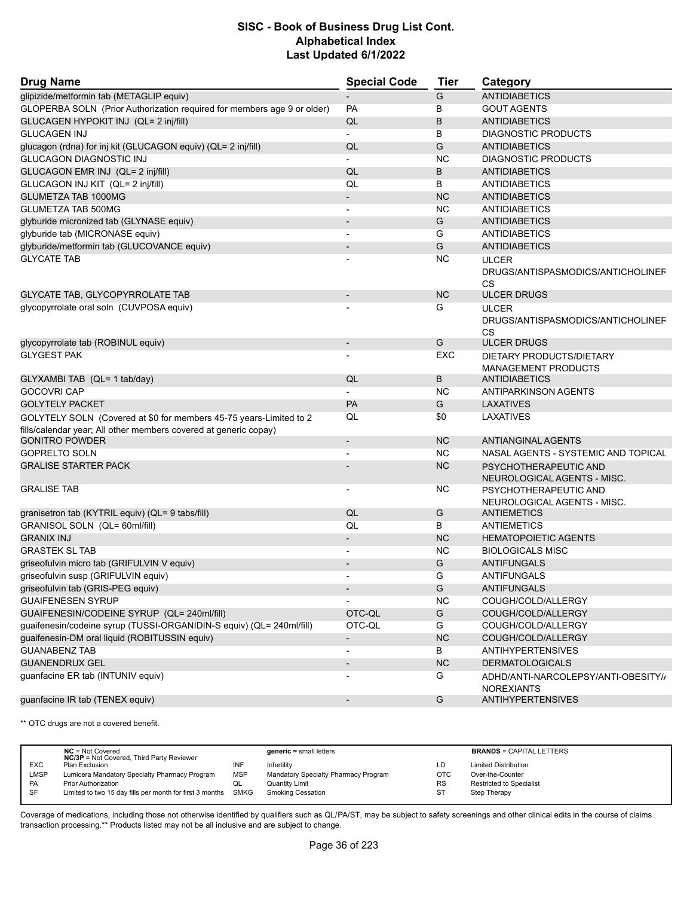## SISC - Book of Business Drug List Cont. Alphabetical Index Last Updated 6/1/2022

| Drug Name | Special Code | Tier | Category |
|---|---|---|---|
| glipizide/metformin tab (METAGLIP equiv) | - | G | ANTIDIABETICS |
| GLOPERBA SOLN (Prior Authorization required for members age 9 or older) | PA | B | GOUT AGENTS |
| GLUCAGEN HYPOKIT INJ (QL= 2 inj/fill) | QL | B | ANTIDIABETICS |
| GLUCAGEN INJ | - | B | DIAGNOSTIC PRODUCTS |
| glucagon (rdna) for inj kit (GLUCAGON equiv) (QL= 2 inj/fill) | QL | G | ANTIDIABETICS |
| GLUCAGON DIAGNOSTIC INJ | - | NC | DIAGNOSTIC PRODUCTS |
| GLUCAGON EMR INJ (QL= 2 inj/fill) | QL | B | ANTIDIABETICS |
| GLUCAGON INJ KIT (QL= 2 inj/fill) | QL | B | ANTIDIABETICS |
| GLUMETZA TAB 1000MG | - | NC | ANTIDIABETICS |
| GLUMETZA TAB 500MG | - | NC | ANTIDIABETICS |
| glyburide micronized tab (GLYNASE equiv) | - | G | ANTIDIABETICS |
| glyburide tab (MICRONASE equiv) | - | G | ANTIDIABETICS |
| glyburide/metformin tab (GLUCOVANCE equiv) | - | G | ANTIDIABETICS |
| GLYCATE TAB | - | NC | ULCER DRUGS/ANTISPASMODICS/ANTICHOLINERGICS |
| GLYCATE TAB, GLYCOPYRROLATE TAB | - | NC | ULCER DRUGS |
| glycopyrrolate oral soln (CUVPOSA equiv) | - | G | ULCER DRUGS/ANTISPASMODICS/ANTICHOLINERGICS |
| glycopyrrolate tab (ROBINUL equiv) | - | G | ULCER DRUGS |
| GLYGEST PAK | - | EXC | DIETARY PRODUCTS/DIETARY MANAGEMENT PRODUCTS |
| GLYXAMBI TAB (QL= 1 tab/day) | QL | B | ANTIDIABETICS |
| GOCOVRI CAP | - | NC | ANTIPARKINSON AGENTS |
| GOLYTELY PACKET | PA | G | LAXATIVES |
| GOLYTELY SOLN (Covered at $0 for members 45-75 years-Limited to 2 fills/calendar year; All other members covered at generic copay) | QL | $0 | LAXATIVES |
| GONITRO POWDER | - | NC | ANTIANGINAL AGENTS |
| GOPRELTO SOLN | - | NC | NASAL AGENTS - SYSTEMIC AND TOPICAL |
| GRALISE STARTER PACK | - | NC | PSYCHOTHERAPEUTIC AND NEUROLOGICAL AGENTS - MISC. |
| GRALISE TAB | - | NC | PSYCHOTHERAPEUTIC AND NEUROLOGICAL AGENTS - MISC. |
| granisetron tab (KYTRIL equiv) (QL= 9 tabs/fill) | QL | G | ANTIEMETICS |
| GRANISOL SOLN (QL= 60ml/fill) | QL | B | ANTIEMETICS |
| GRANIX INJ | - | NC | HEMATOPOIETIC AGENTS |
| GRASTEK SL TAB | - | NC | BIOLOGICALS MISC |
| griseofulvin micro tab (GRIFULVIN V equiv) | - | G | ANTIFUNGALS |
| griseofulvin susp (GRIFULVIN equiv) | - | G | ANTIFUNGALS |
| griseofulvin tab (GRIS-PEG equiv) | - | G | ANTIFUNGALS |
| GUAIFENESEN SYRUP | - | NC | COUGH/COLD/ALLERGY |
| GUAIFENESIN/CODEINE SYRUP (QL= 240ml/fill) | OTC-QL | G | COUGH/COLD/ALLERGY |
| guaifenesin/codeine syrup (TUSSI-ORGANIDIN-S equiv) (QL= 240ml/fill) | OTC-QL | G | COUGH/COLD/ALLERGY |
| guaifenesin-DM oral liquid (ROBITUSSIN equiv) | - | NC | COUGH/COLD/ALLERGY |
| GUANABENZ TAB | - | B | ANTIHYPERTENSIVES |
| GUANENDRUX GEL | - | NC | DERMATOLOGICALS |
| guanfacine ER tab (INTUNIV equiv) | - | G | ADHD/ANTI-NARCOLEPSY/ANTI-OBESITY/ANOREXIANTS |
| guanfacine IR tab (TENEX equiv) | - | G | ANTIHYPERTENSIVES |

** OTC drugs are not a covered benefit.

| | | | | | | |
|---|---|---|---|---|---|---|
| | **NC** = Not Covered<br>**NC/3P** = Not Covered, Third Party Reviewer | | **generic** = small letters | | **BRANDS** = CAPITAL LETTERS |
| EXC | Plan Exclusion | INF | Infertility | LD | Limited Distribution |
| LMSP | Lumicera Mandatory Specialty Pharmacy Program | MSP | Mandatory Specialty Pharmacy Program | OTC | Over-the-Counter |
| PA | Prior Authorization | QL | Quantity Limit | RS | Restricted to Specialist |
| SF | Limited to two 15 day fills per month for first 3 months | SMKG | Smoking Cessation | ST | Step Therapy |

Coverage of medications, including those not otherwise identified by qualifiers such as QL/PA/ST, may be subject to safety screenings and other clinical edits in the course of claims transaction processing.** Products listed may not be all inclusive and are subject to change.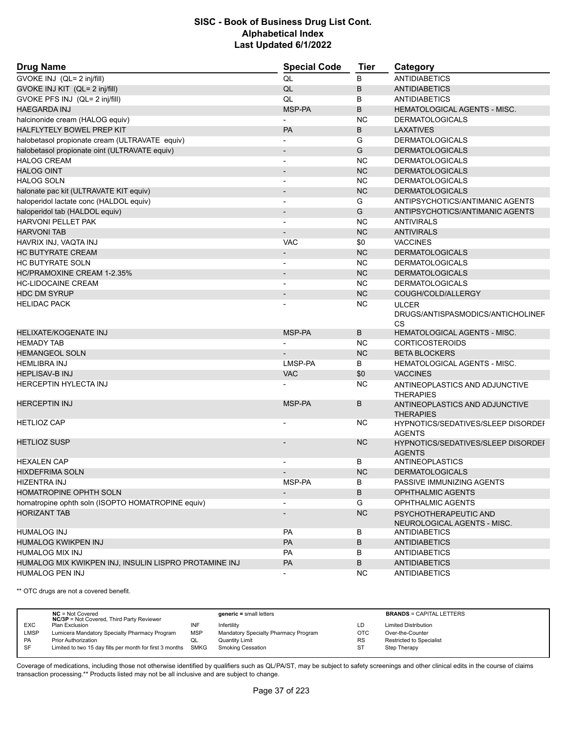# SISC - Book of Business Drug List Cont.
## Alphabetical Index
### Last Updated 6/1/2022

| Drug Name | Special Code | Tier | Category |
|---|---|---|---|
| GVOKE INJ (QL= 2 inj/fill) | QL | B | ANTIDIABETICS |
| GVOKE INJ KIT (QL= 2 inj/fill) | QL | B | ANTIDIABETICS |
| GVOKE PFS INJ (QL= 2 inj/fill) | QL | B | ANTIDIABETICS |
| HAEGARDA INJ | MSP-PA | B | HEMATOLOGICAL AGENTS - MISC. |
| halcinonide cream (HALOG equiv) | - | NC | DERMATOLOGICALS |
| HALFLYTELY BOWEL PREP KIT | PA | B | LAXATIVES |
| halobetasol propionate cream (ULTRAVATE equiv) | - | G | DERMATOLOGICALS |
| halobetasol propionate oint (ULTRAVATE equiv) | - | G | DERMATOLOGICALS |
| HALOG CREAM | - | NC | DERMATOLOGICALS |
| HALOG OINT | - | NC | DERMATOLOGICALS |
| HALOG SOLN | - | NC | DERMATOLOGICALS |
| halonate pac kit (ULTRAVATE KIT equiv) | - | NC | DERMATOLOGICALS |
| haloperidol lactate conc (HALDOL equiv) | - | G | ANTIPSYCHOTICS/ANTIMANIC AGENTS |
| haloperidol tab (HALDOL equiv) | - | G | ANTIPSYCHOTICS/ANTIMANIC AGENTS |
| HARVONI PELLET PAK | - | NC | ANTIVIRALS |
| HARVONI TAB | - | NC | ANTIVIRALS |
| HAVRIX INJ, VAQTA INJ | VAC | $0 | VACCINES |
| HC BUTYRATE CREAM | - | NC | DERMATOLOGICALS |
| HC BUTYRATE SOLN | - | NC | DERMATOLOGICALS |
| HC/PRAMOXINE CREAM 1-2.35% | - | NC | DERMATOLOGICALS |
| HC-LIDOCAINE CREAM | - | NC | DERMATOLOGICALS |
| HDC DM SYRUP | - | NC | COUGH/COLD/ALLERGY |
| HELIDAC PACK | - | NC | ULCER DRUGS/ANTISPASMODICS/ANTICHOLINERGICS |
| HELIXATE/KOGENATE INJ | MSP-PA | B | HEMATOLOGICAL AGENTS - MISC. |
| HEMADY TAB | - | NC | CORTICOSTEROIDS |
| HEMANGEOL SOLN | - | NC | BETA BLOCKERS |
| HEMLIBRA INJ | LMSP-PA | B | HEMATOLOGICAL AGENTS - MISC. |
| HEPLISAV-B INJ | VAC | $0 | VACCINES |
| HERCEPTIN HYLECTA INJ | - | NC | ANTINEOPLASTICS AND ADJUNCTIVE THERAPIES |
| HERCEPTIN INJ | MSP-PA | B | ANTINEOPLASTICS AND ADJUNCTIVE THERAPIES |
| HETLIOZ CAP | - | NC | HYPNOTICS/SEDATIVES/SLEEP DISORDER AGENTS |
| HETLIOZ SUSP | - | NC | HYPNOTICS/SEDATIVES/SLEEP DISORDER AGENTS |
| HEXALEN CAP | - | B | ANTINEOPLASTICS |
| HIXDEFRIMA SOLN | - | NC | DERMATOLOGICALS |
| HIZENTRA INJ | MSP-PA | B | PASSIVE IMMUNIZING AGENTS |
| HOMATROPINE OPHTH SOLN | - | B | OPHTHALMIC AGENTS |
| homatropine ophth soln (ISOPTO HOMATROPINE equiv) | - | G | OPHTHALMIC AGENTS |
| HORIZANT TAB | - | NC | PSYCHOTHERAPEUTIC AND NEUROLOGICAL AGENTS - MISC. |
| HUMALOG INJ | PA | B | ANTIDIABETICS |
| HUMALOG KWIKPEN INJ | PA | B | ANTIDIABETICS |
| HUMALOG MIX INJ | PA | B | ANTIDIABETICS |
| HUMALOG MIX KWIKPEN INJ, INSULIN LISPRO PROTAMINE INJ | PA | B | ANTIDIABETICS |
| HUMALOG PEN INJ | - | NC | ANTIDIABETICS |

** OTC drugs are not a covered benefit.

| | | | | | |
|---|---|---|---|---|---|
| | **NC** = Not Covered<br>**NC/3P** = Not Covered, Third Party Reviewer | | **generic** = small letters | | **BRANDS** = CAPITAL LETTERS |
| EXC | Plan Exclusion | INF | Infertility | LD | Limited Distribution |
| LMSP | Lumicera Mandatory Specialty Pharmacy Program | MSP | Mandatory Specialty Pharmacy Program | OTC | Over-the-Counter |
| PA | Prior Authorization | QL | Quantity Limit | RS | Restricted to Specialist |
| SF | Limited to two 15 day fills per month for first 3 months | SMKG | Smoking Cessation | ST | Step Therapy |

Coverage of medications, including those not otherwise identified by qualifiers such as QL/PA/ST, may be subject to safety screenings and other clinical edits in the course of claims transaction processing.** Products listed may not be all inclusive and are subject to change.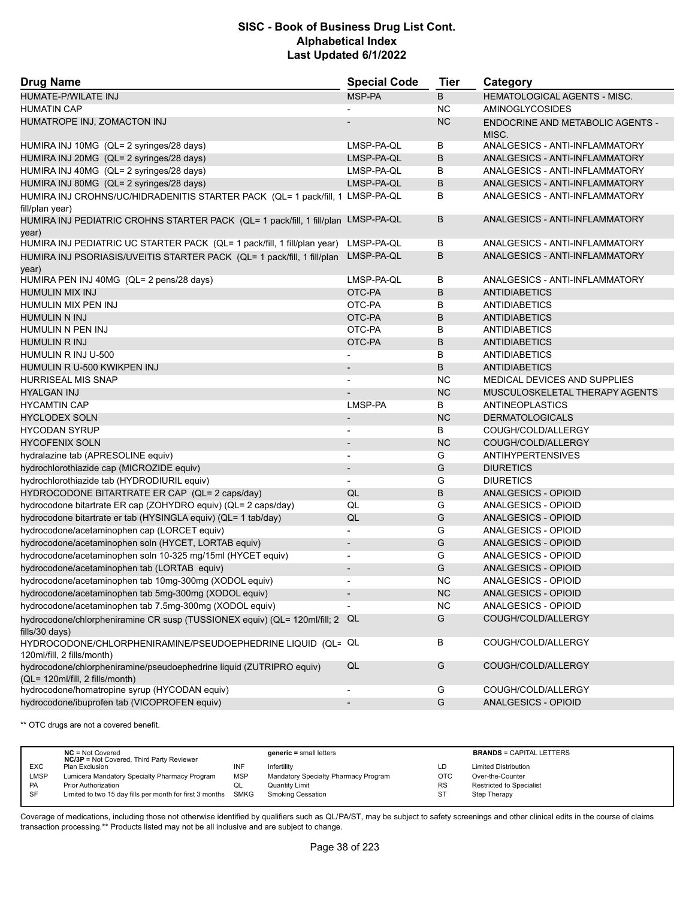# SISC - Book of Business Drug List Cont.
## Alphabetical Index
### Last Updated 6/1/2022

| Drug Name | Special Code | Tier | Category |
|---|---|---|---|
| HUMATE-P/WILATE INJ | MSP-PA | B | HEMATOLOGICAL AGENTS - MISC. |
| HUMATIN CAP | - | NC | AMINOGLYCOSIDES |
| HUMATROPE INJ, ZOMACTON INJ | - | NC | ENDOCRINE AND METABOLIC AGENTS - MISC. |
| HUMIRA INJ 10MG (QL= 2 syringes/28 days) | LMSP-PA-QL | B | ANALGESICS - ANTI-INFLAMMATORY |
| HUMIRA INJ 20MG (QL= 2 syringes/28 days) | LMSP-PA-QL | B | ANALGESICS - ANTI-INFLAMMATORY |
| HUMIRA INJ 40MG (QL= 2 syringes/28 days) | LMSP-PA-QL | B | ANALGESICS - ANTI-INFLAMMATORY |
| HUMIRA INJ 80MG (QL= 2 syringes/28 days) | LMSP-PA-QL | B | ANALGESICS - ANTI-INFLAMMATORY |
| HUMIRA INJ CROHNS/UC/HIDRADENITIS STARTER PACK (QL= 1 pack/fill, 1 fill/plan year) | LMSP-PA-QL | B | ANALGESICS - ANTI-INFLAMMATORY |
| HUMIRA INJ PEDIATRIC CROHNS STARTER PACK (QL= 1 pack/fill, 1 fill/plan year) | LMSP-PA-QL | B | ANALGESICS - ANTI-INFLAMMATORY |
| HUMIRA INJ PEDIATRIC UC STARTER PACK (QL= 1 pack/fill, 1 fill/plan year) | LMSP-PA-QL | B | ANALGESICS - ANTI-INFLAMMATORY |
| HUMIRA INJ PSORIASIS/UVEITIS STARTER PACK (QL= 1 pack/fill, 1 fill/plan year) | LMSP-PA-QL | B | ANALGESICS - ANTI-INFLAMMATORY |
| HUMIRA PEN INJ 40MG (QL= 2 pens/28 days) | LMSP-PA-QL | B | ANALGESICS - ANTI-INFLAMMATORY |
| HUMULIN MIX INJ | OTC-PA | B | ANTIDIABETICS |
| HUMULIN MIX PEN INJ | OTC-PA | B | ANTIDIABETICS |
| HUMULIN N INJ | OTC-PA | B | ANTIDIABETICS |
| HUMULIN N PEN INJ | OTC-PA | B | ANTIDIABETICS |
| HUMULIN R INJ | OTC-PA | B | ANTIDIABETICS |
| HUMULIN R INJ U-500 | - | B | ANTIDIABETICS |
| HUMULIN R U-500 KWIKPEN INJ | - | B | ANTIDIABETICS |
| HURRISEAL MIS SNAP | - | NC | MEDICAL DEVICES AND SUPPLIES |
| HYALGAN INJ | - | NC | MUSCULOSKELETAL THERAPY AGENTS |
| HYCAMTIN CAP | LMSP-PA | B | ANTINEOPLASTICS |
| HYCLODEX SOLN | - | NC | DERMATOLOGICALS |
| HYCODAN SYRUP | - | B | COUGH/COLD/ALLERGY |
| HYCOFENIX SOLN | - | NC | COUGH/COLD/ALLERGY |
| hydralazine tab (APRESOLINE equiv) | - | G | ANTIHYPERTENSIVES |
| hydrochlorothiazide cap (MICROZIDE equiv) | - | G | DIURETICS |
| hydrochlorothiazide tab (HYDRODIURIL equiv) | - | G | DIURETICS |
| HYDROCODONE BITARTRATE ER CAP (QL= 2 caps/day) | QL | B | ANALGESICS - OPIOID |
| hydrocodone bitartrate ER cap (ZOHYDRO equiv) (QL= 2 caps/day) | QL | G | ANALGESICS - OPIOID |
| hydrocodone bitartrate er tab (HYSINGLA equiv) (QL= 1 tab/day) | QL | G | ANALGESICS - OPIOID |
| hydrocodone/acetaminophen cap (LORCET equiv) | - | G | ANALGESICS - OPIOID |
| hydrocodone/acetaminophen soln (HYCET, LORTAB equiv) | - | G | ANALGESICS - OPIOID |
| hydrocodone/acetaminophen soln 10-325 mg/15ml (HYCET equiv) | - | G | ANALGESICS - OPIOID |
| hydrocodone/acetaminophen tab (LORTAB equiv) | - | G | ANALGESICS - OPIOID |
| hydrocodone/acetaminophen tab 10mg-300mg (XODOL equiv) | - | NC | ANALGESICS - OPIOID |
| hydrocodone/acetaminophen tab 5mg-300mg (XODOL equiv) | - | NC | ANALGESICS - OPIOID |
| hydrocodone/acetaminophen tab 7.5mg-300mg (XODOL equiv) | - | NC | ANALGESICS - OPIOID |
| hydrocodone/chlorpheniramine CR susp (TUSSIONEX equiv) (QL= 120ml/fill; 2 fills/30 days) | QL | G | COUGH/COLD/ALLERGY |
| HYDROCODONE/CHLORPHENIRAMINE/PSEUDOEPHEDRINE LIQUID (QL= 120ml/fill, 2 fills/month) | QL | B | COUGH/COLD/ALLERGY |
| hydrocodone/chlorpheniramine/pseudoephedrine liquid (ZUTRIPRO equiv) (QL= 120ml/fill, 2 fills/month) | QL | G | COUGH/COLD/ALLERGY |
| hydrocodone/homatropine syrup (HYCODAN equiv) | - | G | COUGH/COLD/ALLERGY |
| hydrocodone/ibuprofen tab (VICOPROFEN equiv) | - | G | ANALGESICS - OPIOID |

** OTC drugs are not a covered benefit.

| | | | | | |
|---|---|---|---|---|---|
| | **NC** = Not Covered<br>**NC/3P** = Not Covered, Third Party Reviewer | | **generic** = small letters | | **BRANDS** = CAPITAL LETTERS |
| EXC | Plan Exclusion | INF | Infertility | LD | Limited Distribution |
| LMSP | Lumicera Mandatory Specialty Pharmacy Program | MSP | Mandatory Specialty Pharmacy Program | OTC | Over-the-Counter |
| PA | Prior Authorization | QL | Quantity Limit | RS | Restricted to Specialist |
| SF | Limited to two 15 day fills per month for first 3 months | SMKG | Smoking Cessation | ST | Step Therapy |

Coverage of medications, including those not otherwise identified by qualifiers such as QL/PA/ST, may be subject to safety screenings and other clinical edits in the course of claims transaction processing.** Products listed may not be all inclusive and are subject to change.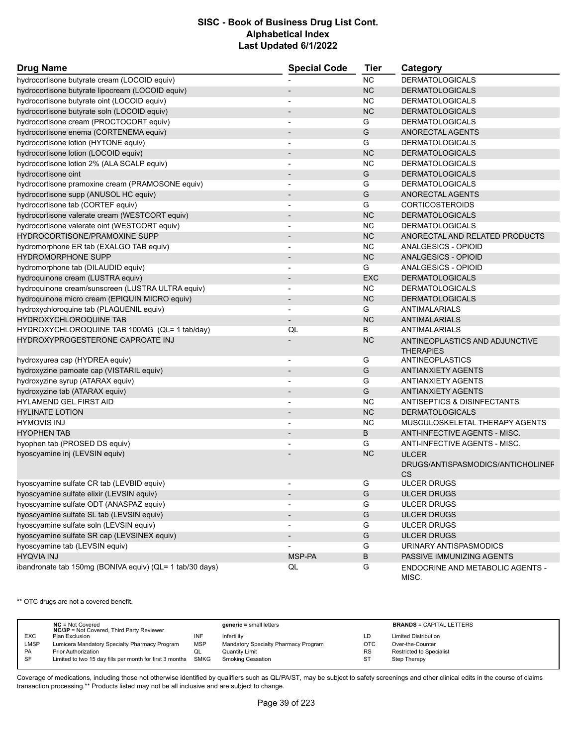# SISC - Book of Business Drug List Cont.
## Alphabetical Index
### Last Updated 6/1/2022

| Drug Name | Special Code | Tier | Category |
|---|---|---|---|
| hydrocortisone butyrate cream (LOCOID equiv) | - | NC | DERMATOLOGICALS |
| hydrocortisone butyrate lipocream (LOCOID equiv) | - | NC | DERMATOLOGICALS |
| hydrocortisone butyrate oint (LOCOID equiv) | - | NC | DERMATOLOGICALS |
| hydrocortisone butyrate soln (LOCOID equiv) | - | NC | DERMATOLOGICALS |
| hydrocortisone cream (PROCTOCORT equiv) | - | G | DERMATOLOGICALS |
| hydrocortisone enema (CORTENEMA equiv) | - | G | ANORECTAL AGENTS |
| hydrocortisone lotion (HYTONE equiv) | - | G | DERMATOLOGICALS |
| hydrocortisone lotion (LOCOID equiv) | - | NC | DERMATOLOGICALS |
| hydrocortisone lotion 2% (ALA SCALP equiv) | - | NC | DERMATOLOGICALS |
| hydrocortisone oint | - | G | DERMATOLOGICALS |
| hydrocortisone pramoxine cream (PRAMOSONE equiv) | - | G | DERMATOLOGICALS |
| hydrocortisone supp (ANUSOL HC equiv) | - | G | ANORECTAL AGENTS |
| hydrocortisone tab (CORTEF equiv) | - | G | CORTICOSTEROIDS |
| hydrocortisone valerate cream (WESTCORT equiv) | - | NC | DERMATOLOGICALS |
| hydrocortisone valerate oint (WESTCORT equiv) | - | NC | DERMATOLOGICALS |
| HYDROCORTISONE/PRAMOXINE SUPP | - | NC | ANORECTAL AND RELATED PRODUCTS |
| hydromorphone ER tab (EXALGO TAB equiv) | - | NC | ANALGESICS - OPIOID |
| HYDROMORPHONE SUPP | - | NC | ANALGESICS - OPIOID |
| hydromorphone tab (DILAUDID equiv) | - | G | ANALGESICS - OPIOID |
| hydroquinone cream (LUSTRA equiv) | - | EXC | DERMATOLOGICALS |
| hydroquinone cream/sunscreen (LUSTRA ULTRA equiv) | - | NC | DERMATOLOGICALS |
| hydroquinone micro cream (EPIQUIN MICRO equiv) | - | NC | DERMATOLOGICALS |
| hydroxychloroquine tab (PLAQUENIL equiv) | - | G | ANTIMALARIALS |
| HYDROXYCHLOROQUINE TAB | - | NC | ANTIMALARIALS |
| HYDROXYCHLOROQUINE TAB 100MG (QL= 1 tab/day) | QL | B | ANTIMALARIALS |
| HYDROXYPROGESTERONE CAPROATE INJ | - | NC | ANTINEOPLASTICS AND ADJUNCTIVE THERAPIES |
| hydroxyurea cap (HYDREA equiv) | - | G | ANTINEOPLASTICS |
| hydroxyzine pamoate cap (VISTARIL equiv) | - | G | ANTIANXIETY AGENTS |
| hydroxyzine syrup (ATARAX equiv) | - | G | ANTIANXIETY AGENTS |
| hydroxyzine tab (ATARAX equiv) | - | G | ANTIANXIETY AGENTS |
| HYLAMEND GEL FIRST AID | - | NC | ANTISEPTICS & DISINFECTANTS |
| HYLINATE LOTION | - | NC | DERMATOLOGICALS |
| HYMOVIS INJ | - | NC | MUSCULOSKELETAL THERAPY AGENTS |
| HYOPHEN TAB | - | B | ANTI-INFECTIVE AGENTS - MISC. |
| hyophen tab (PROSED DS equiv) | - | G | ANTI-INFECTIVE AGENTS - MISC. |
| hyoscyamine inj (LEVSIN equiv) | - | NC | ULCER DRUGS/ANTISPASMODICS/ANTICHOLINERGICS |
| hyoscyamine sulfate CR tab (LEVBID equiv) | - | G | ULCER DRUGS |
| hyoscyamine sulfate elixir (LEVSIN equiv) | - | G | ULCER DRUGS |
| hyoscyamine sulfate ODT (ANASPAZ equiv) | - | G | ULCER DRUGS |
| hyoscyamine sulfate SL tab (LEVSIN equiv) | - | G | ULCER DRUGS |
| hyoscyamine sulfate soln (LEVSIN equiv) | - | G | ULCER DRUGS |
| hyoscyamine sulfate SR cap (LEVSINEX equiv) | - | G | ULCER DRUGS |
| hyoscyamine tab (LEVSIN equiv) | - | G | URINARY ANTISPASMODICS |
| HYQVIA INJ | MSP-PA | B | PASSIVE IMMUNIZING AGENTS |
| ibandronate tab 150mg (BONIVA equiv) (QL= 1 tab/30 days) | QL | G | ENDOCRINE AND METABOLIC AGENTS - MISC. |

** OTC drugs are not a covered benefit.

| | | | | | |
|---|---|---|---|---|---|
| | **NC** = Not Covered<br>**NC/3P** = Not Covered, Third Party Reviewer | | **generic** = small letters | | **BRANDS** = CAPITAL LETTERS |
| EXC | Plan Exclusion | INF | Infertility | LD | Limited Distribution |
| LMSP | Lumicera Mandatory Specialty Pharmacy Program | MSP | Mandatory Specialty Pharmacy Program | OTC | Over-the-Counter |
| PA | Prior Authorization | QL | Quantity Limit | RS | Restricted to Specialist |
| SF | Limited to two 15 day fills per month for first 3 months | SMKG | Smoking Cessation | ST | Step Therapy |

Coverage of medications, including those not otherwise identified by qualifiers such as QL/PA/ST, may be subject to safety screenings and other clinical edits in the course of claims transaction processing.** Products listed may not be all inclusive and are subject to change.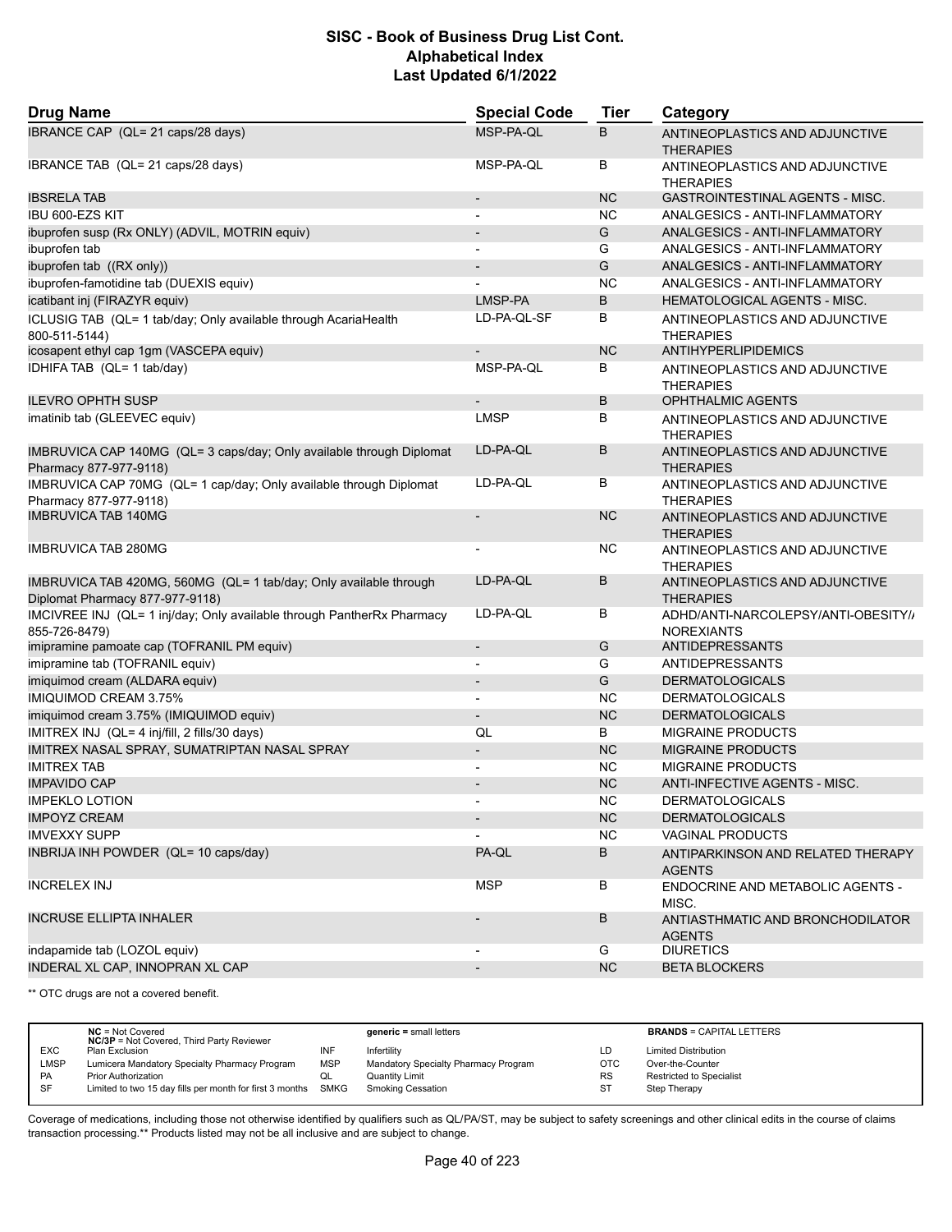# SISC - Book of Business Drug List Cont.
# Alphabetical Index
# Last Updated 6/1/2022

| Drug Name | Special Code | Tier | Category |
|---|---|---|---|
| IBRANCE CAP (QL= 21 caps/28 days) | MSP-PA-QL | B | ANTINEOPLASTICS AND ADJUNCTIVE THERAPIES |
| IBRANCE TAB (QL= 21 caps/28 days) | MSP-PA-QL | B | ANTINEOPLASTICS AND ADJUNCTIVE THERAPIES |
| IBSRELA TAB | - | NC | GASTROINTESTINAL AGENTS - MISC. |
| IBU 600-EZS KIT | - | NC | ANALGESICS - ANTI-INFLAMMATORY |
| ibuprofen susp (Rx ONLY) (ADVIL, MOTRIN equiv) | - | G | ANALGESICS - ANTI-INFLAMMATORY |
| ibuprofen tab | - | G | ANALGESICS - ANTI-INFLAMMATORY |
| ibuprofen tab ((RX only)) | - | G | ANALGESICS - ANTI-INFLAMMATORY |
| ibuprofen-famotidine tab (DUEXIS equiv) | - | NC | ANALGESICS - ANTI-INFLAMMATORY |
| icatibant inj (FIRAZYR equiv) | LMSP-PA | B | HEMATOLOGICAL AGENTS - MISC. |
| ICLUSIG TAB (QL= 1 tab/day; Only available through AcariaHealth 800-511-5144) | LD-PA-QL-SF | B | ANTINEOPLASTICS AND ADJUNCTIVE THERAPIES |
| icosapent ethyl cap 1gm (VASCEPA equiv) | - | NC | ANTIHYPERLIPIDEMICS |
| IDHIFA TAB (QL= 1 tab/day) | MSP-PA-QL | B | ANTINEOPLASTICS AND ADJUNCTIVE THERAPIES |
| ILEVRO OPHTH SUSP | - | B | OPHTHALMIC AGENTS |
| imatinib tab (GLEEVEC equiv) | LMSP | B | ANTINEOPLASTICS AND ADJUNCTIVE THERAPIES |
| IMBRUVICA CAP 140MG (QL= 3 caps/day; Only available through Diplomat Pharmacy 877-977-9118) | LD-PA-QL | B | ANTINEOPLASTICS AND ADJUNCTIVE THERAPIES |
| IMBRUVICA CAP 70MG (QL= 1 cap/day; Only available through Diplomat Pharmacy 877-977-9118) | LD-PA-QL | B | ANTINEOPLASTICS AND ADJUNCTIVE THERAPIES |
| IMBRUVICA TAB 140MG | - | NC | ANTINEOPLASTICS AND ADJUNCTIVE THERAPIES |
| IMBRUVICA TAB 280MG | - | NC | ANTINEOPLASTICS AND ADJUNCTIVE THERAPIES |
| IMBRUVICA TAB 420MG, 560MG (QL= 1 tab/day; Only available through Diplomat Pharmacy 877-977-9118) | LD-PA-QL | B | ANTINEOPLASTICS AND ADJUNCTIVE THERAPIES |
| IMCIVREE INJ (QL= 1 inj/day; Only available through PantherRx Pharmacy 855-726-8479) | LD-PA-QL | B | ADHD/ANTI-NARCOLEPSY/ANTI-OBESITY/ANOREXIANTS |
| imipramine pamoate cap (TOFRANIL PM equiv) | - | G | ANTIDEPRESSANTS |
| imipramine tab (TOFRANIL equiv) | - | G | ANTIDEPRESSANTS |
| imiquimod cream (ALDARA equiv) | - | G | DERMATOLOGICALS |
| IMIQUIMOD CREAM 3.75% | - | NC | DERMATOLOGICALS |
| imiquimod cream 3.75% (IMIQUIMOD equiv) | - | NC | DERMATOLOGICALS |
| IMITREX INJ (QL= 4 inj/fill, 2 fills/30 days) | QL | B | MIGRAINE PRODUCTS |
| IMITREX NASAL SPRAY, SUMATRIPTAN NASAL SPRAY | - | NC | MIGRAINE PRODUCTS |
| IMITREX TAB | - | NC | MIGRAINE PRODUCTS |
| IMPAVIDO CAP | - | NC | ANTI-INFECTIVE AGENTS - MISC. |
| IMPEKLO LOTION | - | NC | DERMATOLOGICALS |
| IMPOYZ CREAM | - | NC | DERMATOLOGICALS |
| IMVEXXY SUPP | - | NC | VAGINAL PRODUCTS |
| INBRIJA INH POWDER (QL= 10 caps/day) | PA-QL | B | ANTIPARKINSON AND RELATED THERAPY AGENTS |
| INCRELEX INJ | MSP | B | ENDOCRINE AND METABOLIC AGENTS - MISC. |
| INCRUSE ELLIPTA INHALER | - | B | ANTIASTHMATIC AND BRONCHODILATOR AGENTS |
| indapamide tab (LOZOL equiv) | - | G | DIURETICS |
| INDERAL XL CAP, INNOPRAN XL CAP | - | NC | BETA BLOCKERS |

** OTC drugs are not a covered benefit.

| | | | | | | |
|---|---|---|---|---|---|---|
| | **NC** = Not Covered<br>**NC/3P** = Not Covered, Third Party Reviewer | | **generic =** small letters | | **BRANDS** = CAPITAL LETTERS | |
| EXC | Plan Exclusion | INF | Infertility | LD | Limited Distribution |
| LMSP | Lumicera Mandatory Specialty Pharmacy Program | MSP | Mandatory Specialty Pharmacy Program | OTC | Over-the-Counter |
| PA | Prior Authorization | QL | Quantity Limit | RS | Restricted to Specialist |
| SF | Limited to two 15 day fills per month for first 3 months | SMKG | Smoking Cessation | ST | Step Therapy |

Coverage of medications, including those not otherwise identified by qualifiers such as QL/PA/ST, may be subject to safety screenings and other clinical edits in the course of claims transaction processing.** Products listed may not be all inclusive and are subject to change.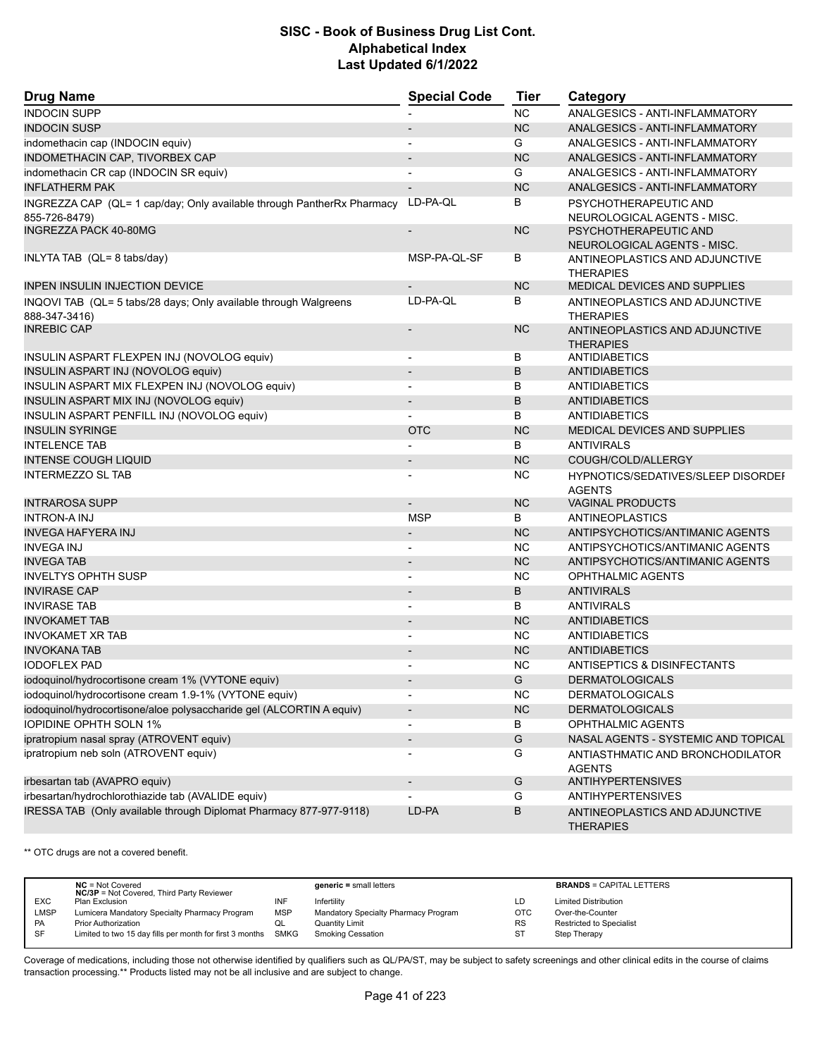# SISC - Book of Business Drug List Cont.
## Alphabetical Index
### Last Updated 6/1/2022

| Drug Name | Special Code | Tier | Category |
|---|---|---|---|
| INDOCIN SUPP | - | NC | ANALGESICS - ANTI-INFLAMMATORY |
| INDOCIN SUSP | - | NC | ANALGESICS - ANTI-INFLAMMATORY |
| indomethacin cap (INDOCIN equiv) | - | G | ANALGESICS - ANTI-INFLAMMATORY |
| INDOMETHACIN CAP, TIVORBEX CAP | - | NC | ANALGESICS - ANTI-INFLAMMATORY |
| indomethacin CR cap (INDOCIN SR equiv) | - | G | ANALGESICS - ANTI-INFLAMMATORY |
| INFLATHERM PAK | - | NC | ANALGESICS - ANTI-INFLAMMATORY |
| INGREZZA CAP (QL= 1 cap/day; Only available through PantherRx Pharmacy 855-726-8479) | LD-PA-QL | B | PSYCHOTHERAPEUTIC AND NEUROLOGICAL AGENTS - MISC. |
| INGREZZA PACK 40-80MG | - | NC | PSYCHOTHERAPEUTIC AND NEUROLOGICAL AGENTS - MISC. |
| INLYTA TAB (QL= 8 tabs/day) | MSP-PA-QL-SF | B | ANTINEOPLASTICS AND ADJUNCTIVE THERAPIES |
| INPEN INSULIN INJECTION DEVICE | - | NC | MEDICAL DEVICES AND SUPPLIES |
| INQOVI TAB (QL= 5 tabs/28 days; Only available through Walgreens 888-347-3416) | LD-PA-QL | B | ANTINEOPLASTICS AND ADJUNCTIVE THERAPIES |
| INREBIC CAP | - | NC | ANTINEOPLASTICS AND ADJUNCTIVE THERAPIES |
| INSULIN ASPART FLEXPEN INJ (NOVOLOG equiv) | - | B | ANTIDIABETICS |
| INSULIN ASPART INJ (NOVOLOG equiv) | - | B | ANTIDIABETICS |
| INSULIN ASPART MIX FLEXPEN INJ (NOVOLOG equiv) | - | B | ANTIDIABETICS |
| INSULIN ASPART MIX INJ (NOVOLOG equiv) | - | B | ANTIDIABETICS |
| INSULIN ASPART PENFILL INJ (NOVOLOG equiv) | - | B | ANTIDIABETICS |
| INSULIN SYRINGE | OTC | NC | MEDICAL DEVICES AND SUPPLIES |
| INTELENCE TAB | - | B | ANTIVIRALS |
| INTENSE COUGH LIQUID | - | NC | COUGH/COLD/ALLERGY |
| INTERMEZZO SL TAB | - | NC | HYPNOTICS/SEDATIVES/SLEEP DISORDER AGENTS |
| INTRAROSA SUPP | - | NC | VAGINAL PRODUCTS |
| INTRON-A INJ | MSP | B | ANTINEOPLASTICS |
| INVEGA HAFYERA INJ | - | NC | ANTIPSYCHOTICS/ANTIMANIC AGENTS |
| INVEGA INJ | - | NC | ANTIPSYCHOTICS/ANTIMANIC AGENTS |
| INVEGA TAB | - | NC | ANTIPSYCHOTICS/ANTIMANIC AGENTS |
| INVELTYS OPHTH SUSP | - | NC | OPHTHALMIC AGENTS |
| INVIRASE CAP | - | B | ANTIVIRALS |
| INVIRASE TAB | - | B | ANTIVIRALS |
| INVOKAMET TAB | - | NC | ANTIDIABETICS |
| INVOKAMET XR TAB | - | NC | ANTIDIABETICS |
| INVOKANA TAB | - | NC | ANTIDIABETICS |
| IODOFLEX PAD | - | NC | ANTISEPTICS & DISINFECTANTS |
| iodoquinol/hydrocortisone cream 1% (VYTONE equiv) | - | G | DERMATOLOGICALS |
| iodoquinol/hydrocortisone cream 1.9-1% (VYTONE equiv) | - | NC | DERMATOLOGICALS |
| iodoquinol/hydrocortisone/aloe polysaccharide gel (ALCORTIN A equiv) | - | NC | DERMATOLOGICALS |
| IOPIDINE OPHTH SOLN 1% | - | B | OPHTHALMIC AGENTS |
| ipratropium nasal spray (ATROVENT equiv) | - | G | NASAL AGENTS - SYSTEMIC AND TOPICAL |
| ipratropium neb soln (ATROVENT equiv) | - | G | ANTIASTHMATIC AND BRONCHODILATOR AGENTS |
| irbesartan tab (AVAPRO equiv) | - | G | ANTIHYPERTENSIVES |
| irbesartan/hydrochlorothiazide tab (AVALIDE equiv) | - | G | ANTIHYPERTENSIVES |
| IRESSA TAB (Only available through Diplomat Pharmacy 877-977-9118) | LD-PA | B | ANTINEOPLASTICS AND ADJUNCTIVE THERAPIES |

** OTC drugs are not a covered benefit.

| | | | | | | |
|---|---|---|---|---|---|---|
| | **NC** = Not Covered<br>**NC/3P** = Not Covered, Third Party Reviewer | | **generic** = small letters | | **BRANDS** = CAPITAL LETTERS |
| EXC | Plan Exclusion | INF | Infertility | LD | Limited Distribution |
| LMSP | Lumicera Mandatory Specialty Pharmacy Program | MSP | Mandatory Specialty Pharmacy Program | OTC | Over-the-Counter |
| PA | Prior Authorization | QL | Quantity Limit | RS | Restricted to Specialist |
| SF | Limited to two 15 day fills per month for first 3 months | SMKG | Smoking Cessation | ST | Step Therapy |

Coverage of medications, including those not otherwise identified by qualifiers such as QL/PA/ST, may be subject to safety screenings and other clinical edits in the course of claims transaction processing.** Products listed may not be all inclusive and are subject to change.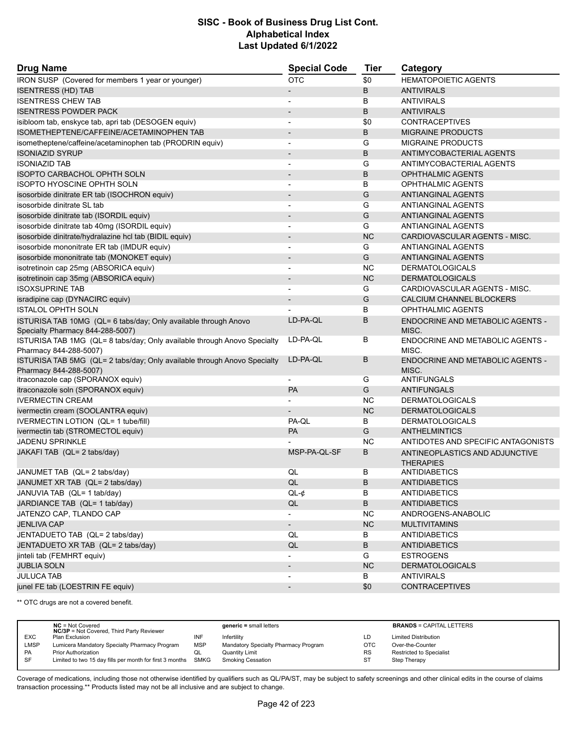# SISC - Book of Business Drug List Cont.
## Alphabetical Index
### Last Updated 6/1/2022

| Drug Name | Special Code | Tier | Category |
|---|---|---|---|
| IRON SUSP (Covered for members 1 year or younger) | OTC | $0 | HEMATOPOIETIC AGENTS |
| ISENTRESS (HD) TAB | - | B | ANTIVIRALS |
| ISENTRESS CHEW TAB | - | B | ANTIVIRALS |
| ISENTRESS POWDER PACK | - | B | ANTIVIRALS |
| isibloom tab, enskyce tab, apri tab (DESOGEN equiv) | - | $0 | CONTRACEPTIVES |
| ISOMETHEPTENE/CAFFEINE/ACETAMINOPHEN TAB | - | B | MIGRAINE PRODUCTS |
| isometheptene/caffeine/acetaminophen tab (PRODRIN equiv) | - | G | MIGRAINE PRODUCTS |
| ISONIAZID SYRUP | - | B | ANTIMYCOBACTERIAL AGENTS |
| ISONIAZID TAB | - | G | ANTIMYCOBACTERIAL AGENTS |
| ISOPTO CARBACHOL OPHTH SOLN | - | B | OPHTHALMIC AGENTS |
| ISOPTO HYOSCINE OPHTH SOLN | - | B | OPHTHALMIC AGENTS |
| isosorbide dinitrate ER tab (ISOCHRON equiv) | - | G | ANTIANGINAL AGENTS |
| isosorbide dinitrate SL tab | - | G | ANTIANGINAL AGENTS |
| isosorbide dinitrate tab (ISORDIL equiv) | - | G | ANTIANGINAL AGENTS |
| isosorbide dinitrate tab 40mg (ISORDIL equiv) | - | G | ANTIANGINAL AGENTS |
| isosorbide dinitrate/hydralazine hcl tab (BIDIL equiv) | - | NC | CARDIOVASCULAR AGENTS - MISC. |
| isosorbide mononitrate ER tab (IMDUR equiv) | - | G | ANTIANGINAL AGENTS |
| isosorbide mononitrate tab (MONOKET equiv) | - | G | ANTIANGINAL AGENTS |
| isotretinoin cap 25mg (ABSORICA equiv) | - | NC | DERMATOLOGICALS |
| isotretinoin cap 35mg (ABSORICA equiv) | - | NC | DERMATOLOGICALS |
| ISOXSUPRINE TAB | - | G | CARDIOVASCULAR AGENTS - MISC. |
| isradipine cap (DYNACIRC equiv) | - | G | CALCIUM CHANNEL BLOCKERS |
| ISTALOL OPHTH SOLN | - | B | OPHTHALMIC AGENTS |
| ISTURISA TAB 10MG (QL= 6 tabs/day; Only available through Anovo Specialty Pharmacy 844-288-5007) | LD-PA-QL | B | ENDOCRINE AND METABOLIC AGENTS - MISC. |
| ISTURISA TAB 1MG (QL= 8 tabs/day; Only available through Anovo Specialty Pharmacy 844-288-5007) | LD-PA-QL | B | ENDOCRINE AND METABOLIC AGENTS - MISC. |
| ISTURISA TAB 5MG (QL= 2 tabs/day; Only available through Anovo Specialty Pharmacy 844-288-5007) | LD-PA-QL | B | ENDOCRINE AND METABOLIC AGENTS - MISC. |
| itraconazole cap (SPORANOX equiv) | - | G | ANTIFUNGALS |
| itraconazole soln (SPORANOX equiv) | PA | G | ANTIFUNGALS |
| IVERMECTIN CREAM | - | NC | DERMATOLOGICALS |
| ivermectin cream (SOOLANTRA equiv) | - | NC | DERMATOLOGICALS |
| IVERMECTIN LOTION (QL= 1 tube/fill) | PA-QL | B | DERMATOLOGICALS |
| ivermectin tab (STROMECTOL equiv) | PA | G | ANTHELMINTICS |
| JADENU SPRINKLE | - | NC | ANTIDOTES AND SPECIFIC ANTAGONISTS |
| JAKAFI TAB (QL= 2 tabs/day) | MSP-PA-QL-SF | B | ANTINEOPLASTICS AND ADJUNCTIVE THERAPIES |
| JANUMET TAB (QL= 2 tabs/day) | QL | B | ANTIDIABETICS |
| JANUMET XR TAB (QL= 2 tabs/day) | QL | B | ANTIDIABETICS |
| JANUVIA TAB (QL= 1 tab/day) | QL-¢ | B | ANTIDIABETICS |
| JARDIANCE TAB (QL= 1 tab/day) | QL | B | ANTIDIABETICS |
| JATENZO CAP, TLANDO CAP | - | NC | ANDROGENS-ANABOLIC |
| JENLIVA CAP | - | NC | MULTIVITAMINS |
| JENTADUETO TAB (QL= 2 tabs/day) | QL | B | ANTIDIABETICS |
| JENTADUETO XR TAB (QL= 2 tabs/day) | QL | B | ANTIDIABETICS |
| jinteli tab (FEMHRT equiv) | - | G | ESTROGENS |
| JUBLIA SOLN | - | NC | DERMATOLOGICALS |
| JULUCA TAB | - | B | ANTIVIRALS |
| junel FE tab (LOESTRIN FE equiv) | - | $0 | CONTRACEPTIVES |

** OTC drugs are not a covered benefit.

| | | | | | |
|---|---|---|---|---|---|
| | **NC** = Not Covered<br>**NC/3P** = Not Covered, Third Party Reviewer | | **generic** = small letters | | **BRANDS** = CAPITAL LETTERS |
| EXC | Plan Exclusion | INF | Infertility | LD | Limited Distribution |
| LMSP | Lumicera Mandatory Specialty Pharmacy Program | MSP | Mandatory Specialty Pharmacy Program | OTC | Over-the-Counter |
| PA | Prior Authorization | QL | Quantity Limit | RS | Restricted to Specialist |
| SF | Limited to two 15 day fills per month for first 3 months | SMKG | Smoking Cessation | ST | Step Therapy |

Coverage of medications, including those not otherwise identified by qualifiers such as QL/PA/ST, may be subject to safety screenings and other clinical edits in the course of claims transaction processing.** Products listed may not be all inclusive and are subject to change.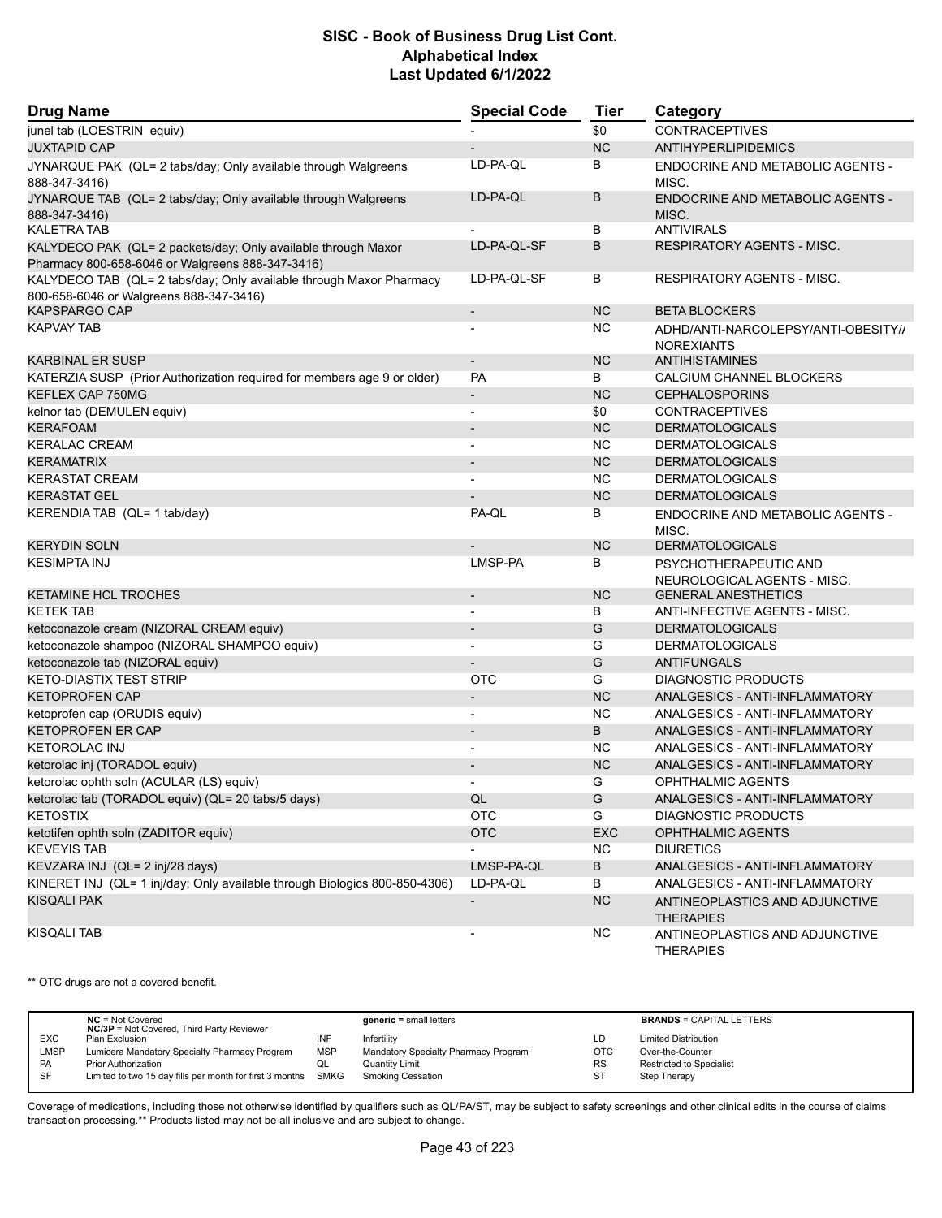# SISC - Book of Business Drug List Cont.
## Alphabetical Index
### Last Updated 6/1/2022

| Drug Name | Special Code | Tier | Category |
|---|---|---|---|
| junel tab (LOESTRIN equiv) | - | $0 | CONTRACEPTIVES |
| JUXTAPID CAP | - | NC | ANTIHYPERLIPIDEMICS |
| JYNARQUE PAK (QL= 2 tabs/day; Only available through Walgreens 888-347-3416) | LD-PA-QL | B | ENDOCRINE AND METABOLIC AGENTS - MISC. |
| JYNARQUE TAB (QL= 2 tabs/day; Only available through Walgreens 888-347-3416) | LD-PA-QL | B | ENDOCRINE AND METABOLIC AGENTS - MISC. |
| KALETRA TAB | - | B | ANTIVIRALS |
| KALYDECO PAK (QL= 2 packets/day; Only available through Maxor Pharmacy 800-658-6046 or Walgreens 888-347-3416) | LD-PA-QL-SF | B | RESPIRATORY AGENTS - MISC. |
| KALYDECO TAB (QL= 2 tabs/day; Only available through Maxor Pharmacy 800-658-6046 or Walgreens 888-347-3416) | LD-PA-QL-SF | B | RESPIRATORY AGENTS - MISC. |
| KAPSPARGO CAP | - | NC | BETA BLOCKERS |
| KAPVAY TAB | - | NC | ADHD/ANTI-NARCOLEPSY/ANTI-OBESITY/ANOREXIANTS |
| KARBINAL ER SUSP | - | NC | ANTIHISTAMINES |
| KATERZIA SUSP (Prior Authorization required for members age 9 or older) | PA | B | CALCIUM CHANNEL BLOCKERS |
| KEFLEX CAP 750MG | - | NC | CEPHALOSPORINS |
| kelnor tab (DEMULEN equiv) | - | $0 | CONTRACEPTIVES |
| KERAFOAM | - | NC | DERMATOLOGICALS |
| KERALAC CREAM | - | NC | DERMATOLOGICALS |
| KERAMATRIX | - | NC | DERMATOLOGICALS |
| KERASTAT CREAM | - | NC | DERMATOLOGICALS |
| KERASTAT GEL | - | NC | DERMATOLOGICALS |
| KERENDIA TAB (QL= 1 tab/day) | PA-QL | B | ENDOCRINE AND METABOLIC AGENTS - MISC. |
| KERYDIN SOLN | - | NC | DERMATOLOGICALS |
| KESIMPTA INJ | LMSP-PA | B | PSYCHOTHERAPEUTIC AND NEUROLOGICAL AGENTS - MISC. |
| KETAMINE HCL TROCHES | - | NC | GENERAL ANESTHETICS |
| KETEK TAB | - | B | ANTI-INFECTIVE AGENTS - MISC. |
| ketoconazole cream (NIZORAL CREAM equiv) | - | G | DERMATOLOGICALS |
| ketoconazole shampoo (NIZORAL SHAMPOO equiv) | - | G | DERMATOLOGICALS |
| ketoconazole tab (NIZORAL equiv) | - | G | ANTIFUNGALS |
| KETO-DIASTIX TEST STRIP | OTC | G | DIAGNOSTIC PRODUCTS |
| KETOPROFEN CAP | - | NC | ANALGESICS - ANTI-INFLAMMATORY |
| ketoprofen cap (ORUDIS equiv) | - | NC | ANALGESICS - ANTI-INFLAMMATORY |
| KETOPROFEN ER CAP | - | B | ANALGESICS - ANTI-INFLAMMATORY |
| KETOROLAC INJ | - | NC | ANALGESICS - ANTI-INFLAMMATORY |
| ketorolac inj (TORADOL equiv) | - | NC | ANALGESICS - ANTI-INFLAMMATORY |
| ketorolac ophth soln (ACULAR (LS) equiv) | - | G | OPHTHALMIC AGENTS |
| ketorolac tab (TORADOL equiv) (QL= 20 tabs/5 days) | QL | G | ANALGESICS - ANTI-INFLAMMATORY |
| KETOSTIX | OTC | G | DIAGNOSTIC PRODUCTS |
| ketotifen ophth soln (ZADITOR equiv) | OTC | EXC | OPHTHALMIC AGENTS |
| KEVEYIS TAB | - | NC | DIURETICS |
| KEVZARA INJ (QL= 2 inj/28 days) | LMSP-PA-QL | B | ANALGESICS - ANTI-INFLAMMATORY |
| KINERET INJ (QL= 1 inj/day; Only available through Biologics 800-850-4306) | LD-PA-QL | B | ANALGESICS - ANTI-INFLAMMATORY |
| KISQALI PAK | - | NC | ANTINEOPLASTICS AND ADJUNCTIVE THERAPIES |
| KISQALI TAB | - | NC | ANTINEOPLASTICS AND ADJUNCTIVE THERAPIES |

** OTC drugs are not a covered benefit.

| | | | | | |
|---|---|---|---|---|---|
| | **NC** = Not Covered<br>**NC/3P** = Not Covered, Third Party Reviewer | | **generic** = small letters | | **BRANDS** = CAPITAL LETTERS |
| EXC | Plan Exclusion | INF | Infertility | LD | Limited Distribution |
| LMSP | Lumicera Mandatory Specialty Pharmacy Program | MSP | Mandatory Specialty Pharmacy Program | OTC | Over-the-Counter |
| PA | Prior Authorization | QL | Quantity Limit | RS | Restricted to Specialist |
| SF | Limited to two 15 day fills per month for first 3 months | SMKG | Smoking Cessation | ST | Step Therapy |

Coverage of medications, including those not otherwise identified by qualifiers such as QL/PA/ST, may be subject to safety screenings and other clinical edits in the course of claims transaction processing.** Products listed may not be all inclusive and are subject to change.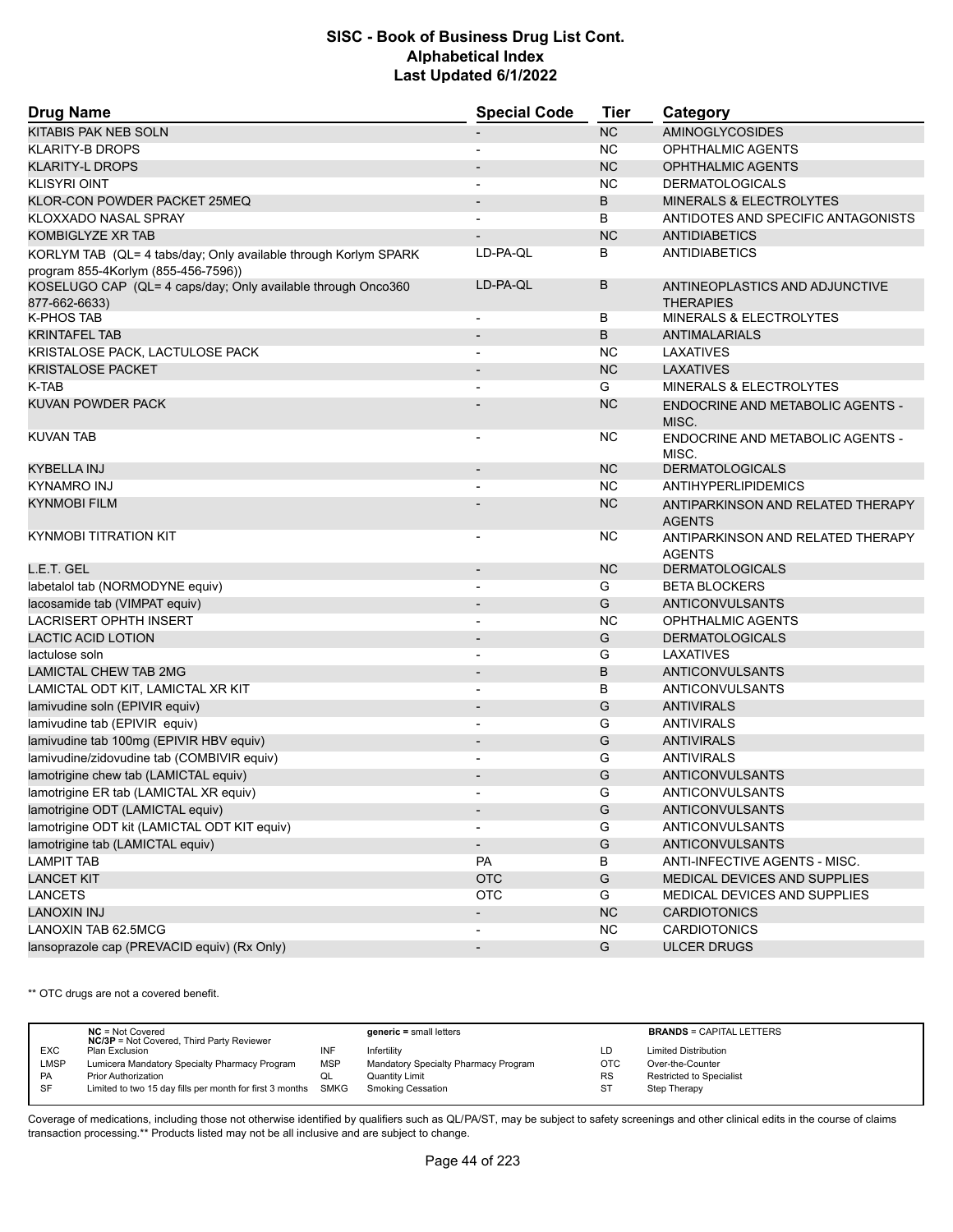# SISC - Book of Business Drug List Cont.
## Alphabetical Index
### Last Updated 6/1/2022

| Drug Name | Special Code | Tier | Category |
|---|---|---|---|
| KITABIS PAK NEB SOLN | - | NC | AMINOGLYCOSIDES |
| KLARITY-B DROPS | - | NC | OPHTHALMIC AGENTS |
| KLARITY-L DROPS | - | NC | OPHTHALMIC AGENTS |
| KLISYRI OINT | - | NC | DERMATOLOGICALS |
| KLOR-CON POWDER PACKET 25MEQ | - | B | MINERALS & ELECTROLYTES |
| KLOXXADO NASAL SPRAY | - | B | ANTIDOTES AND SPECIFIC ANTAGONISTS |
| KOMBIGLYZE XR TAB | - | NC | ANTIDIABETICS |
| KORLYM TAB (QL= 4 tabs/day; Only available through Korlym SPARK program 855-4Korlym (855-456-7596)) | LD-PA-QL | B | ANTIDIABETICS |
| KOSELUGO CAP (QL= 4 caps/day; Only available through Onco360 877-662-6633) | LD-PA-QL | B | ANTINEOPLASTICS AND ADJUNCTIVE THERAPIES |
| K-PHOS TAB | - | B | MINERALS & ELECTROLYTES |
| KRINTAFEL TAB | - | B | ANTIMALARIALS |
| KRISTALOSE PACK, LACTULOSE PACK | - | NC | LAXATIVES |
| KRISTALOSE PACKET | - | NC | LAXATIVES |
| K-TAB | - | G | MINERALS & ELECTROLYTES |
| KUVAN POWDER PACK | - | NC | ENDOCRINE AND METABOLIC AGENTS - MISC. |
| KUVAN TAB | - | NC | ENDOCRINE AND METABOLIC AGENTS - MISC. |
| KYBELLA INJ | - | NC | DERMATOLOGICALS |
| KYNAMRO INJ | - | NC | ANTIHYPERLIPIDEMICS |
| KYNMOBI FILM | - | NC | ANTIPARKINSON AND RELATED THERAPY AGENTS |
| KYNMOBI TITRATION KIT | - | NC | ANTIPARKINSON AND RELATED THERAPY AGENTS |
| L.E.T. GEL | - | NC | DERMATOLOGICALS |
| labetalol tab (NORMODYNE equiv) | - | G | BETA BLOCKERS |
| lacosamide tab (VIMPAT equiv) | - | G | ANTICONVULSANTS |
| LACRISERT OPHTH INSERT | - | NC | OPHTHALMIC AGENTS |
| LACTIC ACID LOTION | - | G | DERMATOLOGICALS |
| lactulose soln | - | G | LAXATIVES |
| LAMICTAL CHEW TAB 2MG | - | B | ANTICONVULSANTS |
| LAMICTAL ODT KIT, LAMICTAL XR KIT | - | B | ANTICONVULSANTS |
| lamivudine soln (EPIVIR equiv) | - | G | ANTIVIRALS |
| lamivudine tab (EPIVIR equiv) | - | G | ANTIVIRALS |
| lamivudine tab 100mg (EPIVIR HBV equiv) | - | G | ANTIVIRALS |
| lamivudine/zidovudine tab (COMBIVIR equiv) | - | G | ANTIVIRALS |
| lamotrigine chew tab (LAMICTAL equiv) | - | G | ANTICONVULSANTS |
| lamotrigine ER tab (LAMICTAL XR equiv) | - | G | ANTICONVULSANTS |
| lamotrigine ODT (LAMICTAL equiv) | - | G | ANTICONVULSANTS |
| lamotrigine ODT kit (LAMICTAL ODT KIT equiv) | - | G | ANTICONVULSANTS |
| lamotrigine tab (LAMICTAL equiv) | - | G | ANTICONVULSANTS |
| LAMPIT TAB | PA | B | ANTI-INFECTIVE AGENTS - MISC. |
| LANCET KIT | OTC | G | MEDICAL DEVICES AND SUPPLIES |
| LANCETS | OTC | G | MEDICAL DEVICES AND SUPPLIES |
| LANOXIN INJ | - | NC | CARDIOTONICS |
| LANOXIN TAB 62.5MCG | - | NC | CARDIOTONICS |
| lansoprazole cap (PREVACID equiv) (Rx Only) | - | G | ULCER DRUGS |

** OTC drugs are not a covered benefit.

| | NC = Not Covered<br>NC/3P = Not Covered, Third Party Reviewer | | generic = small letters | | BRANDS = CAPITAL LETTERS |
|---|---|---|---|---|---|
| EXC | Plan Exclusion | INF | Infertility | LD | Limited Distribution |
| LMSP | Lumicera Mandatory Specialty Pharmacy Program | MSP | Mandatory Specialty Pharmacy Program | OTC | Over-the-Counter |
| PA | Prior Authorization | QL | Quantity Limit | RS | Restricted to Specialist |
| SF | Limited to two 15 day fills per month for first 3 months | SMKG | Smoking Cessation | ST | Step Therapy |

Coverage of medications, including those not otherwise identified by qualifiers such as QL/PA/ST, may be subject to safety screenings and other clinical edits in the course of claims transaction processing.** Products listed may not be all inclusive and are subject to change.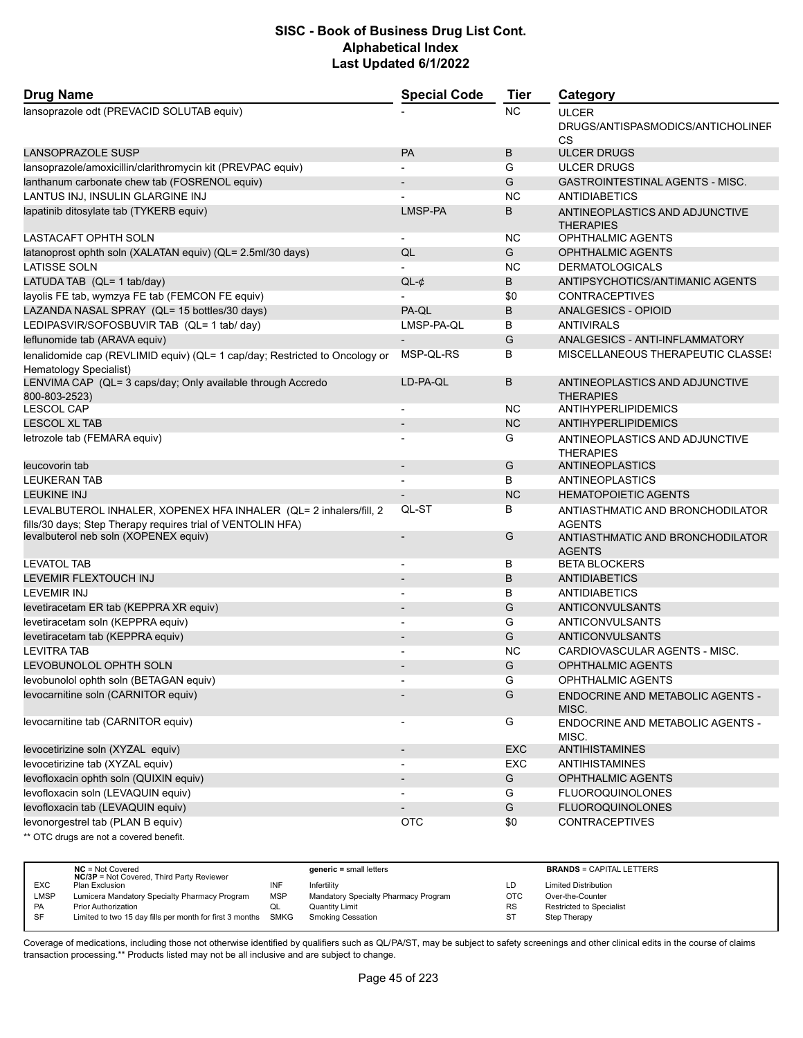# SISC - Book of Business Drug List Cont.
## Alphabetical Index
### Last Updated 6/1/2022

| Drug Name | Special Code | Tier | Category |
|---|---|---|---|
| lansoprazole odt (PREVACID SOLUTAB equiv) | - | NC | ULCER DRUGS/ANTISPASMODICS/ANTICHOLINERGICS |
| LANSOPRAZOLE SUSP | PA | B | ULCER DRUGS |
| lansoprazole/amoxicillin/clarithromycin kit (PREVPAC equiv) | - | G | ULCER DRUGS |
| lanthanum carbonate chew tab (FOSRENOL equiv) | - | G | GASTROINTESTINAL AGENTS - MISC. |
| LANTUS INJ, INSULIN GLARGINE INJ | - | NC | ANTIDIABETICS |
| lapatinib ditosylate tab (TYKERB equiv) | LMSP-PA | B | ANTINEOPLASTICS AND ADJUNCTIVE THERAPIES |
| LASTACAFT OPHTH SOLN | - | NC | OPHTHALMIC AGENTS |
| latanoprost ophth soln (XALATAN equiv) (QL= 2.5ml/30 days) | QL | G | OPHTHALMIC AGENTS |
| LATISSE SOLN | - | NC | DERMATOLOGICALS |
| LATUDA TAB (QL= 1 tab/day) | QL-¢ | B | ANTIPSYCHOTICS/ANTIMANIC AGENTS |
| layolis FE tab, wymzya FE tab (FEMCON FE equiv) | - | $0 | CONTRACEPTIVES |
| LAZANDA NASAL SPRAY (QL= 15 bottles/30 days) | PA-QL | B | ANALGESICS - OPIOID |
| LEDIPASVIR/SOFOSBUVIR TAB (QL= 1 tab/ day) | LMSP-PA-QL | B | ANTIVIRALS |
| leflunomide tab (ARAVA equiv) | - | G | ANALGESICS - ANTI-INFLAMMATORY |
| lenalidomide cap (REVLIMID equiv) (QL= 1 cap/day; Restricted to Oncology or Hematology Specialist) | MSP-QL-RS | B | MISCELLANEOUS THERAPEUTIC CLASSES |
| LENVIMA CAP (QL= 3 caps/day; Only available through Accredo 800-803-2523) | LD-PA-QL | B | ANTINEOPLASTICS AND ADJUNCTIVE THERAPIES |
| LESCOL CAP | - | NC | ANTIHYPERLIPIDEMICS |
| LESCOL XL TAB | - | NC | ANTIHYPERLIPIDEMICS |
| letrozole tab (FEMARA equiv) | - | G | ANTINEOPLASTICS AND ADJUNCTIVE THERAPIES |
| leucovorin tab | - | G | ANTINEOPLASTICS |
| LEUKERAN TAB | - | B | ANTINEOPLASTICS |
| LEUKINE INJ | - | NC | HEMATOPOIETIC AGENTS |
| LEVALBUTEROL INHALER, XOPENEX HFA INHALER (QL= 2 inhalers/fill, 2 fills/30 days; Step Therapy requires trial of VENTOLIN HFA) | QL-ST | B | ANTIASTHMATIC AND BRONCHODILATOR AGENTS |
| levalbuterol neb soln (XOPENEX equiv) | - | G | ANTIASTHMATIC AND BRONCHODILATOR AGENTS |
| LEVATOL TAB | - | B | BETA BLOCKERS |
| LEVEMIR FLEXTOUCH INJ | - | B | ANTIDIABETICS |
| LEVEMIR INJ | - | B | ANTIDIABETICS |
| levetiracetam ER tab (KEPPRA XR equiv) | - | G | ANTICONVULSANTS |
| levetiracetam soln (KEPPRA equiv) | - | G | ANTICONVULSANTS |
| levetiracetam tab (KEPPRA equiv) | - | G | ANTICONVULSANTS |
| LEVITRA TAB | - | NC | CARDIOVASCULAR AGENTS - MISC. |
| LEVOBUNOLOL OPHTH SOLN | - | G | OPHTHALMIC AGENTS |
| levobunolol ophth soln (BETAGAN equiv) | - | G | OPHTHALMIC AGENTS |
| levocarnitine soln (CARNITOR equiv) | - | G | ENDOCRINE AND METABOLIC AGENTS - MISC. |
| levocarnitine tab (CARNITOR equiv) | - | G | ENDOCRINE AND METABOLIC AGENTS - MISC. |
| levocetirizine soln (XYZAL equiv) | - | EXC | ANTIHISTAMINES |
| levocetirizine tab (XYZAL equiv) | - | EXC | ANTIHISTAMINES |
| levofloxacin ophth soln (QUIXIN equiv) | - | G | OPHTHALMIC AGENTS |
| levofloxacin soln (LEVAQUIN equiv) | - | G | FLUOROQUINOLONES |
| levofloxacin tab (LEVAQUIN equiv) | - | G | FLUOROQUINOLONES |
| levonorgestrel tab (PLAN B equiv) | OTC | $0 | CONTRACEPTIVES |

** OTC drugs are not a covered benefit.

| | | | | | |
|---|---|---|---|---|---|
| | **NC** = Not Covered<br>**NC/3P** = Not Covered, Third Party Reviewer | | **generic** = small letters | | **BRANDS** = CAPITAL LETTERS |
| EXC | Plan Exclusion | INF | Infertility | LD | Limited Distribution |
| LMSP | Lumicera Mandatory Specialty Pharmacy Program | MSP | Mandatory Specialty Pharmacy Program | OTC | Over-the-Counter |
| PA | Prior Authorization | QL | Quantity Limit | RS | Restricted to Specialist |
| SF | Limited to two 15 day fills per month for first 3 months | SMKG | Smoking Cessation | ST | Step Therapy |

Coverage of medications, including those not otherwise identified by qualifiers such as QL/PA/ST, may be subject to safety screenings and other clinical edits in the course of claims transaction processing.** Products listed may not be all inclusive and are subject to change.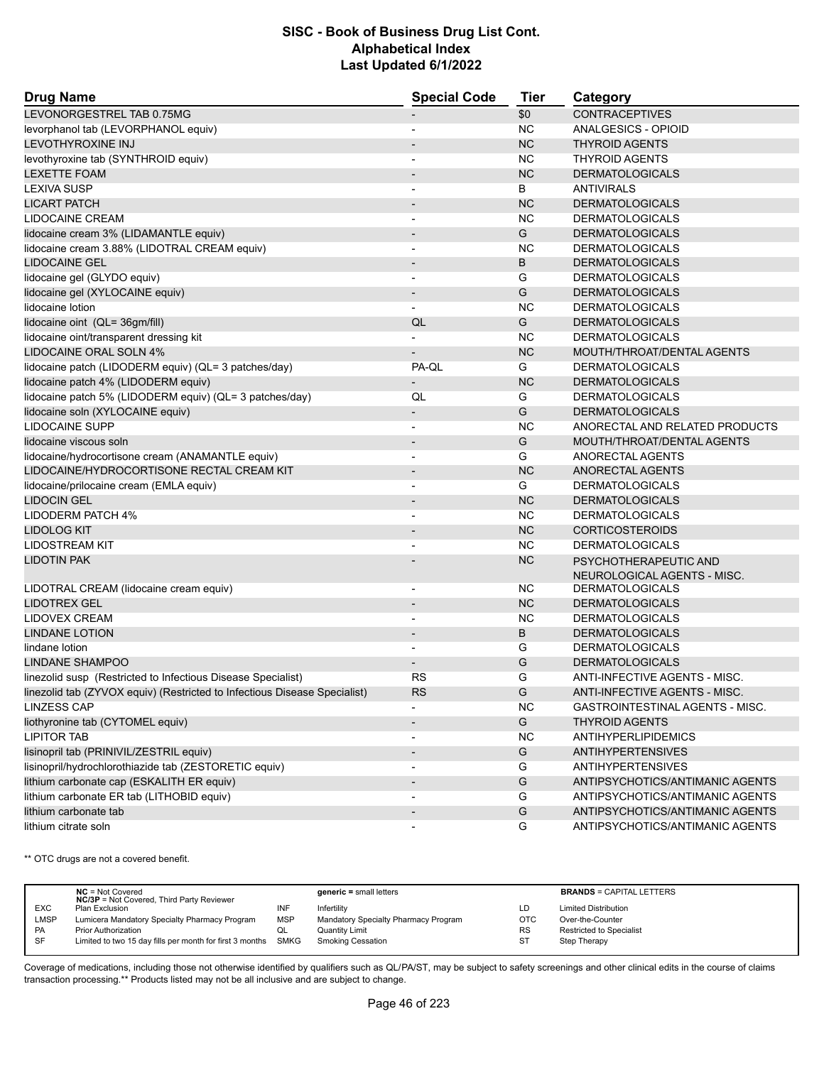# SISC - Book of Business Drug List Cont.
## Alphabetical Index
### Last Updated 6/1/2022

| Drug Name | Special Code | Tier | Category |
|---|---|---|---|
| LEVONORGESTREL TAB 0.75MG | - | $0 | CONTRACEPTIVES |
| levorphanol tab (LEVORPHANOL equiv) | - | NC | ANALGESICS - OPIOID |
| LEVOTHYROXINE INJ | - | NC | THYROID AGENTS |
| levothyroxine tab (SYNTHROID equiv) | - | NC | THYROID AGENTS |
| LEXETTE FOAM | - | NC | DERMATOLOGICALS |
| LEXIVA SUSP | - | B | ANTIVIRALS |
| LICART PATCH | - | NC | DERMATOLOGICALS |
| LIDOCAINE CREAM | - | NC | DERMATOLOGICALS |
| lidocaine cream 3% (LIDAMANTLE equiv) | - | G | DERMATOLOGICALS |
| lidocaine cream 3.88% (LIDOTRAL CREAM equiv) | - | NC | DERMATOLOGICALS |
| LIDOCAINE GEL | - | B | DERMATOLOGICALS |
| lidocaine gel (GLYDO equiv) | - | G | DERMATOLOGICALS |
| lidocaine gel (XYLOCAINE equiv) | - | G | DERMATOLOGICALS |
| lidocaine lotion | - | NC | DERMATOLOGICALS |
| lidocaine oint (QL= 36gm/fill) | QL | G | DERMATOLOGICALS |
| lidocaine oint/transparent dressing kit | - | NC | DERMATOLOGICALS |
| LIDOCAINE ORAL SOLN 4% | - | NC | MOUTH/THROAT/DENTAL AGENTS |
| lidocaine patch (LIDODERM equiv) (QL= 3 patches/day) | PA-QL | G | DERMATOLOGICALS |
| lidocaine patch 4% (LIDODERM equiv) | - | NC | DERMATOLOGICALS |
| lidocaine patch 5% (LIDODERM equiv) (QL= 3 patches/day) | QL | G | DERMATOLOGICALS |
| lidocaine soln (XYLOCAINE equiv) | - | G | DERMATOLOGICALS |
| LIDOCAINE SUPP | - | NC | ANORECTAL AND RELATED PRODUCTS |
| lidocaine viscous soln | - | G | MOUTH/THROAT/DENTAL AGENTS |
| lidocaine/hydrocortisone cream (ANAMANTLE equiv) | - | G | ANORECTAL AGENTS |
| LIDOCAINE/HYDROCORTISONE RECTAL CREAM KIT | - | NC | ANORECTAL AGENTS |
| lidocaine/prilocaine cream (EMLA equiv) | - | G | DERMATOLOGICALS |
| LIDOCIN GEL | - | NC | DERMATOLOGICALS |
| LIDODERM PATCH 4% | - | NC | DERMATOLOGICALS |
| LIDOLOG KIT | - | NC | CORTICOSTEROIDS |
| LIDOSTREAM KIT | - | NC | DERMATOLOGICALS |
| LIDOTIN PAK | - | NC | PSYCHOTHERAPEUTIC AND NEUROLOGICAL AGENTS - MISC. |
| LIDOTRAL CREAM (lidocaine cream equiv) | - | NC | DERMATOLOGICALS |
| LIDOTREX GEL | - | NC | DERMATOLOGICALS |
| LIDOVEX CREAM | - | NC | DERMATOLOGICALS |
| LINDANE LOTION | - | B | DERMATOLOGICALS |
| lindane lotion | - | G | DERMATOLOGICALS |
| LINDANE SHAMPOO | - | G | DERMATOLOGICALS |
| linezolid susp (Restricted to Infectious Disease Specialist) | RS | G | ANTI-INFECTIVE AGENTS - MISC. |
| linezolid tab (ZYVOX equiv) (Restricted to Infectious Disease Specialist) | RS | G | ANTI-INFECTIVE AGENTS - MISC. |
| LINZESS CAP | - | NC | GASTROINTESTINAL AGENTS - MISC. |
| liothyronine tab (CYTOMEL equiv) | - | G | THYROID AGENTS |
| LIPITOR TAB | - | NC | ANTIHYPERLIPIDEMICS |
| lisinopril tab (PRINIVIL/ZESTRIL equiv) | - | G | ANTIHYPERTENSIVES |
| lisinopril/hydrochlorothiazide tab (ZESTORETIC equiv) | - | G | ANTIHYPERTENSIVES |
| lithium carbonate cap (ESKALITH ER equiv) | - | G | ANTIPSYCHOTICS/ANTIMANIC AGENTS |
| lithium carbonate ER tab (LITHOBID equiv) | - | G | ANTIPSYCHOTICS/ANTIMANIC AGENTS |
| lithium carbonate tab | - | G | ANTIPSYCHOTICS/ANTIMANIC AGENTS |
| lithium citrate soln | - | G | ANTIPSYCHOTICS/ANTIMANIC AGENTS |

** OTC drugs are not a covered benefit.

| | | | | | |
|---|---|---|---|---|---|
| | **NC** = Not Covered<br>**NC/3P** = Not Covered, Third Party Reviewer | | **generic** = small letters | | **BRANDS** = CAPITAL LETTERS |
| EXC | Plan Exclusion | INF | Infertility | LD | Limited Distribution |
| LMSP | Lumicera Mandatory Specialty Pharmacy Program | MSP | Mandatory Specialty Pharmacy Program | OTC | Over-the-Counter |
| PA | Prior Authorization | QL | Quantity Limit | RS | Restricted to Specialist |
| SF | Limited to two 15 day fills per month for first 3 months | SMKG | Smoking Cessation | ST | Step Therapy |

Coverage of medications, including those not otherwise identified by qualifiers such as QL/PA/ST, may be subject to safety screenings and other clinical edits in the course of claims transaction processing.** Products listed may not be all inclusive and are subject to change.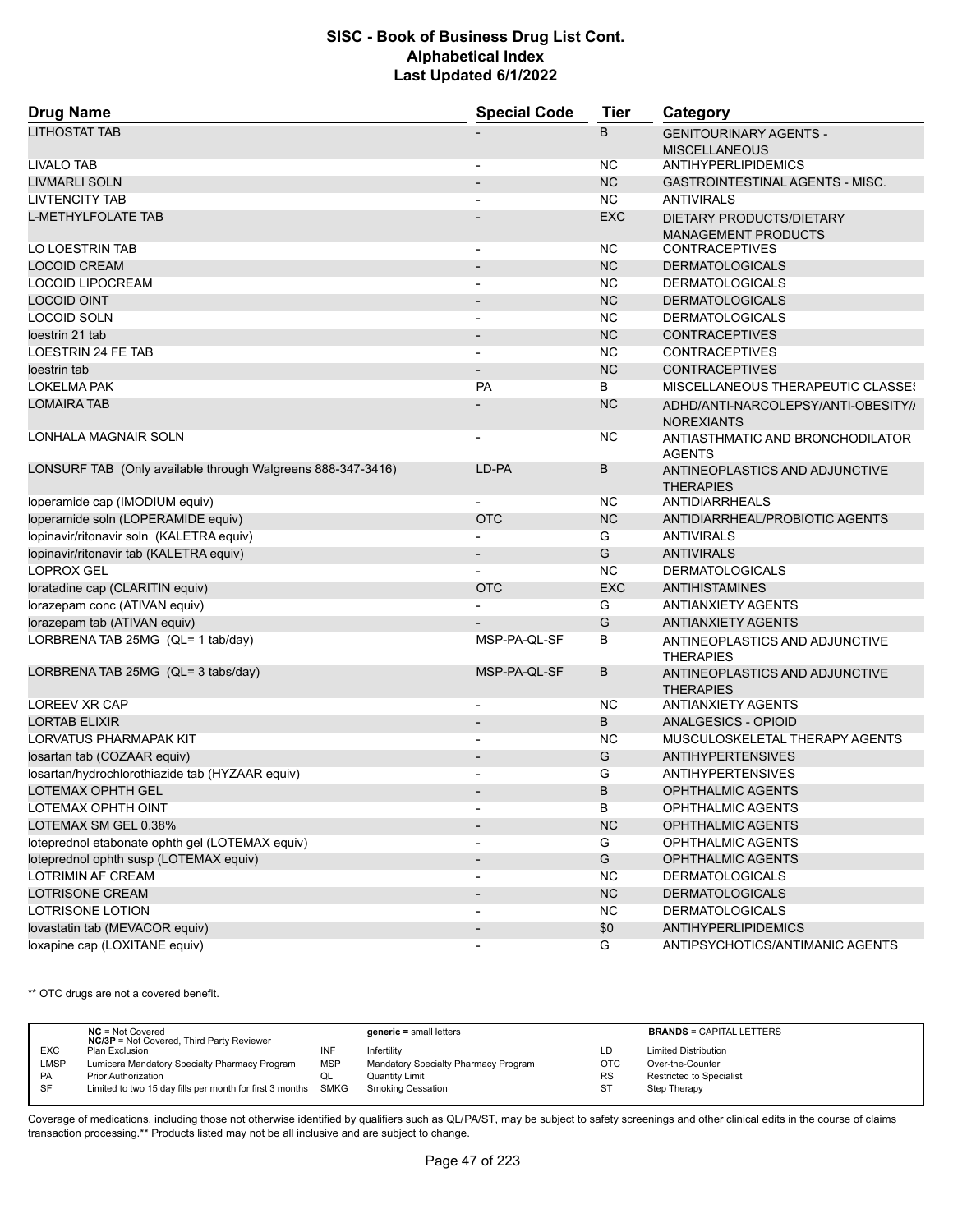## SISC - Book of Business Drug List Cont.
## Alphabetical Index
## Last Updated 6/1/2022

| Drug Name | Special Code | Tier | Category |
|---|---|---|---|
| LITHOSTAT TAB | - | B | GENITOURINARY AGENTS - MISCELLANEOUS |
| LIVALO TAB | - | NC | ANTIHYPERLIPIDEMICS |
| LIVMARLI SOLN | - | NC | GASTROINTESTINAL AGENTS - MISC. |
| LIVTENCITY TAB | - | NC | ANTIVIRALS |
| L-METHYLFOLATE TAB | - | EXC | DIETARY PRODUCTS/DIETARY MANAGEMENT PRODUCTS |
| LO LOESTRIN TAB | - | NC | CONTRACEPTIVES |
| LOCOID CREAM | - | NC | DERMATOLOGICALS |
| LOCOID LIPOCREAM | - | NC | DERMATOLOGICALS |
| LOCOID OINT | - | NC | DERMATOLOGICALS |
| LOCOID SOLN | - | NC | DERMATOLOGICALS |
| loestrin 21 tab | - | NC | CONTRACEPTIVES |
| LOESTRIN 24 FE TAB | - | NC | CONTRACEPTIVES |
| loestrin tab | - | NC | CONTRACEPTIVES |
| LOKELMA PAK | PA | B | MISCELLANEOUS THERAPEUTIC CLASSES |
| LOMAIRA TAB | - | NC | ADHD/ANTI-NARCOLEPSY/ANTI-OBESITY/ANOREXIANTS |
| LONHALA MAGNAIR SOLN | - | NC | ANTIASTHMATIC AND BRONCHODILATOR AGENTS |
| LONSURF TAB (Only available through Walgreens 888-347-3416) | LD-PA | B | ANTINEOPLASTICS AND ADJUNCTIVE THERAPIES |
| loperamide cap (IMODIUM equiv) | - | NC | ANTIDIARRHEALS |
| loperamide soln (LOPERAMIDE equiv) | OTC | NC | ANTIDIARRHEAL/PROBIOTIC AGENTS |
| lopinavir/ritonavir soln (KALETRA equiv) | - | G | ANTIVIRALS |
| lopinavir/ritonavir tab (KALETRA equiv) | - | G | ANTIVIRALS |
| LOPROX GEL | - | NC | DERMATOLOGICALS |
| loratadine cap (CLARITIN equiv) | OTC | EXC | ANTIHISTAMINES |
| lorazepam conc (ATIVAN equiv) | - | G | ANTIANXIETY AGENTS |
| lorazepam tab (ATIVAN equiv) | - | G | ANTIANXIETY AGENTS |
| LORBRENA TAB 25MG (QL= 1 tab/day) | MSP-PA-QL-SF | B | ANTINEOPLASTICS AND ADJUNCTIVE THERAPIES |
| LORBRENA TAB 25MG (QL= 3 tabs/day) | MSP-PA-QL-SF | B | ANTINEOPLASTICS AND ADJUNCTIVE THERAPIES |
| LOREEV XR CAP | - | NC | ANTIANXIETY AGENTS |
| LORTAB ELIXIR | - | B | ANALGESICS - OPIOID |
| LORVATUS PHARMAPAK KIT | - | NC | MUSCULOSKELETAL THERAPY AGENTS |
| losartan tab (COZAAR equiv) | - | G | ANTIHYPERTENSIVES |
| losartan/hydrochlorothiazide tab (HYZAAR equiv) | - | G | ANTIHYPERTENSIVES |
| LOTEMAX OPHTH GEL | - | B | OPHTHALMIC AGENTS |
| LOTEMAX OPHTH OINT | - | B | OPHTHALMIC AGENTS |
| LOTEMAX SM GEL 0.38% | - | NC | OPHTHALMIC AGENTS |
| loteprednol etabonate ophth gel (LOTEMAX equiv) | - | G | OPHTHALMIC AGENTS |
| loteprednol ophth susp (LOTEMAX equiv) | - | G | OPHTHALMIC AGENTS |
| LOTRIMIN AF CREAM | - | NC | DERMATOLOGICALS |
| LOTRISONE CREAM | - | NC | DERMATOLOGICALS |
| LOTRISONE LOTION | - | NC | DERMATOLOGICALS |
| lovastatin tab (MEVACOR equiv) | - | $0 | ANTIHYPERLIPIDEMICS |
| loxapine cap (LOXITANE equiv) | - | G | ANTIPSYCHOTICS/ANTIMANIC AGENTS |

** OTC drugs are not a covered benefit.

| | | | | | |
|---|---|---|---|---|---|
| | **NC** = Not Covered<br>**NC/3P** = Not Covered, Third Party Reviewer | | **generic** = small letters | | **BRANDS** = CAPITAL LETTERS |
| EXC | Plan Exclusion | INF | Infertility | LD | Limited Distribution |
| LMSP | Lumicera Mandatory Specialty Pharmacy Program | MSP | Mandatory Specialty Pharmacy Program | OTC | Over-the-Counter |
| PA | Prior Authorization | QL | Quantity Limit | RS | Restricted to Specialist |
| SF | Limited to two 15 day fills per month for first 3 months | SMKG | Smoking Cessation | ST | Step Therapy |

Coverage of medications, including those not otherwise identified by qualifiers such as QL/PA/ST, may be subject to safety screenings and other clinical edits in the course of claims transaction processing.** Products listed may not be all inclusive and are subject to change.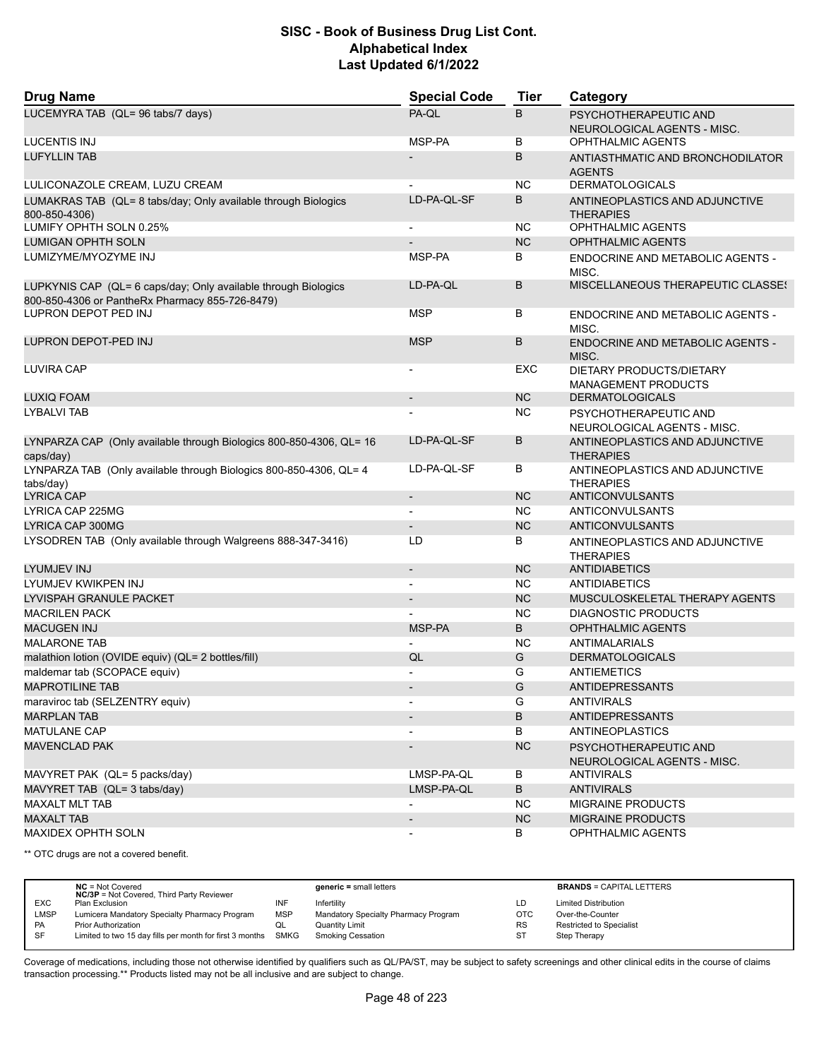# SISC - Book of Business Drug List Cont.
## Alphabetical Index
### Last Updated 6/1/2022

| Drug Name | Special Code | Tier | Category |
|---|---|---|---|
| LUCEMYRA TAB (QL= 96 tabs/7 days) | PA-QL | B | PSYCHOTHERAPEUTIC AND NEUROLOGICAL AGENTS - MISC. |
| LUCENTIS INJ | MSP-PA | B | OPHTHALMIC AGENTS |
| LUFYLLIN TAB | - | B | ANTIASTHMATIC AND BRONCHODILATOR AGENTS |
| LULICONAZOLE CREAM, LUZU CREAM | - | NC | DERMATOLOGICALS |
| LUMAKRAS TAB (QL= 8 tabs/day; Only available through Biologics 800-850-4306) | LD-PA-QL-SF | B | ANTINEOPLASTICS AND ADJUNCTIVE THERAPIES |
| LUMIFY OPHTH SOLN 0.25% | - | NC | OPHTHALMIC AGENTS |
| LUMIGAN OPHTH SOLN | - | NC | OPHTHALMIC AGENTS |
| LUMIZYME/MYOZYME INJ | MSP-PA | B | ENDOCRINE AND METABOLIC AGENTS - MISC. |
| LUPKYNIS CAP (QL= 6 caps/day; Only available through Biologics 800-850-4306 or PantheRx Pharmacy 855-726-8479) | LD-PA-QL | B | MISCELLANEOUS THERAPEUTIC CLASSES |
| LUPRON DEPOT PED INJ | MSP | B | ENDOCRINE AND METABOLIC AGENTS - MISC. |
| LUPRON DEPOT-PED INJ | MSP | B | ENDOCRINE AND METABOLIC AGENTS - MISC. |
| LUVIRA CAP | - | EXC | DIETARY PRODUCTS/DIETARY MANAGEMENT PRODUCTS |
| LUXIQ FOAM | - | NC | DERMATOLOGICALS |
| LYBALVI TAB | - | NC | PSYCHOTHERAPEUTIC AND NEUROLOGICAL AGENTS - MISC. |
| LYNPARZA CAP (Only available through Biologics 800-850-4306, QL= 16 caps/day) | LD-PA-QL-SF | B | ANTINEOPLASTICS AND ADJUNCTIVE THERAPIES |
| LYNPARZA TAB (Only available through Biologics 800-850-4306, QL= 4 tabs/day) | LD-PA-QL-SF | B | ANTINEOPLASTICS AND ADJUNCTIVE THERAPIES |
| LYRICA CAP | - | NC | ANTICONVULSANTS |
| LYRICA CAP 225MG | - | NC | ANTICONVULSANTS |
| LYRICA CAP 300MG | - | NC | ANTICONVULSANTS |
| LYSODREN TAB (Only available through Walgreens 888-347-3416) | LD | B | ANTINEOPLASTICS AND ADJUNCTIVE THERAPIES |
| LYUMJEV INJ | - | NC | ANTIDIABETICS |
| LYUMJEV KWIKPEN INJ | - | NC | ANTIDIABETICS |
| LYVISPAH GRANULE PACKET | - | NC | MUSCULOSKELETAL THERAPY AGENTS |
| MACRILEN PACK | - | NC | DIAGNOSTIC PRODUCTS |
| MACUGEN INJ | MSP-PA | B | OPHTHALMIC AGENTS |
| MALARONE TAB | - | NC | ANTIMALARIALS |
| malathion lotion (OVIDE equiv) (QL= 2 bottles/fill) | QL | G | DERMATOLOGICALS |
| maldemar tab (SCOPACE equiv) | - | G | ANTIEMETICS |
| MAPROTILINE TAB | - | G | ANTIDEPRESSANTS |
| maraviroc tab (SELZENTRY equiv) | - | G | ANTIVIRALS |
| MARPLAN TAB | - | B | ANTIDEPRESSANTS |
| MATULANE CAP | - | B | ANTINEOPLASTICS |
| MAVENCLAD PAK | - | NC | PSYCHOTHERAPEUTIC AND NEUROLOGICAL AGENTS - MISC. |
| MAVYRET PAK (QL= 5 packs/day) | LMSP-PA-QL | B | ANTIVIRALS |
| MAVYRET TAB (QL= 3 tabs/day) | LMSP-PA-QL | B | ANTIVIRALS |
| MAXALT MLT TAB | - | NC | MIGRAINE PRODUCTS |
| MAXALT TAB | - | NC | MIGRAINE PRODUCTS |
| MAXIDEX OPHTH SOLN | - | B | OPHTHALMIC AGENTS |

** OTC drugs are not a covered benefit.

| | | | | | |
|---|---|---|---|---|---|
| | NC = Not Covered<br>NC/3P = Not Covered, Third Party Reviewer | | generic = small letters | | BRANDS = CAPITAL LETTERS |
| EXC | Plan Exclusion | INF | Infertility | LD | Limited Distribution |
| LMSP | Lumicera Mandatory Specialty Pharmacy Program | MSP | Mandatory Specialty Pharmacy Program | OTC | Over-the-Counter |
| PA | Prior Authorization | QL | Quantity Limit | RS | Restricted to Specialist |
| SF | Limited to two 15 day fills per month for first 3 months | SMKG | Smoking Cessation | ST | Step Therapy |

Coverage of medications, including those not otherwise identified by qualifiers such as QL/PA/ST, may be subject to safety screenings and other clinical edits in the course of claims transaction processing.** Products listed may not be all inclusive and are subject to change.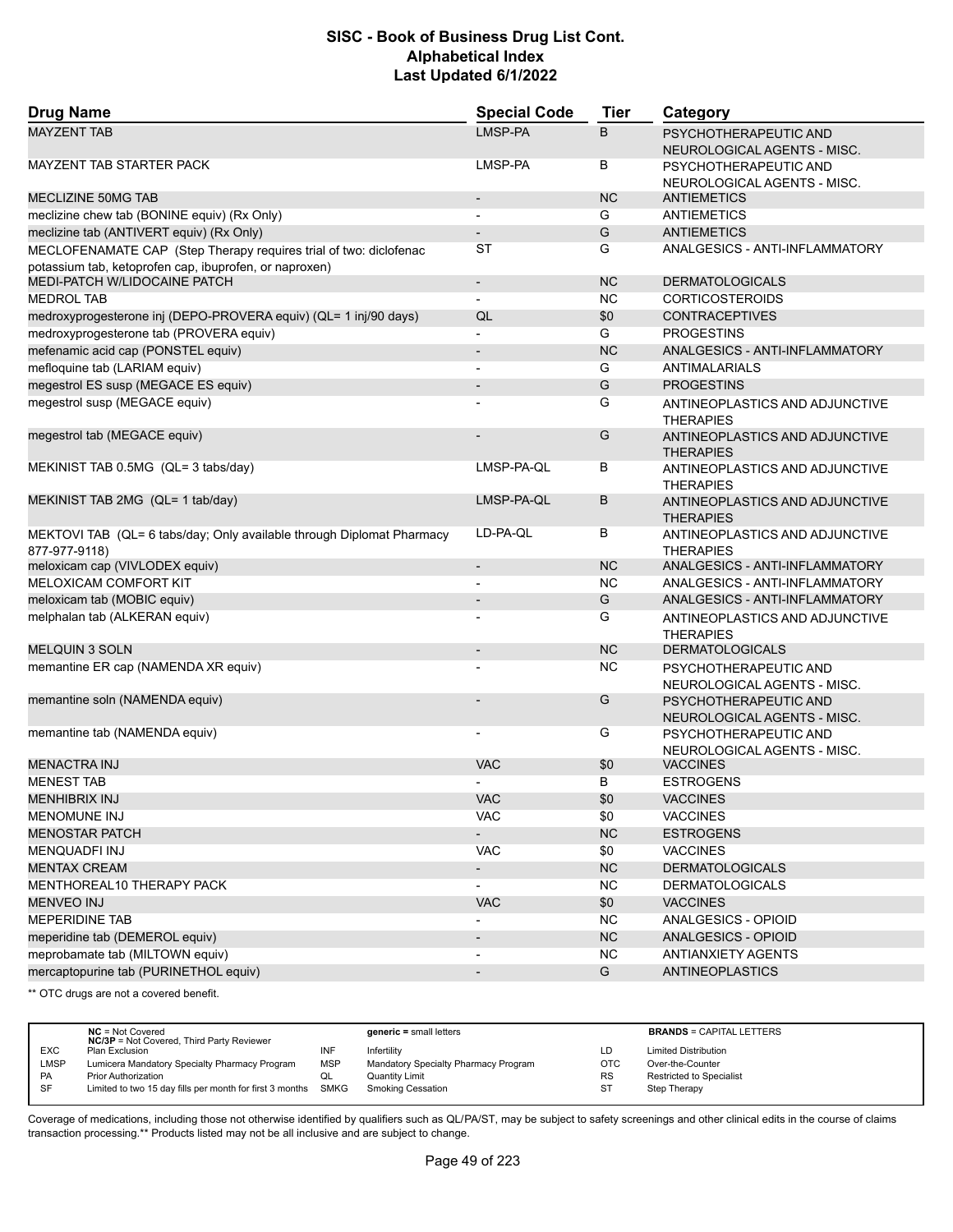# SISC - Book of Business Drug List Cont.
## Alphabetical Index
### Last Updated 6/1/2022

| Drug Name | Special Code | Tier | Category |
|---|---|---|---|
| MAYZENT TAB | LMSP-PA | B | PSYCHOTHERAPEUTIC AND NEUROLOGICAL AGENTS - MISC. |
| MAYZENT TAB STARTER PACK | LMSP-PA | B | PSYCHOTHERAPEUTIC AND NEUROLOGICAL AGENTS - MISC. |
| MECLIZINE 50MG TAB | - | NC | ANTIEMETICS |
| meclizine chew tab (BONINE equiv) (Rx Only) | - | G | ANTIEMETICS |
| meclizine tab (ANTIVERT equiv) (Rx Only) | - | G | ANTIEMETICS |
| MECLOFENAMATE CAP (Step Therapy requires trial of two: diclofenac potassium tab, ketoprofen cap, ibuprofen, or naproxen) | ST | G | ANALGESICS - ANTI-INFLAMMATORY |
| MEDI-PATCH W/LIDOCAINE PATCH | - | NC | DERMATOLOGICALS |
| MEDROL TAB | - | NC | CORTICOSTEROIDS |
| medroxyprogesterone inj (DEPO-PROVERA equiv) (QL= 1 inj/90 days) | QL | $0 | CONTRACEPTIVES |
| medroxyprogesterone tab (PROVERA equiv) | - | G | PROGESTINS |
| mefenamic acid cap (PONSTEL equiv) | - | NC | ANALGESICS - ANTI-INFLAMMATORY |
| mefloquine tab (LARIAM equiv) | - | G | ANTIMALARIALS |
| megestrol ES susp (MEGACE ES equiv) | - | G | PROGESTINS |
| megestrol susp (MEGACE equiv) | - | G | ANTINEOPLASTICS AND ADJUNCTIVE THERAPIES |
| megestrol tab (MEGACE equiv) | - | G | ANTINEOPLASTICS AND ADJUNCTIVE THERAPIES |
| MEKINIST TAB 0.5MG (QL= 3 tabs/day) | LMSP-PA-QL | B | ANTINEOPLASTICS AND ADJUNCTIVE THERAPIES |
| MEKINIST TAB 2MG (QL= 1 tab/day) | LMSP-PA-QL | B | ANTINEOPLASTICS AND ADJUNCTIVE THERAPIES |
| MEKTOVI TAB (QL= 6 tabs/day; Only available through Diplomat Pharmacy 877-977-9118) | LD-PA-QL | B | ANTINEOPLASTICS AND ADJUNCTIVE THERAPIES |
| meloxicam cap (VIVLODEX equiv) | - | NC | ANALGESICS - ANTI-INFLAMMATORY |
| MELOXICAM COMFORT KIT | - | NC | ANALGESICS - ANTI-INFLAMMATORY |
| meloxicam tab (MOBIC equiv) | - | G | ANALGESICS - ANTI-INFLAMMATORY |
| melphalan tab (ALKERAN equiv) | - | G | ANTINEOPLASTICS AND ADJUNCTIVE THERAPIES |
| MELQUIN 3 SOLN | - | NC | DERMATOLOGICALS |
| memantine ER cap (NAMENDA XR equiv) | - | NC | PSYCHOTHERAPEUTIC AND NEUROLOGICAL AGENTS - MISC. |
| memantine soln (NAMENDA equiv) | - | G | PSYCHOTHERAPEUTIC AND NEUROLOGICAL AGENTS - MISC. |
| memantine tab (NAMENDA equiv) | - | G | PSYCHOTHERAPEUTIC AND NEUROLOGICAL AGENTS - MISC. |
| MENACTRA INJ | VAC | $0 | VACCINES |
| MENEST TAB | - | B | ESTROGENS |
| MENHIBRIX INJ | VAC | $0 | VACCINES |
| MENOMUNE INJ | VAC | $0 | VACCINES |
| MENOSTAR PATCH | - | NC | ESTROGENS |
| MENQUADFI INJ | VAC | $0 | VACCINES |
| MENTAX CREAM | - | NC | DERMATOLOGICALS |
| MENTHOREAL10 THERAPY PACK | - | NC | DERMATOLOGICALS |
| MENVEO INJ | VAC | $0 | VACCINES |
| MEPERIDINE TAB | - | NC | ANALGESICS - OPIOID |
| meperidine tab (DEMEROL equiv) | - | NC | ANALGESICS - OPIOID |
| meprobamate tab (MILTOWN equiv) | - | NC | ANTIANXIETY AGENTS |
| mercaptopurine tab (PURINETHOL equiv) | - | G | ANTINEOPLASTICS |

** OTC drugs are not a covered benefit.

| | | | | | |
|---|---|---|---|---|---|
| NC = Not Covered; NC/3P = Not Covered, Third Party Reviewer | | generic = small letters | | BRANDS = CAPITAL LETTERS | |
| EXC | Plan Exclusion | INF | Infertility | LD | Limited Distribution |
| LMSP | Lumicera Mandatory Specialty Pharmacy Program | MSP | Mandatory Specialty Pharmacy Program | OTC | Over-the-Counter |
| PA | Prior Authorization | QL | Quantity Limit | RS | Restricted to Specialist |
| SF | Limited to two 15 day fills per month for first 3 months | SMKG | Smoking Cessation | ST | Step Therapy |

Coverage of medications, including those not otherwise identified by qualifiers such as QL/PA/ST, may be subject to safety screenings and other clinical edits in the course of claims transaction processing.** Products listed may not be all inclusive and are subject to change.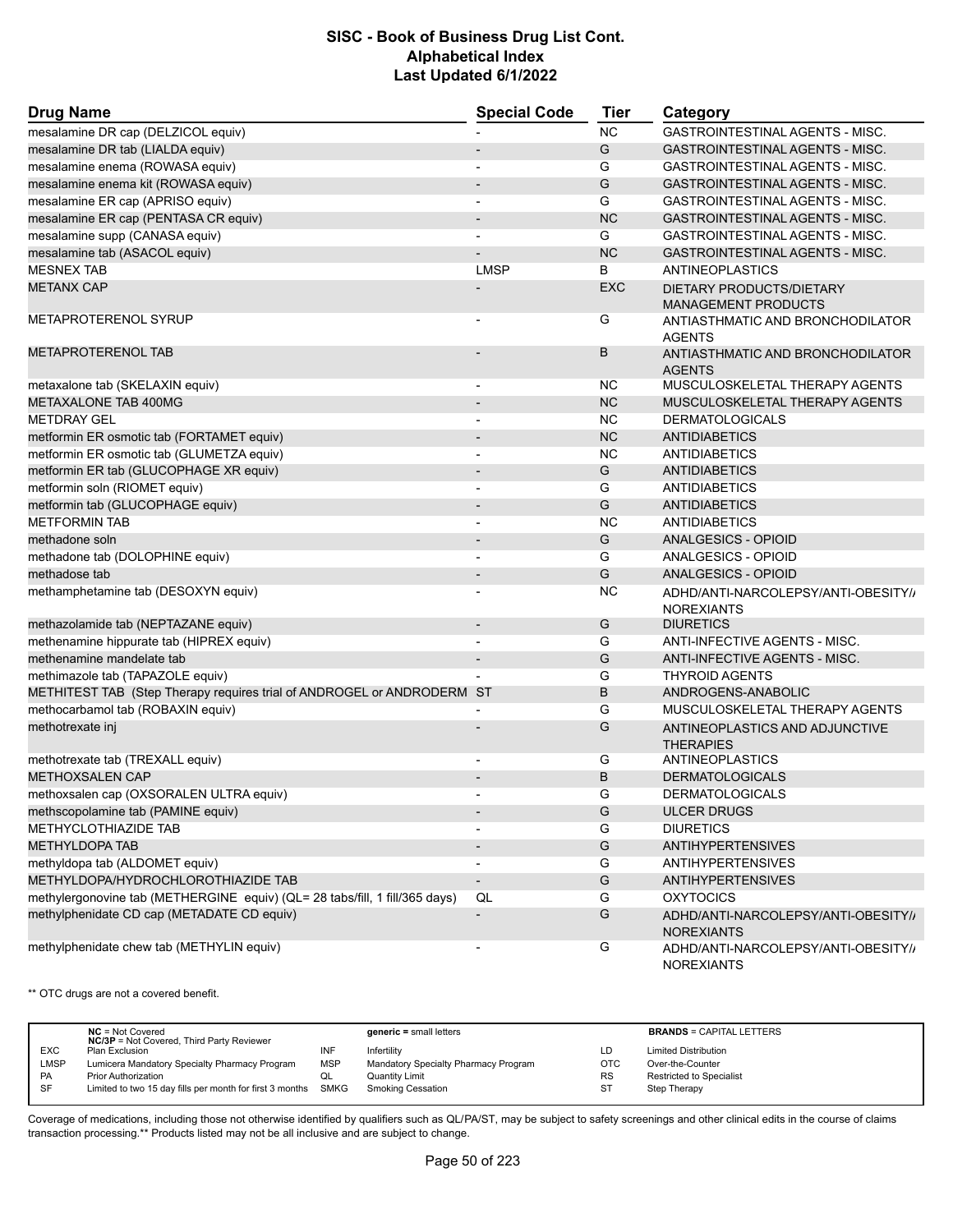# SISC - Book of Business Drug List Cont.
## Alphabetical Index
### Last Updated 6/1/2022

| Drug Name | Special Code | Tier | Category |
|---|---|---|---|
| mesalamine DR cap (DELZICOL equiv) | - | NC | GASTROINTESTINAL AGENTS - MISC. |
| mesalamine DR tab (LIALDA equiv) | - | G | GASTROINTESTINAL AGENTS - MISC. |
| mesalamine enema (ROWASA equiv) | - | G | GASTROINTESTINAL AGENTS - MISC. |
| mesalamine enema kit (ROWASA equiv) | - | G | GASTROINTESTINAL AGENTS - MISC. |
| mesalamine ER cap (APRISO equiv) | - | G | GASTROINTESTINAL AGENTS - MISC. |
| mesalamine ER cap (PENTASA CR equiv) | - | NC | GASTROINTESTINAL AGENTS - MISC. |
| mesalamine supp (CANASA equiv) | - | G | GASTROINTESTINAL AGENTS - MISC. |
| mesalamine tab (ASACOL equiv) | - | NC | GASTROINTESTINAL AGENTS - MISC. |
| MESNEX TAB | LMSP | B | ANTINEOPLASTICS |
| METANX CAP | - | EXC | DIETARY PRODUCTS/DIETARY MANAGEMENT PRODUCTS |
| METAPROTERENOL SYRUP | - | G | ANTIASTHMATIC AND BRONCHODILATOR AGENTS |
| METAPROTERENOL TAB | - | B | ANTIASTHMATIC AND BRONCHODILATOR AGENTS |
| metaxalone tab (SKELAXIN equiv) | - | NC | MUSCULOSKELETAL THERAPY AGENTS |
| METAXALONE TAB 400MG | - | NC | MUSCULOSKELETAL THERAPY AGENTS |
| METDRAY GEL | - | NC | DERMATOLOGICALS |
| metformin ER osmotic tab (FORTAMET equiv) | - | NC | ANTIDIABETICS |
| metformin ER osmotic tab (GLUMETZA equiv) | - | NC | ANTIDIABETICS |
| metformin ER tab (GLUCOPHAGE XR equiv) | - | G | ANTIDIABETICS |
| metformin soln (RIOMET equiv) | - | G | ANTIDIABETICS |
| metformin tab (GLUCOPHAGE equiv) | - | G | ANTIDIABETICS |
| METFORMIN TAB | - | NC | ANTIDIABETICS |
| methadone soln | - | G | ANALGESICS - OPIOID |
| methadone tab (DOLOPHINE equiv) | - | G | ANALGESICS - OPIOID |
| methadose tab | - | G | ANALGESICS - OPIOID |
| methamphetamine tab (DESOXYN equiv) | - | NC | ADHD/ANTI-NARCOLEPSY/ANTI-OBESITY/ANOREXIANTS |
| methazolamide tab (NEPTAZANE equiv) | - | G | DIURETICS |
| methenamine hippurate tab (HIPREX equiv) | - | G | ANTI-INFECTIVE AGENTS - MISC. |
| methenamine mandelate tab | - | G | ANTI-INFECTIVE AGENTS - MISC. |
| methimazole tab (TAPAZOLE equiv) | - | G | THYROID AGENTS |
| METHITEST TAB (Step Therapy requires trial of ANDROGEL or ANDRODERM | ST | B | ANDROGENS-ANABOLIC |
| methocarbamol tab (ROBAXIN equiv) | - | G | MUSCULOSKELETAL THERAPY AGENTS |
| methotrexate inj | - | G | ANTINEOPLASTICS AND ADJUNCTIVE THERAPIES |
| methotrexate tab (TREXALL equiv) | - | G | ANTINEOPLASTICS |
| METHOXSALEN CAP | - | B | DERMATOLOGICALS |
| methoxsalen cap (OXSORALEN ULTRA equiv) | - | G | DERMATOLOGICALS |
| methscopolamine tab (PAMINE equiv) | - | G | ULCER DRUGS |
| METHYCLOTHIAZIDE TAB | - | G | DIURETICS |
| METHYLDOPA TAB | - | G | ANTIHYPERTENSIVES |
| methyldopa tab (ALDOMET equiv) | - | G | ANTIHYPERTENSIVES |
| METHYLDOPA/HYDROCHLOROTHIAZIDE TAB | - | G | ANTIHYPERTENSIVES |
| methylergonovine tab (METHERGINE equiv) (QL= 28 tabs/fill, 1 fill/365 days) | QL | G | OXYTOCICS |
| methylphenidate CD cap (METADATE CD equiv) | - | G | ADHD/ANTI-NARCOLEPSY/ANTI-OBESITY/ANOREXIANTS |
| methylphenidate chew tab (METHYLIN equiv) | - | G | ADHD/ANTI-NARCOLEPSY/ANTI-OBESITY/ANOREXIANTS |

** OTC drugs are not a covered benefit.

| | NC = Not Covered<br>NC/3P = Not Covered, Third Party Reviewer | | generic = small letters | | BRANDS = CAPITAL LETTERS |
|---|---|---|---|---|---|
| EXC | Plan Exclusion | INF | Infertility | LD | Limited Distribution |
| LMSP | Lumicera Mandatory Specialty Pharmacy Program | MSP | Mandatory Specialty Pharmacy Program | OTC | Over-the-Counter |
| PA | Prior Authorization | QL | Quantity Limit | RS | Restricted to Specialist |
| SF | Limited to two 15 day fills per month for first 3 months | SMKG | Smoking Cessation | ST | Step Therapy |

Coverage of medications, including those not otherwise identified by qualifiers such as QL/PA/ST, may be subject to safety screenings and other clinical edits in the course of claims transaction processing.** Products listed may not be all inclusive and are subject to change.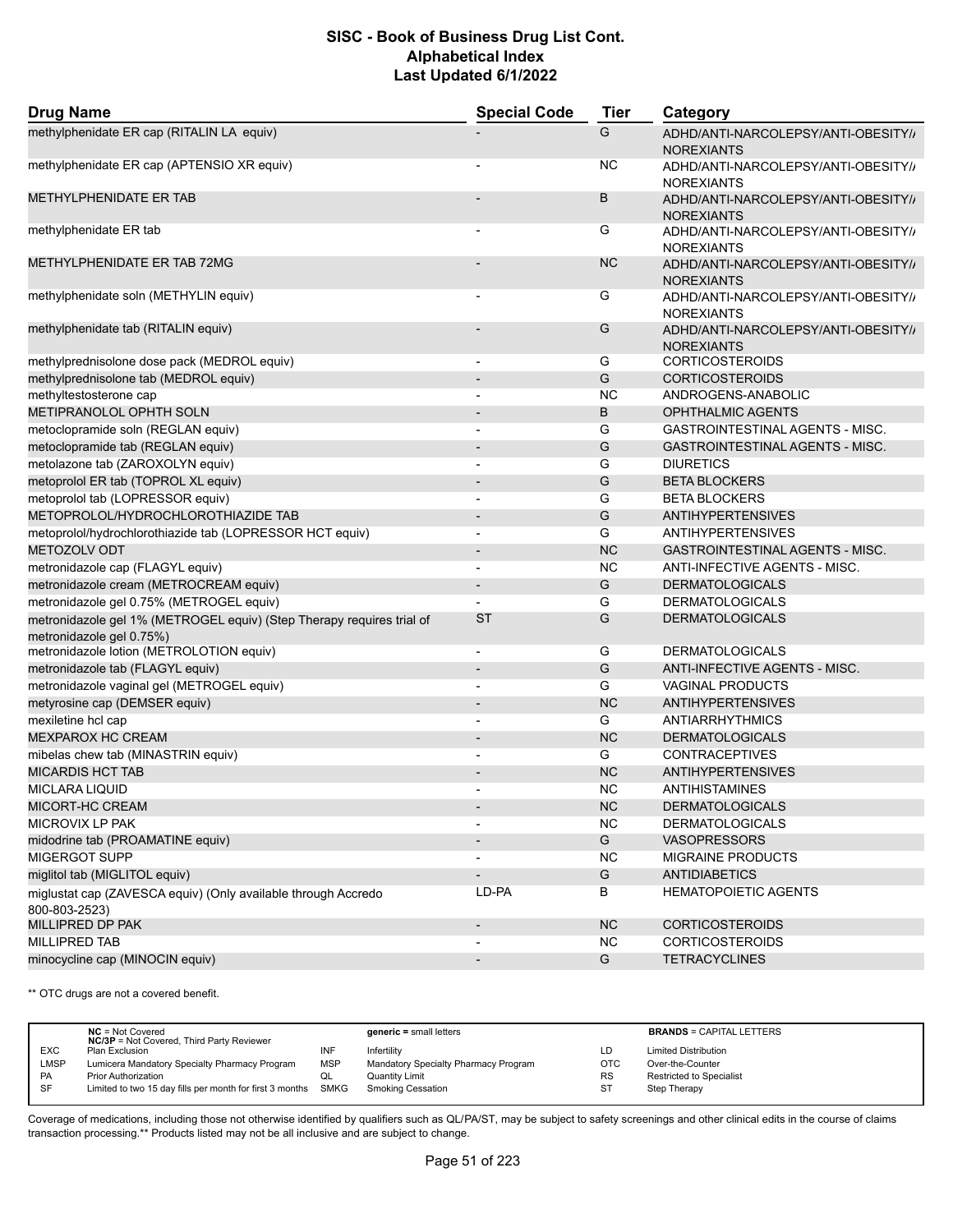# SISC - Book of Business Drug List Cont.
## Alphabetical Index
### Last Updated 6/1/2022

| Drug Name | Special Code | Tier | Category |
|---|---|---|---|
| methylphenidate ER cap (RITALIN LA equiv) | - | G | ADHD/ANTI-NARCOLEPSY/ANTI-OBESITY/ANOREXIANTS |
| methylphenidate ER cap (APTENSIO XR equiv) | - | NC | ADHD/ANTI-NARCOLEPSY/ANTI-OBESITY/ANOREXIANTS |
| METHYLPHENIDATE ER TAB | - | B | ADHD/ANTI-NARCOLEPSY/ANTI-OBESITY/ANOREXIANTS |
| methylphenidate ER tab | - | G | ADHD/ANTI-NARCOLEPSY/ANTI-OBESITY/ANOREXIANTS |
| METHYLPHENIDATE ER TAB 72MG | - | NC | ADHD/ANTI-NARCOLEPSY/ANTI-OBESITY/ANOREXIANTS |
| methylphenidate soln (METHYLIN equiv) | - | G | ADHD/ANTI-NARCOLEPSY/ANTI-OBESITY/ANOREXIANTS |
| methylphenidate tab (RITALIN equiv) | - | G | ADHD/ANTI-NARCOLEPSY/ANTI-OBESITY/ANOREXIANTS |
| methylprednisolone dose pack (MEDROL equiv) | - | G | CORTICOSTEROIDS |
| methylprednisolone tab (MEDROL equiv) | - | G | CORTICOSTEROIDS |
| methyltestosterone cap | - | NC | ANDROGENS-ANABOLIC |
| METIPRANOLOL OPHTH SOLN | - | B | OPHTHALMIC AGENTS |
| metoclopramide soln (REGLAN equiv) | - | G | GASTROINTESTINAL AGENTS - MISC. |
| metoclopramide tab (REGLAN equiv) | - | G | GASTROINTESTINAL AGENTS - MISC. |
| metolazone tab (ZAROXOLYN equiv) | - | G | DIURETICS |
| metoprolol ER tab (TOPROL XL equiv) | - | G | BETA BLOCKERS |
| metoprolol tab (LOPRESSOR equiv) | - | G | BETA BLOCKERS |
| METOPROLOL/HYDROCHLOROTHIAZIDE TAB | - | G | ANTIHYPERTENSIVES |
| metoprolol/hydrochlorothiazide tab (LOPRESSOR HCT equiv) | - | G | ANTIHYPERTENSIVES |
| METOZOLV ODT | - | NC | GASTROINTESTINAL AGENTS - MISC. |
| metronidazole cap (FLAGYL equiv) | - | NC | ANTI-INFECTIVE AGENTS - MISC. |
| metronidazole cream (METROCREAM equiv) | - | G | DERMATOLOGICALS |
| metronidazole gel 0.75% (METROGEL equiv) | - | G | DERMATOLOGICALS |
| metronidazole gel 1% (METROGEL equiv) (Step Therapy requires trial of metronidazole gel 0.75%) | ST | G | DERMATOLOGICALS |
| metronidazole lotion (METROLOTION equiv) | - | G | DERMATOLOGICALS |
| metronidazole tab (FLAGYL equiv) | - | G | ANTI-INFECTIVE AGENTS - MISC. |
| metronidazole vaginal gel (METROGEL equiv) | - | G | VAGINAL PRODUCTS |
| metyrosine cap (DEMSER equiv) | - | NC | ANTIHYPERTENSIVES |
| mexiletine hcl cap | - | G | ANTIARRHYTHMICS |
| MEXPAROX HC CREAM | - | NC | DERMATOLOGICALS |
| mibelas chew tab (MINASTRIN equiv) | - | G | CONTRACEPTIVES |
| MICARDIS HCT TAB | - | NC | ANTIHYPERTENSIVES |
| MICLARA LIQUID | - | NC | ANTIHISTAMINES |
| MICORT-HC CREAM | - | NC | DERMATOLOGICALS |
| MICROVIX LP PAK | - | NC | DERMATOLOGICALS |
| midodrine tab (PROAMATINE equiv) | - | G | VASOPRESSORS |
| MIGERGOT SUPP | - | NC | MIGRAINE PRODUCTS |
| miglitol tab (MIGLITOL equiv) | - | G | ANTIDIABETICS |
| miglustat cap (ZAVESCA equiv) (Only available through Accredo 800-803-2523) | LD-PA | B | HEMATOPOIETIC AGENTS |
| MILLIPRED DP PAK | - | NC | CORTICOSTEROIDS |
| MILLIPRED TAB | - | NC | CORTICOSTEROIDS |
| minocycline cap (MINOCIN equiv) | - | G | TETRACYCLINES |

** OTC drugs are not a covered benefit.

| | | | | | |
|---|---|---|---|---|---|
| | **NC** = Not Covered<br>**NC/3P** = Not Covered, Third Party Reviewer | | **generic =** small letters | | **BRANDS** = CAPITAL LETTERS |
| EXC | Plan Exclusion | INF | Infertility | LD | Limited Distribution |
| LMSP | Lumicera Mandatory Specialty Pharmacy Program | MSP | Mandatory Specialty Pharmacy Program | OTC | Over-the-Counter |
| PA | Prior Authorization | QL | Quantity Limit | RS | Restricted to Specialist |
| SF | Limited to two 15 day fills per month for first 3 months | SMKG | Smoking Cessation | ST | Step Therapy |

Coverage of medications, including those not otherwise identified by qualifiers such as QL/PA/ST, may be subject to safety screenings and other clinical edits in the course of claims transaction processing.** Products listed may not be all inclusive and are subject to change.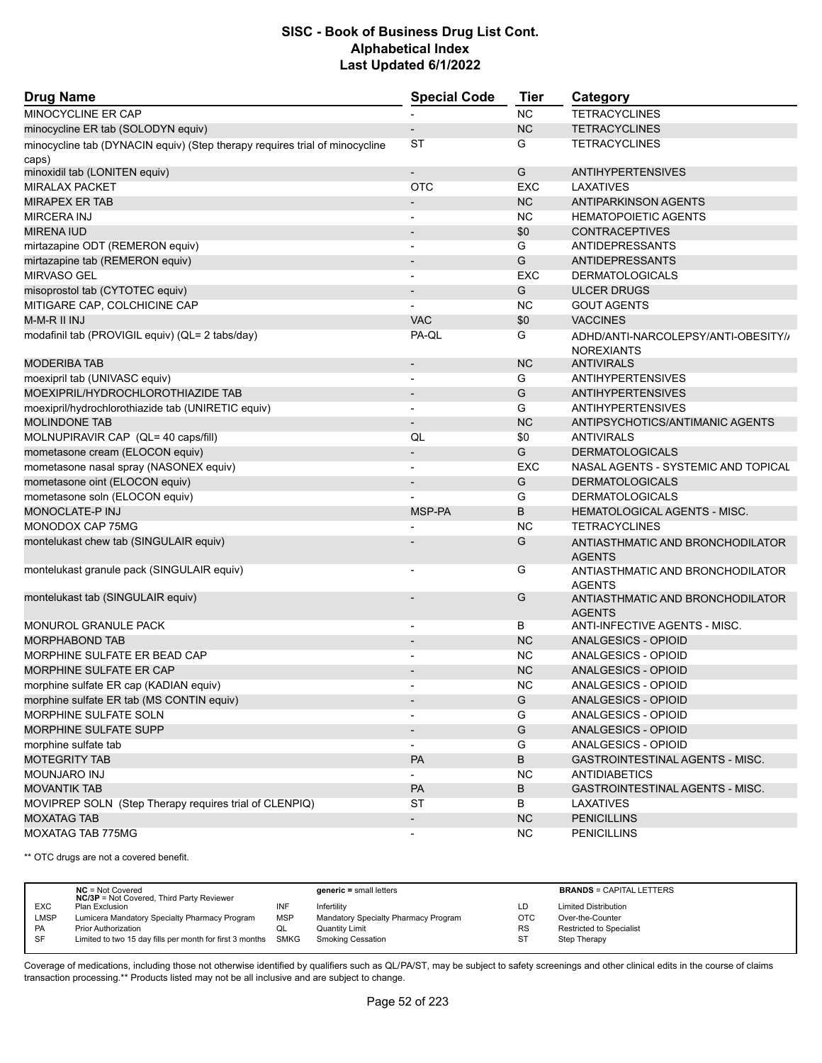| Drug Name | Special Code | Tier | Category |
|---|---|---|---|
| MINOCYCLINE ER CAP | - | NC | TETRACYCLINES |
| minocycline ER tab (SOLODYN equiv) | - | NC | TETRACYCLINES |
| minocycline tab (DYNACIN equiv) (Step therapy requires trial of minocycline caps) | ST | G | TETRACYCLINES |
| minoxidil tab (LONITEN equiv) | - | G | ANTIHYPERTENSIVES |
| MIRALAX PACKET | OTC | EXC | LAXATIVES |
| MIRAPEX ER TAB | - | NC | ANTIPARKINSON AGENTS |
| MIRCERA INJ | - | NC | HEMATOPOIETIC AGENTS |
| MIRENA IUD | - | $0 | CONTRACEPTIVES |
| mirtazapine ODT (REMERON equiv) | - | G | ANTIDEPRESSANTS |
| mirtazapine tab (REMERON equiv) | - | G | ANTIDEPRESSANTS |
| MIRVASO GEL | - | EXC | DERMATOLOGICALS |
| misoprostol tab (CYTOTEC equiv) | - | G | ULCER DRUGS |
| MITIGARE CAP, COLCHICINE CAP | - | NC | GOUT AGENTS |
| M-M-R II INJ | VAC | $0 | VACCINES |
| modafinil tab (PROVIGIL equiv) (QL= 2 tabs/day) | PA-QL | G | ADHD/ANTI-NARCOLEPSY/ANTI-OBESITY/ANOREXIANTS |
| MODERIBA TAB | - | NC | ANTIVIRALS |
| moexipril tab (UNIVASC equiv) | - | G | ANTIHYPERTENSIVES |
| MOEXIPRIL/HYDROCHLOROTHIAZIDE TAB | - | G | ANTIHYPERTENSIVES |
| moexipril/hydrochlorothiazide tab (UNIRETIC equiv) | - | G | ANTIHYPERTENSIVES |
| MOLINDONE TAB | - | NC | ANTIPSYCHOTICS/ANTIMANIC AGENTS |
| MOLNUPIRAVIR CAP (QL= 40 caps/fill) | QL | $0 | ANTIVIRALS |
| mometasone cream (ELOCON equiv) | - | G | DERMATOLOGICALS |
| mometasone nasal spray (NASONEX equiv) | - | EXC | NASAL AGENTS - SYSTEMIC AND TOPICAL |
| mometasone oint (ELOCON equiv) | - | G | DERMATOLOGICALS |
| mometasone soln (ELOCON equiv) | - | G | DERMATOLOGICALS |
| MONOCLATE-P INJ | MSP-PA | B | HEMATOLOGICAL AGENTS - MISC. |
| MONODOX CAP 75MG | - | NC | TETRACYCLINES |
| montelukast chew tab (SINGULAIR equiv) | - | G | ANTIASTHMATIC AND BRONCHODILATOR AGENTS |
| montelukast granule pack (SINGULAIR equiv) | - | G | ANTIASTHMATIC AND BRONCHODILATOR AGENTS |
| montelukast tab (SINGULAIR equiv) | - | G | ANTIASTHMATIC AND BRONCHODILATOR AGENTS |
| MONUROL GRANULE PACK | - | B | ANTI-INFECTIVE AGENTS - MISC. |
| MORPHABOND TAB | - | NC | ANALGESICS - OPIOID |
| MORPHINE SULFATE ER BEAD CAP | - | NC | ANALGESICS - OPIOID |
| MORPHINE SULFATE ER CAP | - | NC | ANALGESICS - OPIOID |
| morphine sulfate ER cap (KADIAN equiv) | - | NC | ANALGESICS - OPIOID |
| morphine sulfate ER tab (MS CONTIN equiv) | - | G | ANALGESICS - OPIOID |
| MORPHINE SULFATE SOLN | - | G | ANALGESICS - OPIOID |
| MORPHINE SULFATE SUPP | - | G | ANALGESICS - OPIOID |
| morphine sulfate tab | - | G | ANALGESICS - OPIOID |
| MOTEGRITY TAB | PA | B | GASTROINTESTINAL AGENTS - MISC. |
| MOUNJARO INJ | - | NC | ANTIDIABETICS |
| MOVANTIK TAB | PA | B | GASTROINTESTINAL AGENTS - MISC. |
| MOVIPREP SOLN (Step Therapy requires trial of CLENPIQ) | ST | B | LAXATIVES |
| MOXATAG TAB | - | NC | PENICILLINS |
| MOXATAG TAB 775MG | - | NC | PENICILLINS |

** OTC drugs are not a covered benefit.

| | | | | | |
|---|---|---|---|---|---|
| | **NC** = Not Covered<br>**NC/3P** = Not Covered, Third Party Reviewer | | **generic** = small letters | | **BRANDS** = CAPITAL LETTERS |
| EXC | Plan Exclusion | INF | Infertility | LD | Limited Distribution |
| LMSP | Lumicera Mandatory Specialty Pharmacy Program | MSP | Mandatory Specialty Pharmacy Program | OTC | Over-the-Counter |
| PA | Prior Authorization | QL | Quantity Limit | RS | Restricted to Specialist |
| SF | Limited to two 15 day fills per month for first 3 months | SMKG | Smoking Cessation | ST | Step Therapy |

Coverage of medications, including those not otherwise identified by qualifiers such as QL/PA/ST, may be subject to safety screenings and other clinical edits in the course of claims transaction processing.** Products listed may not be all inclusive and are subject to change.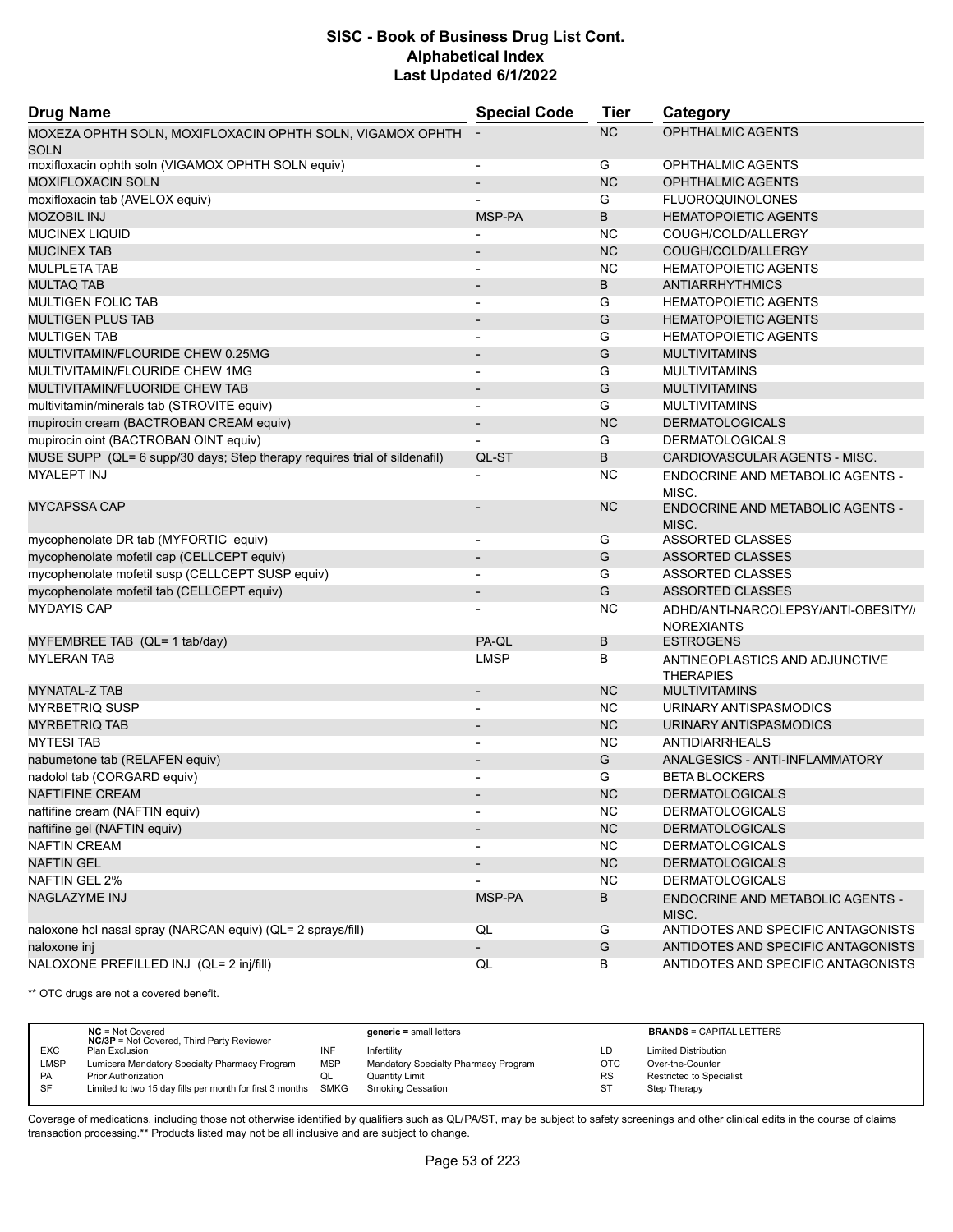# SISC - Book of Business Drug List Cont.
## Alphabetical Index
### Last Updated 6/1/2022

| Drug Name | Special Code | Tier | Category |
|---|---|---|---|
| MOXEZA OPHTH SOLN, MOXIFLOXACIN OPHTH SOLN, VIGAMOX OPHTH SOLN | - | NC | OPHTHALMIC AGENTS |
| moxifloxacin ophth soln (VIGAMOX OPHTH SOLN equiv) | - | G | OPHTHALMIC AGENTS |
| MOXIFLOXACIN SOLN | - | NC | OPHTHALMIC AGENTS |
| moxifloxacin tab (AVELOX equiv) | - | G | FLUOROQUINOLONES |
| MOZOBIL INJ | MSP-PA | B | HEMATOPOIETIC AGENTS |
| MUCINEX LIQUID | - | NC | COUGH/COLD/ALLERGY |
| MUCINEX TAB | - | NC | COUGH/COLD/ALLERGY |
| MULPLETA TAB | - | NC | HEMATOPOIETIC AGENTS |
| MULTAQ TAB | - | B | ANTIARRHYTHMICS |
| MULTIGEN FOLIC TAB | - | G | HEMATOPOIETIC AGENTS |
| MULTIGEN PLUS TAB | - | G | HEMATOPOIETIC AGENTS |
| MULTIGEN TAB | - | G | HEMATOPOIETIC AGENTS |
| MULTIVITAMIN/FLOURIDE CHEW 0.25MG | - | G | MULTIVITAMINS |
| MULTIVITAMIN/FLOURIDE CHEW 1MG | - | G | MULTIVITAMINS |
| MULTIVITAMIN/FLUORIDE CHEW TAB | - | G | MULTIVITAMINS |
| multivitamin/minerals tab (STROVITE equiv) | - | G | MULTIVITAMINS |
| mupirocin cream (BACTROBAN CREAM equiv) | - | NC | DERMATOLOGICALS |
| mupirocin oint (BACTROBAN OINT equiv) | - | G | DERMATOLOGICALS |
| MUSE SUPP (QL= 6 supp/30 days; Step therapy requires trial of sildenafil) | QL-ST | B | CARDIOVASCULAR AGENTS - MISC. |
| MYALEPT INJ | - | NC | ENDOCRINE AND METABOLIC AGENTS - MISC. |
| MYCAPSSA CAP | - | NC | ENDOCRINE AND METABOLIC AGENTS - MISC. |
| mycophenolate DR tab (MYFORTIC equiv) | - | G | ASSORTED CLASSES |
| mycophenolate mofetil cap (CELLCEPT equiv) | - | G | ASSORTED CLASSES |
| mycophenolate mofetil susp (CELLCEPT SUSP equiv) | - | G | ASSORTED CLASSES |
| mycophenolate mofetil tab (CELLCEPT equiv) | - | G | ASSORTED CLASSES |
| MYDAYIS CAP | - | NC | ADHD/ANTI-NARCOLEPSY/ANTI-OBESITY/ANOREXIANTS |
| MYFEMBREE TAB (QL= 1 tab/day) | PA-QL | B | ESTROGENS |
| MYLERAN TAB | LMSP | B | ANTINEOPLASTICS AND ADJUNCTIVE THERAPIES |
| MYNATAL-Z TAB | - | NC | MULTIVITAMINS |
| MYRBETRIQ SUSP | - | NC | URINARY ANTISPASMODICS |
| MYRBETRIQ TAB | - | NC | URINARY ANTISPASMODICS |
| MYTESI TAB | - | NC | ANTIDIARRHEALS |
| nabumetone tab (RELAFEN equiv) | - | G | ANALGESICS - ANTI-INFLAMMATORY |
| nadolol tab (CORGARD equiv) | - | G | BETA BLOCKERS |
| NAFTIFINE CREAM | - | NC | DERMATOLOGICALS |
| naftifine cream (NAFTIN equiv) | - | NC | DERMATOLOGICALS |
| naftifine gel (NAFTIN equiv) | - | NC | DERMATOLOGICALS |
| NAFTIN CREAM | - | NC | DERMATOLOGICALS |
| NAFTIN GEL | - | NC | DERMATOLOGICALS |
| NAFTIN GEL 2% | - | NC | DERMATOLOGICALS |
| NAGLAZYME INJ | MSP-PA | B | ENDOCRINE AND METABOLIC AGENTS - MISC. |
| naloxone hcl nasal spray (NARCAN equiv) (QL= 2 sprays/fill) | QL | G | ANTIDOTES AND SPECIFIC ANTAGONISTS |
| naloxone inj | - | G | ANTIDOTES AND SPECIFIC ANTAGONISTS |
| NALOXONE PREFILLED INJ (QL= 2 inj/fill) | QL | B | ANTIDOTES AND SPECIFIC ANTAGONISTS |

** OTC drugs are not a covered benefit.

| | | | | | |
|---|---|---|---|---|---|
| | **NC** = Not Covered<br>**NC/3P** = Not Covered, Third Party Reviewer | | **generic** = small letters | | **BRANDS** = CAPITAL LETTERS |
| EXC | Plan Exclusion | INF | Infertility | LD | Limited Distribution |
| LMSP | Lumicera Mandatory Specialty Pharmacy Program | MSP | Mandatory Specialty Pharmacy Program | OTC | Over-the-Counter |
| PA | Prior Authorization | QL | Quantity Limit | RS | Restricted to Specialist |
| SF | Limited to two 15 day fills per month for first 3 months | SMKG | Smoking Cessation | ST | Step Therapy |

Coverage of medications, including those not otherwise identified by qualifiers such as QL/PA/ST, may be subject to safety screenings and other clinical edits in the course of claims transaction processing.** Products listed may not be all inclusive and are subject to change.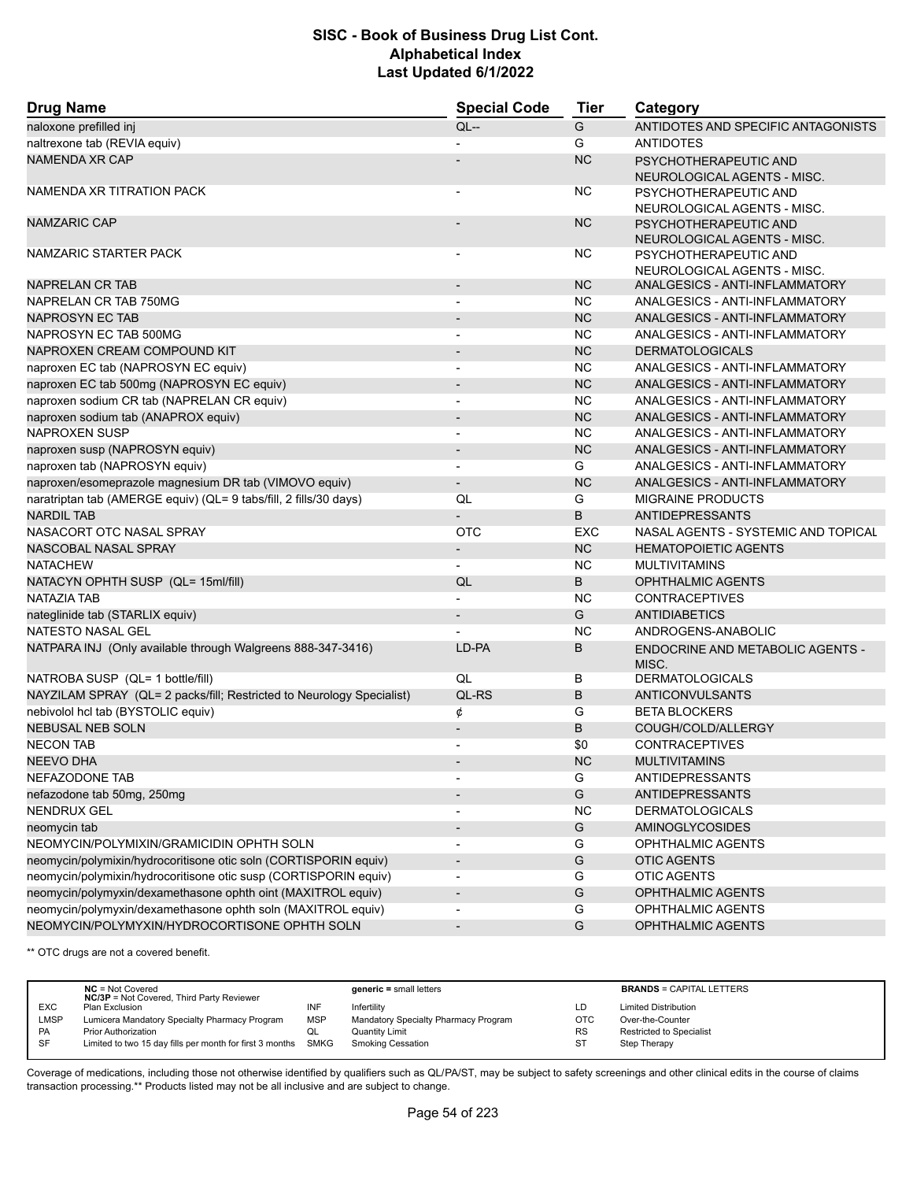# SISC - Book of Business Drug List Cont.
## Alphabetical Index
### Last Updated 6/1/2022

| Drug Name | Special Code | Tier | Category |
|---|---|---|---|
| naloxone prefilled inj | QL-- | G | ANTIDOTES AND SPECIFIC ANTAGONISTS |
| naltrexone tab (REVIA equiv) | - | G | ANTIDOTES |
| NAMENDA XR CAP | - | NC | PSYCHOTHERAPEUTIC AND NEUROLOGICAL AGENTS - MISC. |
| NAMENDA XR TITRATION PACK | - | NC | PSYCHOTHERAPEUTIC AND NEUROLOGICAL AGENTS - MISC. |
| NAMZARIC CAP | - | NC | PSYCHOTHERAPEUTIC AND NEUROLOGICAL AGENTS - MISC. |
| NAMZARIC STARTER PACK | - | NC | PSYCHOTHERAPEUTIC AND NEUROLOGICAL AGENTS - MISC. |
| NAPRELAN CR TAB | - | NC | ANALGESICS - ANTI-INFLAMMATORY |
| NAPRELAN CR TAB 750MG | - | NC | ANALGESICS - ANTI-INFLAMMATORY |
| NAPROSYN EC TAB | - | NC | ANALGESICS - ANTI-INFLAMMATORY |
| NAPROSYN EC TAB 500MG | - | NC | ANALGESICS - ANTI-INFLAMMATORY |
| NAPROXEN CREAM COMPOUND KIT | - | NC | DERMATOLOGICALS |
| naproxen EC tab (NAPROSYN EC equiv) | - | NC | ANALGESICS - ANTI-INFLAMMATORY |
| naproxen EC tab 500mg (NAPROSYN EC equiv) | - | NC | ANALGESICS - ANTI-INFLAMMATORY |
| naproxen sodium CR tab (NAPRELAN CR equiv) | - | NC | ANALGESICS - ANTI-INFLAMMATORY |
| naproxen sodium tab (ANAPROX equiv) | - | NC | ANALGESICS - ANTI-INFLAMMATORY |
| NAPROXEN SUSP | - | NC | ANALGESICS - ANTI-INFLAMMATORY |
| naproxen susp (NAPROSYN equiv) | - | NC | ANALGESICS - ANTI-INFLAMMATORY |
| naproxen tab (NAPROSYN equiv) | - | G | ANALGESICS - ANTI-INFLAMMATORY |
| naproxen/esomeprazole magnesium DR tab (VIMOVO equiv) | - | NC | ANALGESICS - ANTI-INFLAMMATORY |
| naratriptan tab (AMERGE equiv) (QL= 9 tabs/fill, 2 fills/30 days) | QL | G | MIGRAINE PRODUCTS |
| NARDIL TAB | - | B | ANTIDEPRESSANTS |
| NASACORT OTC NASAL SPRAY | OTC | EXC | NASAL AGENTS - SYSTEMIC AND TOPICAL |
| NASCOBAL NASAL SPRAY | - | NC | HEMATOPOIETIC AGENTS |
| NATACHEW | - | NC | MULTIVITAMINS |
| NATACYN OPHTH SUSP (QL= 15ml/fill) | QL | B | OPHTHALMIC AGENTS |
| NATAZIA TAB | - | NC | CONTRACEPTIVES |
| nateglinide tab (STARLIX equiv) | - | G | ANTIDIABETICS |
| NATESTO NASAL GEL | - | NC | ANDROGENS-ANABOLIC |
| NATPARA INJ (Only available through Walgreens 888-347-3416) | LD-PA | B | ENDOCRINE AND METABOLIC AGENTS - MISC. |
| NATROBA SUSP (QL= 1 bottle/fill) | QL | B | DERMATOLOGICALS |
| NAYZILAM SPRAY (QL= 2 packs/fill; Restricted to Neurology Specialist) | QL-RS | B | ANTICONVULSANTS |
| nebivolol hcl tab (BYSTOLIC equiv) | ¢ | G | BETA BLOCKERS |
| NEBUSAL NEB SOLN | - | B | COUGH/COLD/ALLERGY |
| NECON TAB | - | $0 | CONTRACEPTIVES |
| NEEVO DHA | - | NC | MULTIVITAMINS |
| NEFAZODONE TAB | - | G | ANTIDEPRESSANTS |
| nefazodone tab 50mg, 250mg | - | G | ANTIDEPRESSANTS |
| NENDRUX GEL | - | NC | DERMATOLOGICALS |
| neomycin tab | - | G | AMINOGLYCOSIDES |
| NEOMYCIN/POLYMIXIN/GRAMICIDIN OPHTH SOLN | - | G | OPHTHALMIC AGENTS |
| neomycin/polymixin/hydrocoritisone otic soln (CORTISPORIN equiv) | - | G | OTIC AGENTS |
| neomycin/polymixin/hydrocoritisone otic susp (CORTISPORIN equiv) | - | G | OTIC AGENTS |
| neomycin/polymyxin/dexamethasone ophth oint (MAXITROL equiv) | - | G | OPHTHALMIC AGENTS |
| neomycin/polymyxin/dexamethasone ophth soln (MAXITROL equiv) | - | G | OPHTHALMIC AGENTS |
| NEOMYCIN/POLYMYXIN/HYDROCORTISONE OPHTH SOLN | - | G | OPHTHALMIC AGENTS |

** OTC drugs are not a covered benefit.

| | | | | | |
|---|---|---|---|---|---|
| | **NC** = Not Covered<br>**NC/3P** = Not Covered, Third Party Reviewer | | **generic** = small letters | | **BRANDS** = CAPITAL LETTERS |
| EXC | Plan Exclusion | INF | Infertility | LD | Limited Distribution |
| LMSP | Lumicera Mandatory Specialty Pharmacy Program | MSP | Mandatory Specialty Pharmacy Program | OTC | Over-the-Counter |
| PA | Prior Authorization | QL | Quantity Limit | RS | Restricted to Specialist |
| SF | Limited to two 15 day fills per month for first 3 months | SMKG | Smoking Cessation | ST | Step Therapy |

Coverage of medications, including those not otherwise identified by qualifiers such as QL/PA/ST, may be subject to safety screenings and other clinical edits in the course of claims transaction processing.** Products listed may not be all inclusive and are subject to change.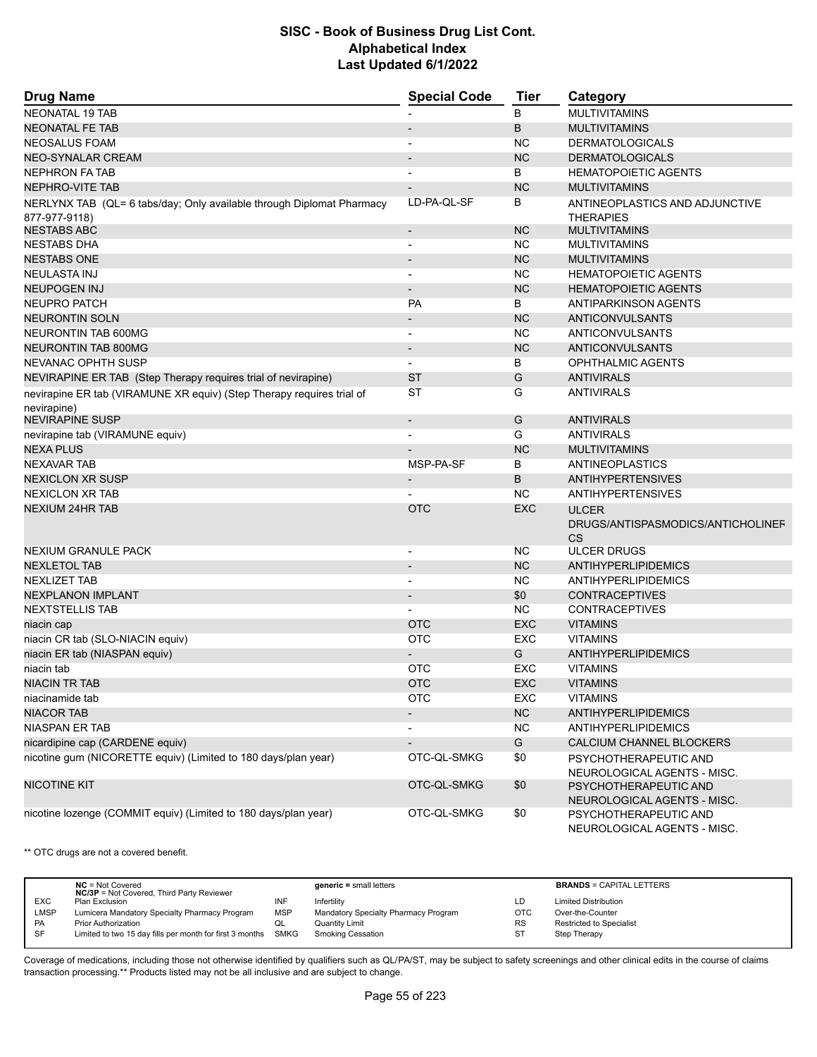| Drug Name | Special Code | Tier | Category |
|---|---|---|---|
| NEONATAL 19 TAB | - | B | MULTIVITAMINS |
| NEONATAL FE TAB | - | B | MULTIVITAMINS |
| NEOSALUS FOAM | - | NC | DERMATOLOGICALS |
| NEO-SYNALAR CREAM | - | NC | DERMATOLOGICALS |
| NEPHRON FA TAB | - | B | HEMATOPOIETIC AGENTS |
| NEPHRO-VITE TAB | - | NC | MULTIVITAMINS |
| NERLYNX TAB (QL= 6 tabs/day; Only available through Diplomat Pharmacy 877-977-9118) | LD-PA-QL-SF | B | ANTINEOPLASTICS AND ADJUNCTIVE THERAPIES |
| NESTABS ABC | - | NC | MULTIVITAMINS |
| NESTABS DHA | - | NC | MULTIVITAMINS |
| NESTABS ONE | - | NC | MULTIVITAMINS |
| NEULASTA INJ | - | NC | HEMATOPOIETIC AGENTS |
| NEUPOGEN INJ | - | NC | HEMATOPOIETIC AGENTS |
| NEUPRO PATCH | PA | B | ANTIPARKINSON AGENTS |
| NEURONTIN SOLN | - | NC | ANTICONVULSANTS |
| NEURONTIN TAB 600MG | - | NC | ANTICONVULSANTS |
| NEURONTIN TAB 800MG | - | NC | ANTICONVULSANTS |
| NEVANAC OPHTH SUSP | - | B | OPHTHALMIC AGENTS |
| NEVIRAPINE ER TAB (Step Therapy requires trial of nevirapine) | ST | G | ANTIVIRALS |
| nevirapine ER tab (VIRAMUNE XR equiv) (Step Therapy requires trial of nevirapine) | ST | G | ANTIVIRALS |
| NEVIRAPINE SUSP | - | G | ANTIVIRALS |
| nevirapine tab (VIRAMUNE equiv) | - | G | ANTIVIRALS |
| NEXA PLUS | - | NC | MULTIVITAMINS |
| NEXAVAR TAB | MSP-PA-SF | B | ANTINEOPLASTICS |
| NEXICLON XR SUSP | - | B | ANTIHYPERTENSIVES |
| NEXICLON XR TAB | - | NC | ANTIHYPERTENSIVES |
| NEXIUM 24HR TAB | OTC | EXC | ULCER DRUGS/ANTISPASMODICS/ANTICHOLINERGICS |
| NEXIUM GRANULE PACK | - | NC | ULCER DRUGS |
| NEXLETOL TAB | - | NC | ANTIHYPERLIPIDEMICS |
| NEXLIZET TAB | - | NC | ANTIHYPERLIPIDEMICS |
| NEXPLANON IMPLANT | - | $0 | CONTRACEPTIVES |
| NEXTSTELLIS TAB | - | NC | CONTRACEPTIVES |
| niacin cap | OTC | EXC | VITAMINS |
| niacin CR tab (SLO-NIACIN equiv) | OTC | EXC | VITAMINS |
| niacin ER tab (NIASPAN equiv) | - | G | ANTIHYPERLIPIDEMICS |
| niacin tab | OTC | EXC | VITAMINS |
| NIACIN TR TAB | OTC | EXC | VITAMINS |
| niacinamide tab | OTC | EXC | VITAMINS |
| NIACOR TAB | - | NC | ANTIHYPERLIPIDEMICS |
| NIASPAN ER TAB | - | NC | ANTIHYPERLIPIDEMICS |
| nicardipine cap (CARDENE equiv) | - | G | CALCIUM CHANNEL BLOCKERS |
| nicotine gum (NICORETTE equiv) (Limited to 180 days/plan year) | OTC-QL-SMKG | $0 | PSYCHOTHERAPEUTIC AND NEUROLOGICAL AGENTS - MISC. |
| NICOTINE KIT | OTC-QL-SMKG | $0 | PSYCHOTHERAPEUTIC AND NEUROLOGICAL AGENTS - MISC. |
| nicotine lozenge (COMMIT equiv) (Limited to 180 days/plan year) | OTC-QL-SMKG | $0 | PSYCHOTHERAPEUTIC AND NEUROLOGICAL AGENTS - MISC. |

** OTC drugs are not a covered benefit.

| | | | | | |
|---|---|---|---|---|---|
| | **NC** = Not Covered **NC/3P** = Not Covered, Third Party Reviewer | | **generic =** small letters | | **BRANDS** = CAPITAL LETTERS |
| EXC | Plan Exclusion | INF | Infertility | LD | Limited Distribution |
| LMSP | Lumicera Mandatory Specialty Pharmacy Program | MSP | Mandatory Specialty Pharmacy Program | OTC | Over-the-Counter |
| PA | Prior Authorization | QL | Quantity Limit | RS | Restricted to Specialist |
| SF | Limited to two 15 day fills per month for first 3 months | SMKG | Smoking Cessation | ST | Step Therapy |

Coverage of medications, including those not otherwise identified by qualifiers such as QL/PA/ST, may be subject to safety screenings and other clinical edits in the course of claims transaction processing.** Products listed may not be all inclusive and are subject to change.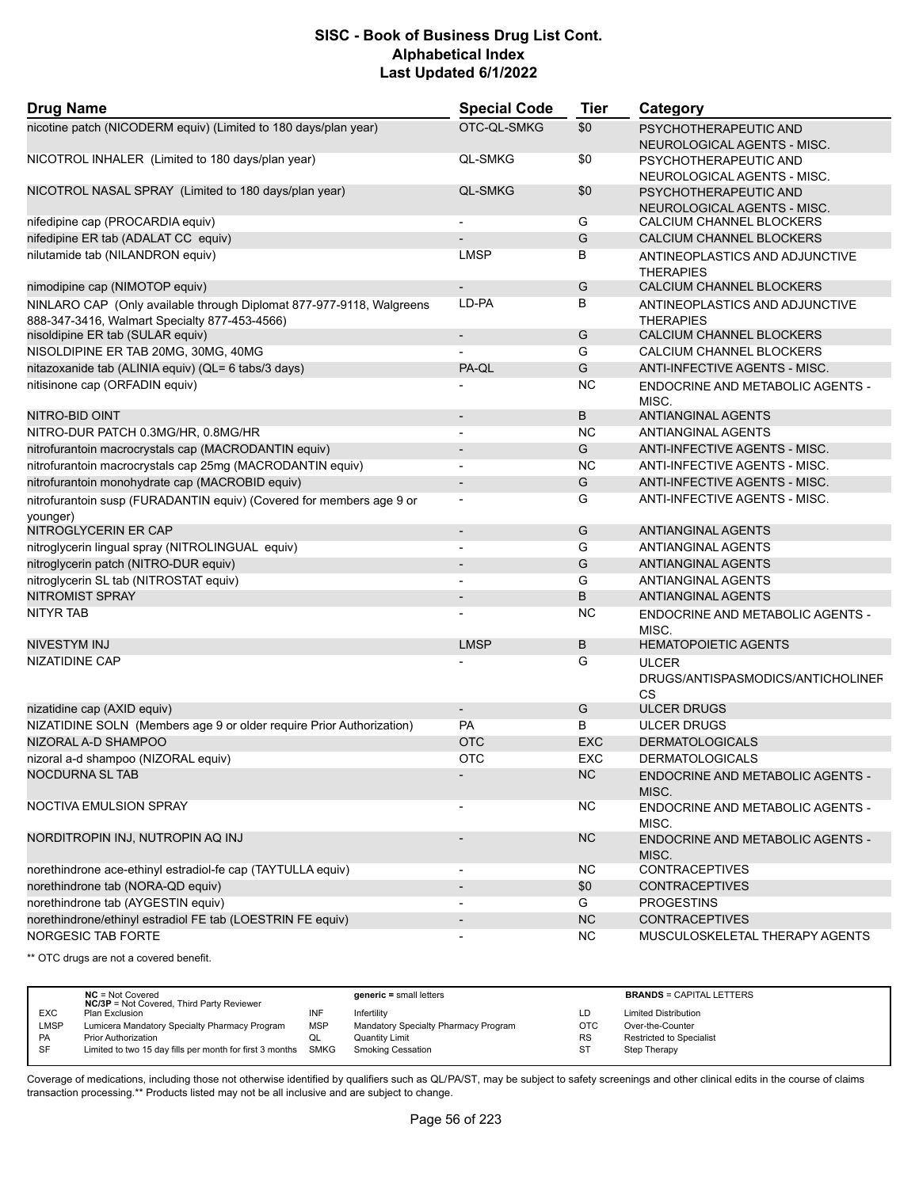# SISC - Book of Business Drug List Cont.
## Alphabetical Index
### Last Updated 6/1/2022

| Drug Name | Special Code | Tier | Category |
|---|---|---|---|
| nicotine patch (NICODERM equiv) (Limited to 180 days/plan year) | OTC-QL-SMKG | $0 | PSYCHOTHERAPEUTIC AND NEUROLOGICAL AGENTS - MISC. |
| NICOTROL INHALER (Limited to 180 days/plan year) | QL-SMKG | $0 | PSYCHOTHERAPEUTIC AND NEUROLOGICAL AGENTS - MISC. |
| NICOTROL NASAL SPRAY (Limited to 180 days/plan year) | QL-SMKG | $0 | PSYCHOTHERAPEUTIC AND NEUROLOGICAL AGENTS - MISC. |
| nifedipine cap (PROCARDIA equiv) | - | G | CALCIUM CHANNEL BLOCKERS |
| nifedipine ER tab (ADALAT CC equiv) | - | G | CALCIUM CHANNEL BLOCKERS |
| nilutamide tab (NILANDRON equiv) | LMSP | B | ANTINEOPLASTICS AND ADJUNCTIVE THERAPIES |
| nimodipine cap (NIMOTOP equiv) | - | G | CALCIUM CHANNEL BLOCKERS |
| NINLARO CAP (Only available through Diplomat 877-977-9118, Walgreens 888-347-3416, Walmart Specialty 877-453-4566) | LD-PA | B | ANTINEOPLASTICS AND ADJUNCTIVE THERAPIES |
| nisoldipine ER tab (SULAR equiv) | - | G | CALCIUM CHANNEL BLOCKERS |
| NISOLDIPINE ER TAB 20MG, 30MG, 40MG | - | G | CALCIUM CHANNEL BLOCKERS |
| nitazoxanide tab (ALINIA equiv) (QL= 6 tabs/3 days) | PA-QL | G | ANTI-INFECTIVE AGENTS - MISC. |
| nitisinone cap (ORFADIN equiv) | - | NC | ENDOCRINE AND METABOLIC AGENTS - MISC. |
| NITRO-BID OINT | - | B | ANTIANGINAL AGENTS |
| NITRO-DUR PATCH 0.3MG/HR, 0.8MG/HR | - | NC | ANTIANGINAL AGENTS |
| nitrofurantoin macrocrystals cap (MACRODANTIN equiv) | - | G | ANTI-INFECTIVE AGENTS - MISC. |
| nitrofurantoin macrocrystals cap 25mg (MACRODANTIN equiv) | - | NC | ANTI-INFECTIVE AGENTS - MISC. |
| nitrofurantoin monohydrate cap (MACROBID equiv) | - | G | ANTI-INFECTIVE AGENTS - MISC. |
| nitrofurantoin susp (FURADANTIN equiv) (Covered for members age 9 or younger) | - | G | ANTI-INFECTIVE AGENTS - MISC. |
| NITROGLYCERIN ER CAP | - | G | ANTIANGINAL AGENTS |
| nitroglycerin lingual spray (NITROLINGUAL equiv) | - | G | ANTIANGINAL AGENTS |
| nitroglycerin patch (NITRO-DUR equiv) | - | G | ANTIANGINAL AGENTS |
| nitroglycerin SL tab (NITROSTAT equiv) | - | G | ANTIANGINAL AGENTS |
| NITROMIST SPRAY | - | B | ANTIANGINAL AGENTS |
| NITYR TAB | - | NC | ENDOCRINE AND METABOLIC AGENTS - MISC. |
| NIVESTYM INJ | LMSP | B | HEMATOPOIETIC AGENTS |
| NIZATIDINE CAP | - | G | ULCER DRUGS/ANTISPASMODICS/ANTICHOLINERGICS |
| nizatidine cap (AXID equiv) | - | G | ULCER DRUGS |
| NIZATIDINE SOLN (Members age 9 or older require Prior Authorization) | PA | B | ULCER DRUGS |
| NIZORAL A-D SHAMPOO | OTC | EXC | DERMATOLOGICALS |
| nizoral a-d shampoo (NIZORAL equiv) | OTC | EXC | DERMATOLOGICALS |
| NOCDURNA SL TAB | - | NC | ENDOCRINE AND METABOLIC AGENTS - MISC. |
| NOCTIVA EMULSION SPRAY | - | NC | ENDOCRINE AND METABOLIC AGENTS - MISC. |
| NORDITROPIN INJ, NUTROPIN AQ INJ | - | NC | ENDOCRINE AND METABOLIC AGENTS - MISC. |
| norethindrone ace-ethinyl estradiol-fe cap (TAYTULLA equiv) | - | NC | CONTRACEPTIVES |
| norethindrone tab (NORA-QD equiv) | - | $0 | CONTRACEPTIVES |
| norethindrone tab (AYGESTIN equiv) | - | G | PROGESTINS |
| norethindrone/ethinyl estradiol FE tab (LOESTRIN FE equiv) | - | NC | CONTRACEPTIVES |
| NORGESIC TAB FORTE | - | NC | MUSCULOSKELETAL THERAPY AGENTS |

** OTC drugs are not a covered benefit.

| | | | | | |
|---|---|---|---|---|---|
| | **NC** = Not Covered; **NC/3P** = Not Covered, Third Party Reviewer | | **generic** = small letters | | **BRANDS** = CAPITAL LETTERS |
| EXC | Plan Exclusion | INF | Infertility | LD | Limited Distribution |
| LMSP | Lumicera Mandatory Specialty Pharmacy Program | MSP | Mandatory Specialty Pharmacy Program | OTC | Over-the-Counter |
| PA | Prior Authorization | QL | Quantity Limit | RS | Restricted to Specialist |
| SF | Limited to two 15 day fills per month for first 3 months | SMKG | Smoking Cessation | ST | Step Therapy |

Coverage of medications, including those not otherwise identified by qualifiers such as QL/PA/ST, may be subject to safety screenings and other clinical edits in the course of claims transaction processing.** Products listed may not be all inclusive and are subject to change.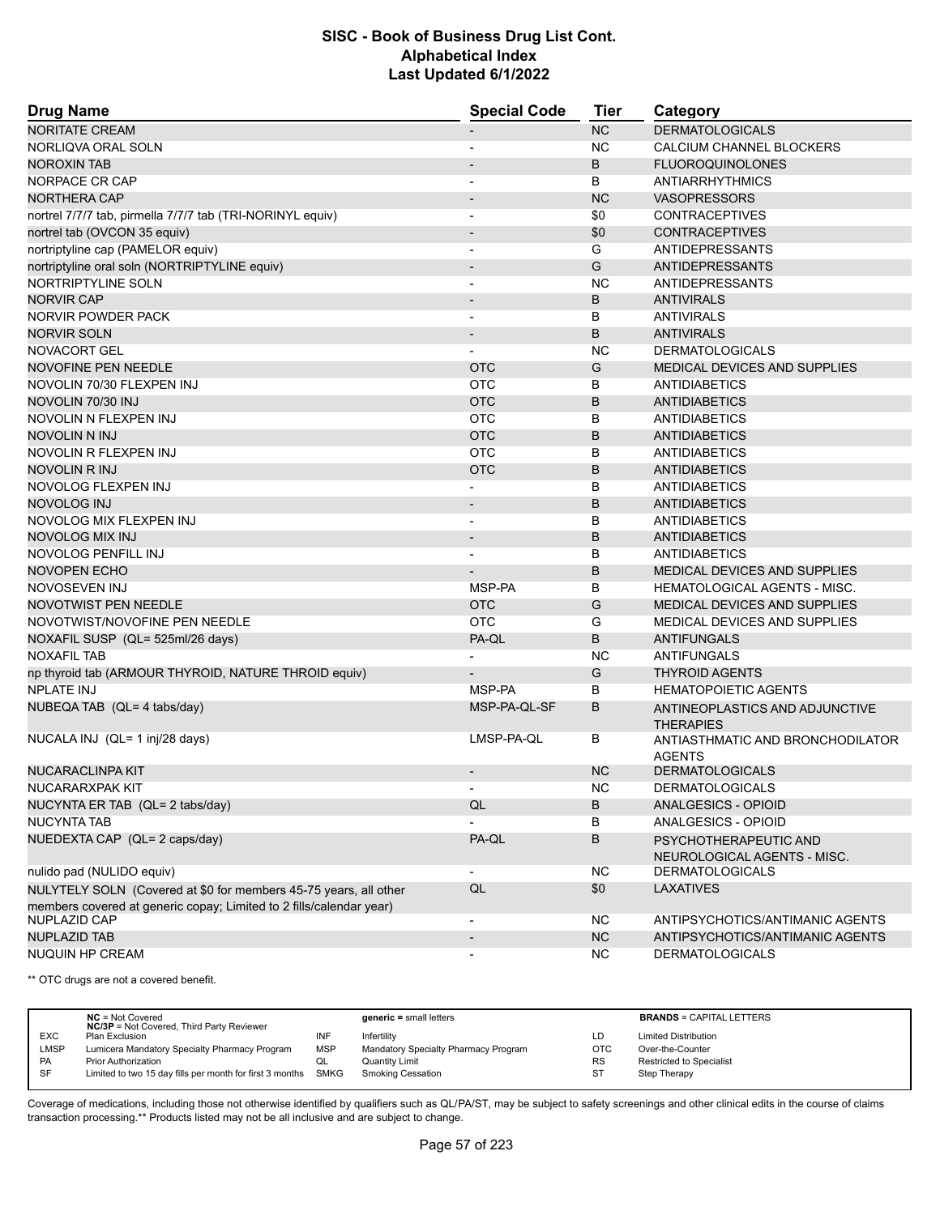# SISC - Book of Business Drug List Cont.
## Alphabetical Index
### Last Updated 6/1/2022

| Drug Name | Special Code | Tier | Category |
|---|---|---|---|
| NORITATE CREAM | - | NC | DERMATOLOGICALS |
| NORLIQVA ORAL SOLN | - | NC | CALCIUM CHANNEL BLOCKERS |
| NOROXIN TAB | - | B | FLUOROQUINOLONES |
| NORPACE CR CAP | - | B | ANTIARRHYTHMICS |
| NORTHERA CAP | - | NC | VASOPRESSORS |
| nortrel 7/7/7 tab, pirmella 7/7/7 tab (TRI-NORINYL equiv) | - | $0 | CONTRACEPTIVES |
| nortrel tab (OVCON 35 equiv) | - | $0 | CONTRACEPTIVES |
| nortriptyline cap (PAMELOR equiv) | - | G | ANTIDEPRESSANTS |
| nortriptyline oral soln (NORTRIPTYLINE equiv) | - | G | ANTIDEPRESSANTS |
| NORTRIPTYLINE SOLN | - | NC | ANTIDEPRESSANTS |
| NORVIR CAP | - | B | ANTIVIRALS |
| NORVIR POWDER PACK | - | B | ANTIVIRALS |
| NORVIR SOLN | - | B | ANTIVIRALS |
| NOVACORT GEL | - | NC | DERMATOLOGICALS |
| NOVOFINE PEN NEEDLE | OTC | G | MEDICAL DEVICES AND SUPPLIES |
| NOVOLIN 70/30 FLEXPEN INJ | OTC | B | ANTIDIABETICS |
| NOVOLIN 70/30 INJ | OTC | B | ANTIDIABETICS |
| NOVOLIN N FLEXPEN INJ | OTC | B | ANTIDIABETICS |
| NOVOLIN N INJ | OTC | B | ANTIDIABETICS |
| NOVOLIN R FLEXPEN INJ | OTC | B | ANTIDIABETICS |
| NOVOLIN R INJ | OTC | B | ANTIDIABETICS |
| NOVOLOG FLEXPEN INJ | - | B | ANTIDIABETICS |
| NOVOLOG INJ | - | B | ANTIDIABETICS |
| NOVOLOG MIX FLEXPEN INJ | - | B | ANTIDIABETICS |
| NOVOLOG MIX INJ | - | B | ANTIDIABETICS |
| NOVOLOG PENFILL INJ | - | B | ANTIDIABETICS |
| NOVOPEN ECHO | - | B | MEDICAL DEVICES AND SUPPLIES |
| NOVOSEVEN INJ | MSP-PA | B | HEMATOLOGICAL AGENTS - MISC. |
| NOVOTWIST PEN NEEDLE | OTC | G | MEDICAL DEVICES AND SUPPLIES |
| NOVOTWIST/NOVOFINE PEN NEEDLE | OTC | G | MEDICAL DEVICES AND SUPPLIES |
| NOXAFIL SUSP (QL= 525ml/26 days) | PA-QL | B | ANTIFUNGALS |
| NOXAFIL TAB | - | NC | ANTIFUNGALS |
| np thyroid tab (ARMOUR THYROID, NATURE THROID equiv) | - | G | THYROID AGENTS |
| NPLATE INJ | MSP-PA | B | HEMATOPOIETIC AGENTS |
| NUBEQA TAB (QL= 4 tabs/day) | MSP-PA-QL-SF | B | ANTINEOPLASTICS AND ADJUNCTIVE THERAPIES |
| NUCALA INJ (QL= 1 inj/28 days) | LMSP-PA-QL | B | ANTIASTHMATIC AND BRONCHODILATOR AGENTS |
| NUCARACLINPA KIT | - | NC | DERMATOLOGICALS |
| NUCARARXPAK KIT | - | NC | DERMATOLOGICALS |
| NUCYNTA ER TAB (QL= 2 tabs/day) | QL | B | ANALGESICS - OPIOID |
| NUCYNTA TAB | - | B | ANALGESICS - OPIOID |
| NUEDEXTA CAP (QL= 2 caps/day) | PA-QL | B | PSYCHOTHERAPEUTIC AND NEUROLOGICAL AGENTS - MISC. |
| nulido pad (NULIDO equiv) | - | NC | DERMATOLOGICALS |
| NULYTELY SOLN (Covered at $0 for members 45-75 years, all other members covered at generic copay; Limited to 2 fills/calendar year) | QL | $0 | LAXATIVES |
| NUPLAZID CAP | - | NC | ANTIPSYCHOTICS/ANTIMANIC AGENTS |
| NUPLAZID TAB | - | NC | ANTIPSYCHOTICS/ANTIMANIC AGENTS |
| NUQUIN HP CREAM | - | NC | DERMATOLOGICALS |

** OTC drugs are not a covered benefit.

| | NC = Not Covered<br>NC/3P = Not Covered, Third Party Reviewer | | generic = small letters | | BRANDS = CAPITAL LETTERS |
|---|---|---|---|---|---|
| EXC | Plan Exclusion | INF | Infertility | LD | Limited Distribution |
| LMSP | Lumicera Mandatory Specialty Pharmacy Program | MSP | Mandatory Specialty Pharmacy Program | OTC | Over-the-Counter |
| PA | Prior Authorization | QL | Quantity Limit | RS | Restricted to Specialist |
| SF | Limited to two 15 day fills per month for first 3 months | SMKG | Smoking Cessation | ST | Step Therapy |

Coverage of medications, including those not otherwise identified by qualifiers such as QL/PA/ST, may be subject to safety screenings and other clinical edits in the course of claims transaction processing.** Products listed may not be all inclusive and are subject to change.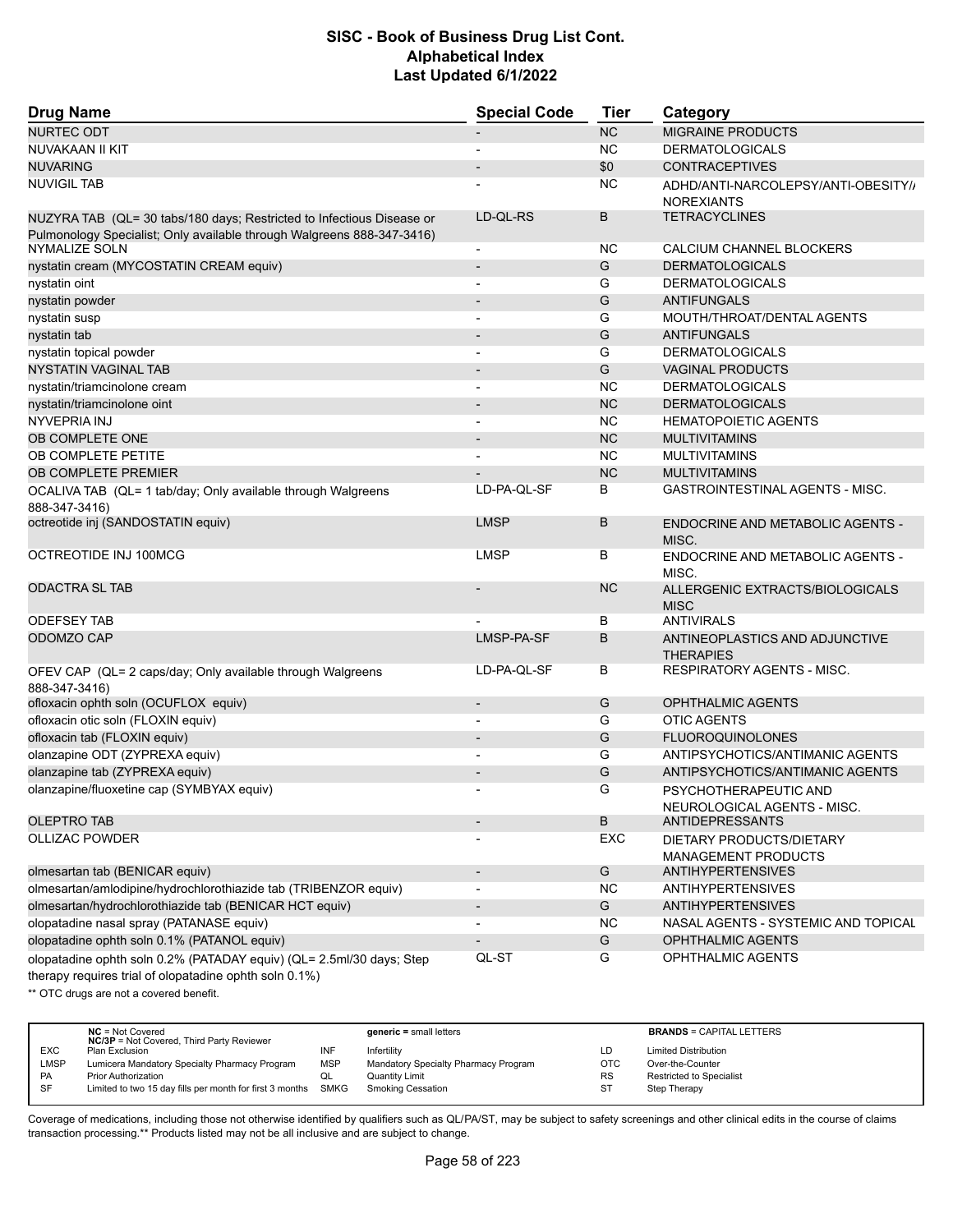# SISC - Book of Business Drug List Cont.
## Alphabetical Index
### Last Updated 6/1/2022

| Drug Name | Special Code | Tier | Category |
|---|---|---|---|
| NURTEC ODT | - | NC | MIGRAINE PRODUCTS |
| NUVAKAAN II KIT | - | NC | DERMATOLOGICALS |
| NUVARING | - | $0 | CONTRACEPTIVES |
| NUVIGIL TAB | - | NC | ADHD/ANTI-NARCOLEPSY/ANTI-OBESITY/ANOREXIANTS |
| NUZYRA TAB (QL= 30 tabs/180 days; Restricted to Infectious Disease or Pulmonology Specialist; Only available through Walgreens 888-347-3416) | LD-QL-RS | B | TETRACYCLINES |
| NYMALIZE SOLN | - | NC | CALCIUM CHANNEL BLOCKERS |
| nystatin cream (MYCOSTATIN CREAM equiv) | - | G | DERMATOLOGICALS |
| nystatin oint | - | G | DERMATOLOGICALS |
| nystatin powder | - | G | ANTIFUNGALS |
| nystatin susp | - | G | MOUTH/THROAT/DENTAL AGENTS |
| nystatin tab | - | G | ANTIFUNGALS |
| nystatin topical powder | - | G | DERMATOLOGICALS |
| NYSTATIN VAGINAL TAB | - | G | VAGINAL PRODUCTS |
| nystatin/triamcinolone cream | - | NC | DERMATOLOGICALS |
| nystatin/triamcinolone oint | - | NC | DERMATOLOGICALS |
| NYVEPRIA INJ | - | NC | HEMATOPOIETIC AGENTS |
| OB COMPLETE ONE | - | NC | MULTIVITAMINS |
| OB COMPLETE PETITE | - | NC | MULTIVITAMINS |
| OB COMPLETE PREMIER | - | NC | MULTIVITAMINS |
| OCALIVA TAB (QL= 1 tab/day; Only available through Walgreens 888-347-3416) | LD-PA-QL-SF | B | GASTROINTESTINAL AGENTS - MISC. |
| octreotide inj (SANDOSTATIN equiv) | LMSP | B | ENDOCRINE AND METABOLIC AGENTS - MISC. |
| OCTREOTIDE INJ 100MCG | LMSP | B | ENDOCRINE AND METABOLIC AGENTS - MISC. |
| ODACTRA SL TAB | - | NC | ALLERGENIC EXTRACTS/BIOLOGICALS MISC |
| ODEFSEY TAB | - | B | ANTIVIRALS |
| ODOMZO CAP | LMSP-PA-SF | B | ANTINEOPLASTICS AND ADJUNCTIVE THERAPIES |
| OFEV CAP (QL= 2 caps/day; Only available through Walgreens 888-347-3416) | LD-PA-QL-SF | B | RESPIRATORY AGENTS - MISC. |
| ofloxacin ophth soln (OCUFLOX equiv) | - | G | OPHTHALMIC AGENTS |
| ofloxacin otic soln (FLOXIN equiv) | - | G | OTIC AGENTS |
| ofloxacin tab (FLOXIN equiv) | - | G | FLUOROQUINOLONES |
| olanzapine ODT (ZYPREXA equiv) | - | G | ANTIPSYCHOTICS/ANTIMANIC AGENTS |
| olanzapine tab (ZYPREXA equiv) | - | G | ANTIPSYCHOTICS/ANTIMANIC AGENTS |
| olanzapine/fluoxetine cap (SYMBYAX equiv) | - | G | PSYCHOTHERAPEUTIC AND NEUROLOGICAL AGENTS - MISC. |
| OLEPTRO TAB | - | B | ANTIDEPRESSANTS |
| OLLIZAC POWDER | - | EXC | DIETARY PRODUCTS/DIETARY MANAGEMENT PRODUCTS |
| olmesartan tab (BENICAR equiv) | - | G | ANTIHYPERTENSIVES |
| olmesartan/amlodipine/hydrochlorothiazide tab (TRIBENZOR equiv) | - | NC | ANTIHYPERTENSIVES |
| olmesartan/hydrochlorothiazide tab (BENICAR HCT equiv) | - | G | ANTIHYPERTENSIVES |
| olopatadine nasal spray (PATANASE equiv) | - | NC | NASAL AGENTS - SYSTEMIC AND TOPICAL |
| olopatadine ophth soln 0.1% (PATANOL equiv) | - | G | OPHTHALMIC AGENTS |
| olopatadine ophth soln 0.2% (PATADAY equiv) (QL= 2.5ml/30 days; Step therapy requires trial of olopatadine ophth soln 0.1%) | QL-ST | G | OPHTHALMIC AGENTS |

** OTC drugs are not a covered benefit.

| | | | | | |
|---|---|---|---|---|---|
| | **NC** = Not Covered<br>**NC/3P** = Not Covered, Third Party Reviewer | | **generic** = small letters | | **BRANDS** = CAPITAL LETTERS |
| EXC | Plan Exclusion | INF | Infertility | LD | Limited Distribution |
| LMSP | Lumicera Mandatory Specialty Pharmacy Program | MSP | Mandatory Specialty Pharmacy Program | OTC | Over-the-Counter |
| PA | Prior Authorization | QL | Quantity Limit | RS | Restricted to Specialist |
| SF | Limited to two 15 day fills per month for first 3 months | SMKG | Smoking Cessation | ST | Step Therapy |

Coverage of medications, including those not otherwise identified by qualifiers such as QL/PA/ST, may be subject to safety screenings and other clinical edits in the course of claims transaction processing.** Products listed may not be all inclusive and are subject to change.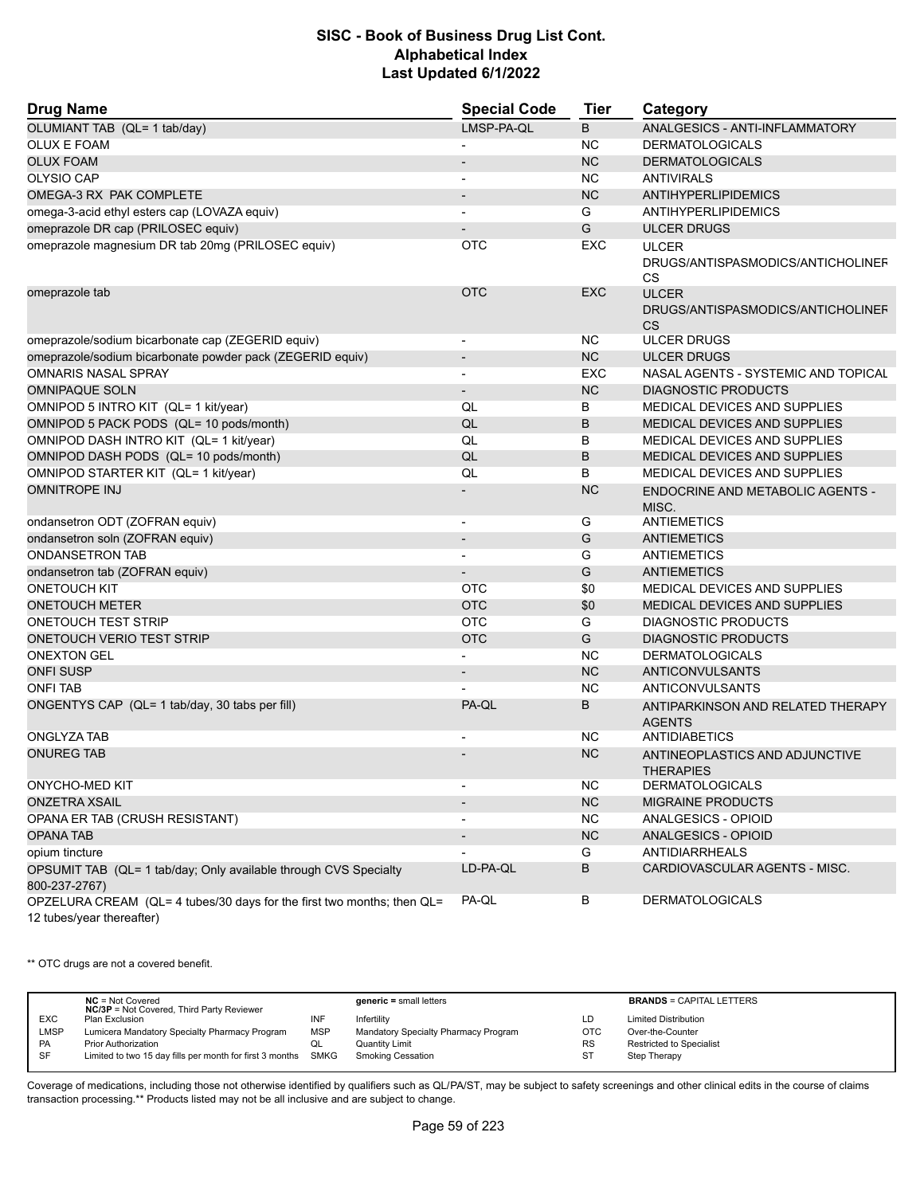# SISC - Book of Business Drug List Cont.
## Alphabetical Index
### Last Updated 6/1/2022

| Drug Name | Special Code | Tier | Category |
|---|---|---|---|
| OLUMIANT TAB (QL= 1 tab/day) | LMSP-PA-QL | B | ANALGESICS - ANTI-INFLAMMATORY |
| OLUX E FOAM | - | NC | DERMATOLOGICALS |
| OLUX FOAM | - | NC | DERMATOLOGICALS |
| OLYSIO CAP | - | NC | ANTIVIRALS |
| OMEGA-3 RX PAK COMPLETE | - | NC | ANTIHYPERLIPIDEMICS |
| omega-3-acid ethyl esters cap (LOVAZA equiv) | - | G | ANTIHYPERLIPIDEMICS |
| omeprazole DR cap (PRILOSEC equiv) | - | G | ULCER DRUGS |
| omeprazole magnesium DR tab 20mg (PRILOSEC equiv) | OTC | EXC | ULCER DRUGS/ANTISPASMODICS/ANTICHOLINERGICS |
| omeprazole tab | OTC | EXC | ULCER DRUGS/ANTISPASMODICS/ANTICHOLINERGICS |
| omeprazole/sodium bicarbonate cap (ZEGERID equiv) | - | NC | ULCER DRUGS |
| omeprazole/sodium bicarbonate powder pack (ZEGERID equiv) | - | NC | ULCER DRUGS |
| OMNARIS NASAL SPRAY | - | EXC | NASAL AGENTS - SYSTEMIC AND TOPICAL |
| OMNIPAQUE SOLN | - | NC | DIAGNOSTIC PRODUCTS |
| OMNIPOD 5 INTRO KIT (QL= 1 kit/year) | QL | B | MEDICAL DEVICES AND SUPPLIES |
| OMNIPOD 5 PACK PODS (QL= 10 pods/month) | QL | B | MEDICAL DEVICES AND SUPPLIES |
| OMNIPOD DASH INTRO KIT (QL= 1 kit/year) | QL | B | MEDICAL DEVICES AND SUPPLIES |
| OMNIPOD DASH PODS (QL= 10 pods/month) | QL | B | MEDICAL DEVICES AND SUPPLIES |
| OMNIPOD STARTER KIT (QL= 1 kit/year) | QL | B | MEDICAL DEVICES AND SUPPLIES |
| OMNITROPE INJ | - | NC | ENDOCRINE AND METABOLIC AGENTS - MISC. |
| ondansetron ODT (ZOFRAN equiv) | - | G | ANTIEMETICS |
| ondansetron soln (ZOFRAN equiv) | - | G | ANTIEMETICS |
| ONDANSETRON TAB | - | G | ANTIEMETICS |
| ondansetron tab (ZOFRAN equiv) | - | G | ANTIEMETICS |
| ONETOUCH KIT | OTC | $0 | MEDICAL DEVICES AND SUPPLIES |
| ONETOUCH METER | OTC | $0 | MEDICAL DEVICES AND SUPPLIES |
| ONETOUCH TEST STRIP | OTC | G | DIAGNOSTIC PRODUCTS |
| ONETOUCH VERIO TEST STRIP | OTC | G | DIAGNOSTIC PRODUCTS |
| ONEXTON GEL | - | NC | DERMATOLOGICALS |
| ONFI SUSP | - | NC | ANTICONVULSANTS |
| ONFI TAB | - | NC | ANTICONVULSANTS |
| ONGENTYS CAP (QL= 1 tab/day, 30 tabs per fill) | PA-QL | B | ANTIPARKINSON AND RELATED THERAPY AGENTS |
| ONGLYZA TAB | - | NC | ANTIDIABETICS |
| ONUREG TAB | - | NC | ANTINEOPLASTICS AND ADJUNCTIVE THERAPIES |
| ONYCHO-MED KIT | - | NC | DERMATOLOGICALS |
| ONZETRA XSAIL | - | NC | MIGRAINE PRODUCTS |
| OPANA ER TAB (CRUSH RESISTANT) | - | NC | ANALGESICS - OPIOID |
| OPANA TAB | - | NC | ANALGESICS - OPIOID |
| opium tincture | - | G | ANTIDIARRHEALS |
| OPSUMIT TAB (QL= 1 tab/day; Only available through CVS Specialty 800-237-2767) | LD-PA-QL | B | CARDIOVASCULAR AGENTS - MISC. |
| OPZELURA CREAM (QL= 4 tubes/30 days for the first two months; then QL= 12 tubes/year thereafter) | PA-QL | B | DERMATOLOGICALS |

** OTC drugs are not a covered benefit.

| | | | | | |
|---|---|---|---|---|---|
| **NC** = Not Covered<br>**NC/3P** = Not Covered, Third Party Reviewer | | **generic** = small letters | | **BRANDS** = CAPITAL LETTERS | |
| EXC | Plan Exclusion | INF | Infertility | LD | Limited Distribution |
| LMSP | Lumicera Mandatory Specialty Pharmacy Program | MSP | Mandatory Specialty Pharmacy Program | OTC | Over-the-Counter |
| PA | Prior Authorization | QL | Quantity Limit | RS | Restricted to Specialist |
| SF | Limited to two 15 day fills per month for first 3 months | SMKG | Smoking Cessation | ST | Step Therapy |

Coverage of medications, including those not otherwise identified by qualifiers such as QL/PA/ST, may be subject to safety screenings and other clinical edits in the course of claims transaction processing.** Products listed may not be all inclusive and are subject to change.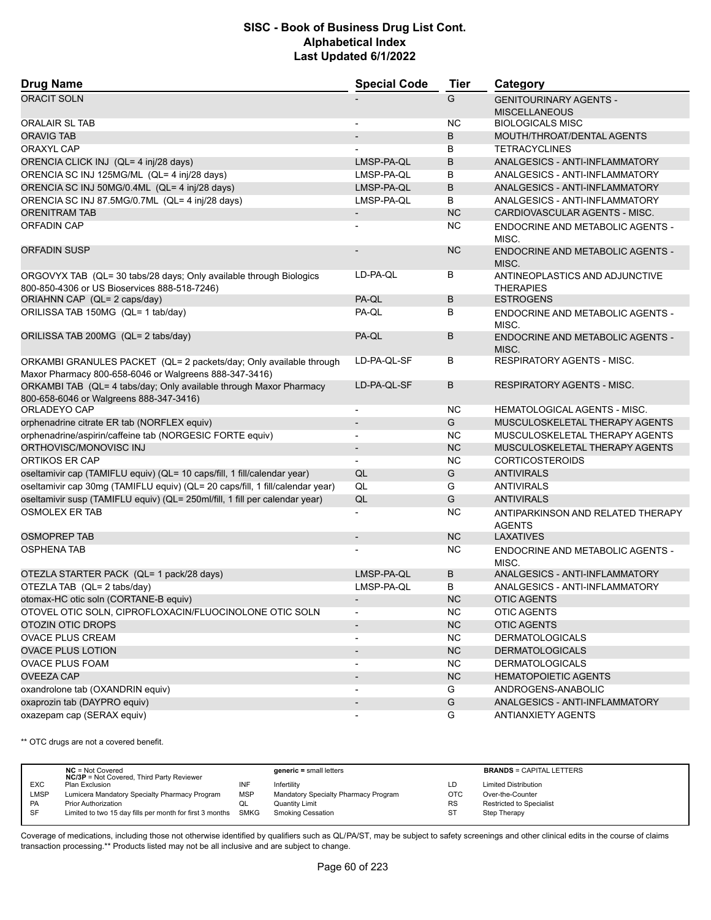# SISC - Book of Business Drug List Cont.
## Alphabetical Index
### Last Updated 6/1/2022

| Drug Name | Special Code | Tier | Category |
|---|---|---|---|
| ORACIT SOLN | - | G | GENITOURINARY AGENTS - MISCELLANEOUS |
| ORALAIR SL TAB | - | NC | BIOLOGICALS MISC |
| ORAVIG TAB | - | B | MOUTH/THROAT/DENTAL AGENTS |
| ORAXYL CAP | - | B | TETRACYCLINES |
| ORENCIA CLICK INJ (QL= 4 inj/28 days) | LMSP-PA-QL | B | ANALGESICS - ANTI-INFLAMMATORY |
| ORENCIA SC INJ 125MG/ML (QL= 4 inj/28 days) | LMSP-PA-QL | B | ANALGESICS - ANTI-INFLAMMATORY |
| ORENCIA SC INJ 50MG/0.4ML (QL= 4 inj/28 days) | LMSP-PA-QL | B | ANALGESICS - ANTI-INFLAMMATORY |
| ORENCIA SC INJ 87.5MG/0.7ML (QL= 4 inj/28 days) | LMSP-PA-QL | B | ANALGESICS - ANTI-INFLAMMATORY |
| ORENITRAM TAB | - | NC | CARDIOVASCULAR AGENTS - MISC. |
| ORFADIN CAP | - | NC | ENDOCRINE AND METABOLIC AGENTS - MISC. |
| ORFADIN SUSP | - | NC | ENDOCRINE AND METABOLIC AGENTS - MISC. |
| ORGOVYX TAB (QL= 30 tabs/28 days; Only available through Biologics 800-850-4306 or US Bioservices 888-518-7246) | LD-PA-QL | B | ANTINEOPLASTICS AND ADJUNCTIVE THERAPIES |
| ORIAHNN CAP (QL= 2 caps/day) | PA-QL | B | ESTROGENS |
| ORILISSA TAB 150MG (QL= 1 tab/day) | PA-QL | B | ENDOCRINE AND METABOLIC AGENTS - MISC. |
| ORILISSA TAB 200MG (QL= 2 tabs/day) | PA-QL | B | ENDOCRINE AND METABOLIC AGENTS - MISC. |
| ORKAMBI GRANULES PACKET (QL= 2 packets/day; Only available through Maxor Pharmacy 800-658-6046 or Walgreens 888-347-3416) | LD-PA-QL-SF | B | RESPIRATORY AGENTS - MISC. |
| ORKAMBI TAB (QL= 4 tabs/day; Only available through Maxor Pharmacy 800-658-6046 or Walgreens 888-347-3416) | LD-PA-QL-SF | B | RESPIRATORY AGENTS - MISC. |
| ORLADEYO CAP | - | NC | HEMATOLOGICAL AGENTS - MISC. |
| orphenadrine citrate ER tab (NORFLEX equiv) | - | G | MUSCULOSKELETAL THERAPY AGENTS |
| orphenadrine/aspirin/caffeine tab (NORGESIC FORTE equiv) | - | NC | MUSCULOSKELETAL THERAPY AGENTS |
| ORTHOVISC/MONOVISC INJ | - | NC | MUSCULOSKELETAL THERAPY AGENTS |
| ORTIKOS ER CAP | - | NC | CORTICOSTEROIDS |
| oseltamivir cap (TAMIFLU equiv) (QL= 10 caps/fill, 1 fill/calendar year) | QL | G | ANTIVIRALS |
| oseltamivir cap 30mg (TAMIFLU equiv) (QL= 20 caps/fill, 1 fill/calendar year) | QL | G | ANTIVIRALS |
| oseltamivir susp (TAMIFLU equiv) (QL= 250ml/fill, 1 fill per calendar year) | QL | G | ANTIVIRALS |
| OSMOLEX ER TAB | - | NC | ANTIPARKINSON AND RELATED THERAPY AGENTS |
| OSMOPREP TAB | - | NC | LAXATIVES |
| OSPHENA TAB | - | NC | ENDOCRINE AND METABOLIC AGENTS - MISC. |
| OTEZLA STARTER PACK (QL= 1 pack/28 days) | LMSP-PA-QL | B | ANALGESICS - ANTI-INFLAMMATORY |
| OTEZLA TAB (QL= 2 tabs/day) | LMSP-PA-QL | B | ANALGESICS - ANTI-INFLAMMATORY |
| otomax-HC otic soln (CORTANE-B equiv) | - | NC | OTIC AGENTS |
| OTOVEL OTIC SOLN, CIPROFLOXACIN/FLUOCINOLONE OTIC SOLN | - | NC | OTIC AGENTS |
| OTOZIN OTIC DROPS | - | NC | OTIC AGENTS |
| OVACE PLUS CREAM | - | NC | DERMATOLOGICALS |
| OVACE PLUS LOTION | - | NC | DERMATOLOGICALS |
| OVACE PLUS FOAM | - | NC | DERMATOLOGICALS |
| OVEEZA CAP | - | NC | HEMATOPOIETIC AGENTS |
| oxandrolone tab (OXANDRIN equiv) | - | G | ANDROGENS-ANABOLIC |
| oxaprozin tab (DAYPRO equiv) | - | G | ANALGESICS - ANTI-INFLAMMATORY |
| oxazepam cap (SERAX equiv) | - | G | ANTIANXIETY AGENTS |

** OTC drugs are not a covered benefit.

| | | | | | |
|---|---|---|---|---|---|
| | **NC** = Not Covered<br>**NC/3P** = Not Covered, Third Party Reviewer | | **generic** = small letters | | **BRANDS** = CAPITAL LETTERS |
| EXC | Plan Exclusion | INF | Infertility | LD | Limited Distribution |
| LMSP | Lumicera Mandatory Specialty Pharmacy Program | MSP | Mandatory Specialty Pharmacy Program | OTC | Over-the-Counter |
| PA | Prior Authorization | QL | Quantity Limit | RS | Restricted to Specialist |
| SF | Limited to two 15 day fills per month for first 3 months | SMKG | Smoking Cessation | ST | Step Therapy |

Coverage of medications, including those not otherwise identified by qualifiers such as QL/PA/ST, may be subject to safety screenings and other clinical edits in the course of claims transaction processing.** Products listed may not be all inclusive and are subject to change.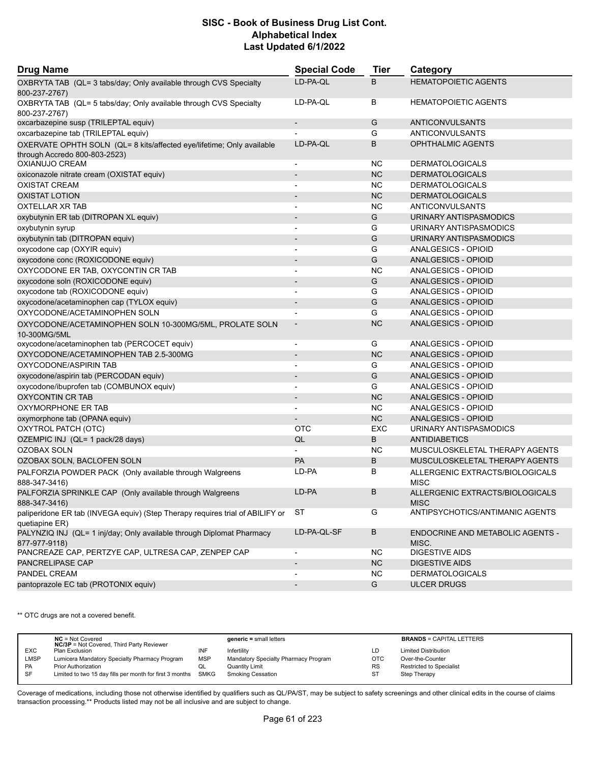## SISC - Book of Business Drug List Cont.
## Alphabetical Index
## Last Updated 6/1/2022

| Drug Name | Special Code | Tier | Category |
|---|---|---|---|
| OXBRYTA TAB (QL= 3 tabs/day; Only available through CVS Specialty 800-237-2767) | LD-PA-QL | B | HEMATOPOIETIC AGENTS |
| OXBRYTA TAB (QL= 5 tabs/day; Only available through CVS Specialty 800-237-2767) | LD-PA-QL | B | HEMATOPOIETIC AGENTS |
| oxcarbazepine susp (TRILEPTAL equiv) | - | G | ANTICONVULSANTS |
| oxcarbazepine tab (TRILEPTAL equiv) | - | G | ANTICONVULSANTS |
| OXERVATE OPHTH SOLN (QL= 8 kits/affected eye/lifetime; Only available through Accredo 800-803-2523) | LD-PA-QL | B | OPHTHALMIC AGENTS |
| OXIANUJO CREAM | - | NC | DERMATOLOGICALS |
| oxiconazole nitrate cream (OXISTAT equiv) | - | NC | DERMATOLOGICALS |
| OXISTAT CREAM | - | NC | DERMATOLOGICALS |
| OXISTAT LOTION | - | NC | DERMATOLOGICALS |
| OXTELLAR XR TAB | - | NC | ANTICONVULSANTS |
| oxybutynin ER tab (DITROPAN XL equiv) | - | G | URINARY ANTISPASMODICS |
| oxybutynin syrup | - | G | URINARY ANTISPASMODICS |
| oxybutynin tab (DITROPAN equiv) | - | G | URINARY ANTISPASMODICS |
| oxycodone cap (OXYIR equiv) | - | G | ANALGESICS - OPIOID |
| oxycodone conc (ROXICODONE equiv) | - | G | ANALGESICS - OPIOID |
| OXYCODONE ER TAB, OXYCONTIN CR TAB | - | NC | ANALGESICS - OPIOID |
| oxycodone soln (ROXICODONE equiv) | - | G | ANALGESICS - OPIOID |
| oxycodone tab (ROXICODONE equiv) | - | G | ANALGESICS - OPIOID |
| oxycodone/acetaminophen cap (TYLOX equiv) | - | G | ANALGESICS - OPIOID |
| OXYCODONE/ACETAMINOPHEN SOLN | - | G | ANALGESICS - OPIOID |
| OXYCODONE/ACETAMINOPHEN SOLN 10-300MG/5ML, PROLATE SOLN 10-300MG/5ML | - | NC | ANALGESICS - OPIOID |
| oxycodone/acetaminophen tab (PERCOCET equiv) | - | G | ANALGESICS - OPIOID |
| OXYCODONE/ACETAMINOPHEN TAB 2.5-300MG | - | NC | ANALGESICS - OPIOID |
| OXYCODONE/ASPIRIN TAB | - | G | ANALGESICS - OPIOID |
| oxycodone/aspirin tab (PERCODAN equiv) | - | G | ANALGESICS - OPIOID |
| oxycodone/ibuprofen tab (COMBUNOX equiv) | - | G | ANALGESICS - OPIOID |
| OXYCONTIN CR TAB | - | NC | ANALGESICS - OPIOID |
| OXYMORPHONE ER TAB | - | NC | ANALGESICS - OPIOID |
| oxymorphone tab (OPANA equiv) | - | NC | ANALGESICS - OPIOID |
| OXYTROL PATCH (OTC) | OTC | EXC | URINARY ANTISPASMODICS |
| OZEMPIC INJ (QL= 1 pack/28 days) | QL | B | ANTIDIABETICS |
| OZOBAX SOLN | - | NC | MUSCULOSKELETAL THERAPY AGENTS |
| OZOBAX SOLN, BACLOFEN SOLN | PA | B | MUSCULOSKELETAL THERAPY AGENTS |
| PALFORZIA POWDER PACK (Only available through Walgreens 888-347-3416) | LD-PA | B | ALLERGENIC EXTRACTS/BIOLOGICALS MISC |
| PALFORZIA SPRINKLE CAP (Only available through Walgreens 888-347-3416) | LD-PA | B | ALLERGENIC EXTRACTS/BIOLOGICALS MISC |
| paliperidone ER tab (INVEGA equiv) (Step Therapy requires trial of ABILIFY or quetiapine ER) | ST | G | ANTIPSYCHOTICS/ANTIMANIC AGENTS |
| PALYNZIQ INJ (QL= 1 inj/day; Only available through Diplomat Pharmacy 877-977-9118) | LD-PA-QL-SF | B | ENDOCRINE AND METABOLIC AGENTS - MISC. |
| PANCREAZE CAP, PERTZYE CAP, ULTRESA CAP, ZENPEP CAP | - | NC | DIGESTIVE AIDS |
| PANCRELIPASE CAP | - | NC | DIGESTIVE AIDS |
| PANDEL CREAM | - | NC | DERMATOLOGICALS |
| pantoprazole EC tab (PROTONIX equiv) | - | G | ULCER DRUGS |

** OTC drugs are not a covered benefit.

| | | | | | |
|---|---|---|---|---|---|
| | **NC** = Not Covered<br>**NC/3P** = Not Covered, Third Party Reviewer | | **generic =** small letters | | **BRANDS** = CAPITAL LETTERS |
| EXC | Plan Exclusion | INF | Infertility | LD | Limited Distribution |
| LMSP | Lumicera Mandatory Specialty Pharmacy Program | MSP | Mandatory Specialty Pharmacy Program | OTC | Over-the-Counter |
| PA | Prior Authorization | QL | Quantity Limit | RS | Restricted to Specialist |
| SF | Limited to two 15 day fills per month for first 3 months | SMKG | Smoking Cessation | ST | Step Therapy |

Coverage of medications, including those not otherwise identified by qualifiers such as QL/PA/ST, may be subject to safety screenings and other clinical edits in the course of claims transaction processing.** Products listed may not be all inclusive and are subject to change.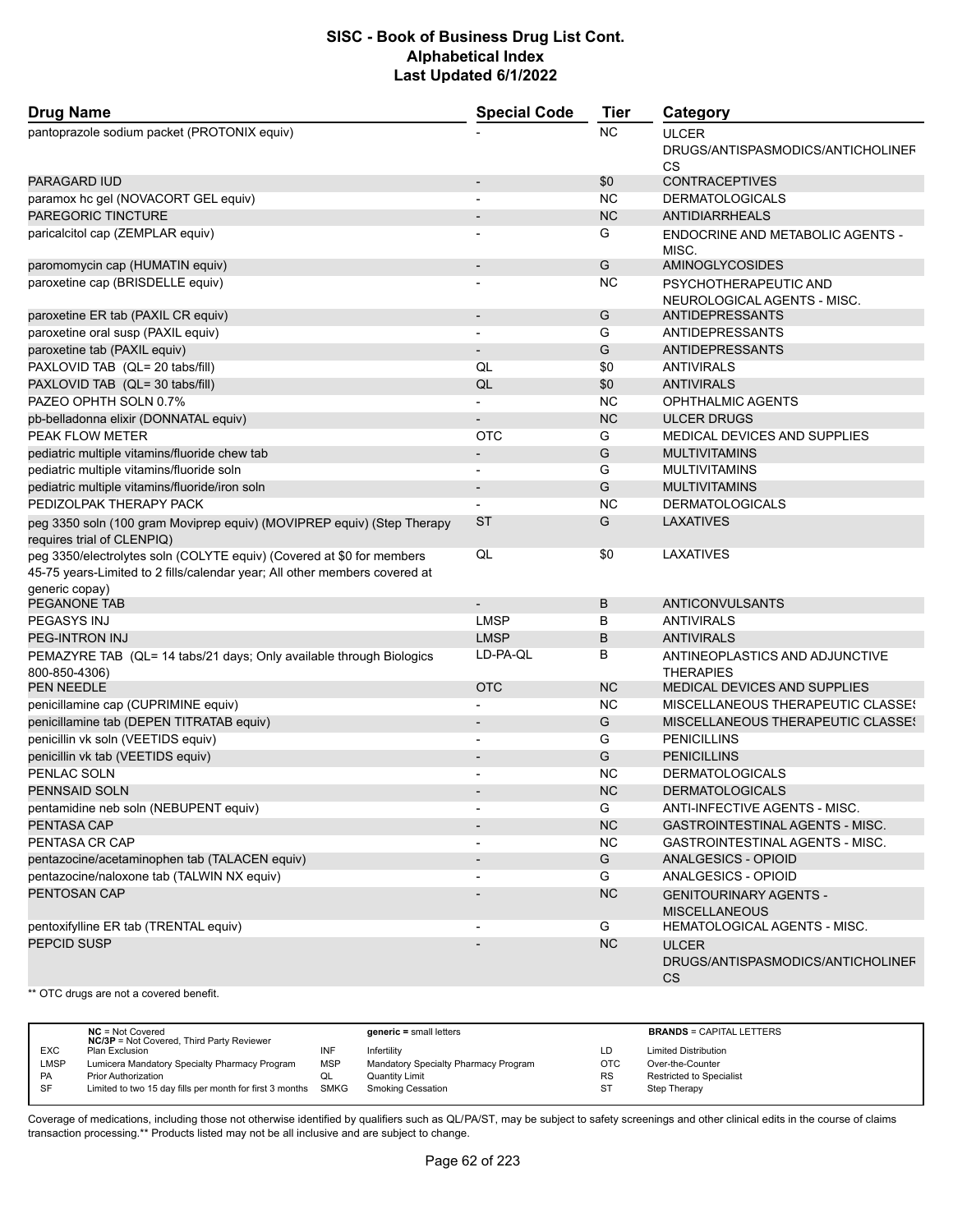# SISC - Book of Business Drug List Cont.
## Alphabetical Index
### Last Updated 6/1/2022

| Drug Name | Special Code | Tier | Category |
|---|---|---|---|
| pantoprazole sodium packet (PROTONIX equiv) | - | NC | ULCER DRUGS/ANTISPASMODICS/ANTICHOLINERGICS |
| PARAGARD IUD | - | $0 | CONTRACEPTIVES |
| paramox hc gel (NOVACORT GEL equiv) | - | NC | DERMATOLOGICALS |
| PAREGORIC TINCTURE | - | NC | ANTIDIARRHEALS |
| paricalcitol cap (ZEMPLAR equiv) | - | G | ENDOCRINE AND METABOLIC AGENTS - MISC. |
| paromomycin cap (HUMATIN equiv) | - | G | AMINOGLYCOSIDES |
| paroxetine cap (BRISDELLE equiv) | - | NC | PSYCHOTHERAPEUTIC AND NEUROLOGICAL AGENTS - MISC. |
| paroxetine ER tab (PAXIL CR equiv) | - | G | ANTIDEPRESSANTS |
| paroxetine oral susp (PAXIL equiv) | - | G | ANTIDEPRESSANTS |
| paroxetine tab (PAXIL equiv) | - | G | ANTIDEPRESSANTS |
| PAXLOVID TAB (QL= 20 tabs/fill) | QL | $0 | ANTIVIRALS |
| PAXLOVID TAB (QL= 30 tabs/fill) | QL | $0 | ANTIVIRALS |
| PAZEO OPHTH SOLN 0.7% | - | NC | OPHTHALMIC AGENTS |
| pb-belladonna elixir (DONNATAL equiv) | - | NC | ULCER DRUGS |
| PEAK FLOW METER | OTC | G | MEDICAL DEVICES AND SUPPLIES |
| pediatric multiple vitamins/fluoride chew tab | - | G | MULTIVITAMINS |
| pediatric multiple vitamins/fluoride soln | - | G | MULTIVITAMINS |
| pediatric multiple vitamins/fluoride/iron soln | - | G | MULTIVITAMINS |
| PEDIZOLPAK THERAPY PACK | - | NC | DERMATOLOGICALS |
| peg 3350 soln (100 gram Moviprep equiv) (MOVIPREP equiv) (Step Therapy requires trial of CLENPIQ) | ST | G | LAXATIVES |
| peg 3350/electrolytes soln (COLYTE equiv) (Covered at $0 for members 45-75 years-Limited to 2 fills/calendar year; All other members covered at generic copay) | QL | $0 | LAXATIVES |
| PEGANONE TAB | - | B | ANTICONVULSANTS |
| PEGASYS INJ | LMSP | B | ANTIVIRALS |
| PEG-INTRON INJ | LMSP | B | ANTIVIRALS |
| PEMAZYRE TAB (QL= 14 tabs/21 days; Only available through Biologics 800-850-4306) | LD-PA-QL | B | ANTINEOPLASTICS AND ADJUNCTIVE THERAPIES |
| PEN NEEDLE | OTC | NC | MEDICAL DEVICES AND SUPPLIES |
| penicillamine cap (CUPRIMINE equiv) | - | NC | MISCELLANEOUS THERAPEUTIC CLASSES |
| penicillamine tab (DEPEN TITRATAB equiv) | - | G | MISCELLANEOUS THERAPEUTIC CLASSES |
| penicillin vk soln (VEETIDS equiv) | - | G | PENICILLINS |
| penicillin vk tab (VEETIDS equiv) | - | G | PENICILLINS |
| PENLAC SOLN | - | NC | DERMATOLOGICALS |
| PENNSAID SOLN | - | NC | DERMATOLOGICALS |
| pentamidine neb soln (NEBUPENT equiv) | - | G | ANTI-INFECTIVE AGENTS - MISC. |
| PENTASA CAP | - | NC | GASTROINTESTINAL AGENTS - MISC. |
| PENTASA CR CAP | - | NC | GASTROINTESTINAL AGENTS - MISC. |
| pentazocine/acetaminophen tab (TALACEN equiv) | - | G | ANALGESICS - OPIOID |
| pentazocine/naloxone tab (TALWIN NX equiv) | - | G | ANALGESICS - OPIOID |
| PENTOSAN CAP | - | NC | GENITOURINARY AGENTS - MISCELLANEOUS |
| pentoxifylline ER tab (TRENTAL equiv) | - | G | HEMATOLOGICAL AGENTS - MISC. |
| PEPCID SUSP | - | NC | ULCER DRUGS/ANTISPASMODICS/ANTICHOLINERGICS |

** OTC drugs are not a covered benefit.

| | NC = Not Covered<br>NC/3P = Not Covered, Third Party Reviewer | | generic = small letters | | BRANDS = CAPITAL LETTERS |
|---|---|---|---|---|---|
| EXC | Plan Exclusion | INF | Infertility | LD | Limited Distribution |
| LMSP | Lumicera Mandatory Specialty Pharmacy Program | MSP | Mandatory Specialty Pharmacy Program | OTC | Over-the-Counter |
| PA | Prior Authorization | QL | Quantity Limit | RS | Restricted to Specialist |
| SF | Limited to two 15 day fills per month for first 3 months | SMKG | Smoking Cessation | ST | Step Therapy |

Coverage of medications, including those not otherwise identified by qualifiers such as QL/PA/ST, may be subject to safety screenings and other clinical edits in the course of claims transaction processing.** Products listed may not be all inclusive and are subject to change.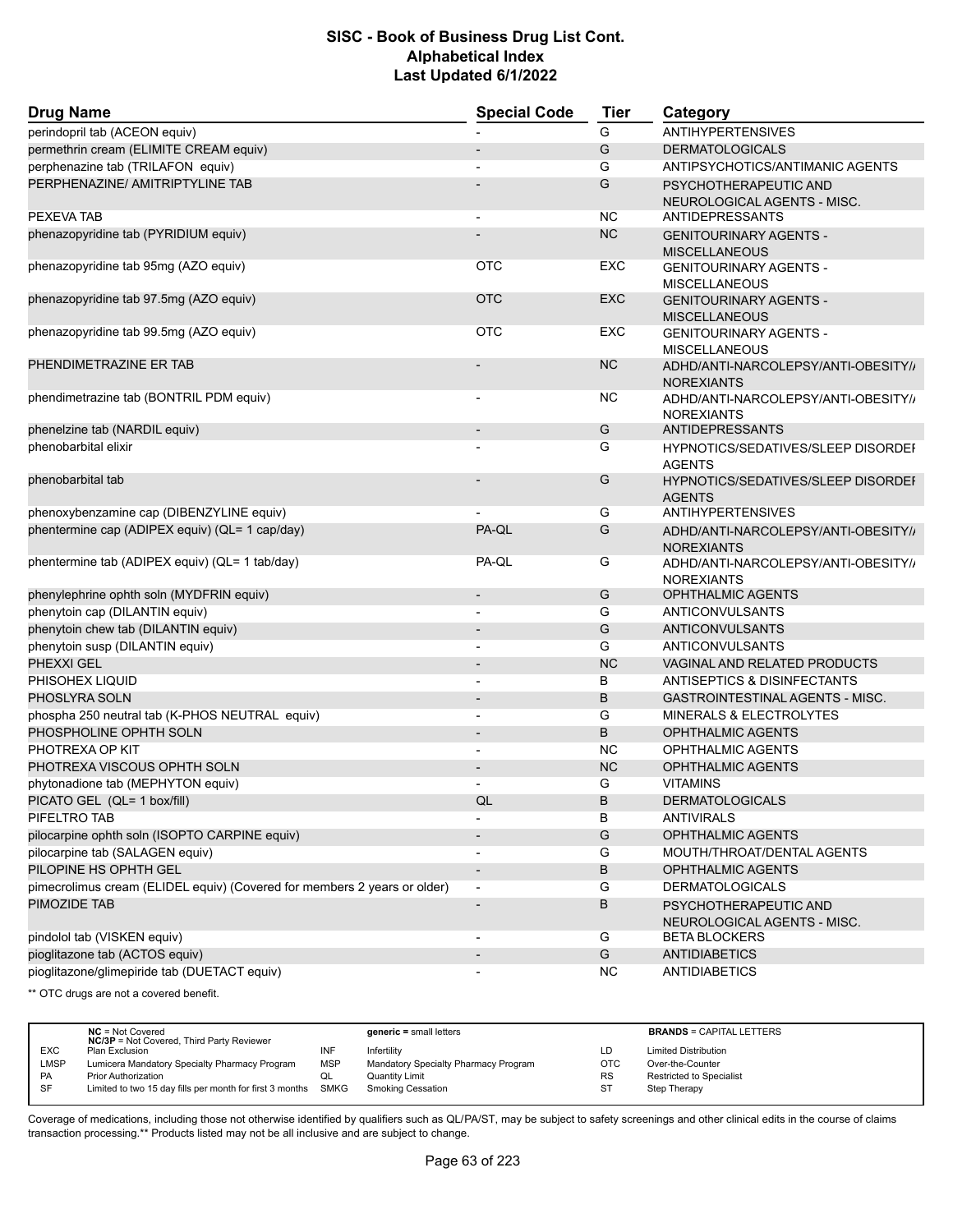# SISC - Book of Business Drug List Cont.
## Alphabetical Index
### Last Updated 6/1/2022

| Drug Name | Special Code | Tier | Category |
|---|---|---|---|
| perindopril tab (ACEON equiv) | - | G | ANTIHYPERTENSIVES |
| permethrin cream (ELIMITE CREAM equiv) | - | G | DERMATOLOGICALS |
| perphenazine tab (TRILAFON equiv) | - | G | ANTIPSYCHOTICS/ANTIMANIC AGENTS |
| PERPHENAZINE/ AMITRIPTYLINE TAB | - | G | PSYCHOTHERAPEUTIC AND NEUROLOGICAL AGENTS - MISC. |
| PEXEVA TAB | - | NC | ANTIDEPRESSANTS |
| phenazopyridine tab (PYRIDIUM equiv) | - | NC | GENITOURINARY AGENTS - MISCELLANEOUS |
| phenazopyridine tab 95mg (AZO equiv) | OTC | EXC | GENITOURINARY AGENTS - MISCELLANEOUS |
| phenazopyridine tab 97.5mg (AZO equiv) | OTC | EXC | GENITOURINARY AGENTS - MISCELLANEOUS |
| phenazopyridine tab 99.5mg (AZO equiv) | OTC | EXC | GENITOURINARY AGENTS - MISCELLANEOUS |
| PHENDIMETRAZINE ER TAB | - | NC | ADHD/ANTI-NARCOLEPSY/ANTI-OBESITY/ANOREXIANTS |
| phendimetrazine tab (BONTRIL PDM equiv) | - | NC | ADHD/ANTI-NARCOLEPSY/ANTI-OBESITY/ANOREXIANTS |
| phenelzine tab (NARDIL equiv) | - | G | ANTIDEPRESSANTS |
| phenobarbital elixir | - | G | HYPNOTICS/SEDATIVES/SLEEP DISORDER AGENTS |
| phenobarbital tab | - | G | HYPNOTICS/SEDATIVES/SLEEP DISORDER AGENTS |
| phenoxybenzamine cap (DIBENZYLINE equiv) | - | G | ANTIHYPERTENSIVES |
| phentermine cap (ADIPEX equiv) (QL= 1 cap/day) | PA-QL | G | ADHD/ANTI-NARCOLEPSY/ANTI-OBESITY/ANOREXIANTS |
| phentermine tab (ADIPEX equiv) (QL= 1 tab/day) | PA-QL | G | ADHD/ANTI-NARCOLEPSY/ANTI-OBESITY/ANOREXIANTS |
| phenylephrine ophth soln (MYDFRIN equiv) | - | G | OPHTHALMIC AGENTS |
| phenytoin cap (DILANTIN equiv) | - | G | ANTICONVULSANTS |
| phenytoin chew tab (DILANTIN equiv) | - | G | ANTICONVULSANTS |
| phenytoin susp (DILANTIN equiv) | - | G | ANTICONVULSANTS |
| PHEXXI GEL | - | NC | VAGINAL AND RELATED PRODUCTS |
| PHISOHEX LIQUID | - | B | ANTISEPTICS & DISINFECTANTS |
| PHOSLYRA SOLN | - | B | GASTROINTESTINAL AGENTS - MISC. |
| phospha 250 neutral tab (K-PHOS NEUTRAL equiv) | - | G | MINERALS & ELECTROLYTES |
| PHOSPHOLINE OPHTH SOLN | - | B | OPHTHALMIC AGENTS |
| PHOTREXA OP KIT | - | NC | OPHTHALMIC AGENTS |
| PHOTREXA VISCOUS OPHTH SOLN | - | NC | OPHTHALMIC AGENTS |
| phytonadione tab (MEPHYTON equiv) | - | G | VITAMINS |
| PICATO GEL (QL= 1 box/fill) | QL | B | DERMATOLOGICALS |
| PIFELTRO TAB | - | B | ANTIVIRALS |
| pilocarpine ophth soln (ISOPTO CARPINE equiv) | - | G | OPHTHALMIC AGENTS |
| pilocarpine tab (SALAGEN equiv) | - | G | MOUTH/THROAT/DENTAL AGENTS |
| PILOPINE HS OPHTH GEL | - | B | OPHTHALMIC AGENTS |
| pimecrolimus cream (ELIDEL equiv) (Covered for members 2 years or older) | - | G | DERMATOLOGICALS |
| PIMOZIDE TAB | - | B | PSYCHOTHERAPEUTIC AND NEUROLOGICAL AGENTS - MISC. |
| pindolol tab (VISKEN equiv) | - | G | BETA BLOCKERS |
| pioglitazone tab (ACTOS equiv) | - | G | ANTIDIABETICS |
| pioglitazone/glimepiride tab (DUETACT equiv) | - | NC | ANTIDIABETICS |

** OTC drugs are not a covered benefit.

| | | | | | |
|---|---|---|---|---|---|
| | **NC** = Not Covered<br>**NC/3P** = Not Covered, Third Party Reviewer | | **generic** = small letters | | **BRANDS** = CAPITAL LETTERS |
| EXC | Plan Exclusion | INF | Infertility | LD | Limited Distribution |
| LMSP | Lumicera Mandatory Specialty Pharmacy Program | MSP | Mandatory Specialty Pharmacy Program | OTC | Over-the-Counter |
| PA | Prior Authorization | QL | Quantity Limit | RS | Restricted to Specialist |
| SF | Limited to two 15 day fills per month for first 3 months | SMKG | Smoking Cessation | ST | Step Therapy |

Coverage of medications, including those not otherwise identified by qualifiers such as QL/PA/ST, may be subject to safety screenings and other clinical edits in the course of claims transaction processing.** Products listed may not be all inclusive and are subject to change.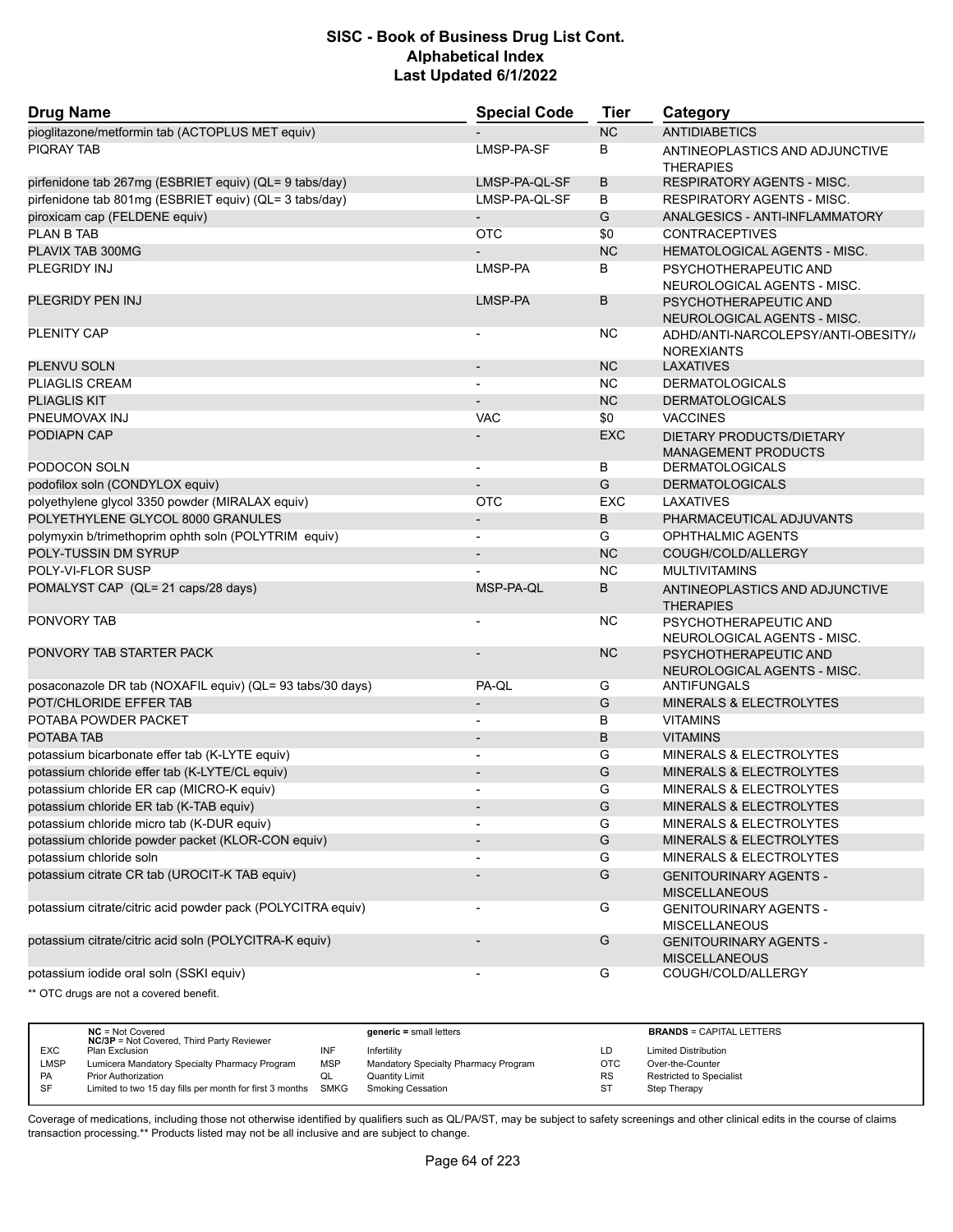# SISC - Book of Business Drug List Cont.
## Alphabetical Index
### Last Updated 6/1/2022

| Drug Name | Special Code | Tier | Category |
|---|---|---|---|
| pioglitazone/metformin tab (ACTOPLUS MET equiv) | - | NC | ANTIDIABETICS |
| PIQRAY TAB | LMSP-PA-SF | B | ANTINEOPLASTICS AND ADJUNCTIVE THERAPIES |
| pirfenidone tab 267mg (ESBRIET equiv) (QL= 9 tabs/day) | LMSP-PA-QL-SF | B | RESPIRATORY AGENTS - MISC. |
| pirfenidone tab 801mg (ESBRIET equiv) (QL= 3 tabs/day) | LMSP-PA-QL-SF | B | RESPIRATORY AGENTS - MISC. |
| piroxicam cap (FELDENE equiv) | - | G | ANALGESICS - ANTI-INFLAMMATORY |
| PLAN B TAB | OTC | $0 | CONTRACEPTIVES |
| PLAVIX TAB 300MG | - | NC | HEMATOLOGICAL AGENTS - MISC. |
| PLEGRIDY INJ | LMSP-PA | B | PSYCHOTHERAPEUTIC AND NEUROLOGICAL AGENTS - MISC. |
| PLEGRIDY PEN INJ | LMSP-PA | B | PSYCHOTHERAPEUTIC AND NEUROLOGICAL AGENTS - MISC. |
| PLENITY CAP | - | NC | ADHD/ANTI-NARCOLEPSY/ANTI-OBESITY/ANOREXIANTS |
| PLENVU SOLN | - | NC | LAXATIVES |
| PLIAGLIS CREAM | - | NC | DERMATOLOGICALS |
| PLIAGLIS KIT | - | NC | DERMATOLOGICALS |
| PNEUMOVAX INJ | VAC | $0 | VACCINES |
| PODIAPN CAP | - | EXC | DIETARY PRODUCTS/DIETARY MANAGEMENT PRODUCTS |
| PODOCON SOLN | - | B | DERMATOLOGICALS |
| podofilox soln (CONDYLOX equiv) | - | G | DERMATOLOGICALS |
| polyethylene glycol 3350 powder (MIRALAX equiv) | OTC | EXC | LAXATIVES |
| POLYETHYLENE GLYCOL 8000 GRANULES | - | B | PHARMACEUTICAL ADJUVANTS |
| polymyxin b/trimethoprim ophth soln (POLYTRIM equiv) | - | G | OPHTHALMIC AGENTS |
| POLY-TUSSIN DM SYRUP | - | NC | COUGH/COLD/ALLERGY |
| POLY-VI-FLOR SUSP | - | NC | MULTIVITAMINS |
| POMALYST CAP (QL= 21 caps/28 days) | MSP-PA-QL | B | ANTINEOPLASTICS AND ADJUNCTIVE THERAPIES |
| PONVORY TAB | - | NC | PSYCHOTHERAPEUTIC AND NEUROLOGICAL AGENTS - MISC. |
| PONVORY TAB STARTER PACK | - | NC | PSYCHOTHERAPEUTIC AND NEUROLOGICAL AGENTS - MISC. |
| posaconazole DR tab (NOXAFIL equiv) (QL= 93 tabs/30 days) | PA-QL | G | ANTIFUNGALS |
| POT/CHLORIDE EFFER TAB | - | G | MINERALS & ELECTROLYTES |
| POTABA POWDER PACKET | - | B | VITAMINS |
| POTABA TAB | - | B | VITAMINS |
| potassium bicarbonate effer tab (K-LYTE equiv) | - | G | MINERALS & ELECTROLYTES |
| potassium chloride effer tab (K-LYTE/CL equiv) | - | G | MINERALS & ELECTROLYTES |
| potassium chloride ER cap (MICRO-K equiv) | - | G | MINERALS & ELECTROLYTES |
| potassium chloride ER tab (K-TAB equiv) | - | G | MINERALS & ELECTROLYTES |
| potassium chloride micro tab (K-DUR equiv) | - | G | MINERALS & ELECTROLYTES |
| potassium chloride powder packet (KLOR-CON equiv) | - | G | MINERALS & ELECTROLYTES |
| potassium chloride soln | - | G | MINERALS & ELECTROLYTES |
| potassium citrate CR tab (UROCIT-K TAB equiv) | - | G | GENITOURINARY AGENTS - MISCELLANEOUS |
| potassium citrate/citric acid powder pack (POLYCITRA equiv) | - | G | GENITOURINARY AGENTS - MISCELLANEOUS |
| potassium citrate/citric acid soln (POLYCITRA-K equiv) | - | G | GENITOURINARY AGENTS - MISCELLANEOUS |
| potassium iodide oral soln (SSKI equiv) | - | G | COUGH/COLD/ALLERGY |

** OTC drugs are not a covered benefit.

| | | | | | |
|---|---|---|---|---|---|
| | **NC** = Not Covered<br>**NC/3P** = Not Covered, Third Party Reviewer | | **generic** = small letters | | **BRANDS** = CAPITAL LETTERS |
| EXC | Plan Exclusion | INF | Infertility | LD | Limited Distribution |
| LMSP | Lumicera Mandatory Specialty Pharmacy Program | MSP | Mandatory Specialty Pharmacy Program | OTC | Over-the-Counter |
| PA | Prior Authorization | QL | Quantity Limit | RS | Restricted to Specialist |
| SF | Limited to two 15 day fills per month for first 3 months | SMKG | Smoking Cessation | ST | Step Therapy |

Coverage of medications, including those not otherwise identified by qualifiers such as QL/PA/ST, may be subject to safety screenings and other clinical edits in the course of claims transaction processing.** Products listed may not be all inclusive and are subject to change.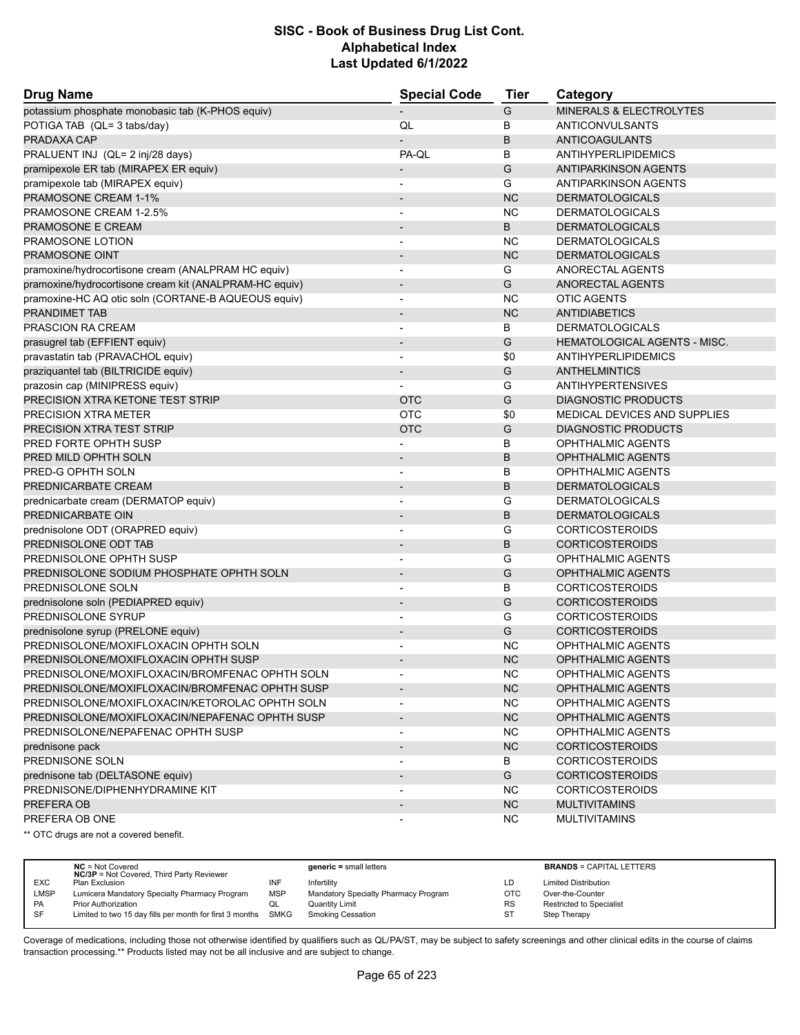| Drug Name | Special Code | Tier | Category |
|---|---|---|---|
| potassium phosphate monobasic tab (K-PHOS equiv) | - | G | MINERALS & ELECTROLYTES |
| POTIGA TAB (QL= 3 tabs/day) | QL | B | ANTICONVULSANTS |
| PRADAXA CAP | - | B | ANTICOAGULANTS |
| PRALUENT INJ (QL= 2 inj/28 days) | PA-QL | B | ANTIHYPERLIPIDEMICS |
| pramipexole ER tab (MIRAPEX ER equiv) | - | G | ANTIPARKINSON AGENTS |
| pramipexole tab (MIRAPEX equiv) | - | G | ANTIPARKINSON AGENTS |
| PRAMOSONE CREAM 1-1% | - | NC | DERMATOLOGICALS |
| PRAMOSONE CREAM 1-2.5% | - | NC | DERMATOLOGICALS |
| PRAMOSONE E CREAM | - | B | DERMATOLOGICALS |
| PRAMOSONE LOTION | - | NC | DERMATOLOGICALS |
| PRAMOSONE OINT | - | NC | DERMATOLOGICALS |
| pramoxine/hydrocortisone cream (ANALPRAM HC equiv) | - | G | ANORECTAL AGENTS |
| pramoxine/hydrocortisone cream kit (ANALPRAM-HC equiv) | - | G | ANORECTAL AGENTS |
| pramoxine-HC AQ otic soln (CORTANE-B AQUEOUS equiv) | - | NC | OTIC AGENTS |
| PRANDIMET TAB | - | NC | ANTIDIABETICS |
| PRASCION RA CREAM | - | B | DERMATOLOGICALS |
| prasugrel tab (EFFIENT equiv) | - | G | HEMATOLOGICAL AGENTS - MISC. |
| pravastatin tab (PRAVACHOL equiv) | - | $0 | ANTIHYPERLIPIDEMICS |
| praziquantel tab (BILTRICIDE equiv) | - | G | ANTHELMINTICS |
| prazosin cap (MINIPRESS equiv) | - | G | ANTIHYPERTENSIVES |
| PRECISION XTRA KETONE TEST STRIP | OTC | G | DIAGNOSTIC PRODUCTS |
| PRECISION XTRA METER | OTC | $0 | MEDICAL DEVICES AND SUPPLIES |
| PRECISION XTRA TEST STRIP | OTC | G | DIAGNOSTIC PRODUCTS |
| PRED FORTE OPHTH SUSP | - | B | OPHTHALMIC AGENTS |
| PRED MILD OPHTH SOLN | - | B | OPHTHALMIC AGENTS |
| PRED-G OPHTH SOLN | - | B | OPHTHALMIC AGENTS |
| PREDNICARBATE CREAM | - | B | DERMATOLOGICALS |
| prednicarbate cream (DERMATOP equiv) | - | G | DERMATOLOGICALS |
| PREDNICARBATE OIN | - | B | DERMATOLOGICALS |
| prednisolone ODT (ORAPRED equiv) | - | G | CORTICOSTEROIDS |
| PREDNISOLONE ODT TAB | - | B | CORTICOSTEROIDS |
| PREDNISOLONE OPHTH SUSP | - | G | OPHTHALMIC AGENTS |
| PREDNISOLONE SODIUM PHOSPHATE OPHTH SOLN | - | G | OPHTHALMIC AGENTS |
| PREDNISOLONE SOLN | - | B | CORTICOSTEROIDS |
| prednisolone soln (PEDIAPRED equiv) | - | G | CORTICOSTEROIDS |
| PREDNISOLONE SYRUP | - | G | CORTICOSTEROIDS |
| prednisolone syrup (PRELONE equiv) | - | G | CORTICOSTEROIDS |
| PREDNISOLONE/MOXIFLOXACIN OPHTH SOLN | - | NC | OPHTHALMIC AGENTS |
| PREDNISOLONE/MOXIFLOXACIN OPHTH SUSP | - | NC | OPHTHALMIC AGENTS |
| PREDNISOLONE/MOXIFLOXACIN/BROMFENAC OPHTH SOLN | - | NC | OPHTHALMIC AGENTS |
| PREDNISOLONE/MOXIFLOXACIN/BROMFENAC OPHTH SUSP | - | NC | OPHTHALMIC AGENTS |
| PREDNISOLONE/MOXIFLOXACIN/KETOROLAC OPHTH SOLN | - | NC | OPHTHALMIC AGENTS |
| PREDNISOLONE/MOXIFLOXACIN/NEPAFENAC OPHTH SUSP | - | NC | OPHTHALMIC AGENTS |
| PREDNISOLONE/NEPAFENAC OPHTH SUSP | - | NC | OPHTHALMIC AGENTS |
| prednisone pack | - | NC | CORTICOSTEROIDS |
| PREDNISONE SOLN | - | B | CORTICOSTEROIDS |
| prednisone tab (DELTASONE equiv) | - | G | CORTICOSTEROIDS |
| PREDNISONE/DIPHENHYDRAMINE KIT | - | NC | CORTICOSTEROIDS |
| PREFERA OB | - | NC | MULTIVITAMINS |
| PREFERA OB ONE | - | NC | MULTIVITAMINS |

** OTC drugs are not a covered benefit.

| | | | | | |
|---|---|---|---|---|---|
| | **NC** = Not Covered<br>**NC/3P** = Not Covered, Third Party Reviewer | | **generic** = small letters | | **BRANDS** = CAPITAL LETTERS |
| EXC | Plan Exclusion | INF | Infertility | LD | Limited Distribution |
| LMSP | Lumicera Mandatory Specialty Pharmacy Program | MSP | Mandatory Specialty Pharmacy Program | OTC | Over-the-Counter |
| PA | Prior Authorization | QL | Quantity Limit | RS | Restricted to Specialist |
| SF | Limited to two 15 day fills per month for first 3 months | SMKG | Smoking Cessation | ST | Step Therapy |

Coverage of medications, including those not otherwise identified by qualifiers such as QL/PA/ST, may be subject to safety screenings and other clinical edits in the course of claims transaction processing.** Products listed may not be all inclusive and are subject to change.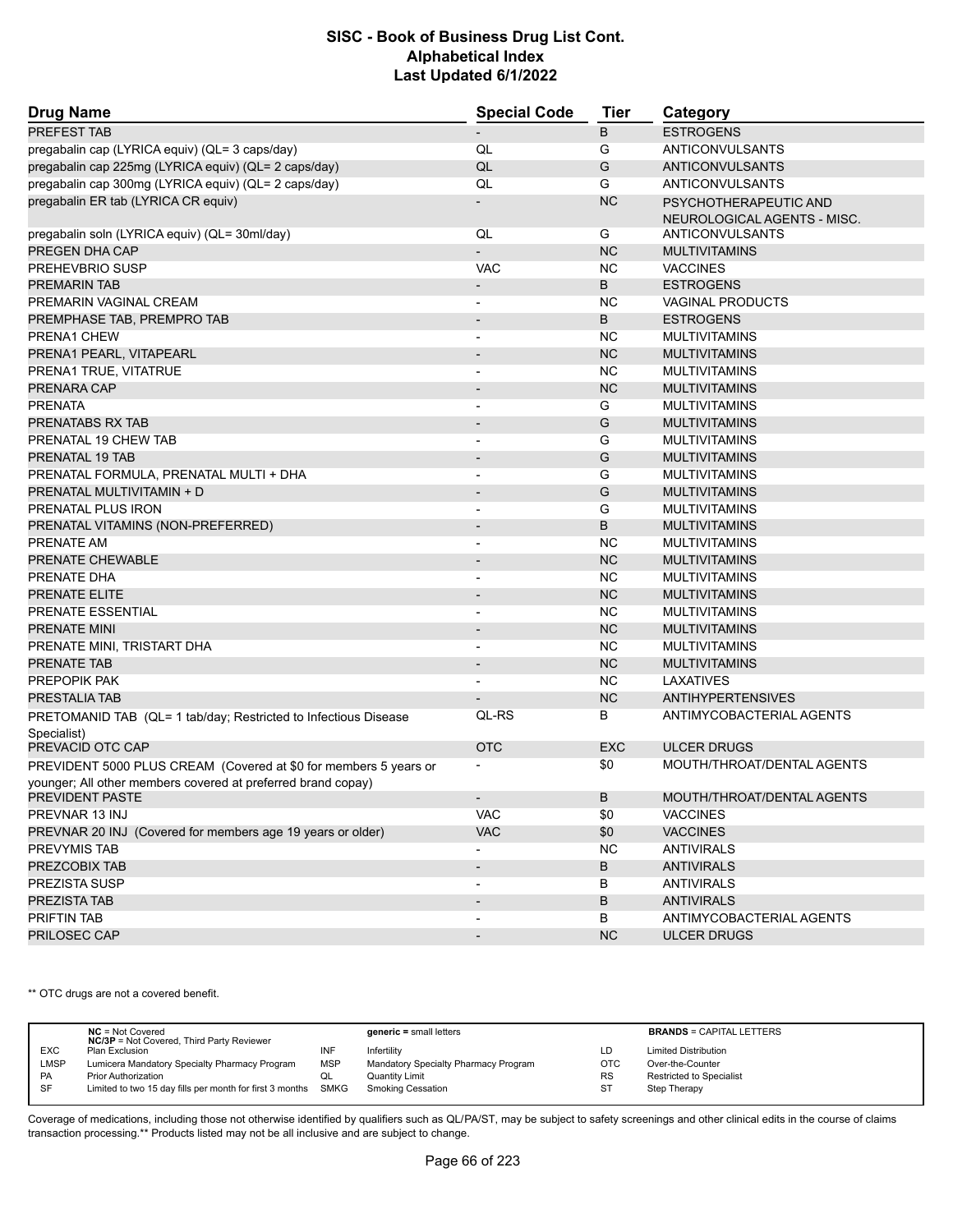# SISC - Book of Business Drug List Cont.
## Alphabetical Index
### Last Updated 6/1/2022

| Drug Name | Special Code | Tier | Category |
|---|---|---|---|
| PREFEST TAB | - | B | ESTROGENS |
| pregabalin cap (LYRICA equiv) (QL= 3 caps/day) | QL | G | ANTICONVULSANTS |
| pregabalin cap 225mg (LYRICA equiv) (QL= 2 caps/day) | QL | G | ANTICONVULSANTS |
| pregabalin cap 300mg (LYRICA equiv) (QL= 2 caps/day) | QL | G | ANTICONVULSANTS |
| pregabalin ER tab (LYRICA CR equiv) | - | NC | PSYCHOTHERAPEUTIC AND NEUROLOGICAL AGENTS - MISC. |
| pregabalin soln (LYRICA equiv) (QL= 30ml/day) | QL | G | ANTICONVULSANTS |
| PREGEN DHA CAP | - | NC | MULTIVITAMINS |
| PREHEVBRIO SUSP | VAC | NC | VACCINES |
| PREMARIN TAB | - | B | ESTROGENS |
| PREMARIN VAGINAL CREAM | - | NC | VAGINAL PRODUCTS |
| PREMPHASE TAB, PREMPRO TAB | - | B | ESTROGENS |
| PRENA1 CHEW | - | NC | MULTIVITAMINS |
| PRENA1 PEARL, VITAPEARL | - | NC | MULTIVITAMINS |
| PRENA1 TRUE, VITATRUE | - | NC | MULTIVITAMINS |
| PRENARA CAP | - | NC | MULTIVITAMINS |
| PRENATA | - | G | MULTIVITAMINS |
| PRENATABS RX TAB | - | G | MULTIVITAMINS |
| PRENATAL 19 CHEW TAB | - | G | MULTIVITAMINS |
| PRENATAL 19 TAB | - | G | MULTIVITAMINS |
| PRENATAL FORMULA, PRENATAL MULTI + DHA | - | G | MULTIVITAMINS |
| PRENATAL MULTIVITAMIN + D | - | G | MULTIVITAMINS |
| PRENATAL PLUS IRON | - | G | MULTIVITAMINS |
| PRENATAL VITAMINS (NON-PREFERRED) | - | B | MULTIVITAMINS |
| PRENATE AM | - | NC | MULTIVITAMINS |
| PRENATE CHEWABLE | - | NC | MULTIVITAMINS |
| PRENATE DHA | - | NC | MULTIVITAMINS |
| PRENATE ELITE | - | NC | MULTIVITAMINS |
| PRENATE ESSENTIAL | - | NC | MULTIVITAMINS |
| PRENATE MINI | - | NC | MULTIVITAMINS |
| PRENATE MINI, TRISTART DHA | - | NC | MULTIVITAMINS |
| PRENATE TAB | - | NC | MULTIVITAMINS |
| PREPOPIK PAK | - | NC | LAXATIVES |
| PRESTALIA TAB | - | NC | ANTIHYPERTENSIVES |
| PRETOMANID TAB (QL= 1 tab/day; Restricted to Infectious Disease Specialist) | QL-RS | B | ANTIMYCOBACTERIAL AGENTS |
| PREVACID OTC CAP | OTC | EXC | ULCER DRUGS |
| PREVIDENT 5000 PLUS CREAM (Covered at $0 for members 5 years or younger; All other members covered at preferred brand copay) | - | $0 | MOUTH/THROAT/DENTAL AGENTS |
| PREVIDENT PASTE | - | B | MOUTH/THROAT/DENTAL AGENTS |
| PREVNAR 13 INJ | VAC | $0 | VACCINES |
| PREVNAR 20 INJ (Covered for members age 19 years or older) | VAC | $0 | VACCINES |
| PREVYMIS TAB | - | NC | ANTIVIRALS |
| PREZCOBIX TAB | - | B | ANTIVIRALS |
| PREZISTA SUSP | - | B | ANTIVIRALS |
| PREZISTA TAB | - | B | ANTIVIRALS |
| PRIFTIN TAB | - | B | ANTIMYCOBACTERIAL AGENTS |
| PRILOSEC CAP | - | NC | ULCER DRUGS |

** OTC drugs are not a covered benefit.

| | | | | | |
|---|---|---|---|---|---|
| **NC** = Not Covered<br>**NC/3P** = Not Covered, Third Party Reviewer | | **generic** = small letters | | **BRANDS** = CAPITAL LETTERS | |
| EXC | Plan Exclusion | INF | Infertility | LD | Limited Distribution |
| LMSP | Lumicera Mandatory Specialty Pharmacy Program | MSP | Mandatory Specialty Pharmacy Program | OTC | Over-the-Counter |
| PA | Prior Authorization | QL | Quantity Limit | RS | Restricted to Specialist |
| SF | Limited to two 15 day fills per month for first 3 months | SMKG | Smoking Cessation | ST | Step Therapy |

Coverage of medications, including those not otherwise identified by qualifiers such as QL/PA/ST, may be subject to safety screenings and other clinical edits in the course of claims transaction processing.** Products listed may not be all inclusive and are subject to change.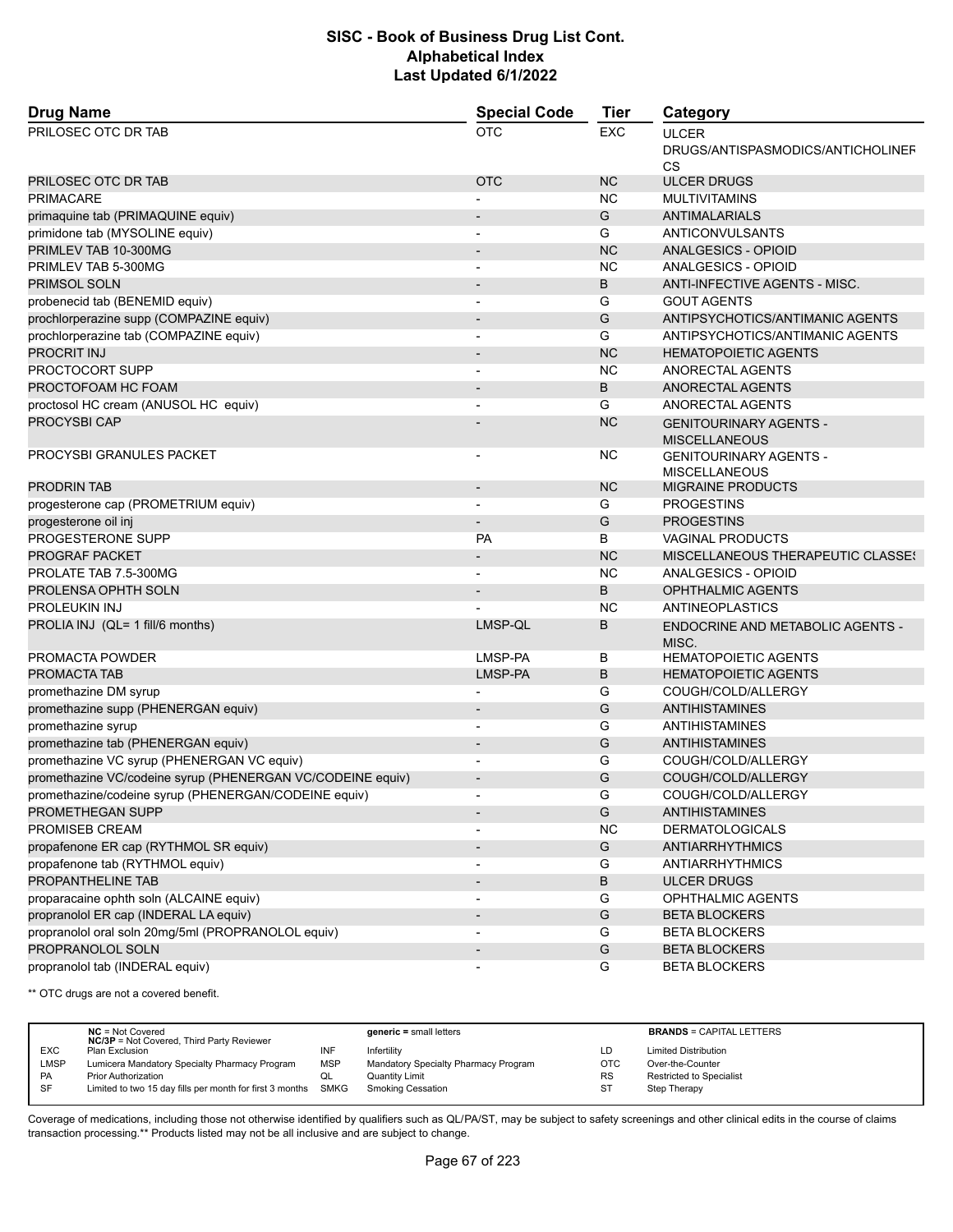| Drug Name | Special Code | Tier | Category |
|---|---|---|---|
| PRILOSEC OTC DR TAB | OTC | EXC | ULCER DRUGS/ANTISPASMODICS/ANTICHOLINERGICS |
| PRILOSEC OTC DR TAB | OTC | NC | ULCER DRUGS |
| PRIMACARE | - | NC | MULTIVITAMINS |
| primaquine tab (PRIMAQUINE equiv) | - | G | ANTIMALARIALS |
| primidone tab (MYSOLINE equiv) | - | G | ANTICONVULSANTS |
| PRIMLEV TAB 10-300MG | - | NC | ANALGESICS - OPIOID |
| PRIMLEV TAB 5-300MG | - | NC | ANALGESICS - OPIOID |
| PRIMSOL SOLN | - | B | ANTI-INFECTIVE AGENTS - MISC. |
| probenecid tab (BENEMID equiv) | - | G | GOUT AGENTS |
| prochlorperazine supp (COMPAZINE equiv) | - | G | ANTIPSYCHOTICS/ANTIMANIC AGENTS |
| prochlorperazine tab (COMPAZINE equiv) | - | G | ANTIPSYCHOTICS/ANTIMANIC AGENTS |
| PROCRIT INJ | - | NC | HEMATOPOIETIC AGENTS |
| PROCTOCORT SUPP | - | NC | ANORECTAL AGENTS |
| PROCTOFOAM HC FOAM | - | B | ANORECTAL AGENTS |
| proctosol HC cream (ANUSOL HC equiv) | - | G | ANORECTAL AGENTS |
| PROCYSBI CAP | - | NC | GENITOURINARY AGENTS - MISCELLANEOUS |
| PROCYSBI GRANULES PACKET | - | NC | GENITOURINARY AGENTS - MISCELLANEOUS |
| PRODRIN TAB | - | NC | MIGRAINE PRODUCTS |
| progesterone cap (PROMETRIUM equiv) | - | G | PROGESTINS |
| progesterone oil inj | - | G | PROGESTINS |
| PROGESTERONE SUPP | PA | B | VAGINAL PRODUCTS |
| PROGRAF PACKET | - | NC | MISCELLANEOUS THERAPEUTIC CLASSES |
| PROLATE TAB 7.5-300MG | - | NC | ANALGESICS - OPIOID |
| PROLENSA OPHTH SOLN | - | B | OPHTHALMIC AGENTS |
| PROLEUKIN INJ | - | NC | ANTINEOPLASTICS |
| PROLIA INJ (QL= 1 fill/6 months) | LMSP-QL | B | ENDOCRINE AND METABOLIC AGENTS - MISC. |
| PROMACTA POWDER | LMSP-PA | B | HEMATOPOIETIC AGENTS |
| PROMACTA TAB | LMSP-PA | B | HEMATOPOIETIC AGENTS |
| promethazine DM syrup | - | G | COUGH/COLD/ALLERGY |
| promethazine supp (PHENERGAN equiv) | - | G | ANTIHISTAMINES |
| promethazine syrup | - | G | ANTIHISTAMINES |
| promethazine tab (PHENERGAN equiv) | - | G | ANTIHISTAMINES |
| promethazine VC syrup (PHENERGAN VC equiv) | - | G | COUGH/COLD/ALLERGY |
| promethazine VC/codeine syrup (PHENERGAN VC/CODEINE equiv) | - | G | COUGH/COLD/ALLERGY |
| promethazine/codeine syrup (PHENERGAN/CODEINE equiv) | - | G | COUGH/COLD/ALLERGY |
| PROMETHEGAN SUPP | - | G | ANTIHISTAMINES |
| PROMISEB CREAM | - | NC | DERMATOLOGICALS |
| propafenone ER cap (RYTHMOL SR equiv) | - | G | ANTIARRHYTHMICS |
| propafenone tab (RYTHMOL equiv) | - | G | ANTIARRHYTHMICS |
| PROPANTHELINE TAB | - | B | ULCER DRUGS |
| proparacaine ophth soln (ALCAINE equiv) | - | G | OPHTHALMIC AGENTS |
| propranolol ER cap (INDERAL LA equiv) | - | G | BETA BLOCKERS |
| propranolol oral soln 20mg/5ml (PROPRANOLOL equiv) | - | G | BETA BLOCKERS |
| PROPRANOLOL SOLN | - | G | BETA BLOCKERS |
| propranolol tab (INDERAL equiv) | - | G | BETA BLOCKERS |

** OTC drugs are not a covered benefit.

| | | | | | |
|---|---|---|---|---|---|
| **NC** = Not Covered<br>**NC/3P** = Not Covered, Third Party Reviewer | | **generic =** small letters | | **BRANDS** = CAPITAL LETTERS | |
| EXC | Plan Exclusion | INF | Infertility | LD | Limited Distribution |
| LMSP | Lumicera Mandatory Specialty Pharmacy Program | MSP | Mandatory Specialty Pharmacy Program | OTC | Over-the-Counter |
| PA | Prior Authorization | QL | Quantity Limit | RS | Restricted to Specialist |
| SF | Limited to two 15 day fills per month for first 3 months | SMKG | Smoking Cessation | ST | Step Therapy |

Coverage of medications, including those not otherwise identified by qualifiers such as QL/PA/ST, may be subject to safety screenings and other clinical edits in the course of claims transaction processing.** Products listed may not be all inclusive and are subject to change.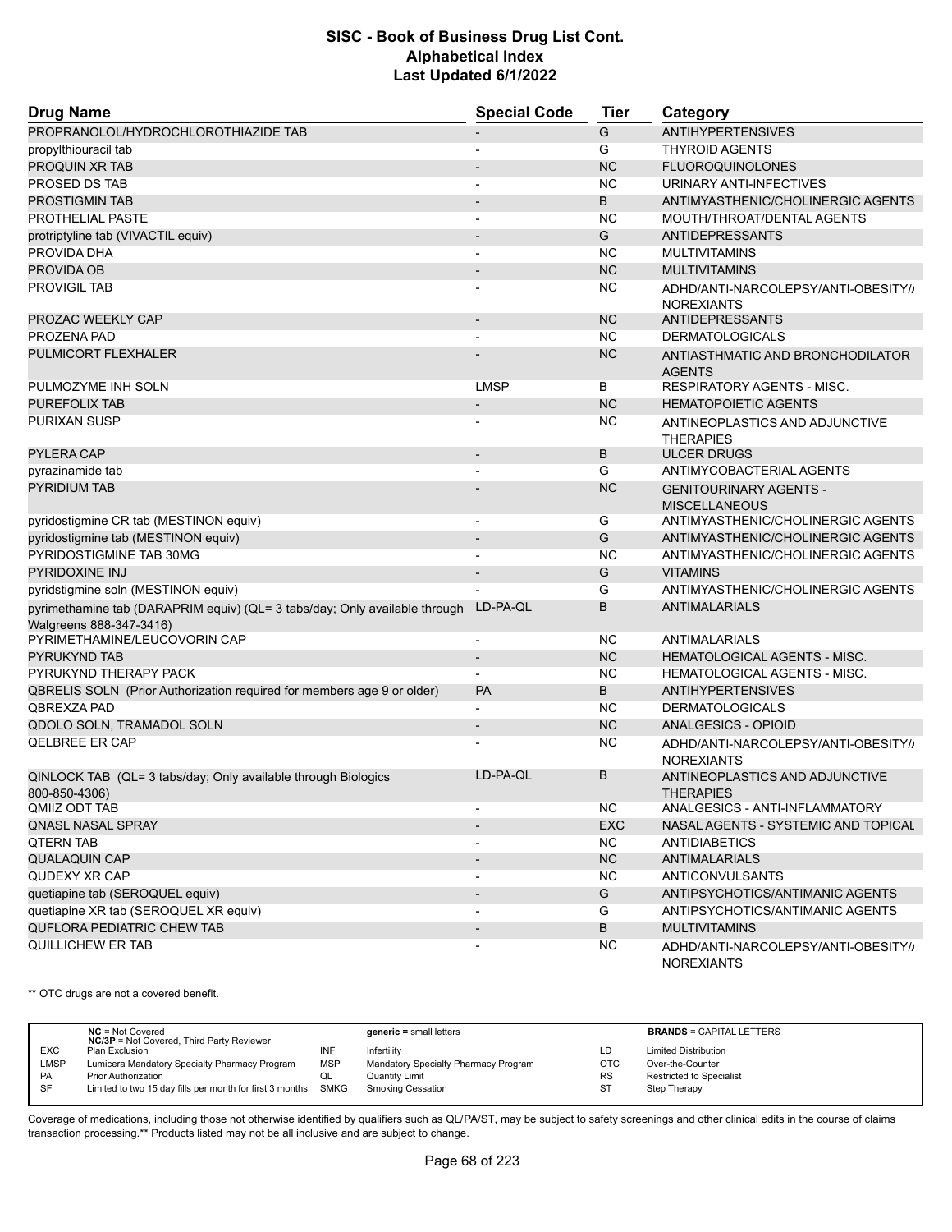# SISC - Book of Business Drug List Cont.
## Alphabetical Index
### Last Updated 6/1/2022

| Drug Name | Special Code | Tier | Category |
|---|---|---|---|
| PROPRANOLOL/HYDROCHLOROTHIAZIDE TAB | - | G | ANTIHYPERTENSIVES |
| propylthiouracil tab | - | G | THYROID AGENTS |
| PROQUIN XR TAB | - | NC | FLUOROQUINOLONES |
| PROSED DS TAB | - | NC | URINARY ANTI-INFECTIVES |
| PROSTIGMIN TAB | - | B | ANTIMYASTHENIC/CHOLINERGIC AGENTS |
| PROTHELIAL PASTE | - | NC | MOUTH/THROAT/DENTAL AGENTS |
| protriptyline tab (VIVACTIL equiv) | - | G | ANTIDEPRESSANTS |
| PROVIDA DHA | - | NC | MULTIVITAMINS |
| PROVIDA OB | - | NC | MULTIVITAMINS |
| PROVIGIL TAB | - | NC | ADHD/ANTI-NARCOLEPSY/ANTI-OBESITY/ANOREXIANTS |
| PROZAC WEEKLY CAP | - | NC | ANTIDEPRESSANTS |
| PROZENA PAD | - | NC | DERMATOLOGICALS |
| PULMICORT FLEXHALER | - | NC | ANTIASTHMATIC AND BRONCHODILATOR AGENTS |
| PULMOZYME INH SOLN | LMSP | B | RESPIRATORY AGENTS - MISC. |
| PUREFOLIX TAB | - | NC | HEMATOPOIETIC AGENTS |
| PURIXAN SUSP | - | NC | ANTINEOPLASTICS AND ADJUNCTIVE THERAPIES |
| PYLERA CAP | - | B | ULCER DRUGS |
| pyrazinamide tab | - | G | ANTIMYCOBACTERIAL AGENTS |
| PYRIDIUM TAB | - | NC | GENITOURINARY AGENTS - MISCELLANEOUS |
| pyridostigmine CR tab (MESTINON equiv) | - | G | ANTIMYASTHENIC/CHOLINERGIC AGENTS |
| pyridostigmine tab (MESTINON equiv) | - | G | ANTIMYASTHENIC/CHOLINERGIC AGENTS |
| PYRIDOSTIGMINE TAB 30MG | - | NC | ANTIMYASTHENIC/CHOLINERGIC AGENTS |
| PYRIDOXINE INJ | - | G | VITAMINS |
| pyridstigmine soln (MESTINON equiv) | - | G | ANTIMYASTHENIC/CHOLINERGIC AGENTS |
| pyrimethamine tab (DARAPRIM equiv) (QL= 3 tabs/day; Only available through Walgreens 888-347-3416) | LD-PA-QL | B | ANTIMALARIALS |
| PYRIMETHAMINE/LEUCOVORIN CAP | - | NC | ANTIMALARIALS |
| PYRUKYND TAB | - | NC | HEMATOLOGICAL AGENTS - MISC. |
| PYRUKYND THERAPY PACK | - | NC | HEMATOLOGICAL AGENTS - MISC. |
| QBRELIS SOLN (Prior Authorization required for members age 9 or older) | PA | B | ANTIHYPERTENSIVES |
| QBREXZA PAD | - | NC | DERMATOLOGICALS |
| QDOLO SOLN, TRAMADOL SOLN | - | NC | ANALGESICS - OPIOID |
| QELBREE ER CAP | - | NC | ADHD/ANTI-NARCOLEPSY/ANTI-OBESITY/ANOREXIANTS |
| QINLOCK TAB (QL= 3 tabs/day; Only available through Biologics 800-850-4306) | LD-PA-QL | B | ANTINEOPLASTICS AND ADJUNCTIVE THERAPIES |
| QMIIZ ODT TAB | - | NC | ANALGESICS - ANTI-INFLAMMATORY |
| QNASL NASAL SPRAY | - | EXC | NASAL AGENTS - SYSTEMIC AND TOPICAL |
| QTERN TAB | - | NC | ANTIDIABETICS |
| QUALAQUIN CAP | - | NC | ANTIMALARIALS |
| QUDEXY XR CAP | - | NC | ANTICONVULSANTS |
| quetiapine tab (SEROQUEL equiv) | - | G | ANTIPSYCHOTICS/ANTIMANIC AGENTS |
| quetiapine XR tab (SEROQUEL XR equiv) | - | G | ANTIPSYCHOTICS/ANTIMANIC AGENTS |
| QUFLORA PEDIATRIC CHEW TAB | - | B | MULTIVITAMINS |
| QUILLICHEW ER TAB | - | NC | ADHD/ANTI-NARCOLEPSY/ANTI-OBESITY/ANOREXIANTS |

** OTC drugs are not a covered benefit.

| | | | | | |
|---|---|---|---|---|---|
| | **NC** = Not Covered<br>**NC/3P** = Not Covered, Third Party Reviewer | | **generic** = small letters | | **BRANDS** = CAPITAL LETTERS |
| EXC | Plan Exclusion | INF | Infertility | LD | Limited Distribution |
| LMSP | Lumicera Mandatory Specialty Pharmacy Program | MSP | Mandatory Specialty Pharmacy Program | OTC | Over-the-Counter |
| PA | Prior Authorization | QL | Quantity Limit | RS | Restricted to Specialist |
| SF | Limited to two 15 day fills per month for first 3 months | SMKG | Smoking Cessation | ST | Step Therapy |

Coverage of medications, including those not otherwise identified by qualifiers such as QL/PA/ST, may be subject to safety screenings and other clinical edits in the course of claims transaction processing.** Products listed may not be all inclusive and are subject to change.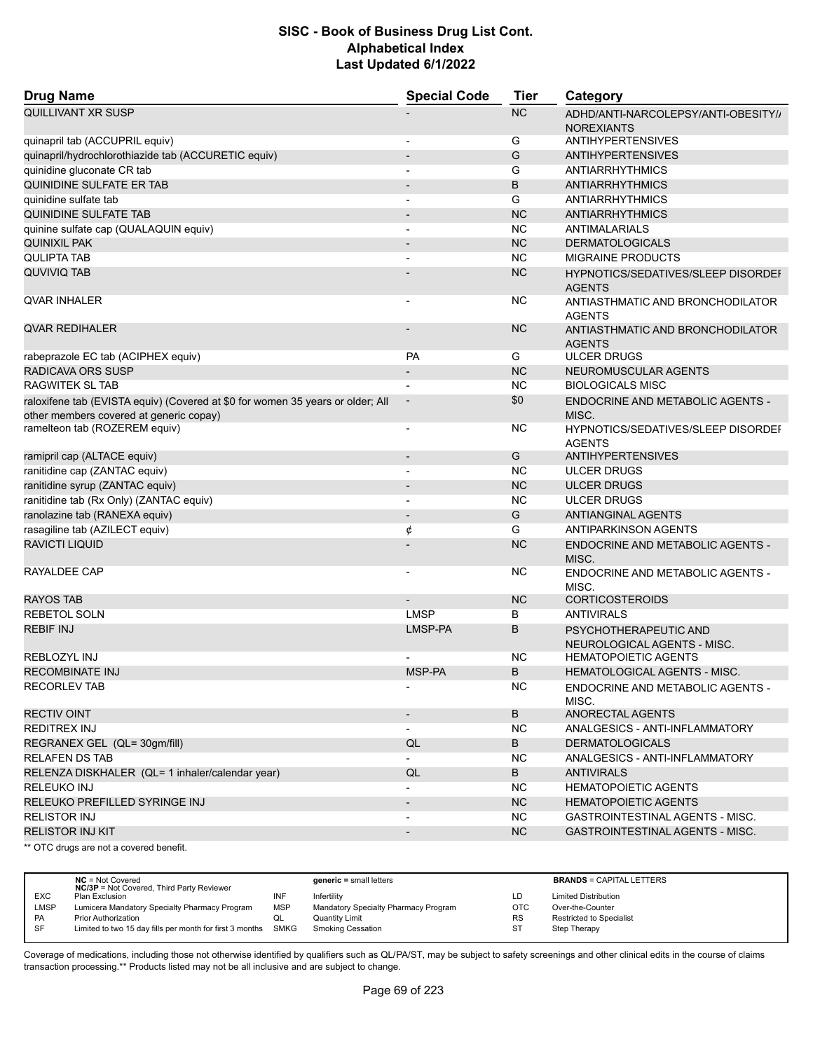# SISC - Book of Business Drug List Cont.
## Alphabetical Index
### Last Updated 6/1/2022

| Drug Name | Special Code | Tier | Category |
|---|---|---|---|
| QUILLIVANT XR SUSP | - | NC | ADHD/ANTI-NARCOLEPSY/ANTI-OBESITY/ANOREXIANTS |
| quinapril tab (ACCUPRIL equiv) | - | G | ANTIHYPERTENSIVES |
| quinapril/hydrochlorothiazide tab (ACCURETIC equiv) | - | G | ANTIHYPERTENSIVES |
| quinidine gluconate CR tab | - | G | ANTIARRHYTHMICS |
| QUINIDINE SULFATE ER TAB | - | B | ANTIARRHYTHMICS |
| quinidine sulfate tab | - | G | ANTIARRHYTHMICS |
| QUINIDINE SULFATE TAB | - | NC | ANTIARRHYTHMICS |
| quinine sulfate cap (QUALAQUIN equiv) | - | NC | ANTIMALARIALS |
| QUINIXIL PAK | - | NC | DERMATOLOGICALS |
| QULIPTA TAB | - | NC | MIGRAINE PRODUCTS |
| QUVIVIQ TAB | - | NC | HYPNOTICS/SEDATIVES/SLEEP DISORDER AGENTS |
| QVAR INHALER | - | NC | ANTIASTHMATIC AND BRONCHODILATOR AGENTS |
| QVAR REDIHALER | - | NC | ANTIASTHMATIC AND BRONCHODILATOR AGENTS |
| rabeprazole EC tab (ACIPHEX equiv) | PA | G | ULCER DRUGS |
| RADICAVA ORS SUSP | - | NC | NEUROMUSCULAR AGENTS |
| RAGWITEK SL TAB | - | NC | BIOLOGICALS MISC |
| raloxifene tab (EVISTA equiv) (Covered at $0 for women 35 years or older; All other members covered at generic copay) | - | $0 | ENDOCRINE AND METABOLIC AGENTS - MISC. |
| ramelteon tab (ROZEREM equiv) | - | NC | HYPNOTICS/SEDATIVES/SLEEP DISORDER AGENTS |
| ramipril cap (ALTACE equiv) | - | G | ANTIHYPERTENSIVES |
| ranitidine cap (ZANTAC equiv) | - | NC | ULCER DRUGS |
| ranitidine syrup (ZANTAC equiv) | - | NC | ULCER DRUGS |
| ranitidine tab (Rx Only) (ZANTAC equiv) | - | NC | ULCER DRUGS |
| ranolazine tab (RANEXA equiv) | - | G | ANTIANGINAL AGENTS |
| rasagiline tab (AZILECT equiv) | ¢ | G | ANTIPARKINSON AGENTS |
| RAVICTI LIQUID | - | NC | ENDOCRINE AND METABOLIC AGENTS - MISC. |
| RAYALDEE CAP | - | NC | ENDOCRINE AND METABOLIC AGENTS - MISC. |
| RAYOS TAB | - | NC | CORTICOSTEROIDS |
| REBETOL SOLN | LMSP | B | ANTIVIRALS |
| REBIF INJ | LMSP-PA | B | PSYCHOTHERAPEUTIC AND NEUROLOGICAL AGENTS - MISC. |
| REBLOZYL INJ | - | NC | HEMATOPOIETIC AGENTS |
| RECOMBINATE INJ | MSP-PA | B | HEMATOLOGICAL AGENTS - MISC. |
| RECORLEV TAB | - | NC | ENDOCRINE AND METABOLIC AGENTS - MISC. |
| RECTIV OINT | - | B | ANORECTAL AGENTS |
| REDITREX INJ | - | NC | ANALGESICS - ANTI-INFLAMMATORY |
| REGRANEX GEL (QL= 30gm/fill) | QL | B | DERMATOLOGICALS |
| RELAFEN DS TAB | - | NC | ANALGESICS - ANTI-INFLAMMATORY |
| RELENZA DISKHALER (QL= 1 inhaler/calendar year) | QL | B | ANTIVIRALS |
| RELEUKO INJ | - | NC | HEMATOPOIETIC AGENTS |
| RELEUKO PREFILLED SYRINGE INJ | - | NC | HEMATOPOIETIC AGENTS |
| RELISTOR INJ | - | NC | GASTROINTESTINAL AGENTS - MISC. |
| RELISTOR INJ KIT | - | NC | GASTROINTESTINAL AGENTS - MISC. |

** OTC drugs are not a covered benefit.

| | NC = Not Covered<br>NC/3P = Not Covered, Third Party Reviewer | | generic = small letters | | BRANDS = CAPITAL LETTERS |
|---|---|---|---|---|---|
| EXC | Plan Exclusion | INF | Infertility | LD | Limited Distribution |
| LMSP | Lumicera Mandatory Specialty Pharmacy Program | MSP | Mandatory Specialty Pharmacy Program | OTC | Over-the-Counter |
| PA | Prior Authorization | QL | Quantity Limit | RS | Restricted to Specialist |
| SF | Limited to two 15 day fills per month for first 3 months | SMKG | Smoking Cessation | ST | Step Therapy |

Coverage of medications, including those not otherwise identified by qualifiers such as QL/PA/ST, may be subject to safety screenings and other clinical edits in the course of claims transaction processing.** Products listed may not be all inclusive and are subject to change.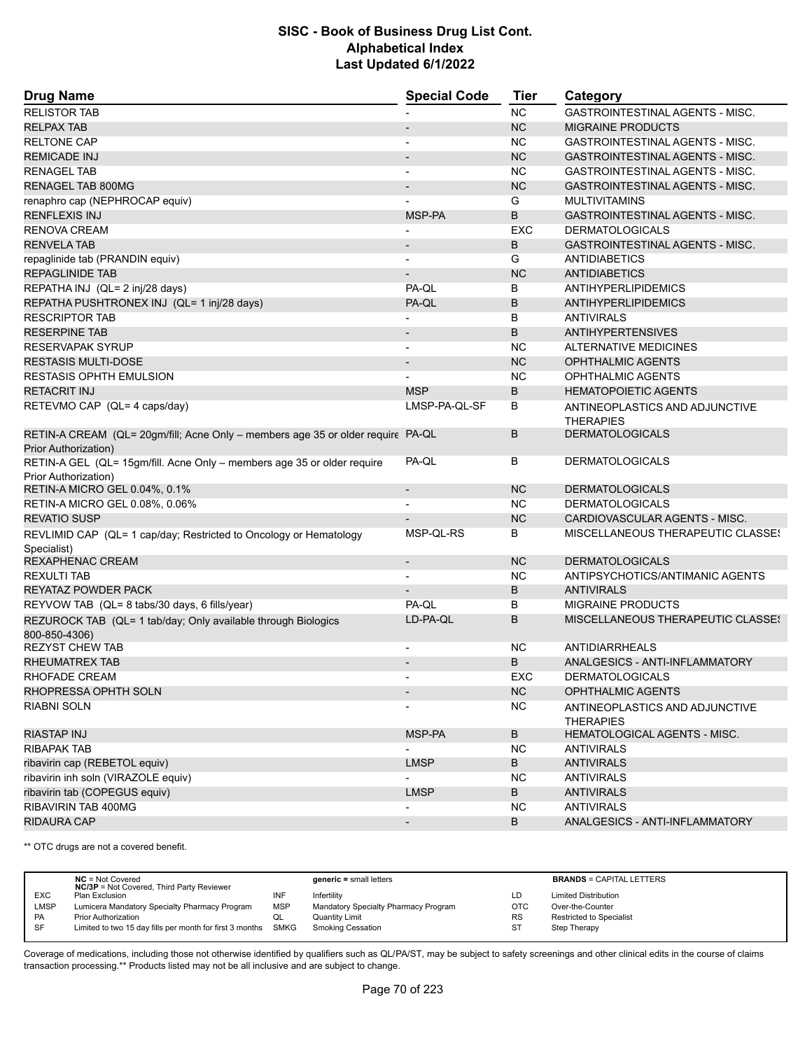# SISC - Book of Business Drug List Cont.
## Alphabetical Index
### Last Updated 6/1/2022

| Drug Name | Special Code | Tier | Category |
|---|---|---|---|
| RELISTOR TAB | - | NC | GASTROINTESTINAL AGENTS - MISC. |
| RELPAX TAB | - | NC | MIGRAINE PRODUCTS |
| RELTONE CAP | - | NC | GASTROINTESTINAL AGENTS - MISC. |
| REMICADE INJ | - | NC | GASTROINTESTINAL AGENTS - MISC. |
| RENAGEL TAB | - | NC | GASTROINTESTINAL AGENTS - MISC. |
| RENAGEL TAB 800MG | - | NC | GASTROINTESTINAL AGENTS - MISC. |
| renaphro cap (NEPHROCAP equiv) | - | G | MULTIVITAMINS |
| RENFLEXIS INJ | MSP-PA | B | GASTROINTESTINAL AGENTS - MISC. |
| RENOVA CREAM | - | EXC | DERMATOLOGICALS |
| RENVELA TAB | - | B | GASTROINTESTINAL AGENTS - MISC. |
| repaglinide tab (PRANDIN equiv) | - | G | ANTIDIABETICS |
| REPAGLINIDE TAB | - | NC | ANTIDIABETICS |
| REPATHA INJ (QL= 2 inj/28 days) | PA-QL | B | ANTIHYPERLIPIDEMICS |
| REPATHA PUSHTRONEX INJ (QL= 1 inj/28 days) | PA-QL | B | ANTIHYPERLIPIDEMICS |
| RESCRIPTOR TAB | - | B | ANTIVIRALS |
| RESERPINE TAB | - | B | ANTIHYPERTENSIVES |
| RESERVAPAK SYRUP | - | NC | ALTERNATIVE MEDICINES |
| RESTASIS MULTI-DOSE | - | NC | OPHTHALMIC AGENTS |
| RESTASIS OPHTH EMULSION | - | NC | OPHTHALMIC AGENTS |
| RETACRIT INJ | MSP | B | HEMATOPOIETIC AGENTS |
| RETEVMO CAP (QL= 4 caps/day) | LMSP-PA-QL-SF | B | ANTINEOPLASTICS AND ADJUNCTIVE THERAPIES |
| RETIN-A CREAM (QL= 20gm/fill; Acne Only – members age 35 or older require Prior Authorization) | PA-QL | B | DERMATOLOGICALS |
| RETIN-A GEL (QL= 15gm/fill. Acne Only – members age 35 or older require Prior Authorization) | PA-QL | B | DERMATOLOGICALS |
| RETIN-A MICRO GEL 0.04%, 0.1% | - | NC | DERMATOLOGICALS |
| RETIN-A MICRO GEL 0.08%, 0.06% | - | NC | DERMATOLOGICALS |
| REVATIO SUSP | - | NC | CARDIOVASCULAR AGENTS - MISC. |
| REVLIMID CAP (QL= 1 cap/day; Restricted to Oncology or Hematology Specialist) | MSP-QL-RS | B | MISCELLANEOUS THERAPEUTIC CLASSES |
| REXAPHENAC CREAM | - | NC | DERMATOLOGICALS |
| REXULTI TAB | - | NC | ANTIPSYCHOTICS/ANTIMANIC AGENTS |
| REYATAZ POWDER PACK | - | B | ANTIVIRALS |
| REYVOW TAB (QL= 8 tabs/30 days, 6 fills/year) | PA-QL | B | MIGRAINE PRODUCTS |
| REZUROCK TAB (QL= 1 tab/day; Only available through Biologics 800-850-4306) | LD-PA-QL | B | MISCELLANEOUS THERAPEUTIC CLASSES |
| REZYST CHEW TAB | - | NC | ANTIDIARRHEALS |
| RHEUMATREX TAB | - | B | ANALGESICS - ANTI-INFLAMMATORY |
| RHOFADE CREAM | - | EXC | DERMATOLOGICALS |
| RHOPRESSA OPHTH SOLN | - | NC | OPHTHALMIC AGENTS |
| RIABNI SOLN | - | NC | ANTINEOPLASTICS AND ADJUNCTIVE THERAPIES |
| RIASTAP INJ | MSP-PA | B | HEMATOLOGICAL AGENTS - MISC. |
| RIBAPAK TAB | - | NC | ANTIVIRALS |
| ribavirin cap (REBETOL equiv) | LMSP | B | ANTIVIRALS |
| ribavirin inh soln (VIRAZOLE equiv) | - | NC | ANTIVIRALS |
| ribavirin tab (COPEGUS equiv) | LMSP | B | ANTIVIRALS |
| RIBAVIRIN TAB 400MG | - | NC | ANTIVIRALS |
| RIDAURA CAP | - | B | ANALGESICS - ANTI-INFLAMMATORY |

** OTC drugs are not a covered benefit.

| | | | | | |
|---|---|---|---|---|---|
| | **NC** = Not Covered<br>**NC/3P** = Not Covered, Third Party Reviewer | | **generic** = small letters | | **BRANDS** = CAPITAL LETTERS |
| EXC | Plan Exclusion | INF | Infertility | LD | Limited Distribution |
| LMSP | Lumicera Mandatory Specialty Pharmacy Program | MSP | Mandatory Specialty Pharmacy Program | OTC | Over-the-Counter |
| PA | Prior Authorization | QL | Quantity Limit | RS | Restricted to Specialist |
| SF | Limited to two 15 day fills per month for first 3 months | SMKG | Smoking Cessation | ST | Step Therapy |

Coverage of medications, including those not otherwise identified by qualifiers such as QL/PA/ST, may be subject to safety screenings and other clinical edits in the course of claims transaction processing.** Products listed may not be all inclusive and are subject to change.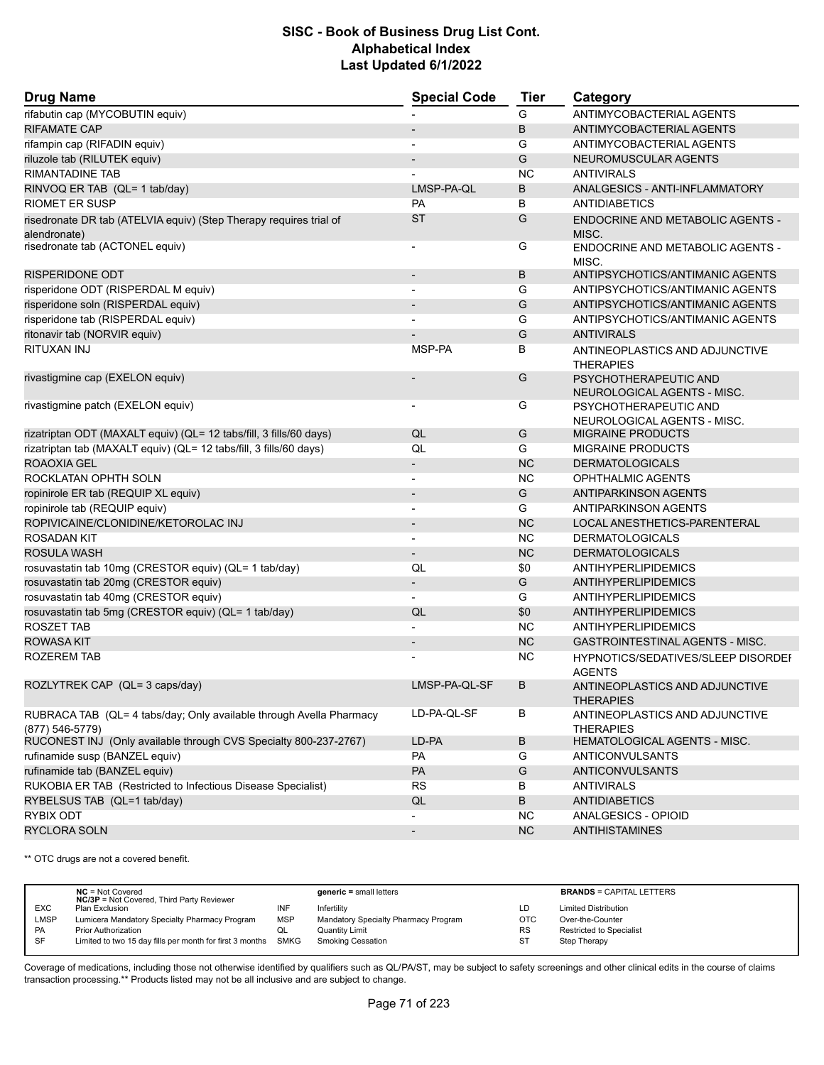# SISC - Book of Business Drug List Cont.
## Alphabetical Index
### Last Updated 6/1/2022

| Drug Name | Special Code | Tier | Category |
|---|---|---|---|
| rifabutin cap (MYCOBUTIN equiv) | - | G | ANTIMYCOBACTERIAL AGENTS |
| RIFAMATE CAP | - | B | ANTIMYCOBACTERIAL AGENTS |
| rifampin cap (RIFADIN equiv) | - | G | ANTIMYCOBACTERIAL AGENTS |
| riluzole tab (RILUTEK equiv) | - | G | NEUROMUSCULAR AGENTS |
| RIMANTADINE TAB | - | NC | ANTIVIRALS |
| RINVOQ ER TAB (QL= 1 tab/day) | LMSP-PA-QL | B | ANALGESICS - ANTI-INFLAMMATORY |
| RIOMET ER SUSP | PA | B | ANTIDIABETICS |
| risedronate DR tab (ATELVIA equiv) (Step Therapy requires trial of alendronate) | ST | G | ENDOCRINE AND METABOLIC AGENTS - MISC. |
| risedronate tab (ACTONEL equiv) | - | G | ENDOCRINE AND METABOLIC AGENTS - MISC. |
| RISPERIDONE ODT | - | B | ANTIPSYCHOTICS/ANTIMANIC AGENTS |
| risperidone ODT (RISPERDAL M equiv) | - | G | ANTIPSYCHOTICS/ANTIMANIC AGENTS |
| risperidone soln (RISPERDAL equiv) | - | G | ANTIPSYCHOTICS/ANTIMANIC AGENTS |
| risperidone tab (RISPERDAL equiv) | - | G | ANTIPSYCHOTICS/ANTIMANIC AGENTS |
| ritonavir tab (NORVIR equiv) | - | G | ANTIVIRALS |
| RITUXAN INJ | MSP-PA | B | ANTINEOPLASTICS AND ADJUNCTIVE THERAPIES |
| rivastigmine cap (EXELON equiv) | - | G | PSYCHOTHERAPEUTIC AND NEUROLOGICAL AGENTS - MISC. |
| rivastigmine patch (EXELON equiv) | - | G | PSYCHOTHERAPEUTIC AND NEUROLOGICAL AGENTS - MISC. |
| rizatriptan ODT (MAXALT equiv) (QL= 12 tabs/fill, 3 fills/60 days) | QL | G | MIGRAINE PRODUCTS |
| rizatriptan tab (MAXALT equiv) (QL= 12 tabs/fill, 3 fills/60 days) | QL | G | MIGRAINE PRODUCTS |
| ROAOXIA GEL | - | NC | DERMATOLOGICALS |
| ROCKLATAN OPHTH SOLN | - | NC | OPHTHALMIC AGENTS |
| ropinirole ER tab (REQUIP XL equiv) | - | G | ANTIPARKINSON AGENTS |
| ropinirole tab (REQUIP equiv) | - | G | ANTIPARKINSON AGENTS |
| ROPIVICAINE/CLONIDINE/KETOROLAC INJ | - | NC | LOCAL ANESTHETICS-PARENTERAL |
| ROSADAN KIT | - | NC | DERMATOLOGICALS |
| ROSULA WASH | - | NC | DERMATOLOGICALS |
| rosuvastatin tab 10mg (CRESTOR equiv) (QL= 1 tab/day) | QL | $0 | ANTIHYPERLIPIDEMICS |
| rosuvastatin tab 20mg (CRESTOR equiv) | - | G | ANTIHYPERLIPIDEMICS |
| rosuvastatin tab 40mg (CRESTOR equiv) | - | G | ANTIHYPERLIPIDEMICS |
| rosuvastatin tab 5mg (CRESTOR equiv) (QL= 1 tab/day) | QL | $0 | ANTIHYPERLIPIDEMICS |
| ROSZET TAB | - | NC | ANTIHYPERLIPIDEMICS |
| ROWASA KIT | - | NC | GASTROINTESTINAL AGENTS - MISC. |
| ROZEREM TAB | - | NC | HYPNOTICS/SEDATIVES/SLEEP DISORDER AGENTS |
| ROZLYTREK CAP (QL= 3 caps/day) | LMSP-PA-QL-SF | B | ANTINEOPLASTICS AND ADJUNCTIVE THERAPIES |
| RUBRACA TAB (QL= 4 tabs/day; Only available through Avella Pharmacy (877) 546-5779) | LD-PA-QL-SF | B | ANTINEOPLASTICS AND ADJUNCTIVE THERAPIES |
| RUCONEST INJ (Only available through CVS Specialty 800-237-2767) | LD-PA | B | HEMATOLOGICAL AGENTS - MISC. |
| rufinamide susp (BANZEL equiv) | PA | G | ANTICONVULSANTS |
| rufinamide tab (BANZEL equiv) | PA | G | ANTICONVULSANTS |
| RUKOBIA ER TAB (Restricted to Infectious Disease Specialist) | RS | B | ANTIVIRALS |
| RYBELSUS TAB (QL=1 tab/day) | QL | B | ANTIDIABETICS |
| RYBIX ODT | - | NC | ANALGESICS - OPIOID |
| RYCLORA SOLN | - | NC | ANTIHISTAMINES |

** OTC drugs are not a covered benefit.

| | | | | | |
|---|---|---|---|---|---|
| | **NC** = Not Covered; **NC/3P** = Not Covered, Third Party Reviewer | | **generic** = small letters | | **BRANDS** = CAPITAL LETTERS |
| EXC | Plan Exclusion | INF | Infertility | LD | Limited Distribution |
| LMSP | Lumicera Mandatory Specialty Pharmacy Program | MSP | Mandatory Specialty Pharmacy Program | OTC | Over-the-Counter |
| PA | Prior Authorization | QL | Quantity Limit | RS | Restricted to Specialist |
| SF | Limited to two 15 day fills per month for first 3 months | SMKG | Smoking Cessation | ST | Step Therapy |

Coverage of medications, including those not otherwise identified by qualifiers such as QL/PA/ST, may be subject to safety screenings and other clinical edits in the course of claims transaction processing.** Products listed may not be all inclusive and are subject to change.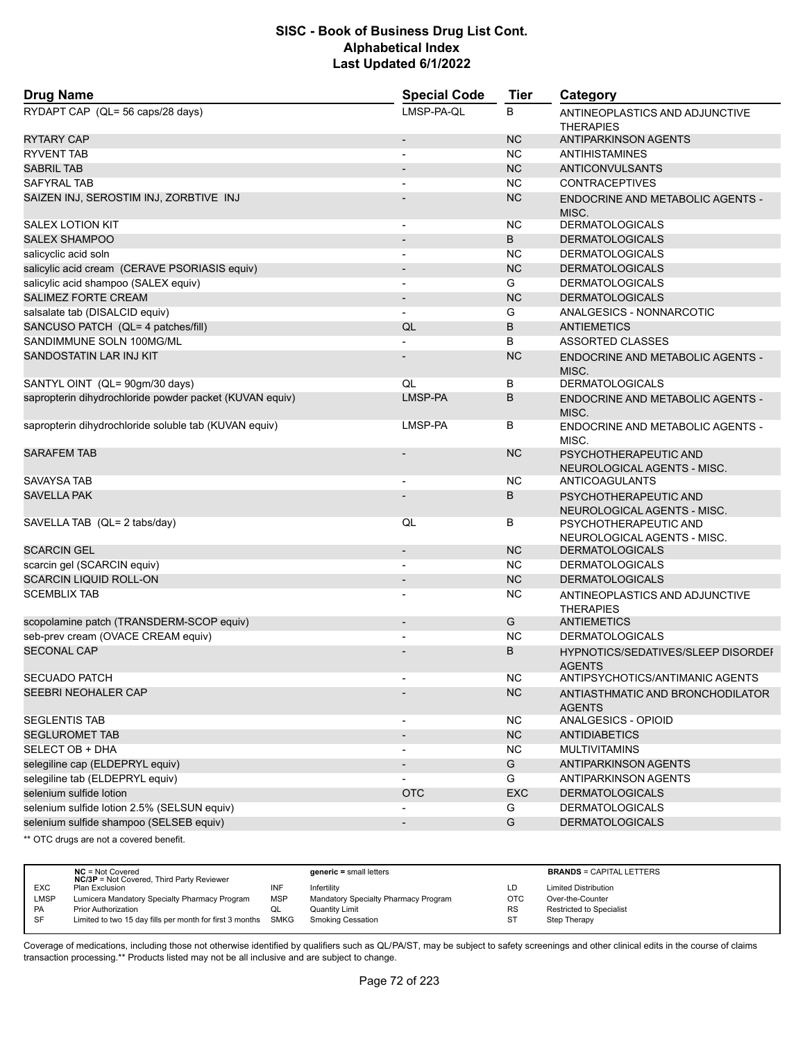| Drug Name | Special Code | Tier | Category |
|---|---|---|---|
| RYDAPT CAP (QL= 56 caps/28 days) | LMSP-PA-QL | B | ANTINEOPLASTICS AND ADJUNCTIVE THERAPIES |
| RYTARY CAP | - | NC | ANTIPARKINSON AGENTS |
| RYVENT TAB | - | NC | ANTIHISTAMINES |
| SABRIL TAB | - | NC | ANTICONVULSANTS |
| SAFYRAL TAB | - | NC | CONTRACEPTIVES |
| SAIZEN INJ, SEROSTIM INJ, ZORBTIVE INJ | - | NC | ENDOCRINE AND METABOLIC AGENTS - MISC. |
| SALEX LOTION KIT | - | NC | DERMATOLOGICALS |
| SALEX SHAMPOO | - | B | DERMATOLOGICALS |
| salicyclic acid soln | - | NC | DERMATOLOGICALS |
| salicylic acid cream (CERAVE PSORIASIS equiv) | - | NC | DERMATOLOGICALS |
| salicylic acid shampoo (SALEX equiv) | - | G | DERMATOLOGICALS |
| SALIMEZ FORTE CREAM | - | NC | DERMATOLOGICALS |
| salsalate tab (DISALCID equiv) | - | G | ANALGESICS - NONNARCOTIC |
| SANCUSO PATCH (QL= 4 patches/fill) | QL | B | ANTIEMETICS |
| SANDIMMUNE SOLN 100MG/ML | - | B | ASSORTED CLASSES |
| SANDOSTATIN LAR INJ KIT | - | NC | ENDOCRINE AND METABOLIC AGENTS - MISC. |
| SANTYL OINT (QL= 90gm/30 days) | QL | B | DERMATOLOGICALS |
| sapropterin dihydrochloride powder packet (KUVAN equiv) | LMSP-PA | B | ENDOCRINE AND METABOLIC AGENTS - MISC. |
| sapropterin dihydrochloride soluble tab (KUVAN equiv) | LMSP-PA | B | ENDOCRINE AND METABOLIC AGENTS - MISC. |
| SARAFEM TAB | - | NC | PSYCHOTHERAPEUTIC AND NEUROLOGICAL AGENTS - MISC. |
| SAVAYSA TAB | - | NC | ANTICOAGULANTS |
| SAVELLA PAK | - | B | PSYCHOTHERAPEUTIC AND NEUROLOGICAL AGENTS - MISC. |
| SAVELLA TAB (QL= 2 tabs/day) | QL | B | PSYCHOTHERAPEUTIC AND NEUROLOGICAL AGENTS - MISC. |
| SCARCIN GEL | - | NC | DERMATOLOGICALS |
| scarcin gel (SCARCIN equiv) | - | NC | DERMATOLOGICALS |
| SCARCIN LIQUID ROLL-ON | - | NC | DERMATOLOGICALS |
| SCEMBLIX TAB | - | NC | ANTINEOPLASTICS AND ADJUNCTIVE THERAPIES |
| scopolamine patch (TRANSDERM-SCOP equiv) | - | G | ANTIEMETICS |
| seb-prev cream (OVACE CREAM equiv) | - | NC | DERMATOLOGICALS |
| SECONAL CAP | - | B | HYPNOTICS/SEDATIVES/SLEEP DISORDER AGENTS |
| SECUADO PATCH | - | NC | ANTIPSYCHOTICS/ANTIMANIC AGENTS |
| SEEBRI NEOHALER CAP | - | NC | ANTIASTHMATIC AND BRONCHODILATOR AGENTS |
| SEGLENTIS TAB | - | NC | ANALGESICS - OPIOID |
| SEGLUROMET TAB | - | NC | ANTIDIABETICS |
| SELECT OB + DHA | - | NC | MULTIVITAMINS |
| selegiline cap (ELDEPRYL equiv) | - | G | ANTIPARKINSON AGENTS |
| selegiline tab (ELDEPRYL equiv) | - | G | ANTIPARKINSON AGENTS |
| selenium sulfide lotion | OTC | EXC | DERMATOLOGICALS |
| selenium sulfide lotion 2.5% (SELSUN equiv) | - | G | DERMATOLOGICALS |
| selenium sulfide shampoo (SELSEB equiv) | - | G | DERMATOLOGICALS |

** OTC drugs are not a covered benefit.

| | | | | | |
|---|---|---|---|---|---|
| | **NC** = Not Covered<br>**NC/3P** = Not Covered, Third Party Reviewer | | **generic** = small letters | | **BRANDS** = CAPITAL LETTERS |
| EXC | Plan Exclusion | INF | Infertility | LD | Limited Distribution |
| LMSP | Lumicera Mandatory Specialty Pharmacy Program | MSP | Mandatory Specialty Pharmacy Program | OTC | Over-the-Counter |
| PA | Prior Authorization | QL | Quantity Limit | RS | Restricted to Specialist |
| SF | Limited to two 15 day fills per month for first 3 months | SMKG | Smoking Cessation | ST | Step Therapy |

Coverage of medications, including those not otherwise identified by qualifiers such as QL/PA/ST, may be subject to safety screenings and other clinical edits in the course of claims transaction processing.** Products listed may not be all inclusive and are subject to change.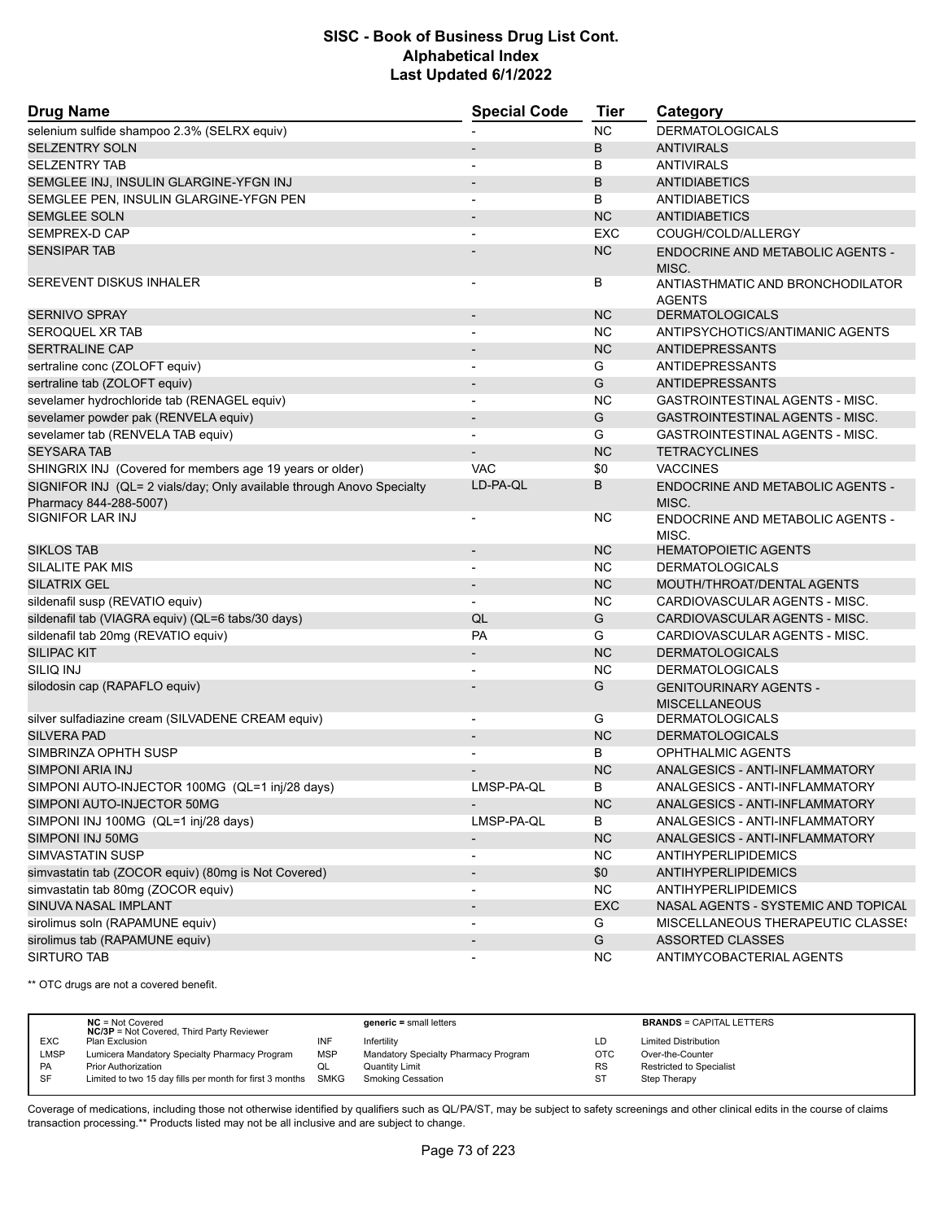## SISC - Book of Business Drug List Cont.
## Alphabetical Index
## Last Updated 6/1/2022

| Drug Name | Special Code | Tier | Category |
|---|---|---|---|
| selenium sulfide shampoo 2.3% (SELRX equiv) | - | NC | DERMATOLOGICALS |
| SELZENTRY SOLN | - | B | ANTIVIRALS |
| SELZENTRY TAB | - | B | ANTIVIRALS |
| SEMGLEE INJ, INSULIN GLARGINE-YFGN INJ | - | B | ANTIDIABETICS |
| SEMGLEE PEN, INSULIN GLARGINE-YFGN PEN | - | B | ANTIDIABETICS |
| SEMGLEE SOLN | - | NC | ANTIDIABETICS |
| SEMPREX-D CAP | - | EXC | COUGH/COLD/ALLERGY |
| SENSIPAR TAB | - | NC | ENDOCRINE AND METABOLIC AGENTS - MISC. |
| SEREVENT DISKUS INHALER | - | B | ANTIASTHMATIC AND BRONCHODILATOR AGENTS |
| SERNIVO SPRAY | - | NC | DERMATOLOGICALS |
| SEROQUEL XR TAB | - | NC | ANTIPSYCHOTICS/ANTIMANIC AGENTS |
| SERTRALINE CAP | - | NC | ANTIDEPRESSANTS |
| sertraline conc (ZOLOFT equiv) | - | G | ANTIDEPRESSANTS |
| sertraline tab (ZOLOFT equiv) | - | G | ANTIDEPRESSANTS |
| sevelamer hydrochloride tab (RENAGEL equiv) | - | NC | GASTROINTESTINAL AGENTS - MISC. |
| sevelamer powder pak (RENVELA equiv) | - | G | GASTROINTESTINAL AGENTS - MISC. |
| sevelamer tab (RENVELA TAB equiv) | - | G | GASTROINTESTINAL AGENTS - MISC. |
| SEYSARA TAB | - | NC | TETRACYCLINES |
| SHINGRIX INJ (Covered for members age 19 years or older) | VAC | $0 | VACCINES |
| SIGNIFOR INJ (QL= 2 vials/day; Only available through Anovo Specialty Pharmacy 844-288-5007) | LD-PA-QL | B | ENDOCRINE AND METABOLIC AGENTS - MISC. |
| SIGNIFOR LAR INJ | - | NC | ENDOCRINE AND METABOLIC AGENTS - MISC. |
| SIKLOS TAB | - | NC | HEMATOPOIETIC AGENTS |
| SILALITE PAK MIS | - | NC | DERMATOLOGICALS |
| SILATRIX GEL | - | NC | MOUTH/THROAT/DENTAL AGENTS |
| sildenafil susp (REVATIO equiv) | - | NC | CARDIOVASCULAR AGENTS - MISC. |
| sildenafil tab (VIAGRA equiv) (QL=6 tabs/30 days) | QL | G | CARDIOVASCULAR AGENTS - MISC. |
| sildenafil tab 20mg (REVATIO equiv) | PA | G | CARDIOVASCULAR AGENTS - MISC. |
| SILIPAC KIT | - | NC | DERMATOLOGICALS |
| SILIQ INJ | - | NC | DERMATOLOGICALS |
| silodosin cap (RAPAFLO equiv) | - | G | GENITOURINARY AGENTS - MISCELLANEOUS |
| silver sulfadiazine cream (SILVADENE CREAM equiv) | - | G | DERMATOLOGICALS |
| SILVERA PAD | - | NC | DERMATOLOGICALS |
| SIMBRINZA OPHTH SUSP | - | B | OPHTHALMIC AGENTS |
| SIMPONI ARIA INJ | - | NC | ANALGESICS - ANTI-INFLAMMATORY |
| SIMPONI AUTO-INJECTOR 100MG (QL=1 inj/28 days) | LMSP-PA-QL | B | ANALGESICS - ANTI-INFLAMMATORY |
| SIMPONI AUTO-INJECTOR 50MG | - | NC | ANALGESICS - ANTI-INFLAMMATORY |
| SIMPONI INJ 100MG (QL=1 inj/28 days) | LMSP-PA-QL | B | ANALGESICS - ANTI-INFLAMMATORY |
| SIMPONI INJ 50MG | - | NC | ANALGESICS - ANTI-INFLAMMATORY |
| SIMVASTATIN SUSP | - | NC | ANTIHYPERLIPIDEMICS |
| simvastatin tab (ZOCOR equiv) (80mg is Not Covered) | - | $0 | ANTIHYPERLIPIDEMICS |
| simvastatin tab 80mg (ZOCOR equiv) | - | NC | ANTIHYPERLIPIDEMICS |
| SINUVA NASAL IMPLANT | - | EXC | NASAL AGENTS - SYSTEMIC AND TOPICAL |
| sirolimus soln (RAPAMUNE equiv) | - | G | MISCELLANEOUS THERAPEUTIC CLASSES |
| sirolimus tab (RAPAMUNE equiv) | - | G | ASSORTED CLASSES |
| SIRTURO TAB | - | NC | ANTIMYCOBACTERIAL AGENTS |

** OTC drugs are not a covered benefit.

| | NC = Not Covered<br>NC/3P = Not Covered, Third Party Reviewer | | generic = small letters | | BRANDS = CAPITAL LETTERS |
|---|---|---|---|---|---|
| EXC | Plan Exclusion | INF | Infertility | LD | Limited Distribution |
| LMSP | Lumicera Mandatory Specialty Pharmacy Program | MSP | Mandatory Specialty Pharmacy Program | OTC | Over-the-Counter |
| PA | Prior Authorization | QL | Quantity Limit | RS | Restricted to Specialist |
| SF | Limited to two 15 day fills per month for first 3 months | SMKG | Smoking Cessation | ST | Step Therapy |

Coverage of medications, including those not otherwise identified by qualifiers such as QL/PA/ST, may be subject to safety screenings and other clinical edits in the course of claims transaction processing.** Products listed may not be all inclusive and are subject to change.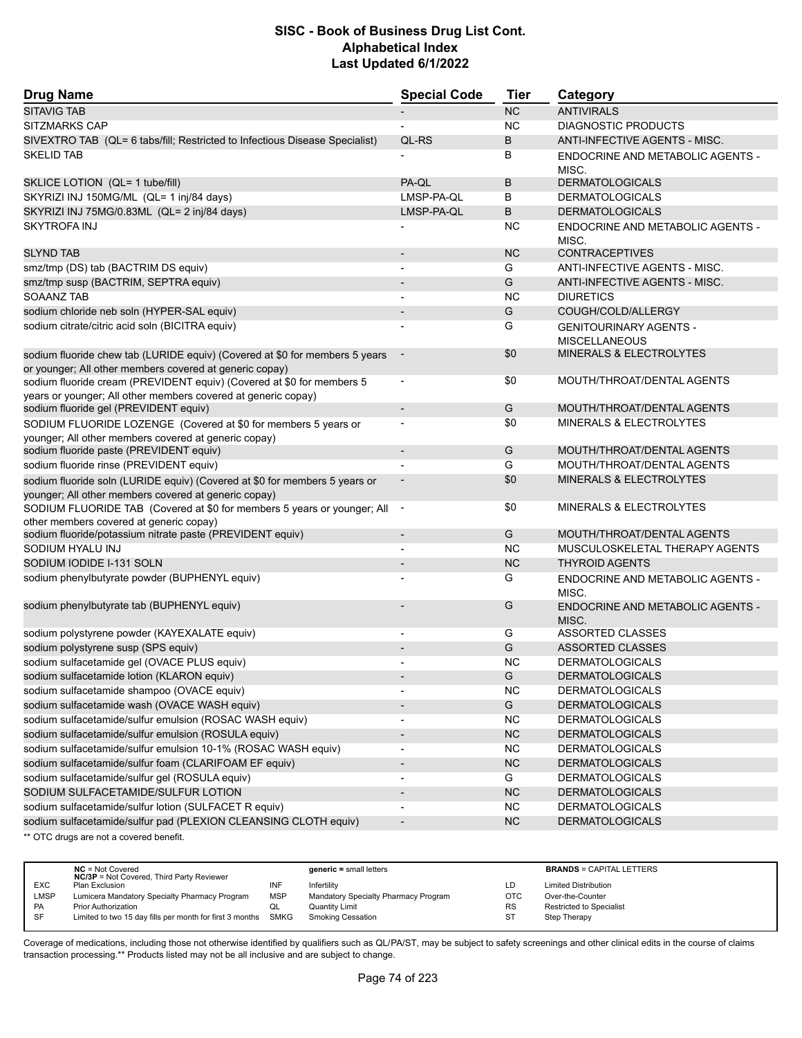# SISC - Book of Business Drug List Cont.
## Alphabetical Index
### Last Updated 6/1/2022

| Drug Name | Special Code | Tier | Category |
|---|---|---|---|
| SITAVIG TAB | - | NC | ANTIVIRALS |
| SITZMARKS CAP | - | NC | DIAGNOSTIC PRODUCTS |
| SIVEXTRO TAB (QL= 6 tabs/fill; Restricted to Infectious Disease Specialist) | QL-RS | B | ANTI-INFECTIVE AGENTS - MISC. |
| SKELID TAB | - | B | ENDOCRINE AND METABOLIC AGENTS - MISC. |
| SKLICE LOTION (QL= 1 tube/fill) | PA-QL | B | DERMATOLOGICALS |
| SKYRIZI INJ 150MG/ML (QL= 1 inj/84 days) | LMSP-PA-QL | B | DERMATOLOGICALS |
| SKYRIZI INJ 75MG/0.83ML (QL= 2 inj/84 days) | LMSP-PA-QL | B | DERMATOLOGICALS |
| SKYTROFA INJ | - | NC | ENDOCRINE AND METABOLIC AGENTS - MISC. |
| SLYND TAB | - | NC | CONTRACEPTIVES |
| smz/tmp (DS) tab (BACTRIM DS equiv) | - | G | ANTI-INFECTIVE AGENTS - MISC. |
| smz/tmp susp (BACTRIM, SEPTRA equiv) | - | G | ANTI-INFECTIVE AGENTS - MISC. |
| SOAANZ TAB | - | NC | DIURETICS |
| sodium chloride neb soln (HYPER-SAL equiv) | - | G | COUGH/COLD/ALLERGY |
| sodium citrate/citric acid soln (BICITRA equiv) | - | G | GENITOURINARY AGENTS - MISCELLANEOUS |
| sodium fluoride chew tab (LURIDE equiv) (Covered at $0 for members 5 years or younger; All other members covered at generic copay) | - | $0 | MINERALS & ELECTROLYTES |
| sodium fluoride cream (PREVIDENT equiv) (Covered at $0 for members 5 years or younger; All other members covered at generic copay) | - | $0 | MOUTH/THROAT/DENTAL AGENTS |
| sodium fluoride gel (PREVIDENT equiv) | - | G | MOUTH/THROAT/DENTAL AGENTS |
| SODIUM FLUORIDE LOZENGE (Covered at $0 for members 5 years or younger; All other members covered at generic copay) | - | $0 | MINERALS & ELECTROLYTES |
| sodium fluoride paste (PREVIDENT equiv) | - | G | MOUTH/THROAT/DENTAL AGENTS |
| sodium fluoride rinse (PREVIDENT equiv) | - | G | MOUTH/THROAT/DENTAL AGENTS |
| sodium fluoride soln (LURIDE equiv) (Covered at $0 for members 5 years or younger; All other members covered at generic copay) | - | $0 | MINERALS & ELECTROLYTES |
| SODIUM FLUORIDE TAB (Covered at $0 for members 5 years or younger; All other members covered at generic copay) | - | $0 | MINERALS & ELECTROLYTES |
| sodium fluoride/potassium nitrate paste (PREVIDENT equiv) | - | G | MOUTH/THROAT/DENTAL AGENTS |
| SODIUM HYALU INJ | - | NC | MUSCULOSKELETAL THERAPY AGENTS |
| SODIUM IODIDE I-131 SOLN | - | NC | THYROID AGENTS |
| sodium phenylbutyrate powder (BUPHENYL equiv) | - | G | ENDOCRINE AND METABOLIC AGENTS - MISC. |
| sodium phenylbutyrate tab (BUPHENYL equiv) | - | G | ENDOCRINE AND METABOLIC AGENTS - MISC. |
| sodium polystyrene powder (KAYEXALATE equiv) | - | G | ASSORTED CLASSES |
| sodium polystyrene susp (SPS equiv) | - | G | ASSORTED CLASSES |
| sodium sulfacetamide gel (OVACE PLUS equiv) | - | NC | DERMATOLOGICALS |
| sodium sulfacetamide lotion (KLARON equiv) | - | G | DERMATOLOGICALS |
| sodium sulfacetamide shampoo (OVACE equiv) | - | NC | DERMATOLOGICALS |
| sodium sulfacetamide wash (OVACE WASH equiv) | - | G | DERMATOLOGICALS |
| sodium sulfacetamide/sulfur emulsion (ROSAC WASH equiv) | - | NC | DERMATOLOGICALS |
| sodium sulfacetamide/sulfur emulsion (ROSULA equiv) | - | NC | DERMATOLOGICALS |
| sodium sulfacetamide/sulfur emulsion 10-1% (ROSAC WASH equiv) | - | NC | DERMATOLOGICALS |
| sodium sulfacetamide/sulfur foam (CLARIFOAM EF equiv) | - | NC | DERMATOLOGICALS |
| sodium sulfacetamide/sulfur gel (ROSULA equiv) | - | G | DERMATOLOGICALS |
| SODIUM SULFACETAMIDE/SULFUR LOTION | - | NC | DERMATOLOGICALS |
| sodium sulfacetamide/sulfur lotion (SULFACET R equiv) | - | NC | DERMATOLOGICALS |
| sodium sulfacetamide/sulfur pad (PLEXION CLEANSING CLOTH equiv) | - | NC | DERMATOLOGICALS |

** OTC drugs are not a covered benefit.

| | | | | | |
|---|---|---|---|---|---|
| **NC** = Not Covered<br>**NC/3P** = Not Covered, Third Party Reviewer | | **generic** = small letters | | **BRANDS** = CAPITAL LETTERS | |
| EXC | Plan Exclusion | INF | Infertility | LD | Limited Distribution |
| LMSP | Lumicera Mandatory Specialty Pharmacy Program | MSP | Mandatory Specialty Pharmacy Program | OTC | Over-the-Counter |
| PA | Prior Authorization | QL | Quantity Limit | RS | Restricted to Specialist |
| SF | Limited to two 15 day fills per month for first 3 months | SMKG | Smoking Cessation | ST | Step Therapy |

Coverage of medications, including those not otherwise identified by qualifiers such as QL/PA/ST, may be subject to safety screenings and other clinical edits in the course of claims transaction processing.** Products listed may not be all inclusive and are subject to change.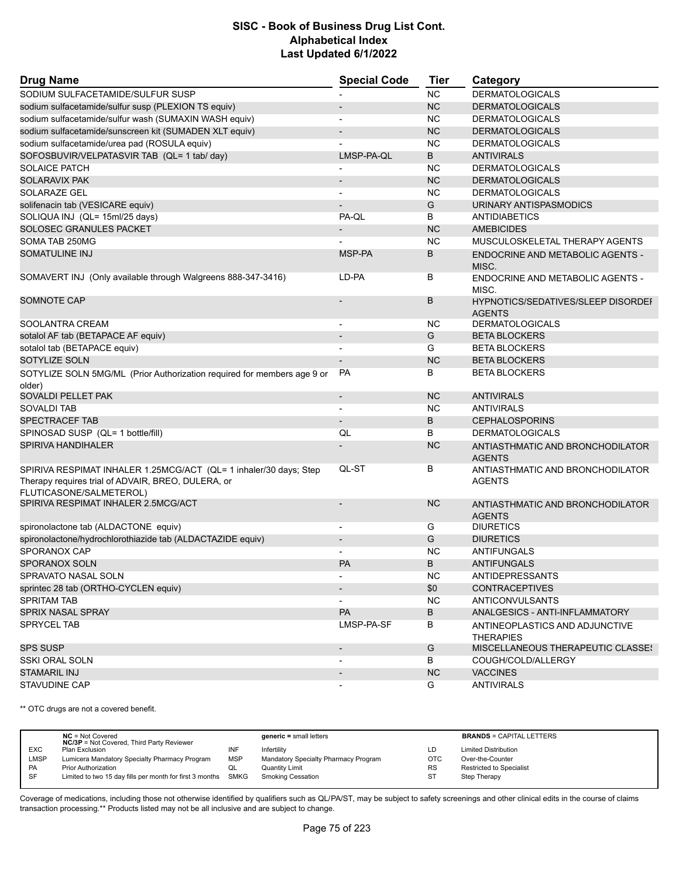# SISC - Book of Business Drug List Cont.
## Alphabetical Index
### Last Updated 6/1/2022

| Drug Name | Special Code | Tier | Category |
|---|---|---|---|
| SODIUM SULFACETAMIDE/SULFUR SUSP | - | NC | DERMATOLOGICALS |
| sodium sulfacetamide/sulfur susp (PLEXION TS equiv) | - | NC | DERMATOLOGICALS |
| sodium sulfacetamide/sulfur wash (SUMAXIN WASH equiv) | - | NC | DERMATOLOGICALS |
| sodium sulfacetamide/sunscreen kit (SUMADEN XLT equiv) | - | NC | DERMATOLOGICALS |
| sodium sulfacetamide/urea pad (ROSULA equiv) | - | NC | DERMATOLOGICALS |
| SOFOSBUVIR/VELPATASVIR TAB (QL= 1 tab/ day) | LMSP-PA-QL | B | ANTIVIRALS |
| SOLAICE PATCH | - | NC | DERMATOLOGICALS |
| SOLARAVIX PAK | - | NC | DERMATOLOGICALS |
| SOLARAZE GEL | - | NC | DERMATOLOGICALS |
| solifenacin tab (VESICARE equiv) | - | G | URINARY ANTISPASMODICS |
| SOLIQUA INJ (QL= 15ml/25 days) | PA-QL | B | ANTIDIABETICS |
| SOLOSEC GRANULES PACKET | - | NC | AMEBICIDES |
| SOMA TAB 250MG | - | NC | MUSCULOSKELETAL THERAPY AGENTS |
| SOMATULINE INJ | MSP-PA | B | ENDOCRINE AND METABOLIC AGENTS - MISC. |
| SOMAVERT INJ (Only available through Walgreens 888-347-3416) | LD-PA | B | ENDOCRINE AND METABOLIC AGENTS - MISC. |
| SOMNOTE CAP | - | B | HYPNOTICS/SEDATIVES/SLEEP DISORDER AGENTS |
| SOOLANTRA CREAM | - | NC | DERMATOLOGICALS |
| sotalol AF tab (BETAPACE AF equiv) | - | G | BETA BLOCKERS |
| sotalol tab (BETAPACE equiv) | - | G | BETA BLOCKERS |
| SOTYLIZE SOLN | - | NC | BETA BLOCKERS |
| SOTYLIZE SOLN 5MG/ML (Prior Authorization required for members age 9 or older) | PA | B | BETA BLOCKERS |
| SOVALDI PELLET PAK | - | NC | ANTIVIRALS |
| SOVALDI TAB | - | NC | ANTIVIRALS |
| SPECTRACEF TAB | - | B | CEPHALOSPORINS |
| SPINOSAD SUSP (QL= 1 bottle/fill) | QL | B | DERMATOLOGICALS |
| SPIRIVA HANDIHALER | - | NC | ANTIASTHMATIC AND BRONCHODILATOR AGENTS |
| SPIRIVA RESPIMAT INHALER 1.25MCG/ACT (QL= 1 inhaler/30 days; Step Therapy requires trial of ADVAIR, BREO, DULERA, or FLUTICASONE/SALMETEROL) | QL-ST | B | ANTIASTHMATIC AND BRONCHODILATOR AGENTS |
| SPIRIVA RESPIMAT INHALER 2.5MCG/ACT | - | NC | ANTIASTHMATIC AND BRONCHODILATOR AGENTS |
| spironolactone tab (ALDACTONE equiv) | - | G | DIURETICS |
| spironolactone/hydrochlorothiazide tab (ALDACTAZIDE equiv) | - | G | DIURETICS |
| SPORANOX CAP | - | NC | ANTIFUNGALS |
| SPORANOX SOLN | PA | B | ANTIFUNGALS |
| SPRAVATO NASAL SOLN | - | NC | ANTIDEPRESSANTS |
| sprintec 28 tab (ORTHO-CYCLEN equiv) | - | $0 | CONTRACEPTIVES |
| SPRITAM TAB | - | NC | ANTICONVULSANTS |
| SPRIX NASAL SPRAY | PA | B | ANALGESICS - ANTI-INFLAMMATORY |
| SPRYCEL TAB | LMSP-PA-SF | B | ANTINEOPLASTICS AND ADJUNCTIVE THERAPIES |
| SPS SUSP | - | G | MISCELLANEOUS THERAPEUTIC CLASSES |
| SSKI ORAL SOLN | - | B | COUGH/COLD/ALLERGY |
| STAMARIL INJ | - | NC | VACCINES |
| STAVUDINE CAP | - | G | ANTIVIRALS |

** OTC drugs are not a covered benefit.

| | | | | | | |
|---|---|---|---|---|---|---|
| | **NC** = Not Covered<br>**NC/3P** = Not Covered, Third Party Reviewer | | **generic** = small letters | | **BRANDS** = CAPITAL LETTERS |
| EXC | Plan Exclusion | INF | Infertility | LD | Limited Distribution |
| LMSP | Lumicera Mandatory Specialty Pharmacy Program | MSP | Mandatory Specialty Pharmacy Program | OTC | Over-the-Counter |
| PA | Prior Authorization | QL | Quantity Limit | RS | Restricted to Specialist |
| SF | Limited to two 15 day fills per month for first 3 months | SMKG | Smoking Cessation | ST | Step Therapy |

Coverage of medications, including those not otherwise identified by qualifiers such as QL/PA/ST, may be subject to safety screenings and other clinical edits in the course of claims transaction processing.** Products listed may not be all inclusive and are subject to change.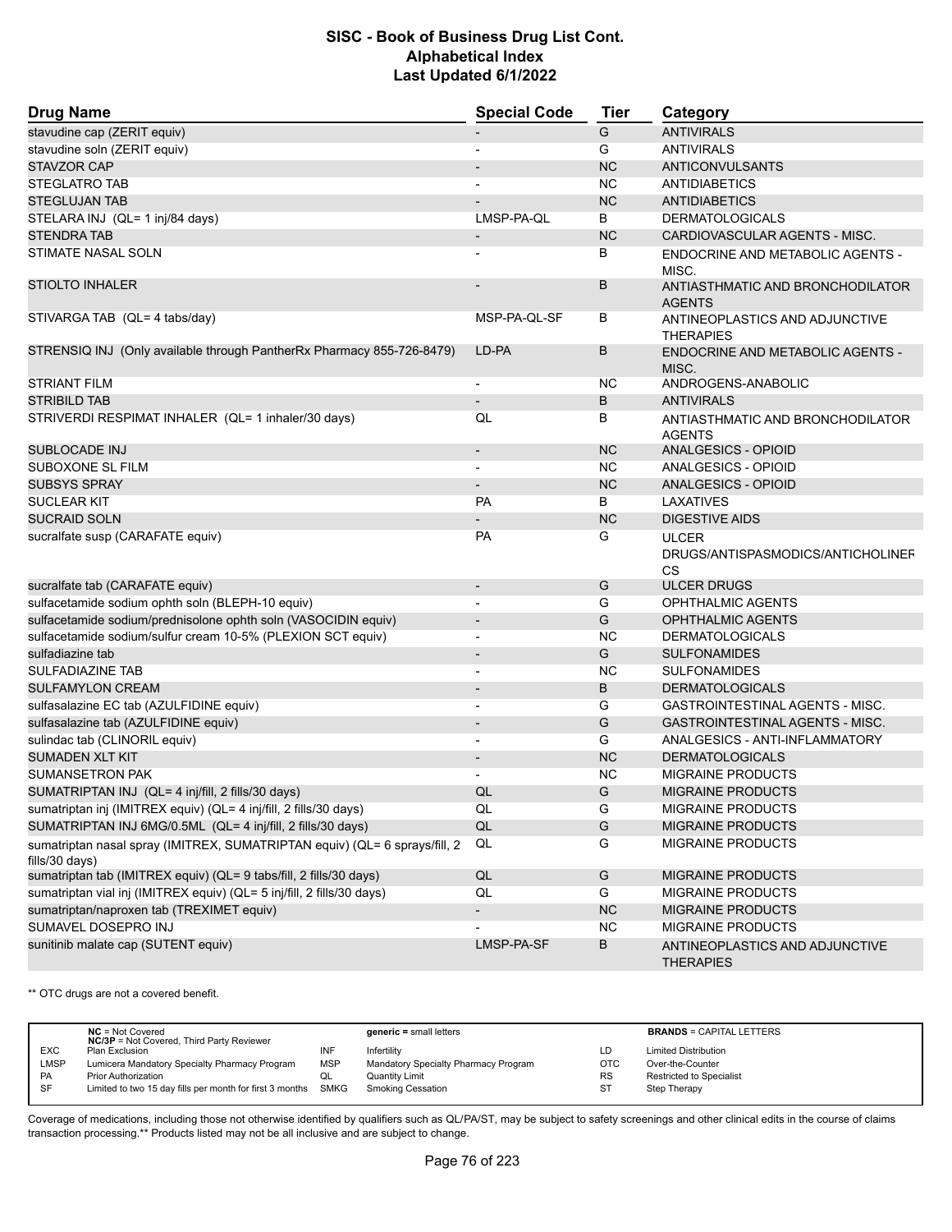# SISC - Book of Business Drug List Cont.
## Alphabetical Index
### Last Updated 6/1/2022

| Drug Name | Special Code | Tier | Category |
|---|---|---|---|
| stavudine cap (ZERIT equiv) | - | G | ANTIVIRALS |
| stavudine soln (ZERIT equiv) | - | G | ANTIVIRALS |
| STAVZOR CAP | - | NC | ANTICONVULSANTS |
| STEGLATRO TAB | - | NC | ANTIDIABETICS |
| STEGLUJAN TAB | - | NC | ANTIDIABETICS |
| STELARA INJ (QL= 1 inj/84 days) | LMSP-PA-QL | B | DERMATOLOGICALS |
| STENDRA TAB | - | NC | CARDIOVASCULAR AGENTS - MISC. |
| STIMATE NASAL SOLN | - | B | ENDOCRINE AND METABOLIC AGENTS - MISC. |
| STIOLTO INHALER | - | B | ANTIASTHMATIC AND BRONCHODILATOR AGENTS |
| STIVARGA TAB (QL= 4 tabs/day) | MSP-PA-QL-SF | B | ANTINEOPLASTICS AND ADJUNCTIVE THERAPIES |
| STRENSIQ INJ (Only available through PantherRx Pharmacy 855-726-8479) | LD-PA | B | ENDOCRINE AND METABOLIC AGENTS - MISC. |
| STRIANT FILM | - | NC | ANDROGENS-ANABOLIC |
| STRIBILD TAB | - | B | ANTIVIRALS |
| STRIVERDI RESPIMAT INHALER (QL= 1 inhaler/30 days) | QL | B | ANTIASTHMATIC AND BRONCHODILATOR AGENTS |
| SUBLOCADE INJ | - | NC | ANALGESICS - OPIOID |
| SUBOXONE SL FILM | - | NC | ANALGESICS - OPIOID |
| SUBSYS SPRAY | - | NC | ANALGESICS - OPIOID |
| SUCLEAR KIT | PA | B | LAXATIVES |
| SUCRAID SOLN | - | NC | DIGESTIVE AIDS |
| sucralfate susp (CARAFATE equiv) | PA | G | ULCER DRUGS/ANTISPASMODICS/ANTICHOLINERGICS |
| sucralfate tab (CARAFATE equiv) | - | G | ULCER DRUGS |
| sulfacetamide sodium ophth soln (BLEPH-10 equiv) | - | G | OPHTHALMIC AGENTS |
| sulfacetamide sodium/prednisolone ophth soln (VASOCIDIN equiv) | - | G | OPHTHALMIC AGENTS |
| sulfacetamide sodium/sulfur cream 10-5% (PLEXION SCT equiv) | - | NC | DERMATOLOGICALS |
| sulfadiazine tab | - | G | SULFONAMIDES |
| SULFADIAZINE TAB | - | NC | SULFONAMIDES |
| SULFAMYLON CREAM | - | B | DERMATOLOGICALS |
| sulfasalazine EC tab (AZULFIDINE equiv) | - | G | GASTROINTESTINAL AGENTS - MISC. |
| sulfasalazine tab (AZULFIDINE equiv) | - | G | GASTROINTESTINAL AGENTS - MISC. |
| sulindac tab (CLINORIL equiv) | - | G | ANALGESICS - ANTI-INFLAMMATORY |
| SUMADEN XLT KIT | - | NC | DERMATOLOGICALS |
| SUMANSETRON PAK | - | NC | MIGRAINE PRODUCTS |
| SUMATRIPTAN INJ (QL= 4 inj/fill, 2 fills/30 days) | QL | G | MIGRAINE PRODUCTS |
| sumatriptan inj (IMITREX equiv) (QL= 4 inj/fill, 2 fills/30 days) | QL | G | MIGRAINE PRODUCTS |
| SUMATRIPTAN INJ 6MG/0.5ML (QL= 4 inj/fill, 2 fills/30 days) | QL | G | MIGRAINE PRODUCTS |
| sumatriptan nasal spray (IMITREX, SUMATRIPTAN equiv) (QL= 6 sprays/fill, 2 fills/30 days) | QL | G | MIGRAINE PRODUCTS |
| sumatriptan tab (IMITREX equiv) (QL= 9 tabs/fill, 2 fills/30 days) | QL | G | MIGRAINE PRODUCTS |
| sumatriptan vial inj (IMITREX equiv) (QL= 5 inj/fill, 2 fills/30 days) | QL | G | MIGRAINE PRODUCTS |
| sumatriptan/naproxen tab (TREXIMET equiv) | - | NC | MIGRAINE PRODUCTS |
| SUMAVEL DOSEPRO INJ | - | NC | MIGRAINE PRODUCTS |
| sunitinib malate cap (SUTENT equiv) | LMSP-PA-SF | B | ANTINEOPLASTICS AND ADJUNCTIVE THERAPIES |

** OTC drugs are not a covered benefit.

| | | | | | |
|---|---|---|---|---|---|
| | **NC** = Not Covered<br>**NC/3P** = Not Covered, Third Party Reviewer | | **generic** = small letters | | **BRANDS** = CAPITAL LETTERS |
| EXC | Plan Exclusion | INF | Infertility | LD | Limited Distribution |
| LMSP | Lumicera Mandatory Specialty Pharmacy Program | MSP | Mandatory Specialty Pharmacy Program | OTC | Over-the-Counter |
| PA | Prior Authorization | QL | Quantity Limit | RS | Restricted to Specialist |
| SF | Limited to two 15 day fills per month for first 3 months | SMKG | Smoking Cessation | ST | Step Therapy |

Coverage of medications, including those not otherwise identified by qualifiers such as QL/PA/ST, may be subject to safety screenings and other clinical edits in the course of claims transaction processing.** Products listed may not be all inclusive and are subject to change.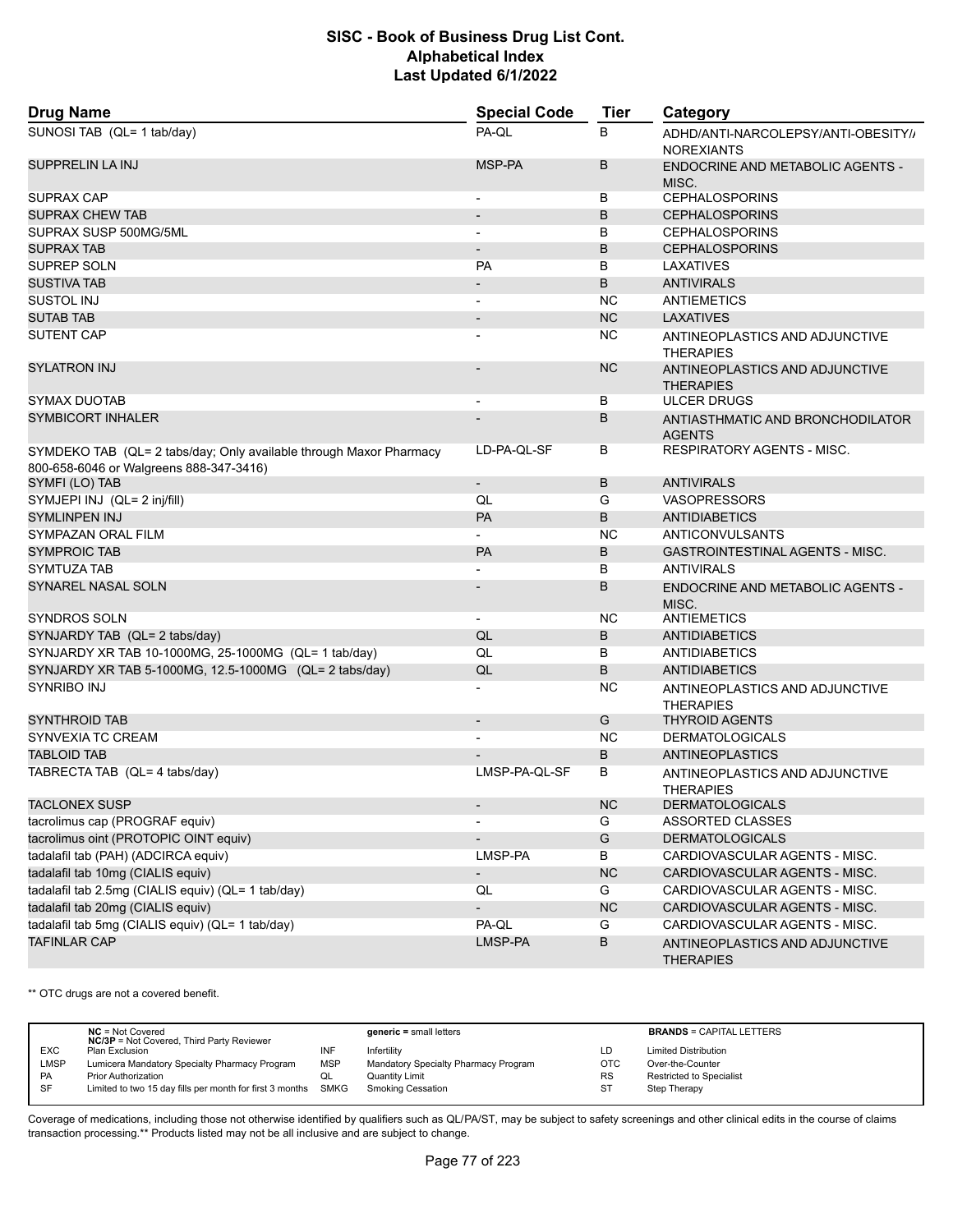# SISC - Book of Business Drug List Cont.
## Alphabetical Index
### Last Updated 6/1/2022

| Drug Name | Special Code | Tier | Category |
|---|---|---|---|
| SUNOSI TAB (QL= 1 tab/day) | PA-QL | B | ADHD/ANTI-NARCOLEPSY/ANTI-OBESITY/ANOREXIANTS |
| SUPPRELIN LA INJ | MSP-PA | B | ENDOCRINE AND METABOLIC AGENTS - MISC. |
| SUPRAX CAP | - | B | CEPHALOSPORINS |
| SUPRAX CHEW TAB | - | B | CEPHALOSPORINS |
| SUPRAX SUSP 500MG/5ML | - | B | CEPHALOSPORINS |
| SUPRAX TAB | - | B | CEPHALOSPORINS |
| SUPREP SOLN | PA | B | LAXATIVES |
| SUSTIVA TAB | - | B | ANTIVIRALS |
| SUSTOL INJ | - | NC | ANTIEMETICS |
| SUTAB TAB | - | NC | LAXATIVES |
| SUTENT CAP | - | NC | ANTINEOPLASTICS AND ADJUNCTIVE THERAPIES |
| SYLATRON INJ | - | NC | ANTINEOPLASTICS AND ADJUNCTIVE THERAPIES |
| SYMAX DUOTAB | - | B | ULCER DRUGS |
| SYMBICORT INHALER | - | B | ANTIASTHMATIC AND BRONCHODILATOR AGENTS |
| SYMDEKO TAB (QL= 2 tabs/day; Only available through Maxor Pharmacy 800-658-6046 or Walgreens 888-347-3416) | LD-PA-QL-SF | B | RESPIRATORY AGENTS - MISC. |
| SYMFI (LO) TAB | - | B | ANTIVIRALS |
| SYMJEPI INJ (QL= 2 inj/fill) | QL | G | VASOPRESSORS |
| SYMLINPEN INJ | PA | B | ANTIDIABETICS |
| SYMPAZAN ORAL FILM | - | NC | ANTICONVULSANTS |
| SYMPROIC TAB | PA | B | GASTROINTESTINAL AGENTS - MISC. |
| SYMTUZA TAB | - | B | ANTIVIRALS |
| SYNAREL NASAL SOLN | - | B | ENDOCRINE AND METABOLIC AGENTS - MISC. |
| SYNDROS SOLN | - | NC | ANTIEMETICS |
| SYNJARDY TAB (QL= 2 tabs/day) | QL | B | ANTIDIABETICS |
| SYNJARDY XR TAB 10-1000MG, 25-1000MG (QL= 1 tab/day) | QL | B | ANTIDIABETICS |
| SYNJARDY XR TAB 5-1000MG, 12.5-1000MG (QL= 2 tabs/day) | QL | B | ANTIDIABETICS |
| SYNRIBO INJ | - | NC | ANTINEOPLASTICS AND ADJUNCTIVE THERAPIES |
| SYNTHROID TAB | - | G | THYROID AGENTS |
| SYNVEXIA TC CREAM | - | NC | DERMATOLOGICALS |
| TABLOID TAB | - | B | ANTINEOPLASTICS |
| TABRECTA TAB (QL= 4 tabs/day) | LMSP-PA-QL-SF | B | ANTINEOPLASTICS AND ADJUNCTIVE THERAPIES |
| TACLONEX SUSP | - | NC | DERMATOLOGICALS |
| tacrolimus cap (PROGRAF equiv) | - | G | ASSORTED CLASSES |
| tacrolimus oint (PROTOPIC OINT equiv) | - | G | DERMATOLOGICALS |
| tadalafil tab (PAH) (ADCIRCA equiv) | LMSP-PA | B | CARDIOVASCULAR AGENTS - MISC. |
| tadalafil tab 10mg (CIALIS equiv) | - | NC | CARDIOVASCULAR AGENTS - MISC. |
| tadalafil tab 2.5mg (CIALIS equiv) (QL= 1 tab/day) | QL | G | CARDIOVASCULAR AGENTS - MISC. |
| tadalafil tab 20mg (CIALIS equiv) | - | NC | CARDIOVASCULAR AGENTS - MISC. |
| tadalafil tab 5mg (CIALIS equiv) (QL= 1 tab/day) | PA-QL | G | CARDIOVASCULAR AGENTS - MISC. |
| TAFINLAR CAP | LMSP-PA | B | ANTINEOPLASTICS AND ADJUNCTIVE THERAPIES |

** OTC drugs are not a covered benefit.

| | | | | | |
|---|---|---|---|---|---|
| | **NC** = Not Covered<br>**NC/3P** = Not Covered, Third Party Reviewer | | **generic =** small letters | | **BRANDS** = CAPITAL LETTERS |
| EXC | Plan Exclusion | INF | Infertility | LD | Limited Distribution |
| LMSP | Lumicera Mandatory Specialty Pharmacy Program | MSP | Mandatory Specialty Pharmacy Program | OTC | Over-the-Counter |
| PA | Prior Authorization | QL | Quantity Limit | RS | Restricted to Specialist |
| SF | Limited to two 15 day fills per month for first 3 months | SMKG | Smoking Cessation | ST | Step Therapy |

Coverage of medications, including those not otherwise identified by qualifiers such as QL/PA/ST, may be subject to safety screenings and other clinical edits in the course of claims transaction processing.** Products listed may not be all inclusive and are subject to change.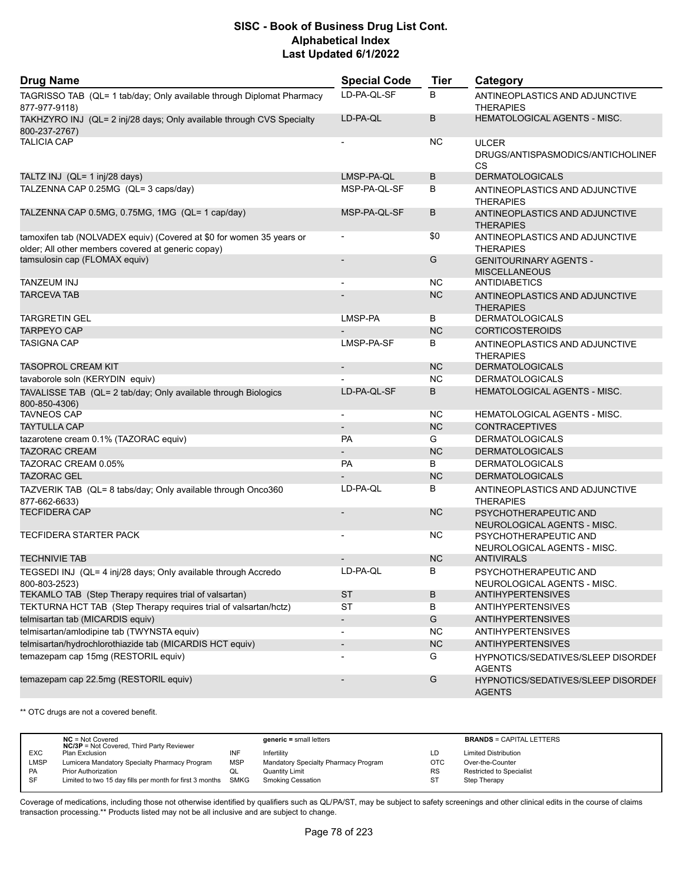## SISC - Book of Business Drug List Cont.
## Alphabetical Index
## Last Updated 6/1/2022

| Drug Name | Special Code | Tier | Category |
|---|---|---|---|
| TAGRISSO TAB (QL= 1 tab/day; Only available through Diplomat Pharmacy 877-977-9118) | LD-PA-QL-SF | B | ANTINEOPLASTICS AND ADJUNCTIVE THERAPIES |
| TAKHZYRO INJ (QL= 2 inj/28 days; Only available through CVS Specialty 800-237-2767) | LD-PA-QL | B | HEMATOLOGICAL AGENTS - MISC. |
| TALICIA CAP | - | NC | ULCER DRUGS/ANTISPASMODICS/ANTICHOLINERGICS |
| TALTZ INJ (QL= 1 inj/28 days) | LMSP-PA-QL | B | DERMATOLOGICALS |
| TALZENNA CAP 0.25MG (QL= 3 caps/day) | MSP-PA-QL-SF | B | ANTINEOPLASTICS AND ADJUNCTIVE THERAPIES |
| TALZENNA CAP 0.5MG, 0.75MG, 1MG (QL= 1 cap/day) | MSP-PA-QL-SF | B | ANTINEOPLASTICS AND ADJUNCTIVE THERAPIES |
| tamoxifen tab (NOLVADEX equiv) (Covered at $0 for women 35 years or older; All other members covered at generic copay) | - | $0 | ANTINEOPLASTICS AND ADJUNCTIVE THERAPIES |
| tamsulosin cap (FLOMAX equiv) | - | G | GENITOURINARY AGENTS - MISCELLANEOUS |
| TANZEUM INJ | - | NC | ANTIDIABETICS |
| TARCEVA TAB | - | NC | ANTINEOPLASTICS AND ADJUNCTIVE THERAPIES |
| TARGRETIN GEL | LMSP-PA | B | DERMATOLOGICALS |
| TARPEYO CAP | - | NC | CORTICOSTEROIDS |
| TASIGNA CAP | LMSP-PA-SF | B | ANTINEOPLASTICS AND ADJUNCTIVE THERAPIES |
| TASOPROL CREAM KIT | - | NC | DERMATOLOGICALS |
| tavaborole soln (KERYDIN equiv) | - | NC | DERMATOLOGICALS |
| TAVALISSE TAB (QL= 2 tab/day; Only available through Biologics 800-850-4306) | LD-PA-QL-SF | B | HEMATOLOGICAL AGENTS - MISC. |
| TAVNEOS CAP | - | NC | HEMATOLOGICAL AGENTS - MISC. |
| TAYTULLA CAP | - | NC | CONTRACEPTIVES |
| tazarotene cream 0.1% (TAZORAC equiv) | PA | G | DERMATOLOGICALS |
| TAZORAC CREAM | - | NC | DERMATOLOGICALS |
| TAZORAC CREAM 0.05% | PA | B | DERMATOLOGICALS |
| TAZORAC GEL | - | NC | DERMATOLOGICALS |
| TAZVERIK TAB (QL= 8 tabs/day; Only available through Onco360 877-662-6633) | LD-PA-QL | B | ANTINEOPLASTICS AND ADJUNCTIVE THERAPIES |
| TECFIDERA CAP | - | NC | PSYCHOTHERAPEUTIC AND NEUROLOGICAL AGENTS - MISC. |
| TECFIDERA STARTER PACK | - | NC | PSYCHOTHERAPEUTIC AND NEUROLOGICAL AGENTS - MISC. |
| TECHNIVIE TAB | - | NC | ANTIVIRALS |
| TEGSEDI INJ (QL= 4 inj/28 days; Only available through Accredo 800-803-2523) | LD-PA-QL | B | PSYCHOTHERAPEUTIC AND NEUROLOGICAL AGENTS - MISC. |
| TEKAMLO TAB (Step Therapy requires trial of valsartan) | ST | B | ANTIHYPERTENSIVES |
| TEKTURNA HCT TAB (Step Therapy requires trial of valsartan/hctz) | ST | B | ANTIHYPERTENSIVES |
| telmisartan tab (MICARDIS equiv) | - | G | ANTIHYPERTENSIVES |
| telmisartan/amlodipine tab (TWYNSTA equiv) | - | NC | ANTIHYPERTENSIVES |
| telmisartan/hydrochlorothiazide tab (MICARDIS HCT equiv) | - | NC | ANTIHYPERTENSIVES |
| temazepam cap 15mg (RESTORIL equiv) | - | G | HYPNOTICS/SEDATIVES/SLEEP DISORDER AGENTS |
| temazepam cap 22.5mg (RESTORIL equiv) | - | G | HYPNOTICS/SEDATIVES/SLEEP DISORDER AGENTS |

** OTC drugs are not a covered benefit.

| | | | | | |
|---|---|---|---|---|---|
| | **NC** = Not Covered<br>**NC/3P** = Not Covered, Third Party Reviewer | | **generic** = small letters | | **BRANDS** = CAPITAL LETTERS |
| EXC | Plan Exclusion | INF | Infertility | LD | Limited Distribution |
| LMSP | Lumicera Mandatory Specialty Pharmacy Program | MSP | Mandatory Specialty Pharmacy Program | OTC | Over-the-Counter |
| PA | Prior Authorization | QL | Quantity Limit | RS | Restricted to Specialist |
| SF | Limited to two 15 day fills per month for first 3 months | SMKG | Smoking Cessation | ST | Step Therapy |

Coverage of medications, including those not otherwise identified by qualifiers such as QL/PA/ST, may be subject to safety screenings and other clinical edits in the course of claims transaction processing.** Products listed may not be all inclusive and are subject to change.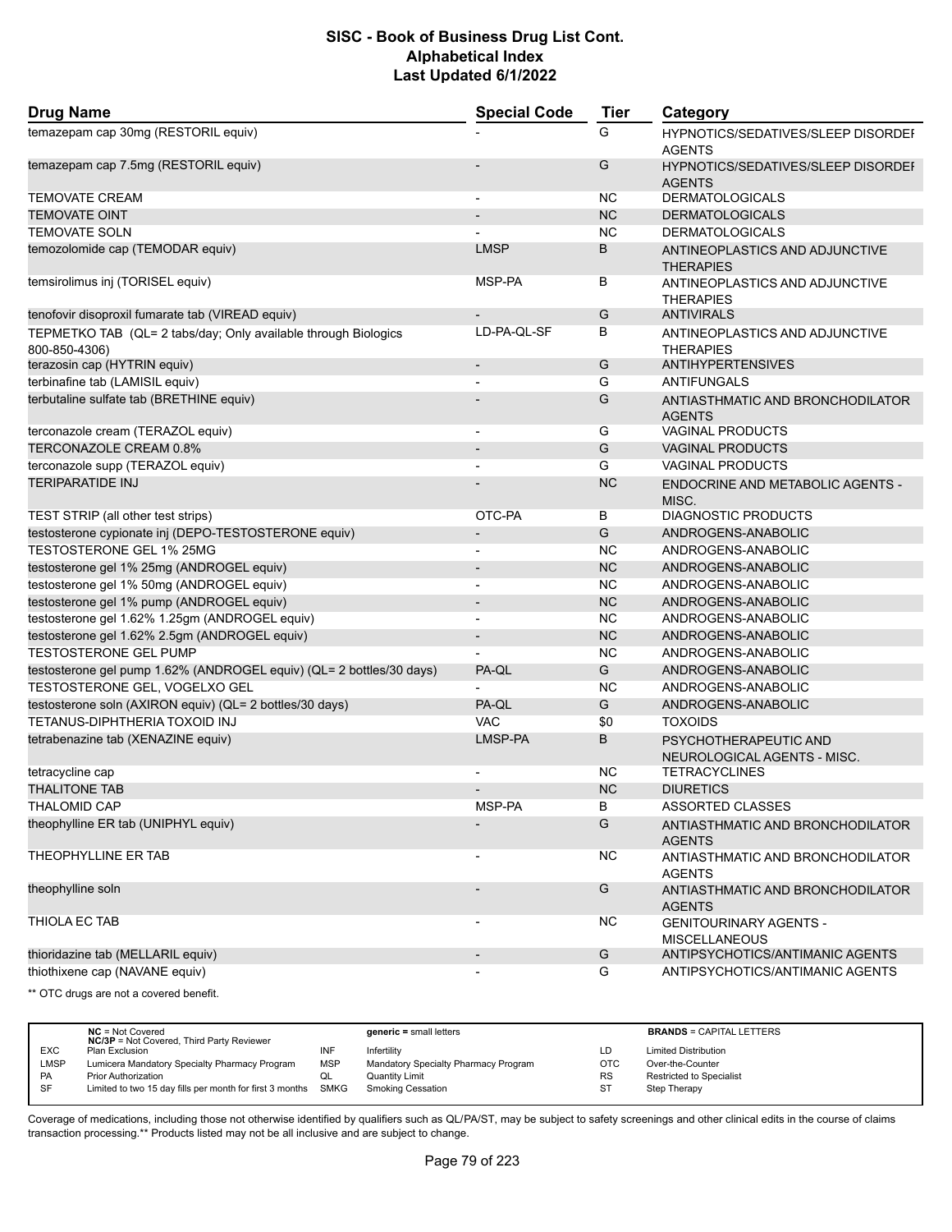## SISC - Book of Business Drug List Cont.
## Alphabetical Index
## Last Updated 6/1/2022

| Drug Name | Special Code | Tier | Category |
|---|---|---|---|
| temazepam cap 30mg (RESTORIL equiv) | - | G | HYPNOTICS/SEDATIVES/SLEEP DISORDER AGENTS |
| temazepam cap 7.5mg (RESTORIL equiv) | - | G | HYPNOTICS/SEDATIVES/SLEEP DISORDER AGENTS |
| TEMOVATE CREAM | - | NC | DERMATOLOGICALS |
| TEMOVATE OINT | - | NC | DERMATOLOGICALS |
| TEMOVATE SOLN | - | NC | DERMATOLOGICALS |
| temozolomide cap (TEMODAR equiv) | LMSP | B | ANTINEOPLASTICS AND ADJUNCTIVE THERAPIES |
| temsirolimus inj (TORISEL equiv) | MSP-PA | B | ANTINEOPLASTICS AND ADJUNCTIVE THERAPIES |
| tenofovir disoproxil fumarate tab (VIREAD equiv) | - | G | ANTIVIRALS |
| TEPMETKO TAB (QL= 2 tabs/day; Only available through Biologics 800-850-4306) | LD-PA-QL-SF | B | ANTINEOPLASTICS AND ADJUNCTIVE THERAPIES |
| terazosin cap (HYTRIN equiv) | - | G | ANTIHYPERTENSIVES |
| terbinafine tab (LAMISIL equiv) | - | G | ANTIFUNGALS |
| terbutaline sulfate tab (BRETHINE equiv) | - | G | ANTIASTHMATIC AND BRONCHODILATOR AGENTS |
| terconazole cream (TERAZOL equiv) | - | G | VAGINAL PRODUCTS |
| TERCONAZOLE CREAM 0.8% | - | G | VAGINAL PRODUCTS |
| terconazole supp (TERAZOL equiv) | - | G | VAGINAL PRODUCTS |
| TERIPARATIDE INJ | - | NC | ENDOCRINE AND METABOLIC AGENTS - MISC. |
| TEST STRIP (all other test strips) | OTC-PA | B | DIAGNOSTIC PRODUCTS |
| testosterone cypionate inj (DEPO-TESTOSTERONE equiv) | - | G | ANDROGENS-ANABOLIC |
| TESTOSTERONE GEL 1% 25MG | - | NC | ANDROGENS-ANABOLIC |
| testosterone gel 1% 25mg (ANDROGEL equiv) | - | NC | ANDROGENS-ANABOLIC |
| testosterone gel 1% 50mg (ANDROGEL equiv) | - | NC | ANDROGENS-ANABOLIC |
| testosterone gel 1% pump (ANDROGEL equiv) | - | NC | ANDROGENS-ANABOLIC |
| testosterone gel 1.62% 1.25gm (ANDROGEL equiv) | - | NC | ANDROGENS-ANABOLIC |
| testosterone gel 1.62% 2.5gm (ANDROGEL equiv) | - | NC | ANDROGENS-ANABOLIC |
| TESTOSTERONE GEL PUMP | - | NC | ANDROGENS-ANABOLIC |
| testosterone gel pump 1.62% (ANDROGEL equiv) (QL= 2 bottles/30 days) | PA-QL | G | ANDROGENS-ANABOLIC |
| TESTOSTERONE GEL, VOGELXO GEL | - | NC | ANDROGENS-ANABOLIC |
| testosterone soln (AXIRON equiv) (QL= 2 bottles/30 days) | PA-QL | G | ANDROGENS-ANABOLIC |
| TETANUS-DIPHTHERIA TOXOID INJ | VAC | $0 | TOXOIDS |
| tetrabenazine tab (XENAZINE equiv) | LMSP-PA | B | PSYCHOTHERAPEUTIC AND NEUROLOGICAL AGENTS - MISC. |
| tetracycline cap | - | NC | TETRACYCLINES |
| THALITONE TAB | - | NC | DIURETICS |
| THALOMID CAP | MSP-PA | B | ASSORTED CLASSES |
| theophylline ER tab (UNIPHYL equiv) | - | G | ANTIASTHMATIC AND BRONCHODILATOR AGENTS |
| THEOPHYLLINE ER TAB | - | NC | ANTIASTHMATIC AND BRONCHODILATOR AGENTS |
| theophylline soln | - | G | ANTIASTHMATIC AND BRONCHODILATOR AGENTS |
| THIOLA EC TAB | - | NC | GENITOURINARY AGENTS - MISCELLANEOUS |
| thioridazine tab (MELLARIL equiv) | - | G | ANTIPSYCHOTICS/ANTIMANIC AGENTS |
| thiothixene cap (NAVANE equiv) | - | G | ANTIPSYCHOTICS/ANTIMANIC AGENTS |

** OTC drugs are not a covered benefit.

| | | | | | |
|---|---|---|---|---|---|
| | **NC** = Not Covered<br>**NC/3P** = Not Covered, Third Party Reviewer | | **generic** = small letters | | **BRANDS** = CAPITAL LETTERS |
| EXC | Plan Exclusion | INF | Infertility | LD | Limited Distribution |
| LMSP | Lumicera Mandatory Specialty Pharmacy Program | MSP | Mandatory Specialty Pharmacy Program | OTC | Over-the-Counter |
| PA | Prior Authorization | QL | Quantity Limit | RS | Restricted to Specialist |
| SF | Limited to two 15 day fills per month for first 3 months | SMKG | Smoking Cessation | ST | Step Therapy |

Coverage of medications, including those not otherwise identified by qualifiers such as QL/PA/ST, may be subject to safety screenings and other clinical edits in the course of claims transaction processing.** Products listed may not be all inclusive and are subject to change.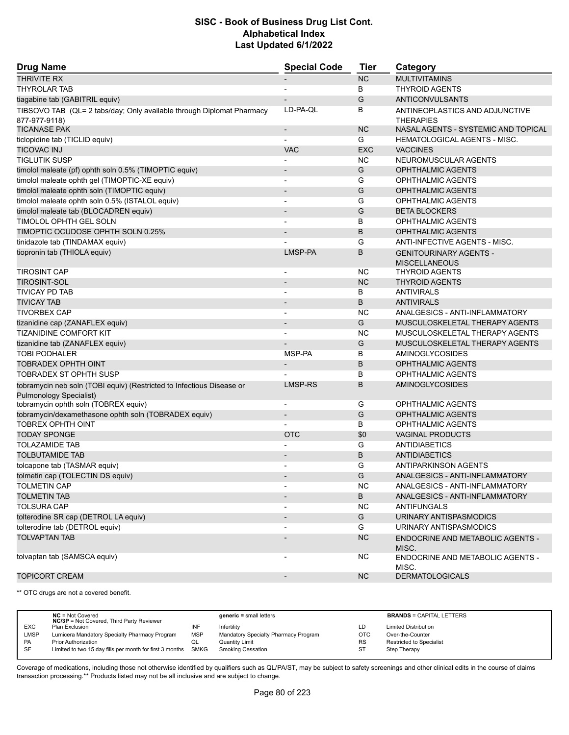# SISC - Book of Business Drug List Cont.
## Alphabetical Index
### Last Updated 6/1/2022

| Drug Name | Special Code | Tier | Category |
|---|---|---|---|
| THRIVITE RX | - | NC | MULTIVITAMINS |
| THYROLAR TAB | - | B | THYROID AGENTS |
| tiagabine tab (GABITRIL equiv) | - | G | ANTICONVULSANTS |
| TIBSOVO TAB (QL= 2 tabs/day; Only available through Diplomat Pharmacy 877-977-9118) | LD-PA-QL | B | ANTINEOPLASTICS AND ADJUNCTIVE THERAPIES |
| TICANASE PAK | - | NC | NASAL AGENTS - SYSTEMIC AND TOPICAL |
| ticlopidine tab (TICLID equiv) | - | G | HEMATOLOGICAL AGENTS - MISC. |
| TICOVAC INJ | VAC | EXC | VACCINES |
| TIGLUTIK SUSP | - | NC | NEUROMUSCULAR AGENTS |
| timolol maleate (pf) ophth soln 0.5% (TIMOPTIC equiv) | - | G | OPHTHALMIC AGENTS |
| timolol maleate ophth gel (TIMOPTIC-XE equiv) | - | G | OPHTHALMIC AGENTS |
| timolol maleate ophth soln (TIMOPTIC equiv) | - | G | OPHTHALMIC AGENTS |
| timolol maleate ophth soln 0.5% (ISTALOL equiv) | - | G | OPHTHALMIC AGENTS |
| timolol maleate tab (BLOCADREN equiv) | - | G | BETA BLOCKERS |
| TIMOLOL OPHTH GEL SOLN | - | B | OPHTHALMIC AGENTS |
| TIMOPTIC OCUDOSE OPHTH SOLN 0.25% | - | B | OPHTHALMIC AGENTS |
| tinidazole tab (TINDAMAX equiv) | - | G | ANTI-INFECTIVE AGENTS - MISC. |
| tiopronin tab (THIOLA equiv) | LMSP-PA | B | GENITOURINARY AGENTS - MISCELLANEOUS |
| TIROSINT CAP | - | NC | THYROID AGENTS |
| TIROSINT-SOL | - | NC | THYROID AGENTS |
| TIVICAY PD TAB | - | B | ANTIVIRALS |
| TIVICAY TAB | - | B | ANTIVIRALS |
| TIVORBEX CAP | - | NC | ANALGESICS - ANTI-INFLAMMATORY |
| tizanidine cap (ZANAFLEX equiv) | - | G | MUSCULOSKELETAL THERAPY AGENTS |
| TIZANIDINE COMFORT KIT | - | NC | MUSCULOSKELETAL THERAPY AGENTS |
| tizanidine tab (ZANAFLEX equiv) | - | G | MUSCULOSKELETAL THERAPY AGENTS |
| TOBI PODHALER | MSP-PA | B | AMINOGLYCOSIDES |
| TOBRADEX OPHTH OINT | - | B | OPHTHALMIC AGENTS |
| TOBRADEX ST OPHTH SUSP | - | B | OPHTHALMIC AGENTS |
| tobramycin neb soln (TOBI equiv) (Restricted to Infectious Disease or Pulmonology Specialist) | LMSP-RS | B | AMINOGLYCOSIDES |
| tobramycin ophth soln (TOBREX equiv) | - | G | OPHTHALMIC AGENTS |
| tobramycin/dexamethasone ophth soln (TOBRADEX equiv) | - | G | OPHTHALMIC AGENTS |
| TOBREX OPHTH OINT | - | B | OPHTHALMIC AGENTS |
| TODAY SPONGE | OTC | $0 | VAGINAL PRODUCTS |
| TOLAZAMIDE TAB | - | G | ANTIDIABETICS |
| TOLBUTAMIDE TAB | - | B | ANTIDIABETICS |
| tolcapone tab (TASMAR equiv) | - | G | ANTIPARKINSON AGENTS |
| tolmetin cap (TOLECTIN DS equiv) | - | G | ANALGESICS - ANTI-INFLAMMATORY |
| TOLMETIN CAP | - | NC | ANALGESICS - ANTI-INFLAMMATORY |
| TOLMETIN TAB | - | B | ANALGESICS - ANTI-INFLAMMATORY |
| TOLSURA CAP | - | NC | ANTIFUNGALS |
| tolterodine SR cap (DETROL LA equiv) | - | G | URINARY ANTISPASMODICS |
| tolterodine tab (DETROL equiv) | - | G | URINARY ANTISPASMODICS |
| TOLVAPTAN TAB | - | NC | ENDOCRINE AND METABOLIC AGENTS - MISC. |
| tolvaptan tab (SAMSCA equiv) | - | NC | ENDOCRINE AND METABOLIC AGENTS - MISC. |
| TOPICORT CREAM | - | NC | DERMATOLOGICALS |

** OTC drugs are not a covered benefit.

| | | | | | |
|---|---|---|---|---|---|
| | **NC** = Not Covered **NC/3P** = Not Covered, Third Party Reviewer | | **generic =** small letters | | **BRANDS** = CAPITAL LETTERS |
| EXC | Plan Exclusion | INF | Infertility | LD | Limited Distribution |
| LMSP | Lumicera Mandatory Specialty Pharmacy Program | MSP | Mandatory Specialty Pharmacy Program | OTC | Over-the-Counter |
| PA | Prior Authorization | QL | Quantity Limit | RS | Restricted to Specialist |
| SF | Limited to two 15 day fills per month for first 3 months | SMKG | Smoking Cessation | ST | Step Therapy |

Coverage of medications, including those not otherwise identified by qualifiers such as QL/PA/ST, may be subject to safety screenings and other clinical edits in the course of claims transaction processing.** Products listed may not be all inclusive and are subject to change.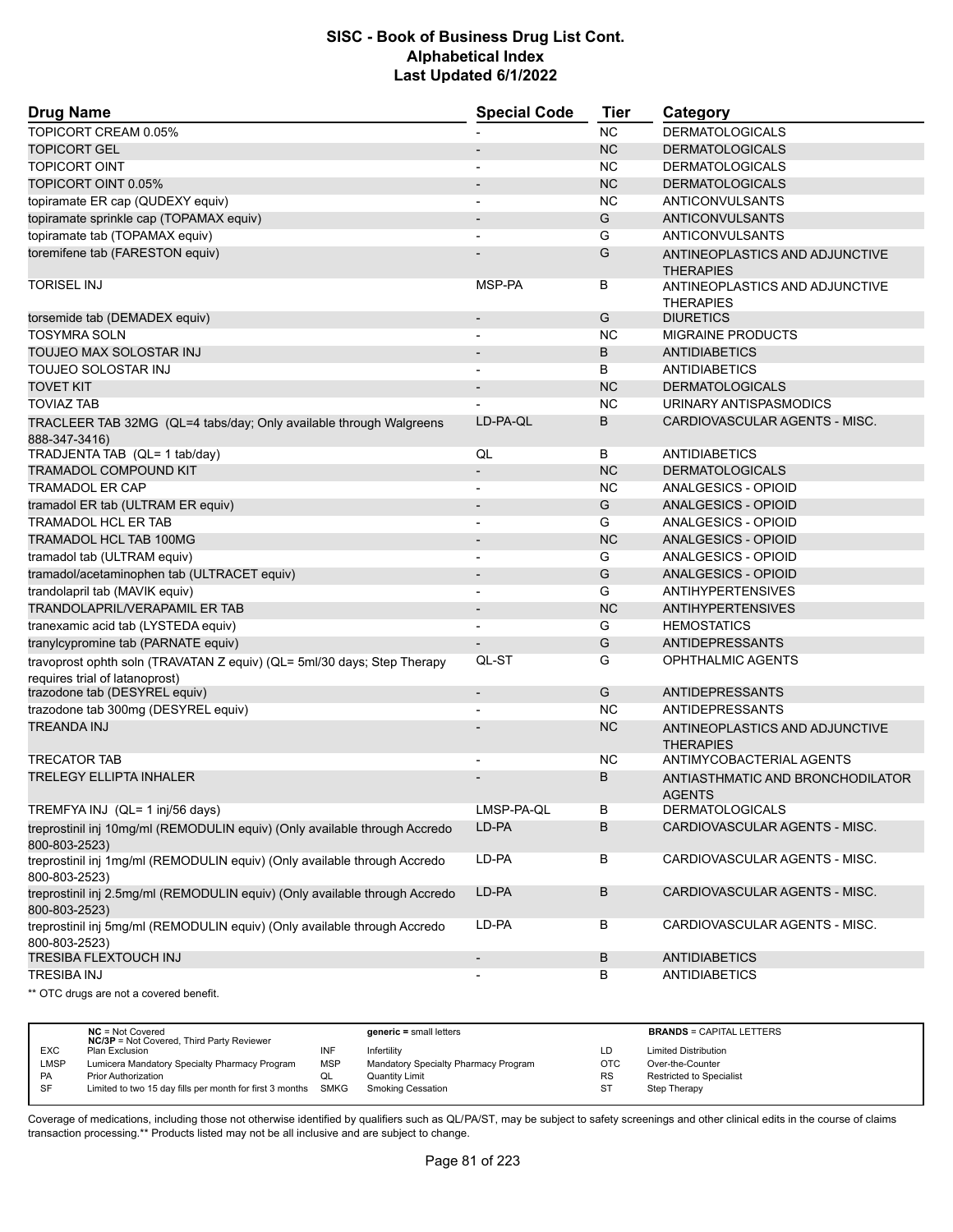# SISC - Book of Business Drug List Cont.
## Alphabetical Index
### Last Updated 6/1/2022

| Drug Name | Special Code | Tier | Category |
|---|---|---|---|
| TOPICORT CREAM 0.05% | - | NC | DERMATOLOGICALS |
| TOPICORT GEL | - | NC | DERMATOLOGICALS |
| TOPICORT OINT | - | NC | DERMATOLOGICALS |
| TOPICORT OINT 0.05% | - | NC | DERMATOLOGICALS |
| topiramate ER cap (QUDEXY equiv) | - | NC | ANTICONVULSANTS |
| topiramate sprinkle cap (TOPAMAX equiv) | - | G | ANTICONVULSANTS |
| topiramate tab (TOPAMAX equiv) | - | G | ANTICONVULSANTS |
| toremifene tab (FARESTON equiv) | - | G | ANTINEOPLASTICS AND ADJUNCTIVE THERAPIES |
| TORISEL INJ | MSP-PA | B | ANTINEOPLASTICS AND ADJUNCTIVE THERAPIES |
| torsemide tab (DEMADEX equiv) | - | G | DIURETICS |
| TOSYMRA SOLN | - | NC | MIGRAINE PRODUCTS |
| TOUJEO MAX SOLOSTAR INJ | - | B | ANTIDIABETICS |
| TOUJEO SOLOSTAR INJ | - | B | ANTIDIABETICS |
| TOVET KIT | - | NC | DERMATOLOGICALS |
| TOVIAZ TAB | - | NC | URINARY ANTISPASMODICS |
| TRACLEER TAB 32MG (QL=4 tabs/day; Only available through Walgreens 888-347-3416) | LD-PA-QL | B | CARDIOVASCULAR AGENTS - MISC. |
| TRADJENTA TAB (QL= 1 tab/day) | QL | B | ANTIDIABETICS |
| TRAMADOL COMPOUND KIT | - | NC | DERMATOLOGICALS |
| TRAMADOL ER CAP | - | NC | ANALGESICS - OPIOID |
| tramadol ER tab (ULTRAM ER equiv) | - | G | ANALGESICS - OPIOID |
| TRAMADOL HCL ER TAB | - | G | ANALGESICS - OPIOID |
| TRAMADOL HCL TAB 100MG | - | NC | ANALGESICS - OPIOID |
| tramadol tab (ULTRAM equiv) | - | G | ANALGESICS - OPIOID |
| tramadol/acetaminophen tab (ULTRACET equiv) | - | G | ANALGESICS - OPIOID |
| trandolapril tab (MAVIK equiv) | - | G | ANTIHYPERTENSIVES |
| TRANDOLAPRIL/VERAPAMIL ER TAB | - | NC | ANTIHYPERTENSIVES |
| tranexamic acid tab (LYSTEDA equiv) | - | G | HEMOSTATICS |
| tranylcypromine tab (PARNATE equiv) | - | G | ANTIDEPRESSANTS |
| travoprost ophth soln (TRAVATAN Z equiv) (QL= 5ml/30 days; Step Therapy requires trial of latanoprost) | QL-ST | G | OPHTHALMIC AGENTS |
| trazodone tab (DESYREL equiv) | - | G | ANTIDEPRESSANTS |
| trazodone tab 300mg (DESYREL equiv) | - | NC | ANTIDEPRESSANTS |
| TREANDA INJ | - | NC | ANTINEOPLASTICS AND ADJUNCTIVE THERAPIES |
| TRECATOR TAB | - | NC | ANTIMYCOBACTERIAL AGENTS |
| TRELEGY ELLIPTA INHALER | - | B | ANTIASTHMATIC AND BRONCHODILATOR AGENTS |
| TREMFYA INJ (QL= 1 inj/56 days) | LMSP-PA-QL | B | DERMATOLOGICALS |
| treprostinil inj 10mg/ml (REMODULIN equiv) (Only available through Accredo 800-803-2523) | LD-PA | B | CARDIOVASCULAR AGENTS - MISC. |
| treprostinil inj 1mg/ml (REMODULIN equiv) (Only available through Accredo 800-803-2523) | LD-PA | B | CARDIOVASCULAR AGENTS - MISC. |
| treprostinil inj 2.5mg/ml (REMODULIN equiv) (Only available through Accredo 800-803-2523) | LD-PA | B | CARDIOVASCULAR AGENTS - MISC. |
| treprostinil inj 5mg/ml (REMODULIN equiv) (Only available through Accredo 800-803-2523) | LD-PA | B | CARDIOVASCULAR AGENTS - MISC. |
| TRESIBA FLEXTOUCH INJ | - | B | ANTIDIABETICS |
| TRESIBA INJ | - | B | ANTIDIABETICS |

** OTC drugs are not a covered benefit.

| | | | | | |
|---|---|---|---|---|---|
| | **NC** = Not Covered<br>**NC/3P** = Not Covered, Third Party Reviewer | | **generic** = small letters | | **BRANDS** = CAPITAL LETTERS |
| EXC | Plan Exclusion | INF | Infertility | LD | Limited Distribution |
| LMSP | Lumicera Mandatory Specialty Pharmacy Program | MSP | Mandatory Specialty Pharmacy Program | OTC | Over-the-Counter |
| PA | Prior Authorization | QL | Quantity Limit | RS | Restricted to Specialist |
| SF | Limited to two 15 day fills per month for first 3 months | SMKG | Smoking Cessation | ST | Step Therapy |

Coverage of medications, including those not otherwise identified by qualifiers such as QL/PA/ST, may be subject to safety screenings and other clinical edits in the course of claims transaction processing.** Products listed may not be all inclusive and are subject to change.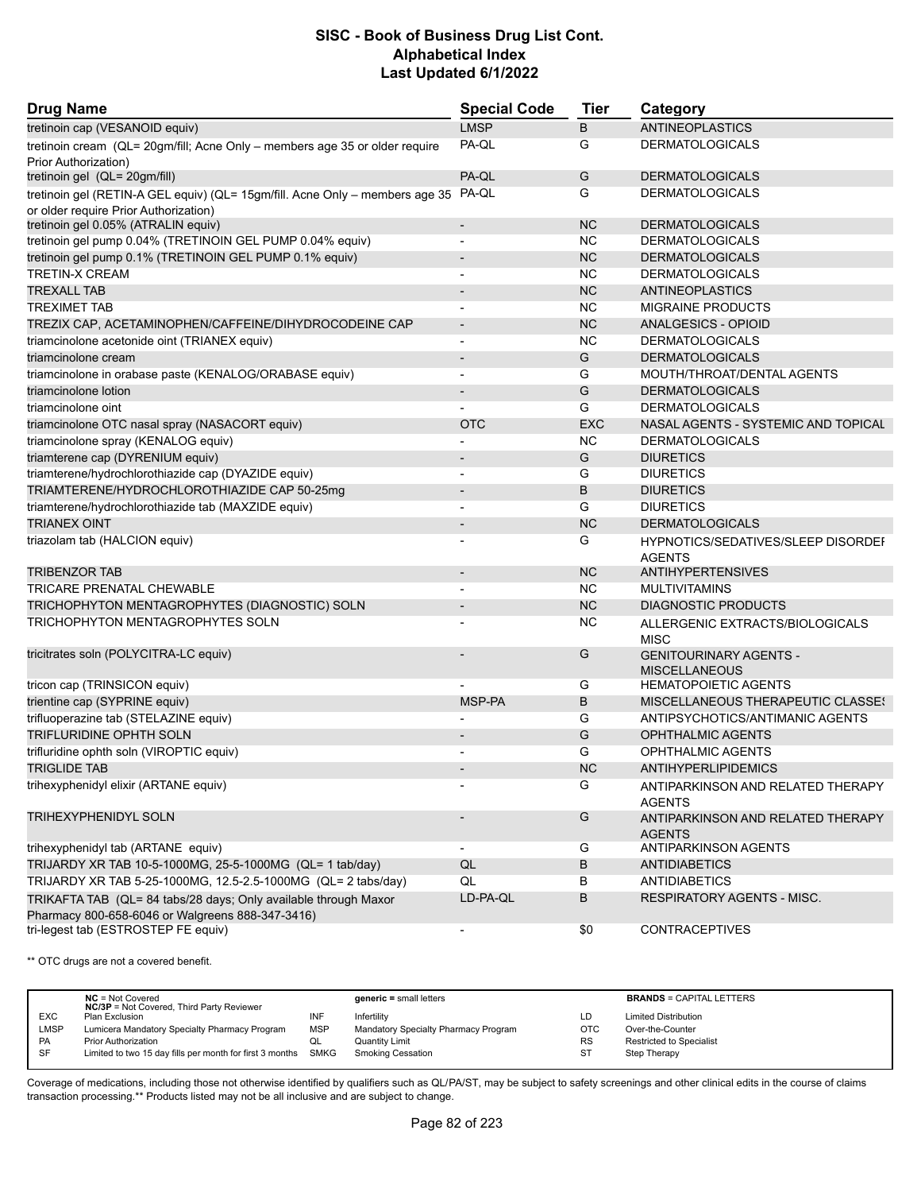# SISC - Book of Business Drug List Cont.
## Alphabetical Index
### Last Updated 6/1/2022

| Drug Name | Special Code | Tier | Category |
|---|---|---|---|
| tretinoin cap (VESANOID equiv) | LMSP | B | ANTINEOPLASTICS |
| tretinoin cream (QL= 20gm/fill; Acne Only – members age 35 or older require Prior Authorization) | PA-QL | G | DERMATOLOGICALS |
| tretinoin gel (QL= 20gm/fill) | PA-QL | G | DERMATOLOGICALS |
| tretinoin gel (RETIN-A GEL equiv) (QL= 15gm/fill. Acne Only – members age 35 or older require Prior Authorization) | PA-QL | G | DERMATOLOGICALS |
| tretinoin gel 0.05% (ATRALIN equiv) | - | NC | DERMATOLOGICALS |
| tretinoin gel pump 0.04% (TRETINOIN GEL PUMP 0.04% equiv) | - | NC | DERMATOLOGICALS |
| tretinoin gel pump 0.1% (TRETINOIN GEL PUMP 0.1% equiv) | - | NC | DERMATOLOGICALS |
| TRETIN-X CREAM | - | NC | DERMATOLOGICALS |
| TREXALL TAB | - | NC | ANTINEOPLASTICS |
| TREXIMET TAB | - | NC | MIGRAINE PRODUCTS |
| TREZIX CAP, ACETAMINOPHEN/CAFFEINE/DIHYDROCODEINE CAP | - | NC | ANALGESICS - OPIOID |
| triamcinolone acetonide oint (TRIANEX equiv) | - | NC | DERMATOLOGICALS |
| triamcinolone cream | - | G | DERMATOLOGICALS |
| triamcinolone in orabase paste (KENALOG/ORABASE equiv) | - | G | MOUTH/THROAT/DENTAL AGENTS |
| triamcinolone lotion | - | G | DERMATOLOGICALS |
| triamcinolone oint | - | G | DERMATOLOGICALS |
| triamcinolone OTC nasal spray (NASACORT equiv) | OTC | EXC | NASAL AGENTS - SYSTEMIC AND TOPICAL |
| triamcinolone spray (KENALOG equiv) | - | NC | DERMATOLOGICALS |
| triamterene cap (DYRENIUM equiv) | - | G | DIURETICS |
| triamterene/hydrochlorothiazide cap (DYAZIDE equiv) | - | G | DIURETICS |
| TRIAMTERENE/HYDROCHLOROTHIAZIDE CAP 50-25mg | - | B | DIURETICS |
| triamterene/hydrochlorothiazide tab (MAXZIDE equiv) | - | G | DIURETICS |
| TRIANEX OINT | - | NC | DERMATOLOGICALS |
| triazolam tab (HALCION equiv) | - | G | HYPNOTICS/SEDATIVES/SLEEP DISORDER AGENTS |
| TRIBENZOR TAB | - | NC | ANTIHYPERTENSIVES |
| TRICARE PRENATAL CHEWABLE | - | NC | MULTIVITAMINS |
| TRICHOPHYTON MENTAGROPHYTES (DIAGNOSTIC) SOLN | - | NC | DIAGNOSTIC PRODUCTS |
| TRICHOPHYTON MENTAGROPHYTES SOLN | - | NC | ALLERGENIC EXTRACTS/BIOLOGICALS MISC |
| tricitrates soln (POLYCITRA-LC equiv) | - | G | GENITOURINARY AGENTS - MISCELLANEOUS |
| tricon cap (TRINSICON equiv) | - | G | HEMATOPOIETIC AGENTS |
| trientine cap (SYPRINE equiv) | MSP-PA | B | MISCELLANEOUS THERAPEUTIC CLASSES |
| trifluoperazine tab (STELAZINE equiv) | - | G | ANTIPSYCHOTICS/ANTIMANIC AGENTS |
| TRIFLURIDINE OPHTH SOLN | - | G | OPHTHALMIC AGENTS |
| trifluridine ophth soln (VIROPTIC equiv) | - | G | OPHTHALMIC AGENTS |
| TRIGLIDE TAB | - | NC | ANTIHYPERLIPIDEMICS |
| trihexyphenidyl elixir (ARTANE equiv) | - | G | ANTIPARKINSON AND RELATED THERAPY AGENTS |
| TRIHEXYPHENIDYL SOLN | - | G | ANTIPARKINSON AND RELATED THERAPY AGENTS |
| trihexyphenidyl tab (ARTANE equiv) | - | G | ANTIPARKINSON AGENTS |
| TRIJARDY XR TAB 10-5-1000MG, 25-5-1000MG (QL= 1 tab/day) | QL | B | ANTIDIABETICS |
| TRIJARDY XR TAB 5-25-1000MG, 12.5-2.5-1000MG (QL= 2 tabs/day) | QL | B | ANTIDIABETICS |
| TRIKAFTA TAB (QL= 84 tabs/28 days; Only available through Maxor Pharmacy 800-658-6046 or Walgreens 888-347-3416) | LD-PA-QL | B | RESPIRATORY AGENTS - MISC. |
| tri-legest tab (ESTROSTEP FE equiv) | - | $0 | CONTRACEPTIVES |

** OTC drugs are not a covered benefit.

| | | | | | |
|---|---|---|---|---|---|
| | **NC** = Not Covered<br>**NC/3P** = Not Covered, Third Party Reviewer | | **generic** = small letters | | **BRANDS** = CAPITAL LETTERS |
| EXC | Plan Exclusion | INF | Infertility | LD | Limited Distribution |
| LMSP | Lumicera Mandatory Specialty Pharmacy Program | MSP | Mandatory Specialty Pharmacy Program | OTC | Over-the-Counter |
| PA | Prior Authorization | QL | Quantity Limit | RS | Restricted to Specialist |
| SF | Limited to two 15 day fills per month for first 3 months | SMKG | Smoking Cessation | ST | Step Therapy |

Coverage of medications, including those not otherwise identified by qualifiers such as QL/PA/ST, may be subject to safety screenings and other clinical edits in the course of claims transaction processing.** Products listed may not be all inclusive and are subject to change.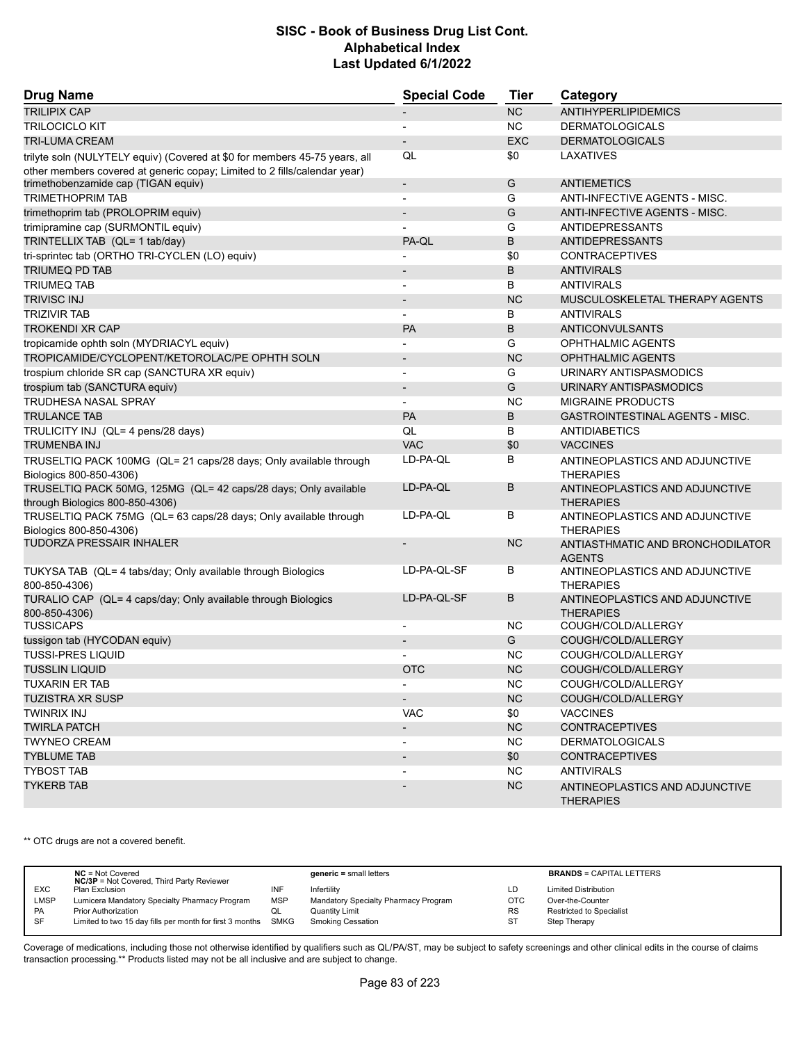# SISC - Book of Business Drug List Cont.
## Alphabetical Index
### Last Updated 6/1/2022

| Drug Name | Special Code | Tier | Category |
|---|---|---|---|
| TRILIPIX CAP | - | NC | ANTIHYPERLIPIDEMICS |
| TRILOCICLO KIT | - | NC | DERMATOLOGICALS |
| TRI-LUMA CREAM | - | EXC | DERMATOLOGICALS |
| trilyte soln (NULYTELY equiv) (Covered at $0 for members 45-75 years, all other members covered at generic copay; Limited to 2 fills/calendar year) | QL | $0 | LAXATIVES |
| trimethobenzamide cap (TIGAN equiv) | - | G | ANTIEMETICS |
| TRIMETHOPRIM TAB | - | G | ANTI-INFECTIVE AGENTS - MISC. |
| trimethoprim tab (PROLOPRIM equiv) | - | G | ANTI-INFECTIVE AGENTS - MISC. |
| trimipramine cap (SURMONTIL equiv) | - | G | ANTIDEPRESSANTS |
| TRINTELLIX TAB (QL= 1 tab/day) | PA-QL | B | ANTIDEPRESSANTS |
| tri-sprintec tab (ORTHO TRI-CYCLEN (LO) equiv) | - | $0 | CONTRACEPTIVES |
| TRIUMEQ PD TAB | - | B | ANTIVIRALS |
| TRIUMEQ TAB | - | B | ANTIVIRALS |
| TRIVISC INJ | - | NC | MUSCULOSKELETAL THERAPY AGENTS |
| TRIZIVIR TAB | - | B | ANTIVIRALS |
| TROKENDI XR CAP | PA | B | ANTICONVULSANTS |
| tropicamide ophth soln (MYDRIACYL equiv) | - | G | OPHTHALMIC AGENTS |
| TROPICAMIDE/CYCLOPENT/KETOROLAC/PE OPHTH SOLN | - | NC | OPHTHALMIC AGENTS |
| trospium chloride SR cap (SANCTURA XR equiv) | - | G | URINARY ANTISPASMODICS |
| trospium tab (SANCTURA equiv) | - | G | URINARY ANTISPASMODICS |
| TRUDHESA NASAL SPRAY | - | NC | MIGRAINE PRODUCTS |
| TRULANCE TAB | PA | B | GASTROINTESTINAL AGENTS - MISC. |
| TRULICITY INJ (QL= 4 pens/28 days) | QL | B | ANTIDIABETICS |
| TRUMENBA INJ | VAC | $0 | VACCINES |
| TRUSELTIQ PACK 100MG (QL= 21 caps/28 days; Only available through Biologics 800-850-4306) | LD-PA-QL | B | ANTINEOPLASTICS AND ADJUNCTIVE THERAPIES |
| TRUSELTIQ PACK 50MG, 125MG (QL= 42 caps/28 days; Only available through Biologics 800-850-4306) | LD-PA-QL | B | ANTINEOPLASTICS AND ADJUNCTIVE THERAPIES |
| TRUSELTIQ PACK 75MG (QL= 63 caps/28 days; Only available through Biologics 800-850-4306) | LD-PA-QL | B | ANTINEOPLASTICS AND ADJUNCTIVE THERAPIES |
| TUDORZA PRESSAIR INHALER | - | NC | ANTIASTHMATIC AND BRONCHODILATOR AGENTS |
| TUKYSA TAB (QL= 4 tabs/day; Only available through Biologics 800-850-4306) | LD-PA-QL-SF | B | ANTINEOPLASTICS AND ADJUNCTIVE THERAPIES |
| TURALIO CAP (QL= 4 caps/day; Only available through Biologics 800-850-4306) | LD-PA-QL-SF | B | ANTINEOPLASTICS AND ADJUNCTIVE THERAPIES |
| TUSSICAPS | - | NC | COUGH/COLD/ALLERGY |
| tussigon tab (HYCODAN equiv) | - | G | COUGH/COLD/ALLERGY |
| TUSSI-PRES LIQUID | - | NC | COUGH/COLD/ALLERGY |
| TUSSLIN LIQUID | OTC | NC | COUGH/COLD/ALLERGY |
| TUXARIN ER TAB | - | NC | COUGH/COLD/ALLERGY |
| TUZISTRA XR SUSP | - | NC | COUGH/COLD/ALLERGY |
| TWINRIX INJ | VAC | $0 | VACCINES |
| TWIRLA PATCH | - | NC | CONTRACEPTIVES |
| TWYNEO CREAM | - | NC | DERMATOLOGICALS |
| TYBLUME TAB | - | $0 | CONTRACEPTIVES |
| TYBOST TAB | - | NC | ANTIVIRALS |
| TYKERB TAB | - | NC | ANTINEOPLASTICS AND ADJUNCTIVE THERAPIES |

** OTC drugs are not a covered benefit.

| | | | | | |
|---|---|---|---|---|---|
| | **NC** = Not Covered<br>**NC/3P** = Not Covered, Third Party Reviewer | | **generic =** small letters | | **BRANDS** = CAPITAL LETTERS |
| EXC | Plan Exclusion | INF | Infertility | LD | Limited Distribution |
| LMSP | Lumicera Mandatory Specialty Pharmacy Program | MSP | Mandatory Specialty Pharmacy Program | OTC | Over-the-Counter |
| PA | Prior Authorization | QL | Quantity Limit | RS | Restricted to Specialist |
| SF | Limited to two 15 day fills per month for first 3 months | SMKG | Smoking Cessation | ST | Step Therapy |

Coverage of medications, including those not otherwise identified by qualifiers such as QL/PA/ST, may be subject to safety screenings and other clinical edits in the course of claims transaction processing.** Products listed may not be all inclusive and are subject to change.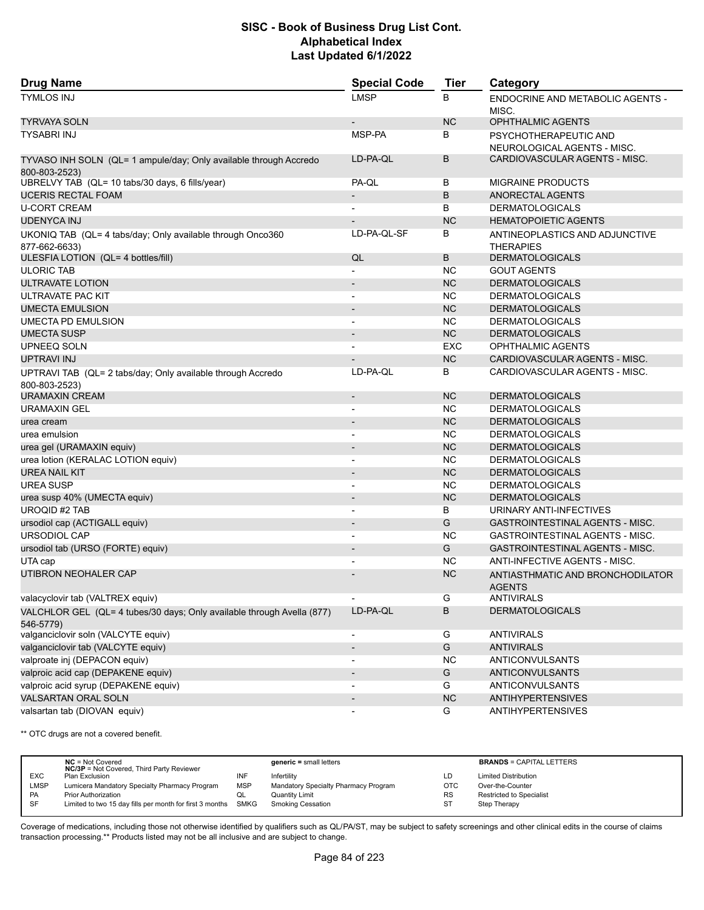# SISC - Book of Business Drug List Cont.
## Alphabetical Index
### Last Updated 6/1/2022

| Drug Name | Special Code | Tier | Category |
|---|---|---|---|
| TYMLOS INJ | LMSP | B | ENDOCRINE AND METABOLIC AGENTS - MISC. |
| TYRVAYA SOLN | - | NC | OPHTHALMIC AGENTS |
| TYSABRI INJ | MSP-PA | B | PSYCHOTHERAPEUTIC AND NEUROLOGICAL AGENTS - MISC. |
| TYVASO INH SOLN (QL= 1 ampule/day; Only available through Accredo 800-803-2523) | LD-PA-QL | B | CARDIOVASCULAR AGENTS - MISC. |
| UBRELVY TAB (QL= 10 tabs/30 days, 6 fills/year) | PA-QL | B | MIGRAINE PRODUCTS |
| UCERIS RECTAL FOAM | - | B | ANORECTAL AGENTS |
| U-CORT CREAM | - | B | DERMATOLOGICALS |
| UDENYCA INJ | - | NC | HEMATOPOIETIC AGENTS |
| UKONIQ TAB (QL= 4 tabs/day; Only available through Onco360 877-662-6633) | LD-PA-QL-SF | B | ANTINEOPLASTICS AND ADJUNCTIVE THERAPIES |
| ULESFIA LOTION (QL= 4 bottles/fill) | QL | B | DERMATOLOGICALS |
| ULORIC TAB | - | NC | GOUT AGENTS |
| ULTRAVATE LOTION | - | NC | DERMATOLOGICALS |
| ULTRAVATE PAC KIT | - | NC | DERMATOLOGICALS |
| UMECTA EMULSION | - | NC | DERMATOLOGICALS |
| UMECTA PD EMULSION | - | NC | DERMATOLOGICALS |
| UMECTA SUSP | - | NC | DERMATOLOGICALS |
| UPNEEQ SOLN | - | EXC | OPHTHALMIC AGENTS |
| UPTRAVI INJ | - | NC | CARDIOVASCULAR AGENTS - MISC. |
| UPTRAVI TAB (QL= 2 tabs/day; Only available through Accredo 800-803-2523) | LD-PA-QL | B | CARDIOVASCULAR AGENTS - MISC. |
| URAMAXIN CREAM | - | NC | DERMATOLOGICALS |
| URAMAXIN GEL | - | NC | DERMATOLOGICALS |
| urea cream | - | NC | DERMATOLOGICALS |
| urea emulsion | - | NC | DERMATOLOGICALS |
| urea gel (URAMAXIN equiv) | - | NC | DERMATOLOGICALS |
| urea lotion (KERALAC LOTION equiv) | - | NC | DERMATOLOGICALS |
| UREA NAIL KIT | - | NC | DERMATOLOGICALS |
| UREA SUSP | - | NC | DERMATOLOGICALS |
| urea susp 40% (UMECTA equiv) | - | NC | DERMATOLOGICALS |
| UROQID #2 TAB | - | B | URINARY ANTI-INFECTIVES |
| ursodiol cap (ACTIGALL equiv) | - | G | GASTROINTESTINAL AGENTS - MISC. |
| URSODIOL CAP | - | NC | GASTROINTESTINAL AGENTS - MISC. |
| ursodiol tab (URSO (FORTE) equiv) | - | G | GASTROINTESTINAL AGENTS - MISC. |
| UTA cap | - | NC | ANTI-INFECTIVE AGENTS - MISC. |
| UTIBRON NEOHALER CAP | - | NC | ANTIASTHMATIC AND BRONCHODILATOR AGENTS |
| valacyclovir tab (VALTREX equiv) | - | G | ANTIVIRALS |
| VALCHLOR GEL (QL= 4 tubes/30 days; Only available through Avella (877) 546-5779) | LD-PA-QL | B | DERMATOLOGICALS |
| valganciclovir soln (VALCYTE equiv) | - | G | ANTIVIRALS |
| valganciclovir tab (VALCYTE equiv) | - | G | ANTIVIRALS |
| valproate inj (DEPACON equiv) | - | NC | ANTICONVULSANTS |
| valproic acid cap (DEPAKENE equiv) | - | G | ANTICONVULSANTS |
| valproic acid syrup (DEPAKENE equiv) | - | G | ANTICONVULSANTS |
| VALSARTAN ORAL SOLN | - | NC | ANTIHYPERTENSIVES |
| valsartan tab (DIOVAN equiv) | - | G | ANTIHYPERTENSIVES |

** OTC drugs are not a covered benefit.

| | | | | | |
|---|---|---|---|---|---|
| | **NC** = Not Covered<br>**NC/3P** = Not Covered, Third Party Reviewer | | **generic** = small letters | | **BRANDS** = CAPITAL LETTERS |
| EXC | Plan Exclusion | INF | Infertility | LD | Limited Distribution |
| LMSP | Lumicera Mandatory Specialty Pharmacy Program | MSP | Mandatory Specialty Pharmacy Program | OTC | Over-the-Counter |
| PA | Prior Authorization | QL | Quantity Limit | RS | Restricted to Specialist |
| SF | Limited to two 15 day fills per month for first 3 months | SMKG | Smoking Cessation | ST | Step Therapy |

Coverage of medications, including those not otherwise identified by qualifiers such as QL/PA/ST, may be subject to safety screenings and other clinical edits in the course of claims transaction processing.** Products listed may not be all inclusive and are subject to change.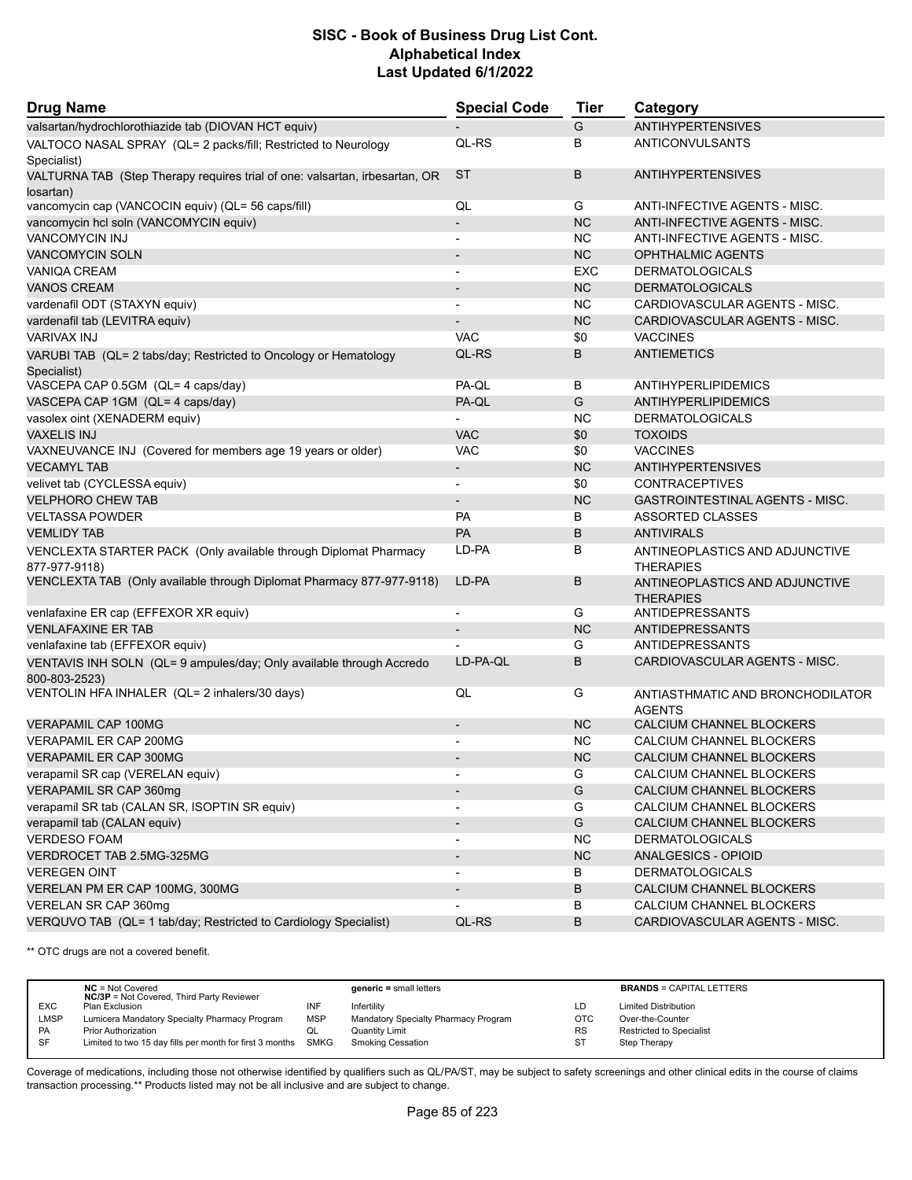# SISC - Book of Business Drug List Cont.
## Alphabetical Index
### Last Updated 6/1/2022

| Drug Name | Special Code | Tier | Category |
|---|---|---|---|
| valsartan/hydrochlorothiazide tab (DIOVAN HCT equiv) | - | G | ANTIHYPERTENSIVES |
| VALTOCO NASAL SPRAY (QL= 2 packs/fill; Restricted to Neurology Specialist) | QL-RS | B | ANTICONVULSANTS |
| VALTURNA TAB (Step Therapy requires trial of one: valsartan, irbesartan, OR losartan) | ST | B | ANTIHYPERTENSIVES |
| vancomycin cap (VANCOCIN equiv) (QL= 56 caps/fill) | QL | G | ANTI-INFECTIVE AGENTS - MISC. |
| vancomycin hcl soln (VANCOMYCIN equiv) | - | NC | ANTI-INFECTIVE AGENTS - MISC. |
| VANCOMYCIN INJ | - | NC | ANTI-INFECTIVE AGENTS - MISC. |
| VANCOMYCIN SOLN | - | NC | OPHTHALMIC AGENTS |
| VANIQA CREAM | - | EXC | DERMATOLOGICALS |
| VANOS CREAM | - | NC | DERMATOLOGICALS |
| vardenafil ODT (STAXYN equiv) | - | NC | CARDIOVASCULAR AGENTS - MISC. |
| vardenafil tab (LEVITRA equiv) | - | NC | CARDIOVASCULAR AGENTS - MISC. |
| VARIVAX INJ | VAC | $0 | VACCINES |
| VARUBI TAB (QL= 2 tabs/day; Restricted to Oncology or Hematology Specialist) | QL-RS | B | ANTIEMETICS |
| VASCEPA CAP 0.5GM (QL= 4 caps/day) | PA-QL | B | ANTIHYPERLIPIDEMICS |
| VASCEPA CAP 1GM (QL= 4 caps/day) | PA-QL | G | ANTIHYPERLIPIDEMICS |
| vasolex oint (XENADERM equiv) | - | NC | DERMATOLOGICALS |
| VAXELIS INJ | VAC | $0 | TOXOIDS |
| VAXNEUVANCE INJ (Covered for members age 19 years or older) | VAC | $0 | VACCINES |
| VECAMYL TAB | - | NC | ANTIHYPERTENSIVES |
| velivet tab (CYCLESSA equiv) | - | $0 | CONTRACEPTIVES |
| VELPHORO CHEW TAB | - | NC | GASTROINTESTINAL AGENTS - MISC. |
| VELTASSA POWDER | PA | B | ASSORTED CLASSES |
| VEMLIDY TAB | PA | B | ANTIVIRALS |
| VENCLEXTA STARTER PACK (Only available through Diplomat Pharmacy 877-977-9118) | LD-PA | B | ANTINEOPLASTICS AND ADJUNCTIVE THERAPIES |
| VENCLEXTA TAB (Only available through Diplomat Pharmacy 877-977-9118) | LD-PA | B | ANTINEOPLASTICS AND ADJUNCTIVE THERAPIES |
| venlafaxine ER cap (EFFEXOR XR equiv) | - | G | ANTIDEPRESSANTS |
| VENLAFAXINE ER TAB | - | NC | ANTIDEPRESSANTS |
| venlafaxine tab (EFFEXOR equiv) | - | G | ANTIDEPRESSANTS |
| VENTAVIS INH SOLN (QL= 9 ampules/day; Only available through Accredo 800-803-2523) | LD-PA-QL | B | CARDIOVASCULAR AGENTS - MISC. |
| VENTOLIN HFA INHALER (QL= 2 inhalers/30 days) | QL | G | ANTIASTHMATIC AND BRONCHODILATOR AGENTS |
| VERAPAMIL CAP 100MG | - | NC | CALCIUM CHANNEL BLOCKERS |
| VERAPAMIL ER CAP 200MG | - | NC | CALCIUM CHANNEL BLOCKERS |
| VERAPAMIL ER CAP 300MG | - | NC | CALCIUM CHANNEL BLOCKERS |
| verapamil SR cap (VERELAN equiv) | - | G | CALCIUM CHANNEL BLOCKERS |
| VERAPAMIL SR CAP 360mg | - | G | CALCIUM CHANNEL BLOCKERS |
| verapamil SR tab (CALAN SR, ISOPTIN SR equiv) | - | G | CALCIUM CHANNEL BLOCKERS |
| verapamil tab (CALAN equiv) | - | G | CALCIUM CHANNEL BLOCKERS |
| VERDESO FOAM | - | NC | DERMATOLOGICALS |
| VERDROCET TAB 2.5MG-325MG | - | NC | ANALGESICS - OPIOID |
| VEREGEN OINT | - | B | DERMATOLOGICALS |
| VERELAN PM ER CAP 100MG, 300MG | - | B | CALCIUM CHANNEL BLOCKERS |
| VERELAN SR CAP 360mg | - | B | CALCIUM CHANNEL BLOCKERS |
| VERQUVO TAB (QL= 1 tab/day; Restricted to Cardiology Specialist) | QL-RS | B | CARDIOVASCULAR AGENTS - MISC. |

** OTC drugs are not a covered benefit.

| | | | | | |
|---|---|---|---|---|---|
| | **NC** = Not Covered<br>**NC/3P** = Not Covered, Third Party Reviewer | | **generic =** small letters | | **BRANDS** = CAPITAL LETTERS |
| EXC | Plan Exclusion | INF | Infertility | LD | Limited Distribution |
| LMSP | Lumicera Mandatory Specialty Pharmacy Program | MSP | Mandatory Specialty Pharmacy Program | OTC | Over-the-Counter |
| PA | Prior Authorization | QL | Quantity Limit | RS | Restricted to Specialist |
| SF | Limited to two 15 day fills per month for first 3 months | SMKG | Smoking Cessation | ST | Step Therapy |

Coverage of medications, including those not otherwise identified by qualifiers such as QL/PA/ST, may be subject to safety screenings and other clinical edits in the course of claims transaction processing.** Products listed may not be all inclusive and are subject to change.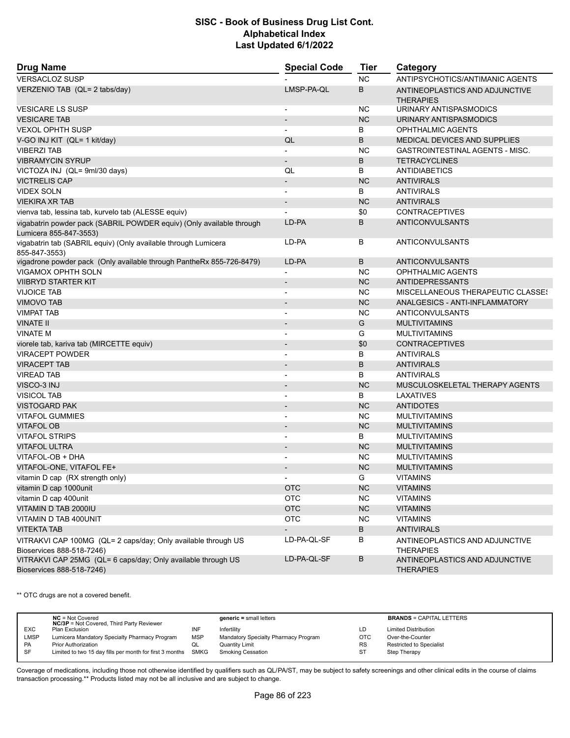# SISC - Book of Business Drug List Cont.
## Alphabetical Index
### Last Updated 6/1/2022

| Drug Name | Special Code | Tier | Category |
|---|---|---|---|
| VERSACLOZ SUSP | - | NC | ANTIPSYCHOTICS/ANTIMANIC AGENTS |
| VERZENIO TAB (QL= 2 tabs/day) | LMSP-PA-QL | B | ANTINEOPLASTICS AND ADJUNCTIVE THERAPIES |
| VESICARE LS SUSP | - | NC | URINARY ANTISPASMODICS |
| VESICARE TAB | - | NC | URINARY ANTISPASMODICS |
| VEXOL OPHTH SUSP | - | B | OPHTHALMIC AGENTS |
| V-GO INJ KIT (QL= 1 kit/day) | QL | B | MEDICAL DEVICES AND SUPPLIES |
| VIBERZI TAB | - | NC | GASTROINTESTINAL AGENTS - MISC. |
| VIBRAMYCIN SYRUP | - | B | TETRACYCLINES |
| VICTOZA INJ (QL= 9ml/30 days) | QL | B | ANTIDIABETICS |
| VICTRELIS CAP | - | NC | ANTIVIRALS |
| VIDEX SOLN | - | B | ANTIVIRALS |
| VIEKIRA XR TAB | - | NC | ANTIVIRALS |
| vienva tab, lessina tab, kurvelo tab (ALESSE equiv) | - | $0 | CONTRACEPTIVES |
| vigabatrin powder pack (SABRIL POWDER equiv) (Only available through Lumicera 855-847-3553) | LD-PA | B | ANTICONVULSANTS |
| vigabatrin tab (SABRIL equiv) (Only available through Lumicera 855-847-3553) | LD-PA | B | ANTICONVULSANTS |
| vigadrone powder pack (Only available through PantheRx 855-726-8479) | LD-PA | B | ANTICONVULSANTS |
| VIGAMOX OPHTH SOLN | - | NC | OPHTHALMIC AGENTS |
| VIIBRYD STARTER KIT | - | NC | ANTIDEPRESSANTS |
| VIJOICE TAB | - | NC | MISCELLANEOUS THERAPEUTIC CLASSES |
| VIMOVO TAB | - | NC | ANALGESICS - ANTI-INFLAMMATORY |
| VIMPAT TAB | - | NC | ANTICONVULSANTS |
| VINATE II | - | G | MULTIVITAMINS |
| VINATE M | - | G | MULTIVITAMINS |
| viorele tab, kariva tab (MIRCETTE equiv) | - | $0 | CONTRACEPTIVES |
| VIRACEPT POWDER | - | B | ANTIVIRALS |
| VIRACEPT TAB | - | B | ANTIVIRALS |
| VIREAD TAB | - | B | ANTIVIRALS |
| VISCO-3 INJ | - | NC | MUSCULOSKELETAL THERAPY AGENTS |
| VISICOL TAB | - | B | LAXATIVES |
| VISTOGARD PAK | - | NC | ANTIDOTES |
| VITAFOL GUMMIES | - | NC | MULTIVITAMINS |
| VITAFOL OB | - | NC | MULTIVITAMINS |
| VITAFOL STRIPS | - | B | MULTIVITAMINS |
| VITAFOL ULTRA | - | NC | MULTIVITAMINS |
| VITAFOL-OB + DHA | - | NC | MULTIVITAMINS |
| VITAFOL-ONE, VITAFOL FE+ | - | NC | MULTIVITAMINS |
| vitamin D cap (RX strength only) | - | G | VITAMINS |
| vitamin D cap 1000unit | OTC | NC | VITAMINS |
| vitamin D cap 400unit | OTC | NC | VITAMINS |
| VITAMIN D TAB 2000IU | OTC | NC | VITAMINS |
| VITAMIN D TAB 400UNIT | OTC | NC | VITAMINS |
| VITEKTA TAB | - | B | ANTIVIRALS |
| VITRAKVI CAP 100MG (QL= 2 caps/day; Only available through US Bioservices 888-518-7246) | LD-PA-QL-SF | B | ANTINEOPLASTICS AND ADJUNCTIVE THERAPIES |
| VITRAKVI CAP 25MG (QL= 6 caps/day; Only available through US Bioservices 888-518-7246) | LD-PA-QL-SF | B | ANTINEOPLASTICS AND ADJUNCTIVE THERAPIES |

** OTC drugs are not a covered benefit.

| | | | | | |
|---|---|---|---|---|---|
| | **NC** = Not Covered; **NC/3P** = Not Covered, Third Party Reviewer | | **generic** = small letters | | **BRANDS** = CAPITAL LETTERS |
| EXC | Plan Exclusion | INF | Infertility | LD | Limited Distribution |
| LMSP | Lumicera Mandatory Specialty Pharmacy Program | MSP | Mandatory Specialty Pharmacy Program | OTC | Over-the-Counter |
| PA | Prior Authorization | QL | Quantity Limit | RS | Restricted to Specialist |
| SF | Limited to two 15 day fills per month for first 3 months | SMKG | Smoking Cessation | ST | Step Therapy |

Coverage of medications, including those not otherwise identified by qualifiers such as QL/PA/ST, may be subject to safety screenings and other clinical edits in the course of claims transaction processing.** Products listed may not be all inclusive and are subject to change.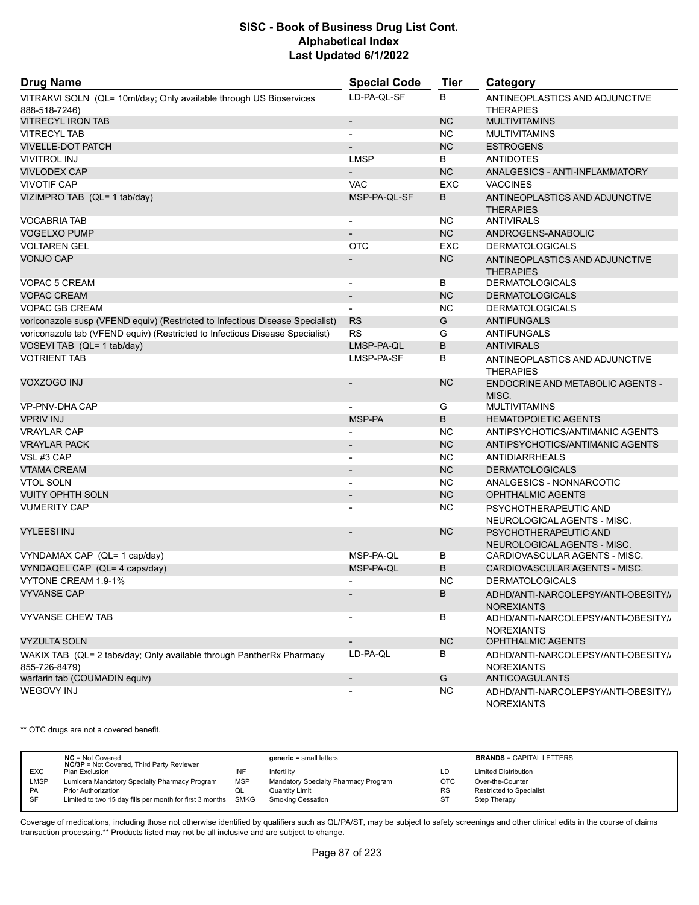# SISC - Book of Business Drug List Cont.
## Alphabetical Index
### Last Updated 6/1/2022

| Drug Name | Special Code | Tier | Category |
|---|---|---|---|
| VITRAKVI SOLN (QL= 10ml/day; Only available through US Bioservices 888-518-7246) | LD-PA-QL-SF | B | ANTINEOPLASTICS AND ADJUNCTIVE THERAPIES |
| VITRECYL IRON TAB | - | NC | MULTIVITAMINS |
| VITRECYL TAB | - | NC | MULTIVITAMINS |
| VIVELLE-DOT PATCH | - | NC | ESTROGENS |
| VIVITROL INJ | LMSP | B | ANTIDOTES |
| VIVLODEX CAP | - | NC | ANALGESICS - ANTI-INFLAMMATORY |
| VIVOTIF CAP | VAC | EXC | VACCINES |
| VIZIMPRO TAB (QL= 1 tab/day) | MSP-PA-QL-SF | B | ANTINEOPLASTICS AND ADJUNCTIVE THERAPIES |
| VOCABRIA TAB | - | NC | ANTIVIRALS |
| VOGELXO PUMP | - | NC | ANDROGENS-ANABOLIC |
| VOLTAREN GEL | OTC | EXC | DERMATOLOGICALS |
| VONJO CAP | - | NC | ANTINEOPLASTICS AND ADJUNCTIVE THERAPIES |
| VOPAC 5 CREAM | - | B | DERMATOLOGICALS |
| VOPAC CREAM | - | NC | DERMATOLOGICALS |
| VOPAC GB CREAM | - | NC | DERMATOLOGICALS |
| voriconazole susp (VFEND equiv) (Restricted to Infectious Disease Specialist) | RS | G | ANTIFUNGALS |
| voriconazole tab (VFEND equiv) (Restricted to Infectious Disease Specialist) | RS | G | ANTIFUNGALS |
| VOSEVI TAB (QL= 1 tab/day) | LMSP-PA-QL | B | ANTIVIRALS |
| VOTRIENT TAB | LMSP-PA-SF | B | ANTINEOPLASTICS AND ADJUNCTIVE THERAPIES |
| VOXZOGO INJ | - | NC | ENDOCRINE AND METABOLIC AGENTS - MISC. |
| VP-PNV-DHA CAP | - | G | MULTIVITAMINS |
| VPRIV INJ | MSP-PA | B | HEMATOPOIETIC AGENTS |
| VRAYLAR CAP | - | NC | ANTIPSYCHOTICS/ANTIMANIC AGENTS |
| VRAYLAR PACK | - | NC | ANTIPSYCHOTICS/ANTIMANIC AGENTS |
| VSL #3 CAP | - | NC | ANTIDIARRHEALS |
| VTAMA CREAM | - | NC | DERMATOLOGICALS |
| VTOL SOLN | - | NC | ANALGESICS - NONNARCOTIC |
| VUITY OPHTH SOLN | - | NC | OPHTHALMIC AGENTS |
| VUMERITY CAP | - | NC | PSYCHOTHERAPEUTIC AND NEUROLOGICAL AGENTS - MISC. |
| VYLEESI INJ | - | NC | PSYCHOTHERAPEUTIC AND NEUROLOGICAL AGENTS - MISC. |
| VYNDAMAX CAP (QL= 1 cap/day) | MSP-PA-QL | B | CARDIOVASCULAR AGENTS - MISC. |
| VYNDAQEL CAP (QL= 4 caps/day) | MSP-PA-QL | B | CARDIOVASCULAR AGENTS - MISC. |
| VYTONE CREAM 1.9-1% | - | NC | DERMATOLOGICALS |
| VYVANSE CAP | - | B | ADHD/ANTI-NARCOLEPSY/ANTI-OBESITY/ANOREXIANTS |
| VYVANSE CHEW TAB | - | B | ADHD/ANTI-NARCOLEPSY/ANTI-OBESITY/ANOREXIANTS |
| VYZULTA SOLN | - | NC | OPHTHALMIC AGENTS |
| WAKIX TAB (QL= 2 tabs/day; Only available through PantherRx Pharmacy 855-726-8479) | LD-PA-QL | B | ADHD/ANTI-NARCOLEPSY/ANTI-OBESITY/ANOREXIANTS |
| warfarin tab (COUMADIN equiv) | - | G | ANTICOAGULANTS |
| WEGOVY INJ | - | NC | ADHD/ANTI-NARCOLEPSY/ANTI-OBESITY/ANOREXIANTS |

** OTC drugs are not a covered benefit.

| | | | | | |
|---|---|---|---|---|---|
| | **NC** = Not Covered<br>**NC/3P** = Not Covered, Third Party Reviewer | | **generic** = small letters | | **BRANDS** = CAPITAL LETTERS |
| EXC | Plan Exclusion | INF | Infertility | LD | Limited Distribution |
| LMSP | Lumicera Mandatory Specialty Pharmacy Program | MSP | Mandatory Specialty Pharmacy Program | OTC | Over-the-Counter |
| PA | Prior Authorization | QL | Quantity Limit | RS | Restricted to Specialist |
| SF | Limited to two 15 day fills per month for first 3 months | SMKG | Smoking Cessation | ST | Step Therapy |

Coverage of medications, including those not otherwise identified by qualifiers such as QL/PA/ST, may be subject to safety screenings and other clinical edits in the course of claims transaction processing.** Products listed may not be all inclusive and are subject to change.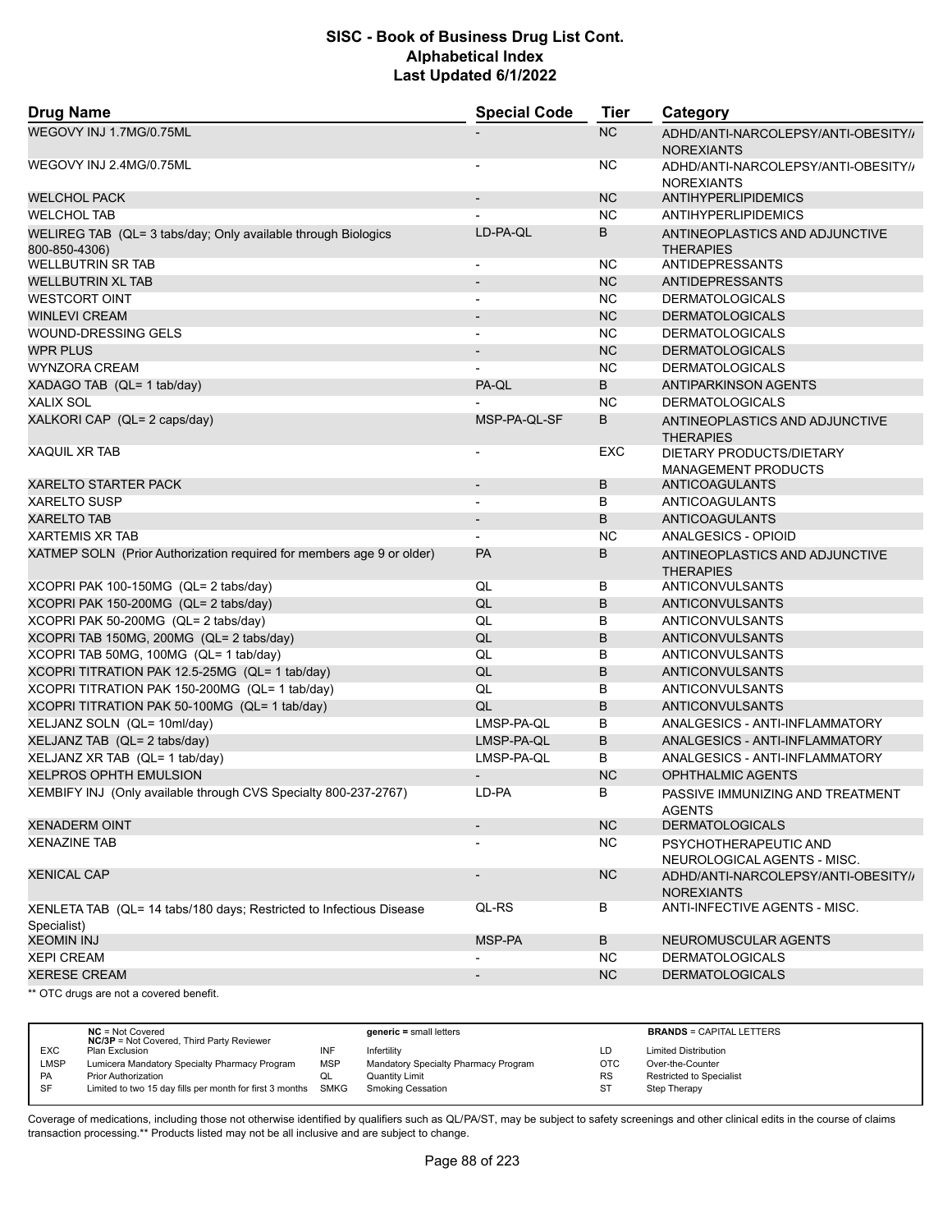# SISC - Book of Business Drug List Cont.
## Alphabetical Index
### Last Updated 6/1/2022

| Drug Name | Special Code | Tier | Category |
|---|---|---|---|
| WEGOVY INJ 1.7MG/0.75ML | - | NC | ADHD/ANTI-NARCOLEPSY/ANTI-OBESITY/ANOREXIANTS |
| WEGOVY INJ 2.4MG/0.75ML | - | NC | ADHD/ANTI-NARCOLEPSY/ANTI-OBESITY/ANOREXIANTS |
| WELCHOL PACK | - | NC | ANTIHYPERLIPIDEMICS |
| WELCHOL TAB | - | NC | ANTIHYPERLIPIDEMICS |
| WELIREG TAB (QL= 3 tabs/day; Only available through Biologics 800-850-4306) | LD-PA-QL | B | ANTINEOPLASTICS AND ADJUNCTIVE THERAPIES |
| WELLBUTRIN SR TAB | - | NC | ANTIDEPRESSANTS |
| WELLBUTRIN XL TAB | - | NC | ANTIDEPRESSANTS |
| WESTCORT OINT | - | NC | DERMATOLOGICALS |
| WINLEVI CREAM | - | NC | DERMATOLOGICALS |
| WOUND-DRESSING GELS | - | NC | DERMATOLOGICALS |
| WPR PLUS | - | NC | DERMATOLOGICALS |
| WYNZORA CREAM | - | NC | DERMATOLOGICALS |
| XADAGO TAB (QL= 1 tab/day) | PA-QL | B | ANTIPARKINSON AGENTS |
| XALIX SOL | - | NC | DERMATOLOGICALS |
| XALKORI CAP (QL= 2 caps/day) | MSP-PA-QL-SF | B | ANTINEOPLASTICS AND ADJUNCTIVE THERAPIES |
| XAQUIL XR TAB | - | EXC | DIETARY PRODUCTS/DIETARY MANAGEMENT PRODUCTS |
| XARELTO STARTER PACK | - | B | ANTICOAGULANTS |
| XARELTO SUSP | - | B | ANTICOAGULANTS |
| XARELTO TAB | - | B | ANTICOAGULANTS |
| XARTEMIS XR TAB | - | NC | ANALGESICS - OPIOID |
| XATMEP SOLN (Prior Authorization required for members age 9 or older) | PA | B | ANTINEOPLASTICS AND ADJUNCTIVE THERAPIES |
| XCOPRI PAK 100-150MG (QL= 2 tabs/day) | QL | B | ANTICONVULSANTS |
| XCOPRI PAK 150-200MG (QL= 2 tabs/day) | QL | B | ANTICONVULSANTS |
| XCOPRI PAK 50-200MG (QL= 2 tabs/day) | QL | B | ANTICONVULSANTS |
| XCOPRI TAB 150MG, 200MG (QL= 2 tabs/day) | QL | B | ANTICONVULSANTS |
| XCOPRI TAB 50MG, 100MG (QL= 1 tab/day) | QL | B | ANTICONVULSANTS |
| XCOPRI TITRATION PAK 12.5-25MG (QL= 1 tab/day) | QL | B | ANTICONVULSANTS |
| XCOPRI TITRATION PAK 150-200MG (QL= 1 tab/day) | QL | B | ANTICONVULSANTS |
| XCOPRI TITRATION PAK 50-100MG (QL= 1 tab/day) | QL | B | ANTICONVULSANTS |
| XELJANZ SOLN (QL= 10ml/day) | LMSP-PA-QL | B | ANALGESICS - ANTI-INFLAMMATORY |
| XELJANZ TAB (QL= 2 tabs/day) | LMSP-PA-QL | B | ANALGESICS - ANTI-INFLAMMATORY |
| XELJANZ XR TAB (QL= 1 tab/day) | LMSP-PA-QL | B | ANALGESICS - ANTI-INFLAMMATORY |
| XELPROS OPHTH EMULSION | - | NC | OPHTHALMIC AGENTS |
| XEMBIFY INJ (Only available through CVS Specialty 800-237-2767) | LD-PA | B | PASSIVE IMMUNIZING AND TREATMENT AGENTS |
| XENADERM OINT | - | NC | DERMATOLOGICALS |
| XENAZINE TAB | - | NC | PSYCHOTHERAPEUTIC AND NEUROLOGICAL AGENTS - MISC. |
| XENICAL CAP | - | NC | ADHD/ANTI-NARCOLEPSY/ANTI-OBESITY/ANOREXIANTS |
| XENLETA TAB (QL= 14 tabs/180 days; Restricted to Infectious Disease Specialist) | QL-RS | B | ANTI-INFECTIVE AGENTS - MISC. |
| XEOMIN INJ | MSP-PA | B | NEUROMUSCULAR AGENTS |
| XEPI CREAM | - | NC | DERMATOLOGICALS |
| XERESE CREAM | - | NC | DERMATOLOGICALS |

** OTC drugs are not a covered benefit.

| | | | | | |
|---|---|---|---|---|---|
| **NC** = Not Covered<br>**NC/3P** = Not Covered, Third Party Reviewer | | **generic** = small letters | | **BRANDS** = CAPITAL LETTERS | |
| EXC | Plan Exclusion | INF | Infertility | LD | Limited Distribution |
| LMSP | Lumicera Mandatory Specialty Pharmacy Program | MSP | Mandatory Specialty Pharmacy Program | OTC | Over-the-Counter |
| PA | Prior Authorization | QL | Quantity Limit | RS | Restricted to Specialist |
| SF | Limited to two 15 day fills per month for first 3 months | SMKG | Smoking Cessation | ST | Step Therapy |

Coverage of medications, including those not otherwise identified by qualifiers such as QL/PA/ST, may be subject to safety screenings and other clinical edits in the course of claims transaction processing.** Products listed may not be all inclusive and are subject to change.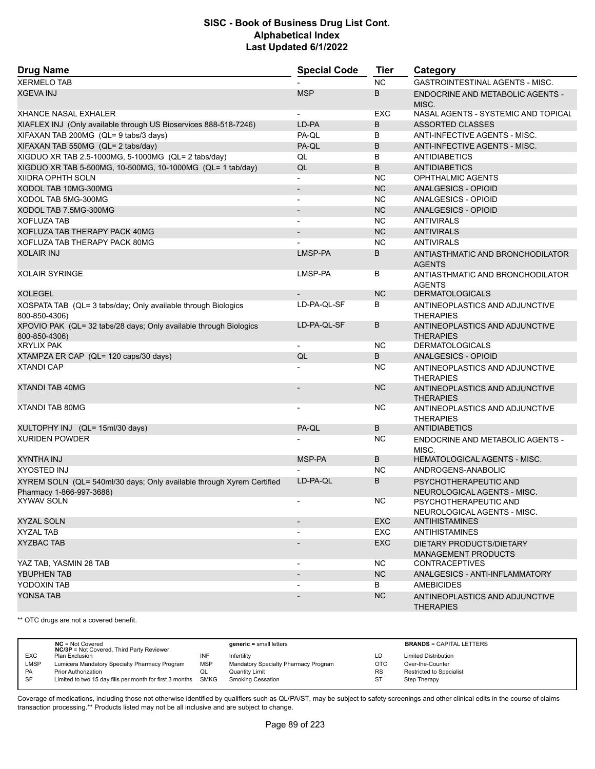# SISC - Book of Business Drug List Cont.
## Alphabetical Index
### Last Updated 6/1/2022

| Drug Name | Special Code | Tier | Category |
|---|---|---|---|
| XERMELO TAB | - | NC | GASTROINTESTINAL AGENTS - MISC. |
| XGEVA INJ | MSP | B | ENDOCRINE AND METABOLIC AGENTS - MISC. |
| XHANCE NASAL EXHALER | - | EXC | NASAL AGENTS - SYSTEMIC AND TOPICAL |
| XIAFLEX INJ (Only available through US Bioservices 888-518-7246) | LD-PA | B | ASSORTED CLASSES |
| XIFAXAN TAB 200MG (QL= 9 tabs/3 days) | PA-QL | B | ANTI-INFECTIVE AGENTS - MISC. |
| XIFAXAN TAB 550MG (QL= 2 tabs/day) | PA-QL | B | ANTI-INFECTIVE AGENTS - MISC. |
| XIGDUO XR TAB 2.5-1000MG, 5-1000MG (QL= 2 tabs/day) | QL | B | ANTIDIABETICS |
| XIGDUO XR TAB 5-500MG, 10-500MG, 10-1000MG (QL= 1 tab/day) | QL | B | ANTIDIABETICS |
| XIIDRA OPHTH SOLN | - | NC | OPHTHALMIC AGENTS |
| XODOL TAB 10MG-300MG | - | NC | ANALGESICS - OPIOID |
| XODOL TAB 5MG-300MG | - | NC | ANALGESICS - OPIOID |
| XODOL TAB 7.5MG-300MG | - | NC | ANALGESICS - OPIOID |
| XOFLUZA TAB | - | NC | ANTIVIRALS |
| XOFLUZA TAB THERAPY PACK 40MG | - | NC | ANTIVIRALS |
| XOFLUZA TAB THERAPY PACK 80MG | - | NC | ANTIVIRALS |
| XOLAIR INJ | LMSP-PA | B | ANTIASTHMATIC AND BRONCHODILATOR AGENTS |
| XOLAIR SYRINGE | LMSP-PA | B | ANTIASTHMATIC AND BRONCHODILATOR AGENTS |
| XOLEGEL | - | NC | DERMATOLOGICALS |
| XOSPATA TAB (QL= 3 tabs/day; Only available through Biologics 800-850-4306) | LD-PA-QL-SF | B | ANTINEOPLASTICS AND ADJUNCTIVE THERAPIES |
| XPOVIO PAK (QL= 32 tabs/28 days; Only available through Biologics 800-850-4306) | LD-PA-QL-SF | B | ANTINEOPLASTICS AND ADJUNCTIVE THERAPIES |
| XRYLIX PAK | - | NC | DERMATOLOGICALS |
| XTAMPZA ER CAP (QL= 120 caps/30 days) | QL | B | ANALGESICS - OPIOID |
| XTANDI CAP | - | NC | ANTINEOPLASTICS AND ADJUNCTIVE THERAPIES |
| XTANDI TAB 40MG | - | NC | ANTINEOPLASTICS AND ADJUNCTIVE THERAPIES |
| XTANDI TAB 80MG | - | NC | ANTINEOPLASTICS AND ADJUNCTIVE THERAPIES |
| XULTOPHY INJ (QL= 15ml/30 days) | PA-QL | B | ANTIDIABETICS |
| XURIDEN POWDER | - | NC | ENDOCRINE AND METABOLIC AGENTS - MISC. |
| XYNTHA INJ | MSP-PA | B | HEMATOLOGICAL AGENTS - MISC. |
| XYOSTED INJ | - | NC | ANDROGENS-ANABOLIC |
| XYREM SOLN (QL= 540ml/30 days; Only available through Xyrem Certified Pharmacy 1-866-997-3688) | LD-PA-QL | B | PSYCHOTHERAPEUTIC AND NEUROLOGICAL AGENTS - MISC. |
| XYWAV SOLN | - | NC | PSYCHOTHERAPEUTIC AND NEUROLOGICAL AGENTS - MISC. |
| XYZAL SOLN | - | EXC | ANTIHISTAMINES |
| XYZAL TAB | - | EXC | ANTIHISTAMINES |
| XYZBAC TAB | - | EXC | DIETARY PRODUCTS/DIETARY MANAGEMENT PRODUCTS |
| YAZ TAB, YASMIN 28 TAB | - | NC | CONTRACEPTIVES |
| YBUPHEN TAB | - | NC | ANALGESICS - ANTI-INFLAMMATORY |
| YODOXIN TAB | - | B | AMEBICIDES |
| YONSA TAB | - | NC | ANTINEOPLASTICS AND ADJUNCTIVE THERAPIES |

** OTC drugs are not a covered benefit.

| | | | | | |
|---|---|---|---|---|---|
| | **NC** = Not Covered<br>**NC/3P** = Not Covered, Third Party Reviewer | | **generic** = small letters | | **BRANDS** = CAPITAL LETTERS |
| EXC | Plan Exclusion | INF | Infertility | LD | Limited Distribution |
| LMSP | Lumicera Mandatory Specialty Pharmacy Program | MSP | Mandatory Specialty Pharmacy Program | OTC | Over-the-Counter |
| PA | Prior Authorization | QL | Quantity Limit | RS | Restricted to Specialist |
| SF | Limited to two 15 day fills per month for first 3 months | SMKG | Smoking Cessation | ST | Step Therapy |

Coverage of medications, including those not otherwise identified by qualifiers such as QL/PA/ST, may be subject to safety screenings and other clinical edits in the course of claims transaction processing.** Products listed may not be all inclusive and are subject to change.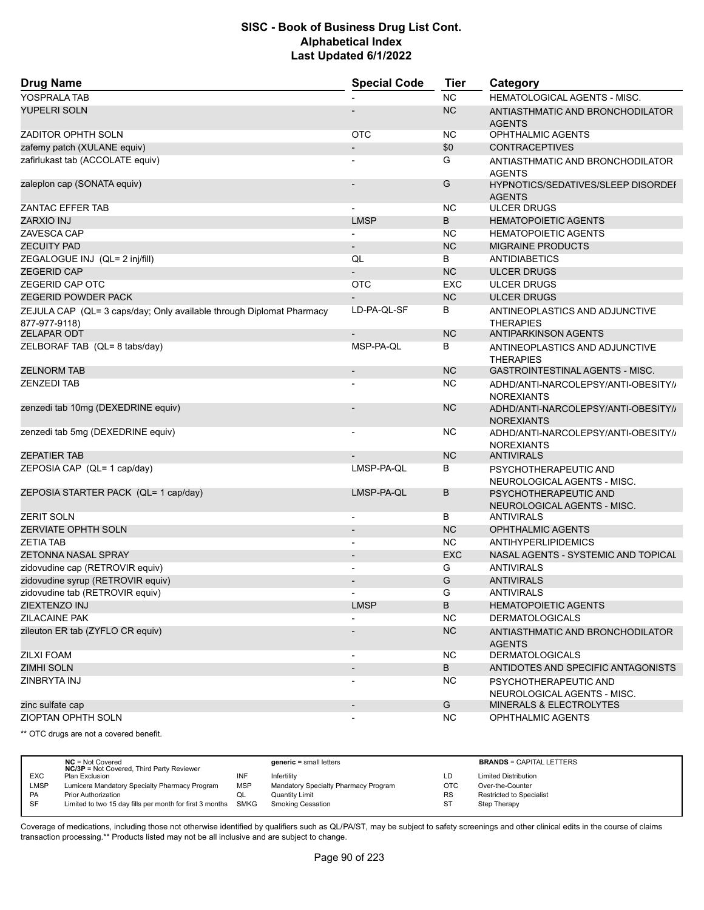| Drug Name | Special Code | Tier | Category |
|---|---|---|---|
| YOSPRALA TAB | - | NC | HEMATOLOGICAL AGENTS - MISC. |
| YUPELRI SOLN | - | NC | ANTIASTHMATIC AND BRONCHODILATOR AGENTS |
| ZADITOR OPHTH SOLN | OTC | NC | OPHTHALMIC AGENTS |
| zafemy patch (XULANE equiv) | - | $0 | CONTRACEPTIVES |
| zafirlukast tab (ACCOLATE equiv) | - | G | ANTIASTHMATIC AND BRONCHODILATOR AGENTS |
| zaleplon cap (SONATA equiv) | - | G | HYPNOTICS/SEDATIVES/SLEEP DISORDER AGENTS |
| ZANTAC EFFER TAB | - | NC | ULCER DRUGS |
| ZARXIO INJ | LMSP | B | HEMATOPOIETIC AGENTS |
| ZAVESCA CAP | - | NC | HEMATOPOIETIC AGENTS |
| ZECUITY PAD | - | NC | MIGRAINE PRODUCTS |
| ZEGALOGUE INJ (QL= 2 inj/fill) | QL | B | ANTIDIABETICS |
| ZEGERID CAP | - | NC | ULCER DRUGS |
| ZEGERID CAP OTC | OTC | EXC | ULCER DRUGS |
| ZEGERID POWDER PACK | - | NC | ULCER DRUGS |
| ZEJULA CAP (QL= 3 caps/day; Only available through Diplomat Pharmacy 877-977-9118) | LD-PA-QL-SF | B | ANTINEOPLASTICS AND ADJUNCTIVE THERAPIES |
| ZELAPAR ODT | - | NC | ANTIPARKINSON AGENTS |
| ZELBORAF TAB (QL= 8 tabs/day) | MSP-PA-QL | B | ANTINEOPLASTICS AND ADJUNCTIVE THERAPIES |
| ZELNORM TAB | - | NC | GASTROINTESTINAL AGENTS - MISC. |
| ZENZEDI TAB | - | NC | ADHD/ANTI-NARCOLEPSY/ANTI-OBESITY/ANOREXIANTS |
| zenzedi tab 10mg (DEXEDRINE equiv) | - | NC | ADHD/ANTI-NARCOLEPSY/ANTI-OBESITY/ANOREXIANTS |
| zenzedi tab 5mg (DEXEDRINE equiv) | - | NC | ADHD/ANTI-NARCOLEPSY/ANTI-OBESITY/ANOREXIANTS |
| ZEPATIER TAB | - | NC | ANTIVIRALS |
| ZEPOSIA CAP (QL= 1 cap/day) | LMSP-PA-QL | B | PSYCHOTHERAPEUTIC AND NEUROLOGICAL AGENTS - MISC. |
| ZEPOSIA STARTER PACK (QL= 1 cap/day) | LMSP-PA-QL | B | PSYCHOTHERAPEUTIC AND NEUROLOGICAL AGENTS - MISC. |
| ZERIT SOLN | - | B | ANTIVIRALS |
| ZERVIATE OPHTH SOLN | - | NC | OPHTHALMIC AGENTS |
| ZETIA TAB | - | NC | ANTIHYPERLIPIDEMICS |
| ZETONNA NASAL SPRAY | - | EXC | NASAL AGENTS - SYSTEMIC AND TOPICAL |
| zidovudine cap (RETROVIR equiv) | - | G | ANTIVIRALS |
| zidovudine syrup (RETROVIR equiv) | - | G | ANTIVIRALS |
| zidovudine tab (RETROVIR equiv) | - | G | ANTIVIRALS |
| ZIEXTENZO INJ | LMSP | B | HEMATOPOIETIC AGENTS |
| ZILACAINE PAK | - | NC | DERMATOLOGICALS |
| zileuton ER tab (ZYFLO CR equiv) | - | NC | ANTIASTHMATIC AND BRONCHODILATOR AGENTS |
| ZILXI FOAM | - | NC | DERMATOLOGICALS |
| ZIMHI SOLN | - | B | ANTIDOTES AND SPECIFIC ANTAGONISTS |
| ZINBRYTA INJ | - | NC | PSYCHOTHERAPEUTIC AND NEUROLOGICAL AGENTS - MISC. |
| zinc sulfate cap | - | G | MINERALS & ELECTROLYTES |
| ZIOPTAN OPHTH SOLN | - | NC | OPHTHALMIC AGENTS |

** OTC drugs are not a covered benefit.

| | | | | | |
|---|---|---|---|---|---|
| | **NC** = Not Covered<br>**NC/3P** = Not Covered, Third Party Reviewer | | **generic** = small letters | | **BRANDS** = CAPITAL LETTERS |
| EXC | Plan Exclusion | INF | Infertility | LD | Limited Distribution |
| LMSP | Lumicera Mandatory Specialty Pharmacy Program | MSP | Mandatory Specialty Pharmacy Program | OTC | Over-the-Counter |
| PA | Prior Authorization | QL | Quantity Limit | RS | Restricted to Specialist |
| SF | Limited to two 15 day fills per month for first 3 months | SMKG | Smoking Cessation | ST | Step Therapy |

Coverage of medications, including those not otherwise identified by qualifiers such as QL/PA/ST, may be subject to safety screenings and other clinical edits in the course of claims transaction processing.** Products listed may not be all inclusive and are subject to change.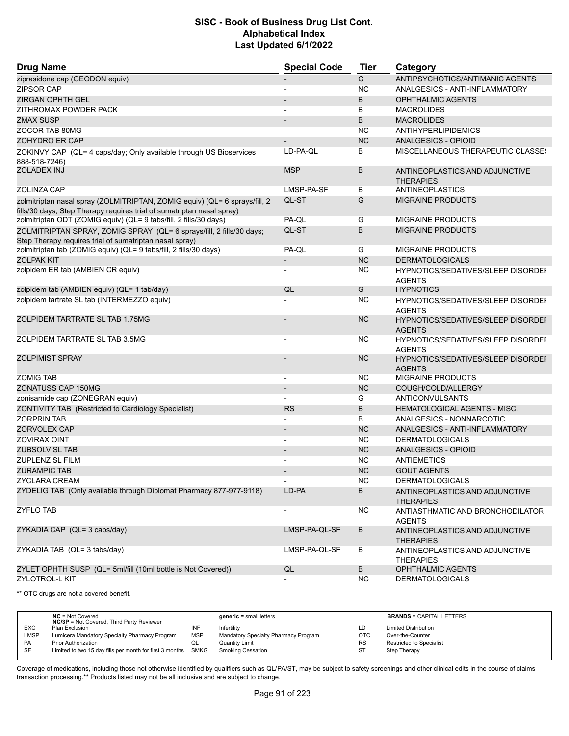# SISC - Book of Business Drug List Cont.
## Alphabetical Index
### Last Updated 6/1/2022

| Drug Name | Special Code | Tier | Category |
|---|---|---|---|
| ziprasidone cap (GEODON equiv) | - | G | ANTIPSYCHOTICS/ANTIMANIC AGENTS |
| ZIPSOR CAP | - | NC | ANALGESICS - ANTI-INFLAMMATORY |
| ZIRGAN OPHTH GEL | - | B | OPHTHALMIC AGENTS |
| ZITHROMAX POWDER PACK | - | B | MACROLIDES |
| ZMAX SUSP | - | B | MACROLIDES |
| ZOCOR TAB 80MG | - | NC | ANTIHYPERLIPIDEMICS |
| ZOHYDRO ER CAP | - | NC | ANALGESICS - OPIOID |
| ZOKINVY CAP (QL= 4 caps/day; Only available through US Bioservices 888-518-7246) | LD-PA-QL | B | MISCELLANEOUS THERAPEUTIC CLASSES |
| ZOLADEX INJ | MSP | B | ANTINEOPLASTICS AND ADJUNCTIVE THERAPIES |
| ZOLINZA CAP | LMSP-PA-SF | B | ANTINEOPLASTICS |
| zolmitriptan nasal spray (ZOLMITRIPTAN, ZOMIG equiv) (QL= 6 sprays/fill, 2 fills/30 days; Step Therapy requires trial of sumatriptan nasal spray) | QL-ST | G | MIGRAINE PRODUCTS |
| zolmitriptan ODT (ZOMIG equiv) (QL= 9 tabs/fill, 2 fills/30 days) | PA-QL | G | MIGRAINE PRODUCTS |
| ZOLMITRIPTAN SPRAY, ZOMIG SPRAY (QL= 6 sprays/fill, 2 fills/30 days; Step Therapy requires trial of sumatriptan nasal spray) | QL-ST | B | MIGRAINE PRODUCTS |
| zolmitriptan tab (ZOMIG equiv) (QL= 9 tabs/fill, 2 fills/30 days) | PA-QL | G | MIGRAINE PRODUCTS |
| ZOLPAK KIT | - | NC | DERMATOLOGICALS |
| zolpidem ER tab (AMBIEN CR equiv) | - | NC | HYPNOTICS/SEDATIVES/SLEEP DISORDER AGENTS |
| zolpidem tab (AMBIEN equiv) (QL= 1 tab/day) | QL | G | HYPNOTICS |
| zolpidem tartrate SL tab (INTERMEZZO equiv) | - | NC | HYPNOTICS/SEDATIVES/SLEEP DISORDER AGENTS |
| ZOLPIDEM TARTRATE SL TAB 1.75MG | - | NC | HYPNOTICS/SEDATIVES/SLEEP DISORDER AGENTS |
| ZOLPIDEM TARTRATE SL TAB 3.5MG | - | NC | HYPNOTICS/SEDATIVES/SLEEP DISORDER AGENTS |
| ZOLPIMIST SPRAY | - | NC | HYPNOTICS/SEDATIVES/SLEEP DISORDER AGENTS |
| ZOMIG TAB | - | NC | MIGRAINE PRODUCTS |
| ZONATUSS CAP 150MG | - | NC | COUGH/COLD/ALLERGY |
| zonisamide cap (ZONEGRAN equiv) | - | G | ANTICONVULSANTS |
| ZONTIVITY TAB (Restricted to Cardiology Specialist) | RS | B | HEMATOLOGICAL AGENTS - MISC. |
| ZORPRIN TAB | - | B | ANALGESICS - NONNARCOTIC |
| ZORVOLEX CAP | - | NC | ANALGESICS - ANTI-INFLAMMATORY |
| ZOVIRAX OINT | - | NC | DERMATOLOGICALS |
| ZUBSOLV SL TAB | - | NC | ANALGESICS - OPIOID |
| ZUPLENZ SL FILM | - | NC | ANTIEMETICS |
| ZURAMPIC TAB | - | NC | GOUT AGENTS |
| ZYCLARA CREAM | - | NC | DERMATOLOGICALS |
| ZYDELIG TAB (Only available through Diplomat Pharmacy 877-977-9118) | LD-PA | B | ANTINEOPLASTICS AND ADJUNCTIVE THERAPIES |
| ZYFLO TAB | - | NC | ANTIASTHMATIC AND BRONCHODILATOR AGENTS |
| ZYKADIA CAP (QL= 3 caps/day) | LMSP-PA-QL-SF | B | ANTINEOPLASTICS AND ADJUNCTIVE THERAPIES |
| ZYKADIA TAB (QL= 3 tabs/day) | LMSP-PA-QL-SF | B | ANTINEOPLASTICS AND ADJUNCTIVE THERAPIES |
| ZYLET OPHTH SUSP (QL= 5ml/fill (10ml bottle is Not Covered)) | QL | B | OPHTHALMIC AGENTS |
| ZYLOTROL-L KIT | - | NC | DERMATOLOGICALS |

** OTC drugs are not a covered benefit.

| | | | | | |
|---|---|---|---|---|---|
| | **NC** = Not Covered<br>**NC/3P** = Not Covered, Third Party Reviewer | | **generic =** small letters | | **BRANDS** = CAPITAL LETTERS |
| EXC | Plan Exclusion | INF | Infertility | LD | Limited Distribution |
| LMSP | Lumicera Mandatory Specialty Pharmacy Program | MSP | Mandatory Specialty Pharmacy Program | OTC | Over-the-Counter |
| PA | Prior Authorization | QL | Quantity Limit | RS | Restricted to Specialist |
| SF | Limited to two 15 day fills per month for first 3 months | SMKG | Smoking Cessation | ST | Step Therapy |

Coverage of medications, including those not otherwise identified by qualifiers such as QL/PA/ST, may be subject to safety screenings and other clinical edits in the course of claims transaction processing.** Products listed may not be all inclusive and are subject to change.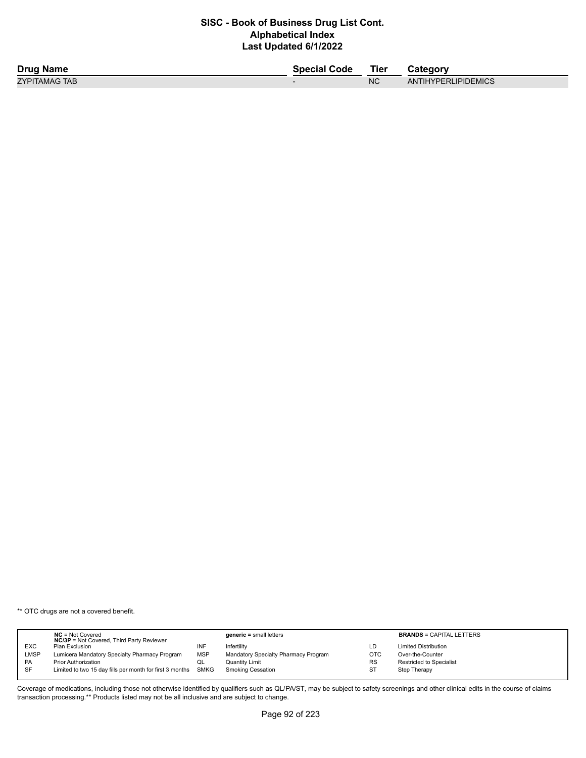# SISC - Book of Business Drug List Cont.
## Alphabetical Index
### Last Updated 6/1/2022

| Drug Name | Special Code | Tier | Category |
|---|---|---|---|
| ZYPITAMAG TAB | - | NC | ANTIHYPERLIPIDEMICS |

** OTC drugs are not a covered benefit.

| | **NC** = Not Covered<br>**NC/3P** = Not Covered, Third Party Reviewer | | **generic =** small letters | | **BRANDS** = CAPITAL LETTERS |
|---|---|---|---|---|---|
| EXC | Plan Exclusion | INF | Infertility | LD | Limited Distribution |
| LMSP | Lumicera Mandatory Specialty Pharmacy Program | MSP | Mandatory Specialty Pharmacy Program | OTC | Over-the-Counter |
| PA | Prior Authorization | QL | Quantity Limit | RS | Restricted to Specialist |
| SF | Limited to two 15 day fills per month for first 3 months | SMKG | Smoking Cessation | ST | Step Therapy |

Coverage of medications, including those not otherwise identified by qualifiers such as QL/PA/ST, may be subject to safety screenings and other clinical edits in the course of claims transaction processing.** Products listed may not be all inclusive and are subject to change.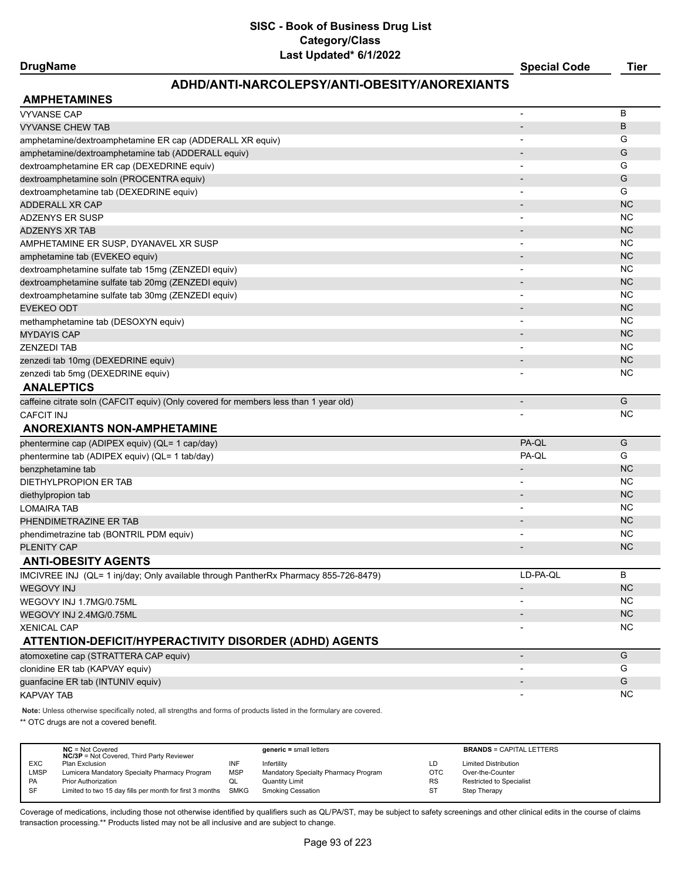# SISC - Book of Business Drug List
## Category/Class
### Last Updated* 6/1/2022

## ADHD/ANTI-NARCOLEPSY/ANTI-OBESITY/ANOREXIANTS

| DrugName | Special Code | Tier |
|---|---|---|
| **AMPHETAMINES** | | |
| VYVANSE CAP | - | B |
| VYVANSE CHEW TAB | - | B |
| amphetamine/dextroamphetamine ER cap (ADDERALL XR equiv) | - | G |
| amphetamine/dextroamphetamine tab (ADDERALL equiv) | - | G |
| dextroamphetamine ER cap (DEXEDRINE equiv) | - | G |
| dextroamphetamine soln (PROCENTRA equiv) | - | G |
| dextroamphetamine tab (DEXEDRINE equiv) | - | G |
| ADDERALL XR CAP | - | NC |
| ADZENYS ER SUSP | - | NC |
| ADZENYS XR TAB | - | NC |
| AMPHETAMINE ER SUSP, DYANAVEL XR SUSP | - | NC |
| amphetamine tab (EVEKEO equiv) | - | NC |
| dextroamphetamine sulfate tab 15mg (ZENZEDI equiv) | - | NC |
| dextroamphetamine sulfate tab 20mg (ZENZEDI equiv) | - | NC |
| dextroamphetamine sulfate tab 30mg (ZENZEDI equiv) | - | NC |
| EVEKEO ODT | - | NC |
| methamphetamine tab (DESOXYN equiv) | - | NC |
| MYDAYIS CAP | - | NC |
| ZENZEDI TAB | - | NC |
| zenzedi tab 10mg (DEXEDRINE equiv) | - | NC |
| zenzedi tab 5mg (DEXEDRINE equiv) | - | NC |
| **ANALEPTICS** | | |
| caffeine citrate soln (CAFCIT equiv) (Only covered for members less than 1 year old) | - | G |
| CAFCIT INJ | - | NC |
| **ANOREXIANTS NON-AMPHETAMINE** | | |
| phentermine cap (ADIPEX equiv) (QL= 1 cap/day) | PA-QL | G |
| phentermine tab (ADIPEX equiv) (QL= 1 tab/day) | PA-QL | G |
| benzphetamine tab | - | NC |
| DIETHYLPROPION ER TAB | - | NC |
| diethylpropion tab | - | NC |
| LOMAIRA TAB | - | NC |
| PHENDIMETRAZINE ER TAB | - | NC |
| phendimetrazine tab (BONTRIL PDM equiv) | - | NC |
| PLENITY CAP | - | NC |
| **ANTI-OBESITY AGENTS** | | |
| IMCIVREE INJ (QL= 1 inj/day; Only available through PantherRx Pharmacy 855-726-8479) | LD-PA-QL | B |
| WEGOVY INJ | - | NC |
| WEGOVY INJ 1.7MG/0.75ML | - | NC |
| WEGOVY INJ 2.4MG/0.75ML | - | NC |
| XENICAL CAP | - | NC |
| **ATTENTION-DEFICIT/HYPERACTIVITY DISORDER (ADHD) AGENTS** | | |
| atomoxetine cap (STRATTERA CAP equiv) | - | G |
| clonidine ER tab (KAPVAY equiv) | - | G |
| guanfacine ER tab (INTUNIV equiv) | - | G |
| KAPVAY TAB | - | NC |

**Note:** Unless otherwise specifically noted, all strengths and forms of products listed in the formulary are covered.

** OTC drugs are not a covered benefit.

| | | | | | |
|---|---|---|---|---|---|
| | **NC** = Not Covered<br>**NC/3P** = Not Covered, Third Party Reviewer | | **generic** = small letters | | **BRANDS** = CAPITAL LETTERS |
| EXC | Plan Exclusion | INF | Infertility | LD | Limited Distribution |
| LMSP | Lumicera Mandatory Specialty Pharmacy Program | MSP | Mandatory Specialty Pharmacy Program | OTC | Over-the-Counter |
| PA | Prior Authorization | QL | Quantity Limit | RS | Restricted to Specialist |
| SF | Limited to two 15 day fills per month for first 3 months | SMKG | Smoking Cessation | ST | Step Therapy |

Coverage of medications, including those not otherwise identified by qualifiers such as QL/PA/ST, may be subject to safety screenings and other clinical edits in the course of claims transaction processing.** Products listed may not be all inclusive and are subject to change.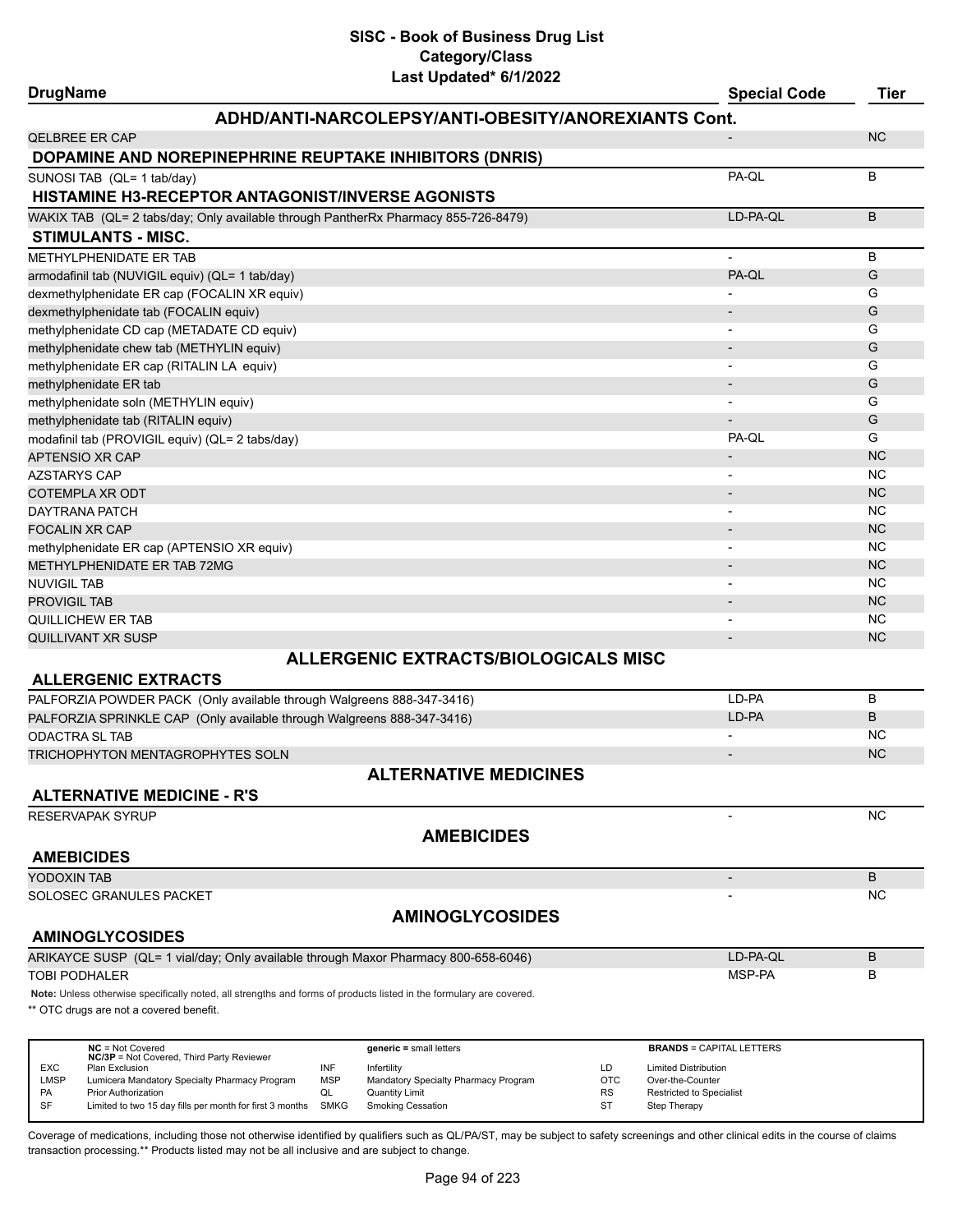# SISC - Book of Business Drug List
## Category/Class
### Last Updated* 6/1/2022

| DrugName | Special Code | Tier |
|---|---|---|
| **ADHD/ANTI-NARCOLEPSY/ANTI-OBESITY/ANOREXIANTS Cont.** | | |
| QELBREE ER CAP | - | NC |
| **DOPAMINE AND NOREPINEPHRINE REUPTAKE INHIBITORS (DNRIS)** | | |
| SUNOSI TAB (QL= 1 tab/day) | PA-QL | B |
| **HISTAMINE H3-RECEPTOR ANTAGONIST/INVERSE AGONISTS** | | |
| WAKIX TAB (QL= 2 tabs/day; Only available through PantherRx Pharmacy 855-726-8479) | LD-PA-QL | B |
| **STIMULANTS - MISC.** | | |
| METHYLPHENIDATE ER TAB | - | B |
| armodafinil tab (NUVIGIL equiv) (QL= 1 tab/day) | PA-QL | G |
| dexmethylphenidate ER cap (FOCALIN XR equiv) | - | G |
| dexmethylphenidate tab (FOCALIN equiv) | - | G |
| methylphenidate CD cap (METADATE CD equiv) | - | G |
| methylphenidate chew tab (METHYLIN equiv) | - | G |
| methylphenidate ER cap (RITALIN LA equiv) | - | G |
| methylphenidate ER tab | - | G |
| methylphenidate soln (METHYLIN equiv) | - | G |
| methylphenidate tab (RITALIN equiv) | - | G |
| modafinil tab (PROVIGIL equiv) (QL= 2 tabs/day) | PA-QL | G |
| APTENSIO XR CAP | - | NC |
| AZSTARYS CAP | - | NC |
| COTEMPLA XR ODT | - | NC |
| DAYTRANA PATCH | - | NC |
| FOCALIN XR CAP | - | NC |
| methylphenidate ER cap (APTENSIO XR equiv) | - | NC |
| METHYLPHENIDATE ER TAB 72MG | - | NC |
| NUVIGIL TAB | - | NC |
| PROVIGIL TAB | - | NC |
| QUILLICHEW ER TAB | - | NC |
| QUILLIVANT XR SUSP | - | NC |
| **ALLERGENIC EXTRACTS/BIOLOGICALS MISC** | | |
| **ALLERGENIC EXTRACTS** | | |
| PALFORZIA POWDER PACK (Only available through Walgreens 888-347-3416) | LD-PA | B |
| PALFORZIA SPRINKLE CAP (Only available through Walgreens 888-347-3416) | LD-PA | B |
| ODACTRA SL TAB | - | NC |
| TRICHOPHYTON MENTAGROPHYTES SOLN | - | NC |
| **ALTERNATIVE MEDICINES** | | |
| **ALTERNATIVE MEDICINE - R'S** | | |
| RESERVAPAK SYRUP | - | NC |
| **AMEBICIDES** | | |
| **AMEBICIDES** | | |
| YODOXIN TAB | - | B |
| SOLOSEC GRANULES PACKET | - | NC |
| **AMINOGLYCOSIDES** | | |
| **AMINOGLYCOSIDES** | | |
| ARIKAYCE SUSP (QL= 1 vial/day; Only available through Maxor Pharmacy 800-658-6046) | LD-PA-QL | B |
| TOBI PODHALER | MSP-PA | B |

**Note:** Unless otherwise specifically noted, all strengths and forms of products listed in the formulary are covered.

** OTC drugs are not a covered benefit.

| | | | | | |
|---|---|---|---|---|---|
| **NC** = Not Covered<br>**NC/3P** = Not Covered, Third Party Reviewer | | **generic =** small letters | | **BRANDS** = CAPITAL LETTERS | |
| EXC | Plan Exclusion | INF | Infertility | LD | Limited Distribution |
| LMSP | Lumicera Mandatory Specialty Pharmacy Program | MSP | Mandatory Specialty Pharmacy Program | OTC | Over-the-Counter |
| PA | Prior Authorization | QL | Quantity Limit | RS | Restricted to Specialist |
| SF | Limited to two 15 day fills per month for first 3 months | SMKG | Smoking Cessation | ST | Step Therapy |

Coverage of medications, including those not otherwise identified by qualifiers such as QL/PA/ST, may be subject to safety screenings and other clinical edits in the course of claims transaction processing.** Products listed may not be all inclusive and are subject to change.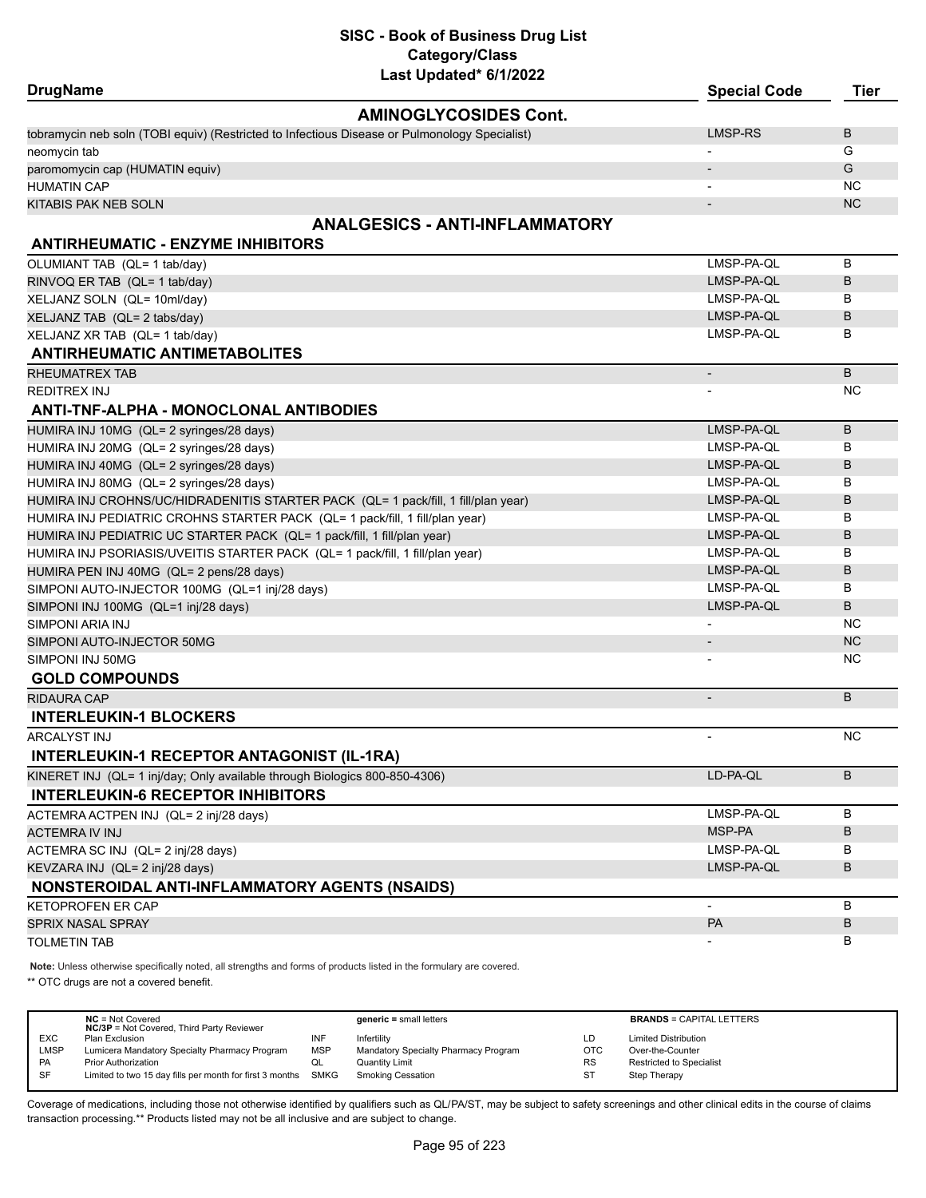# SISC - Book of Business Drug List
## Category/Class
### Last Updated* 6/1/2022

| DrugName | Special Code | Tier |
|---|---|---|
| **AMINOGLYCOSIDES Cont.** | | |
| tobramycin neb soln (TOBI equiv) (Restricted to Infectious Disease or Pulmonology Specialist) | LMSP-RS | B |
| neomycin tab | - | G |
| paromomycin cap (HUMATIN equiv) | - | G |
| HUMATIN CAP | - | NC |
| KITABIS PAK NEB SOLN | - | NC |
| **ANALGESICS - ANTI-INFLAMMATORY** | | |
| **ANTIRHEUMATIC - ENZYME INHIBITORS** | | |
| OLUMIANT TAB (QL= 1 tab/day) | LMSP-PA-QL | B |
| RINVOQ ER TAB (QL= 1 tab/day) | LMSP-PA-QL | B |
| XELJANZ SOLN (QL= 10ml/day) | LMSP-PA-QL | B |
| XELJANZ TAB (QL= 2 tabs/day) | LMSP-PA-QL | B |
| XELJANZ XR TAB (QL= 1 tab/day) | LMSP-PA-QL | B |
| **ANTIRHEUMATIC ANTIMETABOLITES** | | |
| RHEUMATREX TAB | - | B |
| REDITREX INJ | - | NC |
| **ANTI-TNF-ALPHA - MONOCLONAL ANTIBODIES** | | |
| HUMIRA INJ 10MG (QL= 2 syringes/28 days) | LMSP-PA-QL | B |
| HUMIRA INJ 20MG (QL= 2 syringes/28 days) | LMSP-PA-QL | B |
| HUMIRA INJ 40MG (QL= 2 syringes/28 days) | LMSP-PA-QL | B |
| HUMIRA INJ 80MG (QL= 2 syringes/28 days) | LMSP-PA-QL | B |
| HUMIRA INJ CROHNS/UC/HIDRADENITIS STARTER PACK (QL= 1 pack/fill, 1 fill/plan year) | LMSP-PA-QL | B |
| HUMIRA INJ PEDIATRIC CROHNS STARTER PACK (QL= 1 pack/fill, 1 fill/plan year) | LMSP-PA-QL | B |
| HUMIRA INJ PEDIATRIC UC STARTER PACK (QL= 1 pack/fill, 1 fill/plan year) | LMSP-PA-QL | B |
| HUMIRA INJ PSORIASIS/UVEITIS STARTER PACK (QL= 1 pack/fill, 1 fill/plan year) | LMSP-PA-QL | B |
| HUMIRA PEN INJ 40MG (QL= 2 pens/28 days) | LMSP-PA-QL | B |
| SIMPONI AUTO-INJECTOR 100MG (QL=1 inj/28 days) | LMSP-PA-QL | B |
| SIMPONI INJ 100MG (QL=1 inj/28 days) | LMSP-PA-QL | B |
| SIMPONI ARIA INJ | - | NC |
| SIMPONI AUTO-INJECTOR 50MG | - | NC |
| SIMPONI INJ 50MG | - | NC |
| **GOLD COMPOUNDS** | | |
| RIDAURA CAP | - | B |
| **INTERLEUKIN-1 BLOCKERS** | | |
| ARCALYST INJ | - | NC |
| **INTERLEUKIN-1 RECEPTOR ANTAGONIST (IL-1RA)** | | |
| KINERET INJ (QL= 1 inj/day; Only available through Biologics 800-850-4306) | LD-PA-QL | B |
| **INTERLEUKIN-6 RECEPTOR INHIBITORS** | | |
| ACTEMRA ACTPEN INJ (QL= 2 inj/28 days) | LMSP-PA-QL | B |
| ACTEMRA IV INJ | MSP-PA | B |
| ACTEMRA SC INJ (QL= 2 inj/28 days) | LMSP-PA-QL | B |
| KEVZARA INJ (QL= 2 inj/28 days) | LMSP-PA-QL | B |
| **NONSTEROIDAL ANTI-INFLAMMATORY AGENTS (NSAIDS)** | | |
| KETOPROFEN ER CAP | - | B |
| SPRIX NASAL SPRAY | PA | B |
| TOLMETIN TAB | - | B |

**Note:** Unless otherwise specifically noted, all strengths and forms of products listed in the formulary are covered.

** OTC drugs are not a covered benefit.

| | | | | | |
|---|---|---|---|---|---|
| | **NC** = Not Covered<br>**NC/3P** = Not Covered, Third Party Reviewer | | **generic =** small letters | | **BRANDS** = CAPITAL LETTERS |
| EXC | Plan Exclusion | INF | Infertility | LD | Limited Distribution |
| LMSP | Lumicera Mandatory Specialty Pharmacy Program | MSP | Mandatory Specialty Pharmacy Program | OTC | Over-the-Counter |
| PA | Prior Authorization | QL | Quantity Limit | RS | Restricted to Specialist |
| SF | Limited to two 15 day fills per month for first 3 months | SMKG | Smoking Cessation | ST | Step Therapy |

Coverage of medications, including those not otherwise identified by qualifiers such as QL/PA/ST, may be subject to safety screenings and other clinical edits in the course of claims transaction processing.** Products listed may not be all inclusive and are subject to change.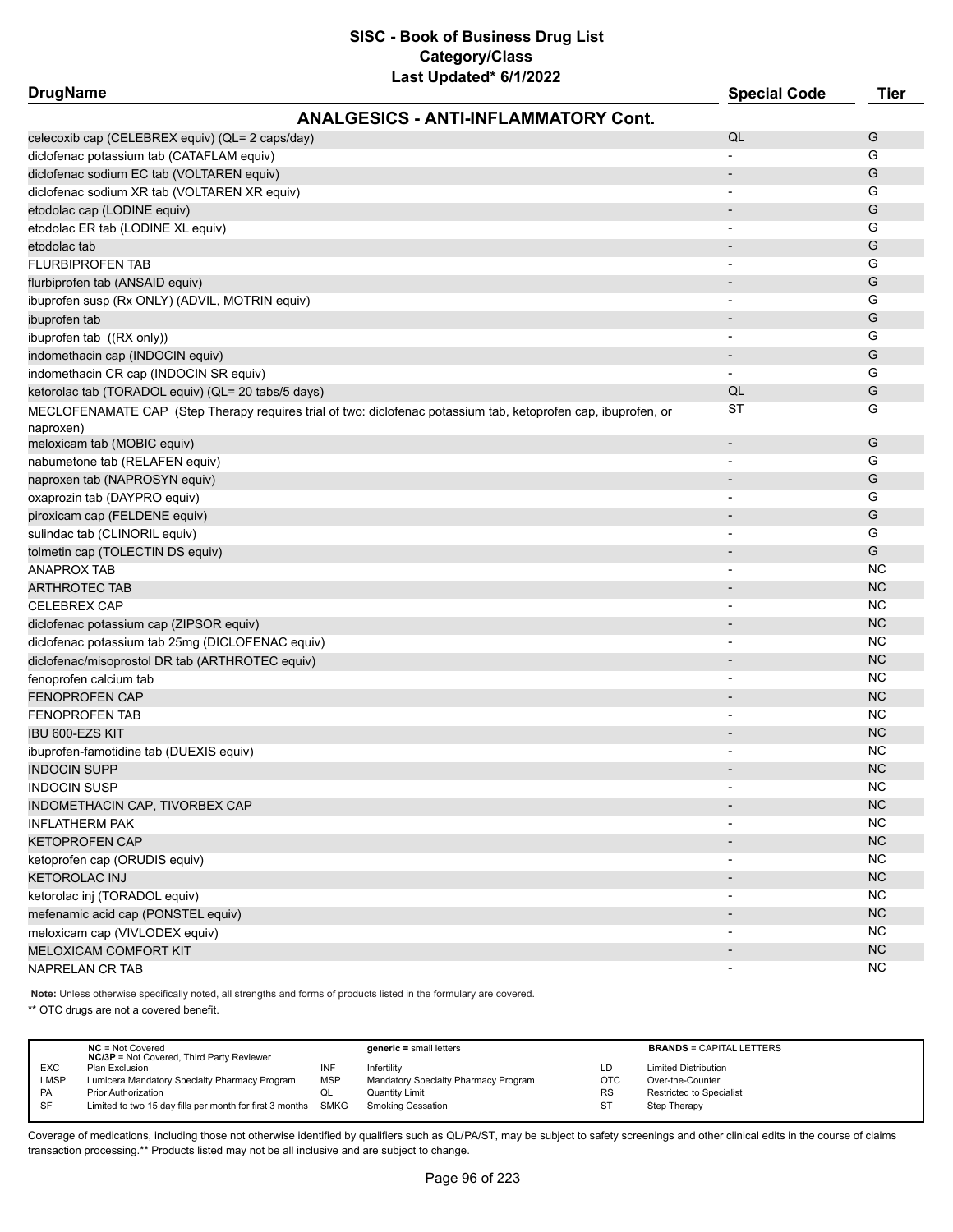# SISC - Book of Business Drug List
## Category/Class
### Last Updated* 6/1/2022

| DrugName | Special Code | Tier |
|---|---|---|
| **ANALGESICS - ANTI-INFLAMMATORY Cont.** | | |
| celecoxib cap (CELEBREX equiv) (QL= 2 caps/day) | QL | G |
| diclofenac potassium tab (CATAFLAM equiv) | - | G |
| diclofenac sodium EC tab (VOLTAREN equiv) | - | G |
| diclofenac sodium XR tab (VOLTAREN XR equiv) | - | G |
| etodolac cap (LODINE equiv) | - | G |
| etodolac ER tab (LODINE XL equiv) | - | G |
| etodolac tab | - | G |
| FLURBIPROFEN TAB | - | G |
| flurbiprofen tab (ANSAID equiv) | - | G |
| ibuprofen susp (Rx ONLY) (ADVIL, MOTRIN equiv) | - | G |
| ibuprofen tab | - | G |
| ibuprofen tab ((RX only)) | - | G |
| indomethacin cap (INDOCIN equiv) | - | G |
| indomethacin CR cap (INDOCIN SR equiv) | - | G |
| ketorolac tab (TORADOL equiv) (QL= 20 tabs/5 days) | QL | G |
| MECLOFENAMATE CAP (Step Therapy requires trial of two: diclofenac potassium tab, ketoprofen cap, ibuprofen, or naproxen) | ST | G |
| meloxicam tab (MOBIC equiv) | - | G |
| nabumetone tab (RELAFEN equiv) | - | G |
| naproxen tab (NAPROSYN equiv) | - | G |
| oxaprozin tab (DAYPRO equiv) | - | G |
| piroxicam cap (FELDENE equiv) | - | G |
| sulindac tab (CLINORIL equiv) | - | G |
| tolmetin cap (TOLECTIN DS equiv) | - | G |
| ANAPROX TAB | - | NC |
| ARTHROTEC TAB | - | NC |
| CELEBREX CAP | - | NC |
| diclofenac potassium cap (ZIPSOR equiv) | - | NC |
| diclofenac potassium tab 25mg (DICLOFENAC equiv) | - | NC |
| diclofenac/misoprostol DR tab (ARTHROTEC equiv) | - | NC |
| fenoprofen calcium tab | - | NC |
| FENOPROFEN CAP | - | NC |
| FENOPROFEN TAB | - | NC |
| IBU 600-EZS KIT | - | NC |
| ibuprofen-famotidine tab (DUEXIS equiv) | - | NC |
| INDOCIN SUPP | - | NC |
| INDOCIN SUSP | - | NC |
| INDOMETHACIN CAP, TIVORBEX CAP | - | NC |
| INFLATHERM PAK | - | NC |
| KETOPROFEN CAP | - | NC |
| ketoprofen cap (ORUDIS equiv) | - | NC |
| KETOROLAC INJ | - | NC |
| ketorolac inj (TORADOL equiv) | - | NC |
| mefenamic acid cap (PONSTEL equiv) | - | NC |
| meloxicam cap (VIVLODEX equiv) | - | NC |
| MELOXICAM COMFORT KIT | - | NC |
| NAPRELAN CR TAB | - | NC |

**Note:** Unless otherwise specifically noted, all strengths and forms of products listed in the formulary are covered.

** OTC drugs are not a covered benefit.

| | | | | | |
|---|---|---|---|---|---|
| **NC** = Not Covered<br>**NC/3P** = Not Covered, Third Party Reviewer | | **generic =** small letters | | **BRANDS** = CAPITAL LETTERS | |
| EXC | Plan Exclusion | INF | Infertility | LD | Limited Distribution |
| LMSP | Lumicera Mandatory Specialty Pharmacy Program | MSP | Mandatory Specialty Pharmacy Program | OTC | Over-the-Counter |
| PA | Prior Authorization | QL | Quantity Limit | RS | Restricted to Specialist |
| SF | Limited to two 15 day fills per month for first 3 months | SMKG | Smoking Cessation | ST | Step Therapy |

Coverage of medications, including those not otherwise identified by qualifiers such as QL/PA/ST, may be subject to safety screenings and other clinical edits in the course of claims transaction processing.** Products listed may not be all inclusive and are subject to change.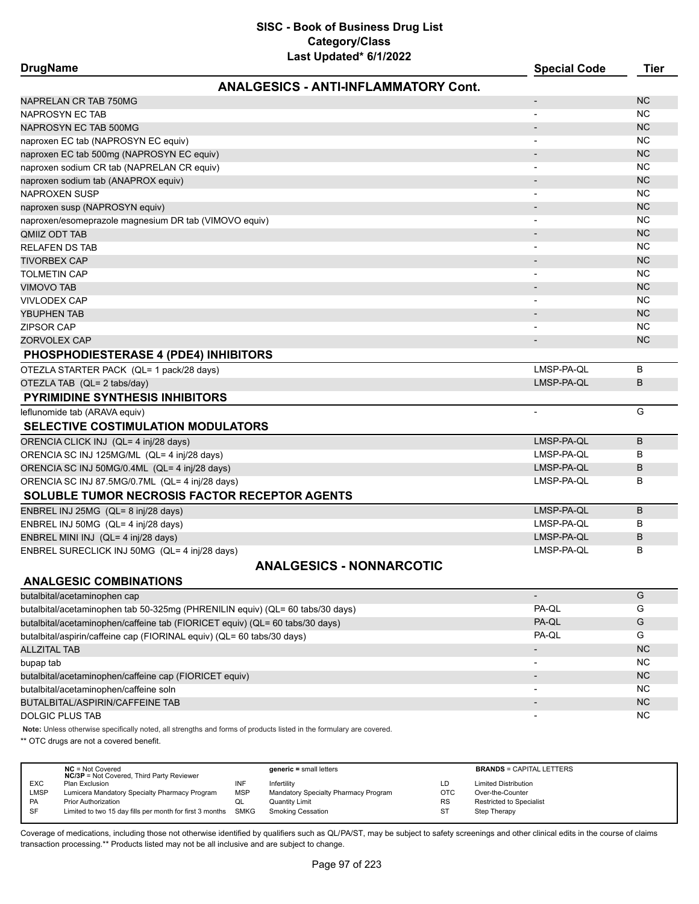# SISC - Book of Business Drug List
## Category/Class
### Last Updated* 6/1/2022

| DrugName | Special Code | Tier |
|---|---|---|
| **ANALGESICS - ANTI-INFLAMMATORY Cont.** | | |
| NAPRELAN CR TAB 750MG | - | NC |
| NAPROSYN EC TAB | - | NC |
| NAPROSYN EC TAB 500MG | - | NC |
| naproxen EC tab (NAPROSYN EC equiv) | - | NC |
| naproxen EC tab 500mg (NAPROSYN EC equiv) | - | NC |
| naproxen sodium CR tab (NAPRELAN CR equiv) | - | NC |
| naproxen sodium tab (ANAPROX equiv) | - | NC |
| NAPROXEN SUSP | - | NC |
| naproxen susp (NAPROSYN equiv) | - | NC |
| naproxen/esomeprazole magnesium DR tab (VIMOVO equiv) | - | NC |
| QMIIZ ODT TAB | - | NC |
| RELAFEN DS TAB | - | NC |
| TIVORBEX CAP | - | NC |
| TOLMETIN CAP | - | NC |
| VIMOVO TAB | - | NC |
| VIVLODEX CAP | - | NC |
| YBUPHEN TAB | - | NC |
| ZIPSOR CAP | - | NC |
| ZORVOLEX CAP | - | NC |
| **PHOSPHODIESTERASE 4 (PDE4) INHIBITORS** | | |
| OTEZLA STARTER PACK (QL= 1 pack/28 days) | LMSP-PA-QL | B |
| OTEZLA TAB (QL= 2 tabs/day) | LMSP-PA-QL | B |
| **PYRIMIDINE SYNTHESIS INHIBITORS** | | |
| leflunomide tab (ARAVA equiv) | - | G |
| **SELECTIVE COSTIMULATION MODULATORS** | | |
| ORENCIA CLICK INJ (QL= 4 inj/28 days) | LMSP-PA-QL | B |
| ORENCIA SC INJ 125MG/ML (QL= 4 inj/28 days) | LMSP-PA-QL | B |
| ORENCIA SC INJ 50MG/0.4ML (QL= 4 inj/28 days) | LMSP-PA-QL | B |
| ORENCIA SC INJ 87.5MG/0.7ML (QL= 4 inj/28 days) | LMSP-PA-QL | B |
| **SOLUBLE TUMOR NECROSIS FACTOR RECEPTOR AGENTS** | | |
| ENBREL INJ 25MG (QL= 8 inj/28 days) | LMSP-PA-QL | B |
| ENBREL INJ 50MG (QL= 4 inj/28 days) | LMSP-PA-QL | B |
| ENBREL MINI INJ (QL= 4 inj/28 days) | LMSP-PA-QL | B |
| ENBREL SURECLICK INJ 50MG (QL= 4 inj/28 days) | LMSP-PA-QL | B |
| **ANALGESICS - NONNARCOTIC** | | |
| **ANALGESIC COMBINATIONS** | | |
| butalbital/acetaminophen cap | - | G |
| butalbital/acetaminophen tab 50-325mg (PHRENILIN equiv) (QL= 60 tabs/30 days) | PA-QL | G |
| butalbital/acetaminophen/caffeine tab (FIORICET equiv) (QL= 60 tabs/30 days) | PA-QL | G |
| butalbital/aspirin/caffeine cap (FIORINAL equiv) (QL= 60 tabs/30 days) | PA-QL | G |
| ALLZITAL TAB | - | NC |
| bupap tab | - | NC |
| butalbital/acetaminophen/caffeine cap (FIORICET equiv) | - | NC |
| butalbital/acetaminophen/caffeine soln | - | NC |
| BUTALBITAL/ASPIRIN/CAFFEINE TAB | - | NC |
| DOLGIC PLUS TAB | - | NC |

**Note:** Unless otherwise specifically noted, all strengths and forms of products listed in the formulary are covered.

** OTC drugs are not a covered benefit.

| | | | | | |
|---|---|---|---|---|---|
| **NC** = Not Covered<br>**NC/3P** = Not Covered, Third Party Reviewer | | **generic =** small letters | | **BRANDS** = CAPITAL LETTERS | |
| EXC | Plan Exclusion | INF | Infertility | LD | Limited Distribution |
| LMSP | Lumicera Mandatory Specialty Pharmacy Program | MSP | Mandatory Specialty Pharmacy Program | OTC | Over-the-Counter |
| PA | Prior Authorization | QL | Quantity Limit | RS | Restricted to Specialist |
| SF | Limited to two 15 day fills per month for first 3 months | SMKG | Smoking Cessation | ST | Step Therapy |

Coverage of medications, including those not otherwise identified by qualifiers such as QL/PA/ST, may be subject to safety screenings and other clinical edits in the course of claims transaction processing.** Products listed may not be all inclusive and are subject to change.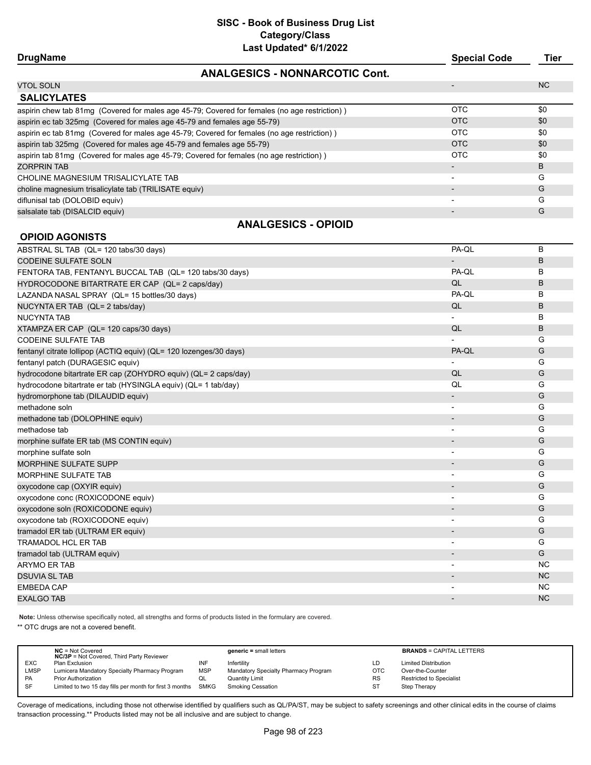# SISC - Book of Business Drug List
## Category/Class
### Last Updated* 6/1/2022

| DrugName | Special Code | Tier |
|---|---|---|
| **ANALGESICS - NONNARCOTIC Cont.** | | |
| VTOL SOLN | - | NC |
| **SALICYLATES** | | |
| aspirin chew tab 81mg (Covered for males age 45-79; Covered for females (no age restriction) ) | OTC | $0 |
| aspirin ec tab 325mg (Covered for males age 45-79 and females age 55-79) | OTC | $0 |
| aspirin ec tab 81mg (Covered for males age 45-79; Covered for females (no age restriction) ) | OTC | $0 |
| aspirin tab 325mg (Covered for males age 45-79 and females age 55-79) | OTC | $0 |
| aspirin tab 81mg (Covered for males age 45-79; Covered for females (no age restriction) ) | OTC | $0 |
| ZORPRIN TAB | - | B |
| CHOLINE MAGNESIUM TRISALICYLATE TAB | - | G |
| choline magnesium trisalicylate tab (TRILISATE equiv) | - | G |
| diflunisal tab (DOLOBID equiv) | - | G |
| salsalate tab (DISALCID equiv) | - | G |
| **ANALGESICS - OPIOID** | | |
| **OPIOID AGONISTS** | | |
| ABSTRAL SL TAB (QL= 120 tabs/30 days) | PA-QL | B |
| CODEINE SULFATE SOLN | - | B |
| FENTORA TAB, FENTANYL BUCCAL TAB (QL= 120 tabs/30 days) | PA-QL | B |
| HYDROCODONE BITARTRATE ER CAP (QL= 2 caps/day) | QL | B |
| LAZANDA NASAL SPRAY (QL= 15 bottles/30 days) | PA-QL | B |
| NUCYNTA ER TAB (QL= 2 tabs/day) | QL | B |
| NUCYNTA TAB | - | B |
| XTAMPZA ER CAP (QL= 120 caps/30 days) | QL | B |
| CODEINE SULFATE TAB | - | G |
| fentanyl citrate lollipop (ACTIQ equiv) (QL= 120 lozenges/30 days) | PA-QL | G |
| fentanyl patch (DURAGESIC equiv) | - | G |
| hydrocodone bitartrate ER cap (ZOHYDRO equiv) (QL= 2 caps/day) | QL | G |
| hydrocodone bitartrate er tab (HYSINGLA equiv) (QL= 1 tab/day) | QL | G |
| hydromorphone tab (DILAUDID equiv) | - | G |
| methadone soln | - | G |
| methadone tab (DOLOPHINE equiv) | - | G |
| methadose tab | - | G |
| morphine sulfate ER tab (MS CONTIN equiv) | - | G |
| morphine sulfate soln | - | G |
| MORPHINE SULFATE SUPP | - | G |
| MORPHINE SULFATE TAB | - | G |
| oxycodone cap (OXYIR equiv) | - | G |
| oxycodone conc (ROXICODONE equiv) | - | G |
| oxycodone soln (ROXICODONE equiv) | - | G |
| oxycodone tab (ROXICODONE equiv) | - | G |
| tramadol ER tab (ULTRAM ER equiv) | - | G |
| TRAMADOL HCL ER TAB | - | G |
| tramadol tab (ULTRAM equiv) | - | G |
| ARYMO ER TAB | - | NC |
| DSUVIA SL TAB | - | NC |
| EMBEDA CAP | - | NC |
| EXALGO TAB | - | NC |

**Note:** Unless otherwise specifically noted, all strengths and forms of products listed in the formulary are covered.

** OTC drugs are not a covered benefit.

| | | | | | |
|---|---|---|---|---|---|
| | **NC** = Not Covered<br>**NC/3P** = Not Covered, Third Party Reviewer | | **generic =** small letters | | **BRANDS** = CAPITAL LETTERS |
| EXC | Plan Exclusion | INF | Infertility | LD | Limited Distribution |
| LMSP | Lumicera Mandatory Specialty Pharmacy Program | MSP | Mandatory Specialty Pharmacy Program | OTC | Over-the-Counter |
| PA | Prior Authorization | QL | Quantity Limit | RS | Restricted to Specialist |
| SF | Limited to two 15 day fills per month for first 3 months | SMKG | Smoking Cessation | ST | Step Therapy |

Coverage of medications, including those not otherwise identified by qualifiers such as QL/PA/ST, may be subject to safety screenings and other clinical edits in the course of claims transaction processing.** Products listed may not be all inclusive and are subject to change.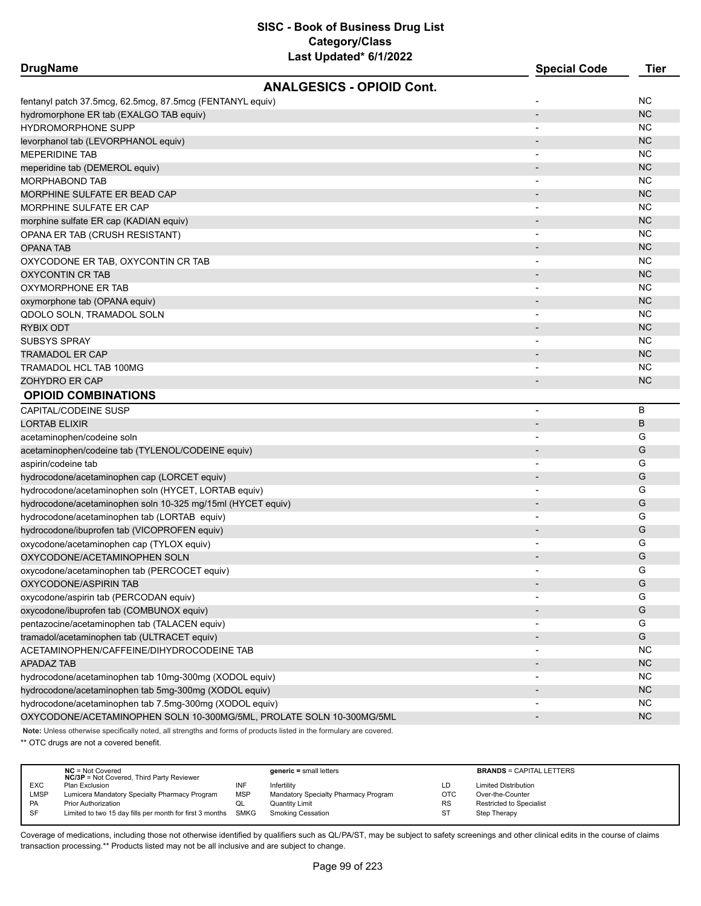| DrugName | Special Code | Tier |
|---|---|---|
| **ANALGESICS - OPIOID Cont.** | | |
| fentanyl patch 37.5mcg, 62.5mcg, 87.5mcg (FENTANYL equiv) | - | NC |
| hydromorphone ER tab (EXALGO TAB equiv) | - | NC |
| HYDROMORPHONE SUPP | - | NC |
| levorphanol tab (LEVORPHANOL equiv) | - | NC |
| MEPERIDINE TAB | - | NC |
| meperidine tab (DEMEROL equiv) | - | NC |
| MORPHABOND TAB | - | NC |
| MORPHINE SULFATE ER BEAD CAP | - | NC |
| MORPHINE SULFATE ER CAP | - | NC |
| morphine sulfate ER cap (KADIAN equiv) | - | NC |
| OPANA ER TAB (CRUSH RESISTANT) | - | NC |
| OPANA TAB | - | NC |
| OXYCODONE ER TAB, OXYCONTIN CR TAB | - | NC |
| OXYCONTIN CR TAB | - | NC |
| OXYMORPHONE ER TAB | - | NC |
| oxymorphone tab (OPANA equiv) | - | NC |
| QDOLO SOLN, TRAMADOL SOLN | - | NC |
| RYBIX ODT | - | NC |
| SUBSYS SPRAY | - | NC |
| TRAMADOL ER CAP | - | NC |
| TRAMADOL HCL TAB 100MG | - | NC |
| ZOHYDRO ER CAP | - | NC |
| **OPIOID COMBINATIONS** | | |
| CAPITAL/CODEINE SUSP | - | B |
| LORTAB ELIXIR | - | B |
| acetaminophen/codeine soln | - | G |
| acetaminophen/codeine tab (TYLENOL/CODEINE equiv) | - | G |
| aspirin/codeine tab | - | G |
| hydrocodone/acetaminophen cap (LORCET equiv) | - | G |
| hydrocodone/acetaminophen soln (HYCET, LORTAB equiv) | - | G |
| hydrocodone/acetaminophen soln 10-325 mg/15ml (HYCET equiv) | - | G |
| hydrocodone/acetaminophen tab (LORTAB equiv) | - | G |
| hydrocodone/ibuprofen tab (VICOPROFEN equiv) | - | G |
| oxycodone/acetaminophen cap (TYLOX equiv) | - | G |
| OXYCODONE/ACETAMINOPHEN SOLN | - | G |
| oxycodone/acetaminophen tab (PERCOCET equiv) | - | G |
| OXYCODONE/ASPIRIN TAB | - | G |
| oxycodone/aspirin tab (PERCODAN equiv) | - | G |
| oxycodone/ibuprofen tab (COMBUNOX equiv) | - | G |
| pentazocine/acetaminophen tab (TALACEN equiv) | - | G |
| tramadol/acetaminophen tab (ULTRACET equiv) | - | G |
| ACETAMINOPHEN/CAFFEINE/DIHYDROCODEINE TAB | - | NC |
| APADAZ TAB | - | NC |
| hydrocodone/acetaminophen tab 10mg-300mg (XODOL equiv) | - | NC |
| hydrocodone/acetaminophen tab 5mg-300mg (XODOL equiv) | - | NC |
| hydrocodone/acetaminophen tab 7.5mg-300mg (XODOL equiv) | - | NC |
| OXYCODONE/ACETAMINOPHEN SOLN 10-300MG/5ML, PROLATE SOLN 10-300MG/5ML | - | NC |

**Note:** Unless otherwise specifically noted, all strengths and forms of products listed in the formulary are covered.

** OTC drugs are not a covered benefit.

| | | | | | |
|---|---|---|---|---|---|
| **NC** = Not Covered<br>**NC/3P** = Not Covered, Third Party Reviewer | | **generic =** small letters | | **BRANDS** = CAPITAL LETTERS | |
| EXC | Plan Exclusion | INF | Infertility | LD | Limited Distribution |
| LMSP | Lumicera Mandatory Specialty Pharmacy Program | MSP | Mandatory Specialty Pharmacy Program | OTC | Over-the-Counter |
| PA | Prior Authorization | QL | Quantity Limit | RS | Restricted to Specialist |
| SF | Limited to two 15 day fills per month for first 3 months | SMKG | Smoking Cessation | ST | Step Therapy |

Coverage of medications, including those not otherwise identified by qualifiers such as QL/PA/ST, may be subject to safety screenings and other clinical edits in the course of claims transaction processing.** Products listed may not be all inclusive and are subject to change.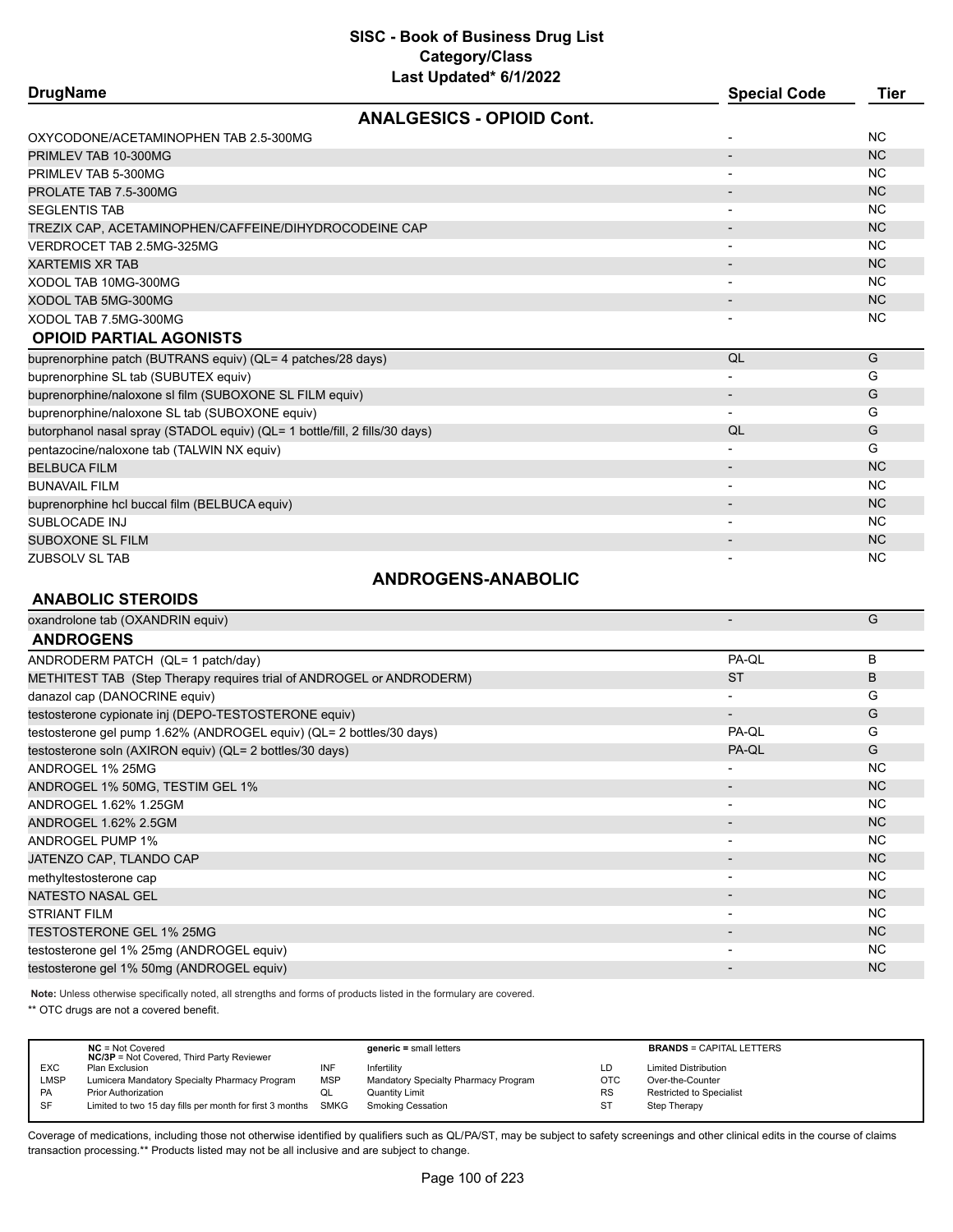# SISC - Book of Business Drug List
## Category/Class
### Last Updated* 6/1/2022

| DrugName | Special Code | Tier |
|---|---|---|
| **ANALGESICS - OPIOID Cont.** | | |
| OXYCODONE/ACETAMINOPHEN TAB 2.5-300MG | - | NC |
| PRIMLEV TAB 10-300MG | - | NC |
| PRIMLEV TAB 5-300MG | - | NC |
| PROLATE TAB 7.5-300MG | - | NC |
| SEGLENTIS TAB | - | NC |
| TREZIX CAP, ACETAMINOPHEN/CAFFEINE/DIHYDROCODEINE CAP | - | NC |
| VERDROCET TAB 2.5MG-325MG | - | NC |
| XARTEMIS XR TAB | - | NC |
| XODOL TAB 10MG-300MG | - | NC |
| XODOL TAB 5MG-300MG | - | NC |
| XODOL TAB 7.5MG-300MG | - | NC |
| **OPIOID PARTIAL AGONISTS** | | |
| buprenorphine patch (BUTRANS equiv) (QL= 4 patches/28 days) | QL | G |
| buprenorphine SL tab (SUBUTEX equiv) | - | G |
| buprenorphine/naloxone sl film (SUBOXONE SL FILM equiv) | - | G |
| buprenorphine/naloxone SL tab (SUBOXONE equiv) | - | G |
| butorphanol nasal spray (STADOL equiv) (QL= 1 bottle/fill, 2 fills/30 days) | QL | G |
| pentazocine/naloxone tab (TALWIN NX equiv) | - | G |
| BELBUCA FILM | - | NC |
| BUNAVAIL FILM | - | NC |
| buprenorphine hcl buccal film (BELBUCA equiv) | - | NC |
| SUBLOCADE INJ | - | NC |
| SUBOXONE SL FILM | - | NC |
| ZUBSOLV SL TAB | - | NC |
| **ANDROGENS-ANABOLIC** | | |
| **ANABOLIC STEROIDS** | | |
| oxandrolone tab (OXANDRIN equiv) | - | G |
| **ANDROGENS** | | |
| ANDRODERM PATCH (QL= 1 patch/day) | PA-QL | B |
| METHITEST TAB (Step Therapy requires trial of ANDROGEL or ANDRODERM) | ST | B |
| danazol cap (DANOCRINE equiv) | - | G |
| testosterone cypionate inj (DEPO-TESTOSTERONE equiv) | - | G |
| testosterone gel pump 1.62% (ANDROGEL equiv) (QL= 2 bottles/30 days) | PA-QL | G |
| testosterone soln (AXIRON equiv) (QL= 2 bottles/30 days) | PA-QL | G |
| ANDROGEL 1% 25MG | - | NC |
| ANDROGEL 1% 50MG, TESTIM GEL 1% | - | NC |
| ANDROGEL 1.62% 1.25GM | - | NC |
| ANDROGEL 1.62% 2.5GM | - | NC |
| ANDROGEL PUMP 1% | - | NC |
| JATENZO CAP, TLANDO CAP | - | NC |
| methyltestosterone cap | - | NC |
| NATESTO NASAL GEL | - | NC |
| STRIANT FILM | - | NC |
| TESTOSTERONE GEL 1% 25MG | - | NC |
| testosterone gel 1% 25mg (ANDROGEL equiv) | - | NC |
| testosterone gel 1% 50mg (ANDROGEL equiv) | - | NC |

**Note:** Unless otherwise specifically noted, all strengths and forms of products listed in the formulary are covered.

** OTC drugs are not a covered benefit.

| | | | | | |
|---|---|---|---|---|---|
| | **NC** = Not Covered **NC/3P** = Not Covered, Third Party Reviewer | | **generic =** small letters | | **BRANDS** = CAPITAL LETTERS |
| EXC | Plan Exclusion | INF | Infertility | LD | Limited Distribution |
| LMSP | Lumicera Mandatory Specialty Pharmacy Program | MSP | Mandatory Specialty Pharmacy Program | OTC | Over-the-Counter |
| PA | Prior Authorization | QL | Quantity Limit | RS | Restricted to Specialist |
| SF | Limited to two 15 day fills per month for first 3 months | SMKG | Smoking Cessation | ST | Step Therapy |

Coverage of medications, including those not otherwise identified by qualifiers such as QL/PA/ST, may be subject to safety screenings and other clinical edits in the course of claims transaction processing.** Products listed may not be all inclusive and are subject to change.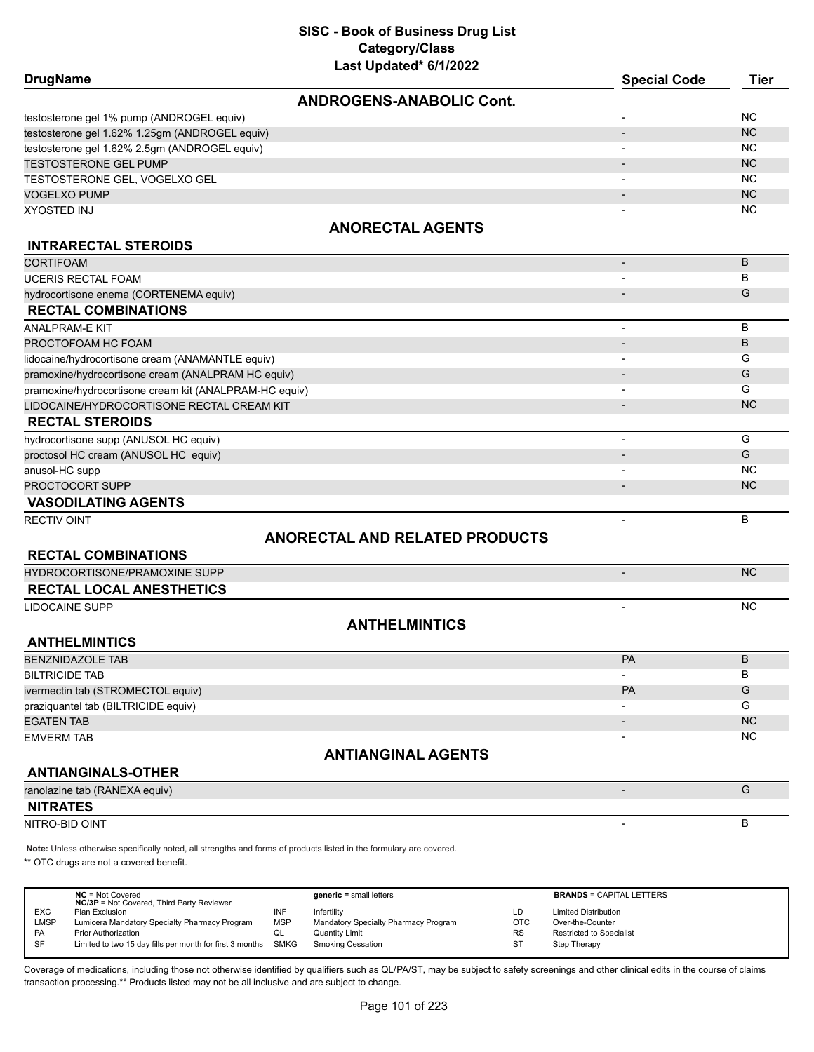# SISC - Book of Business Drug List
## Category/Class
### Last Updated* 6/1/2022

| DrugName | Special Code | Tier |
|---|---|---|
| **ANDROGENS-ANABOLIC Cont.** | | |
| testosterone gel 1% pump (ANDROGEL equiv) | - | NC |
| testosterone gel 1.62% 1.25gm (ANDROGEL equiv) | - | NC |
| testosterone gel 1.62% 2.5gm (ANDROGEL equiv) | - | NC |
| TESTOSTERONE GEL PUMP | - | NC |
| TESTOSTERONE GEL, VOGELXO GEL | - | NC |
| VOGELXO PUMP | - | NC |
| XYOSTED INJ | - | NC |
| **ANORECTAL AGENTS** | | |
| **INTRARECTAL STEROIDS** | | |
| CORTIFOAM | - | B |
| UCERIS RECTAL FOAM | - | B |
| hydrocortisone enema (CORTENEMA equiv) | - | G |
| **RECTAL COMBINATIONS** | | |
| ANALPRAM-E KIT | - | B |
| PROCTOFOAM HC FOAM | - | B |
| lidocaine/hydrocortisone cream (ANAMANTLE equiv) | - | G |
| pramoxine/hydrocortisone cream (ANALPRAM HC equiv) | - | G |
| pramoxine/hydrocortisone cream kit (ANALPRAM-HC equiv) | - | G |
| LIDOCAINE/HYDROCORTISONE RECTAL CREAM KIT | - | NC |
| **RECTAL STEROIDS** | | |
| hydrocortisone supp (ANUSOL HC equiv) | - | G |
| proctosol HC cream (ANUSOL HC equiv) | - | G |
| anusol-HC supp | - | NC |
| PROCTOCORT SUPP | - | NC |
| **VASODILATING AGENTS** | | |
| RECTIV OINT | - | B |
| **ANORECTAL AND RELATED PRODUCTS** | | |
| **RECTAL COMBINATIONS** | | |
| HYDROCORTISONE/PRAMOXINE SUPP | - | NC |
| **RECTAL LOCAL ANESTHETICS** | | |
| LIDOCAINE SUPP | - | NC |
| **ANTHELMINTICS** | | |
| **ANTHELMINTICS** | | |
| BENZNIDAZOLE TAB | PA | B |
| BILTRICIDE TAB | - | B |
| ivermectin tab (STROMECTOL equiv) | PA | G |
| praziquantel tab (BILTRICIDE equiv) | - | G |
| EGATEN TAB | - | NC |
| EMVERM TAB | - | NC |
| **ANTIANGINAL AGENTS** | | |
| **ANTIANGINALS-OTHER** | | |
| ranolazine tab (RANEXA equiv) | - | G |
| **NITRATES** | | |
| NITRO-BID OINT | - | B |

**Note:** Unless otherwise specifically noted, all strengths and forms of products listed in the formulary are covered.

** OTC drugs are not a covered benefit.

| | | | | | |
|---|---|---|---|---|---|
| **NC** = Not Covered<br>**NC/3P** = Not Covered, Third Party Reviewer | | **generic =** small letters | | **BRANDS** = CAPITAL LETTERS | |
| EXC | Plan Exclusion | INF | Infertility | LD | Limited Distribution |
| LMSP | Lumicera Mandatory Specialty Pharmacy Program | MSP | Mandatory Specialty Pharmacy Program | OTC | Over-the-Counter |
| PA | Prior Authorization | QL | Quantity Limit | RS | Restricted to Specialist |
| SF | Limited to two 15 day fills per month for first 3 months | SMKG | Smoking Cessation | ST | Step Therapy |

Coverage of medications, including those not otherwise identified by qualifiers such as QL/PA/ST, may be subject to safety screenings and other clinical edits in the course of claims transaction processing.** Products listed may not be all inclusive and are subject to change.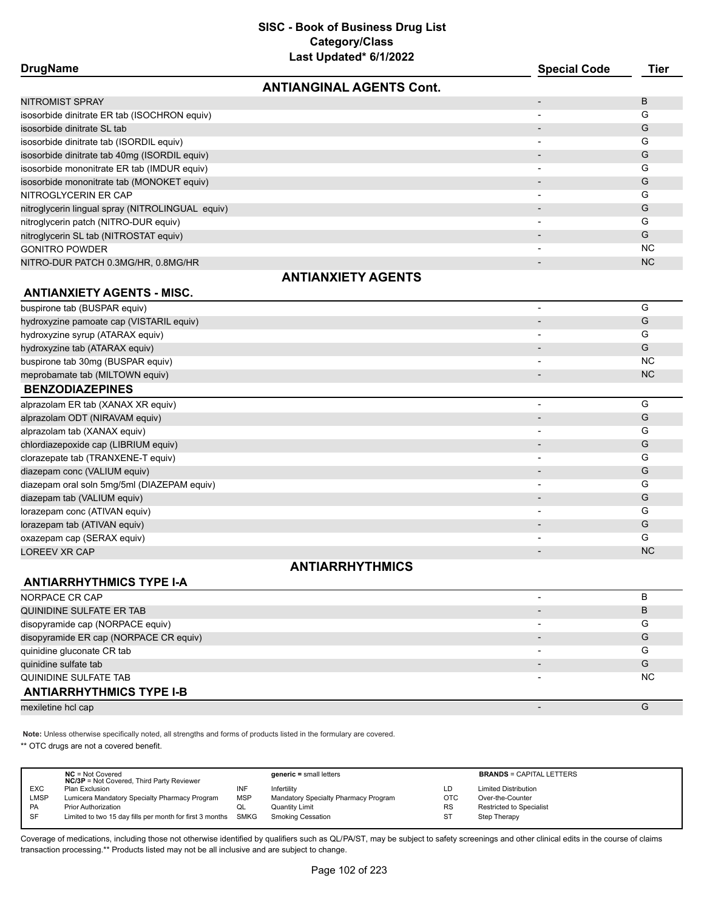# SISC - Book of Business Drug List
## Category/Class
### Last Updated* 6/1/2022

| DrugName | Special Code | Tier |
|---|---|---|
| **ANTIANGINAL AGENTS Cont.** | | |
| NITROMIST SPRAY | - | B |
| isosorbide dinitrate ER tab (ISOCHRON equiv) | - | G |
| isosorbide dinitrate SL tab | - | G |
| isosorbide dinitrate tab (ISORDIL equiv) | - | G |
| isosorbide dinitrate tab 40mg (ISORDIL equiv) | - | G |
| isosorbide mononitrate ER tab (IMDUR equiv) | - | G |
| isosorbide mononitrate tab (MONOKET equiv) | - | G |
| NITROGLYCERIN ER CAP | - | G |
| nitroglycerin lingual spray (NITROLINGUAL equiv) | - | G |
| nitroglycerin patch (NITRO-DUR equiv) | - | G |
| nitroglycerin SL tab (NITROSTAT equiv) | - | G |
| GONITRO POWDER | - | NC |
| NITRO-DUR PATCH 0.3MG/HR, 0.8MG/HR | - | NC |
| **ANTIANXIETY AGENTS** | | |
| **ANTIANXIETY AGENTS - MISC.** | | |
| buspirone tab (BUSPAR equiv) | - | G |
| hydroxyzine pamoate cap (VISTARIL equiv) | - | G |
| hydroxyzine syrup (ATARAX equiv) | - | G |
| hydroxyzine tab (ATARAX equiv) | - | G |
| buspirone tab 30mg (BUSPAR equiv) | - | NC |
| meprobamate tab (MILTOWN equiv) | - | NC |
| **BENZODIAZEPINES** | | |
| alprazolam ER tab (XANAX XR equiv) | - | G |
| alprazolam ODT (NIRAVAM equiv) | - | G |
| alprazolam tab (XANAX equiv) | - | G |
| chlordiazepoxide cap (LIBRIUM equiv) | - | G |
| clorazepate tab (TRANXENE-T equiv) | - | G |
| diazepam conc (VALIUM equiv) | - | G |
| diazepam oral soln 5mg/5ml (DIAZEPAM equiv) | - | G |
| diazepam tab (VALIUM equiv) | - | G |
| lorazepam conc (ATIVAN equiv) | - | G |
| lorazepam tab (ATIVAN equiv) | - | G |
| oxazepam cap (SERAX equiv) | - | G |
| LOREEV XR CAP | - | NC |
| **ANTIARRHYTHMICS** | | |
| **ANTIARRHYTHMICS TYPE I-A** | | |
| NORPACE CR CAP | - | B |
| QUINIDINE SULFATE ER TAB | - | B |
| disopyramide cap (NORPACE equiv) | - | G |
| disopyramide ER cap (NORPACE CR equiv) | - | G |
| quinidine gluconate CR tab | - | G |
| quinidine sulfate tab | - | G |
| QUINIDINE SULFATE TAB | - | NC |
| **ANTIARRHYTHMICS TYPE I-B** | | |
| mexiletine hcl cap | - | G |

**Note:** Unless otherwise specifically noted, all strengths and forms of products listed in the formulary are covered.

** OTC drugs are not a covered benefit.

| | | | | | |
|---|---|---|---|---|---|
| | **NC** = Not Covered<br>**NC/3P** = Not Covered, Third Party Reviewer | | **generic =** small letters | | **BRANDS** = CAPITAL LETTERS |
| EXC | Plan Exclusion | INF | Infertility | LD | Limited Distribution |
| LMSP | Lumicera Mandatory Specialty Pharmacy Program | MSP | Mandatory Specialty Pharmacy Program | OTC | Over-the-Counter |
| PA | Prior Authorization | QL | Quantity Limit | RS | Restricted to Specialist |
| SF | Limited to two 15 day fills per month for first 3 months | SMKG | Smoking Cessation | ST | Step Therapy |

Coverage of medications, including those not otherwise identified by qualifiers such as QL/PA/ST, may be subject to safety screenings and other clinical edits in the course of claims transaction processing.** Products listed may not be all inclusive and are subject to change.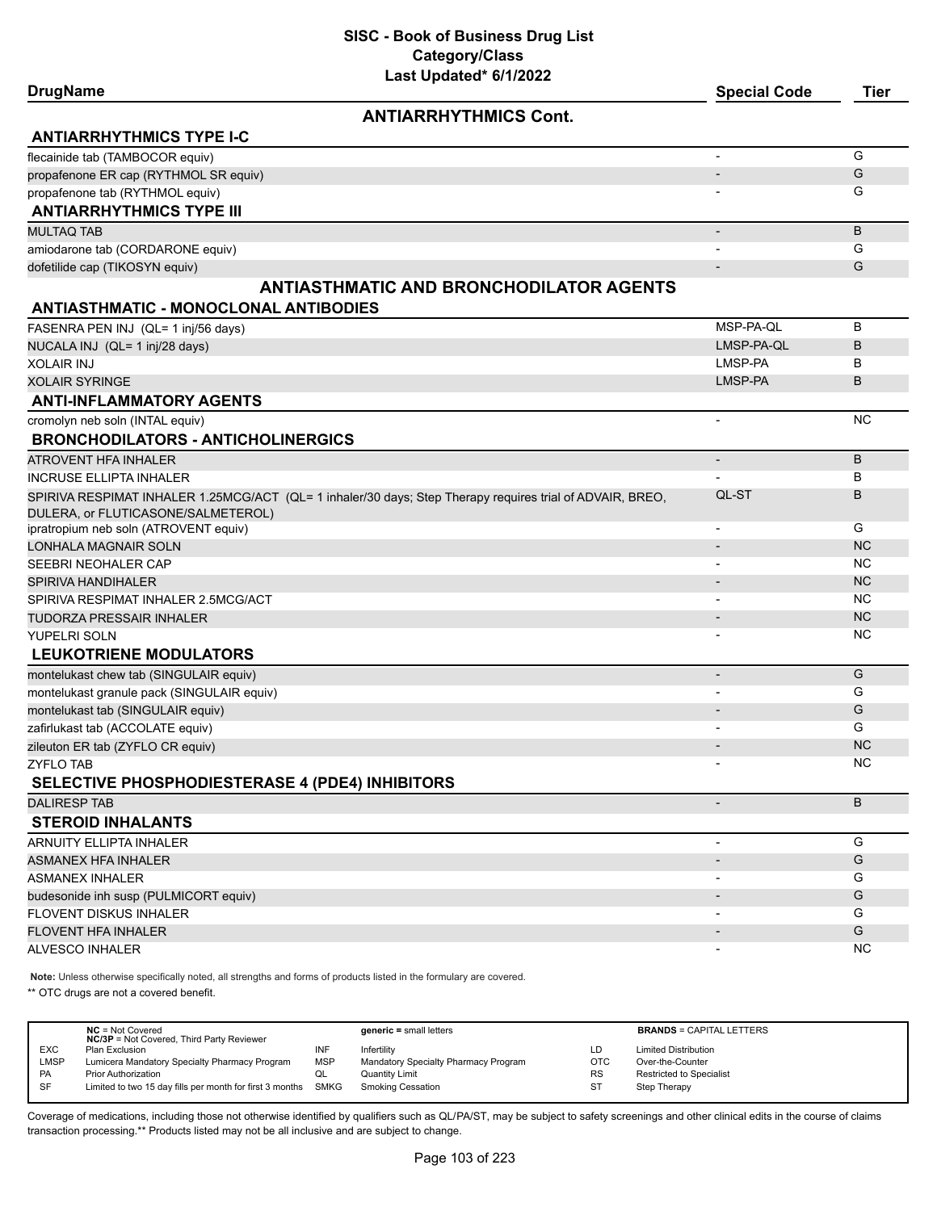# SISC - Book of Business Drug List
## Category/Class
### Last Updated* 6/1/2022

| DrugName | Special Code | Tier |
|---|---|---|
| **ANTIARRHYTHMICS Cont.** | | |
| **ANTIARRHYTHMICS TYPE I-C** | | |
| flecainide tab (TAMBOCOR equiv) | - | G |
| propafenone ER cap (RYTHMOL SR equiv) | - | G |
| propafenone tab (RYTHMOL equiv) | - | G |
| **ANTIARRHYTHMICS TYPE III** | | |
| MULTAQ TAB | - | B |
| amiodarone tab (CORDARONE equiv) | - | G |
| dofetilide cap (TIKOSYN equiv) | - | G |
| **ANTIASTHMATIC AND BRONCHODILATOR AGENTS** | | |
| **ANTIASTHMATIC - MONOCLONAL ANTIBODIES** | | |
| FASENRA PEN INJ (QL= 1 inj/56 days) | MSP-PA-QL | B |
| NUCALA INJ (QL= 1 inj/28 days) | LMSP-PA-QL | B |
| XOLAIR INJ | LMSP-PA | B |
| XOLAIR SYRINGE | LMSP-PA | B |
| **ANTI-INFLAMMATORY AGENTS** | | |
| cromolyn neb soln (INTAL equiv) | - | NC |
| **BRONCHODILATORS - ANTICHOLINERGICS** | | |
| ATROVENT HFA INHALER | - | B |
| INCRUSE ELLIPTA INHALER | - | B |
| SPIRIVA RESPIMAT INHALER 1.25MCG/ACT (QL= 1 inhaler/30 days; Step Therapy requires trial of ADVAIR, BREO, DULERA, or FLUTICASONE/SALMETEROL) | QL-ST | B |
| ipratropium neb soln (ATROVENT equiv) | - | G |
| LONHALA MAGNAIR SOLN | - | NC |
| SEEBRI NEOHALER CAP | - | NC |
| SPIRIVA HANDIHALER | - | NC |
| SPIRIVA RESPIMAT INHALER 2.5MCG/ACT | - | NC |
| TUDORZA PRESSAIR INHALER | - | NC |
| YUPELRI SOLN | - | NC |
| **LEUKOTRIENE MODULATORS** | | |
| montelukast chew tab (SINGULAIR equiv) | - | G |
| montelukast granule pack (SINGULAIR equiv) | - | G |
| montelukast tab (SINGULAIR equiv) | - | G |
| zafirlukast tab (ACCOLATE equiv) | - | G |
| zileuton ER tab (ZYFLO CR equiv) | - | NC |
| ZYFLO TAB | - | NC |
| **SELECTIVE PHOSPHODIESTERASE 4 (PDE4) INHIBITORS** | | |
| DALIRESP TAB | - | B |
| **STEROID INHALANTS** | | |
| ARNUITY ELLIPTA INHALER | - | G |
| ASMANEX HFA INHALER | - | G |
| ASMANEX INHALER | - | G |
| budesonide inh susp (PULMICORT equiv) | - | G |
| FLOVENT DISKUS INHALER | - | G |
| FLOVENT HFA INHALER | - | G |
| ALVESCO INHALER | - | NC |

**Note:** Unless otherwise specifically noted, all strengths and forms of products listed in the formulary are covered.

** OTC drugs are not a covered benefit.

| | | | | | |
|---|---|---|---|---|---|
| | **NC** = Not Covered<br>**NC/3P** = Not Covered, Third Party Reviewer | | **generic** = small letters | | **BRANDS** = CAPITAL LETTERS |
| EXC | Plan Exclusion | INF | Infertility | LD | Limited Distribution |
| LMSP | Lumicera Mandatory Specialty Pharmacy Program | MSP | Mandatory Specialty Pharmacy Program | OTC | Over-the-Counter |
| PA | Prior Authorization | QL | Quantity Limit | RS | Restricted to Specialist |
| SF | Limited to two 15 day fills per month for first 3 months | SMKG | Smoking Cessation | ST | Step Therapy |

Coverage of medications, including those not otherwise identified by qualifiers such as QL/PA/ST, may be subject to safety screenings and other clinical edits in the course of claims transaction processing.** Products listed may not be all inclusive and are subject to change.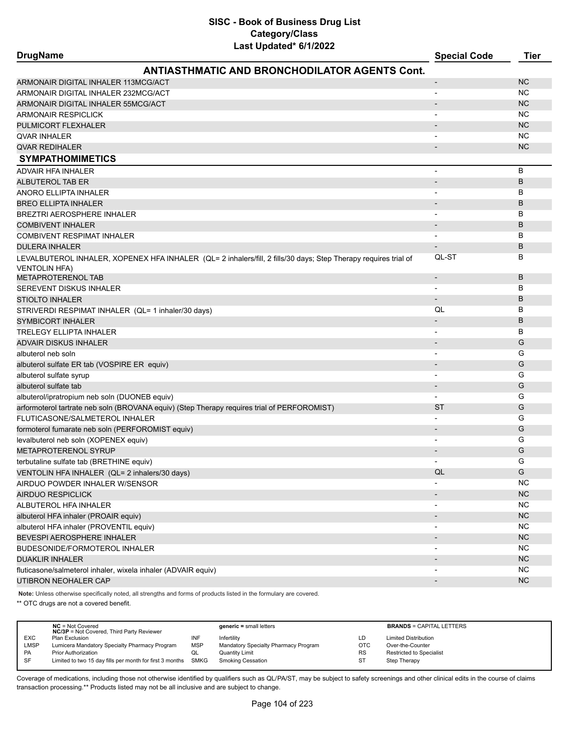# SISC - Book of Business Drug List

## Category/Class

### Last Updated* 6/1/2022

| DrugName | Special Code | Tier |
|---|---|---|
| **ANTIASTHMATIC AND BRONCHODILATOR AGENTS Cont.** | | |
| ARMONAIR DIGITAL INHALER 113MCG/ACT | - | NC |
| ARMONAIR DIGITAL INHALER 232MCG/ACT | - | NC |
| ARMONAIR DIGITAL INHALER 55MCG/ACT | - | NC |
| ARMONAIR RESPICLICK | - | NC |
| PULMICORT FLEXHALER | - | NC |
| QVAR INHALER | - | NC |
| QVAR REDIHALER | - | NC |
| **SYMPATHOMIMETICS** | | |
| ADVAIR HFA INHALER | - | B |
| ALBUTEROL TAB ER | - | B |
| ANORO ELLIPTA INHALER | - | B |
| BREO ELLIPTA INHALER | - | B |
| BREZTRI AEROSPHERE INHALER | - | B |
| COMBIVENT INHALER | - | B |
| COMBIVENT RESPIMAT INHALER | - | B |
| DULERA INHALER | - | B |
| LEVALBUTEROL INHALER, XOPENEX HFA INHALER (QL= 2 inhalers/fill, 2 fills/30 days; Step Therapy requires trial of VENTOLIN HFA) | QL-ST | B |
| METAPROTERENOL TAB | - | B |
| SEREVENT DISKUS INHALER | - | B |
| STIOLTO INHALER | - | B |
| STRIVERDI RESPIMAT INHALER (QL= 1 inhaler/30 days) | QL | B |
| SYMBICORT INHALER | - | B |
| TRELEGY ELLIPTA INHALER | - | B |
| ADVAIR DISKUS INHALER | - | G |
| albuterol neb soln | - | G |
| albuterol sulfate ER tab (VOSPIRE ER equiv) | - | G |
| albuterol sulfate syrup | - | G |
| albuterol sulfate tab | - | G |
| albuterol/ipratropium neb soln (DUONEB equiv) | - | G |
| arformoterol tartrate neb soln (BROVANA equiv) (Step Therapy requires trial of PERFOROMIST) | ST | G |
| FLUTICASONE/SALMETEROL INHALER | - | G |
| formoterol fumarate neb soln (PERFOROMIST equiv) | - | G |
| levalbuterol neb soln (XOPENEX equiv) | - | G |
| METAPROTERENOL SYRUP | - | G |
| terbutaline sulfate tab (BRETHINE equiv) | - | G |
| VENTOLIN HFA INHALER (QL= 2 inhalers/30 days) | QL | G |
| AIRDUO POWDER INHALER W/SENSOR | - | NC |
| AIRDUO RESPICLICK | - | NC |
| ALBUTEROL HFA INHALER | - | NC |
| albuterol HFA inhaler (PROAIR equiv) | - | NC |
| albuterol HFA inhaler (PROVENTIL equiv) | - | NC |
| BEVESPI AEROSPHERE INHALER | - | NC |
| BUDESONIDE/FORMOTEROL INHALER | - | NC |
| DUAKLIR INHALER | - | NC |
| fluticasone/salmeterol inhaler, wixela inhaler (ADVAIR equiv) | - | NC |
| UTIBRON NEOHALER CAP | - | NC |

**Note:** Unless otherwise specifically noted, all strengths and forms of products listed in the formulary are covered.

** OTC drugs are not a covered benefit.

| | | | | | |
|---|---|---|---|---|---|
| **NC** = Not Covered<br>**NC/3P** = Not Covered, Third Party Reviewer | | **generic** = small letters | | **BRANDS** = CAPITAL LETTERS | |
| EXC | Plan Exclusion | INF | Infertility | LD | Limited Distribution |
| LMSP | Lumicera Mandatory Specialty Pharmacy Program | MSP | Mandatory Specialty Pharmacy Program | OTC | Over-the-Counter |
| PA | Prior Authorization | QL | Quantity Limit | RS | Restricted to Specialist |
| SF | Limited to two 15 day fills per month for first 3 months | SMKG | Smoking Cessation | ST | Step Therapy |

Coverage of medications, including those not otherwise identified by qualifiers such as QL/PA/ST, may be subject to safety screenings and other clinical edits in the course of claims transaction processing.** Products listed may not be all inclusive and are subject to change.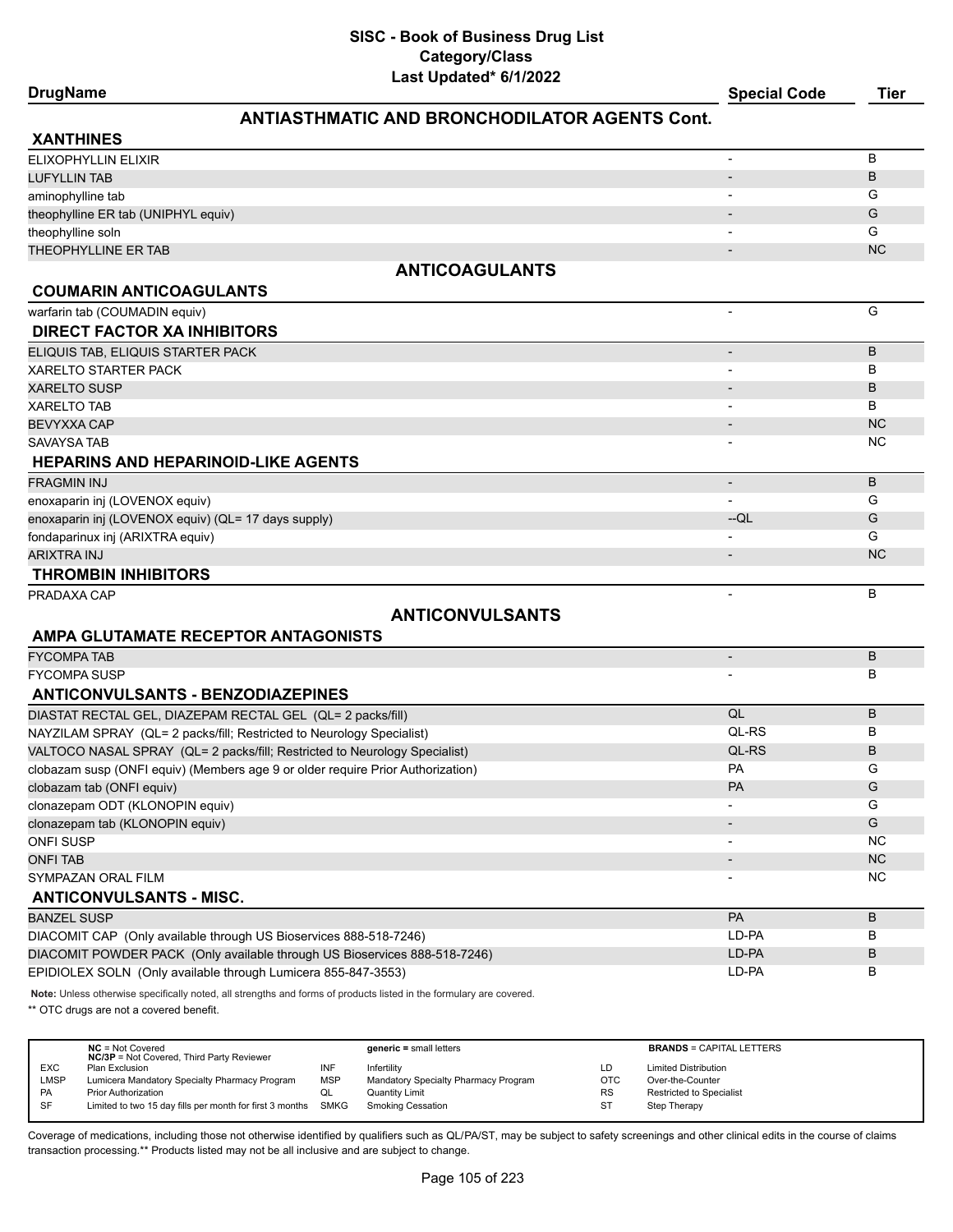# SISC - Book of Business Drug List
## Category/Class
### Last Updated* 6/1/2022

| DrugName | Special Code | Tier |
|---|---|---|
| **ANTIASTHMATIC AND BRONCHODILATOR AGENTS Cont.** | | |
| **XANTHINES** | | |
| ELIXOPHYLLIN ELIXIR | - | B |
| LUFYLLIN TAB | - | B |
| aminophylline tab | - | G |
| theophylline ER tab (UNIPHYL equiv) | - | G |
| theophylline soln | - | G |
| THEOPHYLLINE ER TAB | - | NC |
| **ANTICOAGULANTS** | | |
| **COUMARIN ANTICOAGULANTS** | | |
| warfarin tab (COUMADIN equiv) | - | G |
| **DIRECT FACTOR XA INHIBITORS** | | |
| ELIQUIS TAB, ELIQUIS STARTER PACK | - | B |
| XARELTO STARTER PACK | - | B |
| XARELTO SUSP | - | B |
| XARELTO TAB | - | B |
| BEVYXXA CAP | - | NC |
| SAVAYSA TAB | - | NC |
| **HEPARINS AND HEPARINOID-LIKE AGENTS** | | |
| FRAGMIN INJ | - | B |
| enoxaparin inj (LOVENOX equiv) | - | G |
| enoxaparin inj (LOVENOX equiv) (QL= 17 days supply) | --QL | G |
| fondaparinux inj (ARIXTRA equiv) | - | G |
| ARIXTRA INJ | - | NC |
| **THROMBIN INHIBITORS** | | |
| PRADAXA CAP | - | B |
| **ANTICONVULSANTS** | | |
| **AMPA GLUTAMATE RECEPTOR ANTAGONISTS** | | |
| FYCOMPA TAB | - | B |
| FYCOMPA SUSP | - | B |
| **ANTICONVULSANTS - BENZODIAZEPINES** | | |
| DIASTAT RECTAL GEL, DIAZEPAM RECTAL GEL (QL= 2 packs/fill) | QL | B |
| NAYZILAM SPRAY (QL= 2 packs/fill; Restricted to Neurology Specialist) | QL-RS | B |
| VALTOCO NASAL SPRAY (QL= 2 packs/fill; Restricted to Neurology Specialist) | QL-RS | B |
| clobazam susp (ONFI equiv) (Members age 9 or older require Prior Authorization) | PA | G |
| clobazam tab (ONFI equiv) | PA | G |
| clonazepam ODT (KLONOPIN equiv) | - | G |
| clonazepam tab (KLONOPIN equiv) | - | G |
| ONFI SUSP | - | NC |
| ONFI TAB | - | NC |
| SYMPAZAN ORAL FILM | - | NC |
| **ANTICONVULSANTS - MISC.** | | |
| BANZEL SUSP | PA | B |
| DIACOMIT CAP (Only available through US Bioservices 888-518-7246) | LD-PA | B |
| DIACOMIT POWDER PACK (Only available through US Bioservices 888-518-7246) | LD-PA | B |
| EPIDIOLEX SOLN (Only available through Lumicera 855-847-3553) | LD-PA | B |

**Note:** Unless otherwise specifically noted, all strengths and forms of products listed in the formulary are covered.

** OTC drugs are not a covered benefit.

| | | | | | |
|---|---|---|---|---|---|
| | **NC** = Not Covered<br>**NC/3P** = Not Covered, Third Party Reviewer | | **generic =** small letters | | **BRANDS** = CAPITAL LETTERS |
| EXC | Plan Exclusion | INF | Infertility | LD | Limited Distribution |
| LMSP | Lumicera Mandatory Specialty Pharmacy Program | MSP | Mandatory Specialty Pharmacy Program | OTC | Over-the-Counter |
| PA | Prior Authorization | QL | Quantity Limit | RS | Restricted to Specialist |
| SF | Limited to two 15 day fills per month for first 3 months | SMKG | Smoking Cessation | ST | Step Therapy |

Coverage of medications, including those not otherwise identified by qualifiers such as QL/PA/ST, may be subject to safety screenings and other clinical edits in the course of claims transaction processing.** Products listed may not be all inclusive and are subject to change.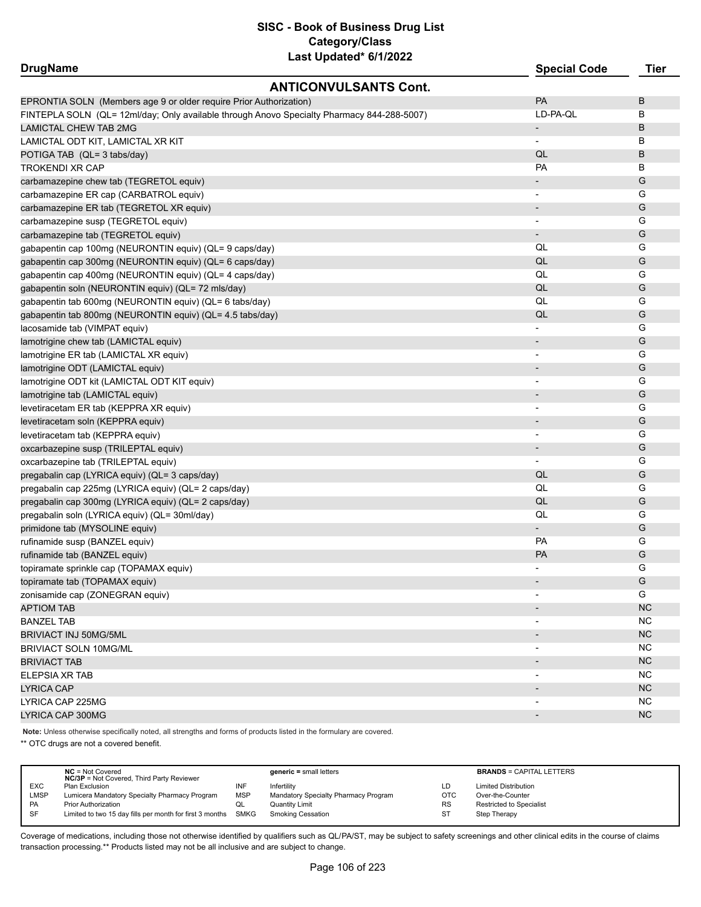# SISC - Book of Business Drug List
## Category/Class
### Last Updated* 6/1/2022

| DrugName | Special Code | Tier |
|---|---|---|
| **ANTICONVULSANTS Cont.** | | |
| EPRONTIA SOLN (Members age 9 or older require Prior Authorization) | PA | B |
| FINTEPLA SOLN (QL= 12ml/day; Only available through Anovo Specialty Pharmacy 844-288-5007) | LD-PA-QL | B |
| LAMICTAL CHEW TAB 2MG | - | B |
| LAMICTAL ODT KIT, LAMICTAL XR KIT | - | B |
| POTIGA TAB (QL= 3 tabs/day) | QL | B |
| TROKENDI XR CAP | PA | B |
| carbamazepine chew tab (TEGRETOL equiv) | - | G |
| carbamazepine ER cap (CARBATROL equiv) | - | G |
| carbamazepine ER tab (TEGRETOL XR equiv) | - | G |
| carbamazepine susp (TEGRETOL equiv) | - | G |
| carbamazepine tab (TEGRETOL equiv) | - | G |
| gabapentin cap 100mg (NEURONTIN equiv) (QL= 9 caps/day) | QL | G |
| gabapentin cap 300mg (NEURONTIN equiv) (QL= 6 caps/day) | QL | G |
| gabapentin cap 400mg (NEURONTIN equiv) (QL= 4 caps/day) | QL | G |
| gabapentin soln (NEURONTIN equiv) (QL= 72 mls/day) | QL | G |
| gabapentin tab 600mg (NEURONTIN equiv) (QL= 6 tabs/day) | QL | G |
| gabapentin tab 800mg (NEURONTIN equiv) (QL= 4.5 tabs/day) | QL | G |
| lacosamide tab (VIMPAT equiv) | - | G |
| lamotrigine chew tab (LAMICTAL equiv) | - | G |
| lamotrigine ER tab (LAMICTAL XR equiv) | - | G |
| lamotrigine ODT (LAMICTAL equiv) | - | G |
| lamotrigine ODT kit (LAMICTAL ODT KIT equiv) | - | G |
| lamotrigine tab (LAMICTAL equiv) | - | G |
| levetiracetam ER tab (KEPPRA XR equiv) | - | G |
| levetiracetam soln (KEPPRA equiv) | - | G |
| levetiracetam tab (KEPPRA equiv) | - | G |
| oxcarbazepine susp (TRILEPTAL equiv) | - | G |
| oxcarbazepine tab (TRILEPTAL equiv) | - | G |
| pregabalin cap (LYRICA equiv) (QL= 3 caps/day) | QL | G |
| pregabalin cap 225mg (LYRICA equiv) (QL= 2 caps/day) | QL | G |
| pregabalin cap 300mg (LYRICA equiv) (QL= 2 caps/day) | QL | G |
| pregabalin soln (LYRICA equiv) (QL= 30ml/day) | QL | G |
| primidone tab (MYSOLINE equiv) | - | G |
| rufinamide susp (BANZEL equiv) | PA | G |
| rufinamide tab (BANZEL equiv) | PA | G |
| topiramate sprinkle cap (TOPAMAX equiv) | - | G |
| topiramate tab (TOPAMAX equiv) | - | G |
| zonisamide cap (ZONEGRAN equiv) | - | G |
| APTIOM TAB | - | NC |
| BANZEL TAB | - | NC |
| BRIVIACT INJ 50MG/5ML | - | NC |
| BRIVIACT SOLN 10MG/ML | - | NC |
| BRIVIACT TAB | - | NC |
| ELEPSIA XR TAB | - | NC |
| LYRICA CAP | - | NC |
| LYRICA CAP 225MG | - | NC |
| LYRICA CAP 300MG | - | NC |

**Note:** Unless otherwise specifically noted, all strengths and forms of products listed in the formulary are covered.

** OTC drugs are not a covered benefit.

| | | | | | |
|---|---|---|---|---|---|
| **NC** = Not Covered<br>**NC/3P** = Not Covered, Third Party Reviewer | | **generic** = small letters | | **BRANDS** = CAPITAL LETTERS | |
| EXC | Plan Exclusion | INF | Infertility | LD | Limited Distribution |
| LMSP | Lumicera Mandatory Specialty Pharmacy Program | MSP | Mandatory Specialty Pharmacy Program | OTC | Over-the-Counter |
| PA | Prior Authorization | QL | Quantity Limit | RS | Restricted to Specialist |
| SF | Limited to two 15 day fills per month for first 3 months | SMKG | Smoking Cessation | ST | Step Therapy |

Coverage of medications, including those not otherwise identified by qualifiers such as QL/PA/ST, may be subject to safety screenings and other clinical edits in the course of claims transaction processing.** Products listed may not be all inclusive and are subject to change.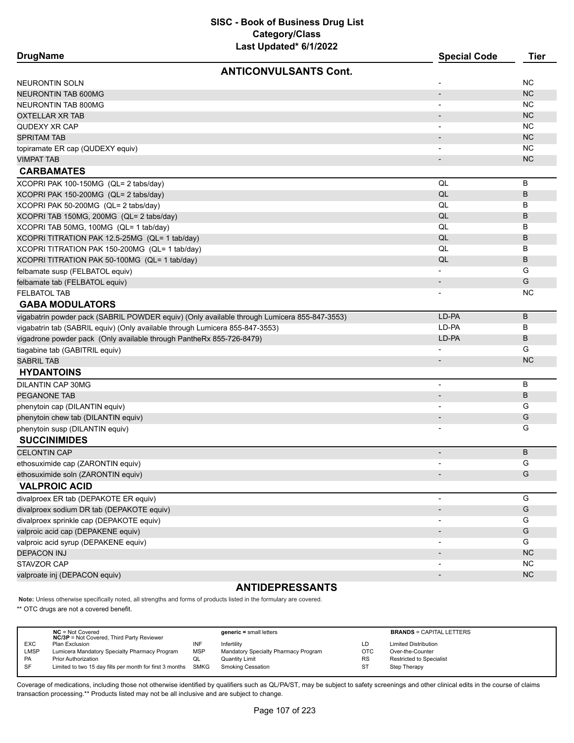# SISC - Book of Business Drug List

## Category/Class

### Last Updated* 6/1/2022

| DrugName | Special Code | Tier |
|---|---|---|
| **ANTICONVULSANTS Cont.** | | |
| NEURONTIN SOLN | - | NC |
| NEURONTIN TAB 600MG | - | NC |
| NEURONTIN TAB 800MG | - | NC |
| OXTELLAR XR TAB | - | NC |
| QUDEXY XR CAP | - | NC |
| SPRITAM TAB | - | NC |
| topiramate ER cap (QUDEXY equiv) | - | NC |
| VIMPAT TAB | - | NC |
| **CARBAMATES** | | |
| XCOPRI PAK 100-150MG (QL= 2 tabs/day) | QL | B |
| XCOPRI PAK 150-200MG (QL= 2 tabs/day) | QL | B |
| XCOPRI PAK 50-200MG (QL= 2 tabs/day) | QL | B |
| XCOPRI TAB 150MG, 200MG (QL= 2 tabs/day) | QL | B |
| XCOPRI TAB 50MG, 100MG (QL= 1 tab/day) | QL | B |
| XCOPRI TITRATION PAK 12.5-25MG (QL= 1 tab/day) | QL | B |
| XCOPRI TITRATION PAK 150-200MG (QL= 1 tab/day) | QL | B |
| XCOPRI TITRATION PAK 50-100MG (QL= 1 tab/day) | QL | B |
| felbamate susp (FELBATOL equiv) | - | G |
| felbamate tab (FELBATOL equiv) | - | G |
| FELBATOL TAB | - | NC |
| **GABA MODULATORS** | | |
| vigabatrin powder pack (SABRIL POWDER equiv) (Only available through Lumicera 855-847-3553) | LD-PA | B |
| vigabatrin tab (SABRIL equiv) (Only available through Lumicera 855-847-3553) | LD-PA | B |
| vigadrone powder pack (Only available through PantheRx 855-726-8479) | LD-PA | B |
| tiagabine tab (GABITRIL equiv) | - | G |
| SABRIL TAB | - | NC |
| **HYDANTOINS** | | |
| DILANTIN CAP 30MG | - | B |
| PEGANONE TAB | - | B |
| phenytoin cap (DILANTIN equiv) | - | G |
| phenytoin chew tab (DILANTIN equiv) | - | G |
| phenytoin susp (DILANTIN equiv) | - | G |
| **SUCCINIMIDES** | | |
| CELONTIN CAP | - | B |
| ethosuximide cap (ZARONTIN equiv) | - | G |
| ethosuximide soln (ZARONTIN equiv) | - | G |
| **VALPROIC ACID** | | |
| divalproex ER tab (DEPAKOTE ER equiv) | - | G |
| divalproex sodium DR tab (DEPAKOTE equiv) | - | G |
| divalproex sprinkle cap (DEPAKOTE equiv) | - | G |
| valproic acid cap (DEPAKENE equiv) | - | G |
| valproic acid syrup (DEPAKENE equiv) | - | G |
| DEPACON INJ | - | NC |
| STAVZOR CAP | - | NC |
| valproate inj (DEPACON equiv) | - | NC |

## ANTIDEPRESSANTS

**Note:** Unless otherwise specifically noted, all strengths and forms of products listed in the formulary are covered.

** OTC drugs are not a covered benefit.

| | | | | | |
|---|---|---|---|---|---|
| | **NC** = Not Covered<br>**NC/3P** = Not Covered, Third Party Reviewer | | **generic =** small letters | | **BRANDS** = CAPITAL LETTERS |
| EXC | Plan Exclusion | INF | Infertility | LD | Limited Distribution |
| LMSP | Lumicera Mandatory Specialty Pharmacy Program | MSP | Mandatory Specialty Pharmacy Program | OTC | Over-the-Counter |
| PA | Prior Authorization | QL | Quantity Limit | RS | Restricted to Specialist |
| SF | Limited to two 15 day fills per month for first 3 months | SMKG | Smoking Cessation | ST | Step Therapy |

Coverage of medications, including those not otherwise identified by qualifiers such as QL/PA/ST, may be subject to safety screenings and other clinical edits in the course of claims transaction processing.** Products listed may not be all inclusive and are subject to change.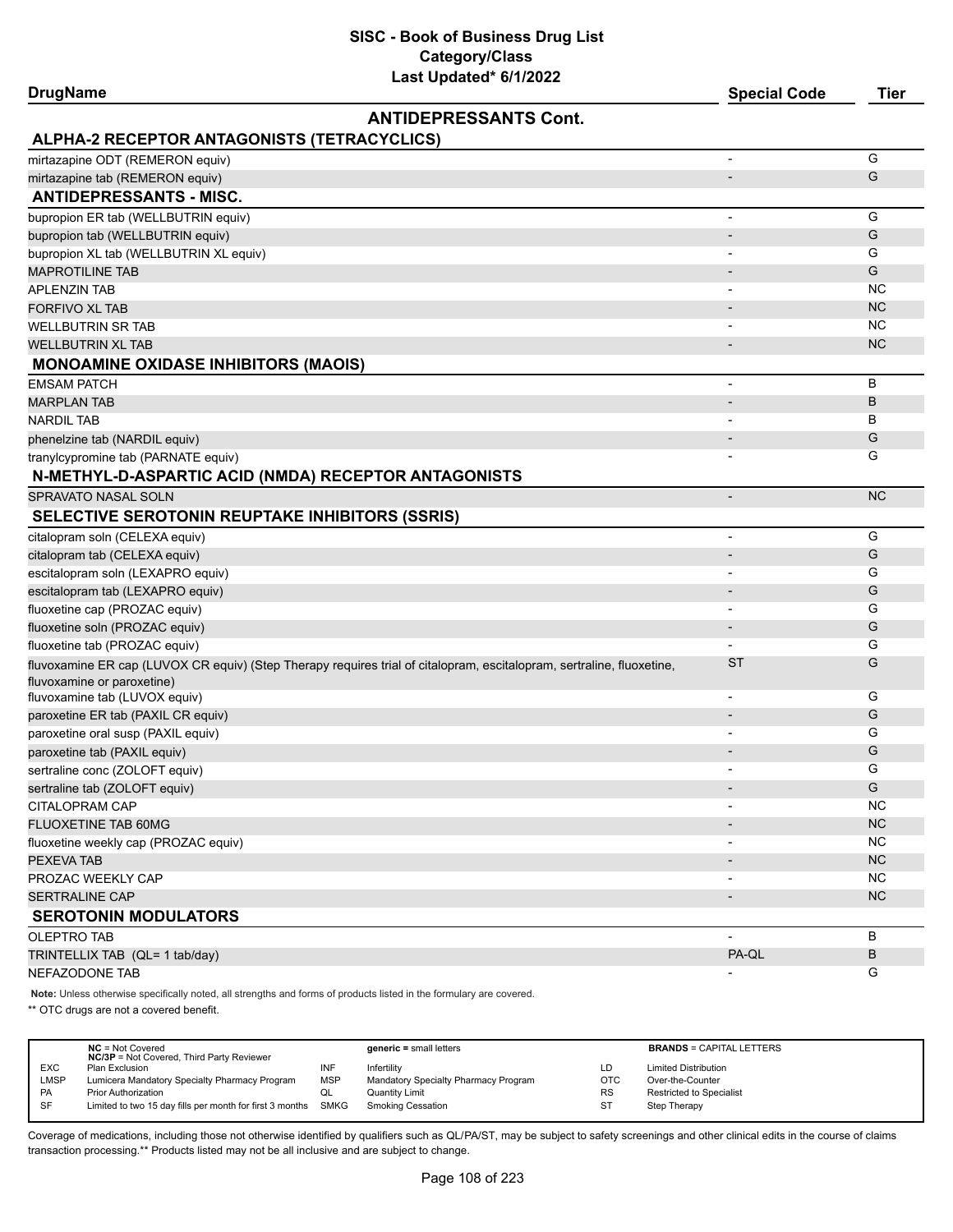# SISC - Book of Business Drug List
## Category/Class
### Last Updated* 6/1/2022

| DrugName | Special Code | Tier |
|---|---|---|
| **ANTIDEPRESSANTS Cont.** | | |
| **ALPHA-2 RECEPTOR ANTAGONISTS (TETRACYCLICS)** | | |
| mirtazapine ODT (REMERON equiv) | - | G |
| mirtazapine tab (REMERON equiv) | - | G |
| **ANTIDEPRESSANTS - MISC.** | | |
| bupropion ER tab (WELLBUTRIN equiv) | - | G |
| bupropion tab (WELLBUTRIN equiv) | - | G |
| bupropion XL tab (WELLBUTRIN XL equiv) | - | G |
| MAPROTILINE TAB | - | G |
| APLENZIN TAB | - | NC |
| FORFIVO XL TAB | - | NC |
| WELLBUTRIN SR TAB | - | NC |
| WELLBUTRIN XL TAB | - | NC |
| **MONOAMINE OXIDASE INHIBITORS (MAOIS)** | | |
| EMSAM PATCH | - | B |
| MARPLAN TAB | - | B |
| NARDIL TAB | - | B |
| phenelzine tab (NARDIL equiv) | - | G |
| tranylcypromine tab (PARNATE equiv) | - | G |
| **N-METHYL-D-ASPARTIC ACID (NMDA) RECEPTOR ANTAGONISTS** | | |
| SPRAVATO NASAL SOLN | - | NC |
| **SELECTIVE SEROTONIN REUPTAKE INHIBITORS (SSRIS)** | | |
| citalopram soln (CELEXA equiv) | - | G |
| citalopram tab (CELEXA equiv) | - | G |
| escitalopram soln (LEXAPRO equiv) | - | G |
| escitalopram tab (LEXAPRO equiv) | - | G |
| fluoxetine cap (PROZAC equiv) | - | G |
| fluoxetine soln (PROZAC equiv) | - | G |
| fluoxetine tab (PROZAC equiv) | - | G |
| fluvoxamine ER cap (LUVOX CR equiv) (Step Therapy requires trial of citalopram, escitalopram, sertraline, fluoxetine, fluvoxamine or paroxetine) | ST | G |
| fluvoxamine tab (LUVOX equiv) | - | G |
| paroxetine ER tab (PAXIL CR equiv) | - | G |
| paroxetine oral susp (PAXIL equiv) | - | G |
| paroxetine tab (PAXIL equiv) | - | G |
| sertraline conc (ZOLOFT equiv) | - | G |
| sertraline tab (ZOLOFT equiv) | - | G |
| CITALOPRAM CAP | - | NC |
| FLUOXETINE TAB 60MG | - | NC |
| fluoxetine weekly cap (PROZAC equiv) | - | NC |
| PEXEVA TAB | - | NC |
| PROZAC WEEKLY CAP | - | NC |
| SERTRALINE CAP | - | NC |
| **SEROTONIN MODULATORS** | | |
| OLEPTRO TAB | - | B |
| TRINTELLIX TAB (QL= 1 tab/day) | PA-QL | B |
| NEFAZODONE TAB | - | G |

**Note:** Unless otherwise specifically noted, all strengths and forms of products listed in the formulary are covered.

** OTC drugs are not a covered benefit.

| | | | | | |
|---|---|---|---|---|---|
| | **NC** = Not Covered<br>**NC/3P** = Not Covered, Third Party Reviewer | | **generic =** small letters | | **BRANDS** = CAPITAL LETTERS |
| EXC | Plan Exclusion | INF | Infertility | LD | Limited Distribution |
| LMSP | Lumicera Mandatory Specialty Pharmacy Program | MSP | Mandatory Specialty Pharmacy Program | OTC | Over-the-Counter |
| PA | Prior Authorization | QL | Quantity Limit | RS | Restricted to Specialist |
| SF | Limited to two 15 day fills per month for first 3 months | SMKG | Smoking Cessation | ST | Step Therapy |

Coverage of medications, including those not otherwise identified by qualifiers such as QL/PA/ST, may be subject to safety screenings and other clinical edits in the course of claims transaction processing.** Products listed may not be all inclusive and are subject to change.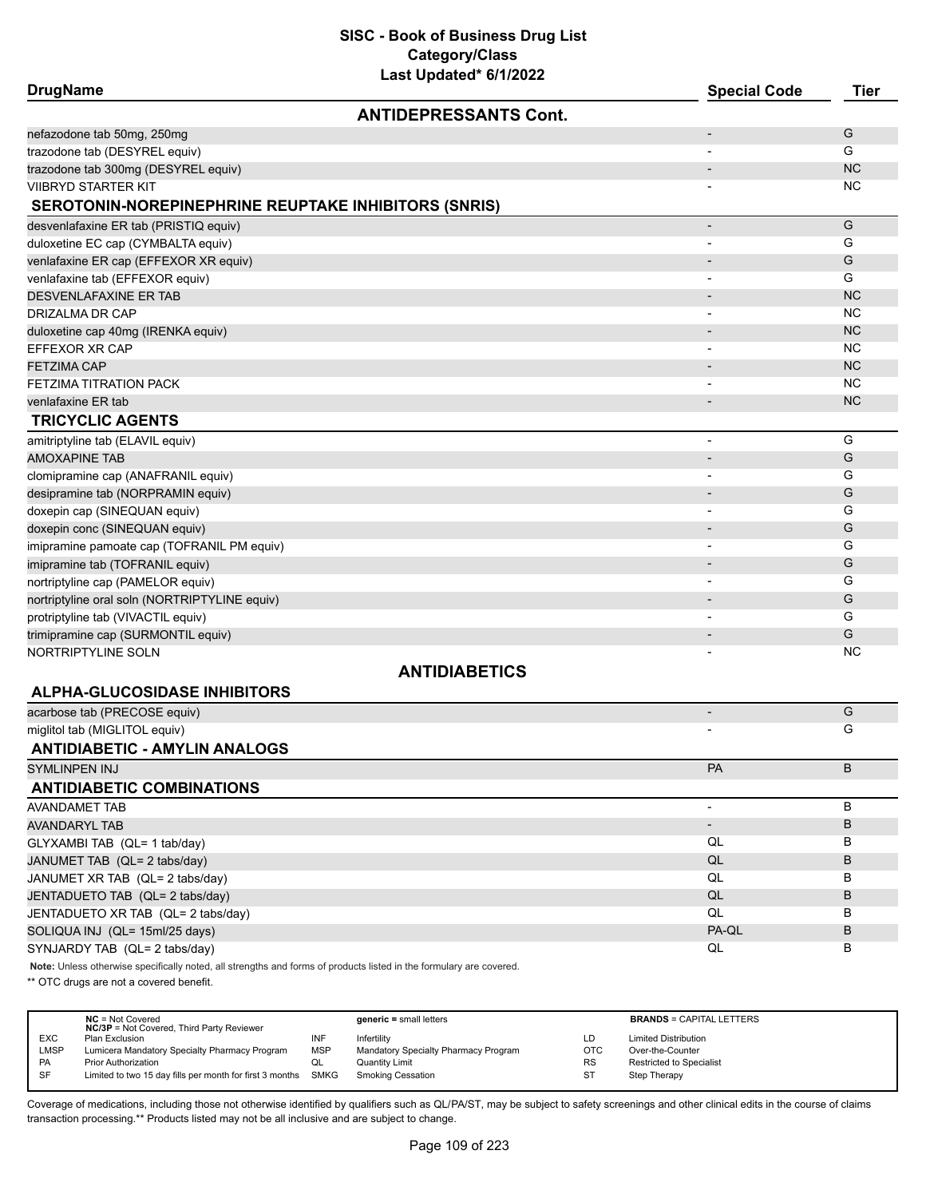# SISC - Book of Business Drug List

**Category/Class**

**Last Updated* 6/1/2022**

| DrugName | Special Code | Tier |
|---|---|---|
| **ANTIDEPRESSANTS Cont.** | | |
| nefazodone tab 50mg, 250mg | - | G |
| trazodone tab (DESYREL equiv) | - | G |
| trazodone tab 300mg (DESYREL equiv) | - | NC |
| VIIBRYD STARTER KIT | - | NC |
| **SEROTONIN-NOREPINEPHRINE REUPTAKE INHIBITORS (SNRIS)** | | |
| desvenlafaxine ER tab (PRISTIQ equiv) | - | G |
| duloxetine EC cap (CYMBALTA equiv) | - | G |
| venlafaxine ER cap (EFFEXOR XR equiv) | - | G |
| venlafaxine tab (EFFEXOR equiv) | - | G |
| DESVENLAFAXINE ER TAB | - | NC |
| DRIZALMA DR CAP | - | NC |
| duloxetine cap 40mg (IRENKA equiv) | - | NC |
| EFFEXOR XR CAP | - | NC |
| FETZIMA CAP | - | NC |
| FETZIMA TITRATION PACK | - | NC |
| venlafaxine ER tab | - | NC |
| **TRICYCLIC AGENTS** | | |
| amitriptyline tab (ELAVIL equiv) | - | G |
| AMOXAPINE TAB | - | G |
| clomipramine cap (ANAFRANIL equiv) | - | G |
| desipramine tab (NORPRAMIN equiv) | - | G |
| doxepin cap (SINEQUAN equiv) | - | G |
| doxepin conc (SINEQUAN equiv) | - | G |
| imipramine pamoate cap (TOFRANIL PM equiv) | - | G |
| imipramine tab (TOFRANIL equiv) | - | G |
| nortriptyline cap (PAMELOR equiv) | - | G |
| nortriptyline oral soln (NORTRIPTYLINE equiv) | - | G |
| protriptyline tab (VIVACTIL equiv) | - | G |
| trimipramine cap (SURMONTIL equiv) | - | G |
| NORTRIPTYLINE SOLN | - | NC |
| **ANTIDIABETICS** | | |
| **ALPHA-GLUCOSIDASE INHIBITORS** | | |
| acarbose tab (PRECOSE equiv) | - | G |
| miglitol tab (MIGLITOL equiv) | - | G |
| **ANTIDIABETIC - AMYLIN ANALOGS** | | |
| SYMLINPEN INJ | PA | B |
| **ANTIDIABETIC COMBINATIONS** | | |
| AVANDAMET TAB | - | B |
| AVANDARYL TAB | - | B |
| GLYXAMBI TAB (QL= 1 tab/day) | QL | B |
| JANUMET TAB (QL= 2 tabs/day) | QL | B |
| JANUMET XR TAB (QL= 2 tabs/day) | QL | B |
| JENTADUETO TAB (QL= 2 tabs/day) | QL | B |
| JENTADUETO XR TAB (QL= 2 tabs/day) | QL | B |
| SOLIQUA INJ (QL= 15ml/25 days) | PA-QL | B |
| SYNJARDY TAB (QL= 2 tabs/day) | QL | B |

**Note:** Unless otherwise specifically noted, all strengths and forms of products listed in the formulary are covered.

** OTC drugs are not a covered benefit.

| | | | | | |
|---|---|---|---|---|---|
| | **NC** = Not Covered<br>**NC/3P** = Not Covered, Third Party Reviewer | | **generic =** small letters | | **BRANDS** = CAPITAL LETTERS |
| EXC | Plan Exclusion | INF | Infertility | LD | Limited Distribution |
| LMSP | Lumicera Mandatory Specialty Pharmacy Program | MSP | Mandatory Specialty Pharmacy Program | OTC | Over-the-Counter |
| PA | Prior Authorization | QL | Quantity Limit | RS | Restricted to Specialist |
| SF | Limited to two 15 day fills per month for first 3 months | SMKG | Smoking Cessation | ST | Step Therapy |

Coverage of medications, including those not otherwise identified by qualifiers such as QL/PA/ST, may be subject to safety screenings and other clinical edits in the course of claims transaction processing.** Products listed may not be all inclusive and are subject to change.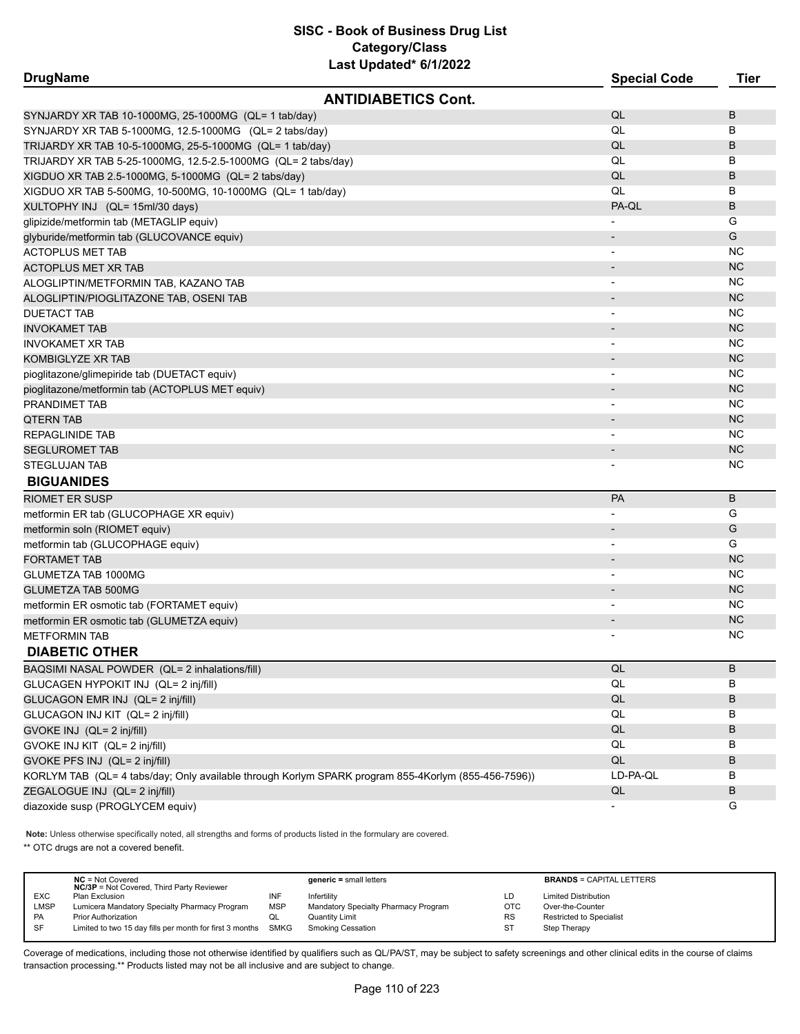# SISC - Book of Business Drug List

## Category/Class

### Last Updated* 6/1/2022

| DrugName | Special Code | Tier |
|---|---|---|
| **ANTIDIABETICS Cont.** | | |
| SYNJARDY XR TAB 10-1000MG, 25-1000MG (QL= 1 tab/day) | QL | B |
| SYNJARDY XR TAB 5-1000MG, 12.5-1000MG (QL= 2 tabs/day) | QL | B |
| TRIJARDY XR TAB 10-5-1000MG, 25-5-1000MG (QL= 1 tab/day) | QL | B |
| TRIJARDY XR TAB 5-25-1000MG, 12.5-2.5-1000MG (QL= 2 tabs/day) | QL | B |
| XIGDUO XR TAB 2.5-1000MG, 5-1000MG (QL= 2 tabs/day) | QL | B |
| XIGDUO XR TAB 5-500MG, 10-500MG, 10-1000MG (QL= 1 tab/day) | QL | B |
| XULTOPHY INJ (QL= 15ml/30 days) | PA-QL | B |
| glipizide/metformin tab (METAGLIP equiv) | - | G |
| glyburide/metformin tab (GLUCOVANCE equiv) | - | G |
| ACTOPLUS MET TAB | - | NC |
| ACTOPLUS MET XR TAB | - | NC |
| ALOGLIPTIN/METFORMIN TAB, KAZANO TAB | - | NC |
| ALOGLIPTIN/PIOGLITAZONE TAB, OSENI TAB | - | NC |
| DUETACT TAB | - | NC |
| INVOKAMET TAB | - | NC |
| INVOKAMET XR TAB | - | NC |
| KOMBIGLYZE XR TAB | - | NC |
| pioglitazone/glimepiride tab (DUETACT equiv) | - | NC |
| pioglitazone/metformin tab (ACTOPLUS MET equiv) | - | NC |
| PRANDIMET TAB | - | NC |
| QTERN TAB | - | NC |
| REPAGLINIDE TAB | - | NC |
| SEGLUROMET TAB | - | NC |
| STEGLUJAN TAB | - | NC |
| **BIGUANIDES** | | |
| RIOMET ER SUSP | PA | B |
| metformin ER tab (GLUCOPHAGE XR equiv) | - | G |
| metformin soln (RIOMET equiv) | - | G |
| metformin tab (GLUCOPHAGE equiv) | - | G |
| FORTAMET TAB | - | NC |
| GLUMETZA TAB 1000MG | - | NC |
| GLUMETZA TAB 500MG | - | NC |
| metformin ER osmotic tab (FORTAMET equiv) | - | NC |
| metformin ER osmotic tab (GLUMETZA equiv) | - | NC |
| METFORMIN TAB | - | NC |
| **DIABETIC OTHER** | | |
| BAQSIMI NASAL POWDER (QL= 2 inhalations/fill) | QL | B |
| GLUCAGEN HYPOKIT INJ (QL= 2 inj/fill) | QL | B |
| GLUCAGON EMR INJ (QL= 2 inj/fill) | QL | B |
| GLUCAGON INJ KIT (QL= 2 inj/fill) | QL | B |
| GVOKE INJ (QL= 2 inj/fill) | QL | B |
| GVOKE INJ KIT (QL= 2 inj/fill) | QL | B |
| GVOKE PFS INJ (QL= 2 inj/fill) | QL | B |
| KORLYM TAB (QL= 4 tabs/day; Only available through Korlym SPARK program 855-4Korlym (855-456-7596)) | LD-PA-QL | B |
| ZEGALOGUE INJ (QL= 2 inj/fill) | QL | B |
| diazoxide susp (PROGLYCEM equiv) | - | G |

**Note:** Unless otherwise specifically noted, all strengths and forms of products listed in the formulary are covered.

** OTC drugs are not a covered benefit.

| | | | | | |
|---|---|---|---|---|---|
| **NC** = Not Covered<br>**NC/3P** = Not Covered, Third Party Reviewer | | **generic =** small letters | | **BRANDS** = CAPITAL LETTERS | |
| EXC | Plan Exclusion | INF | Infertility | LD | Limited Distribution |
| LMSP | Lumicera Mandatory Specialty Pharmacy Program | MSP | Mandatory Specialty Pharmacy Program | OTC | Over-the-Counter |
| PA | Prior Authorization | QL | Quantity Limit | RS | Restricted to Specialist |
| SF | Limited to two 15 day fills per month for first 3 months | SMKG | Smoking Cessation | ST | Step Therapy |

Coverage of medications, including those not otherwise identified by qualifiers such as QL/PA/ST, may be subject to safety screenings and other clinical edits in the course of claims transaction processing.** Products listed may not be all inclusive and are subject to change.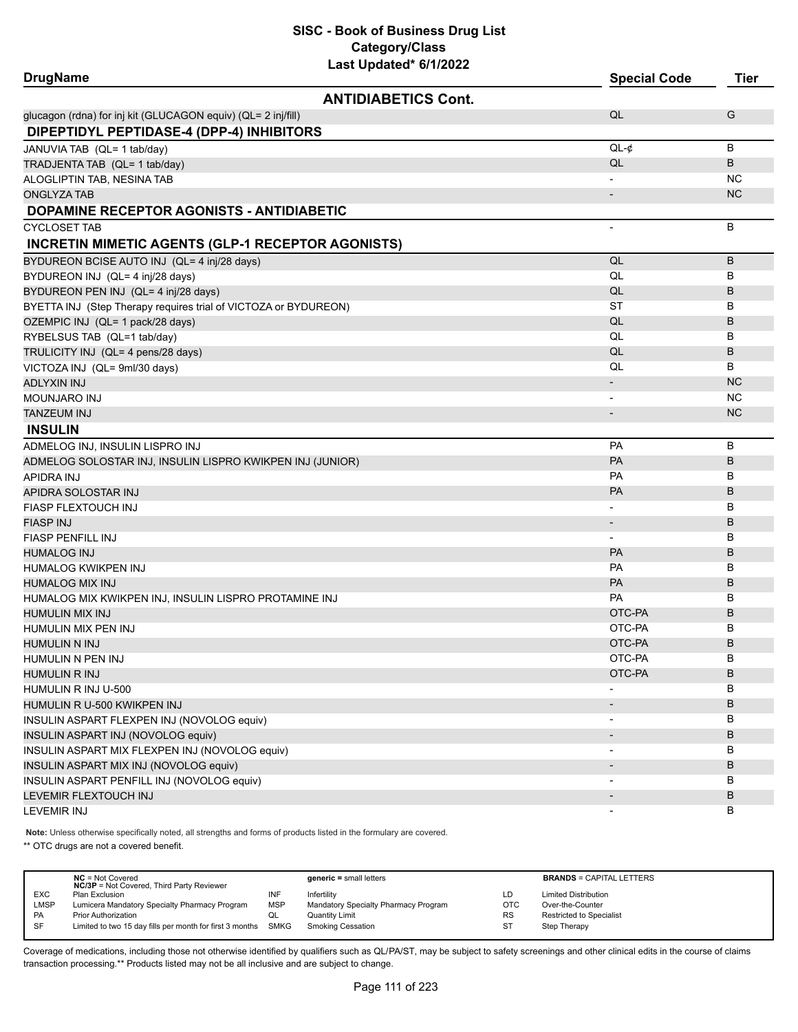# SISC - Book of Business Drug List
## Category/Class
### Last Updated* 6/1/2022

| DrugName | Special Code | Tier |
|---|---|---|
| **ANTIDIABETICS Cont.** | | |
| glucagon (rdna) for inj kit (GLUCAGON equiv) (QL= 2 inj/fill) | QL | G |
| **DIPEPTIDYL PEPTIDASE-4 (DPP-4) INHIBITORS** | | |
| JANUVIA TAB (QL= 1 tab/day) | QL-¢ | B |
| TRADJENTA TAB (QL= 1 tab/day) | QL | B |
| ALOGLIPTIN TAB, NESINA TAB | - | NC |
| ONGLYZA TAB | - | NC |
| **DOPAMINE RECEPTOR AGONISTS - ANTIDIABETIC** | | |
| CYCLOSET TAB | - | B |
| **INCRETIN MIMETIC AGENTS (GLP-1 RECEPTOR AGONISTS)** | | |
| BYDUREON BCISE AUTO INJ (QL= 4 inj/28 days) | QL | B |
| BYDUREON INJ (QL= 4 inj/28 days) | QL | B |
| BYDUREON PEN INJ (QL= 4 inj/28 days) | QL | B |
| BYETTA INJ (Step Therapy requires trial of VICTOZA or BYDUREON) | ST | B |
| OZEMPIC INJ (QL= 1 pack/28 days) | QL | B |
| RYBELSUS TAB (QL=1 tab/day) | QL | B |
| TRULICITY INJ (QL= 4 pens/28 days) | QL | B |
| VICTOZA INJ (QL= 9ml/30 days) | QL | B |
| ADLYXIN INJ | - | NC |
| MOUNJARO INJ | - | NC |
| TANZEUM INJ | - | NC |
| **INSULIN** | | |
| ADMELOG INJ, INSULIN LISPRO INJ | PA | B |
| ADMELOG SOLOSTAR INJ, INSULIN LISPRO KWIKPEN INJ (JUNIOR) | PA | B |
| APIDRA INJ | PA | B |
| APIDRA SOLOSTAR INJ | PA | B |
| FIASP FLEXTOUCH INJ | - | B |
| FIASP INJ | - | B |
| FIASP PENFILL INJ | - | B |
| HUMALOG INJ | PA | B |
| HUMALOG KWIKPEN INJ | PA | B |
| HUMALOG MIX INJ | PA | B |
| HUMALOG MIX KWIKPEN INJ, INSULIN LISPRO PROTAMINE INJ | PA | B |
| HUMULIN MIX INJ | OTC-PA | B |
| HUMULIN MIX PEN INJ | OTC-PA | B |
| HUMULIN N INJ | OTC-PA | B |
| HUMULIN N PEN INJ | OTC-PA | B |
| HUMULIN R INJ | OTC-PA | B |
| HUMULIN R INJ U-500 | - | B |
| HUMULIN R U-500 KWIKPEN INJ | - | B |
| INSULIN ASPART FLEXPEN INJ (NOVOLOG equiv) | - | B |
| INSULIN ASPART INJ (NOVOLOG equiv) | - | B |
| INSULIN ASPART MIX FLEXPEN INJ (NOVOLOG equiv) | - | B |
| INSULIN ASPART MIX INJ (NOVOLOG equiv) | - | B |
| INSULIN ASPART PENFILL INJ (NOVOLOG equiv) | - | B |
| LEVEMIR FLEXTOUCH INJ | - | B |
| LEVEMIR INJ | - | B |

**Note:** Unless otherwise specifically noted, all strengths and forms of products listed in the formulary are covered.

** OTC drugs are not a covered benefit.

| | | | | | |
|---|---|---|---|---|---|
| **NC** = Not Covered<br>**NC/3P** = Not Covered, Third Party Reviewer | | **generic =** small letters | | **BRANDS** = CAPITAL LETTERS | |
| EXC | Plan Exclusion | INF | Infertility | LD | Limited Distribution |
| LMSP | Lumicera Mandatory Specialty Pharmacy Program | MSP | Mandatory Specialty Pharmacy Program | OTC | Over-the-Counter |
| PA | Prior Authorization | QL | Quantity Limit | RS | Restricted to Specialist |
| SF | Limited to two 15 day fills per month for first 3 months | SMKG | Smoking Cessation | ST | Step Therapy |

Coverage of medications, including those not otherwise identified by qualifiers such as QL/PA/ST, may be subject to safety screenings and other clinical edits in the course of claims transaction processing.** Products listed may not be all inclusive and are subject to change.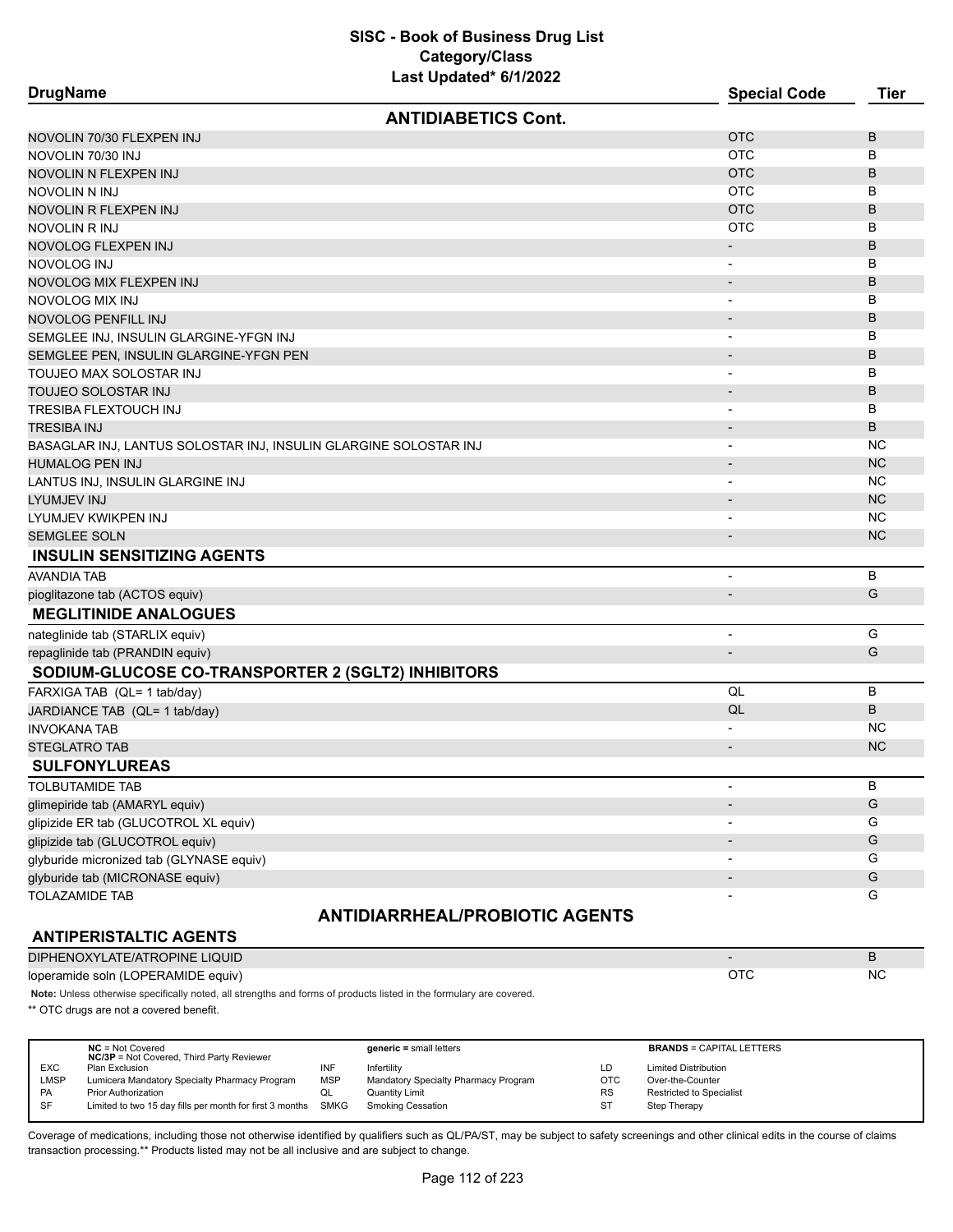# SISC - Book of Business Drug List
## Category/Class
### Last Updated* 6/1/2022

| DrugName | Special Code | Tier |
|---|---|---|
| **ANTIDIABETICS Cont.** | | |
| NOVOLIN 70/30 FLEXPEN INJ | OTC | B |
| NOVOLIN 70/30 INJ | OTC | B |
| NOVOLIN N FLEXPEN INJ | OTC | B |
| NOVOLIN N INJ | OTC | B |
| NOVOLIN R FLEXPEN INJ | OTC | B |
| NOVOLIN R INJ | OTC | B |
| NOVOLOG FLEXPEN INJ | - | B |
| NOVOLOG INJ | - | B |
| NOVOLOG MIX FLEXPEN INJ | - | B |
| NOVOLOG MIX INJ | - | B |
| NOVOLOG PENFILL INJ | - | B |
| SEMGLEE INJ, INSULIN GLARGINE-YFGN INJ | - | B |
| SEMGLEE PEN, INSULIN GLARGINE-YFGN PEN | - | B |
| TOUJEO MAX SOLOSTAR INJ | - | B |
| TOUJEO SOLOSTAR INJ | - | B |
| TRESIBA FLEXTOUCH INJ | - | B |
| TRESIBA INJ | - | B |
| BASAGLAR INJ, LANTUS SOLOSTAR INJ, INSULIN GLARGINE SOLOSTAR INJ | - | NC |
| HUMALOG PEN INJ | - | NC |
| LANTUS INJ, INSULIN GLARGINE INJ | - | NC |
| LYUMJEV INJ | - | NC |
| LYUMJEV KWIKPEN INJ | - | NC |
| SEMGLEE SOLN | - | NC |
| **INSULIN SENSITIZING AGENTS** | | |
| AVANDIA TAB | - | B |
| pioglitazone tab (ACTOS equiv) | - | G |
| **MEGLITINIDE ANALOGUES** | | |
| nateglinide tab (STARLIX equiv) | - | G |
| repaglinide tab (PRANDIN equiv) | - | G |
| **SODIUM-GLUCOSE CO-TRANSPORTER 2 (SGLT2) INHIBITORS** | | |
| FARXIGA TAB (QL= 1 tab/day) | QL | B |
| JARDIANCE TAB (QL= 1 tab/day) | QL | B |
| INVOKANA TAB | - | NC |
| STEGLATRO TAB | - | NC |
| **SULFONYLUREAS** | | |
| TOLBUTAMIDE TAB | - | B |
| glimepiride tab (AMARYL equiv) | - | G |
| glipizide ER tab (GLUCOTROL XL equiv) | - | G |
| glipizide tab (GLUCOTROL equiv) | - | G |
| glyburide micronized tab (GLYNASE equiv) | - | G |
| glyburide tab (MICRONASE equiv) | - | G |
| TOLAZAMIDE TAB | - | G |
| **ANTIDIARRHEAL/PROBIOTIC AGENTS** | | |
| **ANTIPERISTALTIC AGENTS** | | |
| DIPHENOXYLATE/ATROPINE LIQUID | - | B |
| loperamide soln (LOPERAMIDE equiv) | OTC | NC |

**Note:** Unless otherwise specifically noted, all strengths and forms of products listed in the formulary are covered.

** OTC drugs are not a covered benefit.

| | | | | | |
|---|---|---|---|---|---|
| **NC** = Not Covered<br>**NC/3P** = Not Covered, Third Party Reviewer | | **generic =** small letters | | **BRANDS** = CAPITAL LETTERS | |
| EXC | Plan Exclusion | INF | Infertility | LD | Limited Distribution |
| LMSP | Lumicera Mandatory Specialty Pharmacy Program | MSP | Mandatory Specialty Pharmacy Program | OTC | Over-the-Counter |
| PA | Prior Authorization | QL | Quantity Limit | RS | Restricted to Specialist |
| SF | Limited to two 15 day fills per month for first 3 months | SMKG | Smoking Cessation | ST | Step Therapy |

Coverage of medications, including those not otherwise identified by qualifiers such as QL/PA/ST, may be subject to safety screenings and other clinical edits in the course of claims transaction processing.** Products listed may not be all inclusive and are subject to change.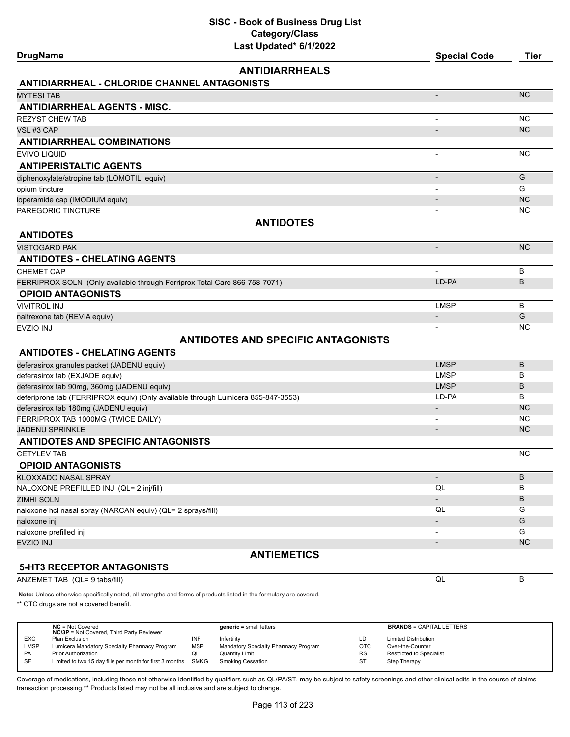# SISC - Book of Business Drug List
## Category/Class
### Last Updated* 6/1/2022

| DrugName | Special Code | Tier |
|---|---|---|
| **ANTIDIARRHEALS** | | |
| **ANTIDIARRHEAL - CHLORIDE CHANNEL ANTAGONISTS** | | |
| MYTESI TAB | - | NC |
| **ANTIDIARRHEAL AGENTS - MISC.** | | |
| REZYST CHEW TAB | - | NC |
| VSL #3 CAP | - | NC |
| **ANTIDIARRHEAL COMBINATIONS** | | |
| EVIVO LIQUID | - | NC |
| **ANTIPERISTALTIC AGENTS** | | |
| diphenoxylate/atropine tab (LOMOTIL equiv) | - | G |
| opium tincture | - | G |
| loperamide cap (IMODIUM equiv) | - | NC |
| PAREGORIC TINCTURE | - | NC |
| **ANTIDOTES** | | |
| **ANTIDOTES** | | |
| VISTOGARD PAK | - | NC |
| **ANTIDOTES - CHELATING AGENTS** | | |
| CHEMET CAP | - | B |
| FERRIPROX SOLN (Only available through Ferriprox Total Care 866-758-7071) | LD-PA | B |
| **OPIOID ANTAGONISTS** | | |
| VIVITROL INJ | LMSP | B |
| naltrexone tab (REVIA equiv) | - | G |
| EVZIO INJ | - | NC |
| **ANTIDOTES AND SPECIFIC ANTAGONISTS** | | |
| **ANTIDOTES - CHELATING AGENTS** | | |
| deferasirox granules packet (JADENU equiv) | LMSP | B |
| deferasirox tab (EXJADE equiv) | LMSP | B |
| deferasirox tab 90mg, 360mg (JADENU equiv) | LMSP | B |
| deferiprone tab (FERRIPROX equiv) (Only available through Lumicera 855-847-3553) | LD-PA | B |
| deferasirox tab 180mg (JADENU equiv) | - | NC |
| FERRIPROX TAB 1000MG (TWICE DAILY) | - | NC |
| JADENU SPRINKLE | - | NC |
| **ANTIDOTES AND SPECIFIC ANTAGONISTS** | | |
| CETYLEV TAB | - | NC |
| **OPIOID ANTAGONISTS** | | |
| KLOXXADO NASAL SPRAY | - | B |
| NALOXONE PREFILLED INJ (QL= 2 inj/fill) | QL | B |
| ZIMHI SOLN | - | B |
| naloxone hcl nasal spray (NARCAN equiv) (QL= 2 sprays/fill) | QL | G |
| naloxone inj | - | G |
| naloxone prefilled inj | - | G |
| EVZIO INJ | - | NC |
| **ANTIEMETICS** | | |
| **5-HT3 RECEPTOR ANTAGONISTS** | | |
| ANZEMET TAB (QL= 9 tabs/fill) | QL | B |

**Note:** Unless otherwise specifically noted, all strengths and forms of products listed in the formulary are covered.

** OTC drugs are not a covered benefit.

| | | | | | |
|---|---|---|---|---|---|
| **NC** = Not Covered<br>**NC/3P** = Not Covered, Third Party Reviewer | | **generic =** small letters | | **BRANDS** = CAPITAL LETTERS | |
| EXC | Plan Exclusion | INF | Infertility | LD | Limited Distribution |
| LMSP | Lumicera Mandatory Specialty Pharmacy Program | MSP | Mandatory Specialty Pharmacy Program | OTC | Over-the-Counter |
| PA | Prior Authorization | QL | Quantity Limit | RS | Restricted to Specialist |
| SF | Limited to two 15 day fills per month for first 3 months | SMKG | Smoking Cessation | ST | Step Therapy |

Coverage of medications, including those not otherwise identified by qualifiers such as QL/PA/ST, may be subject to safety screenings and other clinical edits in the course of claims transaction processing.** Products listed may not be all inclusive and are subject to change.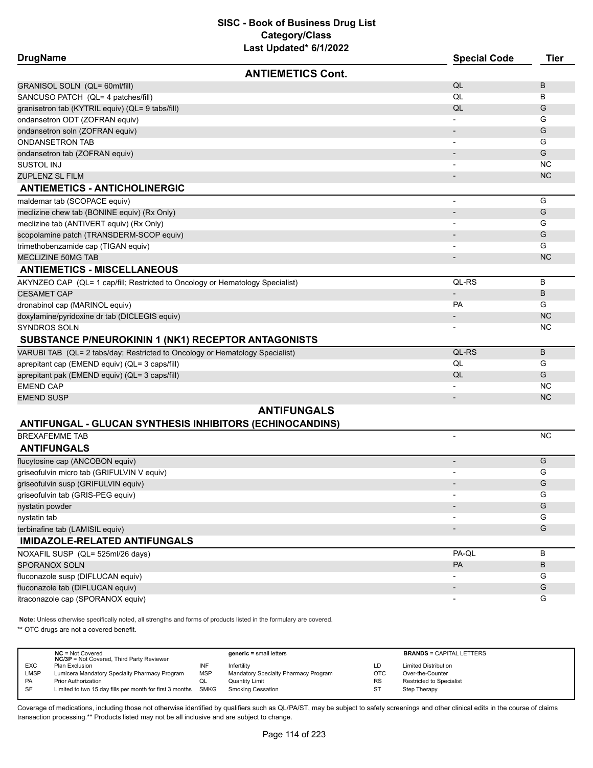# SISC - Book of Business Drug List
## Category/Class
### Last Updated* 6/1/2022

| DrugName | Special Code | Tier |
|---|---|---|
| **ANTIEMETICS Cont.** | | |
| GRANISOL SOLN (QL= 60ml/fill) | QL | B |
| SANCUSO PATCH (QL= 4 patches/fill) | QL | B |
| granisetron tab (KYTRIL equiv) (QL= 9 tabs/fill) | QL | G |
| ondansetron ODT (ZOFRAN equiv) | - | G |
| ondansetron soln (ZOFRAN equiv) | - | G |
| ONDANSETRON TAB | - | G |
| ondansetron tab (ZOFRAN equiv) | - | G |
| SUSTOL INJ | - | NC |
| ZUPLENZ SL FILM | - | NC |
| **ANTIEMETICS - ANTICHOLINERGIC** | | |
| maldemar tab (SCOPACE equiv) | - | G |
| meclizine chew tab (BONINE equiv) (Rx Only) | - | G |
| meclizine tab (ANTIVERT equiv) (Rx Only) | - | G |
| scopolamine patch (TRANSDERM-SCOP equiv) | - | G |
| trimethobenzamide cap (TIGAN equiv) | - | G |
| MECLIZINE 50MG TAB | - | NC |
| **ANTIEMETICS - MISCELLANEOUS** | | |
| AKYNZEO CAP (QL= 1 cap/fill; Restricted to Oncology or Hematology Specialist) | QL-RS | B |
| CESAMET CAP | - | B |
| dronabinol cap (MARINOL equiv) | PA | G |
| doxylamine/pyridoxine dr tab (DICLEGIS equiv) | - | NC |
| SYNDROS SOLN | - | NC |
| **SUBSTANCE P/NEUROKININ 1 (NK1) RECEPTOR ANTAGONISTS** | | |
| VARUBI TAB (QL= 2 tabs/day; Restricted to Oncology or Hematology Specialist) | QL-RS | B |
| aprepitant cap (EMEND equiv) (QL= 3 caps/fill) | QL | G |
| aprepitant pak (EMEND equiv) (QL= 3 caps/fill) | QL | G |
| EMEND CAP | - | NC |
| EMEND SUSP | - | NC |
| **ANTIFUNGALS** | | |
| **ANTIFUNGAL - GLUCAN SYNTHESIS INHIBITORS (ECHINOCANDINS)** | | |
| BREXAFEMME TAB | - | NC |
| **ANTIFUNGALS** | | |
| flucytosine cap (ANCOBON equiv) | - | G |
| griseofulvin micro tab (GRIFULVIN V equiv) | - | G |
| griseofulvin susp (GRIFULVIN equiv) | - | G |
| griseofulvin tab (GRIS-PEG equiv) | - | G |
| nystatin powder | - | G |
| nystatin tab | - | G |
| terbinafine tab (LAMISIL equiv) | - | G |
| **IMIDAZOLE-RELATED ANTIFUNGALS** | | |
| NOXAFIL SUSP (QL= 525ml/26 days) | PA-QL | B |
| SPORANOX SOLN | PA | B |
| fluconazole susp (DIFLUCAN equiv) | - | G |
| fluconazole tab (DIFLUCAN equiv) | - | G |
| itraconazole cap (SPORANOX equiv) | - | G |

**Note:** Unless otherwise specifically noted, all strengths and forms of products listed in the formulary are covered.

** OTC drugs are not a covered benefit.

| | | | | | |
|---|---|---|---|---|---|
| **NC** = Not Covered<br>**NC/3P** = Not Covered, Third Party Reviewer | | **generic =** small letters | | **BRANDS** = CAPITAL LETTERS | |
| EXC | Plan Exclusion | INF | Infertility | LD | Limited Distribution |
| LMSP | Lumicera Mandatory Specialty Pharmacy Program | MSP | Mandatory Specialty Pharmacy Program | OTC | Over-the-Counter |
| PA | Prior Authorization | QL | Quantity Limit | RS | Restricted to Specialist |
| SF | Limited to two 15 day fills per month for first 3 months | SMKG | Smoking Cessation | ST | Step Therapy |

Coverage of medications, including those not otherwise identified by qualifiers such as QL/PA/ST, may be subject to safety screenings and other clinical edits in the course of claims transaction processing.** Products listed may not be all inclusive and are subject to change.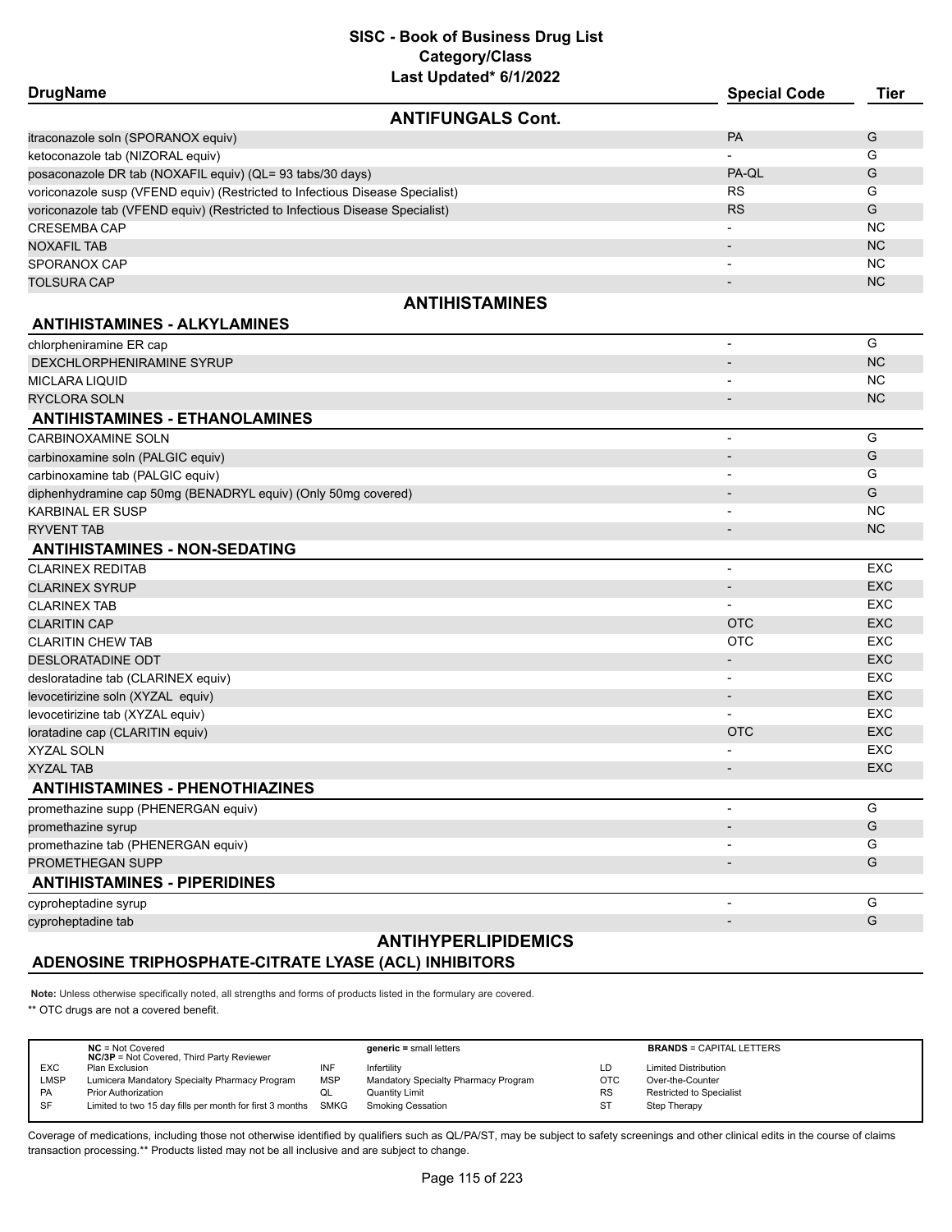# SISC - Book of Business Drug List

## Category/Class

**Last Updated* 6/1/2022**

| DrugName | Special Code | Tier |
|---|---|---|
| **ANTIFUNGALS Cont.** | | |
| itraconazole soln (SPORANOX equiv) | PA | G |
| ketoconazole tab (NIZORAL equiv) | - | G |
| posaconazole DR tab (NOXAFIL equiv) (QL= 93 tabs/30 days) | PA-QL | G |
| voriconazole susp (VFEND equiv) (Restricted to Infectious Disease Specialist) | RS | G |
| voriconazole tab (VFEND equiv) (Restricted to Infectious Disease Specialist) | RS | G |
| CRESEMBA CAP | - | NC |
| NOXAFIL TAB | - | NC |
| SPORANOX CAP | - | NC |
| TOLSURA CAP | - | NC |
| **ANTIHISTAMINES** | | |
| **ANTIHISTAMINES - ALKYLAMINES** | | |
| chlorpheniramine ER cap | - | G |
| DEXCHLORPHENIRAMINE SYRUP | - | NC |
| MICLARA LIQUID | - | NC |
| RYCLORA SOLN | - | NC |
| **ANTIHISTAMINES - ETHANOLAMINES** | | |
| CARBINOXAMINE SOLN | - | G |
| carbinoxamine soln (PALGIC equiv) | - | G |
| carbinoxamine tab (PALGIC equiv) | - | G |
| diphenhydramine cap 50mg (BENADRYL equiv) (Only 50mg covered) | - | G |
| KARBINAL ER SUSP | - | NC |
| RYVENT TAB | - | NC |
| **ANTIHISTAMINES - NON-SEDATING** | | |
| CLARINEX REDITAB | - | EXC |
| CLARINEX SYRUP | - | EXC |
| CLARINEX TAB | - | EXC |
| CLARITIN CAP | OTC | EXC |
| CLARITIN CHEW TAB | OTC | EXC |
| DESLORATADINE ODT | - | EXC |
| desloratadine tab (CLARINEX equiv) | - | EXC |
| levocetirizine soln (XYZAL equiv) | - | EXC |
| levocetirizine tab (XYZAL equiv) | - | EXC |
| loratadine cap (CLARITIN equiv) | OTC | EXC |
| XYZAL SOLN | - | EXC |
| XYZAL TAB | - | EXC |
| **ANTIHISTAMINES - PHENOTHIAZINES** | | |
| promethazine supp (PHENERGAN equiv) | - | G |
| promethazine syrup | - | G |
| promethazine tab (PHENERGAN equiv) | - | G |
| PROMETHEGAN SUPP | - | G |
| **ANTIHISTAMINES - PIPERIDINES** | | |
| cyproheptadine syrup | - | G |
| cyproheptadine tab | - | G |
| **ANTIHYPERLIPIDEMICS** | | |
| **ADENOSINE TRIPHOSPHATE-CITRATE LYASE (ACL) INHIBITORS** | | |

**Note:** Unless otherwise specifically noted, all strengths and forms of products listed in the formulary are covered.

** OTC drugs are not a covered benefit.

| | | | | | |
|---|---|---|---|---|---|
| **NC** = Not Covered; **NC/3P** = Not Covered, Third Party Reviewer | | **generic =** small letters | | **BRANDS** = CAPITAL LETTERS | |
| EXC | Plan Exclusion | INF | Infertility | LD | Limited Distribution |
| LMSP | Lumicera Mandatory Specialty Pharmacy Program | MSP | Mandatory Specialty Pharmacy Program | OTC | Over-the-Counter |
| PA | Prior Authorization | QL | Quantity Limit | RS | Restricted to Specialist |
| SF | Limited to two 15 day fills per month for first 3 months | SMKG | Smoking Cessation | ST | Step Therapy |

Coverage of medications, including those not otherwise identified by qualifiers such as QL/PA/ST, may be subject to safety screenings and other clinical edits in the course of claims transaction processing.** Products listed may not be all inclusive and are subject to change.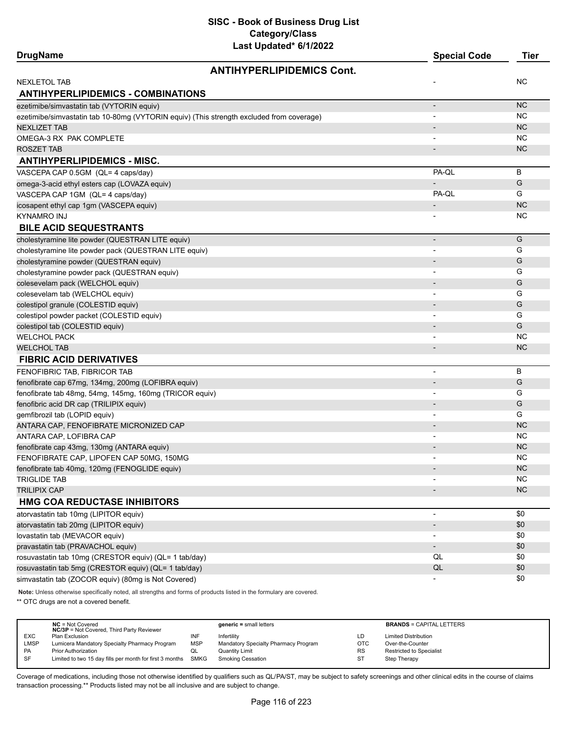# SISC - Book of Business Drug List
## Category/Class
### Last Updated* 6/1/2022

| DrugName | Special Code | Tier |
|---|---|---|
| **ANTIHYPERLIPIDEMICS Cont.** | | |
| NEXLETOL TAB | - | NC |
| **ANTIHYPERLIPIDEMICS - COMBINATIONS** | | |
| ezetimibe/simvastatin tab (VYTORIN equiv) | - | NC |
| ezetimibe/simvastatin tab 10-80mg (VYTORIN equiv) (This strength excluded from coverage) | - | NC |
| NEXLIZET TAB | - | NC |
| OMEGA-3 RX PAK COMPLETE | - | NC |
| ROSZET TAB | - | NC |
| **ANTIHYPERLIPIDEMICS - MISC.** | | |
| VASCEPA CAP 0.5GM (QL= 4 caps/day) | PA-QL | B |
| omega-3-acid ethyl esters cap (LOVAZA equiv) | - | G |
| VASCEPA CAP 1GM (QL= 4 caps/day) | PA-QL | G |
| icosapent ethyl cap 1gm (VASCEPA equiv) | - | NC |
| KYNAMRO INJ | - | NC |
| **BILE ACID SEQUESTRANTS** | | |
| cholestyramine lite powder (QUESTRAN LITE equiv) | - | G |
| cholestyramine lite powder pack (QUESTRAN LITE equiv) | - | G |
| cholestyramine powder (QUESTRAN equiv) | - | G |
| cholestyramine powder pack (QUESTRAN equiv) | - | G |
| colesevelam pack (WELCHOL equiv) | - | G |
| colesevelam tab (WELCHOL equiv) | - | G |
| colestipol granule (COLESTID equiv) | - | G |
| colestipol powder packet (COLESTID equiv) | - | G |
| colestipol tab (COLESTID equiv) | - | G |
| WELCHOL PACK | - | NC |
| WELCHOL TAB | - | NC |
| **FIBRIC ACID DERIVATIVES** | | |
| FENOFIBRIC TAB, FIBRICOR TAB | - | B |
| fenofibrate cap 67mg, 134mg, 200mg (LOFIBRA equiv) | - | G |
| fenofibrate tab 48mg, 54mg, 145mg, 160mg (TRICOR equiv) | - | G |
| fenofibric acid DR cap (TRILIPIX equiv) | - | G |
| gemfibrozil tab (LOPID equiv) | - | G |
| ANTARA CAP, FENOFIBRATE MICRONIZED CAP | - | NC |
| ANTARA CAP, LOFIBRA CAP | - | NC |
| fenofibrate cap 43mg, 130mg (ANTARA equiv) | - | NC |
| FENOFIBRATE CAP, LIPOFEN CAP 50MG, 150MG | - | NC |
| fenofibrate tab 40mg, 120mg (FENOGLIDE equiv) | - | NC |
| TRIGLIDE TAB | - | NC |
| TRILIPIX CAP | - | NC |
| **HMG COA REDUCTASE INHIBITORS** | | |
| atorvastatin tab 10mg (LIPITOR equiv) | - | $0 |
| atorvastatin tab 20mg (LIPITOR equiv) | - | $0 |
| lovastatin tab (MEVACOR equiv) | - | $0 |
| pravastatin tab (PRAVACHOL equiv) | - | $0 |
| rosuvastatin tab 10mg (CRESTOR equiv) (QL= 1 tab/day) | QL | $0 |
| rosuvastatin tab 5mg (CRESTOR equiv) (QL= 1 tab/day) | QL | $0 |
| simvastatin tab (ZOCOR equiv) (80mg is Not Covered) | - | $0 |

**Note:** Unless otherwise specifically noted, all strengths and forms of products listed in the formulary are covered.

** OTC drugs are not a covered benefit.

| | | | | | |
|---|---|---|---|---|---|
| **NC** = Not Covered<br>**NC/3P** = Not Covered, Third Party Reviewer | | **generic =** small letters | | **BRANDS** = CAPITAL LETTERS | |
| EXC | Plan Exclusion | INF | Infertility | LD | Limited Distribution |
| LMSP | Lumicera Mandatory Specialty Pharmacy Program | MSP | Mandatory Specialty Pharmacy Program | OTC | Over-the-Counter |
| PA | Prior Authorization | QL | Quantity Limit | RS | Restricted to Specialist |
| SF | Limited to two 15 day fills per month for first 3 months | SMKG | Smoking Cessation | ST | Step Therapy |

Coverage of medications, including those not otherwise identified by qualifiers such as QL/PA/ST, may be subject to safety screenings and other clinical edits in the course of claims transaction processing.** Products listed may not be all inclusive and are subject to change.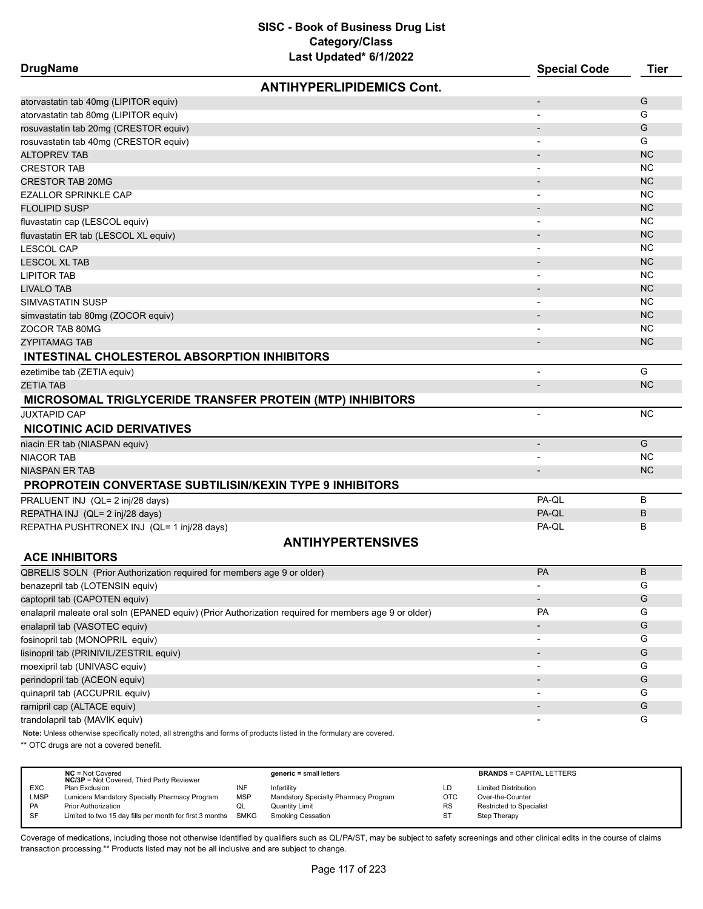# SISC - Book of Business Drug List
## Category/Class
### Last Updated* 6/1/2022

| DrugName | Special Code | Tier |
|---|---|---|
| **ANTIHYPERLIPIDEMICS Cont.** | | |
| atorvastatin tab 40mg (LIPITOR equiv) | - | G |
| atorvastatin tab 80mg (LIPITOR equiv) | - | G |
| rosuvastatin tab 20mg (CRESTOR equiv) | - | G |
| rosuvastatin tab 40mg (CRESTOR equiv) | - | G |
| ALTOPREV TAB | - | NC |
| CRESTOR TAB | - | NC |
| CRESTOR TAB 20MG | - | NC |
| EZALLOR SPRINKLE CAP | - | NC |
| FLOLIPID SUSP | - | NC |
| fluvastatin cap (LESCOL equiv) | - | NC |
| fluvastatin ER tab (LESCOL XL equiv) | - | NC |
| LESCOL CAP | - | NC |
| LESCOL XL TAB | - | NC |
| LIPITOR TAB | - | NC |
| LIVALO TAB | - | NC |
| SIMVASTATIN SUSP | - | NC |
| simvastatin tab 80mg (ZOCOR equiv) | - | NC |
| ZOCOR TAB 80MG | - | NC |
| ZYPITAMAG TAB | - | NC |
| **INTESTINAL CHOLESTEROL ABSORPTION INHIBITORS** | | |
| ezetimibe tab (ZETIA equiv) | - | G |
| ZETIA TAB | - | NC |
| **MICROSOMAL TRIGLYCERIDE TRANSFER PROTEIN (MTP) INHIBITORS** | | |
| JUXTAPID CAP | - | NC |
| **NICOTINIC ACID DERIVATIVES** | | |
| niacin ER tab (NIASPAN equiv) | - | G |
| NIACOR TAB | - | NC |
| NIASPAN ER TAB | - | NC |
| **PROPROTEIN CONVERTASE SUBTILISIN/KEXIN TYPE 9 INHIBITORS** | | |
| PRALUENT INJ (QL= 2 inj/28 days) | PA-QL | B |
| REPATHA INJ (QL= 2 inj/28 days) | PA-QL | B |
| REPATHA PUSHTRONEX INJ (QL= 1 inj/28 days) | PA-QL | B |
| **ANTIHYPERTENSIVES** | | |
| **ACE INHIBITORS** | | |
| QBRELIS SOLN (Prior Authorization required for members age 9 or older) | PA | B |
| benazepril tab (LOTENSIN equiv) | - | G |
| captopril tab (CAPOTEN equiv) | - | G |
| enalapril maleate oral soln (EPANED equiv) (Prior Authorization required for members age 9 or older) | PA | G |
| enalapril tab (VASOTEC equiv) | - | G |
| fosinopril tab (MONOPRIL equiv) | - | G |
| lisinopril tab (PRINIVIL/ZESTRIL equiv) | - | G |
| moexipril tab (UNIVASC equiv) | - | G |
| perindopril tab (ACEON equiv) | - | G |
| quinapril tab (ACCUPRIL equiv) | - | G |
| ramipril cap (ALTACE equiv) | - | G |
| trandolapril tab (MAVIK equiv) | - | G |

**Note:** Unless otherwise specifically noted, all strengths and forms of products listed in the formulary are covered.

** OTC drugs are not a covered benefit.

| | | | | | |
|---|---|---|---|---|---|
| | **NC** = Not Covered<br>**NC/3P** = Not Covered, Third Party Reviewer | | **generic =** small letters | | **BRANDS** = CAPITAL LETTERS |
| EXC | Plan Exclusion | INF | Infertility | LD | Limited Distribution |
| LMSP | Lumicera Mandatory Specialty Pharmacy Program | MSP | Mandatory Specialty Pharmacy Program | OTC | Over-the-Counter |
| PA | Prior Authorization | QL | Quantity Limit | RS | Restricted to Specialist |
| SF | Limited to two 15 day fills per month for first 3 months | SMKG | Smoking Cessation | ST | Step Therapy |

Coverage of medications, including those not otherwise identified by qualifiers such as QL/PA/ST, may be subject to safety screenings and other clinical edits in the course of claims transaction processing.** Products listed may not be all inclusive and are subject to change.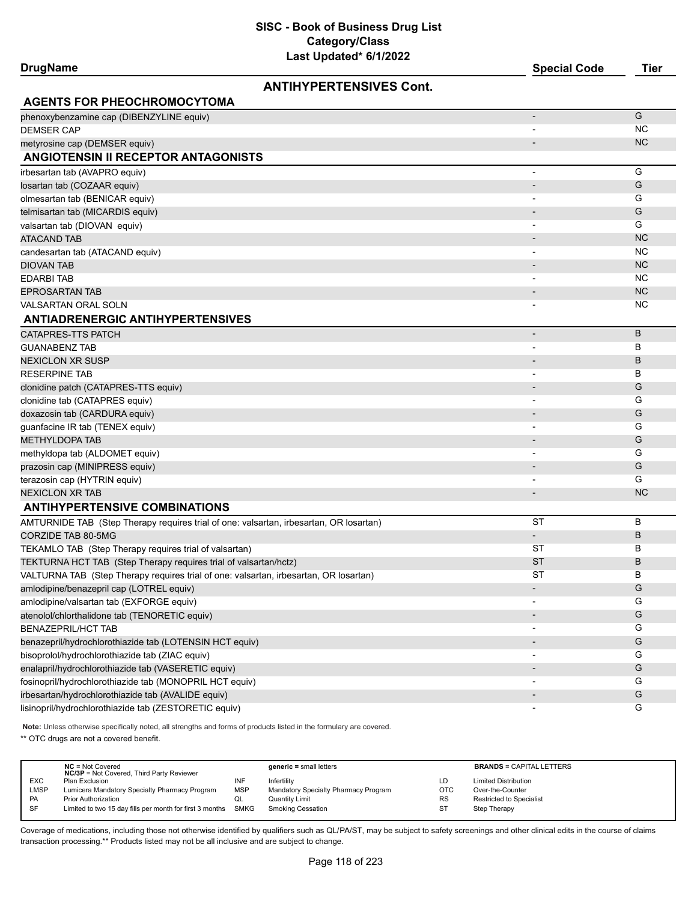# SISC - Book of Business Drug List
## Category/Class
### Last Updated* 6/1/2022

## ANTIHYPERTENSIVES Cont.

| DrugName | Special Code | Tier |
|---|---|---|
| **AGENTS FOR PHEOCHROMOCYTOMA** | | |
| phenoxybenzamine cap (DIBENZYLINE equiv) | - | G |
| DEMSER CAP | - | NC |
| metyrosine cap (DEMSER equiv) | - | NC |
| **ANGIOTENSIN II RECEPTOR ANTAGONISTS** | | |
| irbesartan tab (AVAPRO equiv) | - | G |
| losartan tab (COZAAR equiv) | - | G |
| olmesartan tab (BENICAR equiv) | - | G |
| telmisartan tab (MICARDIS equiv) | - | G |
| valsartan tab (DIOVAN equiv) | - | G |
| ATACAND TAB | - | NC |
| candesartan tab (ATACAND equiv) | - | NC |
| DIOVAN TAB | - | NC |
| EDARBI TAB | - | NC |
| EPROSARTAN TAB | - | NC |
| VALSARTAN ORAL SOLN | - | NC |
| **ANTIADRENERGIC ANTIHYPERTENSIVES** | | |
| CATAPRES-TTS PATCH | - | B |
| GUANABENZ TAB | - | B |
| NEXICLON XR SUSP | - | B |
| RESERPINE TAB | - | B |
| clonidine patch (CATAPRES-TTS equiv) | - | G |
| clonidine tab (CATAPRES equiv) | - | G |
| doxazosin tab (CARDURA equiv) | - | G |
| guanfacine IR tab (TENEX equiv) | - | G |
| METHYLDOPA TAB | - | G |
| methyldopa tab (ALDOMET equiv) | - | G |
| prazosin cap (MINIPRESS equiv) | - | G |
| terazosin cap (HYTRIN equiv) | - | G |
| NEXICLON XR TAB | - | NC |
| **ANTIHYPERTENSIVE COMBINATIONS** | | |
| AMTURNIDE TAB (Step Therapy requires trial of one: valsartan, irbesartan, OR losartan) | ST | B |
| CORZIDE TAB 80-5MG | - | B |
| TEKAMLO TAB (Step Therapy requires trial of valsartan) | ST | B |
| TEKTURNA HCT TAB (Step Therapy requires trial of valsartan/hctz) | ST | B |
| VALTURNA TAB (Step Therapy requires trial of one: valsartan, irbesartan, OR losartan) | ST | B |
| amlodipine/benazepril cap (LOTREL equiv) | - | G |
| amlodipine/valsartan tab (EXFORGE equiv) | - | G |
| atenolol/chlorthalidone tab (TENORETIC equiv) | - | G |
| BENAZEPRIL/HCT TAB | - | G |
| benazepril/hydrochlorothiazide tab (LOTENSIN HCT equiv) | - | G |
| bisoprolol/hydrochlorothiazide tab (ZIAC equiv) | - | G |
| enalapril/hydrochlorothiazide tab (VASERETIC equiv) | - | G |
| fosinopril/hydrochlorothiazide tab (MONOPRIL HCT equiv) | - | G |
| irbesartan/hydrochlorothiazide tab (AVALIDE equiv) | - | G |
| lisinopril/hydrochlorothiazide tab (ZESTORETIC equiv) | - | G |

**Note:** Unless otherwise specifically noted, all strengths and forms of products listed in the formulary are covered.

** OTC drugs are not a covered benefit.

| | | | | | |
|---|---|---|---|---|---|
| **NC** = Not Covered<br>**NC/3P** = Not Covered, Third Party Reviewer | | **generic =** small letters | | **BRANDS** = CAPITAL LETTERS | |
| EXC | Plan Exclusion | INF | Infertility | LD | Limited Distribution |
| LMSP | Lumicera Mandatory Specialty Pharmacy Program | MSP | Mandatory Specialty Pharmacy Program | OTC | Over-the-Counter |
| PA | Prior Authorization | QL | Quantity Limit | RS | Restricted to Specialist |
| SF | Limited to two 15 day fills per month for first 3 months | SMKG | Smoking Cessation | ST | Step Therapy |

Coverage of medications, including those not otherwise identified by qualifiers such as QL/PA/ST, may be subject to safety screenings and other clinical edits in the course of claims transaction processing.** Products listed may not be all inclusive and are subject to change.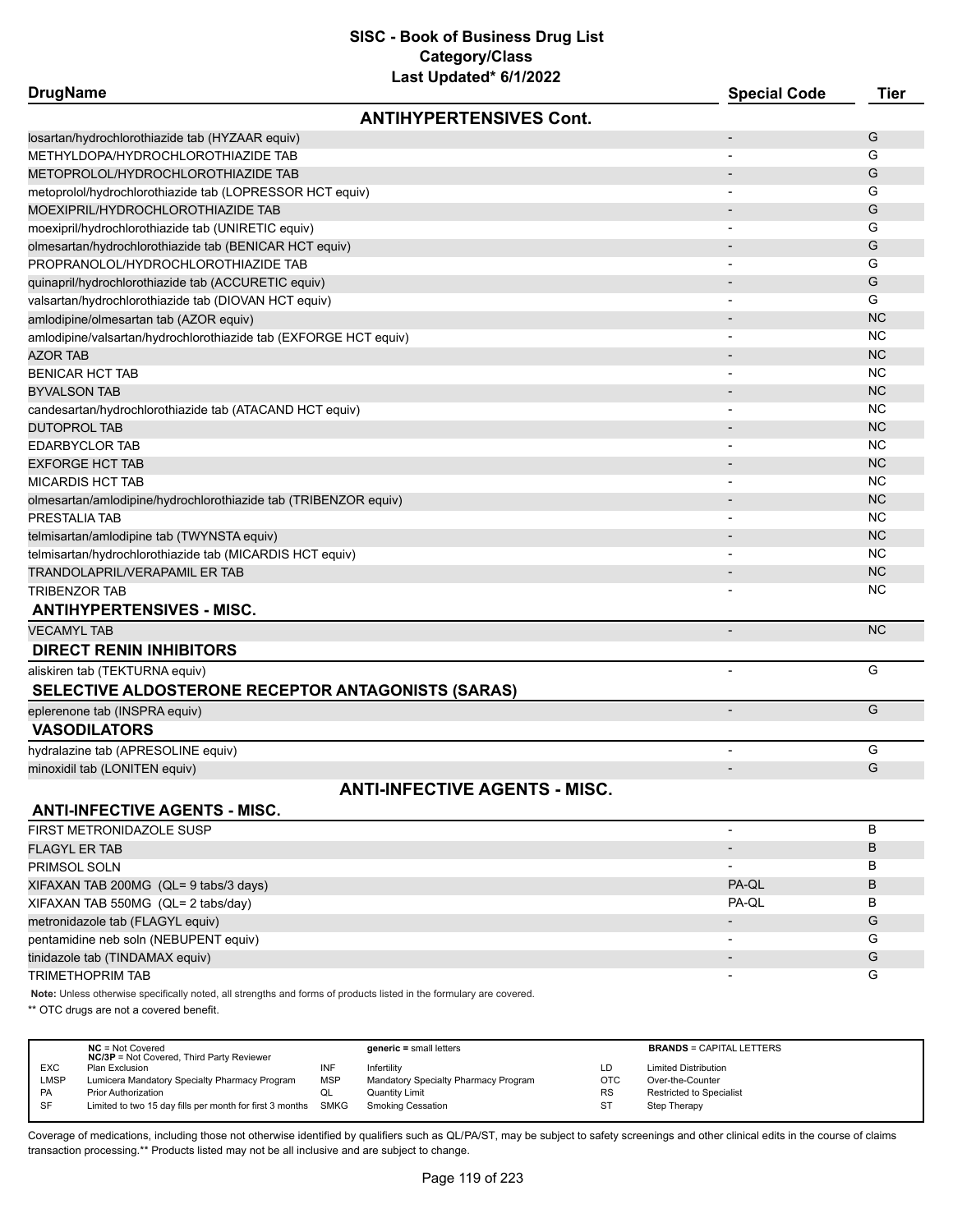# SISC - Book of Business Drug List
## Category/Class
### Last Updated* 6/1/2022

| DrugName | Special Code | Tier |
|---|---|---|
| **ANTIHYPERTENSIVES Cont.** | | |
| losartan/hydrochlorothiazide tab (HYZAAR equiv) | - | G |
| METHYLDOPA/HYDROCHLOROTHIAZIDE TAB | - | G |
| METOPROLOL/HYDROCHLOROTHIAZIDE TAB | - | G |
| metoprolol/hydrochlorothiazide tab (LOPRESSOR HCT equiv) | - | G |
| MOEXIPRIL/HYDROCHLOROTHIAZIDE TAB | - | G |
| moexipril/hydrochlorothiazide tab (UNIRETIC equiv) | - | G |
| olmesartan/hydrochlorothiazide tab (BENICAR HCT equiv) | - | G |
| PROPRANOLOL/HYDROCHLOROTHIAZIDE TAB | - | G |
| quinapril/hydrochlorothiazide tab (ACCURETIC equiv) | - | G |
| valsartan/hydrochlorothiazide tab (DIOVAN HCT equiv) | - | G |
| amlodipine/olmesartan tab (AZOR equiv) | - | NC |
| amlodipine/valsartan/hydrochlorothiazide tab (EXFORGE HCT equiv) | - | NC |
| AZOR TAB | - | NC |
| BENICAR HCT TAB | - | NC |
| BYVALSON TAB | - | NC |
| candesartan/hydrochlorothiazide tab (ATACAND HCT equiv) | - | NC |
| DUTOPROL TAB | - | NC |
| EDARBYCLOR TAB | - | NC |
| EXFORGE HCT TAB | - | NC |
| MICARDIS HCT TAB | - | NC |
| olmesartan/amlodipine/hydrochlorothiazide tab (TRIBENZOR equiv) | - | NC |
| PRESTALIA TAB | - | NC |
| telmisartan/amlodipine tab (TWYNSTA equiv) | - | NC |
| telmisartan/hydrochlorothiazide tab (MICARDIS HCT equiv) | - | NC |
| TRANDOLAPRIL/VERAPAMIL ER TAB | - | NC |
| TRIBENZOR TAB | - | NC |
| **ANTIHYPERTENSIVES - MISC.** | | |
| VECAMYL TAB | - | NC |
| **DIRECT RENIN INHIBITORS** | | |
| aliskiren tab (TEKTURNA equiv) | - | G |
| **SELECTIVE ALDOSTERONE RECEPTOR ANTAGONISTS (SARAS)** | | |
| eplerenone tab (INSPRA equiv) | - | G |
| **VASODILATORS** | | |
| hydralazine tab (APRESOLINE equiv) | - | G |
| minoxidil tab (LONITEN equiv) | - | G |
| **ANTI-INFECTIVE AGENTS - MISC.** | | |
| **ANTI-INFECTIVE AGENTS - MISC.** | | |
| FIRST METRONIDAZOLE SUSP | - | B |
| FLAGYL ER TAB | - | B |
| PRIMSOL SOLN | - | B |
| XIFAXAN TAB 200MG (QL= 9 tabs/3 days) | PA-QL | B |
| XIFAXAN TAB 550MG (QL= 2 tabs/day) | PA-QL | B |
| metronidazole tab (FLAGYL equiv) | - | G |
| pentamidine neb soln (NEBUPENT equiv) | - | G |
| tinidazole tab (TINDAMAX equiv) | - | G |
| TRIMETHOPRIM TAB | - | G |

**Note:** Unless otherwise specifically noted, all strengths and forms of products listed in the formulary are covered.

** OTC drugs are not a covered benefit.

| | | | | | |
|---|---|---|---|---|---|
| **NC** = Not Covered<br>**NC/3P** = Not Covered, Third Party Reviewer | | **generic =** small letters | | **BRANDS** = CAPITAL LETTERS | |
| EXC | Plan Exclusion | INF | Infertility | LD | Limited Distribution |
| LMSP | Lumicera Mandatory Specialty Pharmacy Program | MSP | Mandatory Specialty Pharmacy Program | OTC | Over-the-Counter |
| PA | Prior Authorization | QL | Quantity Limit | RS | Restricted to Specialist |
| SF | Limited to two 15 day fills per month for first 3 months | SMKG | Smoking Cessation | ST | Step Therapy |

Coverage of medications, including those not otherwise identified by qualifiers such as QL/PA/ST, may be subject to safety screenings and other clinical edits in the course of claims transaction processing.** Products listed may not be all inclusive and are subject to change.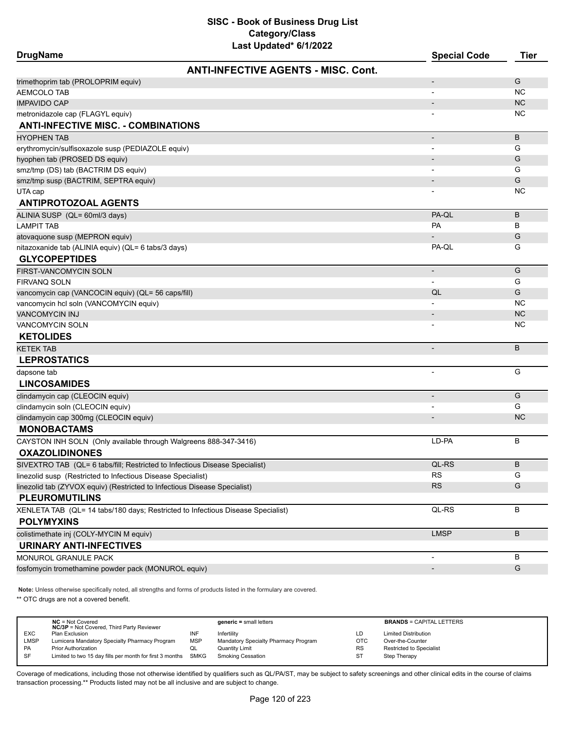# SISC - Book of Business Drug List
## Category/Class
### Last Updated* 6/1/2022

| DrugName | Special Code | Tier |
|---|---|---|
| **ANTI-INFECTIVE AGENTS - MISC. Cont.** | | |
| trimethoprim tab (PROLOPRIM equiv) | - | G |
| AEMCOLO TAB | - | NC |
| IMPAVIDO CAP | - | NC |
| metronidazole cap (FLAGYL equiv) | - | NC |
| **ANTI-INFECTIVE MISC. - COMBINATIONS** | | |
| HYOPHEN TAB | - | B |
| erythromycin/sulfisoxazole susp (PEDIAZOLE equiv) | - | G |
| hyophen tab (PROSED DS equiv) | - | G |
| smz/tmp (DS) tab (BACTRIM DS equiv) | - | G |
| smz/tmp susp (BACTRIM, SEPTRA equiv) | - | G |
| UTA cap | - | NC |
| **ANTIPROTOZOAL AGENTS** | | |
| ALINIA SUSP (QL= 60ml/3 days) | PA-QL | B |
| LAMPIT TAB | PA | B |
| atovaquone susp (MEPRON equiv) | - | G |
| nitazoxanide tab (ALINIA equiv) (QL= 6 tabs/3 days) | PA-QL | G |
| **GLYCOPEPTIDES** | | |
| FIRST-VANCOMYCIN SOLN | - | G |
| FIRVANQ SOLN | - | G |
| vancomycin cap (VANCOCIN equiv) (QL= 56 caps/fill) | QL | G |
| vancomycin hcl soln (VANCOMYCIN equiv) | - | NC |
| VANCOMYCIN INJ | - | NC |
| VANCOMYCIN SOLN | - | NC |
| **KETOLIDES** | | |
| KETEK TAB | - | B |
| **LEPROSTATICS** | | |
| dapsone tab | - | G |
| **LINCOSAMIDES** | | |
| clindamycin cap (CLEOCIN equiv) | - | G |
| clindamycin soln (CLEOCIN equiv) | - | G |
| clindamycin cap 300mg (CLEOCIN equiv) | - | NC |
| **MONOBACTAMS** | | |
| CAYSTON INH SOLN (Only available through Walgreens 888-347-3416) | LD-PA | B |
| **OXAZOLIDINONES** | | |
| SIVEXTRO TAB (QL= 6 tabs/fill; Restricted to Infectious Disease Specialist) | QL-RS | B |
| linezolid susp (Restricted to Infectious Disease Specialist) | RS | G |
| linezolid tab (ZYVOX equiv) (Restricted to Infectious Disease Specialist) | RS | G |
| **PLEUROMUTILINS** | | |
| XENLETA TAB (QL= 14 tabs/180 days; Restricted to Infectious Disease Specialist) | QL-RS | B |
| **POLYMYXINS** | | |
| colistimethate inj (COLY-MYCIN M equiv) | LMSP | B |
| **URINARY ANTI-INFECTIVES** | | |
| MONUROL GRANULE PACK | - | B |
| fosfomycin tromethamine powder pack (MONUROL equiv) | - | G |

**Note:** Unless otherwise specifically noted, all strengths and forms of products listed in the formulary are covered.

** OTC drugs are not a covered benefit.

| | | | | | |
|---|---|---|---|---|---|
| **NC** = Not Covered<br>**NC/3P** = Not Covered, Third Party Reviewer | | **generic** = small letters | | **BRANDS** = CAPITAL LETTERS | |
| EXC | Plan Exclusion | INF | Infertility | LD | Limited Distribution |
| LMSP | Lumicera Mandatory Specialty Pharmacy Program | MSP | Mandatory Specialty Pharmacy Program | OTC | Over-the-Counter |
| PA | Prior Authorization | QL | Quantity Limit | RS | Restricted to Specialist |
| SF | Limited to two 15 day fills per month for first 3 months | SMKG | Smoking Cessation | ST | Step Therapy |

Coverage of medications, including those not otherwise identified by qualifiers such as QL/PA/ST, may be subject to safety screenings and other clinical edits in the course of claims transaction processing.** Products listed may not be all inclusive and are subject to change.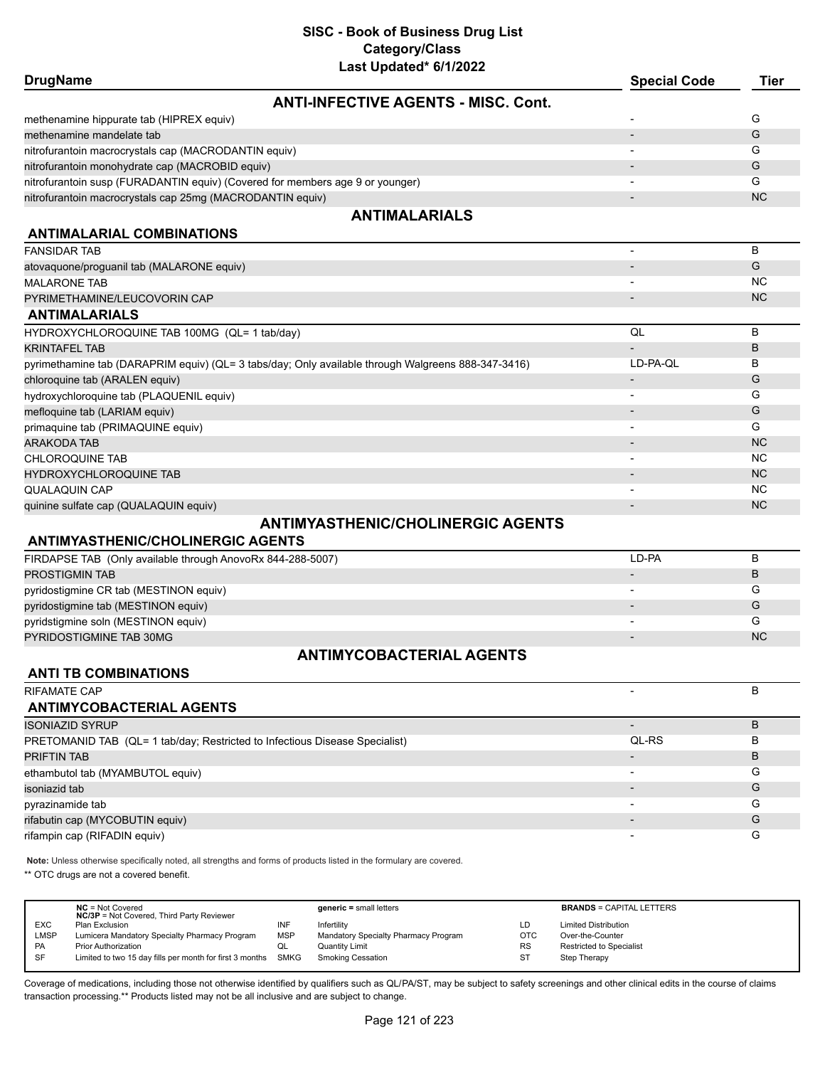# SISC - Book of Business Drug List
## Category/Class
### Last Updated* 6/1/2022

| DrugName | Special Code | Tier |
|---|---|---|
| **ANTI-INFECTIVE AGENTS - MISC. Cont.** | | |
| methenamine hippurate tab (HIPREX equiv) | - | G |
| methenamine mandelate tab | - | G |
| nitrofurantoin macrocrystals cap (MACRODANTIN equiv) | - | G |
| nitrofurantoin monohydrate cap (MACROBID equiv) | - | G |
| nitrofurantoin susp (FURADANTIN equiv) (Covered for members age 9 or younger) | - | G |
| nitrofurantoin macrocrystals cap 25mg (MACRODANTIN equiv) | - | NC |
| **ANTIMALARIALS** | | |
| **ANTIMALARIAL COMBINATIONS** | | |
| FANSIDAR TAB | - | B |
| atovaquone/proguanil tab (MALARONE equiv) | - | G |
| MALARONE TAB | - | NC |
| PYRIMETHAMINE/LEUCOVORIN CAP | - | NC |
| **ANTIMALARIALS** | | |
| HYDROXYCHLOROQUINE TAB 100MG (QL= 1 tab/day) | QL | B |
| KRINTAFEL TAB | - | B |
| pyrimethamine tab (DARAPRIM equiv) (QL= 3 tabs/day; Only available through Walgreens 888-347-3416) | LD-PA-QL | B |
| chloroquine tab (ARALEN equiv) | - | G |
| hydroxychloroquine tab (PLAQUENIL equiv) | - | G |
| mefloquine tab (LARIAM equiv) | - | G |
| primaquine tab (PRIMAQUINE equiv) | - | G |
| ARAKODA TAB | - | NC |
| CHLOROQUINE TAB | - | NC |
| HYDROXYCHLOROQUINE TAB | - | NC |
| QUALAQUIN CAP | - | NC |
| quinine sulfate cap (QUALAQUIN equiv) | - | NC |
| **ANTIMYASTHENIC/CHOLINERGIC AGENTS** | | |
| **ANTIMYASTHENIC/CHOLINERGIC AGENTS** | | |
| FIRDAPSE TAB (Only available through AnovoRx 844-288-5007) | LD-PA | B |
| PROSTIGMIN TAB | - | B |
| pyridostigmine CR tab (MESTINON equiv) | - | G |
| pyridostigmine tab (MESTINON equiv) | - | G |
| pyridstigmine soln (MESTINON equiv) | - | G |
| PYRIDOSTIGMINE TAB 30MG | - | NC |
| **ANTIMYCOBACTERIAL AGENTS** | | |
| **ANTI TB COMBINATIONS** | | |
| RIFAMATE CAP | - | B |
| **ANTIMYCOBACTERIAL AGENTS** | | |
| ISONIAZID SYRUP | - | B |
| PRETOMANID TAB (QL= 1 tab/day; Restricted to Infectious Disease Specialist) | QL-RS | B |
| PRIFTIN TAB | - | B |
| ethambutol tab (MYAMBUTOL equiv) | - | G |
| isoniazid tab | - | G |
| pyrazinamide tab | - | G |
| rifabutin cap (MYCOBUTIN equiv) | - | G |
| rifampin cap (RIFADIN equiv) | - | G |

**Note:** Unless otherwise specifically noted, all strengths and forms of products listed in the formulary are covered.

** OTC drugs are not a covered benefit.

| | | | | | |
|---|---|---|---|---|---|
| | **NC** = Not Covered<br>**NC/3P** = Not Covered, Third Party Reviewer | | **generic =** small letters | | **BRANDS** = CAPITAL LETTERS |
| EXC | Plan Exclusion | INF | Infertility | LD | Limited Distribution |
| LMSP | Lumicera Mandatory Specialty Pharmacy Program | MSP | Mandatory Specialty Pharmacy Program | OTC | Over-the-Counter |
| PA | Prior Authorization | QL | Quantity Limit | RS | Restricted to Specialist |
| SF | Limited to two 15 day fills per month for first 3 months | SMKG | Smoking Cessation | ST | Step Therapy |

Coverage of medications, including those not otherwise identified by qualifiers such as QL/PA/ST, may be subject to safety screenings and other clinical edits in the course of claims transaction processing.** Products listed may not be all inclusive and are subject to change.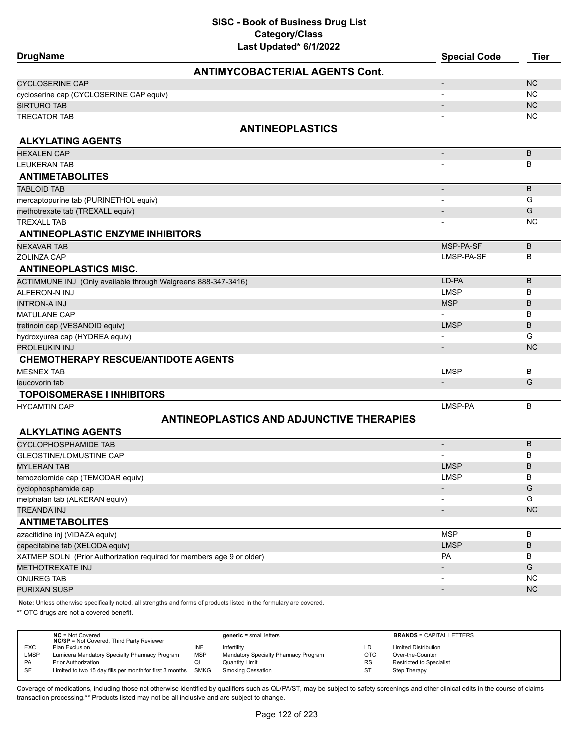# SISC - Book of Business Drug List
## Category/Class
### Last Updated* 6/1/2022

| DrugName | Special Code | Tier |
|---|---|---|
| **ANTIMYCOBACTERIAL AGENTS Cont.** | | |
| CYCLOSERINE CAP | - | NC |
| cycloserine cap (CYCLOSERINE CAP equiv) | - | NC |
| SIRTURO TAB | - | NC |
| TRECATOR TAB | - | NC |
| **ANTINEOPLASTICS** | | |
| **ALKYLATING AGENTS** | | |
| HEXALEN CAP | - | B |
| LEUKERAN TAB | - | B |
| **ANTIMETABOLITES** | | |
| TABLOID TAB | - | B |
| mercaptopurine tab (PURINETHOL equiv) | - | G |
| methotrexate tab (TREXALL equiv) | - | G |
| TREXALL TAB | - | NC |
| **ANTINEOPLASTIC ENZYME INHIBITORS** | | |
| NEXAVAR TAB | MSP-PA-SF | B |
| ZOLINZA CAP | LMSP-PA-SF | B |
| **ANTINEOPLASTICS MISC.** | | |
| ACTIMMUNE INJ (Only available through Walgreens 888-347-3416) | LD-PA | B |
| ALFERON-N INJ | LMSP | B |
| INTRON-A INJ | MSP | B |
| MATULANE CAP | - | B |
| tretinoin cap (VESANOID equiv) | LMSP | B |
| hydroxyurea cap (HYDREA equiv) | - | G |
| PROLEUKIN INJ | - | NC |
| **CHEMOTHERAPY RESCUE/ANTIDOTE AGENTS** | | |
| MESNEX TAB | LMSP | B |
| leucovorin tab | - | G |
| **TOPOISOMERASE I INHIBITORS** | | |
| HYCAMTIN CAP | LMSP-PA | B |
| **ANTINEOPLASTICS AND ADJUNCTIVE THERAPIES** | | |
| **ALKYLATING AGENTS** | | |
| CYCLOPHOSPHAMIDE TAB | - | B |
| GLEOSTINE/LOMUSTINE CAP | - | B |
| MYLERAN TAB | LMSP | B |
| temozolomide cap (TEMODAR equiv) | LMSP | B |
| cyclophosphamide cap | - | G |
| melphalan tab (ALKERAN equiv) | - | G |
| TREANDA INJ | - | NC |
| **ANTIMETABOLITES** | | |
| azacitidine inj (VIDAZA equiv) | MSP | B |
| capecitabine tab (XELODA equiv) | LMSP | B |
| XATMEP SOLN (Prior Authorization required for members age 9 or older) | PA | B |
| METHOTREXATE INJ | - | G |
| ONUREG TAB | - | NC |
| PURIXAN SUSP | - | NC |

**Note:** Unless otherwise specifically noted, all strengths and forms of products listed in the formulary are covered.

** OTC drugs are not a covered benefit.

| | | | | | |
|---|---|---|---|---|---|
| | **NC** = Not Covered<br>**NC/3P** = Not Covered, Third Party Reviewer | | **generic** = small letters | | **BRANDS** = CAPITAL LETTERS |
| EXC | Plan Exclusion | INF | Infertility | LD | Limited Distribution |
| LMSP | Lumicera Mandatory Specialty Pharmacy Program | MSP | Mandatory Specialty Pharmacy Program | OTC | Over-the-Counter |
| PA | Prior Authorization | QL | Quantity Limit | RS | Restricted to Specialist |
| SF | Limited to two 15 day fills per month for first 3 months | SMKG | Smoking Cessation | ST | Step Therapy |

Coverage of medications, including those not otherwise identified by qualifiers such as QL/PA/ST, may be subject to safety screenings and other clinical edits in the course of claims transaction processing.** Products listed may not be all inclusive and are subject to change.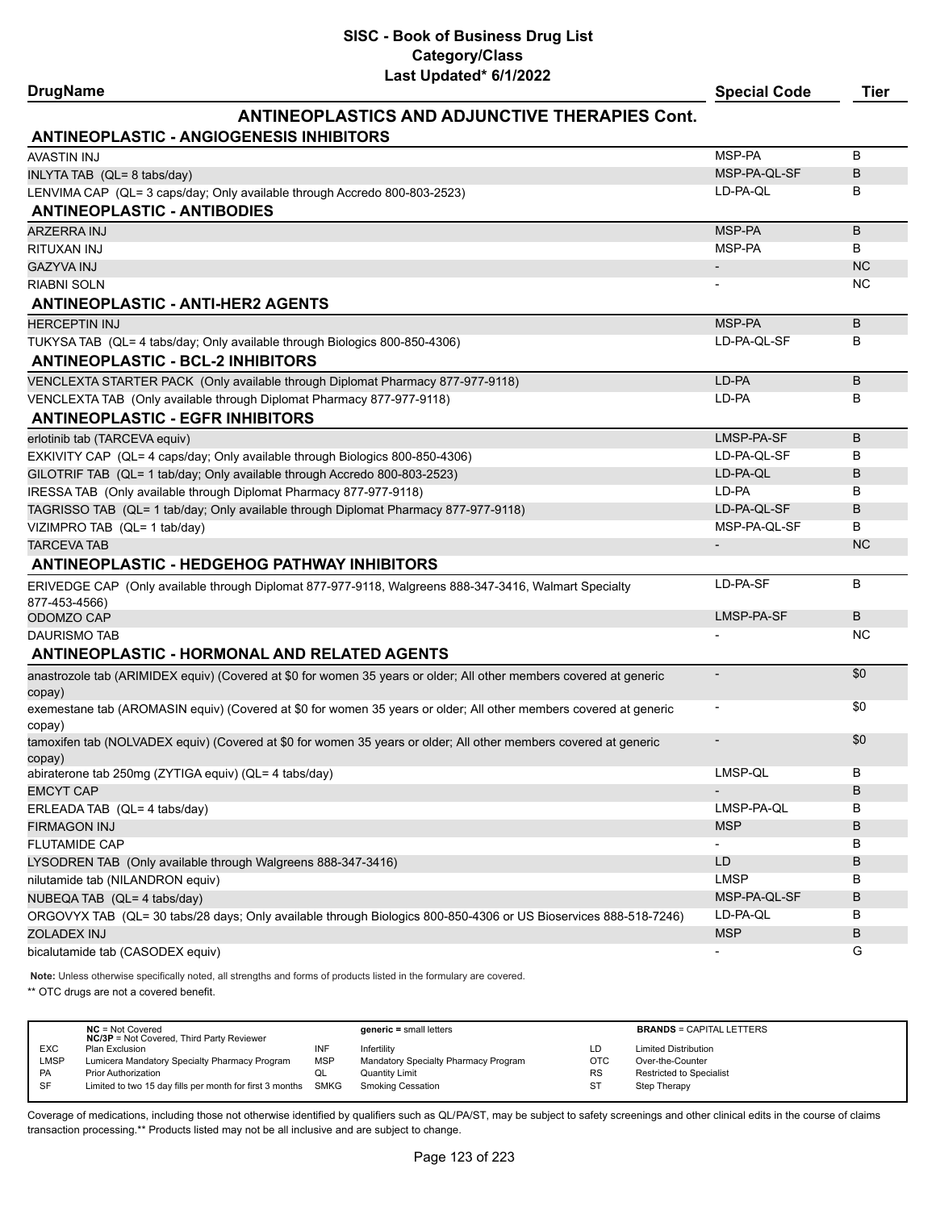# SISC - Book of Business Drug List
## Category/Class
### Last Updated* 6/1/2022

| DrugName | Special Code | Tier |
|---|---|---|
| **ANTINEOPLASTICS AND ADJUNCTIVE THERAPIES Cont.** | | |
| **ANTINEOPLASTIC - ANGIOGENESIS INHIBITORS** | | |
| AVASTIN INJ | MSP-PA | B |
| INLYTA TAB (QL= 8 tabs/day) | MSP-PA-QL-SF | B |
| LENVIMA CAP (QL= 3 caps/day; Only available through Accredo 800-803-2523) | LD-PA-QL | B |
| **ANTINEOPLASTIC - ANTIBODIES** | | |
| ARZERRA INJ | MSP-PA | B |
| RITUXAN INJ | MSP-PA | B |
| GAZYVA INJ | - | NC |
| RIABNI SOLN | - | NC |
| **ANTINEOPLASTIC - ANTI-HER2 AGENTS** | | |
| HERCEPTIN INJ | MSP-PA | B |
| TUKYSA TAB (QL= 4 tabs/day; Only available through Biologics 800-850-4306) | LD-PA-QL-SF | B |
| **ANTINEOPLASTIC - BCL-2 INHIBITORS** | | |
| VENCLEXTA STARTER PACK (Only available through Diplomat Pharmacy 877-977-9118) | LD-PA | B |
| VENCLEXTA TAB (Only available through Diplomat Pharmacy 877-977-9118) | LD-PA | B |
| **ANTINEOPLASTIC - EGFR INHIBITORS** | | |
| erlotinib tab (TARCEVA equiv) | LMSP-PA-SF | B |
| EXKIVITY CAP (QL= 4 caps/day; Only available through Biologics 800-850-4306) | LD-PA-QL-SF | B |
| GILOTRIF TAB (QL= 1 tab/day; Only available through Accredo 800-803-2523) | LD-PA-QL | B |
| IRESSA TAB (Only available through Diplomat Pharmacy 877-977-9118) | LD-PA | B |
| TAGRISSO TAB (QL= 1 tab/day; Only available through Diplomat Pharmacy 877-977-9118) | LD-PA-QL-SF | B |
| VIZIMPRO TAB (QL= 1 tab/day) | MSP-PA-QL-SF | B |
| TARCEVA TAB | - | NC |
| **ANTINEOPLASTIC - HEDGEHOG PATHWAY INHIBITORS** | | |
| ERIVEDGE CAP (Only available through Diplomat 877-977-9118, Walgreens 888-347-3416, Walmart Specialty 877-453-4566) | LD-PA-SF | B |
| ODOMZO CAP | LMSP-PA-SF | B |
| DAURISMO TAB | - | NC |
| **ANTINEOPLASTIC - HORMONAL AND RELATED AGENTS** | | |
| anastrozole tab (ARIMIDEX equiv) (Covered at $0 for women 35 years or older; All other members covered at generic copay) | - | $0 |
| exemestane tab (AROMASIN equiv) (Covered at $0 for women 35 years or older; All other members covered at generic copay) | - | $0 |
| tamoxifen tab (NOLVADEX equiv) (Covered at $0 for women 35 years or older; All other members covered at generic copay) | - | $0 |
| abiraterone tab 250mg (ZYTIGA equiv) (QL= 4 tabs/day) | LMSP-QL | B |
| EMCYT CAP | - | B |
| ERLEADA TAB (QL= 4 tabs/day) | LMSP-PA-QL | B |
| FIRMAGON INJ | MSP | B |
| FLUTAMIDE CAP | - | B |
| LYSODREN TAB (Only available through Walgreens 888-347-3416) | LD | B |
| nilutamide tab (NILANDRON equiv) | LMSP | B |
| NUBEQA TAB (QL= 4 tabs/day) | MSP-PA-QL-SF | B |
| ORGOVYX TAB (QL= 30 tabs/28 days; Only available through Biologics 800-850-4306 or US Bioservices 888-518-7246) | LD-PA-QL | B |
| ZOLADEX INJ | MSP | B |
| bicalutamide tab (CASODEX equiv) | - | G |

**Note:** Unless otherwise specifically noted, all strengths and forms of products listed in the formulary are covered.

** OTC drugs are not a covered benefit.

| | | | | | |
|---|---|---|---|---|---|
| **NC** = Not Covered<br>**NC/3P** = Not Covered, Third Party Reviewer | | | **generic =** small letters | | **BRANDS** = CAPITAL LETTERS |
| EXC | Plan Exclusion | INF | Infertility | LD | Limited Distribution |
| LMSP | Lumicera Mandatory Specialty Pharmacy Program | MSP | Mandatory Specialty Pharmacy Program | OTC | Over-the-Counter |
| PA | Prior Authorization | QL | Quantity Limit | RS | Restricted to Specialist |
| SF | Limited to two 15 day fills per month for first 3 months | SMKG | Smoking Cessation | ST | Step Therapy |

Coverage of medications, including those not otherwise identified by qualifiers such as QL/PA/ST, may be subject to safety screenings and other clinical edits in the course of claims transaction processing.** Products listed may not be all inclusive and are subject to change.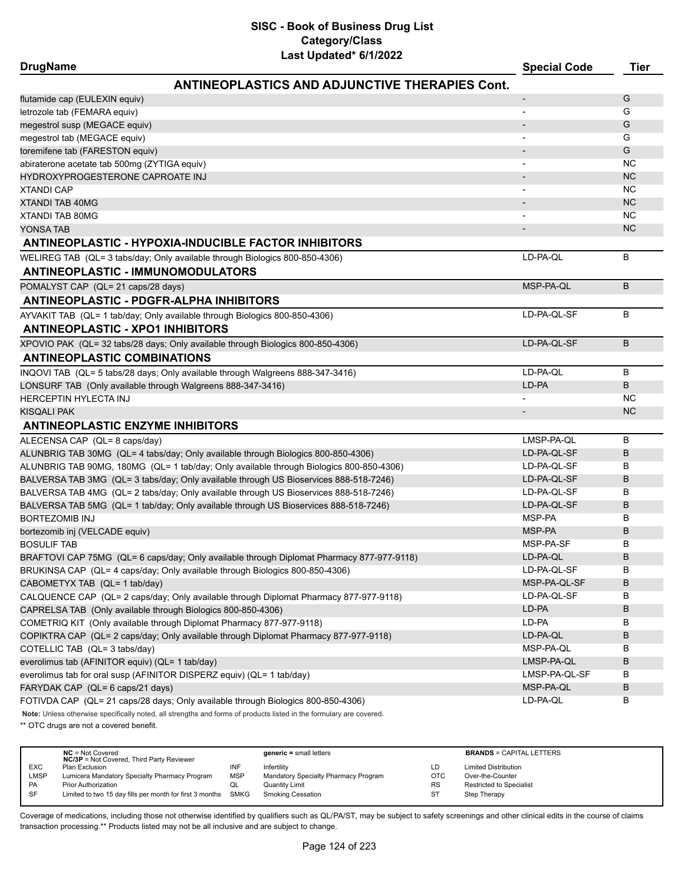# SISC - Book of Business Drug List
## Category/Class
### Last Updated* 6/1/2022

| DrugName | Special Code | Tier |
|---|---|---|
| **ANTINEOPLASTICS AND ADJUNCTIVE THERAPIES Cont.** | | |
| flutamide cap (EULEXIN equiv) | - | G |
| letrozole tab (FEMARA equiv) | - | G |
| megestrol susp (MEGACE equiv) | - | G |
| megestrol tab (MEGACE equiv) | - | G |
| toremifene tab (FARESTON equiv) | - | G |
| abiraterone acetate tab 500mg (ZYTIGA equiv) | - | NC |
| HYDROXYPROGESTERONE CAPROATE INJ | - | NC |
| XTANDI CAP | - | NC |
| XTANDI TAB 40MG | - | NC |
| XTANDI TAB 80MG | - | NC |
| YONSA TAB | - | NC |
| **ANTINEOPLASTIC - HYPOXIA-INDUCIBLE FACTOR INHIBITORS** | | |
| WELIREG TAB (QL= 3 tabs/day; Only available through Biologics 800-850-4306) | LD-PA-QL | B |
| **ANTINEOPLASTIC - IMMUNOMODULATORS** | | |
| POMALYST CAP (QL= 21 caps/28 days) | MSP-PA-QL | B |
| **ANTINEOPLASTIC - PDGFR-ALPHA INHIBITORS** | | |
| AYVAKIT TAB (QL= 1 tab/day; Only available through Biologics 800-850-4306) | LD-PA-QL-SF | B |
| **ANTINEOPLASTIC - XPO1 INHIBITORS** | | |
| XPOVIO PAK (QL= 32 tabs/28 days; Only available through Biologics 800-850-4306) | LD-PA-QL-SF | B |
| **ANTINEOPLASTIC COMBINATIONS** | | |
| INQOVI TAB (QL= 5 tabs/28 days; Only available through Walgreens 888-347-3416) | LD-PA-QL | B |
| LONSURF TAB (Only available through Walgreens 888-347-3416) | LD-PA | B |
| HERCEPTIN HYLECTA INJ | - | NC |
| KISQALI PAK | - | NC |
| **ANTINEOPLASTIC ENZYME INHIBITORS** | | |
| ALECENSA CAP (QL= 8 caps/day) | LMSP-PA-QL | B |
| ALUNBRIG TAB 30MG (QL= 4 tabs/day; Only available through Biologics 800-850-4306) | LD-PA-QL-SF | B |
| ALUNBRIG TAB 90MG, 180MG (QL= 1 tab/day; Only available through Biologics 800-850-4306) | LD-PA-QL-SF | B |
| BALVERSA TAB 3MG (QL= 3 tabs/day; Only available through US Bioservices 888-518-7246) | LD-PA-QL-SF | B |
| BALVERSA TAB 4MG (QL= 2 tabs/day; Only available through US Bioservices 888-518-7246) | LD-PA-QL-SF | B |
| BALVERSA TAB 5MG (QL= 1 tab/day; Only available through US Bioservices 888-518-7246) | LD-PA-QL-SF | B |
| BORTEZOMIB INJ | MSP-PA | B |
| bortezomib inj (VELCADE equiv) | MSP-PA | B |
| BOSULIF TAB | MSP-PA-SF | B |
| BRAFTOVI CAP 75MG (QL= 6 caps/day; Only available through Diplomat Pharmacy 877-977-9118) | LD-PA-QL | B |
| BRUKINSA CAP (QL= 4 caps/day; Only available through Biologics 800-850-4306) | LD-PA-QL-SF | B |
| CABOMETYX TAB (QL= 1 tab/day) | MSP-PA-QL-SF | B |
| CALQUENCE CAP (QL= 2 caps/day; Only available through Diplomat Pharmacy 877-977-9118) | LD-PA-QL-SF | B |
| CAPRELSA TAB (Only available through Biologics 800-850-4306) | LD-PA | B |
| COMETRIQ KIT (Only available through Diplomat Pharmacy 877-977-9118) | LD-PA | B |
| COPIKTRA CAP (QL= 2 caps/day; Only available through Diplomat Pharmacy 877-977-9118) | LD-PA-QL | B |
| COTELLIC TAB (QL= 3 tabs/day) | MSP-PA-QL | B |
| everolimus tab (AFINITOR equiv) (QL= 1 tab/day) | LMSP-PA-QL | B |
| everolimus tab for oral susp (AFINITOR DISPERZ equiv) (QL= 1 tab/day) | LMSP-PA-QL-SF | B |
| FARYDAK CAP (QL= 6 caps/21 days) | MSP-PA-QL | B |
| FOTIVDA CAP (QL= 21 caps/28 days; Only available through Biologics 800-850-4306) | LD-PA-QL | B |

**Note:** Unless otherwise specifically noted, all strengths and forms of products listed in the formulary are covered.

** OTC drugs are not a covered benefit.

| | | | | | |
|---|---|---|---|---|---|
| **NC** = Not Covered<br>**NC/3P** = Not Covered, Third Party Reviewer | | **generic =** small letters | | **BRANDS** = CAPITAL LETTERS | |
| EXC | Plan Exclusion | INF | Infertility | LD | Limited Distribution |
| LMSP | Lumicera Mandatory Specialty Pharmacy Program | MSP | Mandatory Specialty Pharmacy Program | OTC | Over-the-Counter |
| PA | Prior Authorization | QL | Quantity Limit | RS | Restricted to Specialist |
| SF | Limited to two 15 day fills per month for first 3 months | SMKG | Smoking Cessation | ST | Step Therapy |

Coverage of medications, including those not otherwise identified by qualifiers such as QL/PA/ST, may be subject to safety screenings and other clinical edits in the course of claims transaction processing.** Products listed may not be all inclusive and are subject to change.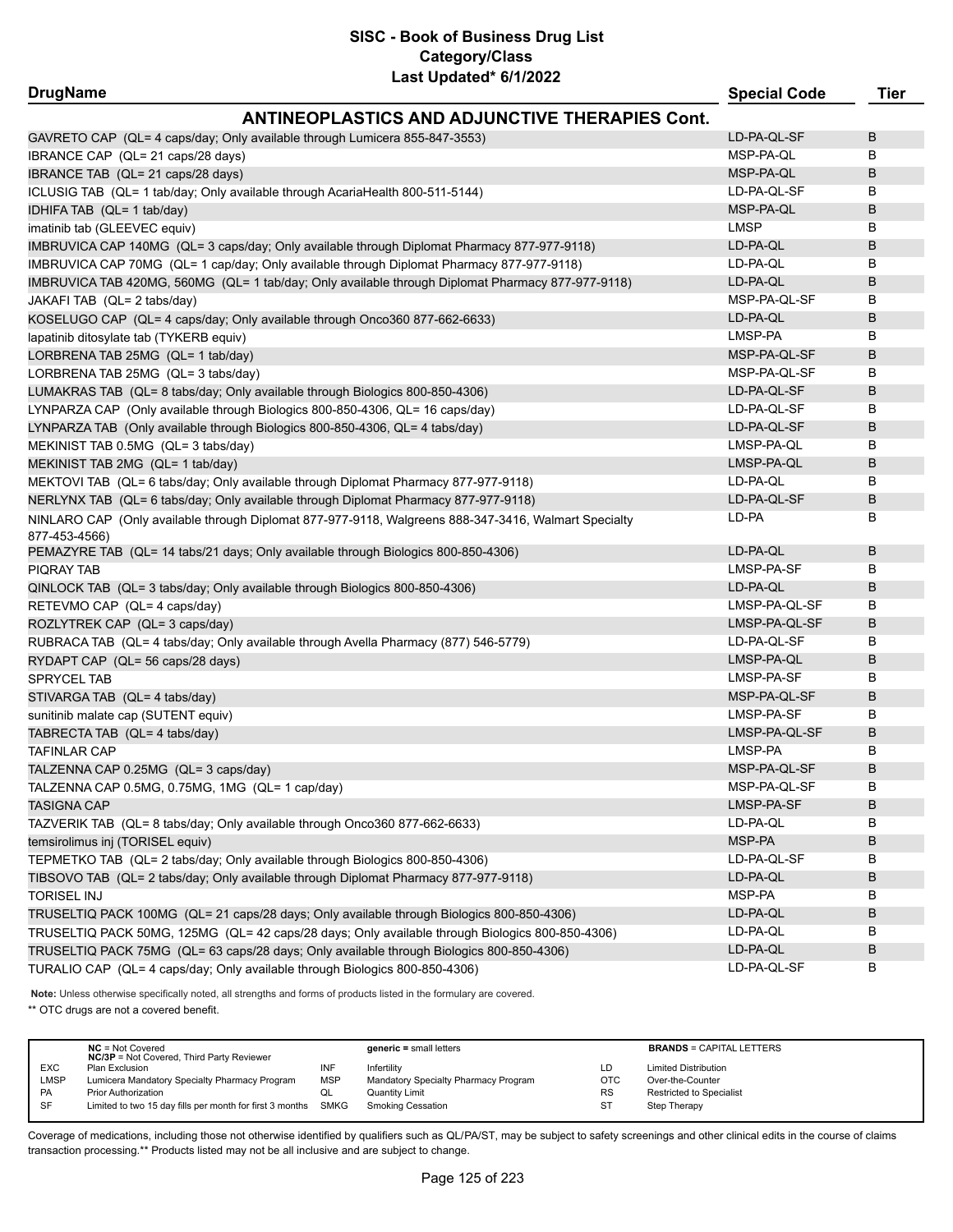# SISC - Book of Business Drug List
## Category/Class
### Last Updated* 6/1/2022

| DrugName | Special Code | Tier |
|---|---|---|
| **ANTINEOPLASTICS AND ADJUNCTIVE THERAPIES Cont.** | | |
| GAVRETO CAP (QL= 4 caps/day; Only available through Lumicera 855-847-3553) | LD-PA-QL-SF | B |
| IBRANCE CAP (QL= 21 caps/28 days) | MSP-PA-QL | B |
| IBRANCE TAB (QL= 21 caps/28 days) | MSP-PA-QL | B |
| ICLUSIG TAB (QL= 1 tab/day; Only available through AcariaHealth 800-511-5144) | LD-PA-QL-SF | B |
| IDHIFA TAB (QL= 1 tab/day) | MSP-PA-QL | B |
| imatinib tab (GLEEVEC equiv) | LMSP | B |
| IMBRUVICA CAP 140MG (QL= 3 caps/day; Only available through Diplomat Pharmacy 877-977-9118) | LD-PA-QL | B |
| IMBRUVICA CAP 70MG (QL= 1 cap/day; Only available through Diplomat Pharmacy 877-977-9118) | LD-PA-QL | B |
| IMBRUVICA TAB 420MG, 560MG (QL= 1 tab/day; Only available through Diplomat Pharmacy 877-977-9118) | LD-PA-QL | B |
| JAKAFI TAB (QL= 2 tabs/day) | MSP-PA-QL-SF | B |
| KOSELUGO CAP (QL= 4 caps/day; Only available through Onco360 877-662-6633) | LD-PA-QL | B |
| lapatinib ditosylate tab (TYKERB equiv) | LMSP-PA | B |
| LORBRENA TAB 25MG (QL= 1 tab/day) | MSP-PA-QL-SF | B |
| LORBRENA TAB 25MG (QL= 3 tabs/day) | MSP-PA-QL-SF | B |
| LUMAKRAS TAB (QL= 8 tabs/day; Only available through Biologics 800-850-4306) | LD-PA-QL-SF | B |
| LYNPARZA CAP (Only available through Biologics 800-850-4306, QL= 16 caps/day) | LD-PA-QL-SF | B |
| LYNPARZA TAB (Only available through Biologics 800-850-4306, QL= 4 tabs/day) | LD-PA-QL-SF | B |
| MEKINIST TAB 0.5MG (QL= 3 tabs/day) | LMSP-PA-QL | B |
| MEKINIST TAB 2MG (QL= 1 tab/day) | LMSP-PA-QL | B |
| MEKTOVI TAB (QL= 6 tabs/day; Only available through Diplomat Pharmacy 877-977-9118) | LD-PA-QL | B |
| NERLYNX TAB (QL= 6 tabs/day; Only available through Diplomat Pharmacy 877-977-9118) | LD-PA-QL-SF | B |
| NINLARO CAP (Only available through Diplomat 877-977-9118, Walgreens 888-347-3416, Walmart Specialty 877-453-4566) | LD-PA | B |
| PEMAZYRE TAB (QL= 14 tabs/21 days; Only available through Biologics 800-850-4306) | LD-PA-QL | B |
| PIQRAY TAB | LMSP-PA-SF | B |
| QINLOCK TAB (QL= 3 tabs/day; Only available through Biologics 800-850-4306) | LD-PA-QL | B |
| RETEVMO CAP (QL= 4 caps/day) | LMSP-PA-QL-SF | B |
| ROZLYTREK CAP (QL= 3 caps/day) | LMSP-PA-QL-SF | B |
| RUBRACA TAB (QL= 4 tabs/day; Only available through Avella Pharmacy (877) 546-5779) | LD-PA-QL-SF | B |
| RYDAPT CAP (QL= 56 caps/28 days) | LMSP-PA-QL | B |
| SPRYCEL TAB | LMSP-PA-SF | B |
| STIVARGA TAB (QL= 4 tabs/day) | MSP-PA-QL-SF | B |
| sunitinib malate cap (SUTENT equiv) | LMSP-PA-SF | B |
| TABRECTA TAB (QL= 4 tabs/day) | LMSP-PA-QL-SF | B |
| TAFINLAR CAP | LMSP-PA | B |
| TALZENNA CAP 0.25MG (QL= 3 caps/day) | MSP-PA-QL-SF | B |
| TALZENNA CAP 0.5MG, 0.75MG, 1MG (QL= 1 cap/day) | MSP-PA-QL-SF | B |
| TASIGNA CAP | LMSP-PA-SF | B |
| TAZVERIK TAB (QL= 8 tabs/day; Only available through Onco360 877-662-6633) | LD-PA-QL | B |
| temsirolimus inj (TORISEL equiv) | MSP-PA | B |
| TEPMETKO TAB (QL= 2 tabs/day; Only available through Biologics 800-850-4306) | LD-PA-QL-SF | B |
| TIBSOVO TAB (QL= 2 tabs/day; Only available through Diplomat Pharmacy 877-977-9118) | LD-PA-QL | B |
| TORISEL INJ | MSP-PA | B |
| TRUSELTIQ PACK 100MG (QL= 21 caps/28 days; Only available through Biologics 800-850-4306) | LD-PA-QL | B |
| TRUSELTIQ PACK 50MG, 125MG (QL= 42 caps/28 days; Only available through Biologics 800-850-4306) | LD-PA-QL | B |
| TRUSELTIQ PACK 75MG (QL= 63 caps/28 days; Only available through Biologics 800-850-4306) | LD-PA-QL | B |
| TURALIO CAP (QL= 4 caps/day; Only available through Biologics 800-850-4306) | LD-PA-QL-SF | B |

**Note:** Unless otherwise specifically noted, all strengths and forms of products listed in the formulary are covered.

** OTC drugs are not a covered benefit.

| | NC = Not Covered<br>NC/3P = Not Covered, Third Party Reviewer | | generic = small letters | | BRANDS = CAPITAL LETTERS |
|---|---|---|---|---|---|
| EXC | Plan Exclusion | INF | Infertility | LD | Limited Distribution |
| LMSP | Lumicera Mandatory Specialty Pharmacy Program | MSP | Mandatory Specialty Pharmacy Program | OTC | Over-the-Counter |
| PA | Prior Authorization | QL | Quantity Limit | RS | Restricted to Specialist |
| SF | Limited to two 15 day fills per month for first 3 months | SMKG | Smoking Cessation | ST | Step Therapy |

Coverage of medications, including those not otherwise identified by qualifiers such as QL/PA/ST, may be subject to safety screenings and other clinical edits in the course of claims transaction processing.** Products listed may not be all inclusive and are subject to change.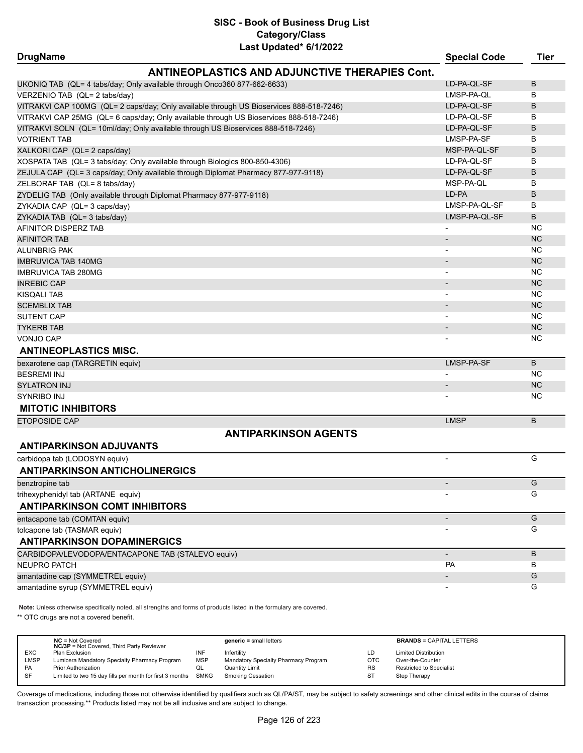# SISC - Book of Business Drug List
## Category/Class
### Last Updated* 6/1/2022

| DrugName | Special Code | Tier |
|---|---|---|
| **ANTINEOPLASTICS AND ADJUNCTIVE THERAPIES Cont.** | | |
| UKONIQ TAB (QL= 4 tabs/day; Only available through Onco360 877-662-6633) | LD-PA-QL-SF | B |
| VERZENIO TAB (QL= 2 tabs/day) | LMSP-PA-QL | B |
| VITRAKVI CAP 100MG (QL= 2 caps/day; Only available through US Bioservices 888-518-7246) | LD-PA-QL-SF | B |
| VITRAKVI CAP 25MG (QL= 6 caps/day; Only available through US Bioservices 888-518-7246) | LD-PA-QL-SF | B |
| VITRAKVI SOLN (QL= 10ml/day; Only available through US Bioservices 888-518-7246) | LD-PA-QL-SF | B |
| VOTRIENT TAB | LMSP-PA-SF | B |
| XALKORI CAP (QL= 2 caps/day) | MSP-PA-QL-SF | B |
| XOSPATA TAB (QL= 3 tabs/day; Only available through Biologics 800-850-4306) | LD-PA-QL-SF | B |
| ZEJULA CAP (QL= 3 caps/day; Only available through Diplomat Pharmacy 877-977-9118) | LD-PA-QL-SF | B |
| ZELBORAF TAB (QL= 8 tabs/day) | MSP-PA-QL | B |
| ZYDELIG TAB (Only available through Diplomat Pharmacy 877-977-9118) | LD-PA | B |
| ZYKADIA CAP (QL= 3 caps/day) | LMSP-PA-QL-SF | B |
| ZYKADIA TAB (QL= 3 tabs/day) | LMSP-PA-QL-SF | B |
| AFINITOR DISPERZ TAB | - | NC |
| AFINITOR TAB | - | NC |
| ALUNBRIG PAK | - | NC |
| IMBRUVICA TAB 140MG | - | NC |
| IMBRUVICA TAB 280MG | - | NC |
| INREBIC CAP | - | NC |
| KISQALI TAB | - | NC |
| SCEMBLIX TAB | - | NC |
| SUTENT CAP | - | NC |
| TYKERB TAB | - | NC |
| VONJO CAP | - | NC |
| **ANTINEOPLASTICS MISC.** | | |
| bexarotene cap (TARGRETIN equiv) | LMSP-PA-SF | B |
| BESREMI INJ | - | NC |
| SYLATRON INJ | - | NC |
| SYNRIBO INJ | - | NC |
| **MITOTIC INHIBITORS** | | |
| ETOPOSIDE CAP | LMSP | B |
| **ANTIPARKINSON AGENTS** | | |
| **ANTIPARKINSON ADJUVANTS** | | |
| carbidopa tab (LODOSYN equiv) | - | G |
| **ANTIPARKINSON ANTICHOLINERGICS** | | |
| benztropine tab | - | G |
| trihexyphenidyl tab (ARTANE equiv) | - | G |
| **ANTIPARKINSON COMT INHIBITORS** | | |
| entacapone tab (COMTAN equiv) | - | G |
| tolcapone tab (TASMAR equiv) | - | G |
| **ANTIPARKINSON DOPAMINERGICS** | | |
| CARBIDOPA/LEVODOPA/ENTACAPONE TAB (STALEVO equiv) | - | B |
| NEUPRO PATCH | PA | B |
| amantadine cap (SYMMETREL equiv) | - | G |
| amantadine syrup (SYMMETREL equiv) | - | G |

**Note:** Unless otherwise specifically noted, all strengths and forms of products listed in the formulary are covered.

** OTC drugs are not a covered benefit.

| | | | | | |
|---|---|---|---|---|---|
| **NC** = Not Covered<br>**NC/3P** = Not Covered, Third Party Reviewer | | **generic** = small letters | | **BRANDS** = CAPITAL LETTERS | |
| EXC | Plan Exclusion | INF | Infertility | LD | Limited Distribution |
| LMSP | Lumicera Mandatory Specialty Pharmacy Program | MSP | Mandatory Specialty Pharmacy Program | OTC | Over-the-Counter |
| PA | Prior Authorization | QL | Quantity Limit | RS | Restricted to Specialist |
| SF | Limited to two 15 day fills per month for first 3 months | SMKG | Smoking Cessation | ST | Step Therapy |

Coverage of medications, including those not otherwise identified by qualifiers such as QL/PA/ST, may be subject to safety screenings and other clinical edits in the course of claims transaction processing.** Products listed may not be all inclusive and are subject to change.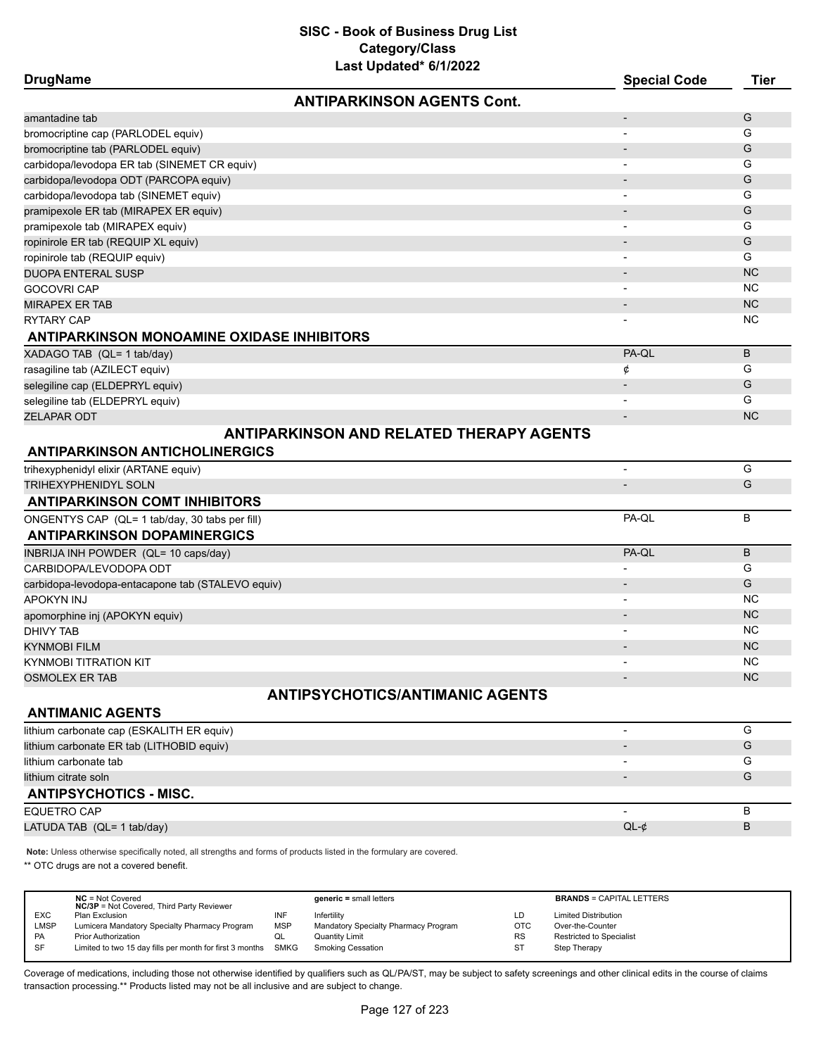# SISC - Book of Business Drug List
## Category/Class
### Last Updated* 6/1/2022

| DrugName | Special Code | Tier |
|---|---|---|
| **ANTIPARKINSON AGENTS Cont.** | | |
| amantadine tab | - | G |
| bromocriptine cap (PARLODEL equiv) | - | G |
| bromocriptine tab (PARLODEL equiv) | - | G |
| carbidopa/levodopa ER tab (SINEMET CR equiv) | - | G |
| carbidopa/levodopa ODT (PARCOPA equiv) | - | G |
| carbidopa/levodopa tab (SINEMET equiv) | - | G |
| pramipexole ER tab (MIRAPEX ER equiv) | - | G |
| pramipexole tab (MIRAPEX equiv) | - | G |
| ropinirole ER tab (REQUIP XL equiv) | - | G |
| ropinirole tab (REQUIP equiv) | - | G |
| DUOPA ENTERAL SUSP | - | NC |
| GOCOVRI CAP | - | NC |
| MIRAPEX ER TAB | - | NC |
| RYTARY CAP | - | NC |
| **ANTIPARKINSON MONOAMINE OXIDASE INHIBITORS** | | |
| XADAGO TAB (QL= 1 tab/day) | PA-QL | B |
| rasagiline tab (AZILECT equiv) | ¢ | G |
| selegiline cap (ELDEPRYL equiv) | - | G |
| selegiline tab (ELDEPRYL equiv) | - | G |
| ZELAPAR ODT | - | NC |
| **ANTIPARKINSON AND RELATED THERAPY AGENTS** | | |
| **ANTIPARKINSON ANTICHOLINERGICS** | | |
| trihexyphenidyl elixir (ARTANE equiv) | - | G |
| TRIHEXYPHENIDYL SOLN | - | G |
| **ANTIPARKINSON COMT INHIBITORS** | | |
| ONGENTYS CAP (QL= 1 tab/day, 30 tabs per fill) | PA-QL | B |
| **ANTIPARKINSON DOPAMINERGICS** | | |
| INBRIJA INH POWDER (QL= 10 caps/day) | PA-QL | B |
| CARBIDOPA/LEVODOPA ODT | - | G |
| carbidopa-levodopa-entacapone tab (STALEVO equiv) | - | G |
| APOKYN INJ | - | NC |
| apomorphine inj (APOKYN equiv) | - | NC |
| DHIVY TAB | - | NC |
| KYNMOBI FILM | - | NC |
| KYNMOBI TITRATION KIT | - | NC |
| OSMOLEX ER TAB | - | NC |
| **ANTIPSYCHOTICS/ANTIMANIC AGENTS** | | |
| **ANTIMANIC AGENTS** | | |
| lithium carbonate cap (ESKALITH ER equiv) | - | G |
| lithium carbonate ER tab (LITHOBID equiv) | - | G |
| lithium carbonate tab | - | G |
| lithium citrate soln | - | G |
| **ANTIPSYCHOTICS - MISC.** | | |
| EQUETRO CAP | - | B |
| LATUDA TAB (QL= 1 tab/day) | QL-¢ | B |

**Note:** Unless otherwise specifically noted, all strengths and forms of products listed in the formulary are covered.

** OTC drugs are not a covered benefit.

| | | | | | |
|---|---|---|---|---|---|
| **NC** = Not Covered<br>**NC/3P** = Not Covered, Third Party Reviewer | | **generic =** small letters | | **BRANDS** = CAPITAL LETTERS | |
| EXC | Plan Exclusion | INF | Infertility | LD | Limited Distribution |
| LMSP | Lumicera Mandatory Specialty Pharmacy Program | MSP | Mandatory Specialty Pharmacy Program | OTC | Over-the-Counter |
| PA | Prior Authorization | QL | Quantity Limit | RS | Restricted to Specialist |
| SF | Limited to two 15 day fills per month for first 3 months | SMKG | Smoking Cessation | ST | Step Therapy |

Coverage of medications, including those not otherwise identified by qualifiers such as QL/PA/ST, may be subject to safety screenings and other clinical edits in the course of claims transaction processing.** Products listed may not be all inclusive and are subject to change.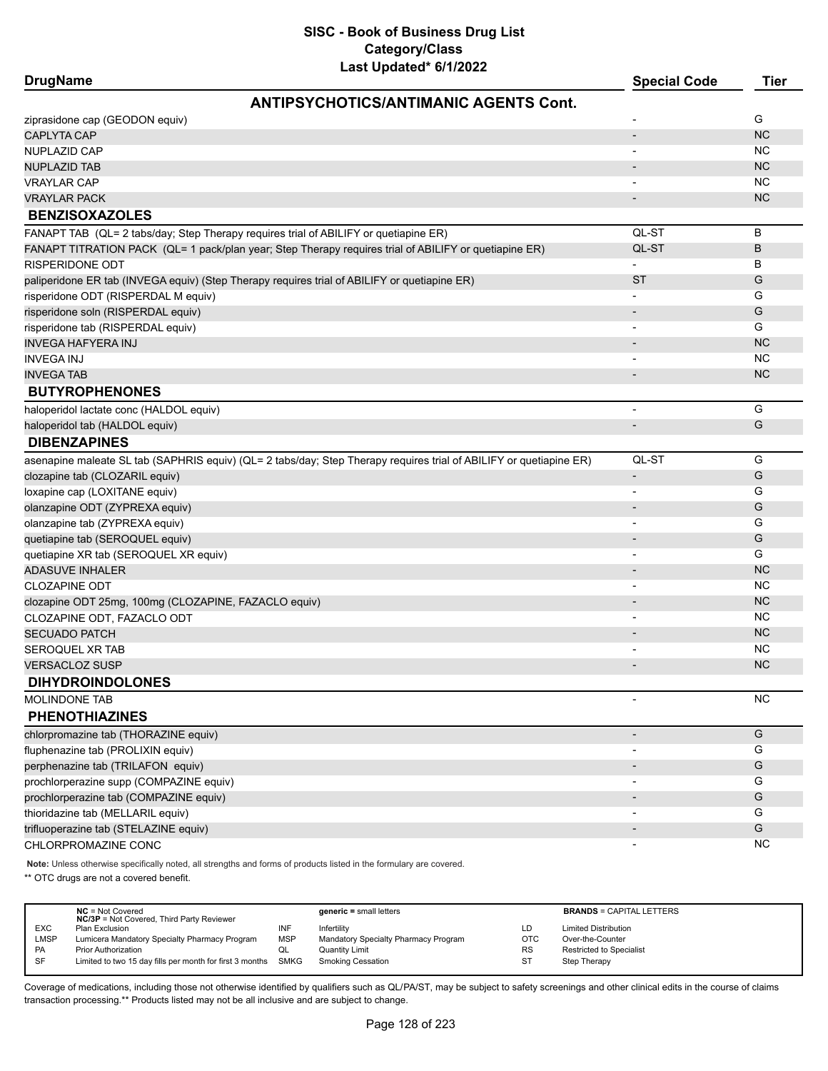# SISC - Book of Business Drug List
## Category/Class
### Last Updated* 6/1/2022

| DrugName | Special Code | Tier |
|---|---|---|
| **ANTIPSYCHOTICS/ANTIMANIC AGENTS Cont.** | | |
| ziprasidone cap (GEODON equiv) | - | G |
| CAPLYTA CAP | - | NC |
| NUPLAZID CAP | - | NC |
| NUPLAZID TAB | - | NC |
| VRAYLAR CAP | - | NC |
| VRAYLAR PACK | - | NC |
| **BENZISOXAZOLES** | | |
| FANAPT TAB (QL= 2 tabs/day; Step Therapy requires trial of ABILIFY or quetiapine ER) | QL-ST | B |
| FANAPT TITRATION PACK (QL= 1 pack/plan year; Step Therapy requires trial of ABILIFY or quetiapine ER) | QL-ST | B |
| RISPERIDONE ODT | - | B |
| paliperidone ER tab (INVEGA equiv) (Step Therapy requires trial of ABILIFY or quetiapine ER) | ST | G |
| risperidone ODT (RISPERDAL M equiv) | - | G |
| risperidone soln (RISPERDAL equiv) | - | G |
| risperidone tab (RISPERDAL equiv) | - | G |
| INVEGA HAFYERA INJ | - | NC |
| INVEGA INJ | - | NC |
| INVEGA TAB | - | NC |
| **BUTYROPHENONES** | | |
| haloperidol lactate conc (HALDOL equiv) | - | G |
| haloperidol tab (HALDOL equiv) | - | G |
| **DIBENZAPINES** | | |
| asenapine maleate SL tab (SAPHRIS equiv) (QL= 2 tabs/day; Step Therapy requires trial of ABILIFY or quetiapine ER) | QL-ST | G |
| clozapine tab (CLOZARIL equiv) | - | G |
| loxapine cap (LOXITANE equiv) | - | G |
| olanzapine ODT (ZYPREXA equiv) | - | G |
| olanzapine tab (ZYPREXA equiv) | - | G |
| quetiapine tab (SEROQUEL equiv) | - | G |
| quetiapine XR tab (SEROQUEL XR equiv) | - | G |
| ADASUVE INHALER | - | NC |
| CLOZAPINE ODT | - | NC |
| clozapine ODT 25mg, 100mg (CLOZAPINE, FAZACLO equiv) | - | NC |
| CLOZAPINE ODT, FAZACLO ODT | - | NC |
| SECUADO PATCH | - | NC |
| SEROQUEL XR TAB | - | NC |
| VERSACLOZ SUSP | - | NC |
| **DIHYDROINDOLONES** | | |
| MOLINDONE TAB | - | NC |
| **PHENOTHIAZINES** | | |
| chlorpromazine tab (THORAZINE equiv) | - | G |
| fluphenazine tab (PROLIXIN equiv) | - | G |
| perphenazine tab (TRILAFON equiv) | - | G |
| prochlorperazine supp (COMPAZINE equiv) | - | G |
| prochlorperazine tab (COMPAZINE equiv) | - | G |
| thioridazine tab (MELLARIL equiv) | - | G |
| trifluoperazine tab (STELAZINE equiv) | - | G |
| CHLORPROMAZINE CONC | - | NC |

**Note:** Unless otherwise specifically noted, all strengths and forms of products listed in the formulary are covered.

** OTC drugs are not a covered benefit.

| | | | | | |
|---|---|---|---|---|---|
| | **NC** = Not Covered<br>**NC/3P** = Not Covered, Third Party Reviewer | | **generic =** small letters | | **BRANDS** = CAPITAL LETTERS |
| EXC | Plan Exclusion | INF | Infertility | LD | Limited Distribution |
| LMSP | Lumicera Mandatory Specialty Pharmacy Program | MSP | Mandatory Specialty Pharmacy Program | OTC | Over-the-Counter |
| PA | Prior Authorization | QL | Quantity Limit | RS | Restricted to Specialist |
| SF | Limited to two 15 day fills per month for first 3 months | SMKG | Smoking Cessation | ST | Step Therapy |

Coverage of medications, including those not otherwise identified by qualifiers such as QL/PA/ST, may be subject to safety screenings and other clinical edits in the course of claims transaction processing.** Products listed may not be all inclusive and are subject to change.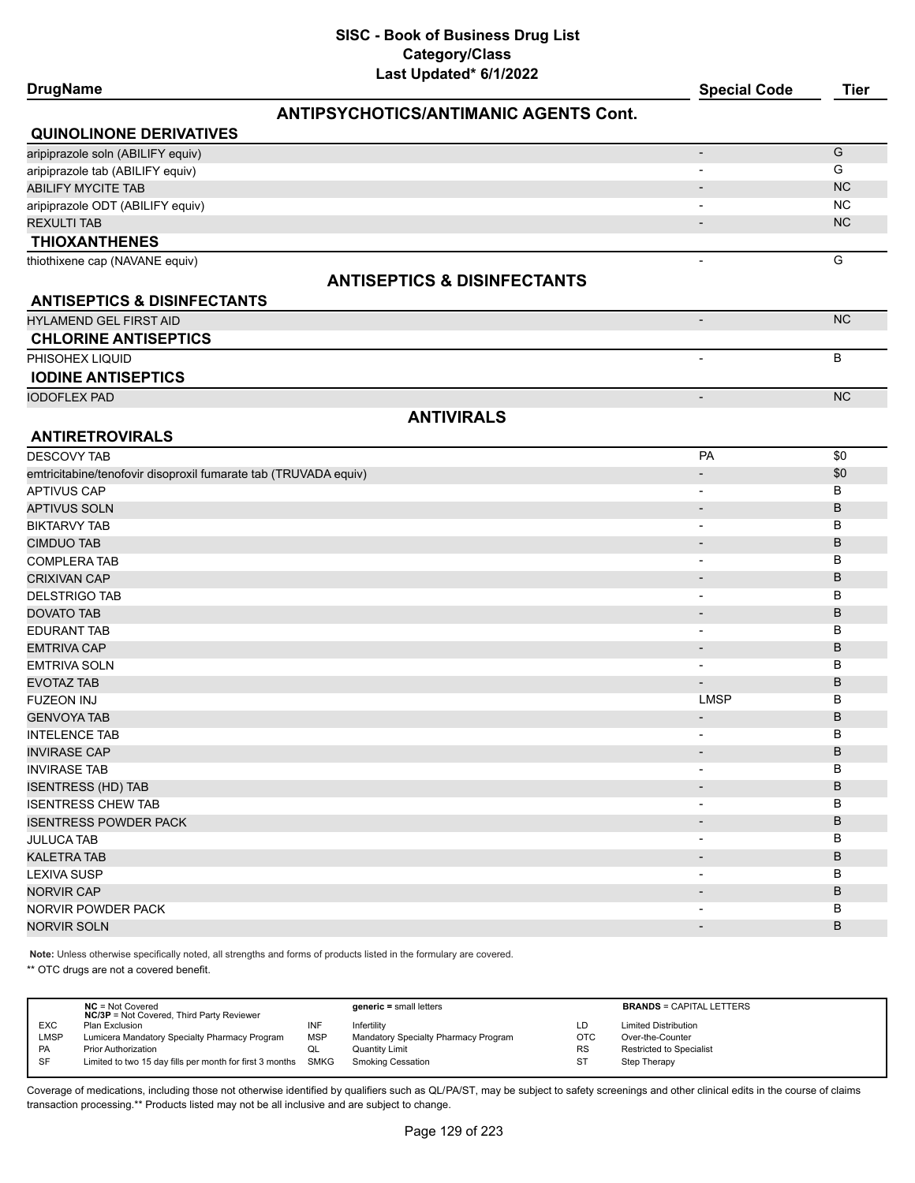# SISC - Book of Business Drug List
## Category/Class
### Last Updated* 6/1/2022

| DrugName | Special Code | Tier |
|---|---|---|
| **ANTIPSYCHOTICS/ANTIMANIC AGENTS Cont.** | | |
| **QUINOLINONE DERIVATIVES** | | |
| aripiprazole soln (ABILIFY equiv) | - | G |
| aripiprazole tab (ABILIFY equiv) | - | G |
| ABILIFY MYCITE TAB | - | NC |
| aripiprazole ODT (ABILIFY equiv) | - | NC |
| REXULTI TAB | - | NC |
| **THIOXANTHENES** | | |
| thiothixene cap (NAVANE equiv) | - | G |
| **ANTISEPTICS & DISINFECTANTS** | | |
| **ANTISEPTICS & DISINFECTANTS** | | |
| HYLAMEND GEL FIRST AID | - | NC |
| **CHLORINE ANTISEPTICS** | | |
| PHISOHEX LIQUID | - | B |
| **IODINE ANTISEPTICS** | | |
| IODOFLEX PAD | - | NC |
| **ANTIVIRALS** | | |
| **ANTIRETROVIRALS** | | |
| DESCOVY TAB | PA | $0 |
| emtricitabine/tenofovir disoproxil fumarate tab (TRUVADA equiv) | - | $0 |
| APTIVUS CAP | - | B |
| APTIVUS SOLN | - | B |
| BIKTARVY TAB | - | B |
| CIMDUO TAB | - | B |
| COMPLERA TAB | - | B |
| CRIXIVAN CAP | - | B |
| DELSTRIGO TAB | - | B |
| DOVATO TAB | - | B |
| EDURANT TAB | - | B |
| EMTRIVA CAP | - | B |
| EMTRIVA SOLN | - | B |
| EVOTAZ TAB | - | B |
| FUZEON INJ | LMSP | B |
| GENVOYA TAB | - | B |
| INTELENCE TAB | - | B |
| INVIRASE CAP | - | B |
| INVIRASE TAB | - | B |
| ISENTRESS (HD) TAB | - | B |
| ISENTRESS CHEW TAB | - | B |
| ISENTRESS POWDER PACK | - | B |
| JULUCA TAB | - | B |
| KALETRA TAB | - | B |
| LEXIVA SUSP | - | B |
| NORVIR CAP | - | B |
| NORVIR POWDER PACK | - | B |
| NORVIR SOLN | - | B |

**Note:** Unless otherwise specifically noted, all strengths and forms of products listed in the formulary are covered.

** OTC drugs are not a covered benefit.

| | | | | | |
|---|---|---|---|---|---|
| | **NC** = Not Covered<br>**NC/3P** = Not Covered, Third Party Reviewer | | **generic** = small letters | | **BRANDS** = CAPITAL LETTERS |
| EXC | Plan Exclusion | INF | Infertility | LD | Limited Distribution |
| LMSP | Lumicera Mandatory Specialty Pharmacy Program | MSP | Mandatory Specialty Pharmacy Program | OTC | Over-the-Counter |
| PA | Prior Authorization | QL | Quantity Limit | RS | Restricted to Specialist |
| SF | Limited to two 15 day fills per month for first 3 months | SMKG | Smoking Cessation | ST | Step Therapy |

Coverage of medications, including those not otherwise identified by qualifiers such as QL/PA/ST, may be subject to safety screenings and other clinical edits in the course of claims transaction processing.** Products listed may not be all inclusive and are subject to change.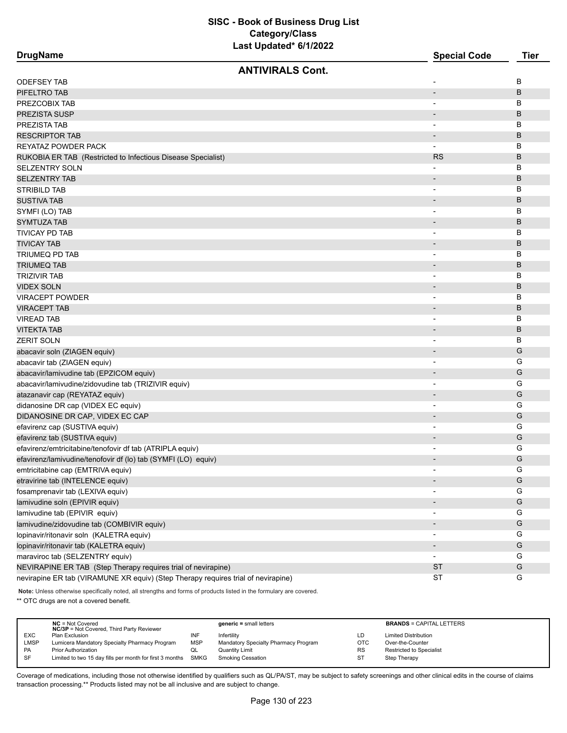# SISC - Book of Business Drug List

## Category/Class

### Last Updated* 6/1/2022

| DrugName | Special Code | Tier |
|---|---|---|
| **ANTIVIRALS Cont.** | | |
| ODEFSEY TAB | - | B |
| PIFELTRO TAB | - | B |
| PREZCOBIX TAB | - | B |
| PREZISTA SUSP | - | B |
| PREZISTA TAB | - | B |
| RESCRIPTOR TAB | - | B |
| REYATAZ POWDER PACK | - | B |
| RUKOBIA ER TAB (Restricted to Infectious Disease Specialist) | RS | B |
| SELZENTRY SOLN | - | B |
| SELZENTRY TAB | - | B |
| STRIBILD TAB | - | B |
| SUSTIVA TAB | - | B |
| SYMFI (LO) TAB | - | B |
| SYMTUZA TAB | - | B |
| TIVICAY PD TAB | - | B |
| TIVICAY TAB | - | B |
| TRIUMEQ PD TAB | - | B |
| TRIUMEQ TAB | - | B |
| TRIZIVIR TAB | - | B |
| VIDEX SOLN | - | B |
| VIRACEPT POWDER | - | B |
| VIRACEPT TAB | - | B |
| VIREAD TAB | - | B |
| VITEKTA TAB | - | B |
| ZERIT SOLN | - | B |
| abacavir soln (ZIAGEN equiv) | - | G |
| abacavir tab (ZIAGEN equiv) | - | G |
| abacavir/lamivudine tab (EPZICOM equiv) | - | G |
| abacavir/lamivudine/zidovudine tab (TRIZIVIR equiv) | - | G |
| atazanavir cap (REYATAZ equiv) | - | G |
| didanosine DR cap (VIDEX EC equiv) | - | G |
| DIDANOSINE DR CAP, VIDEX EC CAP | - | G |
| efavirenz cap (SUSTIVA equiv) | - | G |
| efavirenz tab (SUSTIVA equiv) | - | G |
| efavirenz/emtricitabine/tenofovir df tab (ATRIPLA equiv) | - | G |
| efavirenz/lamivudine/tenofovir df (lo) tab (SYMFI (LO) equiv) | - | G |
| emtricitabine cap (EMTRIVA equiv) | - | G |
| etravirine tab (INTELENCE equiv) | - | G |
| fosamprenavir tab (LEXIVA equiv) | - | G |
| lamivudine soln (EPIVIR equiv) | - | G |
| lamivudine tab (EPIVIR equiv) | - | G |
| lamivudine/zidovudine tab (COMBIVIR equiv) | - | G |
| lopinavir/ritonavir soln (KALETRA equiv) | - | G |
| lopinavir/ritonavir tab (KALETRA equiv) | - | G |
| maraviroc tab (SELZENTRY equiv) | - | G |
| NEVIRAPINE ER TAB (Step Therapy requires trial of nevirapine) | ST | G |
| nevirapine ER tab (VIRAMUNE XR equiv) (Step Therapy requires trial of nevirapine) | ST | G |

**Note:** Unless otherwise specifically noted, all strengths and forms of products listed in the formulary are covered.

** OTC drugs are not a covered benefit.

| | NC = Not Covered<br>NC/3P = Not Covered, Third Party Reviewer | | generic = small letters | | BRANDS = CAPITAL LETTERS |
|---|---|---|---|---|---|
| EXC | Plan Exclusion | INF | Infertility | LD | Limited Distribution |
| LMSP | Lumicera Mandatory Specialty Pharmacy Program | MSP | Mandatory Specialty Pharmacy Program | OTC | Over-the-Counter |
| PA | Prior Authorization | QL | Quantity Limit | RS | Restricted to Specialist |
| SF | Limited to two 15 day fills per month for first 3 months | SMKG | Smoking Cessation | ST | Step Therapy |

Coverage of medications, including those not otherwise identified by qualifiers such as QL/PA/ST, may be subject to safety screenings and other clinical edits in the course of claims transaction processing.** Products listed may not be all inclusive and are subject to change.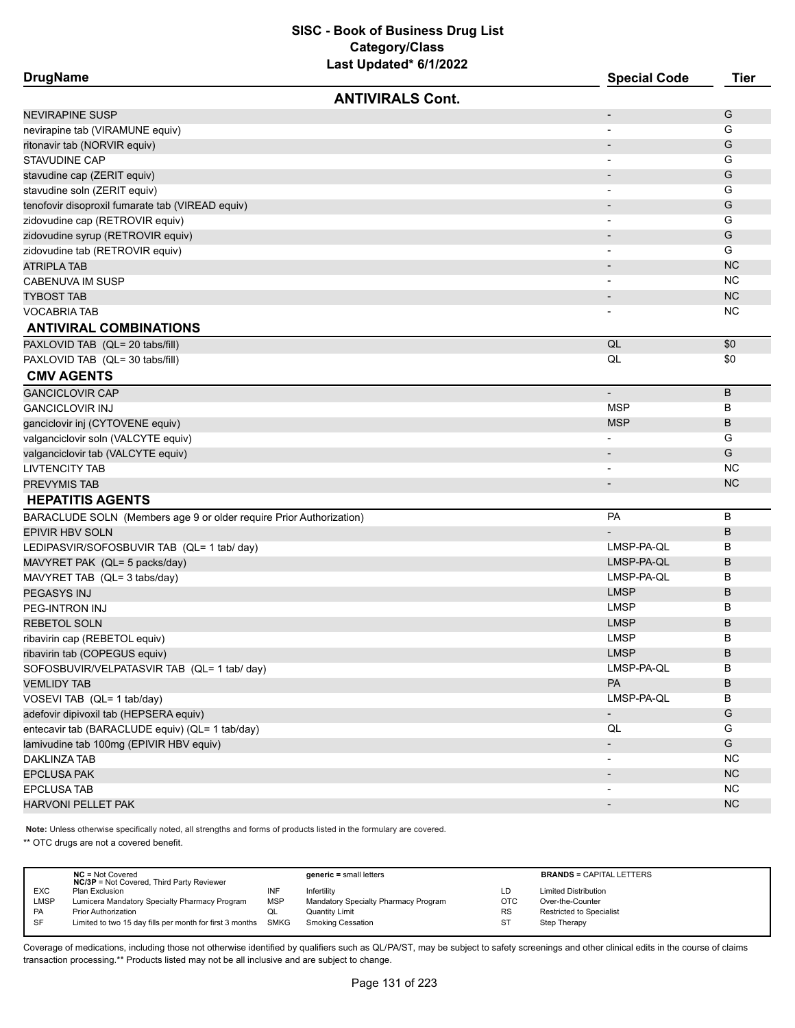# SISC - Book of Business Drug List
## Category/Class
### Last Updated* 6/1/2022

| DrugName | Special Code | Tier |
|---|---|---|
| **ANTIVIRALS Cont.** | | |
| NEVIRAPINE SUSP | - | G |
| nevirapine tab (VIRAMUNE equiv) | - | G |
| ritonavir tab (NORVIR equiv) | - | G |
| STAVUDINE CAP | - | G |
| stavudine cap (ZERIT equiv) | - | G |
| stavudine soln (ZERIT equiv) | - | G |
| tenofovir disoproxil fumarate tab (VIREAD equiv) | - | G |
| zidovudine cap (RETROVIR equiv) | - | G |
| zidovudine syrup (RETROVIR equiv) | - | G |
| zidovudine tab (RETROVIR equiv) | - | G |
| ATRIPLA TAB | - | NC |
| CABENUVA IM SUSP | - | NC |
| TYBOST TAB | - | NC |
| VOCABRIA TAB | - | NC |
| **ANTIVIRAL COMBINATIONS** | | |
| PAXLOVID TAB (QL= 20 tabs/fill) | QL | $0 |
| PAXLOVID TAB (QL= 30 tabs/fill) | QL | $0 |
| **CMV AGENTS** | | |
| GANCICLOVIR CAP | - | B |
| GANCICLOVIR INJ | MSP | B |
| ganciclovir inj (CYTOVENE equiv) | MSP | B |
| valganciclovir soln (VALCYTE equiv) | - | G |
| valganciclovir tab (VALCYTE equiv) | - | G |
| LIVTENCITY TAB | - | NC |
| PREVYMIS TAB | - | NC |
| **HEPATITIS AGENTS** | | |
| BARACLUDE SOLN (Members age 9 or older require Prior Authorization) | PA | B |
| EPIVIR HBV SOLN | - | B |
| LEDIPASVIR/SOFOSBUVIR TAB (QL= 1 tab/ day) | LMSP-PA-QL | B |
| MAVYRET PAK (QL= 5 packs/day) | LMSP-PA-QL | B |
| MAVYRET TAB (QL= 3 tabs/day) | LMSP-PA-QL | B |
| PEGASYS INJ | LMSP | B |
| PEG-INTRON INJ | LMSP | B |
| REBETOL SOLN | LMSP | B |
| ribavirin cap (REBETOL equiv) | LMSP | B |
| ribavirin tab (COPEGUS equiv) | LMSP | B |
| SOFOSBUVIR/VELPATASVIR TAB (QL= 1 tab/ day) | LMSP-PA-QL | B |
| VEMLIDY TAB | PA | B |
| VOSEVI TAB (QL= 1 tab/day) | LMSP-PA-QL | B |
| adefovir dipivoxil tab (HEPSERA equiv) | - | G |
| entecavir tab (BARACLUDE equiv) (QL= 1 tab/day) | QL | G |
| lamivudine tab 100mg (EPIVIR HBV equiv) | - | G |
| DAKLINZA TAB | - | NC |
| EPCLUSA PAK | - | NC |
| EPCLUSA TAB | - | NC |
| HARVONI PELLET PAK | - | NC |

**Note:** Unless otherwise specifically noted, all strengths and forms of products listed in the formulary are covered.

** OTC drugs are not a covered benefit.

| | | | | | |
|---|---|---|---|---|---|
| | **NC** = Not Covered; **NC/3P** = Not Covered, Third Party Reviewer | | **generic** = small letters | | **BRANDS** = CAPITAL LETTERS |
| EXC | Plan Exclusion | INF | Infertility | LD | Limited Distribution |
| LMSP | Lumicera Mandatory Specialty Pharmacy Program | MSP | Mandatory Specialty Pharmacy Program | OTC | Over-the-Counter |
| PA | Prior Authorization | QL | Quantity Limit | RS | Restricted to Specialist |
| SF | Limited to two 15 day fills per month for first 3 months | SMKG | Smoking Cessation | ST | Step Therapy |

Coverage of medications, including those not otherwise identified by qualifiers such as QL/PA/ST, may be subject to safety screenings and other clinical edits in the course of claims transaction processing.** Products listed may not be all inclusive and are subject to change.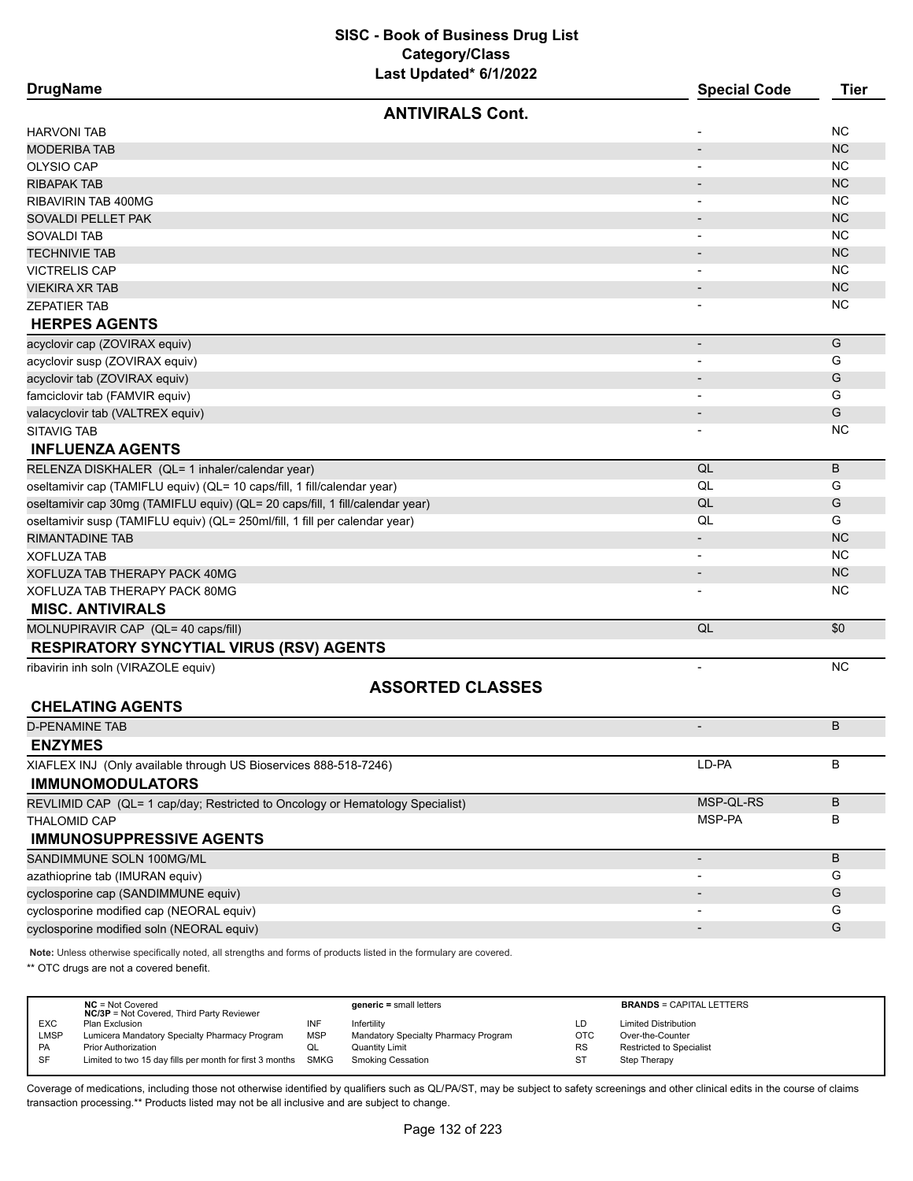# SISC - Book of Business Drug List
## Category/Class
### Last Updated* 6/1/2022

| DrugName | Special Code | Tier |
|---|---|---|
| **ANTIVIRALS Cont.** | | |
| HARVONI TAB | - | NC |
| MODERIBA TAB | - | NC |
| OLYSIO CAP | - | NC |
| RIBAPAK TAB | - | NC |
| RIBAVIRIN TAB 400MG | - | NC |
| SOVALDI PELLET PAK | - | NC |
| SOVALDI TAB | - | NC |
| TECHNIVIE TAB | - | NC |
| VICTRELIS CAP | - | NC |
| VIEKIRA XR TAB | - | NC |
| ZEPATIER TAB | - | NC |
| **HERPES AGENTS** | | |
| acyclovir cap (ZOVIRAX equiv) | - | G |
| acyclovir susp (ZOVIRAX equiv) | - | G |
| acyclovir tab (ZOVIRAX equiv) | - | G |
| famciclovir tab (FAMVIR equiv) | - | G |
| valacyclovir tab (VALTREX equiv) | - | G |
| SITAVIG TAB | - | NC |
| **INFLUENZA AGENTS** | | |
| RELENZA DISKHALER (QL= 1 inhaler/calendar year) | QL | B |
| oseltamivir cap (TAMIFLU equiv) (QL= 10 caps/fill, 1 fill/calendar year) | QL | G |
| oseltamivir cap 30mg (TAMIFLU equiv) (QL= 20 caps/fill, 1 fill/calendar year) | QL | G |
| oseltamivir susp (TAMIFLU equiv) (QL= 250ml/fill, 1 fill per calendar year) | QL | G |
| RIMANTADINE TAB | - | NC |
| XOFLUZA TAB | - | NC |
| XOFLUZA TAB THERAPY PACK 40MG | - | NC |
| XOFLUZA TAB THERAPY PACK 80MG | - | NC |
| **MISC. ANTIVIRALS** | | |
| MOLNUPIRAVIR CAP (QL= 40 caps/fill) | QL | $0 |
| **RESPIRATORY SYNCYTIAL VIRUS (RSV) AGENTS** | | |
| ribavirin inh soln (VIRAZOLE equiv) | - | NC |
| **ASSORTED CLASSES** | | |
| **CHELATING AGENTS** | | |
| D-PENAMINE TAB | - | B |
| **ENZYMES** | | |
| XIAFLEX INJ (Only available through US Bioservices 888-518-7246) | LD-PA | B |
| **IMMUNOMODULATORS** | | |
| REVLIMID CAP (QL= 1 cap/day; Restricted to Oncology or Hematology Specialist) | MSP-QL-RS | B |
| THALOMID CAP | MSP-PA | B |
| **IMMUNOSUPPRESSIVE AGENTS** | | |
| SANDIMMUNE SOLN 100MG/ML | - | B |
| azathioprine tab (IMURAN equiv) | - | G |
| cyclosporine cap (SANDIMMUNE equiv) | - | G |
| cyclosporine modified cap (NEORAL equiv) | - | G |
| cyclosporine modified soln (NEORAL equiv) | - | G |

**Note:** Unless otherwise specifically noted, all strengths and forms of products listed in the formulary are covered.

** OTC drugs are not a covered benefit.

| | | | | | |
|---|---|---|---|---|---|
| **NC** = Not Covered; **NC/3P** = Not Covered, Third Party Reviewer | | **generic =** small letters | | **BRANDS** = CAPITAL LETTERS | |
| EXC | Plan Exclusion | INF | Infertility | LD | Limited Distribution |
| LMSP | Lumicera Mandatory Specialty Pharmacy Program | MSP | Mandatory Specialty Pharmacy Program | OTC | Over-the-Counter |
| PA | Prior Authorization | QL | Quantity Limit | RS | Restricted to Specialist |
| SF | Limited to two 15 day fills per month for first 3 months | SMKG | Smoking Cessation | ST | Step Therapy |

Coverage of medications, including those not otherwise identified by qualifiers such as QL/PA/ST, may be subject to safety screenings and other clinical edits in the course of claims transaction processing.** Products listed may not be all inclusive and are subject to change.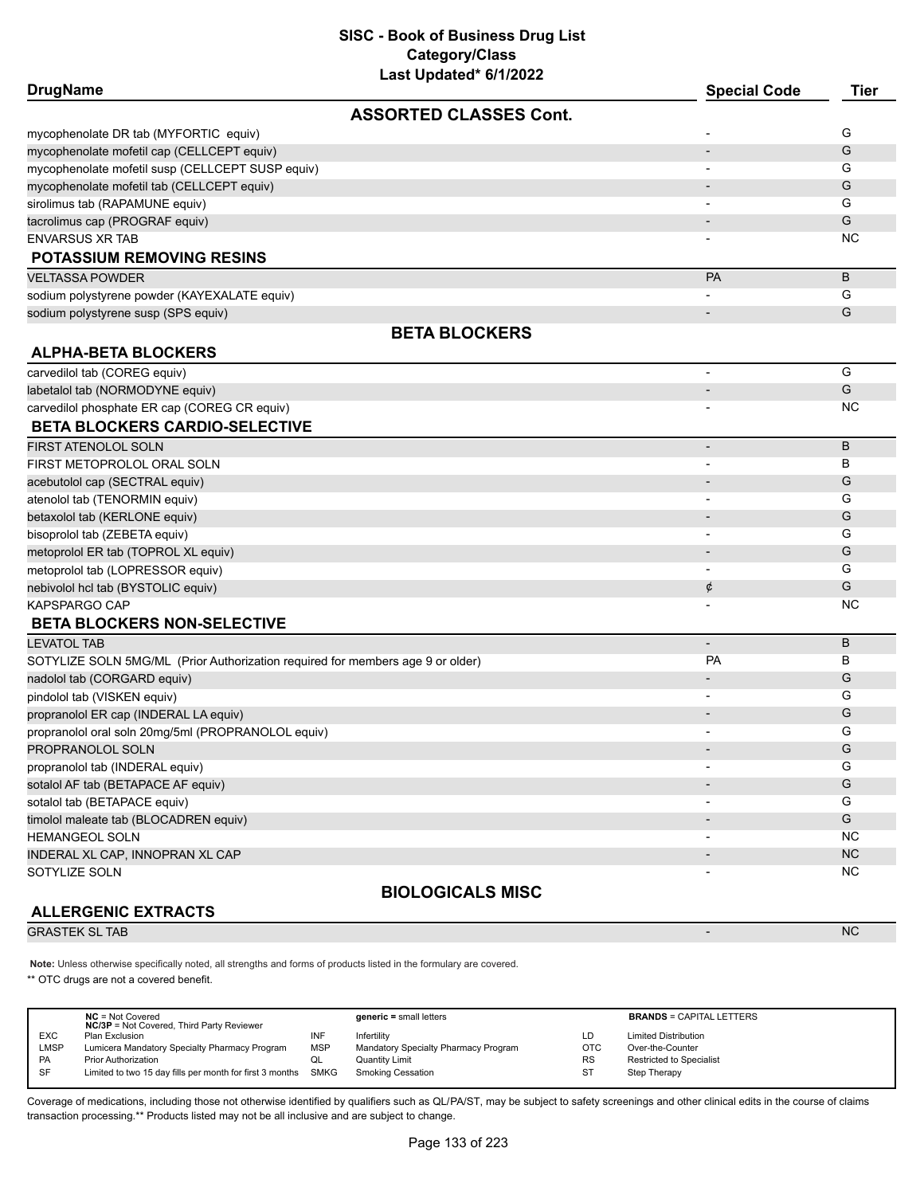# SISC - Book of Business Drug List
## Category/Class
### Last Updated* 6/1/2022

| DrugName | Special Code | Tier |
|---|---|---|
| **ASSORTED CLASSES Cont.** | | |
| mycophenolate DR tab (MYFORTIC equiv) | - | G |
| mycophenolate mofetil cap (CELLCEPT equiv) | - | G |
| mycophenolate mofetil susp (CELLCEPT SUSP equiv) | - | G |
| mycophenolate mofetil tab (CELLCEPT equiv) | - | G |
| sirolimus tab (RAPAMUNE equiv) | - | G |
| tacrolimus cap (PROGRAF equiv) | - | G |
| ENVARSUS XR TAB | - | NC |
| **POTASSIUM REMOVING RESINS** | | |
| VELTASSA POWDER | PA | B |
| sodium polystyrene powder (KAYEXALATE equiv) | - | G |
| sodium polystyrene susp (SPS equiv) | - | G |
| **BETA BLOCKERS** | | |
| **ALPHA-BETA BLOCKERS** | | |
| carvedilol tab (COREG equiv) | - | G |
| labetalol tab (NORMODYNE equiv) | - | G |
| carvedilol phosphate ER cap (COREG CR equiv) | - | NC |
| **BETA BLOCKERS CARDIO-SELECTIVE** | | |
| FIRST ATENOLOL SOLN | - | B |
| FIRST METOPROLOL ORAL SOLN | - | B |
| acebutolol cap (SECTRAL equiv) | - | G |
| atenolol tab (TENORMIN equiv) | - | G |
| betaxolol tab (KERLONE equiv) | - | G |
| bisoprolol tab (ZEBETA equiv) | - | G |
| metoprolol ER tab (TOPROL XL equiv) | - | G |
| metoprolol tab (LOPRESSOR equiv) | - | G |
| nebivolol hcl tab (BYSTOLIC equiv) | ¢ | G |
| KAPSPARGO CAP | - | NC |
| **BETA BLOCKERS NON-SELECTIVE** | | |
| LEVATOL TAB | - | B |
| SOTYLIZE SOLN 5MG/ML (Prior Authorization required for members age 9 or older) | PA | B |
| nadolol tab (CORGARD equiv) | - | G |
| pindolol tab (VISKEN equiv) | - | G |
| propranolol ER cap (INDERAL LA equiv) | - | G |
| propranolol oral soln 20mg/5ml (PROPRANOLOL equiv) | - | G |
| PROPRANOLOL SOLN | - | G |
| propranolol tab (INDERAL equiv) | - | G |
| sotalol AF tab (BETAPACE AF equiv) | - | G |
| sotalol tab (BETAPACE equiv) | - | G |
| timolol maleate tab (BLOCADREN equiv) | - | G |
| HEMANGEOL SOLN | - | NC |
| INDERAL XL CAP, INNOPRAN XL CAP | - | NC |
| SOTYLIZE SOLN | - | NC |
| **BIOLOGICALS MISC** | | |
| **ALLERGENIC EXTRACTS** | | |
| GRASTEK SL TAB | - | NC |

**Note:** Unless otherwise specifically noted, all strengths and forms of products listed in the formulary are covered.

** OTC drugs are not a covered benefit.

| | | | | | |
|---|---|---|---|---|---|
| | **NC** = Not Covered<br>**NC/3P** = Not Covered, Third Party Reviewer | | **generic =** small letters | | **BRANDS** = CAPITAL LETTERS |
| EXC | Plan Exclusion | INF | Infertility | LD | Limited Distribution |
| LMSP | Lumicera Mandatory Specialty Pharmacy Program | MSP | Mandatory Specialty Pharmacy Program | OTC | Over-the-Counter |
| PA | Prior Authorization | QL | Quantity Limit | RS | Restricted to Specialist |
| SF | Limited to two 15 day fills per month for first 3 months | SMKG | Smoking Cessation | ST | Step Therapy |

Coverage of medications, including those not otherwise identified by qualifiers such as QL/PA/ST, may be subject to safety screenings and other clinical edits in the course of claims transaction processing.** Products listed may not be all inclusive and are subject to change.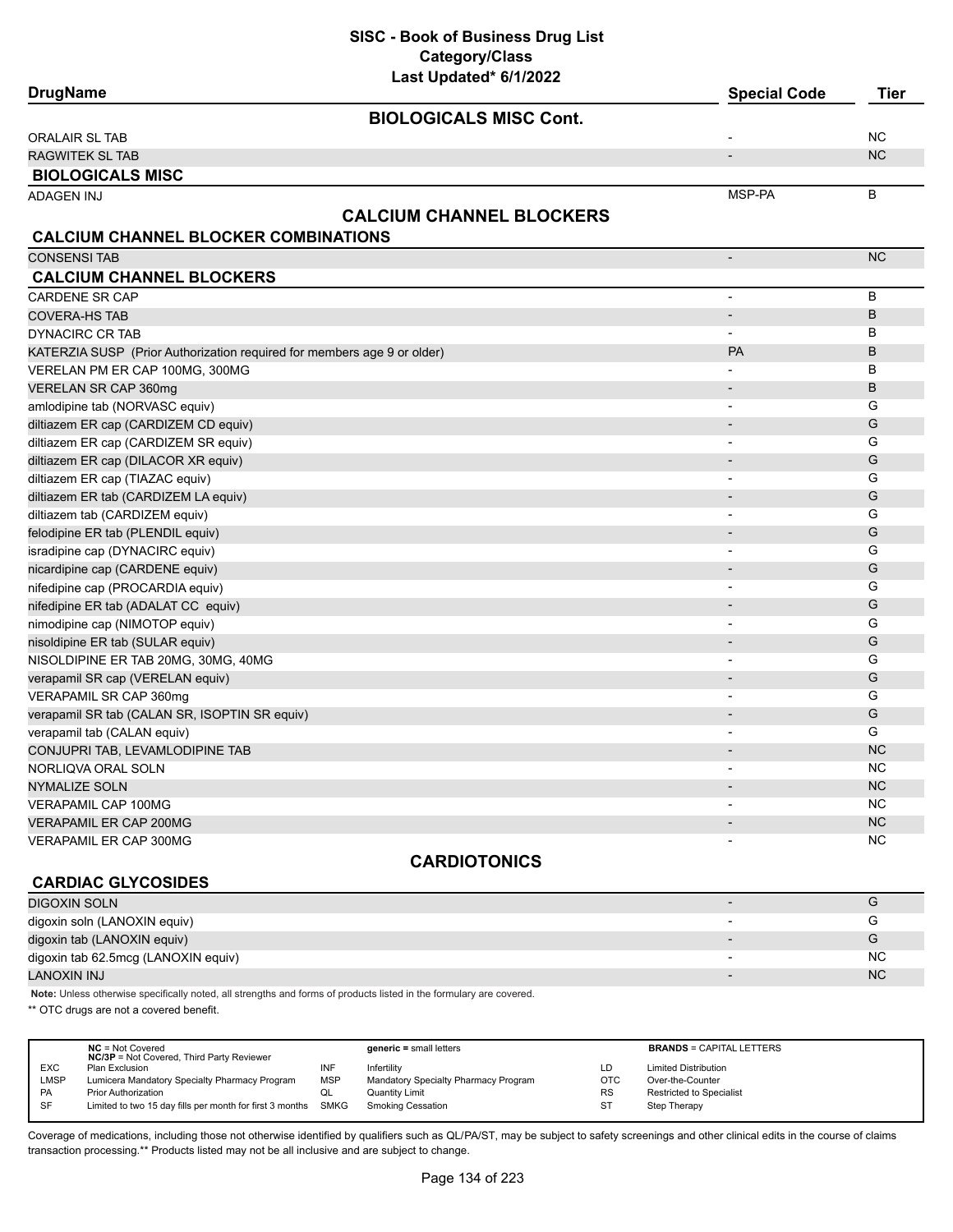# SISC - Book of Business Drug List

## Category/Class

Last Updated* 6/1/2022

| DrugName | Special Code | Tier |
|---|---|---|
| **BIOLOGICALS MISC Cont.** | | |
| ORALAIR SL TAB | - | NC |
| RAGWITEK SL TAB | - | NC |
| **BIOLOGICALS MISC** | | |
| ADAGEN INJ | MSP-PA | B |
| **CALCIUM CHANNEL BLOCKERS** | | |
| **CALCIUM CHANNEL BLOCKER COMBINATIONS** | | |
| CONSENSI TAB | - | NC |
| **CALCIUM CHANNEL BLOCKERS** | | |
| CARDENE SR CAP | - | B |
| COVERA-HS TAB | - | B |
| DYNACIRC CR TAB | - | B |
| KATERZIA SUSP (Prior Authorization required for members age 9 or older) | PA | B |
| VERELAN PM ER CAP 100MG, 300MG | - | B |
| VERELAN SR CAP 360mg | - | B |
| amlodipine tab (NORVASC equiv) | - | G |
| diltiazem ER cap (CARDIZEM CD equiv) | - | G |
| diltiazem ER cap (CARDIZEM SR equiv) | - | G |
| diltiazem ER cap (DILACOR XR equiv) | - | G |
| diltiazem ER cap (TIAZAC equiv) | - | G |
| diltiazem ER tab (CARDIZEM LA equiv) | - | G |
| diltiazem tab (CARDIZEM equiv) | - | G |
| felodipine ER tab (PLENDIL equiv) | - | G |
| isradipine cap (DYNACIRC equiv) | - | G |
| nicardipine cap (CARDENE equiv) | - | G |
| nifedipine cap (PROCARDIA equiv) | - | G |
| nifedipine ER tab (ADALAT CC equiv) | - | G |
| nimodipine cap (NIMOTOP equiv) | - | G |
| nisoldipine ER tab (SULAR equiv) | - | G |
| NISOLDIPINE ER TAB 20MG, 30MG, 40MG | - | G |
| verapamil SR cap (VERELAN equiv) | - | G |
| VERAPAMIL SR CAP 360mg | - | G |
| verapamil SR tab (CALAN SR, ISOPTIN SR equiv) | - | G |
| verapamil tab (CALAN equiv) | - | G |
| CONJUPRI TAB, LEVAMLODIPINE TAB | - | NC |
| NORLIQVA ORAL SOLN | - | NC |
| NYMALIZE SOLN | - | NC |
| VERAPAMIL CAP 100MG | - | NC |
| VERAPAMIL ER CAP 200MG | - | NC |
| VERAPAMIL ER CAP 300MG | - | NC |
| **CARDIOTONICS** | | |
| **CARDIAC GLYCOSIDES** | | |
| DIGOXIN SOLN | - | G |
| digoxin soln (LANOXIN equiv) | - | G |
| digoxin tab (LANOXIN equiv) | - | G |
| digoxin tab 62.5mcg (LANOXIN equiv) | - | NC |
| LANOXIN INJ | - | NC |

**Note:** Unless otherwise specifically noted, all strengths and forms of products listed in the formulary are covered.

** OTC drugs are not a covered benefit.

| | | | | | |
|---|---|---|---|---|---|
| **NC** = Not Covered<br>**NC/3P** = Not Covered, Third Party Reviewer | | **generic =** small letters | | **BRANDS** = CAPITAL LETTERS | |
| EXC | Plan Exclusion | INF | Infertility | LD | Limited Distribution |
| LMSP | Lumicera Mandatory Specialty Pharmacy Program | MSP | Mandatory Specialty Pharmacy Program | OTC | Over-the-Counter |
| PA | Prior Authorization | QL | Quantity Limit | RS | Restricted to Specialist |
| SF | Limited to two 15 day fills per month for first 3 months | SMKG | Smoking Cessation | ST | Step Therapy |

Coverage of medications, including those not otherwise identified by qualifiers such as QL/PA/ST, may be subject to safety screenings and other clinical edits in the course of claims transaction processing.** Products listed may not be all inclusive and are subject to change.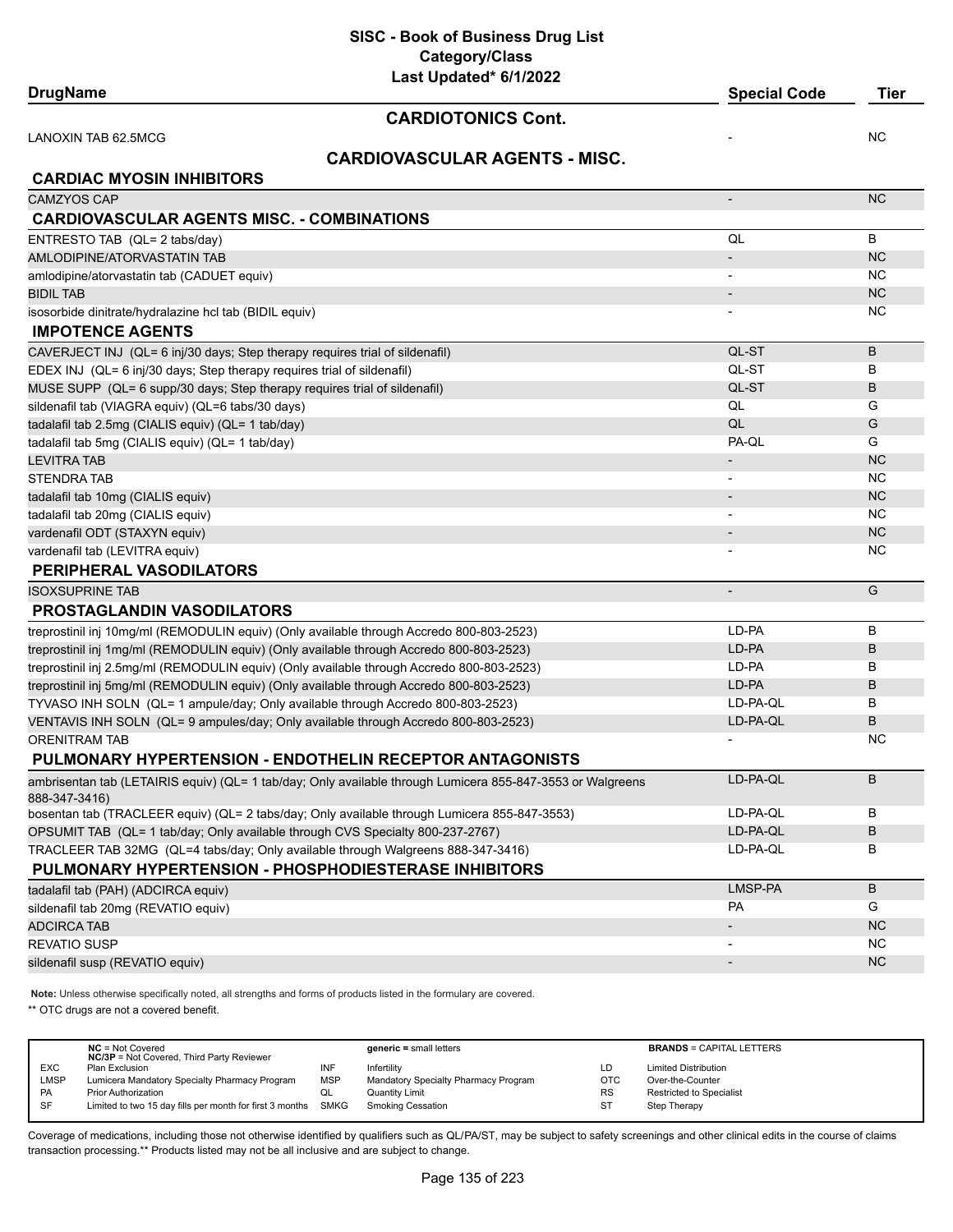# SISC - Book of Business Drug List
## Category/Class
### Last Updated* 6/1/2022

| DrugName | Special Code | Tier |
|---|---|---|
| **CARDIOTONICS Cont.** | | |
| LANOXIN TAB 62.5MCG | - | NC |
| **CARDIOVASCULAR AGENTS - MISC.** | | |
| **CARDIAC MYOSIN INHIBITORS** | | |
| CAMZYOS CAP | - | NC |
| **CARDIOVASCULAR AGENTS MISC. - COMBINATIONS** | | |
| ENTRESTO TAB (QL= 2 tabs/day) | QL | B |
| AMLODIPINE/ATORVASTATIN TAB | - | NC |
| amlodipine/atorvastatin tab (CADUET equiv) | - | NC |
| BIDIL TAB | - | NC |
| isosorbide dinitrate/hydralazine hcl tab (BIDIL equiv) | - | NC |
| **IMPOTENCE AGENTS** | | |
| CAVERJECT INJ (QL= 6 inj/30 days; Step therapy requires trial of sildenafil) | QL-ST | B |
| EDEX INJ (QL= 6 inj/30 days; Step therapy requires trial of sildenafil) | QL-ST | B |
| MUSE SUPP (QL= 6 supp/30 days; Step therapy requires trial of sildenafil) | QL-ST | B |
| sildenafil tab (VIAGRA equiv) (QL=6 tabs/30 days) | QL | G |
| tadalafil tab 2.5mg (CIALIS equiv) (QL= 1 tab/day) | QL | G |
| tadalafil tab 5mg (CIALIS equiv) (QL= 1 tab/day) | PA-QL | G |
| LEVITRA TAB | - | NC |
| STENDRA TAB | - | NC |
| tadalafil tab 10mg (CIALIS equiv) | - | NC |
| tadalafil tab 20mg (CIALIS equiv) | - | NC |
| vardenafil ODT (STAXYN equiv) | - | NC |
| vardenafil tab (LEVITRA equiv) | - | NC |
| **PERIPHERAL VASODILATORS** | | |
| ISOXSUPRINE TAB | - | G |
| **PROSTAGLANDIN VASODILATORS** | | |
| treprostinil inj 10mg/ml (REMODULIN equiv) (Only available through Accredo 800-803-2523) | LD-PA | B |
| treprostinil inj 1mg/ml (REMODULIN equiv) (Only available through Accredo 800-803-2523) | LD-PA | B |
| treprostinil inj 2.5mg/ml (REMODULIN equiv) (Only available through Accredo 800-803-2523) | LD-PA | B |
| treprostinil inj 5mg/ml (REMODULIN equiv) (Only available through Accredo 800-803-2523) | LD-PA | B |
| TYVASO INH SOLN (QL= 1 ampule/day; Only available through Accredo 800-803-2523) | LD-PA-QL | B |
| VENTAVIS INH SOLN (QL= 9 ampules/day; Only available through Accredo 800-803-2523) | LD-PA-QL | B |
| ORENITRAM TAB | - | NC |
| **PULMONARY HYPERTENSION - ENDOTHELIN RECEPTOR ANTAGONISTS** | | |
| ambrisentan tab (LETAIRIS equiv) (QL= 1 tab/day; Only available through Lumicera 855-847-3553 or Walgreens 888-347-3416) | LD-PA-QL | B |
| bosentan tab (TRACLEER equiv) (QL= 2 tabs/day; Only available through Lumicera 855-847-3553) | LD-PA-QL | B |
| OPSUMIT TAB (QL= 1 tab/day; Only available through CVS Specialty 800-237-2767) | LD-PA-QL | B |
| TRACLEER TAB 32MG (QL=4 tabs/day; Only available through Walgreens 888-347-3416) | LD-PA-QL | B |
| **PULMONARY HYPERTENSION - PHOSPHODIESTERASE INHIBITORS** | | |
| tadalafil tab (PAH) (ADCIRCA equiv) | LMSP-PA | B |
| sildenafil tab 20mg (REVATIO equiv) | PA | G |
| ADCIRCA TAB | - | NC |
| REVATIO SUSP | - | NC |
| sildenafil susp (REVATIO equiv) | - | NC |

**Note:** Unless otherwise specifically noted, all strengths and forms of products listed in the formulary are covered.

** OTC drugs are not a covered benefit.

| | | | | | |
|---|---|---|---|---|---|
| | **NC** = Not Covered<br>**NC/3P** = Not Covered, Third Party Reviewer | | **generic =** small letters | | **BRANDS** = CAPITAL LETTERS |
| EXC | Plan Exclusion | INF | Infertility | LD | Limited Distribution |
| LMSP | Lumicera Mandatory Specialty Pharmacy Program | MSP | Mandatory Specialty Pharmacy Program | OTC | Over-the-Counter |
| PA | Prior Authorization | QL | Quantity Limit | RS | Restricted to Specialist |
| SF | Limited to two 15 day fills per month for first 3 months | SMKG | Smoking Cessation | ST | Step Therapy |

Coverage of medications, including those not otherwise identified by qualifiers such as QL/PA/ST, may be subject to safety screenings and other clinical edits in the course of claims transaction processing.** Products listed may not be all inclusive and are subject to change.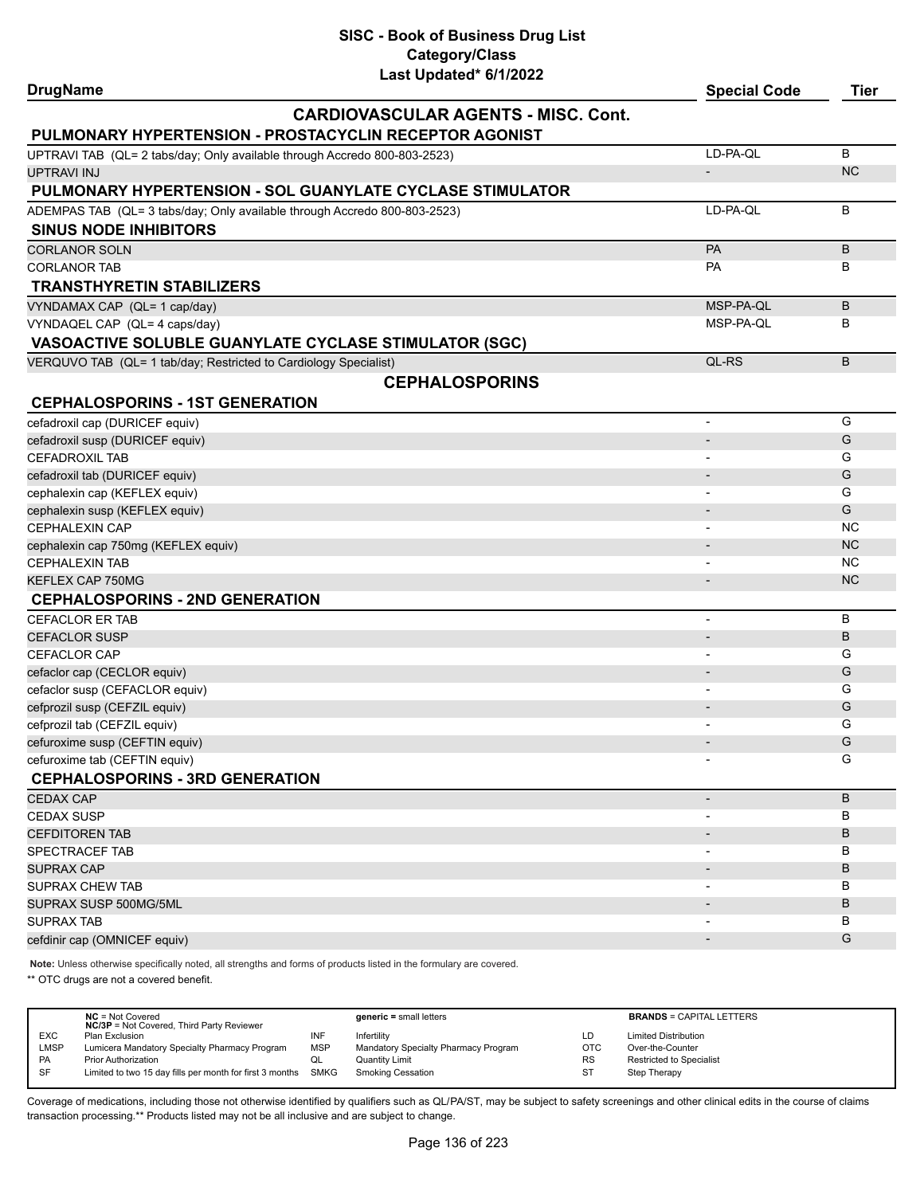# SISC - Book of Business Drug List
## Category/Class
### Last Updated* 6/1/2022

| DrugName | Special Code | Tier |
|---|---|---|
| **CARDIOVASCULAR AGENTS - MISC. Cont.** | | |
| **PULMONARY HYPERTENSION - PROSTACYCLIN RECEPTOR AGONIST** | | |
| UPTRAVI TAB (QL= 2 tabs/day; Only available through Accredo 800-803-2523) | LD-PA-QL | B |
| UPTRAVI INJ | - | NC |
| **PULMONARY HYPERTENSION - SOL GUANYLATE CYCLASE STIMULATOR** | | |
| ADEMPAS TAB (QL= 3 tabs/day; Only available through Accredo 800-803-2523) | LD-PA-QL | B |
| **SINUS NODE INHIBITORS** | | |
| CORLANOR SOLN | PA | B |
| CORLANOR TAB | PA | B |
| **TRANSTHYRETIN STABILIZERS** | | |
| VYNDAMAX CAP (QL= 1 cap/day) | MSP-PA-QL | B |
| VYNDAQEL CAP (QL= 4 caps/day) | MSP-PA-QL | B |
| **VASOACTIVE SOLUBLE GUANYLATE CYCLASE STIMULATOR (SGC)** | | |
| VERQUVO TAB (QL= 1 tab/day; Restricted to Cardiology Specialist) | QL-RS | B |
| **CEPHALOSPORINS** | | |
| **CEPHALOSPORINS - 1ST GENERATION** | | |
| cefadroxil cap (DURICEF equiv) | - | G |
| cefadroxil susp (DURICEF equiv) | - | G |
| CEFADROXIL TAB | - | G |
| cefadroxil tab (DURICEF equiv) | - | G |
| cephalexin cap (KEFLEX equiv) | - | G |
| cephalexin susp (KEFLEX equiv) | - | G |
| CEPHALEXIN CAP | - | NC |
| cephalexin cap 750mg (KEFLEX equiv) | - | NC |
| CEPHALEXIN TAB | - | NC |
| KEFLEX CAP 750MG | - | NC |
| **CEPHALOSPORINS - 2ND GENERATION** | | |
| CEFACLOR ER TAB | - | B |
| CEFACLOR SUSP | - | B |
| CEFACLOR CAP | - | G |
| cefaclor cap (CECLOR equiv) | - | G |
| cefaclor susp (CEFACLOR equiv) | - | G |
| cefprozil susp (CEFZIL equiv) | - | G |
| cefprozil tab (CEFZIL equiv) | - | G |
| cefuroxime susp (CEFTIN equiv) | - | G |
| cefuroxime tab (CEFTIN equiv) | - | G |
| **CEPHALOSPORINS - 3RD GENERATION** | | |
| CEDAX CAP | - | B |
| CEDAX SUSP | - | B |
| CEFDITOREN TAB | - | B |
| SPECTRACEF TAB | - | B |
| SUPRAX CAP | - | B |
| SUPRAX CHEW TAB | - | B |
| SUPRAX SUSP 500MG/5ML | - | B |
| SUPRAX TAB | - | B |
| cefdinir cap (OMNICEF equiv) | - | G |

**Note:** Unless otherwise specifically noted, all strengths and forms of products listed in the formulary are covered.

** OTC drugs are not a covered benefit.

| | | | | | |
|---|---|---|---|---|---|
| | **NC** = Not Covered<br>**NC/3P** = Not Covered, Third Party Reviewer | | **generic =** small letters | | **BRANDS** = CAPITAL LETTERS |
| EXC | Plan Exclusion | INF | Infertility | LD | Limited Distribution |
| LMSP | Lumicera Mandatory Specialty Pharmacy Program | MSP | Mandatory Specialty Pharmacy Program | OTC | Over-the-Counter |
| PA | Prior Authorization | QL | Quantity Limit | RS | Restricted to Specialist |
| SF | Limited to two 15 day fills per month for first 3 months | SMKG | Smoking Cessation | ST | Step Therapy |

Coverage of medications, including those not otherwise identified by qualifiers such as QL/PA/ST, may be subject to safety screenings and other clinical edits in the course of claims transaction processing.** Products listed may not be all inclusive and are subject to change.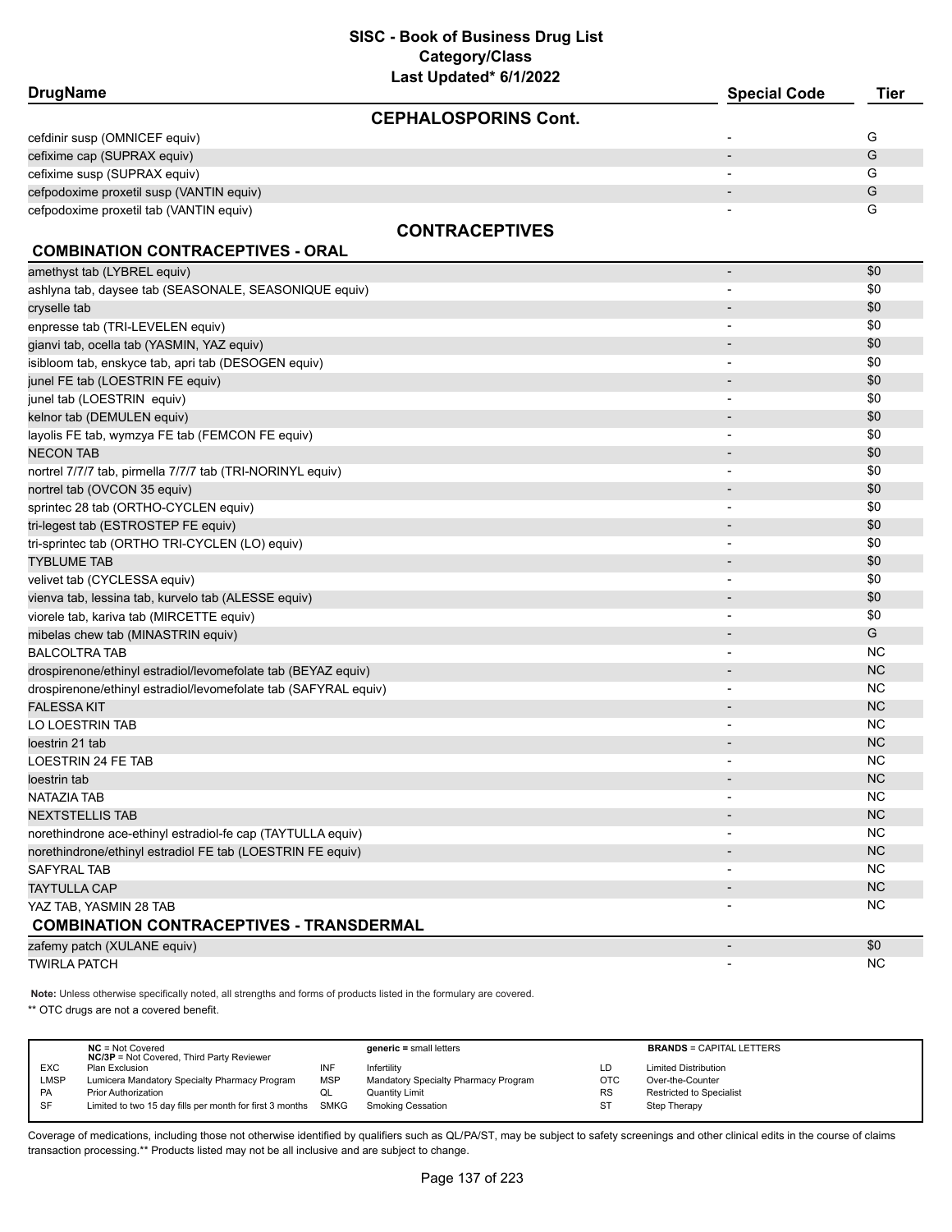# SISC - Book of Business Drug List
## Category/Class
### Last Updated* 6/1/2022

| DrugName | Special Code | Tier |
|---|---|---|
| **CEPHALOSPORINS Cont.** | | |
| cefdinir susp (OMNICEF equiv) | - | G |
| cefixime cap (SUPRAX equiv) | - | G |
| cefixime susp (SUPRAX equiv) | - | G |
| cefpodoxime proxetil susp (VANTIN equiv) | - | G |
| cefpodoxime proxetil tab (VANTIN equiv) | - | G |
| **CONTRACEPTIVES** | | |
| **COMBINATION CONTRACEPTIVES - ORAL** | | |
| amethyst tab (LYBREL equiv) | - | $0 |
| ashlyna tab, daysee tab (SEASONALE, SEASONIQUE equiv) | - | $0 |
| cryselle tab | - | $0 |
| enpresse tab (TRI-LEVELEN equiv) | - | $0 |
| gianvi tab, ocella tab (YASMIN, YAZ equiv) | - | $0 |
| isibloom tab, enskyce tab, apri tab (DESOGEN equiv) | - | $0 |
| junel FE tab (LOESTRIN FE equiv) | - | $0 |
| junel tab (LOESTRIN equiv) | - | $0 |
| kelnor tab (DEMULEN equiv) | - | $0 |
| layolis FE tab, wymzya FE tab (FEMCON FE equiv) | - | $0 |
| NECON TAB | - | $0 |
| nortrel 7/7/7 tab, pirmella 7/7/7 tab (TRI-NORINYL equiv) | - | $0 |
| nortrel tab (OVCON 35 equiv) | - | $0 |
| sprintec 28 tab (ORTHO-CYCLEN equiv) | - | $0 |
| tri-legest tab (ESTROSTEP FE equiv) | - | $0 |
| tri-sprintec tab (ORTHO TRI-CYCLEN (LO) equiv) | - | $0 |
| TYBLUME TAB | - | $0 |
| velivet tab (CYCLESSA equiv) | - | $0 |
| vienva tab, lessina tab, kurvelo tab (ALESSE equiv) | - | $0 |
| viorele tab, kariva tab (MIRCETTE equiv) | - | $0 |
| mibelas chew tab (MINASTRIN equiv) | - | G |
| BALCOLTRA TAB | - | NC |
| drospirenone/ethinyl estradiol/levomefolate tab (BEYAZ equiv) | - | NC |
| drospirenone/ethinyl estradiol/levomefolate tab (SAFYRAL equiv) | - | NC |
| FALESSA KIT | - | NC |
| LO LOESTRIN TAB | - | NC |
| loestrin 21 tab | - | NC |
| LOESTRIN 24 FE TAB | - | NC |
| loestrin tab | - | NC |
| NATAZIA TAB | - | NC |
| NEXTSTELLIS TAB | - | NC |
| norethindrone ace-ethinyl estradiol-fe cap (TAYTULLA equiv) | - | NC |
| norethindrone/ethinyl estradiol FE tab (LOESTRIN FE equiv) | - | NC |
| SAFYRAL TAB | - | NC |
| TAYTULLA CAP | - | NC |
| YAZ TAB, YASMIN 28 TAB | - | NC |
| **COMBINATION CONTRACEPTIVES - TRANSDERMAL** | | |
| zafemy patch (XULANE equiv) | - | $0 |
| TWIRLA PATCH | - | NC |

**Note:** Unless otherwise specifically noted, all strengths and forms of products listed in the formulary are covered.

** OTC drugs are not a covered benefit.

| | | | | | |
|---|---|---|---|---|---|
| **NC** = Not Covered; **NC/3P** = Not Covered, Third Party Reviewer | | **generic** = small letters | | **BRANDS** = CAPITAL LETTERS | |
| EXC | Plan Exclusion | INF | Infertility | LD | Limited Distribution |
| LMSP | Lumicera Mandatory Specialty Pharmacy Program | MSP | Mandatory Specialty Pharmacy Program | OTC | Over-the-Counter |
| PA | Prior Authorization | QL | Quantity Limit | RS | Restricted to Specialist |
| SF | Limited to two 15 day fills per month for first 3 months | SMKG | Smoking Cessation | ST | Step Therapy |

Coverage of medications, including those not otherwise identified by qualifiers such as QL/PA/ST, may be subject to safety screenings and other clinical edits in the course of claims transaction processing.** Products listed may not be all inclusive and are subject to change.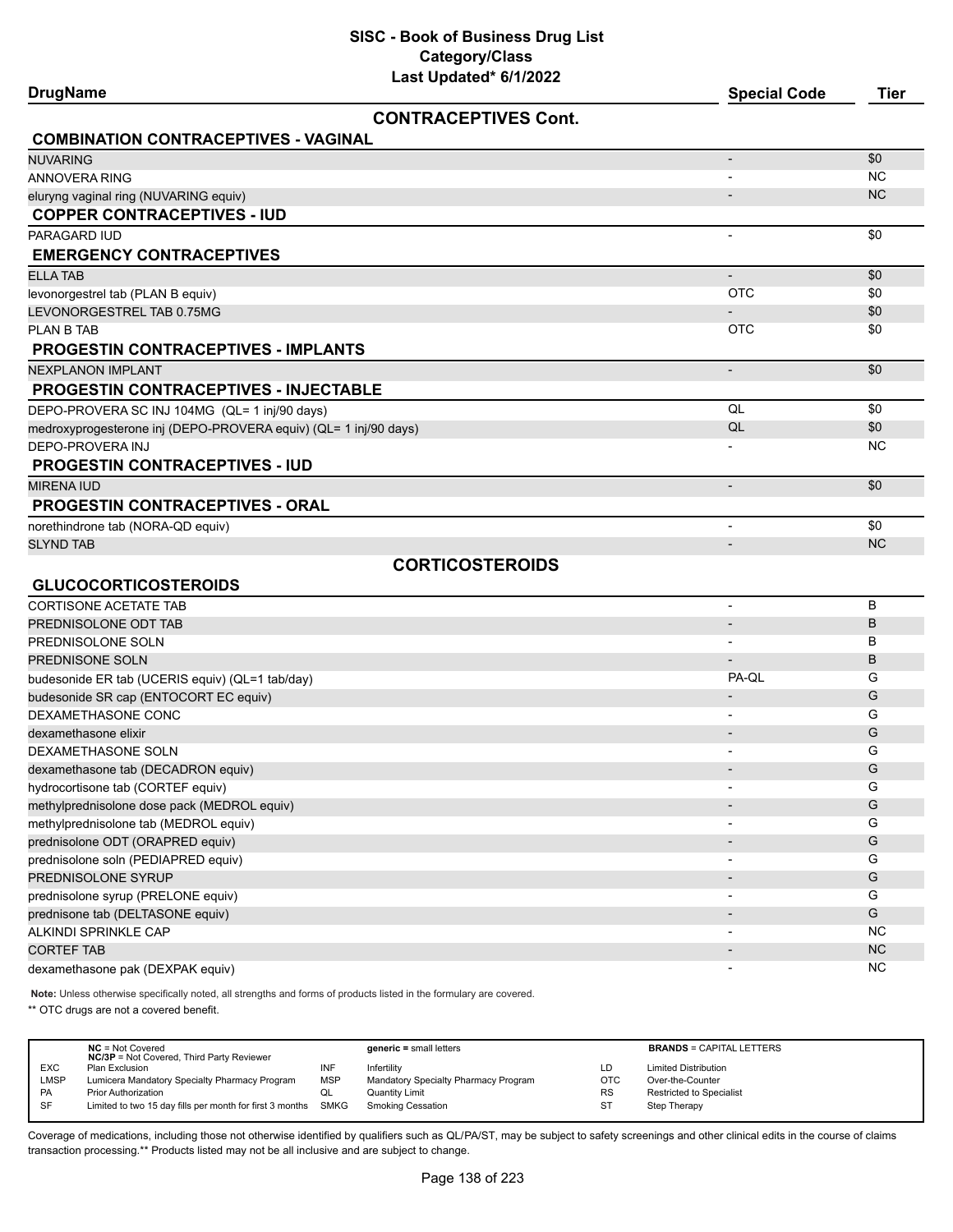# SISC - Book of Business Drug List
## Category/Class
### Last Updated* 6/1/2022

| DrugName | Special Code | Tier |
|---|---|---|
| **CONTRACEPTIVES Cont.** | | |
| **COMBINATION CONTRACEPTIVES - VAGINAL** | | |
| NUVARING | - | $0 |
| ANNOVERA RING | - | NC |
| eluryng vaginal ring (NUVARING equiv) | - | NC |
| **COPPER CONTRACEPTIVES - IUD** | | |
| PARAGARD IUD | - | $0 |
| **EMERGENCY CONTRACEPTIVES** | | |
| ELLA TAB | - | $0 |
| levonorgestrel tab (PLAN B equiv) | OTC | $0 |
| LEVONORGESTREL TAB 0.75MG | - | $0 |
| PLAN B TAB | OTC | $0 |
| **PROGESTIN CONTRACEPTIVES - IMPLANTS** | | |
| NEXPLANON IMPLANT | - | $0 |
| **PROGESTIN CONTRACEPTIVES - INJECTABLE** | | |
| DEPO-PROVERA SC INJ 104MG (QL= 1 inj/90 days) | QL | $0 |
| medroxyprogesterone inj (DEPO-PROVERA equiv) (QL= 1 inj/90 days) | QL | $0 |
| DEPO-PROVERA INJ | - | NC |
| **PROGESTIN CONTRACEPTIVES - IUD** | | |
| MIRENA IUD | - | $0 |
| **PROGESTIN CONTRACEPTIVES - ORAL** | | |
| norethindrone tab (NORA-QD equiv) | - | $0 |
| SLYND TAB | - | NC |
| **CORTICOSTEROIDS** | | |
| **GLUCOCORTICOSTEROIDS** | | |
| CORTISONE ACETATE TAB | - | B |
| PREDNISOLONE ODT TAB | - | B |
| PREDNISOLONE SOLN | - | B |
| PREDNISONE SOLN | - | B |
| budesonide ER tab (UCERIS equiv) (QL=1 tab/day) | PA-QL | G |
| budesonide SR cap (ENTOCORT EC equiv) | - | G |
| DEXAMETHASONE CONC | - | G |
| dexamethasone elixir | - | G |
| DEXAMETHASONE SOLN | - | G |
| dexamethasone tab (DECADRON equiv) | - | G |
| hydrocortisone tab (CORTEF equiv) | - | G |
| methylprednisolone dose pack (MEDROL equiv) | - | G |
| methylprednisolone tab (MEDROL equiv) | - | G |
| prednisolone ODT (ORAPRED equiv) | - | G |
| prednisolone soln (PEDIAPRED equiv) | - | G |
| PREDNISOLONE SYRUP | - | G |
| prednisolone syrup (PRELONE equiv) | - | G |
| prednisone tab (DELTASONE equiv) | - | G |
| ALKINDI SPRINKLE CAP | - | NC |
| CORTEF TAB | - | NC |
| dexamethasone pak (DEXPAK equiv) | - | NC |

**Note:** Unless otherwise specifically noted, all strengths and forms of products listed in the formulary are covered.

** OTC drugs are not a covered benefit.

| | | | | | |
|---|---|---|---|---|---|
| **NC** = Not Covered<br>**NC/3P** = Not Covered, Third Party Reviewer | | **generic =** small letters | | **BRANDS** = CAPITAL LETTERS | |
| EXC | Plan Exclusion | INF | Infertility | LD | Limited Distribution |
| LMSP | Lumicera Mandatory Specialty Pharmacy Program | MSP | Mandatory Specialty Pharmacy Program | OTC | Over-the-Counter |
| PA | Prior Authorization | QL | Quantity Limit | RS | Restricted to Specialist |
| SF | Limited to two 15 day fills per month for first 3 months | SMKG | Smoking Cessation | ST | Step Therapy |

Coverage of medications, including those not otherwise identified by qualifiers such as QL/PA/ST, may be subject to safety screenings and other clinical edits in the course of claims transaction processing.** Products listed may not be all inclusive and are subject to change.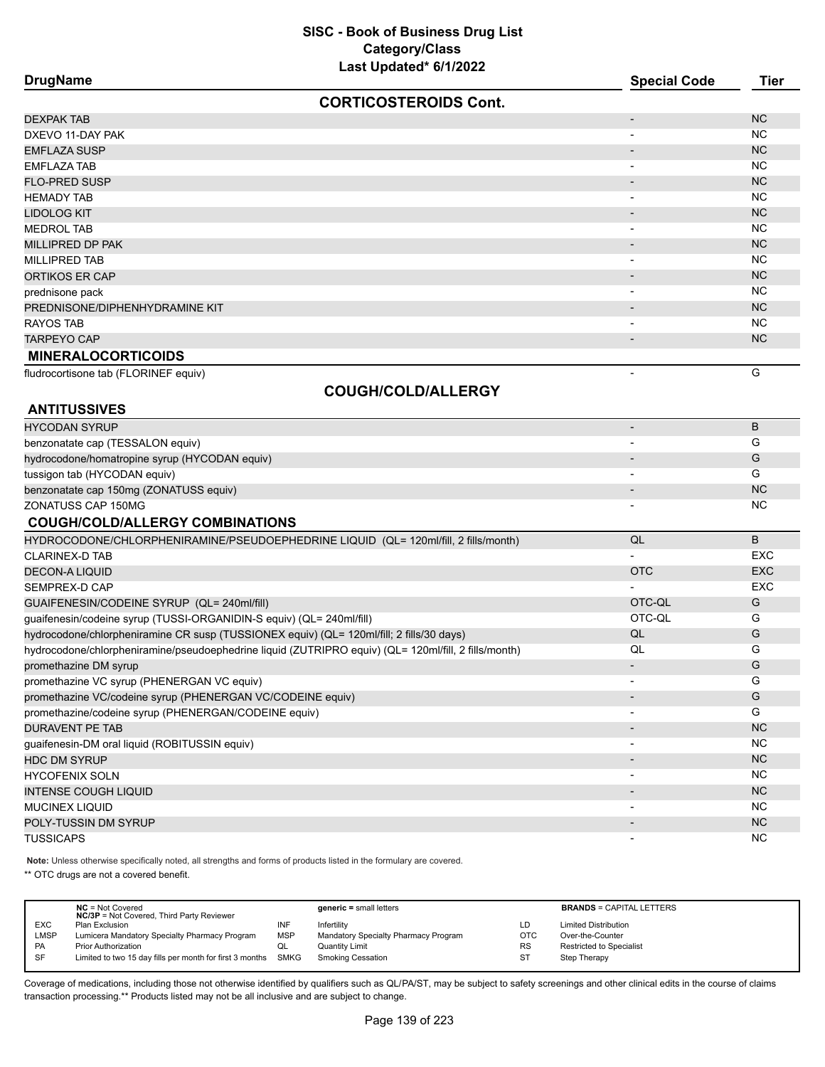# SISC - Book of Business Drug List
## Category/Class
### Last Updated* 6/1/2022

| DrugName | Special Code | Tier |
|---|---|---|
| **CORTICOSTEROIDS Cont.** | | |
| DEXPAK TAB | - | NC |
| DXEVO 11-DAY PAK | - | NC |
| EMFLAZA SUSP | - | NC |
| EMFLAZA TAB | - | NC |
| FLO-PRED SUSP | - | NC |
| HEMADY TAB | - | NC |
| LIDOLOG KIT | - | NC |
| MEDROL TAB | - | NC |
| MILLIPRED DP PAK | - | NC |
| MILLIPRED TAB | - | NC |
| ORTIKOS ER CAP | - | NC |
| prednisone pack | - | NC |
| PREDNISONE/DIPHENHYDRAMINE KIT | - | NC |
| RAYOS TAB | - | NC |
| TARPEYO CAP | - | NC |
| **MINERALOCORTICOIDS** | | |
| fludrocortisone tab (FLORINEF equiv) | - | G |
| **COUGH/COLD/ALLERGY** | | |
| **ANTITUSSIVES** | | |
| HYCODAN SYRUP | - | B |
| benzonatate cap (TESSALON equiv) | - | G |
| hydrocodone/homatropine syrup (HYCODAN equiv) | - | G |
| tussigon tab (HYCODAN equiv) | - | G |
| benzonatate cap 150mg (ZONATUSS equiv) | - | NC |
| ZONATUSS CAP 150MG | - | NC |
| **COUGH/COLD/ALLERGY COMBINATIONS** | | |
| HYDROCODONE/CHLORPHENIRAMINE/PSEUDOEPHEDRINE LIQUID (QL= 120ml/fill, 2 fills/month) | QL | B |
| CLARINEX-D TAB | - | EXC |
| DECON-A LIQUID | OTC | EXC |
| SEMPREX-D CAP | - | EXC |
| GUAIFENESIN/CODEINE SYRUP (QL= 240ml/fill) | OTC-QL | G |
| guaifenesin/codeine syrup (TUSSI-ORGANIDIN-S equiv) (QL= 240ml/fill) | OTC-QL | G |
| hydrocodone/chlorpheniramine CR susp (TUSSIONEX equiv) (QL= 120ml/fill; 2 fills/30 days) | QL | G |
| hydrocodone/chlorpheniramine/pseudoephedrine liquid (ZUTRIPRO equiv) (QL= 120ml/fill, 2 fills/month) | QL | G |
| promethazine DM syrup | - | G |
| promethazine VC syrup (PHENERGAN VC equiv) | - | G |
| promethazine VC/codeine syrup (PHENERGAN VC/CODEINE equiv) | - | G |
| promethazine/codeine syrup (PHENERGAN/CODEINE equiv) | - | G |
| DURAVENT PE TAB | - | NC |
| guaifenesin-DM oral liquid (ROBITUSSIN equiv) | - | NC |
| HDC DM SYRUP | - | NC |
| HYCOFENIX SOLN | - | NC |
| INTENSE COUGH LIQUID | - | NC |
| MUCINEX LIQUID | - | NC |
| POLY-TUSSIN DM SYRUP | - | NC |
| TUSSICAPS | - | NC |

**Note:** Unless otherwise specifically noted, all strengths and forms of products listed in the formulary are covered.

** OTC drugs are not a covered benefit.

| | | | | | |
|---|---|---|---|---|---|
| **NC** = Not Covered<br>**NC/3P** = Not Covered, Third Party Reviewer | | **generic** = small letters | | **BRANDS** = CAPITAL LETTERS | |
| EXC | Plan Exclusion | INF | Infertility | LD | Limited Distribution |
| LMSP | Lumicera Mandatory Specialty Pharmacy Program | MSP | Mandatory Specialty Pharmacy Program | OTC | Over-the-Counter |
| PA | Prior Authorization | QL | Quantity Limit | RS | Restricted to Specialist |
| SF | Limited to two 15 day fills per month for first 3 months | SMKG | Smoking Cessation | ST | Step Therapy |

Coverage of medications, including those not otherwise identified by qualifiers such as QL/PA/ST, may be subject to safety screenings and other clinical edits in the course of claims transaction processing.** Products listed may not be all inclusive and are subject to change.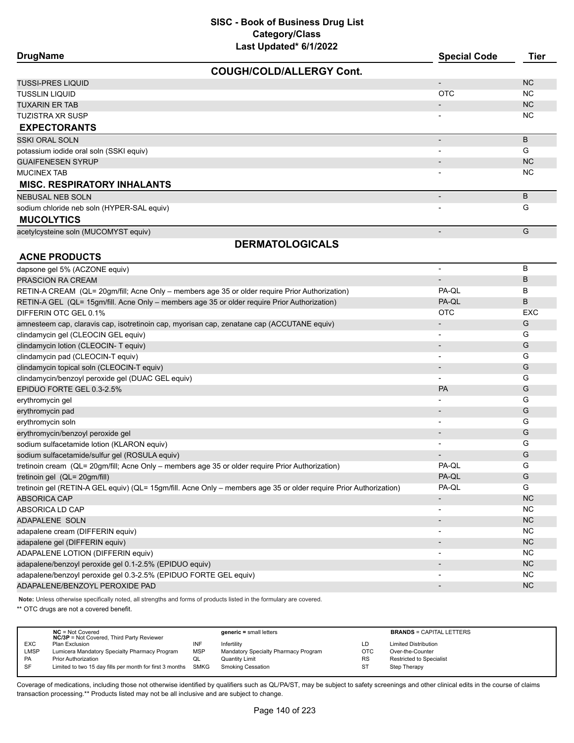# SISC - Book of Business Drug List
## Category/Class
### Last Updated* 6/1/2022

| DrugName | Special Code | Tier |
|---|---|---|
| **COUGH/COLD/ALLERGY Cont.** | | |
| TUSSI-PRES LIQUID | - | NC |
| TUSSLIN LIQUID | OTC | NC |
| TUXARIN ER TAB | - | NC |
| TUZISTRA XR SUSP | - | NC |
| **EXPECTORANTS** | | |
| SSKI ORAL SOLN | - | B |
| potassium iodide oral soln (SSKI equiv) | - | G |
| GUAIFENESEN SYRUP | - | NC |
| MUCINEX TAB | - | NC |
| **MISC. RESPIRATORY INHALANTS** | | |
| NEBUSAL NEB SOLN | - | B |
| sodium chloride neb soln (HYPER-SAL equiv) | - | G |
| **MUCOLYTICS** | | |
| acetylcysteine soln (MUCOMYST equiv) | - | G |
| **DERMATOLOGICALS** | | |
| **ACNE PRODUCTS** | | |
| dapsone gel 5% (ACZONE equiv) | - | B |
| PRASCION RA CREAM | - | B |
| RETIN-A CREAM (QL= 20gm/fill; Acne Only – members age 35 or older require Prior Authorization) | PA-QL | B |
| RETIN-A GEL (QL= 15gm/fill. Acne Only – members age 35 or older require Prior Authorization) | PA-QL | B |
| DIFFERIN OTC GEL 0.1% | OTC | EXC |
| amnesteem cap, claravis cap, isotretinoin cap, myorisan cap, zenatane cap (ACCUTANE equiv) | - | G |
| clindamycin gel (CLEOCIN GEL equiv) | - | G |
| clindamycin lotion (CLEOCIN- T equiv) | - | G |
| clindamycin pad (CLEOCIN-T equiv) | - | G |
| clindamycin topical soln (CLEOCIN-T equiv) | - | G |
| clindamycin/benzoyl peroxide gel (DUAC GEL equiv) | - | G |
| EPIDUO FORTE GEL 0.3-2.5% | PA | G |
| erythromycin gel | - | G |
| erythromycin pad | - | G |
| erythromycin soln | - | G |
| erythromycin/benzoyl peroxide gel | - | G |
| sodium sulfacetamide lotion (KLARON equiv) | - | G |
| sodium sulfacetamide/sulfur gel (ROSULA equiv) | - | G |
| tretinoin cream (QL= 20gm/fill; Acne Only – members age 35 or older require Prior Authorization) | PA-QL | G |
| tretinoin gel (QL= 20gm/fill) | PA-QL | G |
| tretinoin gel (RETIN-A GEL equiv) (QL= 15gm/fill. Acne Only – members age 35 or older require Prior Authorization) | PA-QL | G |
| ABSORICA CAP | - | NC |
| ABSORICA LD CAP | - | NC |
| ADAPALENE SOLN | - | NC |
| adapalene cream (DIFFERIN equiv) | - | NC |
| adapalene gel (DIFFERIN equiv) | - | NC |
| ADAPALENE LOTION (DIFFERIN equiv) | - | NC |
| adapalene/benzoyl peroxide gel 0.1-2.5% (EPIDUO equiv) | - | NC |
| adapalene/benzoyl peroxide gel 0.3-2.5% (EPIDUO FORTE GEL equiv) | - | NC |
| ADAPALENE/BENZOYL PEROXIDE PAD | - | NC |

**Note:** Unless otherwise specifically noted, all strengths and forms of products listed in the formulary are covered.

** OTC drugs are not a covered benefit.

| | | | | | |
|---|---|---|---|---|---|
| **NC** = Not Covered<br>**NC/3P** = Not Covered, Third Party Reviewer | | **generic =** small letters | | **BRANDS** = CAPITAL LETTERS | |
| EXC | Plan Exclusion | INF | Infertility | LD | Limited Distribution |
| LMSP | Lumicera Mandatory Specialty Pharmacy Program | MSP | Mandatory Specialty Pharmacy Program | OTC | Over-the-Counter |
| PA | Prior Authorization | QL | Quantity Limit | RS | Restricted to Specialist |
| SF | Limited to two 15 day fills per month for first 3 months | SMKG | Smoking Cessation | ST | Step Therapy |

Coverage of medications, including those not otherwise identified by qualifiers such as QL/PA/ST, may be subject to safety screenings and other clinical edits in the course of claims transaction processing.** Products listed may not be all inclusive and are subject to change.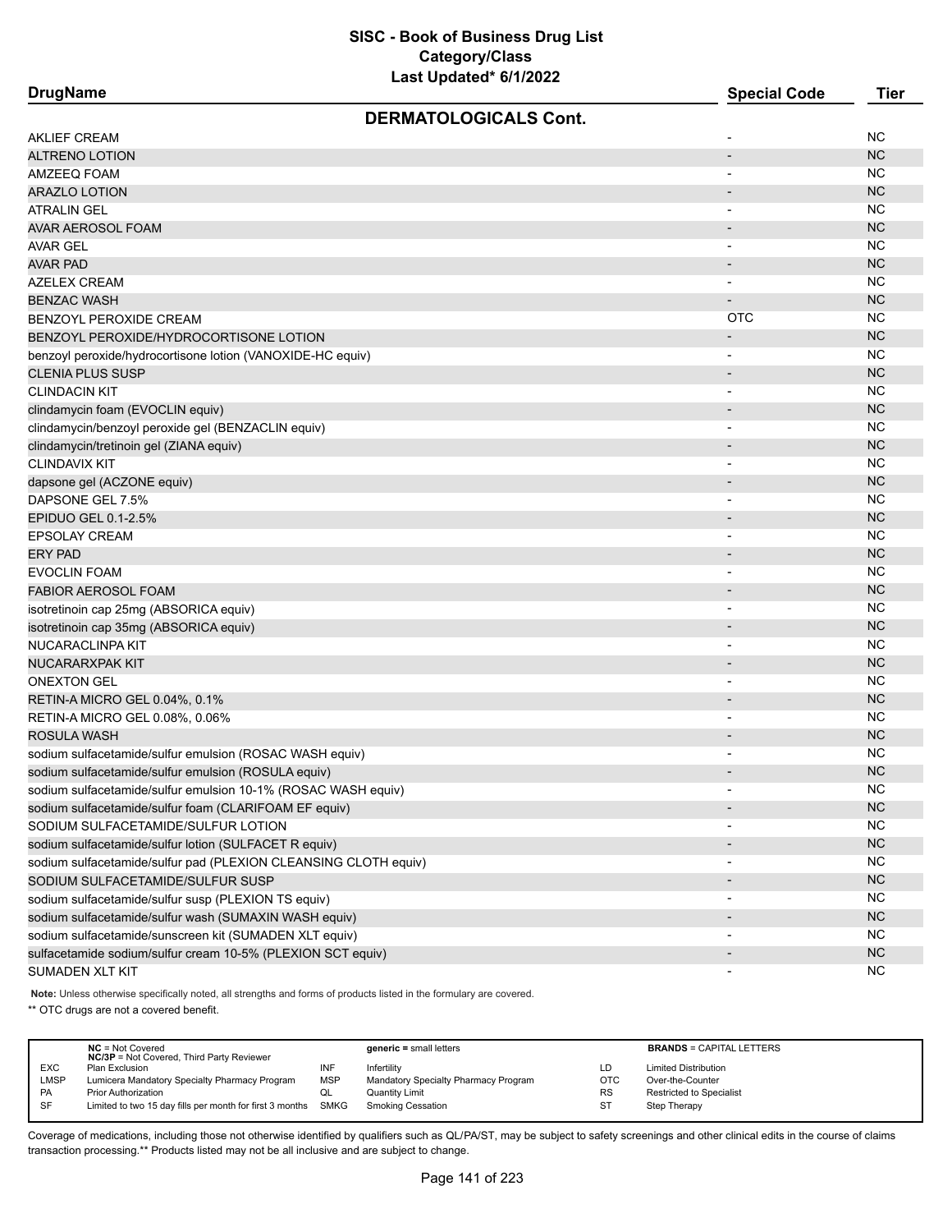# SISC - Book of Business Drug List
## Category/Class
### Last Updated* 6/1/2022

| DrugName | Special Code | Tier |
|---|---|---|
| **DERMATOLOGICALS Cont.** | | |
| AKLIEF CREAM | - | NC |
| ALTRENO LOTION | - | NC |
| AMZEEQ FOAM | - | NC |
| ARAZLO LOTION | - | NC |
| ATRALIN GEL | - | NC |
| AVAR AEROSOL FOAM | - | NC |
| AVAR GEL | - | NC |
| AVAR PAD | - | NC |
| AZELEX CREAM | - | NC |
| BENZAC WASH | - | NC |
| BENZOYL PEROXIDE CREAM | OTC | NC |
| BENZOYL PEROXIDE/HYDROCORTISONE LOTION | - | NC |
| benzoyl peroxide/hydrocortisone lotion (VANOXIDE-HC equiv) | - | NC |
| CLENIA PLUS SUSP | - | NC |
| CLINDACIN KIT | - | NC |
| clindamycin foam (EVOCLIN equiv) | - | NC |
| clindamycin/benzoyl peroxide gel (BENZACLIN equiv) | - | NC |
| clindamycin/tretinoin gel (ZIANA equiv) | - | NC |
| CLINDAVIX KIT | - | NC |
| dapsone gel (ACZONE equiv) | - | NC |
| DAPSONE GEL 7.5% | - | NC |
| EPIDUO GEL 0.1-2.5% | - | NC |
| EPSOLAY CREAM | - | NC |
| ERY PAD | - | NC |
| EVOCLIN FOAM | - | NC |
| FABIOR AEROSOL FOAM | - | NC |
| isotretinoin cap 25mg (ABSORICA equiv) | - | NC |
| isotretinoin cap 35mg (ABSORICA equiv) | - | NC |
| NUCARACLINPA KIT | - | NC |
| NUCARARXPAK KIT | - | NC |
| ONEXTON GEL | - | NC |
| RETIN-A MICRO GEL 0.04%, 0.1% | - | NC |
| RETIN-A MICRO GEL 0.08%, 0.06% | - | NC |
| ROSULA WASH | - | NC |
| sodium sulfacetamide/sulfur emulsion (ROSAC WASH equiv) | - | NC |
| sodium sulfacetamide/sulfur emulsion (ROSULA equiv) | - | NC |
| sodium sulfacetamide/sulfur emulsion 10-1% (ROSAC WASH equiv) | - | NC |
| sodium sulfacetamide/sulfur foam (CLARIFOAM EF equiv) | - | NC |
| SODIUM SULFACETAMIDE/SULFUR LOTION | - | NC |
| sodium sulfacetamide/sulfur lotion (SULFACET R equiv) | - | NC |
| sodium sulfacetamide/sulfur pad (PLEXION CLEANSING CLOTH equiv) | - | NC |
| SODIUM SULFACETAMIDE/SULFUR SUSP | - | NC |
| sodium sulfacetamide/sulfur susp (PLEXION TS equiv) | - | NC |
| sodium sulfacetamide/sulfur wash (SUMAXIN WASH equiv) | - | NC |
| sodium sulfacetamide/sunscreen kit (SUMADEN XLT equiv) | - | NC |
| sulfacetamide sodium/sulfur cream 10-5% (PLEXION SCT equiv) | - | NC |
| SUMADEN XLT KIT | - | NC |

**Note:** Unless otherwise specifically noted, all strengths and forms of products listed in the formulary are covered.

** OTC drugs are not a covered benefit.

| | | | | | |
|---|---|---|---|---|---|
| **NC** = Not Covered<br>**NC/3P** = Not Covered, Third Party Reviewer | | **generic** = small letters | | **BRANDS** = CAPITAL LETTERS | |
| EXC | Plan Exclusion | INF | Infertility | LD | Limited Distribution |
| LMSP | Lumicera Mandatory Specialty Pharmacy Program | MSP | Mandatory Specialty Pharmacy Program | OTC | Over-the-Counter |
| PA | Prior Authorization | QL | Quantity Limit | RS | Restricted to Specialist |
| SF | Limited to two 15 day fills per month for first 3 months | SMKG | Smoking Cessation | ST | Step Therapy |

Coverage of medications, including those not otherwise identified by qualifiers such as QL/PA/ST, may be subject to safety screenings and other clinical edits in the course of claims transaction processing.** Products listed may not be all inclusive and are subject to change.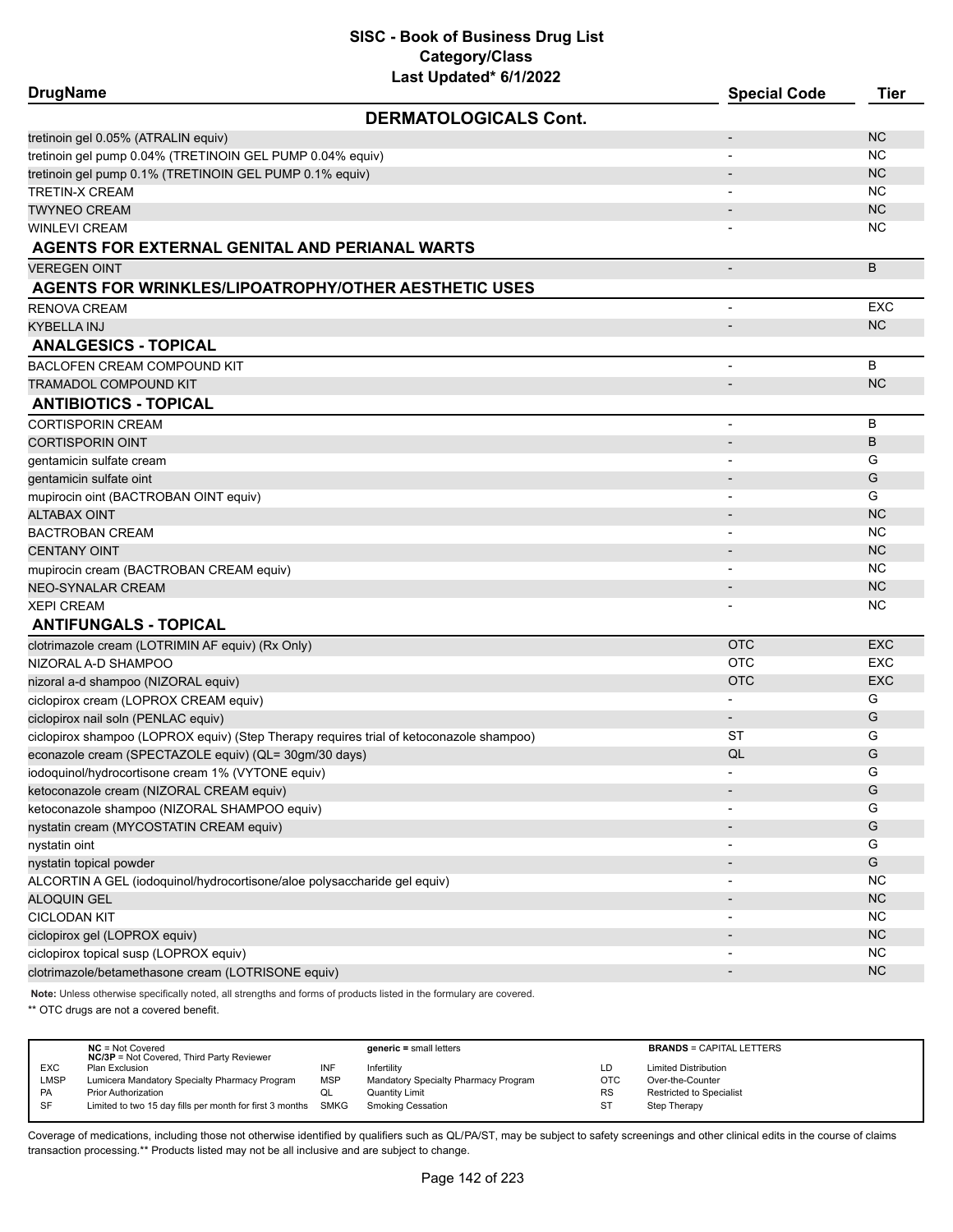# SISC - Book of Business Drug List
## Category/Class
### Last Updated* 6/1/2022

| DrugName | Special Code | Tier |
|---|---|---|
| **DERMATOLOGICALS Cont.** | | |
| tretinoin gel 0.05% (ATRALIN equiv) | - | NC |
| tretinoin gel pump 0.04% (TRETINOIN GEL PUMP 0.04% equiv) | - | NC |
| tretinoin gel pump 0.1% (TRETINOIN GEL PUMP 0.1% equiv) | - | NC |
| TRETIN-X CREAM | - | NC |
| TWYNEO CREAM | - | NC |
| WINLEVI CREAM | - | NC |
| **AGENTS FOR EXTERNAL GENITAL AND PERIANAL WARTS** | | |
| VEREGEN OINT | - | B |
| **AGENTS FOR WRINKLES/LIPOATROPHY/OTHER AESTHETIC USES** | | |
| RENOVA CREAM | - | EXC |
| KYBELLA INJ | - | NC |
| **ANALGESICS - TOPICAL** | | |
| BACLOFEN CREAM COMPOUND KIT | - | B |
| TRAMADOL COMPOUND KIT | - | NC |
| **ANTIBIOTICS - TOPICAL** | | |
| CORTISPORIN CREAM | - | B |
| CORTISPORIN OINT | - | B |
| gentamicin sulfate cream | - | G |
| gentamicin sulfate oint | - | G |
| mupirocin oint (BACTROBAN OINT equiv) | - | G |
| ALTABAX OINT | - | NC |
| BACTROBAN CREAM | - | NC |
| CENTANY OINT | - | NC |
| mupirocin cream (BACTROBAN CREAM equiv) | - | NC |
| NEO-SYNALAR CREAM | - | NC |
| XEPI CREAM | - | NC |
| **ANTIFUNGALS - TOPICAL** | | |
| clotrimazole cream (LOTRIMIN AF equiv) (Rx Only) | OTC | EXC |
| NIZORAL A-D SHAMPOO | OTC | EXC |
| nizoral a-d shampoo (NIZORAL equiv) | OTC | EXC |
| ciclopirox cream (LOPROX CREAM equiv) | - | G |
| ciclopirox nail soln (PENLAC equiv) | - | G |
| ciclopirox shampoo (LOPROX equiv) (Step Therapy requires trial of ketoconazole shampoo) | ST | G |
| econazole cream (SPECTAZOLE equiv) (QL= 30gm/30 days) | QL | G |
| iodoquinol/hydrocortisone cream 1% (VYTONE equiv) | - | G |
| ketoconazole cream (NIZORAL CREAM equiv) | - | G |
| ketoconazole shampoo (NIZORAL SHAMPOO equiv) | - | G |
| nystatin cream (MYCOSTATIN CREAM equiv) | - | G |
| nystatin oint | - | G |
| nystatin topical powder | - | G |
| ALCORTIN A GEL (iodoquinol/hydrocortisone/aloe polysaccharide gel equiv) | - | NC |
| ALOQUIN GEL | - | NC |
| CICLODAN KIT | - | NC |
| ciclopirox gel (LOPROX equiv) | - | NC |
| ciclopirox topical susp (LOPROX equiv) | - | NC |
| clotrimazole/betamethasone cream (LOTRISONE equiv) | - | NC |

**Note:** Unless otherwise specifically noted, all strengths and forms of products listed in the formulary are covered.

** OTC drugs are not a covered benefit.

| | | | | | |
|---|---|---|---|---|---|
| **NC** = Not Covered<br>**NC/3P** = Not Covered, Third Party Reviewer | | **generic =** small letters | | **BRANDS** = CAPITAL LETTERS | |
| EXC | Plan Exclusion | INF | Infertility | LD | Limited Distribution |
| LMSP | Lumicera Mandatory Specialty Pharmacy Program | MSP | Mandatory Specialty Pharmacy Program | OTC | Over-the-Counter |
| PA | Prior Authorization | QL | Quantity Limit | RS | Restricted to Specialist |
| SF | Limited to two 15 day fills per month for first 3 months | SMKG | Smoking Cessation | ST | Step Therapy |

Coverage of medications, including those not otherwise identified by qualifiers such as QL/PA/ST, may be subject to safety screenings and other clinical edits in the course of claims transaction processing.** Products listed may not be all inclusive and are subject to change.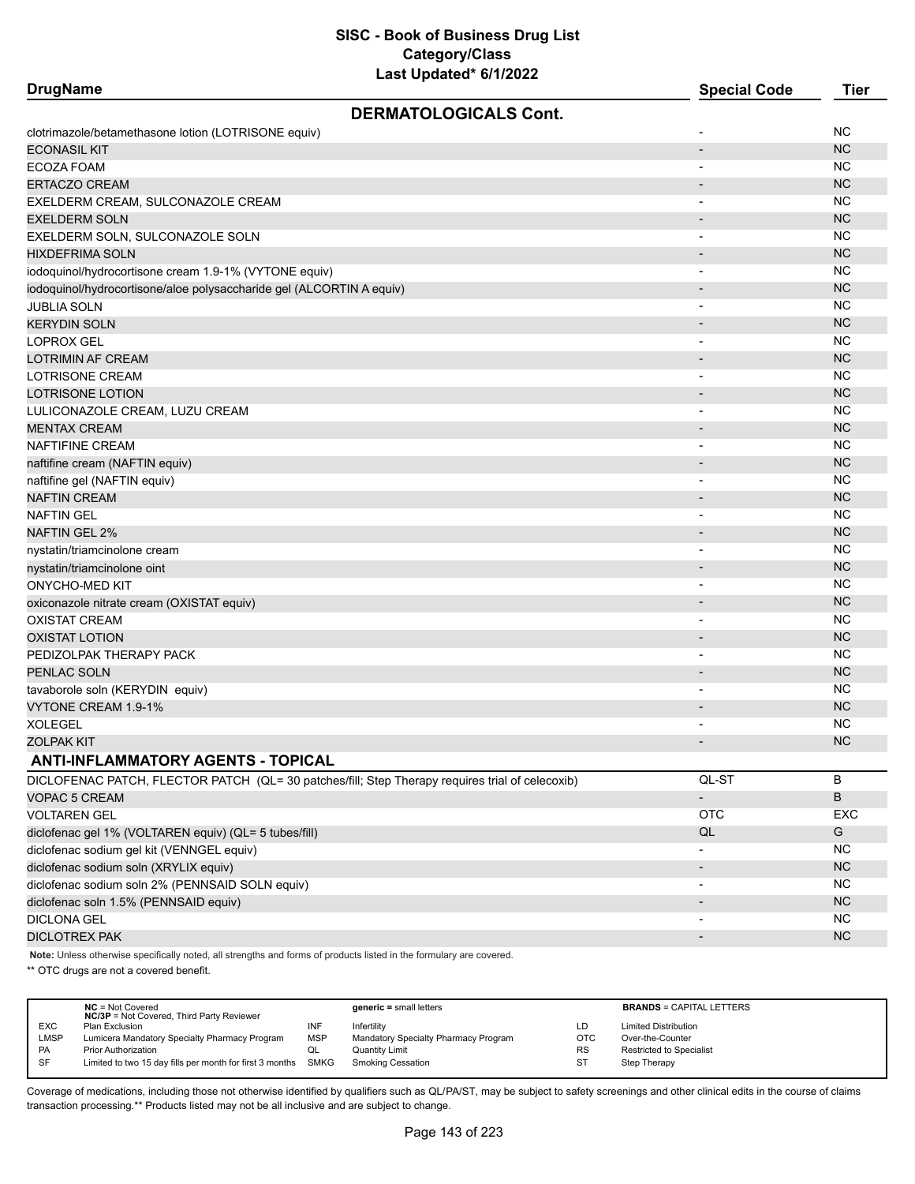| DrugName | Special Code | Tier |
|---|---|---|
| **DERMATOLOGICALS Cont.** | | |
| clotrimazole/betamethasone lotion (LOTRISONE equiv) | - | NC |
| ECONASIL KIT | - | NC |
| ECOZA FOAM | - | NC |
| ERTACZO CREAM | - | NC |
| EXELDERM CREAM, SULCONAZOLE CREAM | - | NC |
| EXELDERM SOLN | - | NC |
| EXELDERM SOLN, SULCONAZOLE SOLN | - | NC |
| HIXDEFRIMA SOLN | - | NC |
| iodoquinol/hydrocortisone cream 1.9-1% (VYTONE equiv) | - | NC |
| iodoquinol/hydrocortisone/aloe polysaccharide gel (ALCORTIN A equiv) | - | NC |
| JUBLIA SOLN | - | NC |
| KERYDIN SOLN | - | NC |
| LOPROX GEL | - | NC |
| LOTRIMIN AF CREAM | - | NC |
| LOTRISONE CREAM | - | NC |
| LOTRISONE LOTION | - | NC |
| LULICONAZOLE CREAM, LUZU CREAM | - | NC |
| MENTAX CREAM | - | NC |
| NAFTIFINE CREAM | - | NC |
| naftifine cream (NAFTIN equiv) | - | NC |
| naftifine gel (NAFTIN equiv) | - | NC |
| NAFTIN CREAM | - | NC |
| NAFTIN GEL | - | NC |
| NAFTIN GEL 2% | - | NC |
| nystatin/triamcinolone cream | - | NC |
| nystatin/triamcinolone oint | - | NC |
| ONYCHO-MED KIT | - | NC |
| oxiconazole nitrate cream (OXISTAT equiv) | - | NC |
| OXISTAT CREAM | - | NC |
| OXISTAT LOTION | - | NC |
| PEDIZOLPAK THERAPY PACK | - | NC |
| PENLAC SOLN | - | NC |
| tavaborole soln (KERYDIN equiv) | - | NC |
| VYTONE CREAM 1.9-1% | - | NC |
| XOLEGEL | - | NC |
| ZOLPAK KIT | - | NC |
| **ANTI-INFLAMMATORY AGENTS - TOPICAL** | | |
| DICLOFENAC PATCH, FLECTOR PATCH (QL= 30 patches/fill; Step Therapy requires trial of celecoxib) | QL-ST | B |
| VOPAC 5 CREAM | - | B |
| VOLTAREN GEL | OTC | EXC |
| diclofenac gel 1% (VOLTAREN equiv) (QL= 5 tubes/fill) | QL | G |
| diclofenac sodium gel kit (VENNGEL equiv) | - | NC |
| diclofenac sodium soln (XRYLIX equiv) | - | NC |
| diclofenac sodium soln 2% (PENNSAID SOLN equiv) | - | NC |
| diclofenac soln 1.5% (PENNSAID equiv) | - | NC |
| DICLONA GEL | - | NC |
| DICLOTREX PAK | - | NC |

**Note:** Unless otherwise specifically noted, all strengths and forms of products listed in the formulary are covered.

** OTC drugs are not a covered benefit.

| | | | | | |
|---|---|---|---|---|---|
| **NC** = Not Covered<br>**NC/3P** = Not Covered, Third Party Reviewer | | **generic =** small letters | | **BRANDS** = CAPITAL LETTERS | |
| EXC | Plan Exclusion | INF | Infertility | LD | Limited Distribution |
| LMSP | Lumicera Mandatory Specialty Pharmacy Program | MSP | Mandatory Specialty Pharmacy Program | OTC | Over-the-Counter |
| PA | Prior Authorization | QL | Quantity Limit | RS | Restricted to Specialist |
| SF | Limited to two 15 day fills per month for first 3 months | SMKG | Smoking Cessation | ST | Step Therapy |

Coverage of medications, including those not otherwise identified by qualifiers such as QL/PA/ST, may be subject to safety screenings and other clinical edits in the course of claims transaction processing.** Products listed may not be all inclusive and are subject to change.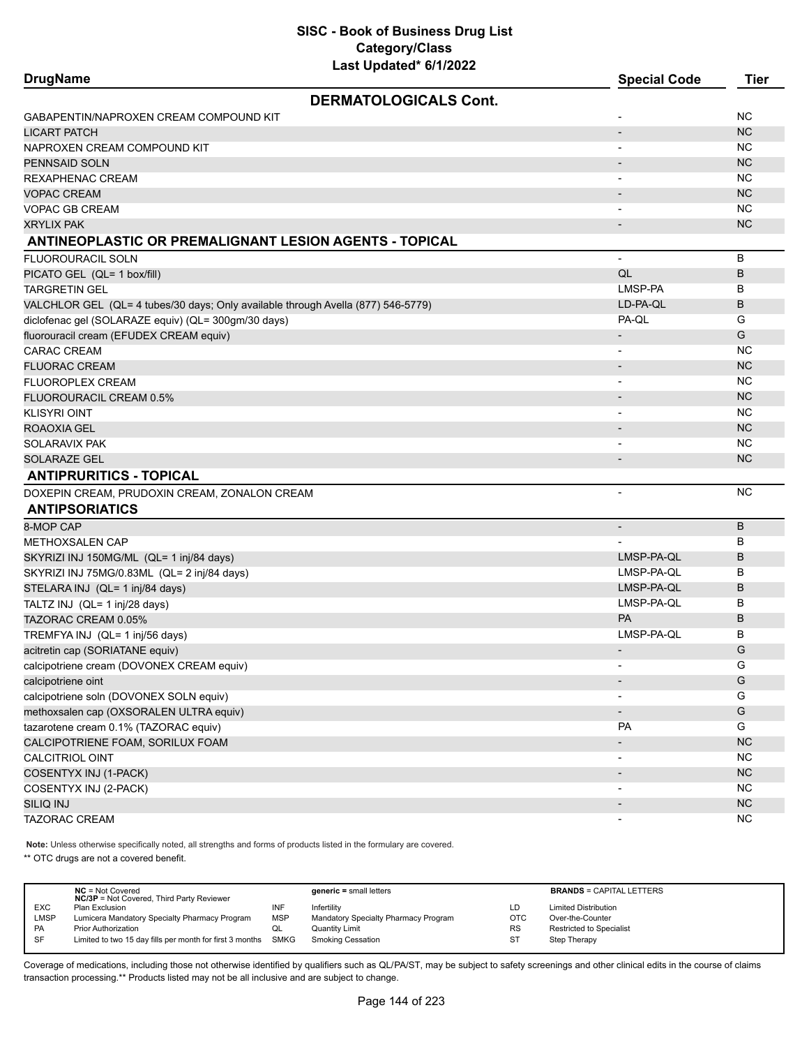# SISC - Book of Business Drug List
## Category/Class
### Last Updated* 6/1/2022

| DrugName | Special Code | Tier |
|---|---|---|
| **DERMATOLOGICALS Cont.** | | |
| GABAPENTIN/NAPROXEN CREAM COMPOUND KIT | - | NC |
| LICART PATCH | - | NC |
| NAPROXEN CREAM COMPOUND KIT | - | NC |
| PENNSAID SOLN | - | NC |
| REXAPHENAC CREAM | - | NC |
| VOPAC CREAM | - | NC |
| VOPAC GB CREAM | - | NC |
| XRYLIX PAK | - | NC |
| **ANTINEOPLASTIC OR PREMALIGNANT LESION AGENTS - TOPICAL** | | |
| FLUOROURACIL SOLN | - | B |
| PICATO GEL (QL= 1 box/fill) | QL | B |
| TARGRETIN GEL | LMSP-PA | B |
| VALCHLOR GEL (QL= 4 tubes/30 days; Only available through Avella (877) 546-5779) | LD-PA-QL | B |
| diclofenac gel (SOLARAZE equiv) (QL= 300gm/30 days) | PA-QL | G |
| fluorouracil cream (EFUDEX CREAM equiv) | - | G |
| CARAC CREAM | - | NC |
| FLUORAC CREAM | - | NC |
| FLUOROPLEX CREAM | - | NC |
| FLUOROURACIL CREAM 0.5% | - | NC |
| KLISYRI OINT | - | NC |
| ROAOXIA GEL | - | NC |
| SOLARAVIX PAK | - | NC |
| SOLARAZE GEL | - | NC |
| **ANTIPRURITICS - TOPICAL** | | |
| DOXEPIN CREAM, PRUDOXIN CREAM, ZONALON CREAM | - | NC |
| **ANTIPSORIATICS** | | |
| 8-MOP CAP | - | B |
| METHOXSALEN CAP | - | B |
| SKYRIZI INJ 150MG/ML (QL= 1 inj/84 days) | LMSP-PA-QL | B |
| SKYRIZI INJ 75MG/0.83ML (QL= 2 inj/84 days) | LMSP-PA-QL | B |
| STELARA INJ (QL= 1 inj/84 days) | LMSP-PA-QL | B |
| TALTZ INJ (QL= 1 inj/28 days) | LMSP-PA-QL | B |
| TAZORAC CREAM 0.05% | PA | B |
| TREMFYA INJ (QL= 1 inj/56 days) | LMSP-PA-QL | B |
| acitretin cap (SORIATANE equiv) | - | G |
| calcipotriene cream (DOVONEX CREAM equiv) | - | G |
| calcipotriene oint | - | G |
| calcipotriene soln (DOVONEX SOLN equiv) | - | G |
| methoxsalen cap (OXSORALEN ULTRA equiv) | - | G |
| tazarotene cream 0.1% (TAZORAC equiv) | PA | G |
| CALCIPOTRIENE FOAM, SORILUX FOAM | - | NC |
| CALCITRIOL OINT | - | NC |
| COSENTYX INJ (1-PACK) | - | NC |
| COSENTYX INJ (2-PACK) | - | NC |
| SILIQ INJ | - | NC |
| TAZORAC CREAM | - | NC |

**Note:** Unless otherwise specifically noted, all strengths and forms of products listed in the formulary are covered.

** OTC drugs are not a covered benefit.

| | | | | | |
|---|---|---|---|---|---|
| **NC** = Not Covered<br>**NC/3P** = Not Covered, Third Party Reviewer | | **generic =** small letters | | **BRANDS** = CAPITAL LETTERS | |
| EXC | Plan Exclusion | INF | Infertility | LD | Limited Distribution |
| LMSP | Lumicera Mandatory Specialty Pharmacy Program | MSP | Mandatory Specialty Pharmacy Program | OTC | Over-the-Counter |
| PA | Prior Authorization | QL | Quantity Limit | RS | Restricted to Specialist |
| SF | Limited to two 15 day fills per month for first 3 months | SMKG | Smoking Cessation | ST | Step Therapy |

Coverage of medications, including those not otherwise identified by qualifiers such as QL/PA/ST, may be subject to safety screenings and other clinical edits in the course of claims transaction processing.** Products listed may not be all inclusive and are subject to change.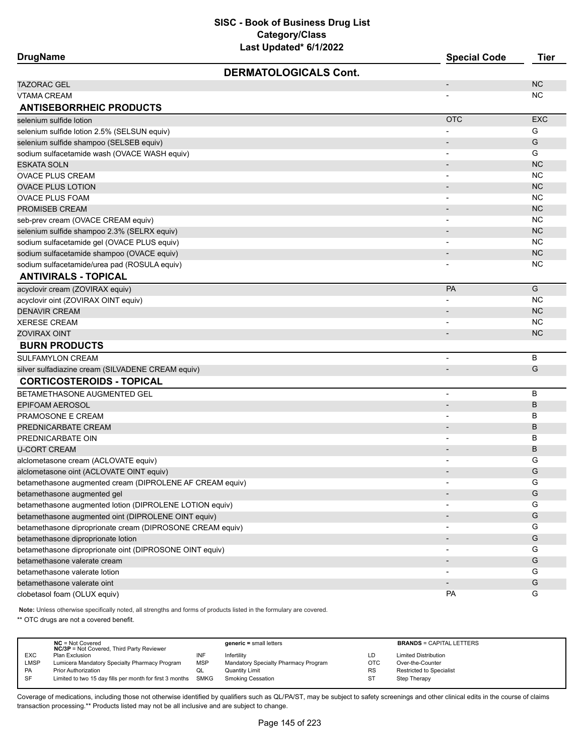# SISC - Book of Business Drug List
## Category/Class
### Last Updated* 6/1/2022

| DrugName | Special Code | Tier |
|---|---|---|
| **DERMATOLOGICALS Cont.** | | |
| TAZORAC GEL | - | NC |
| VTAMA CREAM | - | NC |
| **ANTISEBORRHEIC PRODUCTS** | | |
| selenium sulfide lotion | OTC | EXC |
| selenium sulfide lotion 2.5% (SELSUN equiv) | - | G |
| selenium sulfide shampoo (SELSEB equiv) | - | G |
| sodium sulfacetamide wash (OVACE WASH equiv) | - | G |
| ESKATA SOLN | - | NC |
| OVACE PLUS CREAM | - | NC |
| OVACE PLUS LOTION | - | NC |
| OVACE PLUS FOAM | - | NC |
| PROMISEB CREAM | - | NC |
| seb-prev cream (OVACE CREAM equiv) | - | NC |
| selenium sulfide shampoo 2.3% (SELRX equiv) | - | NC |
| sodium sulfacetamide gel (OVACE PLUS equiv) | - | NC |
| sodium sulfacetamide shampoo (OVACE equiv) | - | NC |
| sodium sulfacetamide/urea pad (ROSULA equiv) | - | NC |
| **ANTIVIRALS - TOPICAL** | | |
| acyclovir cream (ZOVIRAX equiv) | PA | G |
| acyclovir oint (ZOVIRAX OINT equiv) | - | NC |
| DENAVIR CREAM | - | NC |
| XERESE CREAM | - | NC |
| ZOVIRAX OINT | - | NC |
| **BURN PRODUCTS** | | |
| SULFAMYLON CREAM | - | B |
| silver sulfadiazine cream (SILVADENE CREAM equiv) | - | G |
| **CORTICOSTEROIDS - TOPICAL** | | |
| BETAMETHASONE AUGMENTED GEL | - | B |
| EPIFOAM AEROSOL | - | B |
| PRAMOSONE E CREAM | - | B |
| PREDNICARBATE CREAM | - | B |
| PREDNICARBATE OIN | - | B |
| U-CORT CREAM | - | B |
| alclometasone cream (ACLOVATE equiv) | - | G |
| alclometasone oint (ACLOVATE OINT equiv) | - | G |
| betamethasone augmented cream (DIPROLENE AF CREAM equiv) | - | G |
| betamethasone augmented gel | - | G |
| betamethasone augmented lotion (DIPROLENE LOTION equiv) | - | G |
| betamethasone augmented oint (DIPROLENE OINT equiv) | - | G |
| betamethasone diproprionate cream (DIPROSONE CREAM equiv) | - | G |
| betamethasone diproprionate lotion | - | G |
| betamethasone diproprionate oint (DIPROSONE OINT equiv) | - | G |
| betamethasone valerate cream | - | G |
| betamethasone valerate lotion | - | G |
| betamethasone valerate oint | - | G |
| clobetasol foam (OLUX equiv) | PA | G |

**Note:** Unless otherwise specifically noted, all strengths and forms of products listed in the formulary are covered.

** OTC drugs are not a covered benefit.

| | | | | | |
|---|---|---|---|---|---|
| **NC** = Not Covered<br>**NC/3P** = Not Covered, Third Party Reviewer | | **generic =** small letters | | **BRANDS** = CAPITAL LETTERS | |
| EXC | Plan Exclusion | INF | Infertility | LD | Limited Distribution |
| LMSP | Lumicera Mandatory Specialty Pharmacy Program | MSP | Mandatory Specialty Pharmacy Program | OTC | Over-the-Counter |
| PA | Prior Authorization | QL | Quantity Limit | RS | Restricted to Specialist |
| SF | Limited to two 15 day fills per month for first 3 months | SMKG | Smoking Cessation | ST | Step Therapy |

Coverage of medications, including those not otherwise identified by qualifiers such as QL/PA/ST, may be subject to safety screenings and other clinical edits in the course of claims transaction processing.** Products listed may not be all inclusive and are subject to change.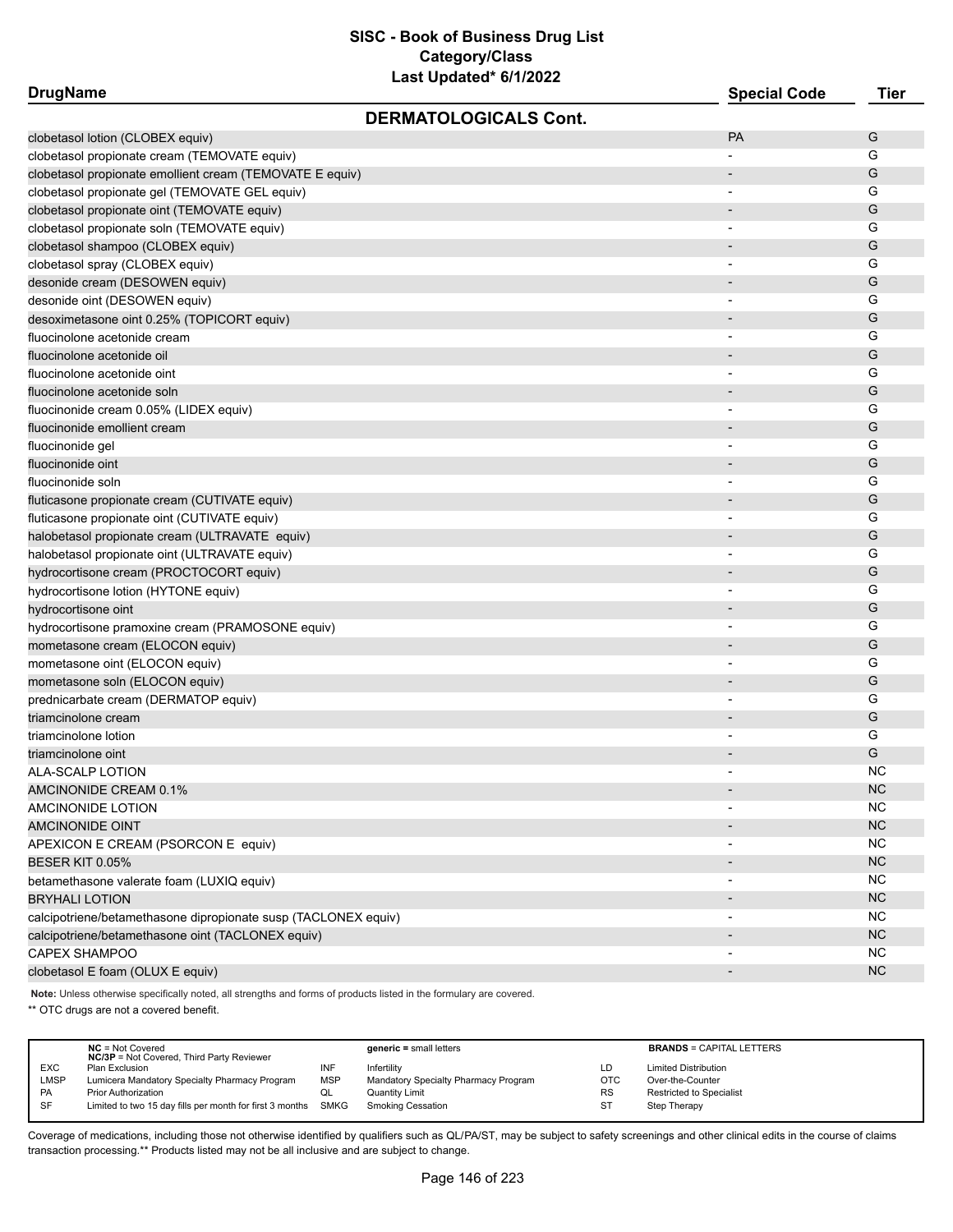# SISC - Book of Business Drug List
## Category/Class
### Last Updated* 6/1/2022

| DrugName | Special Code | Tier |
|---|---|---|
| **DERMATOLOGICALS Cont.** | | |
| clobetasol lotion (CLOBEX equiv) | PA | G |
| clobetasol propionate cream (TEMOVATE equiv) | - | G |
| clobetasol propionate emollient cream (TEMOVATE E equiv) | - | G |
| clobetasol propionate gel (TEMOVATE GEL equiv) | - | G |
| clobetasol propionate oint (TEMOVATE equiv) | - | G |
| clobetasol propionate soln (TEMOVATE equiv) | - | G |
| clobetasol shampoo (CLOBEX equiv) | - | G |
| clobetasol spray (CLOBEX equiv) | - | G |
| desonide cream (DESOWEN equiv) | - | G |
| desonide oint (DESOWEN equiv) | - | G |
| desoximetasone oint 0.25% (TOPICORT equiv) | - | G |
| fluocinolone acetonide cream | - | G |
| fluocinolone acetonide oil | - | G |
| fluocinolone acetonide oint | - | G |
| fluocinolone acetonide soln | - | G |
| fluocinonide cream 0.05% (LIDEX equiv) | - | G |
| fluocinonide emollient cream | - | G |
| fluocinonide gel | - | G |
| fluocinonide oint | - | G |
| fluocinonide soln | - | G |
| fluticasone propionate cream (CUTIVATE equiv) | - | G |
| fluticasone propionate oint (CUTIVATE equiv) | - | G |
| halobetasol propionate cream (ULTRAVATE equiv) | - | G |
| halobetasol propionate oint (ULTRAVATE equiv) | - | G |
| hydrocortisone cream (PROCTOCORT equiv) | - | G |
| hydrocortisone lotion (HYTONE equiv) | - | G |
| hydrocortisone oint | - | G |
| hydrocortisone pramoxine cream (PRAMOSONE equiv) | - | G |
| mometasone cream (ELOCON equiv) | - | G |
| mometasone oint (ELOCON equiv) | - | G |
| mometasone soln (ELOCON equiv) | - | G |
| prednicarbate cream (DERMATOP equiv) | - | G |
| triamcinolone cream | - | G |
| triamcinolone lotion | - | G |
| triamcinolone oint | - | G |
| ALA-SCALP LOTION | - | NC |
| AMCINONIDE CREAM 0.1% | - | NC |
| AMCINONIDE LOTION | - | NC |
| AMCINONIDE OINT | - | NC |
| APEXICON E CREAM (PSORCON E equiv) | - | NC |
| BESER KIT 0.05% | - | NC |
| betamethasone valerate foam (LUXIQ equiv) | - | NC |
| BRYHALI LOTION | - | NC |
| calcipotriene/betamethasone dipropionate susp (TACLONEX equiv) | - | NC |
| calcipotriene/betamethasone oint (TACLONEX equiv) | - | NC |
| CAPEX SHAMPOO | - | NC |
| clobetasol E foam (OLUX E equiv) | - | NC |

**Note:** Unless otherwise specifically noted, all strengths and forms of products listed in the formulary are covered.

** OTC drugs are not a covered benefit.

| | | | | | |
|---|---|---|---|---|---|
| **NC** = Not Covered<br>**NC/3P** = Not Covered, Third Party Reviewer | | **generic** = small letters | | **BRANDS** = CAPITAL LETTERS | |
| EXC | Plan Exclusion | INF | Infertility | LD | Limited Distribution |
| LMSP | Lumicera Mandatory Specialty Pharmacy Program | MSP | Mandatory Specialty Pharmacy Program | OTC | Over-the-Counter |
| PA | Prior Authorization | QL | Quantity Limit | RS | Restricted to Specialist |
| SF | Limited to two 15 day fills per month for first 3 months | SMKG | Smoking Cessation | ST | Step Therapy |

Coverage of medications, including those not otherwise identified by qualifiers such as QL/PA/ST, may be subject to safety screenings and other clinical edits in the course of claims transaction processing.** Products listed may not be all inclusive and are subject to change.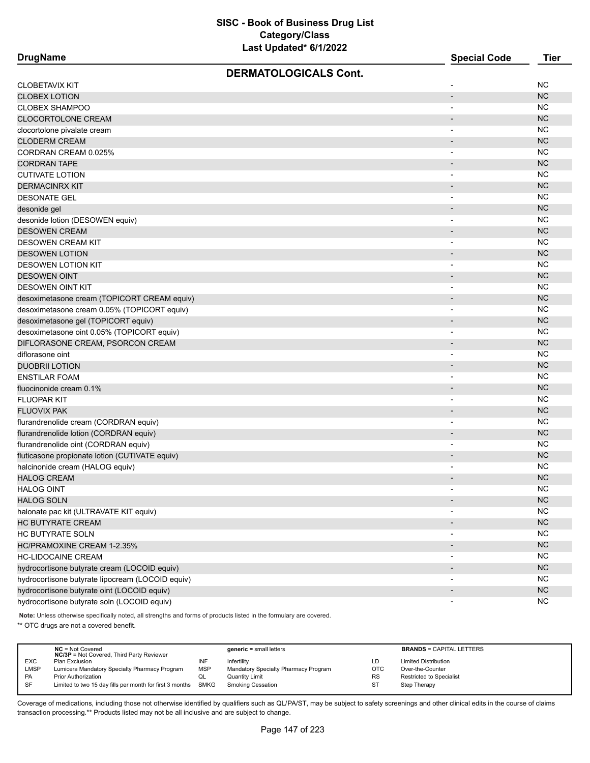# SISC - Book of Business Drug List
## Category/Class
### Last Updated* 6/1/2022

| DrugName | Special Code | Tier |
|---|---|---|
| **DERMATOLOGICALS Cont.** | | |
| CLOBETAVIX KIT | - | NC |
| CLOBEX LOTION | - | NC |
| CLOBEX SHAMPOO | - | NC |
| CLOCORTOLONE CREAM | - | NC |
| clocortolone pivalate cream | - | NC |
| CLODERM CREAM | - | NC |
| CORDRAN CREAM 0.025% | - | NC |
| CORDRAN TAPE | - | NC |
| CUTIVATE LOTION | - | NC |
| DERMACINRX KIT | - | NC |
| DESONATE GEL | - | NC |
| desonide gel | - | NC |
| desonide lotion (DESOWEN equiv) | - | NC |
| DESOWEN CREAM | - | NC |
| DESOWEN CREAM KIT | - | NC |
| DESOWEN LOTION | - | NC |
| DESOWEN LOTION KIT | - | NC |
| DESOWEN OINT | - | NC |
| DESOWEN OINT KIT | - | NC |
| desoximetasone cream (TOPICORT CREAM equiv) | - | NC |
| desoximetasone cream 0.05% (TOPICORT equiv) | - | NC |
| desoximetasone gel (TOPICORT equiv) | - | NC |
| desoximetasone oint 0.05% (TOPICORT equiv) | - | NC |
| DIFLORASONE CREAM, PSORCON CREAM | - | NC |
| diflorasone oint | - | NC |
| DUOBRII LOTION | - | NC |
| ENSTILAR FOAM | - | NC |
| fluocinonide cream 0.1% | - | NC |
| FLUOPAR KIT | - | NC |
| FLUOVIX PAK | - | NC |
| flurandrenolide cream (CORDRAN equiv) | - | NC |
| flurandrenolide lotion (CORDRAN equiv) | - | NC |
| flurandrenolide oint (CORDRAN equiv) | - | NC |
| fluticasone propionate lotion (CUTIVATE equiv) | - | NC |
| halcinonide cream (HALOG equiv) | - | NC |
| HALOG CREAM | - | NC |
| HALOG OINT | - | NC |
| HALOG SOLN | - | NC |
| halonate pac kit (ULTRAVATE KIT equiv) | - | NC |
| HC BUTYRATE CREAM | - | NC |
| HC BUTYRATE SOLN | - | NC |
| HC/PRAMOXINE CREAM 1-2.35% | - | NC |
| HC-LIDOCAINE CREAM | - | NC |
| hydrocortisone butyrate cream (LOCOID equiv) | - | NC |
| hydrocortisone butyrate lipocream (LOCOID equiv) | - | NC |
| hydrocortisone butyrate oint (LOCOID equiv) | - | NC |
| hydrocortisone butyrate soln (LOCOID equiv) | - | NC |

**Note:** Unless otherwise specifically noted, all strengths and forms of products listed in the formulary are covered.

** OTC drugs are not a covered benefit.

| | | | | | |
|---|---|---|---|---|---|
| **NC** = Not Covered<br>**NC/3P** = Not Covered, Third Party Reviewer | | **generic =** small letters | | **BRANDS** = CAPITAL LETTERS | |
| EXC | Plan Exclusion | INF | Infertility | LD | Limited Distribution |
| LMSP | Lumicera Mandatory Specialty Pharmacy Program | MSP | Mandatory Specialty Pharmacy Program | OTC | Over-the-Counter |
| PA | Prior Authorization | QL | Quantity Limit | RS | Restricted to Specialist |
| SF | Limited to two 15 day fills per month for first 3 months | SMKG | Smoking Cessation | ST | Step Therapy |

Coverage of medications, including those not otherwise identified by qualifiers such as QL/PA/ST, may be subject to safety screenings and other clinical edits in the course of claims transaction processing.** Products listed may not be all inclusive and are subject to change.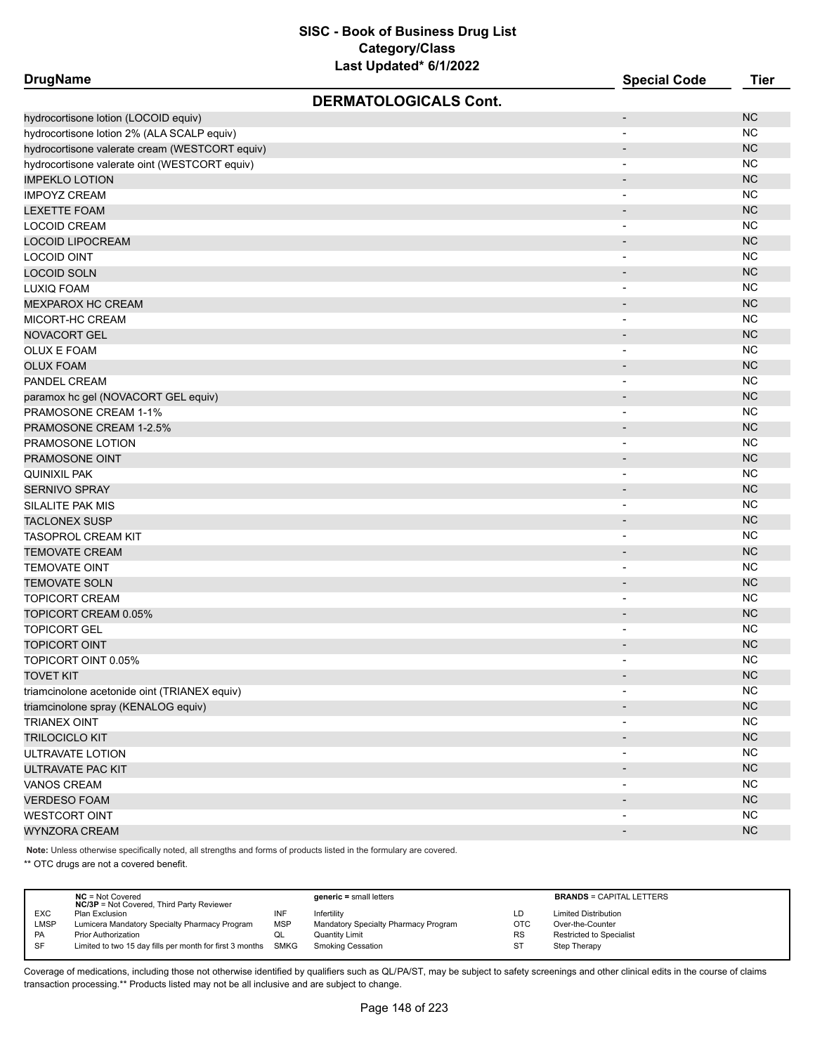# SISC - Book of Business Drug List
## Category/Class
### Last Updated* 6/1/2022

| DrugName | Special Code | Tier |
|---|---|---|
| **DERMATOLOGICALS Cont.** | | |
| hydrocortisone lotion (LOCOID equiv) | - | NC |
| hydrocortisone lotion 2% (ALA SCALP equiv) | - | NC |
| hydrocortisone valerate cream (WESTCORT equiv) | - | NC |
| hydrocortisone valerate oint (WESTCORT equiv) | - | NC |
| IMPEKLO LOTION | - | NC |
| IMPOYZ CREAM | - | NC |
| LEXETTE FOAM | - | NC |
| LOCOID CREAM | - | NC |
| LOCOID LIPOCREAM | - | NC |
| LOCOID OINT | - | NC |
| LOCOID SOLN | - | NC |
| LUXIQ FOAM | - | NC |
| MEXPAROX HC CREAM | - | NC |
| MICORT-HC CREAM | - | NC |
| NOVACORT GEL | - | NC |
| OLUX E FOAM | - | NC |
| OLUX FOAM | - | NC |
| PANDEL CREAM | - | NC |
| paramox hc gel (NOVACORT GEL equiv) | - | NC |
| PRAMOSONE CREAM 1-1% | - | NC |
| PRAMOSONE CREAM 1-2.5% | - | NC |
| PRAMOSONE LOTION | - | NC |
| PRAMOSONE OINT | - | NC |
| QUINIXIL PAK | - | NC |
| SERNIVO SPRAY | - | NC |
| SILALITE PAK MIS | - | NC |
| TACLONEX SUSP | - | NC |
| TASOPROL CREAM KIT | - | NC |
| TEMOVATE CREAM | - | NC |
| TEMOVATE OINT | - | NC |
| TEMOVATE SOLN | - | NC |
| TOPICORT CREAM | - | NC |
| TOPICORT CREAM 0.05% | - | NC |
| TOPICORT GEL | - | NC |
| TOPICORT OINT | - | NC |
| TOPICORT OINT 0.05% | - | NC |
| TOVET KIT | - | NC |
| triamcinolone acetonide oint (TRIANEX equiv) | - | NC |
| triamcinolone spray (KENALOG equiv) | - | NC |
| TRIANEX OINT | - | NC |
| TRILOCICLO KIT | - | NC |
| ULTRAVATE LOTION | - | NC |
| ULTRAVATE PAC KIT | - | NC |
| VANOS CREAM | - | NC |
| VERDESO FOAM | - | NC |
| WESTCORT OINT | - | NC |
| WYNZORA CREAM | - | NC |

**Note:** Unless otherwise specifically noted, all strengths and forms of products listed in the formulary are covered.

** OTC drugs are not a covered benefit.

| | | | | | |
|---|---|---|---|---|---|
| | **NC** = Not Covered<br>**NC/3P** = Not Covered, Third Party Reviewer | | **generic** = small letters | | **BRANDS** = CAPITAL LETTERS |
| EXC | Plan Exclusion | INF | Infertility | LD | Limited Distribution |
| LMSP | Lumicera Mandatory Specialty Pharmacy Program | MSP | Mandatory Specialty Pharmacy Program | OTC | Over-the-Counter |
| PA | Prior Authorization | QL | Quantity Limit | RS | Restricted to Specialist |
| SF | Limited to two 15 day fills per month for first 3 months | SMKG | Smoking Cessation | ST | Step Therapy |

Coverage of medications, including those not otherwise identified by qualifiers such as QL/PA/ST, may be subject to safety screenings and other clinical edits in the course of claims transaction processing.** Products listed may not be all inclusive and are subject to change.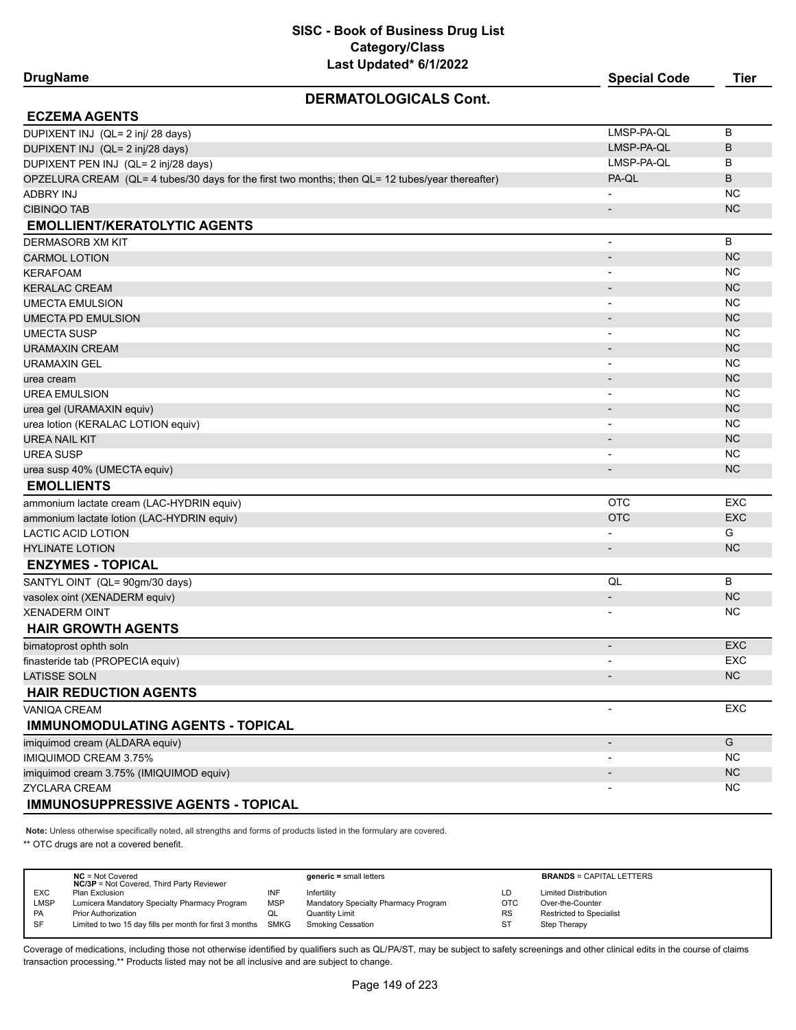# SISC - Book of Business Drug List

## Category/Class

### Last Updated* 6/1/2022

## DERMATOLOGICALS Cont.

| DrugName | Special Code | Tier |
|---|---|---|
| **ECZEMA AGENTS** | | |
| DUPIXENT INJ (QL= 2 inj/ 28 days) | LMSP-PA-QL | B |
| DUPIXENT INJ (QL= 2 inj/28 days) | LMSP-PA-QL | B |
| DUPIXENT PEN INJ (QL= 2 inj/28 days) | LMSP-PA-QL | B |
| OPZELURA CREAM (QL= 4 tubes/30 days for the first two months; then QL= 12 tubes/year thereafter) | PA-QL | B |
| ADBRY INJ | - | NC |
| CIBINQO TAB | - | NC |
| **EMOLLIENT/KERATOLYTIC AGENTS** | | |
| DERMASORB XM KIT | - | B |
| CARMOL LOTION | - | NC |
| KERAFOAM | - | NC |
| KERALAC CREAM | - | NC |
| UMECTA EMULSION | - | NC |
| UMECTA PD EMULSION | - | NC |
| UMECTA SUSP | - | NC |
| URAMAXIN CREAM | - | NC |
| URAMAXIN GEL | - | NC |
| urea cream | - | NC |
| UREA EMULSION | - | NC |
| urea gel (URAMAXIN equiv) | - | NC |
| urea lotion (KERALAC LOTION equiv) | - | NC |
| UREA NAIL KIT | - | NC |
| UREA SUSP | - | NC |
| urea susp 40% (UMECTA equiv) | - | NC |
| **EMOLLIENTS** | | |
| ammonium lactate cream (LAC-HYDRIN equiv) | OTC | EXC |
| ammonium lactate lotion (LAC-HYDRIN equiv) | OTC | EXC |
| LACTIC ACID LOTION | - | G |
| HYLINATE LOTION | - | NC |
| **ENZYMES - TOPICAL** | | |
| SANTYL OINT (QL= 90gm/30 days) | QL | B |
| vasolex oint (XENADERM equiv) | - | NC |
| XENADERM OINT | - | NC |
| **HAIR GROWTH AGENTS** | | |
| bimatoprost ophth soln | - | EXC |
| finasteride tab (PROPECIA equiv) | - | EXC |
| LATISSE SOLN | - | NC |
| **HAIR REDUCTION AGENTS** | | |
| VANIQA CREAM | - | EXC |
| **IMMUNOMODULATING AGENTS - TOPICAL** | | |
| imiquimod cream (ALDARA equiv) | - | G |
| IMIQUIMOD CREAM 3.75% | - | NC |
| imiquimod cream 3.75% (IMIQUIMOD equiv) | - | NC |
| ZYCLARA CREAM | - | NC |
| **IMMUNOSUPPRESSIVE AGENTS - TOPICAL** | | |

**Note:** Unless otherwise specifically noted, all strengths and forms of products listed in the formulary are covered.

** OTC drugs are not a covered benefit.

| | | | | | |
|---|---|---|---|---|---|
| **NC** = Not Covered<br>**NC/3P** = Not Covered, Third Party Reviewer | | **generic** = small letters | | **BRANDS** = CAPITAL LETTERS | |
| EXC | Plan Exclusion | INF | Infertility | LD | Limited Distribution |
| LMSP | Lumicera Mandatory Specialty Pharmacy Program | MSP | Mandatory Specialty Pharmacy Program | OTC | Over-the-Counter |
| PA | Prior Authorization | QL | Quantity Limit | RS | Restricted to Specialist |
| SF | Limited to two 15 day fills per month for first 3 months | SMKG | Smoking Cessation | ST | Step Therapy |

Coverage of medications, including those not otherwise identified by qualifiers such as QL/PA/ST, may be subject to safety screenings and other clinical edits in the course of claims transaction processing.** Products listed may not be all inclusive and are subject to change.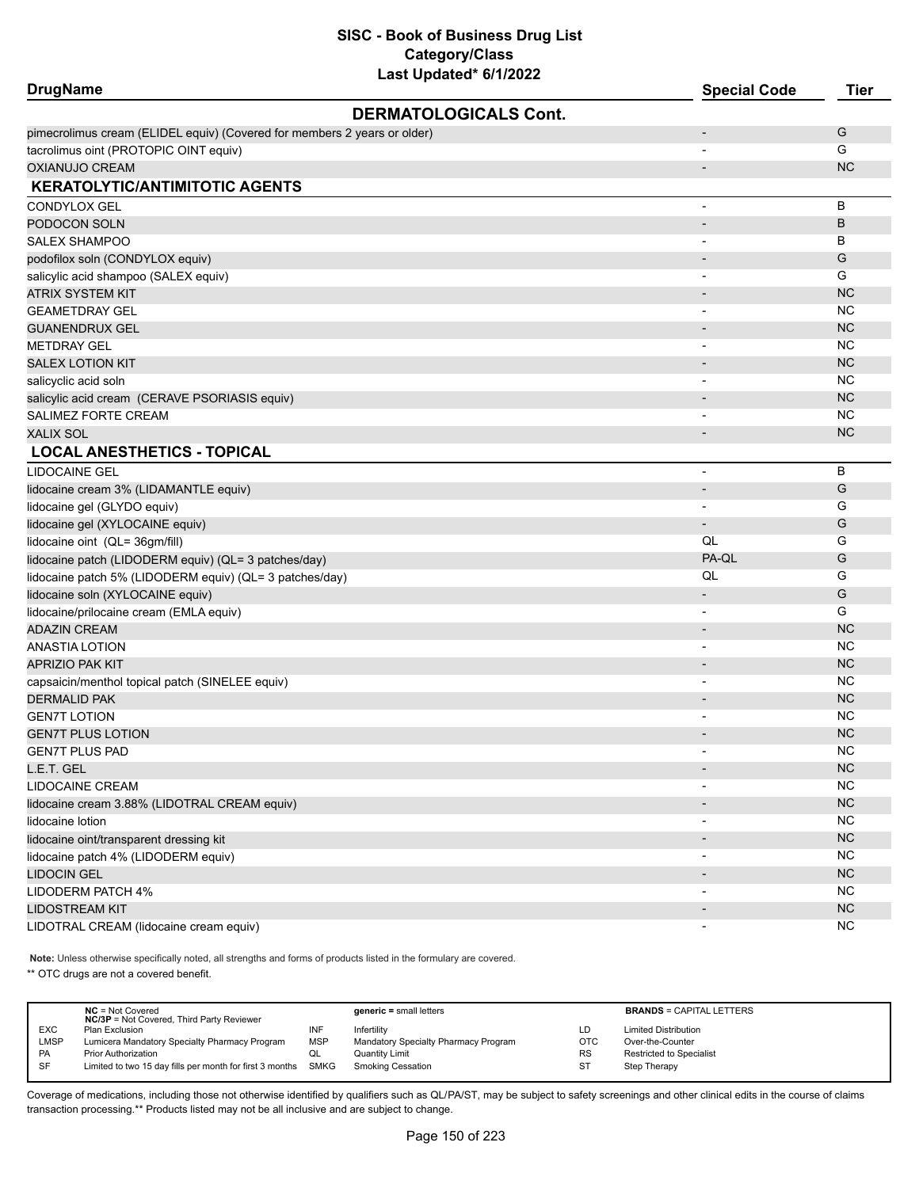# SISC - Book of Business Drug List
## Category/Class
### Last Updated* 6/1/2022

| DrugName | Special Code | Tier |
|---|---|---|
| **DERMATOLOGICALS Cont.** | | |
| pimecrolimus cream (ELIDEL equiv) (Covered for members 2 years or older) | - | G |
| tacrolimus oint (PROTOPIC OINT equiv) | - | G |
| OXIANUJO CREAM | - | NC |
| **KERATOLYTIC/ANTIMITOTIC AGENTS** | | |
| CONDYLOX GEL | - | B |
| PODOCON SOLN | - | B |
| SALEX SHAMPOO | - | B |
| podofilox soln (CONDYLOX equiv) | - | G |
| salicylic acid shampoo (SALEX equiv) | - | G |
| ATRIX SYSTEM KIT | - | NC |
| GEAMETDRAY GEL | - | NC |
| GUANENDRUX GEL | - | NC |
| METDRAY GEL | - | NC |
| SALEX LOTION KIT | - | NC |
| salicyclic acid soln | - | NC |
| salicylic acid cream (CERAVE PSORIASIS equiv) | - | NC |
| SALIMEZ FORTE CREAM | - | NC |
| XALIX SOL | - | NC |
| **LOCAL ANESTHETICS - TOPICAL** | | |
| LIDOCAINE GEL | - | B |
| lidocaine cream 3% (LIDAMANTLE equiv) | - | G |
| lidocaine gel (GLYDO equiv) | - | G |
| lidocaine gel (XYLOCAINE equiv) | - | G |
| lidocaine oint (QL= 36gm/fill) | QL | G |
| lidocaine patch (LIDODERM equiv) (QL= 3 patches/day) | PA-QL | G |
| lidocaine patch 5% (LIDODERM equiv) (QL= 3 patches/day) | QL | G |
| lidocaine soln (XYLOCAINE equiv) | - | G |
| lidocaine/prilocaine cream (EMLA equiv) | - | G |
| ADAZIN CREAM | - | NC |
| ANASTIA LOTION | - | NC |
| APRIZIO PAK KIT | - | NC |
| capsaicin/menthol topical patch (SINELEE equiv) | - | NC |
| DERMALID PAK | - | NC |
| GEN7T LOTION | - | NC |
| GEN7T PLUS LOTION | - | NC |
| GEN7T PLUS PAD | - | NC |
| L.E.T. GEL | - | NC |
| LIDOCAINE CREAM | - | NC |
| lidocaine cream 3.88% (LIDOTRAL CREAM equiv) | - | NC |
| lidocaine lotion | - | NC |
| lidocaine oint/transparent dressing kit | - | NC |
| lidocaine patch 4% (LIDODERM equiv) | - | NC |
| LIDOCIN GEL | - | NC |
| LIDODERM PATCH 4% | - | NC |
| LIDOSTREAM KIT | - | NC |
| LIDOTRAL CREAM (lidocaine cream equiv) | - | NC |

**Note:** Unless otherwise specifically noted, all strengths and forms of products listed in the formulary are covered.

** OTC drugs are not a covered benefit.

| | | | | | |
|---|---|---|---|---|---|
| **NC** = Not Covered<br>**NC/3P** = Not Covered, Third Party Reviewer | | **generic =** small letters | | **BRANDS** = CAPITAL LETTERS | |
| EXC | Plan Exclusion | INF | Infertility | LD | Limited Distribution |
| LMSP | Lumicera Mandatory Specialty Pharmacy Program | MSP | Mandatory Specialty Pharmacy Program | OTC | Over-the-Counter |
| PA | Prior Authorization | QL | Quantity Limit | RS | Restricted to Specialist |
| SF | Limited to two 15 day fills per month for first 3 months | SMKG | Smoking Cessation | ST | Step Therapy |

Coverage of medications, including those not otherwise identified by qualifiers such as QL/PA/ST, may be subject to safety screenings and other clinical edits in the course of claims transaction processing.** Products listed may not be all inclusive and are subject to change.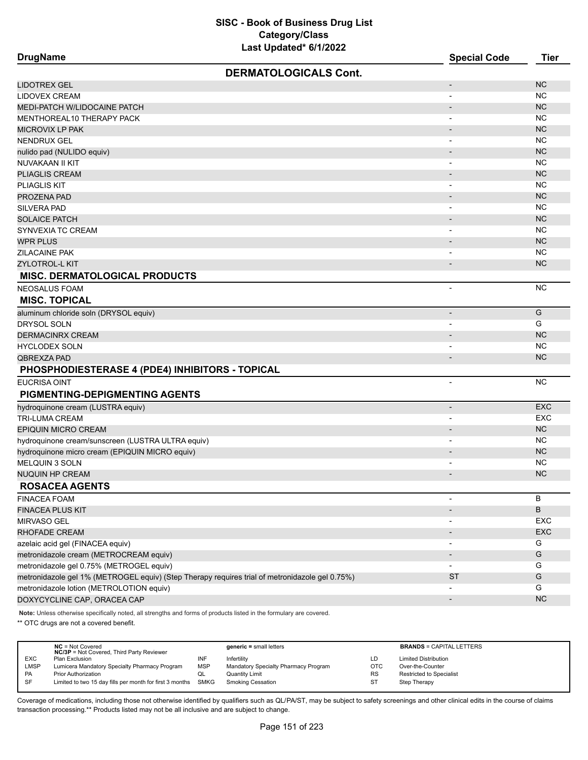# SISC - Book of Business Drug List
## Category/Class
### Last Updated* 6/1/2022

| DrugName | Special Code | Tier |
|---|---|---|
| **DERMATOLOGICALS Cont.** | | |
| LIDOTREX GEL | - | NC |
| LIDOVEX CREAM | - | NC |
| MEDI-PATCH W/LIDOCAINE PATCH | - | NC |
| MENTHOREAL10 THERAPY PACK | - | NC |
| MICROVIX LP PAK | - | NC |
| NENDRUX GEL | - | NC |
| nulido pad (NULIDO equiv) | - | NC |
| NUVAKAAN II KIT | - | NC |
| PLIAGLIS CREAM | - | NC |
| PLIAGLIS KIT | - | NC |
| PROZENA PAD | - | NC |
| SILVERA PAD | - | NC |
| SOLAICE PATCH | - | NC |
| SYNVEXIA TC CREAM | - | NC |
| WPR PLUS | - | NC |
| ZILACAINE PAK | - | NC |
| ZYLOTROL-L KIT | - | NC |
| **MISC. DERMATOLOGICAL PRODUCTS** | | |
| NEOSALUS FOAM | - | NC |
| **MISC. TOPICAL** | | |
| aluminum chloride soln (DRYSOL equiv) | - | G |
| DRYSOL SOLN | - | G |
| DERMACINRX CREAM | - | NC |
| HYCLODEX SOLN | - | NC |
| QBREXZA PAD | - | NC |
| **PHOSPHODIESTERASE 4 (PDE4) INHIBITORS - TOPICAL** | | |
| EUCRISA OINT | - | NC |
| **PIGMENTING-DEPIGMENTING AGENTS** | | |
| hydroquinone cream (LUSTRA equiv) | - | EXC |
| TRI-LUMA CREAM | - | EXC |
| EPIQUIN MICRO CREAM | - | NC |
| hydroquinone cream/sunscreen (LUSTRA ULTRA equiv) | - | NC |
| hydroquinone micro cream (EPIQUIN MICRO equiv) | - | NC |
| MELQUIN 3 SOLN | - | NC |
| NUQUIN HP CREAM | - | NC |
| **ROSACEA AGENTS** | | |
| FINACEA FOAM | - | B |
| FINACEA PLUS KIT | - | B |
| MIRVASO GEL | - | EXC |
| RHOFADE CREAM | - | EXC |
| azelaic acid gel (FINACEA equiv) | - | G |
| metronidazole cream (METROCREAM equiv) | - | G |
| metronidazole gel 0.75% (METROGEL equiv) | - | G |
| metronidazole gel 1% (METROGEL equiv) (Step Therapy requires trial of metronidazole gel 0.75%) | ST | G |
| metronidazole lotion (METROLOTION equiv) | - | G |
| DOXYCYCLINE CAP, ORACEA CAP | - | NC |

**Note:** Unless otherwise specifically noted, all strengths and forms of products listed in the formulary are covered.

** OTC drugs are not a covered benefit.

| | | | | | |
|---|---|---|---|---|---|
| | **NC** = Not Covered<br>**NC/3P** = Not Covered, Third Party Reviewer | | **generic =** small letters | | **BRANDS** = CAPITAL LETTERS |
| EXC | Plan Exclusion | INF | Infertility | LD | Limited Distribution |
| LMSP | Lumicera Mandatory Specialty Pharmacy Program | MSP | Mandatory Specialty Pharmacy Program | OTC | Over-the-Counter |
| PA | Prior Authorization | QL | Quantity Limit | RS | Restricted to Specialist |
| SF | Limited to two 15 day fills per month for first 3 months | SMKG | Smoking Cessation | ST | Step Therapy |

Coverage of medications, including those not otherwise identified by qualifiers such as QL/PA/ST, may be subject to safety screenings and other clinical edits in the course of claims transaction processing.** Products listed may not be all inclusive and are subject to change.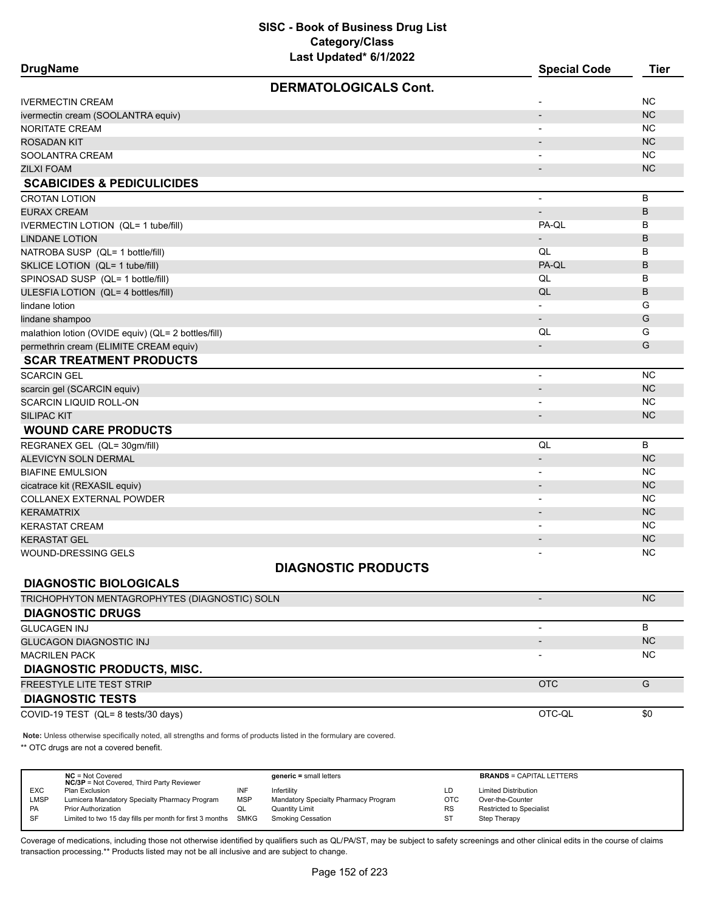# SISC - Book of Business Drug List
## Category/Class
### Last Updated* 6/1/2022

| DrugName | Special Code | Tier |
|---|---|---|
| **DERMATOLOGICALS Cont.** | | |
| IVERMECTIN CREAM | - | NC |
| ivermectin cream (SOOLANTRA equiv) | - | NC |
| NORITATE CREAM | - | NC |
| ROSADAN KIT | - | NC |
| SOOLANTRA CREAM | - | NC |
| ZILXI FOAM | - | NC |
| **SCABICIDES & PEDICULICIDES** | | |
| CROTAN LOTION | - | B |
| EURAX CREAM | - | B |
| IVERMECTIN LOTION (QL= 1 tube/fill) | PA-QL | B |
| LINDANE LOTION | - | B |
| NATROBA SUSP (QL= 1 bottle/fill) | QL | B |
| SKLICE LOTION (QL= 1 tube/fill) | PA-QL | B |
| SPINOSAD SUSP (QL= 1 bottle/fill) | QL | B |
| ULESFIA LOTION (QL= 4 bottles/fill) | QL | B |
| lindane lotion | - | G |
| lindane shampoo | - | G |
| malathion lotion (OVIDE equiv) (QL= 2 bottles/fill) | QL | G |
| permethrin cream (ELIMITE CREAM equiv) | - | G |
| **SCAR TREATMENT PRODUCTS** | | |
| SCARCIN GEL | - | NC |
| scarcin gel (SCARCIN equiv) | - | NC |
| SCARCIN LIQUID ROLL-ON | - | NC |
| SILIPAC KIT | - | NC |
| **WOUND CARE PRODUCTS** | | |
| REGRANEX GEL (QL= 30gm/fill) | QL | B |
| ALEVICYN SOLN DERMAL | - | NC |
| BIAFINE EMULSION | - | NC |
| cicatrace kit (REXASIL equiv) | - | NC |
| COLLANEX EXTERNAL POWDER | - | NC |
| KERAMATRIX | - | NC |
| KERASTAT CREAM | - | NC |
| KERASTAT GEL | - | NC |
| WOUND-DRESSING GELS | - | NC |
| **DIAGNOSTIC PRODUCTS** | | |
| **DIAGNOSTIC BIOLOGICALS** | | |
| TRICHOPHYTON MENTAGROPHYTES (DIAGNOSTIC) SOLN | - | NC |
| **DIAGNOSTIC DRUGS** | | |
| GLUCAGEN INJ | - | B |
| GLUCAGON DIAGNOSTIC INJ | - | NC |
| MACRILEN PACK | - | NC |
| **DIAGNOSTIC PRODUCTS, MISC.** | | |
| FREESTYLE LITE TEST STRIP | OTC | G |
| **DIAGNOSTIC TESTS** | | |
| COVID-19 TEST (QL= 8 tests/30 days) | OTC-QL | $0 |

**Note:** Unless otherwise specifically noted, all strengths and forms of products listed in the formulary are covered.

** OTC drugs are not a covered benefit.

| | | | | | |
|---|---|---|---|---|---|
| | **NC** = Not Covered<br>**NC/3P** = Not Covered, Third Party Reviewer | | **generic =** small letters | | **BRANDS** = CAPITAL LETTERS |
| EXC | Plan Exclusion | INF | Infertility | LD | Limited Distribution |
| LMSP | Lumicera Mandatory Specialty Pharmacy Program | MSP | Mandatory Specialty Pharmacy Program | OTC | Over-the-Counter |
| PA | Prior Authorization | QL | Quantity Limit | RS | Restricted to Specialist |
| SF | Limited to two 15 day fills per month for first 3 months | SMKG | Smoking Cessation | ST | Step Therapy |

Coverage of medications, including those not otherwise identified by qualifiers such as QL/PA/ST, may be subject to safety screenings and other clinical edits in the course of claims transaction processing.** Products listed may not be all inclusive and are subject to change.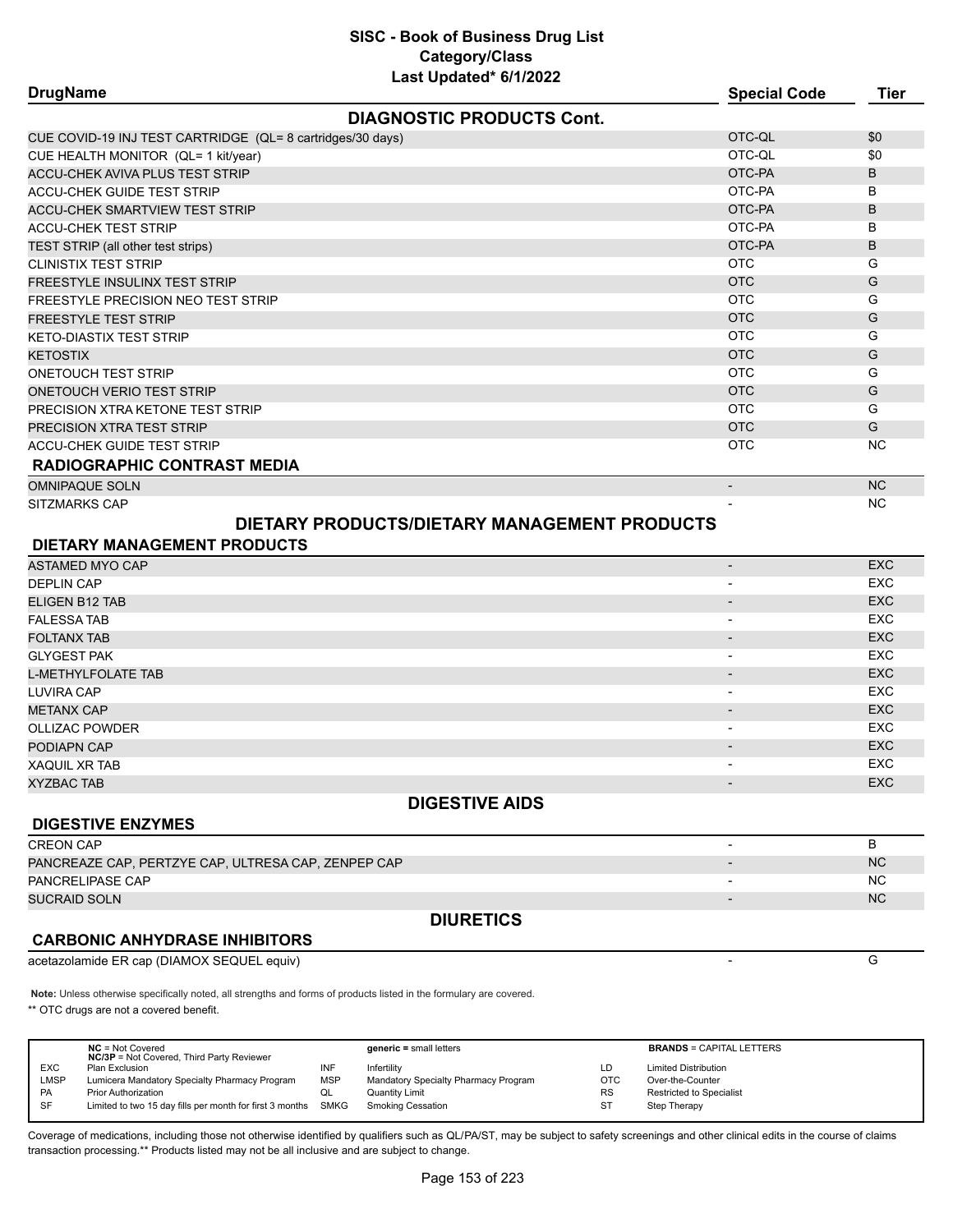# SISC - Book of Business Drug List
## Category/Class
### Last Updated* 6/1/2022

| DrugName | Special Code | Tier |
|---|---|---|
| **DIAGNOSTIC PRODUCTS Cont.** | | |
| CUE COVID-19 INJ TEST CARTRIDGE (QL= 8 cartridges/30 days) | OTC-QL | $0 |
| CUE HEALTH MONITOR (QL= 1 kit/year) | OTC-QL | $0 |
| ACCU-CHEK AVIVA PLUS TEST STRIP | OTC-PA | B |
| ACCU-CHEK GUIDE TEST STRIP | OTC-PA | B |
| ACCU-CHEK SMARTVIEW TEST STRIP | OTC-PA | B |
| ACCU-CHEK TEST STRIP | OTC-PA | B |
| TEST STRIP (all other test strips) | OTC-PA | B |
| CLINISTIX TEST STRIP | OTC | G |
| FREESTYLE INSULINX TEST STRIP | OTC | G |
| FREESTYLE PRECISION NEO TEST STRIP | OTC | G |
| FREESTYLE TEST STRIP | OTC | G |
| KETO-DIASTIX TEST STRIP | OTC | G |
| KETOSTIX | OTC | G |
| ONETOUCH TEST STRIP | OTC | G |
| ONETOUCH VERIO TEST STRIP | OTC | G |
| PRECISION XTRA KETONE TEST STRIP | OTC | G |
| PRECISION XTRA TEST STRIP | OTC | G |
| ACCU-CHEK GUIDE TEST STRIP | OTC | NC |
| **RADIOGRAPHIC CONTRAST MEDIA** | | |
| OMNIPAQUE SOLN | - | NC |
| SITZMARKS CAP | - | NC |
| **DIETARY PRODUCTS/DIETARY MANAGEMENT PRODUCTS** | | |
| **DIETARY MANAGEMENT PRODUCTS** | | |
| ASTAMED MYO CAP | - | EXC |
| DEPLIN CAP | - | EXC |
| ELIGEN B12 TAB | - | EXC |
| FALESSA TAB | - | EXC |
| FOLTANX TAB | - | EXC |
| GLYGEST PAK | - | EXC |
| L-METHYLFOLATE TAB | - | EXC |
| LUVIRA CAP | - | EXC |
| METANX CAP | - | EXC |
| OLLIZAC POWDER | - | EXC |
| PODIAPN CAP | - | EXC |
| XAQUIL XR TAB | - | EXC |
| XYZBAC TAB | - | EXC |
| **DIGESTIVE AIDS** | | |
| **DIGESTIVE ENZYMES** | | |
| CREON CAP | - | B |
| PANCREAZE CAP, PERTZYE CAP, ULTRESA CAP, ZENPEP CAP | - | NC |
| PANCRELIPASE CAP | - | NC |
| SUCRAID SOLN | - | NC |
| **DIURETICS** | | |
| **CARBONIC ANHYDRASE INHIBITORS** | | |
| acetazolamide ER cap (DIAMOX SEQUEL equiv) | - | G |

**Note:** Unless otherwise specifically noted, all strengths and forms of products listed in the formulary are covered.

** OTC drugs are not a covered benefit.

| | | | | | |
|---|---|---|---|---|---|
| | **NC** = Not Covered<br>**NC/3P** = Not Covered, Third Party Reviewer | | **generic =** small letters | | **BRANDS** = CAPITAL LETTERS |
| EXC | Plan Exclusion | INF | Infertility | LD | Limited Distribution |
| LMSP | Lumicera Mandatory Specialty Pharmacy Program | MSP | Mandatory Specialty Pharmacy Program | OTC | Over-the-Counter |
| PA | Prior Authorization | QL | Quantity Limit | RS | Restricted to Specialist |
| SF | Limited to two 15 day fills per month for first 3 months | SMKG | Smoking Cessation | ST | Step Therapy |

Coverage of medications, including those not otherwise identified by qualifiers such as QL/PA/ST, may be subject to safety screenings and other clinical edits in the course of claims transaction processing.** Products listed may not be all inclusive and are subject to change.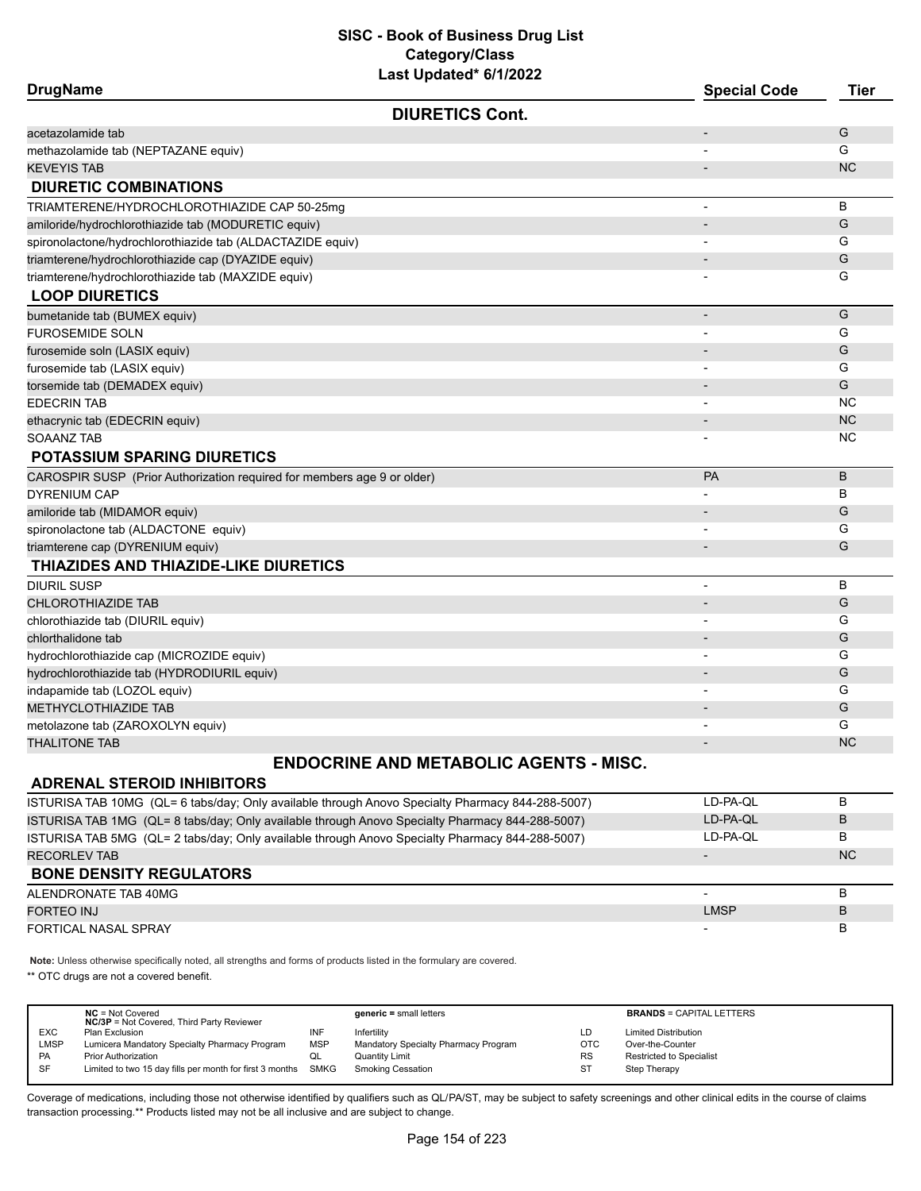# SISC - Book of Business Drug List
## Category/Class
### Last Updated* 6/1/2022

| DrugName | Special Code | Tier |
|---|---|---|
| **DIURETICS Cont.** | | |
| acetazolamide tab | - | G |
| methazolamide tab (NEPTAZANE equiv) | - | G |
| KEVEYIS TAB | - | NC |
| **DIURETIC COMBINATIONS** | | |
| TRIAMTERENE/HYDROCHLOROTHIAZIDE CAP 50-25mg | - | B |
| amiloride/hydrochlorothiazide tab (MODURETIC equiv) | - | G |
| spironolactone/hydrochlorothiazide tab (ALDACTAZIDE equiv) | - | G |
| triamterene/hydrochlorothiazide cap (DYAZIDE equiv) | - | G |
| triamterene/hydrochlorothiazide tab (MAXZIDE equiv) | - | G |
| **LOOP DIURETICS** | | |
| bumetanide tab (BUMEX equiv) | - | G |
| FUROSEMIDE SOLN | - | G |
| furosemide soln (LASIX equiv) | - | G |
| furosemide tab (LASIX equiv) | - | G |
| torsemide tab (DEMADEX equiv) | - | G |
| EDECRIN TAB | - | NC |
| ethacrynic tab (EDECRIN equiv) | - | NC |
| SOAANZ TAB | - | NC |
| **POTASSIUM SPARING DIURETICS** | | |
| CAROSPIR SUSP (Prior Authorization required for members age 9 or older) | PA | B |
| DYRENIUM CAP | - | B |
| amiloride tab (MIDAMOR equiv) | - | G |
| spironolactone tab (ALDACTONE equiv) | - | G |
| triamterene cap (DYRENIUM equiv) | - | G |
| **THIAZIDES AND THIAZIDE-LIKE DIURETICS** | | |
| DIURIL SUSP | - | B |
| CHLOROTHIAZIDE TAB | - | G |
| chlorothiazide tab (DIURIL equiv) | - | G |
| chlorthalidone tab | - | G |
| hydrochlorothiazide cap (MICROZIDE equiv) | - | G |
| hydrochlorothiazide tab (HYDRODIURIL equiv) | - | G |
| indapamide tab (LOZOL equiv) | - | G |
| METHYCLOTHIAZIDE TAB | - | G |
| metolazone tab (ZAROXOLYN equiv) | - | G |
| THALITONE TAB | - | NC |
| **ENDOCRINE AND METABOLIC AGENTS - MISC.** | | |
| **ADRENAL STEROID INHIBITORS** | | |
| ISTURISA TAB 10MG (QL= 6 tabs/day; Only available through Anovo Specialty Pharmacy 844-288-5007) | LD-PA-QL | B |
| ISTURISA TAB 1MG (QL= 8 tabs/day; Only available through Anovo Specialty Pharmacy 844-288-5007) | LD-PA-QL | B |
| ISTURISA TAB 5MG (QL= 2 tabs/day; Only available through Anovo Specialty Pharmacy 844-288-5007) | LD-PA-QL | B |
| RECORLEV TAB | - | NC |
| **BONE DENSITY REGULATORS** | | |
| ALENDRONATE TAB 40MG | - | B |
| FORTEO INJ | LMSP | B |
| FORTICAL NASAL SPRAY | - | B |

**Note:** Unless otherwise specifically noted, all strengths and forms of products listed in the formulary are covered.

** OTC drugs are not a covered benefit.

| | | | | | |
|---|---|---|---|---|---|
| | **NC** = Not Covered<br>**NC/3P** = Not Covered, Third Party Reviewer | | **generic** = small letters | | **BRANDS** = CAPITAL LETTERS |
| EXC | Plan Exclusion | INF | Infertility | LD | Limited Distribution |
| LMSP | Lumicera Mandatory Specialty Pharmacy Program | MSP | Mandatory Specialty Pharmacy Program | OTC | Over-the-Counter |
| PA | Prior Authorization | QL | Quantity Limit | RS | Restricted to Specialist |
| SF | Limited to two 15 day fills per month for first 3 months | SMKG | Smoking Cessation | ST | Step Therapy |

Coverage of medications, including those not otherwise identified by qualifiers such as QL/PA/ST, may be subject to safety screenings and other clinical edits in the course of claims transaction processing.** Products listed may not be all inclusive and are subject to change.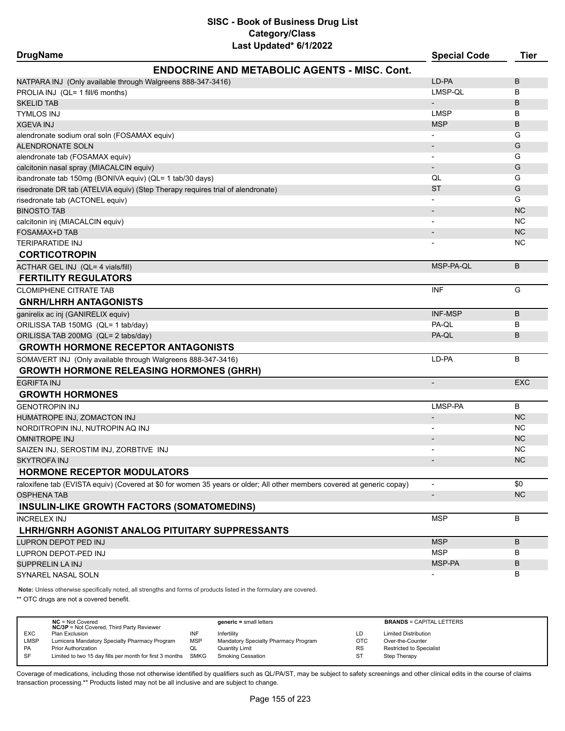# SISC - Book of Business Drug List
## Category/Class
### Last Updated* 6/1/2022

| DrugName | Special Code | Tier |
|---|---|---|
| **ENDOCRINE AND METABOLIC AGENTS - MISC. Cont.** | | |
| NATPARA INJ (Only available through Walgreens 888-347-3416) | LD-PA | B |
| PROLIA INJ (QL= 1 fill/6 months) | LMSP-QL | B |
| SKELID TAB | - | B |
| TYMLOS INJ | LMSP | B |
| XGEVA INJ | MSP | B |
| alendronate sodium oral soln (FOSAMAX equiv) | - | G |
| ALENDRONATE SOLN | - | G |
| alendronate tab (FOSAMAX equiv) | - | G |
| calcitonin nasal spray (MIACALCIN equiv) | - | G |
| ibandronate tab 150mg (BONIVA equiv) (QL= 1 tab/30 days) | QL | G |
| risedronate DR tab (ATELVIA equiv) (Step Therapy requires trial of alendronate) | ST | G |
| risedronate tab (ACTONEL equiv) | - | G |
| BINOSTO TAB | - | NC |
| calcitonin inj (MIACALCIN equiv) | - | NC |
| FOSAMAX+D TAB | - | NC |
| TERIPARATIDE INJ | - | NC |
| **CORTICOTROPIN** | | |
| ACTHAR GEL INJ (QL= 4 vials/fill) | MSP-PA-QL | B |
| **FERTILITY REGULATORS** | | |
| CLOMIPHENE CITRATE TAB | INF | G |
| **GNRH/LHRH ANTAGONISTS** | | |
| ganirelix ac inj (GANIRELIX equiv) | INF-MSP | B |
| ORILISSA TAB 150MG (QL= 1 tab/day) | PA-QL | B |
| ORILISSA TAB 200MG (QL= 2 tabs/day) | PA-QL | B |
| **GROWTH HORMONE RECEPTOR ANTAGONISTS** | | |
| SOMAVERT INJ (Only available through Walgreens 888-347-3416) | LD-PA | B |
| **GROWTH HORMONE RELEASING HORMONES (GHRH)** | | |
| EGRIFTA INJ | - | EXC |
| **GROWTH HORMONES** | | |
| GENOTROPIN INJ | LMSP-PA | B |
| HUMATROPE INJ, ZOMACTON INJ | - | NC |
| NORDITROPIN INJ, NUTROPIN AQ INJ | - | NC |
| OMNITROPE INJ | - | NC |
| SAIZEN INJ, SEROSTIM INJ, ZORBTIVE INJ | - | NC |
| SKYTROFA INJ | - | NC |
| **HORMONE RECEPTOR MODULATORS** | | |
| raloxifene tab (EVISTA equiv) (Covered at $0 for women 35 years or older; All other members covered at generic copay) | - | $0 |
| OSPHENA TAB | - | NC |
| **INSULIN-LIKE GROWTH FACTORS (SOMATOMEDINS)** | | |
| INCRELEX INJ | MSP | B |
| **LHRH/GNRH AGONIST ANALOG PITUITARY SUPPRESSANTS** | | |
| LUPRON DEPOT PED INJ | MSP | B |
| LUPRON DEPOT-PED INJ | MSP | B |
| SUPPRELIN LA INJ | MSP-PA | B |
| SYNAREL NASAL SOLN | - | B |

**Note:** Unless otherwise specifically noted, all strengths and forms of products listed in the formulary are covered.

** OTC drugs are not a covered benefit.

| | | | | | |
|---|---|---|---|---|---|
| **NC** = Not Covered<br>**NC/3P** = Not Covered, Third Party Reviewer | | **generic =** small letters | | **BRANDS** = CAPITAL LETTERS | |
| EXC | Plan Exclusion | INF | Infertility | LD | Limited Distribution |
| LMSP | Lumicera Mandatory Specialty Pharmacy Program | MSP | Mandatory Specialty Pharmacy Program | OTC | Over-the-Counter |
| PA | Prior Authorization | QL | Quantity Limit | RS | Restricted to Specialist |
| SF | Limited to two 15 day fills per month for first 3 months | SMKG | Smoking Cessation | ST | Step Therapy |

Coverage of medications, including those not otherwise identified by qualifiers such as QL/PA/ST, may be subject to safety screenings and other clinical edits in the course of claims transaction processing.** Products listed may not be all inclusive and are subject to change.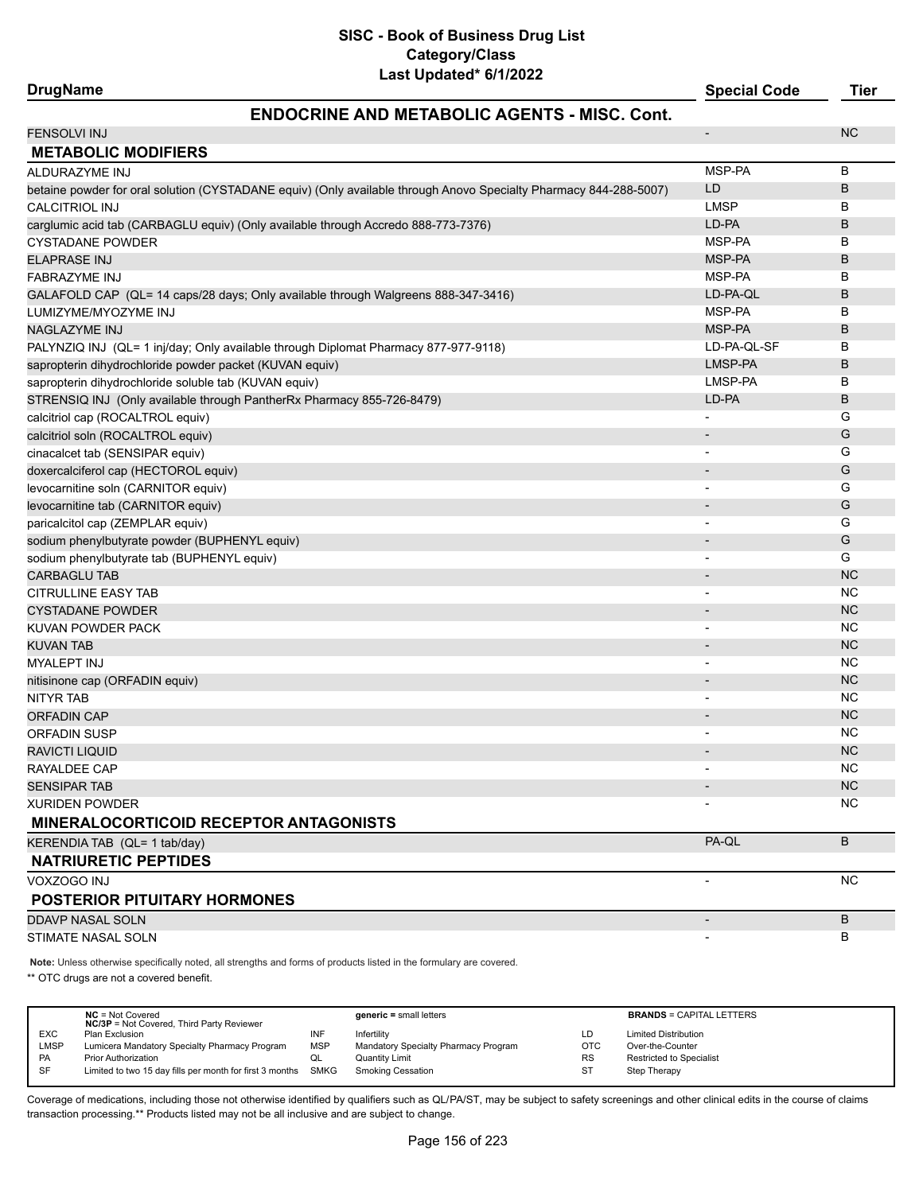# SISC - Book of Business Drug List
## Category/Class
### Last Updated* 6/1/2022

| DrugName | Special Code | Tier |
|---|---|---|
| **ENDOCRINE AND METABOLIC AGENTS - MISC. Cont.** | | |
| FENSOLVI INJ | - | NC |
| **METABOLIC MODIFIERS** | | |
| ALDURAZYME INJ | MSP-PA | B |
| betaine powder for oral solution (CYSTADANE equiv) (Only available through Anovo Specialty Pharmacy 844-288-5007) | LD | B |
| CALCITRIOL INJ | LMSP | B |
| carglumic acid tab (CARBAGLU equiv) (Only available through Accredo 888-773-7376) | LD-PA | B |
| CYSTADANE POWDER | MSP-PA | B |
| ELAPRASE INJ | MSP-PA | B |
| FABRAZYME INJ | MSP-PA | B |
| GALAFOLD CAP (QL= 14 caps/28 days; Only available through Walgreens 888-347-3416) | LD-PA-QL | B |
| LUMIZYME/MYOZYME INJ | MSP-PA | B |
| NAGLAZYME INJ | MSP-PA | B |
| PALYNZIQ INJ (QL= 1 inj/day; Only available through Diplomat Pharmacy 877-977-9118) | LD-PA-QL-SF | B |
| sapropterin dihydrochloride powder packet (KUVAN equiv) | LMSP-PA | B |
| sapropterin dihydrochloride soluble tab (KUVAN equiv) | LMSP-PA | B |
| STRENSIQ INJ (Only available through PantherRx Pharmacy 855-726-8479) | LD-PA | B |
| calcitriol cap (ROCALTROL equiv) | - | G |
| calcitriol soln (ROCALTROL equiv) | - | G |
| cinacalcet tab (SENSIPAR equiv) | - | G |
| doxercalciferol cap (HECTOROL equiv) | - | G |
| levocarnitine soln (CARNITOR equiv) | - | G |
| levocarnitine tab (CARNITOR equiv) | - | G |
| paricalcitol cap (ZEMPLAR equiv) | - | G |
| sodium phenylbutyrate powder (BUPHENYL equiv) | - | G |
| sodium phenylbutyrate tab (BUPHENYL equiv) | - | G |
| CARBAGLU TAB | - | NC |
| CITRULLINE EASY TAB | - | NC |
| CYSTADANE POWDER | - | NC |
| KUVAN POWDER PACK | - | NC |
| KUVAN TAB | - | NC |
| MYALEPT INJ | - | NC |
| nitisinone cap (ORFADIN equiv) | - | NC |
| NITYR TAB | - | NC |
| ORFADIN CAP | - | NC |
| ORFADIN SUSP | - | NC |
| RAVICTI LIQUID | - | NC |
| RAYALDEE CAP | - | NC |
| SENSIPAR TAB | - | NC |
| XURIDEN POWDER | - | NC |
| **MINERALOCORTICOID RECEPTOR ANTAGONISTS** | | |
| KERENDIA TAB (QL= 1 tab/day) | PA-QL | B |
| **NATRIURETIC PEPTIDES** | | |
| VOXZOGO INJ | - | NC |
| **POSTERIOR PITUITARY HORMONES** | | |
| DDAVP NASAL SOLN | - | B |
| STIMATE NASAL SOLN | - | B |

**Note:** Unless otherwise specifically noted, all strengths and forms of products listed in the formulary are covered.

** OTC drugs are not a covered benefit.

| | | | | | |
|---|---|---|---|---|---|
| **NC** = Not Covered<br>**NC/3P** = Not Covered, Third Party Reviewer | | **generic =** small letters | | **BRANDS** = CAPITAL LETTERS | |
| EXC | Plan Exclusion | INF | Infertility | LD | Limited Distribution |
| LMSP | Lumicera Mandatory Specialty Pharmacy Program | MSP | Mandatory Specialty Pharmacy Program | OTC | Over-the-Counter |
| PA | Prior Authorization | QL | Quantity Limit | RS | Restricted to Specialist |
| SF | Limited to two 15 day fills per month for first 3 months | SMKG | Smoking Cessation | ST | Step Therapy |

Coverage of medications, including those not otherwise identified by qualifiers such as QL/PA/ST, may be subject to safety screenings and other clinical edits in the course of claims transaction processing.** Products listed may not be all inclusive and are subject to change.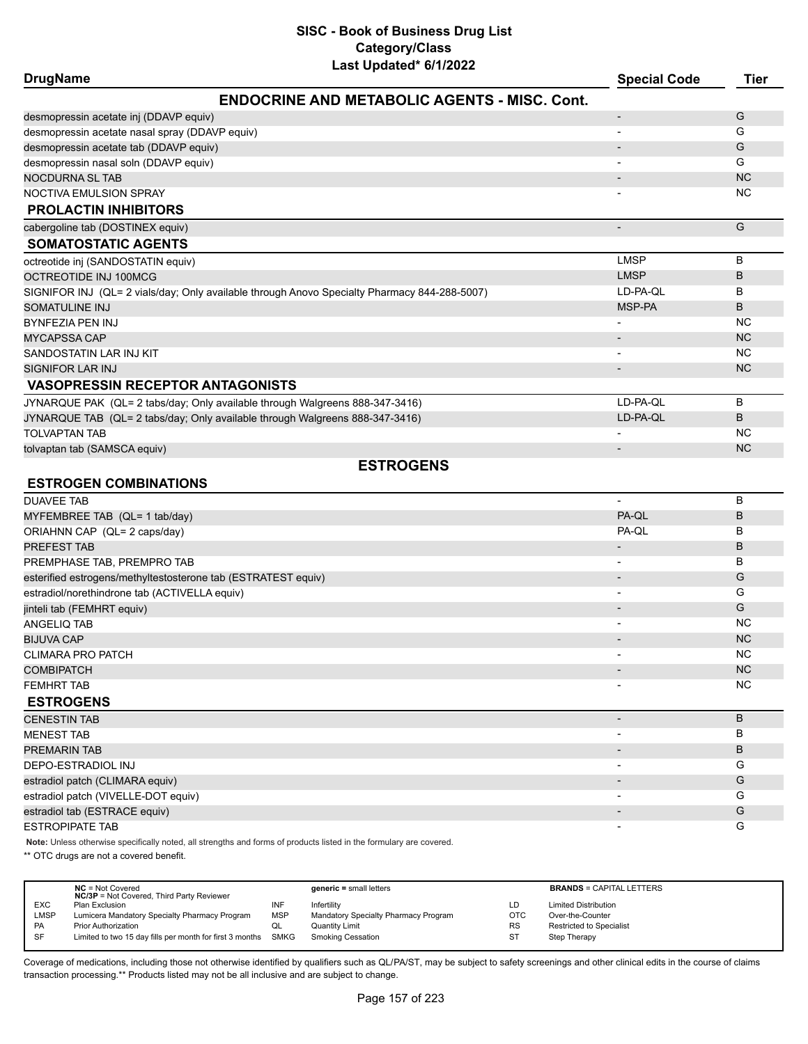# SISC - Book of Business Drug List
## Category/Class
### Last Updated* 6/1/2022

| DrugName | Special Code | Tier |
|---|---|---|
| **ENDOCRINE AND METABOLIC AGENTS - MISC. Cont.** | | |
| desmopressin acetate inj (DDAVP equiv) | - | G |
| desmopressin acetate nasal spray (DDAVP equiv) | - | G |
| desmopressin acetate tab (DDAVP equiv) | - | G |
| desmopressin nasal soln (DDAVP equiv) | - | G |
| NOCDURNA SL TAB | - | NC |
| NOCTIVA EMULSION SPRAY | - | NC |
| **PROLACTIN INHIBITORS** | | |
| cabergoline tab (DOSTINEX equiv) | - | G |
| **SOMATOSTATIC AGENTS** | | |
| octreotide inj (SANDOSTATIN equiv) | LMSP | B |
| OCTREOTIDE INJ 100MCG | LMSP | B |
| SIGNIFOR INJ (QL= 2 vials/day; Only available through Anovo Specialty Pharmacy 844-288-5007) | LD-PA-QL | B |
| SOMATULINE INJ | MSP-PA | B |
| BYNFEZIA PEN INJ | - | NC |
| MYCAPSSA CAP | - | NC |
| SANDOSTATIN LAR INJ KIT | - | NC |
| SIGNIFOR LAR INJ | - | NC |
| **VASOPRESSIN RECEPTOR ANTAGONISTS** | | |
| JYNARQUE PAK (QL= 2 tabs/day; Only available through Walgreens 888-347-3416) | LD-PA-QL | B |
| JYNARQUE TAB (QL= 2 tabs/day; Only available through Walgreens 888-347-3416) | LD-PA-QL | B |
| TOLVAPTAN TAB | - | NC |
| tolvaptan tab (SAMSCA equiv) | - | NC |
| **ESTROGENS** | | |
| **ESTROGEN COMBINATIONS** | | |
| DUAVEE TAB | - | B |
| MYFEMBREE TAB (QL= 1 tab/day) | PA-QL | B |
| ORIAHNN CAP (QL= 2 caps/day) | PA-QL | B |
| PREFEST TAB | - | B |
| PREMPHASE TAB, PREMPRO TAB | - | B |
| esterified estrogens/methyltestosterone tab (ESTRATEST equiv) | - | G |
| estradiol/norethindrone tab (ACTIVELLA equiv) | - | G |
| jinteli tab (FEMHRT equiv) | - | G |
| ANGELIQ TAB | - | NC |
| BIJUVA CAP | - | NC |
| CLIMARA PRO PATCH | - | NC |
| COMBIPATCH | - | NC |
| FEMHRT TAB | - | NC |
| **ESTROGENS** | | |
| CENESTIN TAB | - | B |
| MENEST TAB | - | B |
| PREMARIN TAB | - | B |
| DEPO-ESTRADIOL INJ | - | G |
| estradiol patch (CLIMARA equiv) | - | G |
| estradiol patch (VIVELLE-DOT equiv) | - | G |
| estradiol tab (ESTRACE equiv) | - | G |
| ESTROPIPATE TAB | - | G |

**Note:** Unless otherwise specifically noted, all strengths and forms of products listed in the formulary are covered.

** OTC drugs are not a covered benefit.

| | | | | | |
|---|---|---|---|---|---|
| **NC** = Not Covered<br>**NC/3P** = Not Covered, Third Party Reviewer | | **generic =** small letters | | **BRANDS** = CAPITAL LETTERS | |
| EXC | Plan Exclusion | INF | Infertility | LD | Limited Distribution |
| LMSP | Lumicera Mandatory Specialty Pharmacy Program | MSP | Mandatory Specialty Pharmacy Program | OTC | Over-the-Counter |
| PA | Prior Authorization | QL | Quantity Limit | RS | Restricted to Specialist |
| SF | Limited to two 15 day fills per month for first 3 months | SMKG | Smoking Cessation | ST | Step Therapy |

Coverage of medications, including those not otherwise identified by qualifiers such as QL/PA/ST, may be subject to safety screenings and other clinical edits in the course of claims transaction processing.** Products listed may not be all inclusive and are subject to change.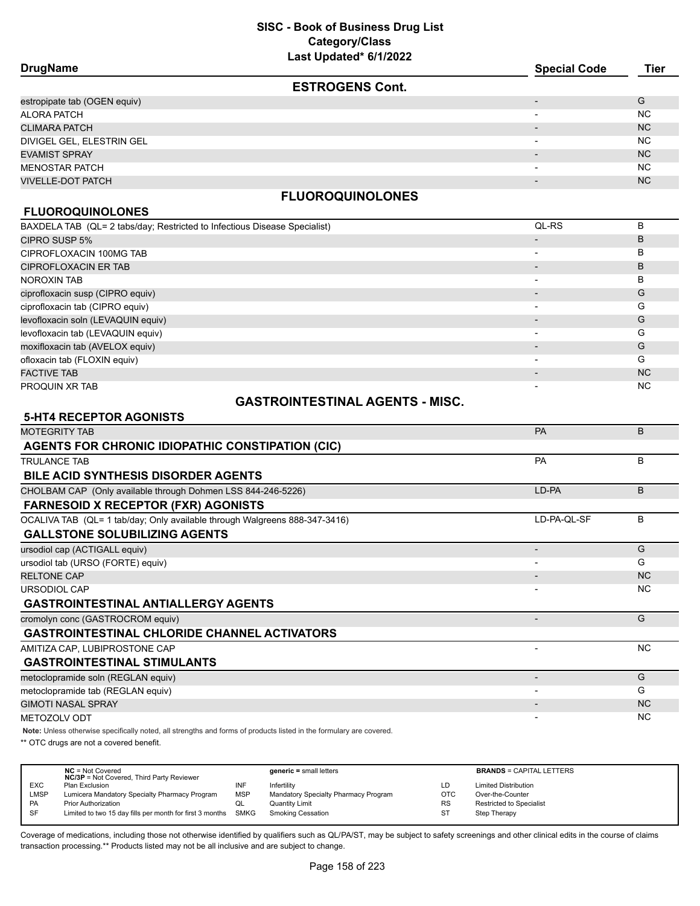# SISC - Book of Business Drug List
## Category/Class
### Last Updated* 6/1/2022

| DrugName | Special Code | Tier |
|---|---|---|
| **ESTROGENS Cont.** | | |
| estropipate tab (OGEN equiv) | - | G |
| ALORA PATCH | - | NC |
| CLIMARA PATCH | - | NC |
| DIVIGEL GEL, ELESTRIN GEL | - | NC |
| EVAMIST SPRAY | - | NC |
| MENOSTAR PATCH | - | NC |
| VIVELLE-DOT PATCH | - | NC |

## FLUOROQUINOLONES

**FLUOROQUINOLONES**

| DrugName | Special Code | Tier |
|---|---|---|
| BAXDELA TAB (QL= 2 tabs/day; Restricted to Infectious Disease Specialist) | QL-RS | B |
| CIPRO SUSP 5% | - | B |
| CIPROFLOXACIN 100MG TAB | - | B |
| CIPROFLOXACIN ER TAB | - | B |
| NOROXIN TAB | - | B |
| ciprofloxacin susp (CIPRO equiv) | - | G |
| ciprofloxacin tab (CIPRO equiv) | - | G |
| levofloxacin soln (LEVAQUIN equiv) | - | G |
| levofloxacin tab (LEVAQUIN equiv) | - | G |
| moxifloxacin tab (AVELOX equiv) | - | G |
| ofloxacin tab (FLOXIN equiv) | - | G |
| FACTIVE TAB | - | NC |
| PROQUIN XR TAB | - | NC |

## GASTROINTESTINAL AGENTS - MISC.

| DrugName | Special Code | Tier |
|---|---|---|
| **5-HT4 RECEPTOR AGONISTS** | | |
| MOTEGRITY TAB | PA | B |
| **AGENTS FOR CHRONIC IDIOPATHIC CONSTIPATION (CIC)** | | |
| TRULANCE TAB | PA | B |
| **BILE ACID SYNTHESIS DISORDER AGENTS** | | |
| CHOLBAM CAP (Only available through Dohmen LSS 844-246-5226) | LD-PA | B |
| **FARNESOID X RECEPTOR (FXR) AGONISTS** | | |
| OCALIVA TAB (QL= 1 tab/day; Only available through Walgreens 888-347-3416) | LD-PA-QL-SF | B |
| **GALLSTONE SOLUBILIZING AGENTS** | | |
| ursodiol cap (ACTIGALL equiv) | - | G |
| ursodiol tab (URSO (FORTE) equiv) | - | G |
| RELTONE CAP | - | NC |
| URSODIOL CAP | - | NC |
| **GASTROINTESTINAL ANTIALLERGY AGENTS** | | |
| cromolyn conc (GASTROCROM equiv) | - | G |
| **GASTROINTESTINAL CHLORIDE CHANNEL ACTIVATORS** | | |
| AMITIZA CAP, LUBIPROSTONE CAP | - | NC |
| **GASTROINTESTINAL STIMULANTS** | | |
| metoclopramide soln (REGLAN equiv) | - | G |
| metoclopramide tab (REGLAN equiv) | - | G |
| GIMOTI NASAL SPRAY | - | NC |
| METOZOLV ODT | - | NC |

**Note:** Unless otherwise specifically noted, all strengths and forms of products listed in the formulary are covered.

** OTC drugs are not a covered benefit.

| | | | | | |
|---|---|---|---|---|---|
| **NC** = Not Covered<br>**NC/3P** = Not Covered, Third Party Reviewer | | **generic =** small letters | | **BRANDS** = CAPITAL LETTERS | |
| EXC | Plan Exclusion | INF | Infertility | LD | Limited Distribution |
| LMSP | Lumicera Mandatory Specialty Pharmacy Program | MSP | Mandatory Specialty Pharmacy Program | OTC | Over-the-Counter |
| PA | Prior Authorization | QL | Quantity Limit | RS | Restricted to Specialist |
| SF | Limited to two 15 day fills per month for first 3 months | SMKG | Smoking Cessation | ST | Step Therapy |

Coverage of medications, including those not otherwise identified by qualifiers such as QL/PA/ST, may be subject to safety screenings and other clinical edits in the course of claims transaction processing.** Products listed may not be all inclusive and are subject to change.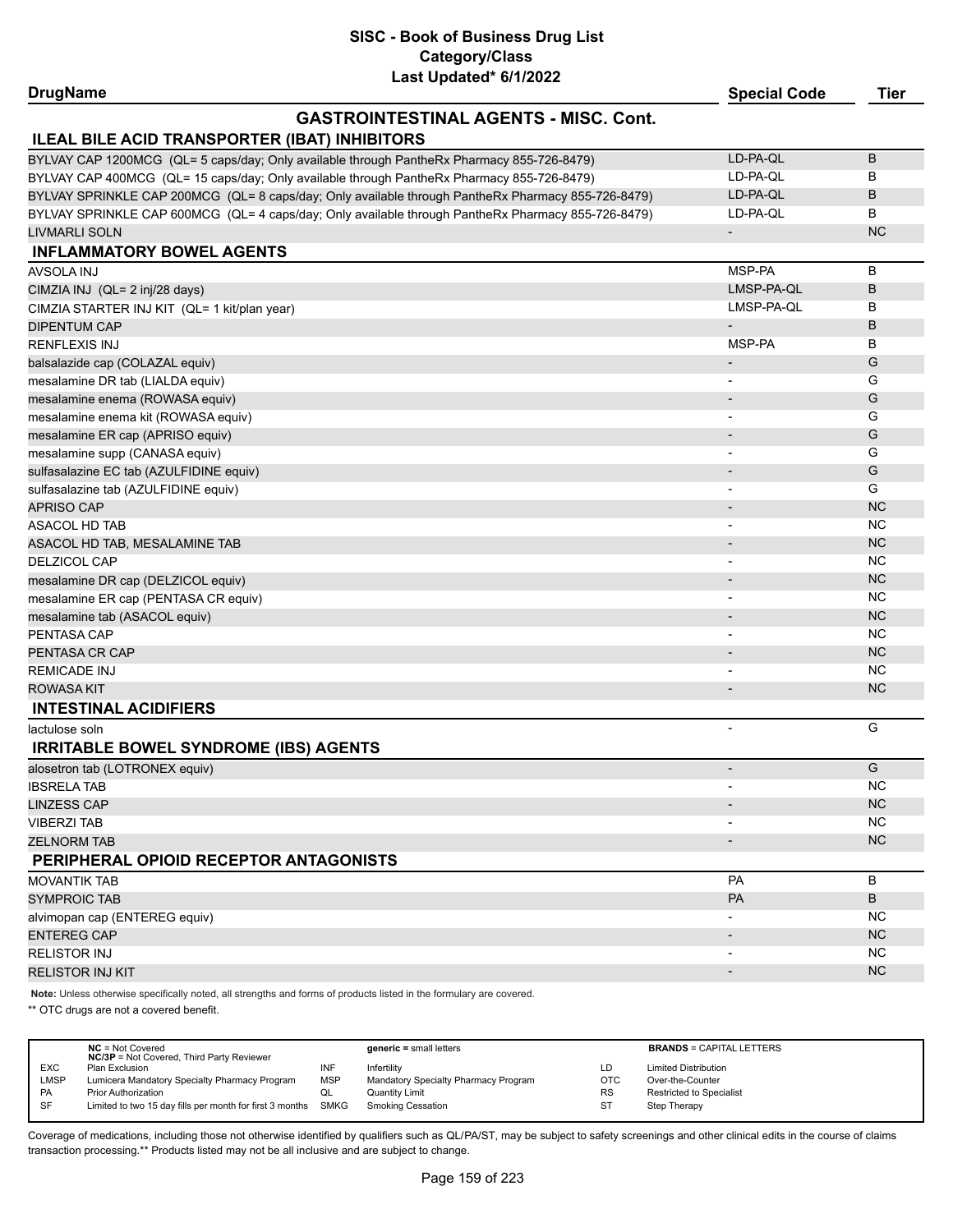# SISC - Book of Business Drug List
## Category/Class
### Last Updated* 6/1/2022

| DrugName | Special Code | Tier |
|---|---|---|
| **GASTROINTESTINAL AGENTS - MISC. Cont.** | | |
| **ILEAL BILE ACID TRANSPORTER (IBAT) INHIBITORS** | | |
| BYLVAY CAP 1200MCG (QL= 5 caps/day; Only available through PantheRx Pharmacy 855-726-8479) | LD-PA-QL | B |
| BYLVAY CAP 400MCG (QL= 15 caps/day; Only available through PantheRx Pharmacy 855-726-8479) | LD-PA-QL | B |
| BYLVAY SPRINKLE CAP 200MCG (QL= 8 caps/day; Only available through PantheRx Pharmacy 855-726-8479) | LD-PA-QL | B |
| BYLVAY SPRINKLE CAP 600MCG (QL= 4 caps/day; Only available through PantheRx Pharmacy 855-726-8479) | LD-PA-QL | B |
| LIVMARLI SOLN | - | NC |
| **INFLAMMATORY BOWEL AGENTS** | | |
| AVSOLA INJ | MSP-PA | B |
| CIMZIA INJ (QL= 2 inj/28 days) | LMSP-PA-QL | B |
| CIMZIA STARTER INJ KIT (QL= 1 kit/plan year) | LMSP-PA-QL | B |
| DIPENTUM CAP | - | B |
| RENFLEXIS INJ | MSP-PA | B |
| balsalazide cap (COLAZAL equiv) | - | G |
| mesalamine DR tab (LIALDA equiv) | - | G |
| mesalamine enema (ROWASA equiv) | - | G |
| mesalamine enema kit (ROWASA equiv) | - | G |
| mesalamine ER cap (APRISO equiv) | - | G |
| mesalamine supp (CANASA equiv) | - | G |
| sulfasalazine EC tab (AZULFIDINE equiv) | - | G |
| sulfasalazine tab (AZULFIDINE equiv) | - | G |
| APRISO CAP | - | NC |
| ASACOL HD TAB | - | NC |
| ASACOL HD TAB, MESALAMINE TAB | - | NC |
| DELZICOL CAP | - | NC |
| mesalamine DR cap (DELZICOL equiv) | - | NC |
| mesalamine ER cap (PENTASA CR equiv) | - | NC |
| mesalamine tab (ASACOL equiv) | - | NC |
| PENTASA CAP | - | NC |
| PENTASA CR CAP | - | NC |
| REMICADE INJ | - | NC |
| ROWASA KIT | - | NC |
| **INTESTINAL ACIDIFIERS** | | |
| lactulose soln | - | G |
| **IRRITABLE BOWEL SYNDROME (IBS) AGENTS** | | |
| alosetron tab (LOTRONEX equiv) | - | G |
| IBSRELA TAB | - | NC |
| LINZESS CAP | - | NC |
| VIBERZI TAB | - | NC |
| ZELNORM TAB | - | NC |
| **PERIPHERAL OPIOID RECEPTOR ANTAGONISTS** | | |
| MOVANTIK TAB | PA | B |
| SYMPROIC TAB | PA | B |
| alvimopan cap (ENTEREG equiv) | - | NC |
| ENTEREG CAP | - | NC |
| RELISTOR INJ | - | NC |
| RELISTOR INJ KIT | - | NC |

**Note:** Unless otherwise specifically noted, all strengths and forms of products listed in the formulary are covered.

** OTC drugs are not a covered benefit.

| | | | | | |
|---|---|---|---|---|---|
| | **NC** = Not Covered<br>**NC/3P** = Not Covered, Third Party Reviewer | | **generic =** small letters | | **BRANDS** = CAPITAL LETTERS |
| EXC | Plan Exclusion | INF | Infertility | LD | Limited Distribution |
| LMSP | Lumicera Mandatory Specialty Pharmacy Program | MSP | Mandatory Specialty Pharmacy Program | OTC | Over-the-Counter |
| PA | Prior Authorization | QL | Quantity Limit | RS | Restricted to Specialist |
| SF | Limited to two 15 day fills per month for first 3 months | SMKG | Smoking Cessation | ST | Step Therapy |

Coverage of medications, including those not otherwise identified by qualifiers such as QL/PA/ST, may be subject to safety screenings and other clinical edits in the course of claims transaction processing.** Products listed may not be all inclusive and are subject to change.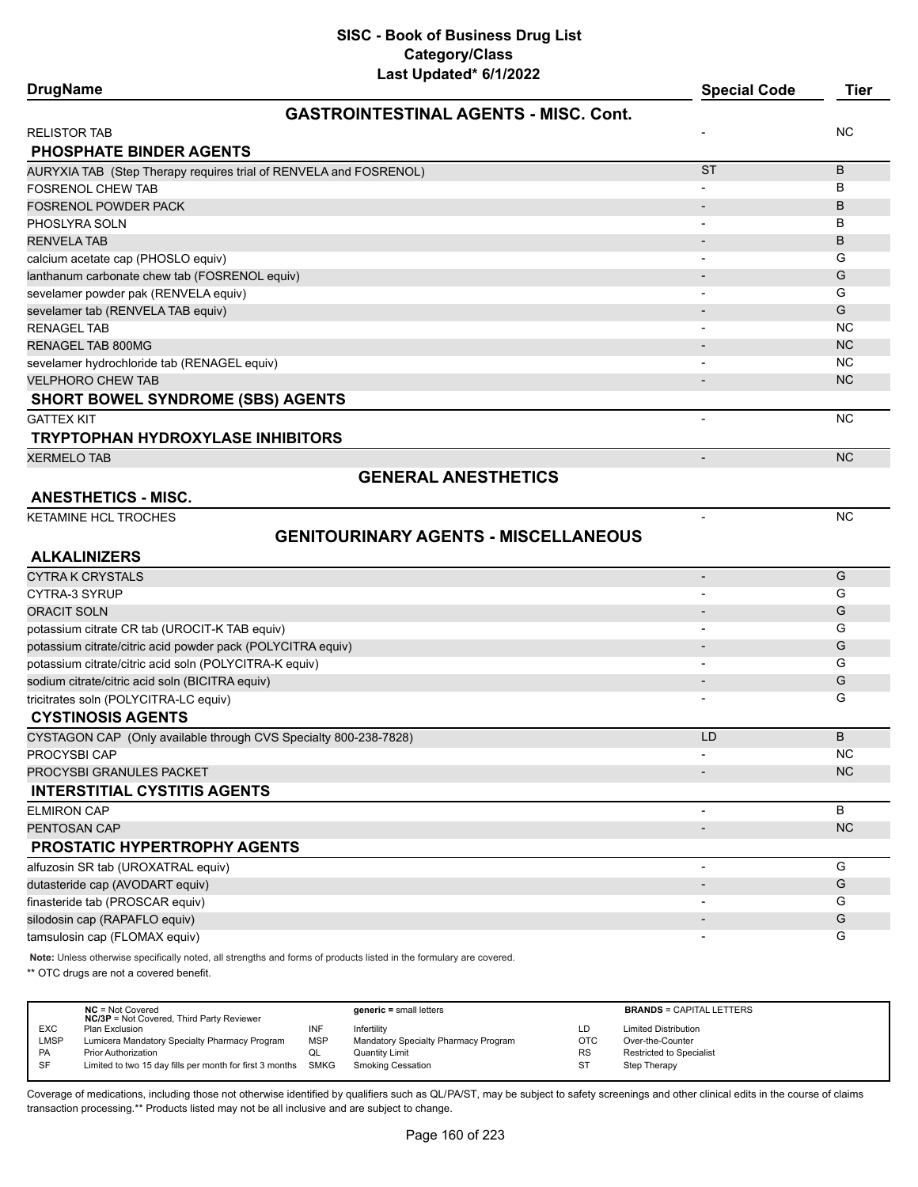# SISC - Book of Business Drug List
## Category/Class
### Last Updated* 6/1/2022

| DrugName | Special Code | Tier |
|---|---|---|
| **GASTROINTESTINAL AGENTS - MISC. Cont.** | | |
| RELISTOR TAB | - | NC |
| **PHOSPHATE BINDER AGENTS** | | |
| AURYXIA TAB (Step Therapy requires trial of RENVELA and FOSRENOL) | ST | B |
| FOSRENOL CHEW TAB | - | B |
| FOSRENOL POWDER PACK | - | B |
| PHOSLYRA SOLN | - | B |
| RENVELA TAB | - | B |
| calcium acetate cap (PHOSLO equiv) | - | G |
| lanthanum carbonate chew tab (FOSRENOL equiv) | - | G |
| sevelamer powder pak (RENVELA equiv) | - | G |
| sevelamer tab (RENVELA TAB equiv) | - | G |
| RENAGEL TAB | - | NC |
| RENAGEL TAB 800MG | - | NC |
| sevelamer hydrochloride tab (RENAGEL equiv) | - | NC |
| VELPHORO CHEW TAB | - | NC |
| **SHORT BOWEL SYNDROME (SBS) AGENTS** | | |
| GATTEX KIT | - | NC |
| **TRYPTOPHAN HYDROXYLASE INHIBITORS** | | |
| XERMELO TAB | - | NC |
| **GENERAL ANESTHETICS** | | |
| **ANESTHETICS - MISC.** | | |
| KETAMINE HCL TROCHES | - | NC |
| **GENITOURINARY AGENTS - MISCELLANEOUS** | | |
| **ALKALINIZERS** | | |
| CYTRA K CRYSTALS | - | G |
| CYTRA-3 SYRUP | - | G |
| ORACIT SOLN | - | G |
| potassium citrate CR tab (UROCIT-K TAB equiv) | - | G |
| potassium citrate/citric acid powder pack (POLYCITRA equiv) | - | G |
| potassium citrate/citric acid soln (POLYCITRA-K equiv) | - | G |
| sodium citrate/citric acid soln (BICITRA equiv) | - | G |
| tricitrates soln (POLYCITRA-LC equiv) | - | G |
| **CYSTINOSIS AGENTS** | | |
| CYSTAGON CAP (Only available through CVS Specialty 800-238-7828) | LD | B |
| PROCYSBI CAP | - | NC |
| PROCYSBI GRANULES PACKET | - | NC |
| **INTERSTITIAL CYSTITIS AGENTS** | | |
| ELMIRON CAP | - | B |
| PENTOSAN CAP | - | NC |
| **PROSTATIC HYPERTROPHY AGENTS** | | |
| alfuzosin SR tab (UROXATRAL equiv) | - | G |
| dutasteride cap (AVODART equiv) | - | G |
| finasteride tab (PROSCAR equiv) | - | G |
| silodosin cap (RAPAFLO equiv) | - | G |
| tamsulosin cap (FLOMAX equiv) | - | G |

**Note:** Unless otherwise specifically noted, all strengths and forms of products listed in the formulary are covered.

** OTC drugs are not a covered benefit.

| | | | | | |
|---|---|---|---|---|---|
| | **NC** = Not Covered<br>**NC/3P** = Not Covered, Third Party Reviewer | | **generic** = small letters | | **BRANDS** = CAPITAL LETTERS |
| EXC | Plan Exclusion | INF | Infertility | LD | Limited Distribution |
| LMSP | Lumicera Mandatory Specialty Pharmacy Program | MSP | Mandatory Specialty Pharmacy Program | OTC | Over-the-Counter |
| PA | Prior Authorization | QL | Quantity Limit | RS | Restricted to Specialist |
| SF | Limited to two 15 day fills per month for first 3 months | SMKG | Smoking Cessation | ST | Step Therapy |

Coverage of medications, including those not otherwise identified by qualifiers such as QL/PA/ST, may be subject to safety screenings and other clinical edits in the course of claims transaction processing.** Products listed may not be all inclusive and are subject to change.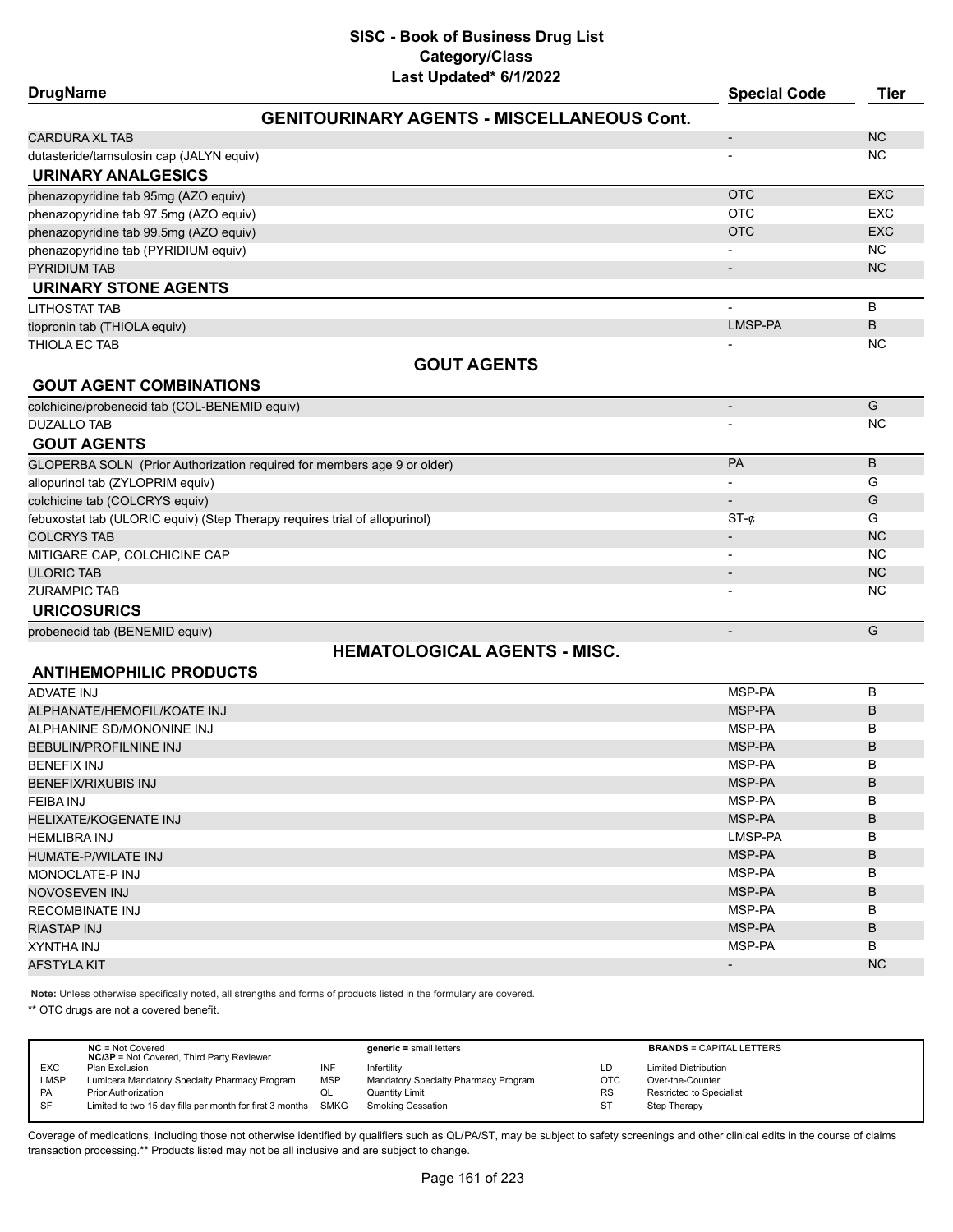# SISC - Book of Business Drug List
## Category/Class
### Last Updated* 6/1/2022

| DrugName | Special Code | Tier |
|---|---|---|
| **GENITOURINARY AGENTS - MISCELLANEOUS Cont.** | | |
| CARDURA XL TAB | - | NC |
| dutasteride/tamsulosin cap (JALYN equiv) | - | NC |
| **URINARY ANALGESICS** | | |
| phenazopyridine tab 95mg (AZO equiv) | OTC | EXC |
| phenazopyridine tab 97.5mg (AZO equiv) | OTC | EXC |
| phenazopyridine tab 99.5mg (AZO equiv) | OTC | EXC |
| phenazopyridine tab (PYRIDIUM equiv) | - | NC |
| PYRIDIUM TAB | - | NC |
| **URINARY STONE AGENTS** | | |
| LITHOSTAT TAB | - | B |
| tiopronin tab (THIOLA equiv) | LMSP-PA | B |
| THIOLA EC TAB | - | NC |
| **GOUT AGENTS** | | |
| **GOUT AGENT COMBINATIONS** | | |
| colchicine/probenecid tab (COL-BENEMID equiv) | - | G |
| DUZALLO TAB | - | NC |
| **GOUT AGENTS** | | |
| GLOPERBA SOLN (Prior Authorization required for members age 9 or older) | PA | B |
| allopurinol tab (ZYLOPRIM equiv) | - | G |
| colchicine tab (COLCRYS equiv) | - | G |
| febuxostat tab (ULORIC equiv) (Step Therapy requires trial of allopurinol) | ST-¢ | G |
| COLCRYS TAB | - | NC |
| MITIGARE CAP, COLCHICINE CAP | - | NC |
| ULORIC TAB | - | NC |
| ZURAMPIC TAB | - | NC |
| **URICOSURICS** | | |
| probenecid tab (BENEMID equiv) | - | G |
| **HEMATOLOGICAL AGENTS - MISC.** | | |
| **ANTIHEMOPHILIC PRODUCTS** | | |
| ADVATE INJ | MSP-PA | B |
| ALPHANATE/HEMOFIL/KOATE INJ | MSP-PA | B |
| ALPHANINE SD/MONONINE INJ | MSP-PA | B |
| BEBULIN/PROFILNINE INJ | MSP-PA | B |
| BENEFIX INJ | MSP-PA | B |
| BENEFIX/RIXUBIS INJ | MSP-PA | B |
| FEIBA INJ | MSP-PA | B |
| HELIXATE/KOGENATE INJ | MSP-PA | B |
| HEMLIBRA INJ | LMSP-PA | B |
| HUMATE-P/WILATE INJ | MSP-PA | B |
| MONOCLATE-P INJ | MSP-PA | B |
| NOVOSEVEN INJ | MSP-PA | B |
| RECOMBINATE INJ | MSP-PA | B |
| RIASTAP INJ | MSP-PA | B |
| XYNTHA INJ | MSP-PA | B |
| AFSTYLA KIT | - | NC |

**Note:** Unless otherwise specifically noted, all strengths and forms of products listed in the formulary are covered.

** OTC drugs are not a covered benefit.

| | | | | | |
|---|---|---|---|---|---|
| **NC** = Not Covered<br>**NC/3P** = Not Covered, Third Party Reviewer | | **generic** = small letters | | **BRANDS** = CAPITAL LETTERS | |
| EXC | Plan Exclusion | INF | Infertility | LD | Limited Distribution |
| LMSP | Lumicera Mandatory Specialty Pharmacy Program | MSP | Mandatory Specialty Pharmacy Program | OTC | Over-the-Counter |
| PA | Prior Authorization | QL | Quantity Limit | RS | Restricted to Specialist |
| SF | Limited to two 15 day fills per month for first 3 months | SMKG | Smoking Cessation | ST | Step Therapy |

Coverage of medications, including those not otherwise identified by qualifiers such as QL/PA/ST, may be subject to safety screenings and other clinical edits in the course of claims transaction processing.** Products listed may not be all inclusive and are subject to change.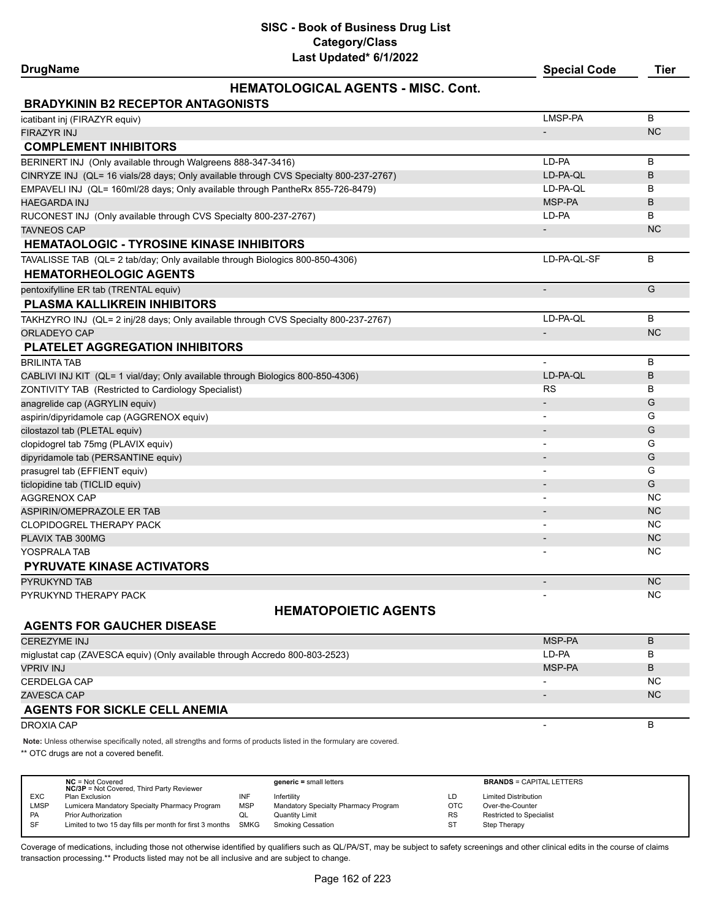# SISC - Book of Business Drug List
## Category/Class
### Last Updated* 6/1/2022

| DrugName | Special Code | Tier |
|---|---|---|
| **HEMATOLOGICAL AGENTS - MISC. Cont.** | | |
| **BRADYKININ B2 RECEPTOR ANTAGONISTS** | | |
| icatibant inj (FIRAZYR equiv) | LMSP-PA | B |
| FIRAZYR INJ | - | NC |
| **COMPLEMENT INHIBITORS** | | |
| BERINERT INJ (Only available through Walgreens 888-347-3416) | LD-PA | B |
| CINRYZE INJ (QL= 16 vials/28 days; Only available through CVS Specialty 800-237-2767) | LD-PA-QL | B |
| EMPAVELI INJ (QL= 160ml/28 days; Only available through PantheRx 855-726-8479) | LD-PA-QL | B |
| HAEGARDA INJ | MSP-PA | B |
| RUCONEST INJ (Only available through CVS Specialty 800-237-2767) | LD-PA | B |
| TAVNEOS CAP | - | NC |
| **HEMATAOLOGIC - TYROSINE KINASE INHIBITORS** | | |
| TAVALISSE TAB (QL= 2 tab/day; Only available through Biologics 800-850-4306) | LD-PA-QL-SF | B |
| **HEMATORHEOLOGIC AGENTS** | | |
| pentoxifylline ER tab (TRENTAL equiv) | - | G |
| **PLASMA KALLIKREIN INHIBITORS** | | |
| TAKHZYRO INJ (QL= 2 inj/28 days; Only available through CVS Specialty 800-237-2767) | LD-PA-QL | B |
| ORLADEYO CAP | - | NC |
| **PLATELET AGGREGATION INHIBITORS** | | |
| BRILINTA TAB | - | B |
| CABLIVI INJ KIT (QL= 1 vial/day; Only available through Biologics 800-850-4306) | LD-PA-QL | B |
| ZONTIVITY TAB (Restricted to Cardiology Specialist) | RS | B |
| anagrelide cap (AGRYLIN equiv) | - | G |
| aspirin/dipyridamole cap (AGGRENOX equiv) | - | G |
| cilostazol tab (PLETAL equiv) | - | G |
| clopidogrel tab 75mg (PLAVIX equiv) | - | G |
| dipyridamole tab (PERSANTINE equiv) | - | G |
| prasugrel tab (EFFIENT equiv) | - | G |
| ticlopidine tab (TICLID equiv) | - | G |
| AGGRENOX CAP | - | NC |
| ASPIRIN/OMEPRAZOLE ER TAB | - | NC |
| CLOPIDOGREL THERAPY PACK | - | NC |
| PLAVIX TAB 300MG | - | NC |
| YOSPRALA TAB | - | NC |
| **PYRUVATE KINASE ACTIVATORS** | | |
| PYRUKYND TAB | - | NC |
| PYRUKYND THERAPY PACK | - | NC |
| **HEMATOPOIETIC AGENTS** | | |
| **AGENTS FOR GAUCHER DISEASE** | | |
| CEREZYME INJ | MSP-PA | B |
| miglustat cap (ZAVESCA equiv) (Only available through Accredo 800-803-2523) | LD-PA | B |
| VPRIV INJ | MSP-PA | B |
| CERDELGA CAP | - | NC |
| ZAVESCA CAP | - | NC |
| **AGENTS FOR SICKLE CELL ANEMIA** | | |
| DROXIA CAP | - | B |

**Note:** Unless otherwise specifically noted, all strengths and forms of products listed in the formulary are covered.

** OTC drugs are not a covered benefit.

| | | | | | |
|---|---|---|---|---|---|
| | **NC** = Not Covered<br>**NC/3P** = Not Covered, Third Party Reviewer | | **generic =** small letters | | **BRANDS** = CAPITAL LETTERS |
| EXC | Plan Exclusion | INF | Infertility | LD | Limited Distribution |
| LMSP | Lumicera Mandatory Specialty Pharmacy Program | MSP | Mandatory Specialty Pharmacy Program | OTC | Over-the-Counter |
| PA | Prior Authorization | QL | Quantity Limit | RS | Restricted to Specialist |
| SF | Limited to two 15 day fills per month for first 3 months | SMKG | Smoking Cessation | ST | Step Therapy |

Coverage of medications, including those not otherwise identified by qualifiers such as QL/PA/ST, may be subject to safety screenings and other clinical edits in the course of claims transaction processing.** Products listed may not be all inclusive and are subject to change.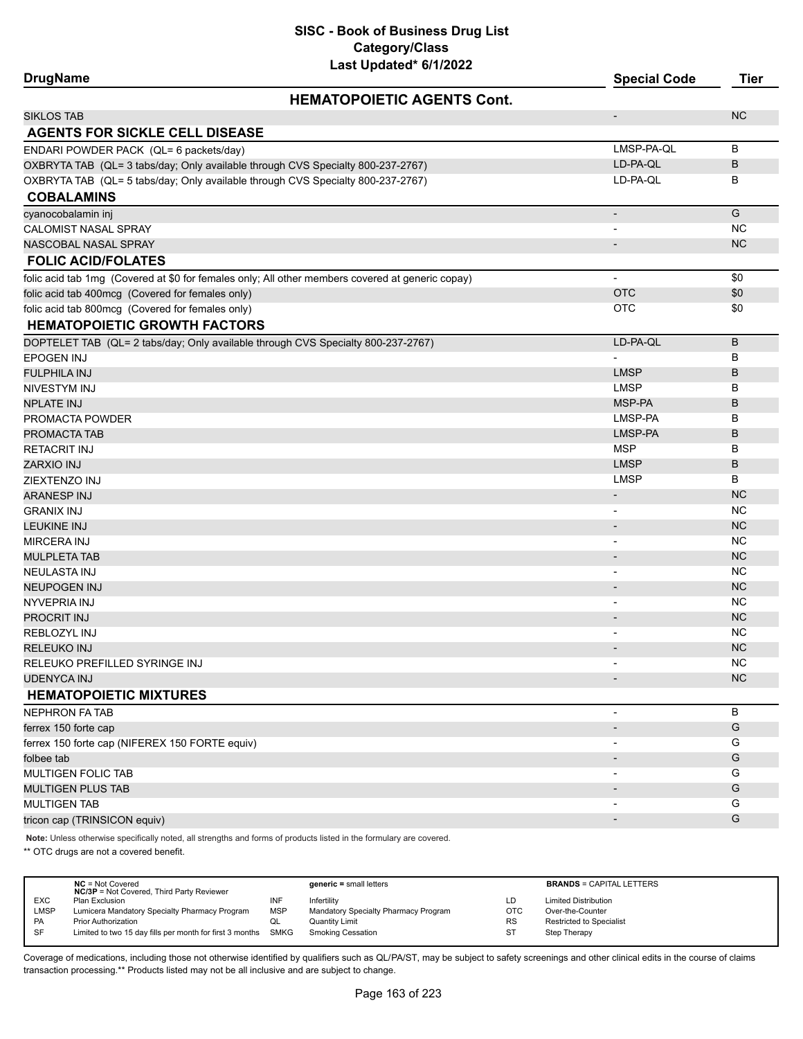# SISC - Book of Business Drug List
## Category/Class
### Last Updated* 6/1/2022

| DrugName | Special Code | Tier |
|---|---|---|
| **HEMATOPOIETIC AGENTS Cont.** | | |
| SIKLOS TAB | - | NC |
| **AGENTS FOR SICKLE CELL DISEASE** | | |
| ENDARI POWDER PACK (QL= 6 packets/day) | LMSP-PA-QL | B |
| OXBRYTA TAB (QL= 3 tabs/day; Only available through CVS Specialty 800-237-2767) | LD-PA-QL | B |
| OXBRYTA TAB (QL= 5 tabs/day; Only available through CVS Specialty 800-237-2767) | LD-PA-QL | B |
| **COBALAMINS** | | |
| cyanocobalamin inj | - | G |
| CALOMIST NASAL SPRAY | - | NC |
| NASCOBAL NASAL SPRAY | - | NC |
| **FOLIC ACID/FOLATES** | | |
| folic acid tab 1mg (Covered at $0 for females only; All other members covered at generic copay) | - | $0 |
| folic acid tab 400mcg (Covered for females only) | OTC | $0 |
| folic acid tab 800mcg (Covered for females only) | OTC | $0 |
| **HEMATOPOIETIC GROWTH FACTORS** | | |
| DOPTELET TAB (QL= 2 tabs/day; Only available through CVS Specialty 800-237-2767) | LD-PA-QL | B |
| EPOGEN INJ | - | B |
| FULPHILA INJ | LMSP | B |
| NIVESTYM INJ | LMSP | B |
| NPLATE INJ | MSP-PA | B |
| PROMACTA POWDER | LMSP-PA | B |
| PROMACTA TAB | LMSP-PA | B |
| RETACRIT INJ | MSP | B |
| ZARXIO INJ | LMSP | B |
| ZIEXTENZO INJ | LMSP | B |
| ARANESP INJ | - | NC |
| GRANIX INJ | - | NC |
| LEUKINE INJ | - | NC |
| MIRCERA INJ | - | NC |
| MULPLETA TAB | - | NC |
| NEULASTA INJ | - | NC |
| NEUPOGEN INJ | - | NC |
| NYVEPRIA INJ | - | NC |
| PROCRIT INJ | - | NC |
| REBLOZYL INJ | - | NC |
| RELEUKO INJ | - | NC |
| RELEUKO PREFILLED SYRINGE INJ | - | NC |
| UDENYCA INJ | - | NC |
| **HEMATOPOIETIC MIXTURES** | | |
| NEPHRON FA TAB | - | B |
| ferrex 150 forte cap | - | G |
| ferrex 150 forte cap (NIFEREX 150 FORTE equiv) | - | G |
| folbee tab | - | G |
| MULTIGEN FOLIC TAB | - | G |
| MULTIGEN PLUS TAB | - | G |
| MULTIGEN TAB | - | G |
| tricon cap (TRINSICON equiv) | - | G |

**Note:** Unless otherwise specifically noted, all strengths and forms of products listed in the formulary are covered.

** OTC drugs are not a covered benefit.

| | | | | | |
|---|---|---|---|---|---|
| | **NC** = Not Covered<br>**NC/3P** = Not Covered, Third Party Reviewer | | **generic =** small letters | | **BRANDS** = CAPITAL LETTERS |
| EXC | Plan Exclusion | INF | Infertility | LD | Limited Distribution |
| LMSP | Lumicera Mandatory Specialty Pharmacy Program | MSP | Mandatory Specialty Pharmacy Program | OTC | Over-the-Counter |
| PA | Prior Authorization | QL | Quantity Limit | RS | Restricted to Specialist |
| SF | Limited to two 15 day fills per month for first 3 months | SMKG | Smoking Cessation | ST | Step Therapy |

Coverage of medications, including those not otherwise identified by qualifiers such as QL/PA/ST, may be subject to safety screenings and other clinical edits in the course of claims transaction processing.** Products listed may not be all inclusive and are subject to change.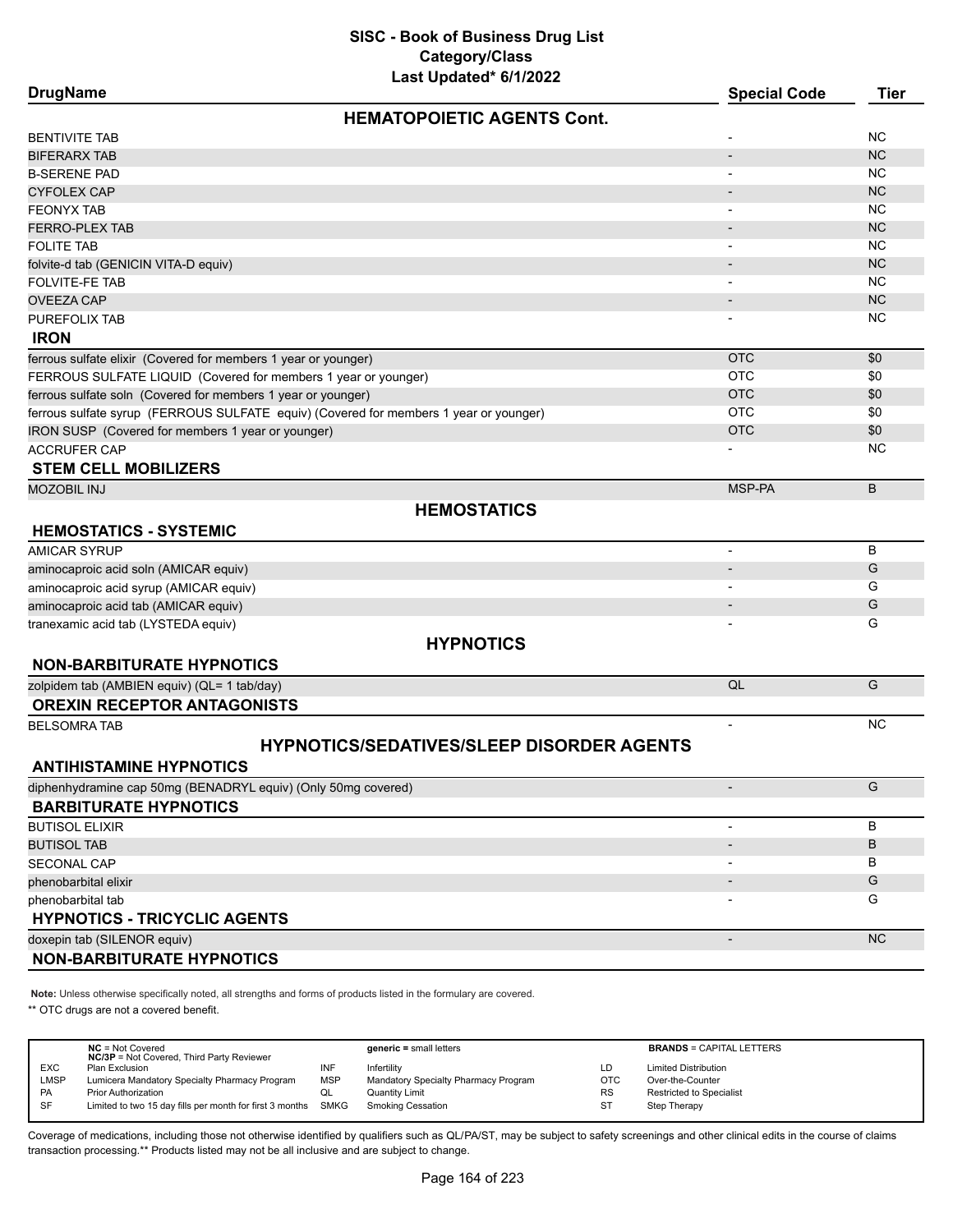# SISC - Book of Business Drug List
## Category/Class
### Last Updated* 6/1/2022

| DrugName | Special Code | Tier |
|---|---|---|
| **HEMATOPOIETIC AGENTS Cont.** | | |
| BENTIVITE TAB | - | NC |
| BIFERARX TAB | - | NC |
| B-SERENE PAD | - | NC |
| CYFOLEX CAP | - | NC |
| FEONYX TAB | - | NC |
| FERRO-PLEX TAB | - | NC |
| FOLITE TAB | - | NC |
| folvite-d tab (GENICIN VITA-D equiv) | - | NC |
| FOLVITE-FE TAB | - | NC |
| OVEEZA CAP | - | NC |
| PUREFOLIX TAB | - | NC |
| **IRON** | | |
| ferrous sulfate elixir (Covered for members 1 year or younger) | OTC | $0 |
| FERROUS SULFATE LIQUID (Covered for members 1 year or younger) | OTC | $0 |
| ferrous sulfate soln (Covered for members 1 year or younger) | OTC | $0 |
| ferrous sulfate syrup (FERROUS SULFATE equiv) (Covered for members 1 year or younger) | OTC | $0 |
| IRON SUSP (Covered for members 1 year or younger) | OTC | $0 |
| ACCRUFER CAP | - | NC |
| **STEM CELL MOBILIZERS** | | |
| MOZOBIL INJ | MSP-PA | B |
| **HEMOSTATICS** | | |
| **HEMOSTATICS - SYSTEMIC** | | |
| AMICAR SYRUP | - | B |
| aminocaproic acid soln (AMICAR equiv) | - | G |
| aminocaproic acid syrup (AMICAR equiv) | - | G |
| aminocaproic acid tab (AMICAR equiv) | - | G |
| tranexamic acid tab (LYSTEDA equiv) | - | G |
| **HYPNOTICS** | | |
| **NON-BARBITURATE HYPNOTICS** | | |
| zolpidem tab (AMBIEN equiv) (QL= 1 tab/day) | QL | G |
| **OREXIN RECEPTOR ANTAGONISTS** | | |
| BELSOMRA TAB | - | NC |
| **HYPNOTICS/SEDATIVES/SLEEP DISORDER AGENTS** | | |
| **ANTIHISTAMINE HYPNOTICS** | | |
| diphenhydramine cap 50mg (BENADRYL equiv) (Only 50mg covered) | - | G |
| **BARBITURATE HYPNOTICS** | | |
| BUTISOL ELIXIR | - | B |
| BUTISOL TAB | - | B |
| SECONAL CAP | - | B |
| phenobarbital elixir | - | G |
| phenobarbital tab | - | G |
| **HYPNOTICS - TRICYCLIC AGENTS** | | |
| doxepin tab (SILENOR equiv) | - | NC |
| **NON-BARBITURATE HYPNOTICS** | | |

**Note:** Unless otherwise specifically noted, all strengths and forms of products listed in the formulary are covered.

** OTC drugs are not a covered benefit.

| | | | | | |
|---|---|---|---|---|---|
| | **NC** = Not Covered<br>**NC/3P** = Not Covered, Third Party Reviewer | | **generic** = small letters | | **BRANDS** = CAPITAL LETTERS |
| EXC | Plan Exclusion | INF | Infertility | LD | Limited Distribution |
| LMSP | Lumicera Mandatory Specialty Pharmacy Program | MSP | Mandatory Specialty Pharmacy Program | OTC | Over-the-Counter |
| PA | Prior Authorization | QL | Quantity Limit | RS | Restricted to Specialist |
| SF | Limited to two 15 day fills per month for first 3 months | SMKG | Smoking Cessation | ST | Step Therapy |

Coverage of medications, including those not otherwise identified by qualifiers such as QL/PA/ST, may be subject to safety screenings and other clinical edits in the course of claims transaction processing.** Products listed may not be all inclusive and are subject to change.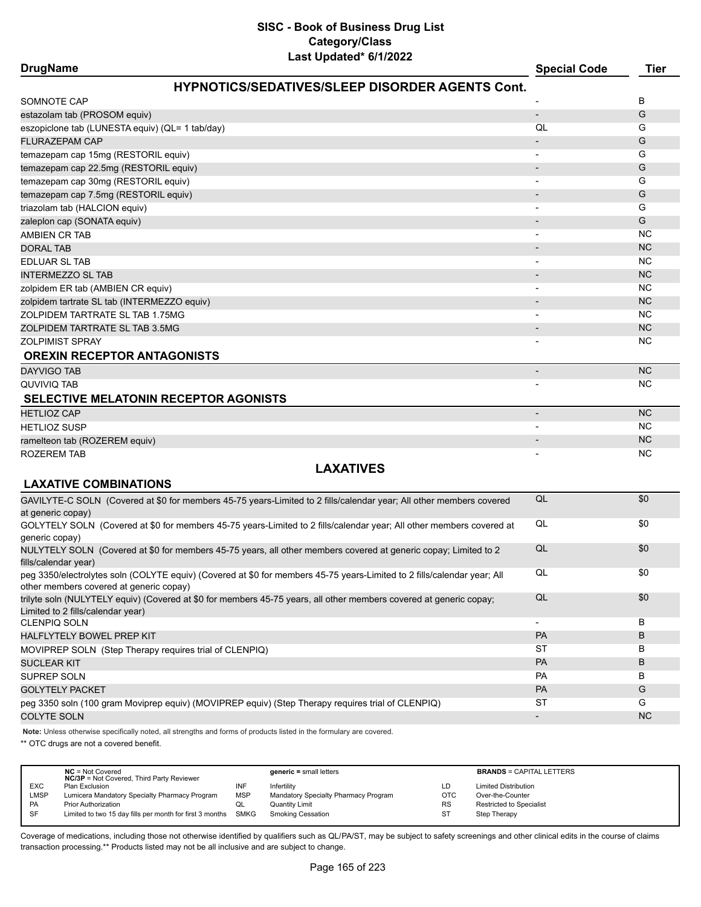# SISC - Book of Business Drug List
## Category/Class
### Last Updated* 6/1/2022

| DrugName | Special Code | Tier |
|---|---|---|
| **HYPNOTICS/SEDATIVES/SLEEP DISORDER AGENTS Cont.** | | |
| SOMNOTE CAP | - | B |
| estazolam tab (PROSOM equiv) | - | G |
| eszopiclone tab (LUNESTA equiv) (QL= 1 tab/day) | QL | G |
| FLURAZEPAM CAP | - | G |
| temazepam cap 15mg (RESTORIL equiv) | - | G |
| temazepam cap 22.5mg (RESTORIL equiv) | - | G |
| temazepam cap 30mg (RESTORIL equiv) | - | G |
| temazepam cap 7.5mg (RESTORIL equiv) | - | G |
| triazolam tab (HALCION equiv) | - | G |
| zaleplon cap (SONATA equiv) | - | G |
| AMBIEN CR TAB | - | NC |
| DORAL TAB | - | NC |
| EDLUAR SL TAB | - | NC |
| INTERMEZZO SL TAB | - | NC |
| zolpidem ER tab (AMBIEN CR equiv) | - | NC |
| zolpidem tartrate SL tab (INTERMEZZO equiv) | - | NC |
| ZOLPIDEM TARTRATE SL TAB 1.75MG | - | NC |
| ZOLPIDEM TARTRATE SL TAB 3.5MG | - | NC |
| ZOLPIMIST SPRAY | - | NC |
| **OREXIN RECEPTOR ANTAGONISTS** | | |
| DAYVIGO TAB | - | NC |
| QUVIVIQ TAB | - | NC |
| **SELECTIVE MELATONIN RECEPTOR AGONISTS** | | |
| HETLIOZ CAP | - | NC |
| HETLIOZ SUSP | - | NC |
| ramelteon tab (ROZEREM equiv) | - | NC |
| ROZEREM TAB | - | NC |

## LAXATIVES

| DrugName | Special Code | Tier |
|---|---|---|
| **LAXATIVE COMBINATIONS** | | |
| GAVILYTE-C SOLN (Covered at $0 for members 45-75 years-Limited to 2 fills/calendar year; All other members covered at generic copay) | QL | $0 |
| GOLYTELY SOLN (Covered at $0 for members 45-75 years-Limited to 2 fills/calendar year; All other members covered at generic copay) | QL | $0 |
| NULYTELY SOLN (Covered at $0 for members 45-75 years, all other members covered at generic copay; Limited to 2 fills/calendar year) | QL | $0 |
| peg 3350/electrolytes soln (COLYTE equiv) (Covered at $0 for members 45-75 years-Limited to 2 fills/calendar year; All other members covered at generic copay) | QL | $0 |
| trilyte soln (NULYTELY equiv) (Covered at $0 for members 45-75 years, all other members covered at generic copay; Limited to 2 fills/calendar year) | QL | $0 |
| CLENPIQ SOLN | - | B |
| HALFLYTELY BOWEL PREP KIT | PA | B |
| MOVIPREP SOLN (Step Therapy requires trial of CLENPIQ) | ST | B |
| SUCLEAR KIT | PA | B |
| SUPREP SOLN | PA | B |
| GOLYTELY PACKET | PA | G |
| peg 3350 soln (100 gram Moviprep equiv) (MOVIPREP equiv) (Step Therapy requires trial of CLENPIQ) | ST | G |
| COLYTE SOLN | - | NC |

**Note:** Unless otherwise specifically noted, all strengths and forms of products listed in the formulary are covered.

** OTC drugs are not a covered benefit.

| | | | | | |
|---|---|---|---|---|---|
| **NC** = Not Covered<br>**NC/3P** = Not Covered, Third Party Reviewer | | **generic =** small letters | | **BRANDS** = CAPITAL LETTERS | |
| EXC | Plan Exclusion | INF | Infertility | LD | Limited Distribution |
| LMSP | Lumicera Mandatory Specialty Pharmacy Program | MSP | Mandatory Specialty Pharmacy Program | OTC | Over-the-Counter |
| PA | Prior Authorization | QL | Quantity Limit | RS | Restricted to Specialist |
| SF | Limited to two 15 day fills per month for first 3 months | SMKG | Smoking Cessation | ST | Step Therapy |

Coverage of medications, including those not otherwise identified by qualifiers such as QL/PA/ST, may be subject to safety screenings and other clinical edits in the course of claims transaction processing.** Products listed may not be all inclusive and are subject to change.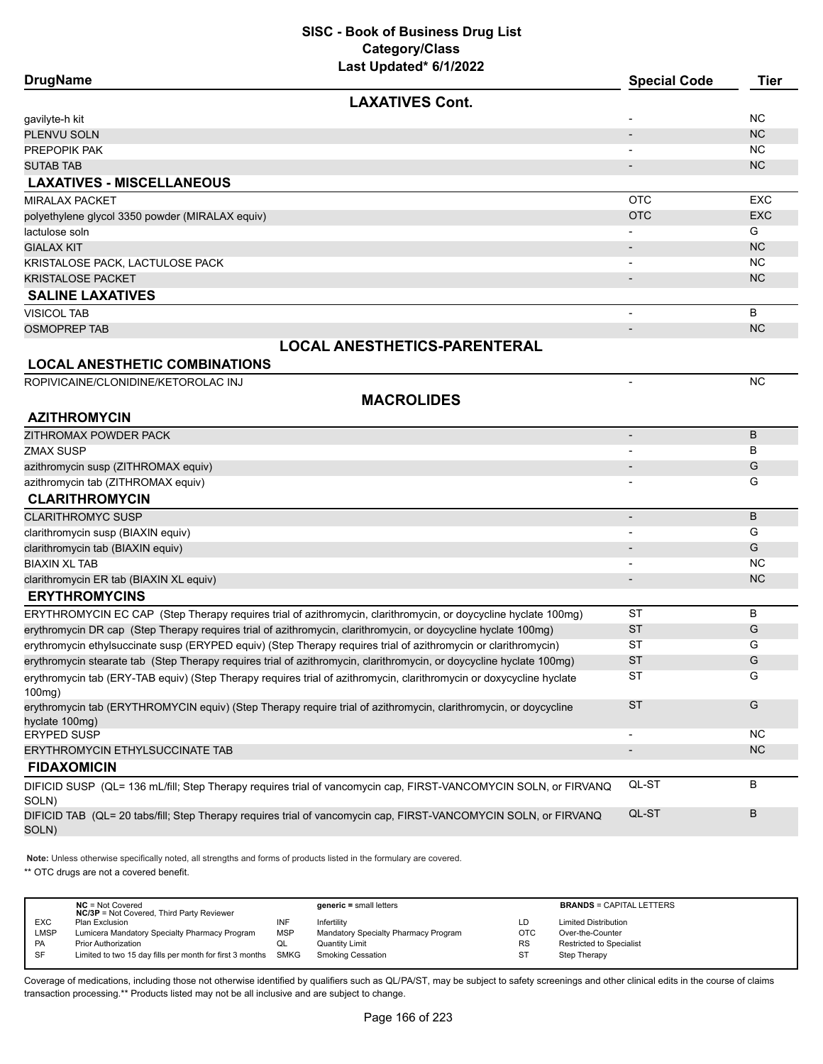# SISC - Book of Business Drug List
## Category/Class
### Last Updated* 6/1/2022

| DrugName | Special Code | Tier |
|---|---|---|
| **LAXATIVES Cont.** | | |
| gavilyte-h kit | - | NC |
| PLENVU SOLN | - | NC |
| PREPOPIK PAK | - | NC |
| SUTAB TAB | - | NC |
| **LAXATIVES - MISCELLANEOUS** | | |
| MIRALAX PACKET | OTC | EXC |
| polyethylene glycol 3350 powder (MIRALAX equiv) | OTC | EXC |
| lactulose soln | - | G |
| GIALAX KIT | - | NC |
| KRISTALOSE PACK, LACTULOSE PACK | - | NC |
| KRISTALOSE PACKET | - | NC |
| **SALINE LAXATIVES** | | |
| VISICOL TAB | - | B |
| OSMOPREP TAB | - | NC |
| **LOCAL ANESTHETICS-PARENTERAL** | | |
| **LOCAL ANESTHETIC COMBINATIONS** | | |
| ROPIVICAINE/CLONIDINE/KETOROLAC INJ | - | NC |
| **MACROLIDES** | | |
| **AZITHROMYCIN** | | |
| ZITHROMAX POWDER PACK | - | B |
| ZMAX SUSP | - | B |
| azithromycin susp (ZITHROMAX equiv) | - | G |
| azithromycin tab (ZITHROMAX equiv) | - | G |
| **CLARITHROMYCIN** | | |
| CLARITHROMYC SUSP | - | B |
| clarithromycin susp (BIAXIN equiv) | - | G |
| clarithromycin tab (BIAXIN equiv) | - | G |
| BIAXIN XL TAB | - | NC |
| clarithromycin ER tab (BIAXIN XL equiv) | - | NC |
| **ERYTHROMYCINS** | | |
| ERYTHROMYCIN EC CAP (Step Therapy requires trial of azithromycin, clarithromycin, or doycycline hyclate 100mg) | ST | B |
| erythromycin DR cap (Step Therapy requires trial of azithromycin, clarithromycin, or doycycline hyclate 100mg) | ST | G |
| erythromycin ethylsuccinate susp (ERYPED equiv) (Step Therapy requires trial of azithromycin or clarithromycin) | ST | G |
| erythromycin stearate tab (Step Therapy requires trial of azithromycin, clarithromycin, or doycycline hyclate 100mg) | ST | G |
| erythromycin tab (ERY-TAB equiv) (Step Therapy requires trial of azithromycin, clarithromycin or doxycycline hyclate 100mg) | ST | G |
| erythromycin tab (ERYTHROMYCIN equiv) (Step Therapy require trial of azithromycin, clarithromycin, or doycycline hyclate 100mg) | ST | G |
| ERYPED SUSP | - | NC |
| ERYTHROMYCIN ETHYLSUCCINATE TAB | - | NC |
| **FIDAXOMICIN** | | |
| DIFICID SUSP (QL= 136 mL/fill; Step Therapy requires trial of vancomycin cap, FIRST-VANCOMYCIN SOLN, or FIRVANQ SOLN) | QL-ST | B |
| DIFICID TAB (QL= 20 tabs/fill; Step Therapy requires trial of vancomycin cap, FIRST-VANCOMYCIN SOLN, or FIRVANQ SOLN) | QL-ST | B |

**Note:** Unless otherwise specifically noted, all strengths and forms of products listed in the formulary are covered.

** OTC drugs are not a covered benefit.

| | | | | | |
|---|---|---|---|---|---|
| **NC** = Not Covered<br>**NC/3P** = Not Covered, Third Party Reviewer | | **generic =** small letters | | **BRANDS** = CAPITAL LETTERS | |
| EXC | Plan Exclusion | INF | Infertility | LD | Limited Distribution |
| LMSP | Lumicera Mandatory Specialty Pharmacy Program | MSP | Mandatory Specialty Pharmacy Program | OTC | Over-the-Counter |
| PA | Prior Authorization | QL | Quantity Limit | RS | Restricted to Specialist |
| SF | Limited to two 15 day fills per month for first 3 months | SMKG | Smoking Cessation | ST | Step Therapy |

Coverage of medications, including those not otherwise identified by qualifiers such as QL/PA/ST, may be subject to safety screenings and other clinical edits in the course of claims transaction processing.** Products listed may not be all inclusive and are subject to change.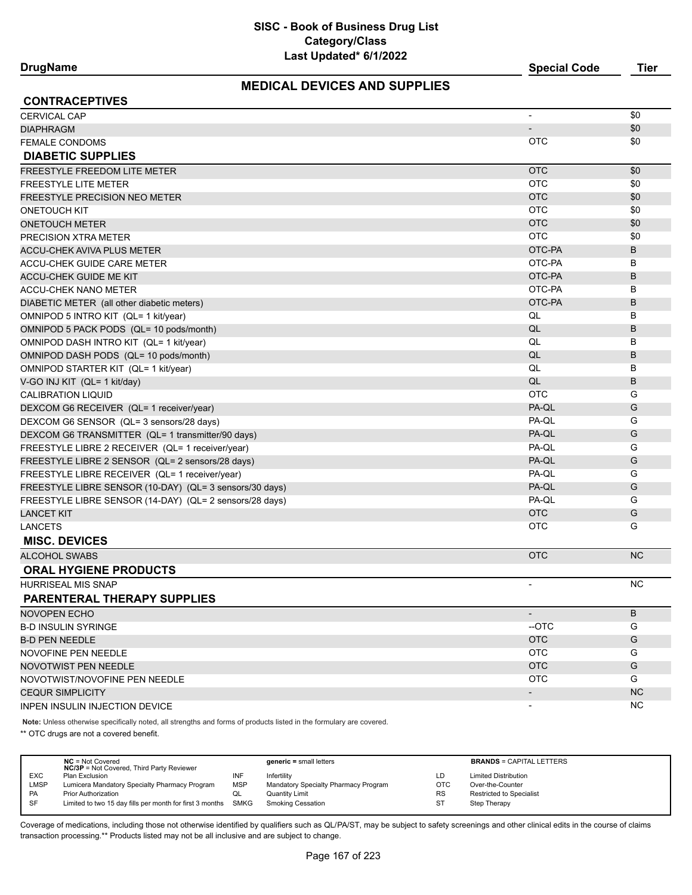# SISC - Book of Business Drug List
## Category/Class
### Last Updated* 6/1/2022

## MEDICAL DEVICES AND SUPPLIES

| DrugName | Special Code | Tier |
|---|---|---|
| **CONTRACEPTIVES** | | |
| CERVICAL CAP | - | $0 |
| DIAPHRAGM | - | $0 |
| FEMALE CONDOMS | OTC | $0 |
| **DIABETIC SUPPLIES** | | |
| FREESTYLE FREEDOM LITE METER | OTC | $0 |
| FREESTYLE LITE METER | OTC | $0 |
| FREESTYLE PRECISION NEO METER | OTC | $0 |
| ONETOUCH KIT | OTC | $0 |
| ONETOUCH METER | OTC | $0 |
| PRECISION XTRA METER | OTC | $0 |
| ACCU-CHEK AVIVA PLUS METER | OTC-PA | B |
| ACCU-CHEK GUIDE CARE METER | OTC-PA | B |
| ACCU-CHEK GUIDE ME KIT | OTC-PA | B |
| ACCU-CHEK NANO METER | OTC-PA | B |
| DIABETIC METER (all other diabetic meters) | OTC-PA | B |
| OMNIPOD 5 INTRO KIT (QL= 1 kit/year) | QL | B |
| OMNIPOD 5 PACK PODS (QL= 10 pods/month) | QL | B |
| OMNIPOD DASH INTRO KIT (QL= 1 kit/year) | QL | B |
| OMNIPOD DASH PODS (QL= 10 pods/month) | QL | B |
| OMNIPOD STARTER KIT (QL= 1 kit/year) | QL | B |
| V-GO INJ KIT (QL= 1 kit/day) | QL | B |
| CALIBRATION LIQUID | OTC | G |
| DEXCOM G6 RECEIVER (QL= 1 receiver/year) | PA-QL | G |
| DEXCOM G6 SENSOR (QL= 3 sensors/28 days) | PA-QL | G |
| DEXCOM G6 TRANSMITTER (QL= 1 transmitter/90 days) | PA-QL | G |
| FREESTYLE LIBRE 2 RECEIVER (QL= 1 receiver/year) | PA-QL | G |
| FREESTYLE LIBRE 2 SENSOR (QL= 2 sensors/28 days) | PA-QL | G |
| FREESTYLE LIBRE RECEIVER (QL= 1 receiver/year) | PA-QL | G |
| FREESTYLE LIBRE SENSOR (10-DAY) (QL= 3 sensors/30 days) | PA-QL | G |
| FREESTYLE LIBRE SENSOR (14-DAY) (QL= 2 sensors/28 days) | PA-QL | G |
| LANCET KIT | OTC | G |
| LANCETS | OTC | G |
| **MISC. DEVICES** | | |
| ALCOHOL SWABS | OTC | NC |
| **ORAL HYGIENE PRODUCTS** | | |
| HURRISEAL MIS SNAP | - | NC |
| **PARENTERAL THERAPY SUPPLIES** | | |
| NOVOPEN ECHO | - | B |
| B-D INSULIN SYRINGE | --OTC | G |
| B-D PEN NEEDLE | OTC | G |
| NOVOFINE PEN NEEDLE | OTC | G |
| NOVOTWIST PEN NEEDLE | OTC | G |
| NOVOTWIST/NOVOFINE PEN NEEDLE | OTC | G |
| CEQUR SIMPLICITY | - | NC |
| INPEN INSULIN INJECTION DEVICE | - | NC |

**Note:** Unless otherwise specifically noted, all strengths and forms of products listed in the formulary are covered.

** OTC drugs are not a covered benefit.

| | | | | | |
|---|---|---|---|---|---|
| **NC** = Not Covered<br>**NC/3P** = Not Covered, Third Party Reviewer | | **generic =** small letters | | **BRANDS** = CAPITAL LETTERS | |
| EXC | Plan Exclusion | INF | Infertility | LD | Limited Distribution |
| LMSP | Lumicera Mandatory Specialty Pharmacy Program | MSP | Mandatory Specialty Pharmacy Program | OTC | Over-the-Counter |
| PA | Prior Authorization | QL | Quantity Limit | RS | Restricted to Specialist |
| SF | Limited to two 15 day fills per month for first 3 months | SMKG | Smoking Cessation | ST | Step Therapy |

Coverage of medications, including those not otherwise identified by qualifiers such as QL/PA/ST, may be subject to safety screenings and other clinical edits in the course of claims transaction processing.** Products listed may not be all inclusive and are subject to change.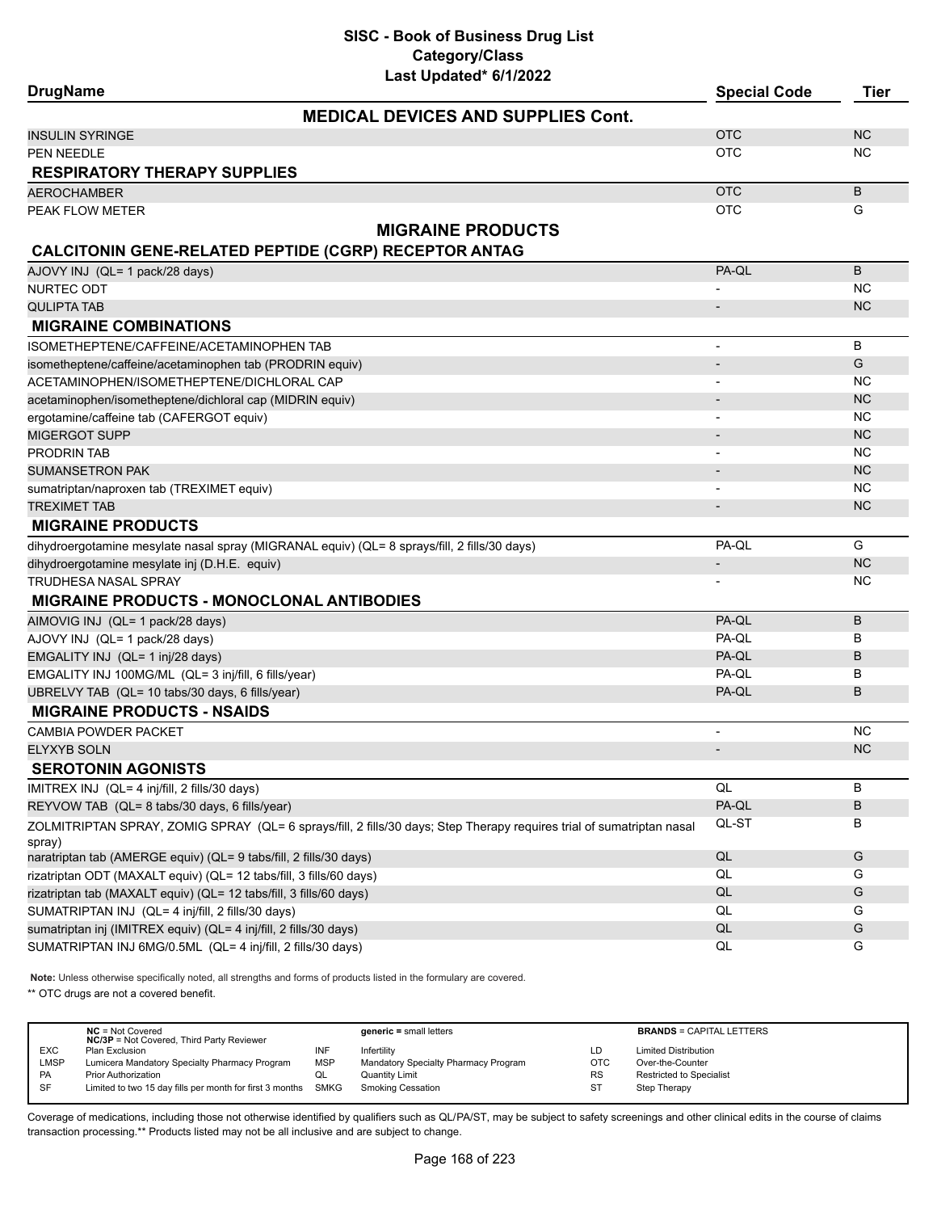# SISC - Book of Business Drug List

## Category/Class

Last Updated* 6/1/2022

| DrugName | Special Code | Tier |
|---|---|---|
| **MEDICAL DEVICES AND SUPPLIES Cont.** | | |
| INSULIN SYRINGE | OTC | NC |
| PEN NEEDLE | OTC | NC |
| **RESPIRATORY THERAPY SUPPLIES** | | |
| AEROCHAMBER | OTC | B |
| PEAK FLOW METER | OTC | G |
| **MIGRAINE PRODUCTS** | | |
| **CALCITONIN GENE-RELATED PEPTIDE (CGRP) RECEPTOR ANTAG** | | |
| AJOVY INJ (QL= 1 pack/28 days) | PA-QL | B |
| NURTEC ODT | - | NC |
| QULIPTA TAB | - | NC |
| **MIGRAINE COMBINATIONS** | | |
| ISOMETHEPTENE/CAFFEINE/ACETAMINOPHEN TAB | - | B |
| isometheptene/caffeine/acetaminophen tab (PRODRIN equiv) | - | G |
| ACETAMINOPHEN/ISOMETHEPTENE/DICHLORAL CAP | - | NC |
| acetaminophen/isometheptene/dichloral cap (MIDRIN equiv) | - | NC |
| ergotamine/caffeine tab (CAFERGOT equiv) | - | NC |
| MIGERGOT SUPP | - | NC |
| PRODRIN TAB | - | NC |
| SUMANSETRON PAK | - | NC |
| sumatriptan/naproxen tab (TREXIMET equiv) | - | NC |
| TREXIMET TAB | - | NC |
| **MIGRAINE PRODUCTS** | | |
| dihydroergotamine mesylate nasal spray (MIGRANAL equiv) (QL= 8 sprays/fill, 2 fills/30 days) | PA-QL | G |
| dihydroergotamine mesylate inj (D.H.E. equiv) | - | NC |
| TRUDHESA NASAL SPRAY | - | NC |
| **MIGRAINE PRODUCTS - MONOCLONAL ANTIBODIES** | | |
| AIMOVIG INJ (QL= 1 pack/28 days) | PA-QL | B |
| AJOVY INJ (QL= 1 pack/28 days) | PA-QL | B |
| EMGALITY INJ (QL= 1 inj/28 days) | PA-QL | B |
| EMGALITY INJ 100MG/ML (QL= 3 inj/fill, 6 fills/year) | PA-QL | B |
| UBRELVY TAB (QL= 10 tabs/30 days, 6 fills/year) | PA-QL | B |
| **MIGRAINE PRODUCTS - NSAIDS** | | |
| CAMBIA POWDER PACKET | - | NC |
| ELYXYB SOLN | - | NC |
| **SEROTONIN AGONISTS** | | |
| IMITREX INJ (QL= 4 inj/fill, 2 fills/30 days) | QL | B |
| REYVOW TAB (QL= 8 tabs/30 days, 6 fills/year) | PA-QL | B |
| ZOLMITRIPTAN SPRAY, ZOMIG SPRAY (QL= 6 sprays/fill, 2 fills/30 days; Step Therapy requires trial of sumatriptan nasal spray) | QL-ST | B |
| naratriptan tab (AMERGE equiv) (QL= 9 tabs/fill, 2 fills/30 days) | QL | G |
| rizatriptan ODT (MAXALT equiv) (QL= 12 tabs/fill, 3 fills/60 days) | QL | G |
| rizatriptan tab (MAXALT equiv) (QL= 12 tabs/fill, 3 fills/60 days) | QL | G |
| SUMATRIPTAN INJ (QL= 4 inj/fill, 2 fills/30 days) | QL | G |
| sumatriptan inj (IMITREX equiv) (QL= 4 inj/fill, 2 fills/30 days) | QL | G |
| SUMATRIPTAN INJ 6MG/0.5ML (QL= 4 inj/fill, 2 fills/30 days) | QL | G |

**Note:** Unless otherwise specifically noted, all strengths and forms of products listed in the formulary are covered.

** OTC drugs are not a covered benefit.

| | | | | | |
|---|---|---|---|---|---|
| | **NC** = Not Covered **NC/3P** = Not Covered, Third Party Reviewer | | **generic =** small letters | | **BRANDS** = CAPITAL LETTERS |
| EXC | Plan Exclusion | INF | Infertility | LD | Limited Distribution |
| LMSP | Lumicera Mandatory Specialty Pharmacy Program | MSP | Mandatory Specialty Pharmacy Program | OTC | Over-the-Counter |
| PA | Prior Authorization | QL | Quantity Limit | RS | Restricted to Specialist |
| SF | Limited to two 15 day fills per month for first 3 months | SMKG | Smoking Cessation | ST | Step Therapy |

Coverage of medications, including those not otherwise identified by qualifiers such as QL/PA/ST, may be subject to safety screenings and other clinical edits in the course of claims transaction processing.** Products listed may not be all inclusive and are subject to change.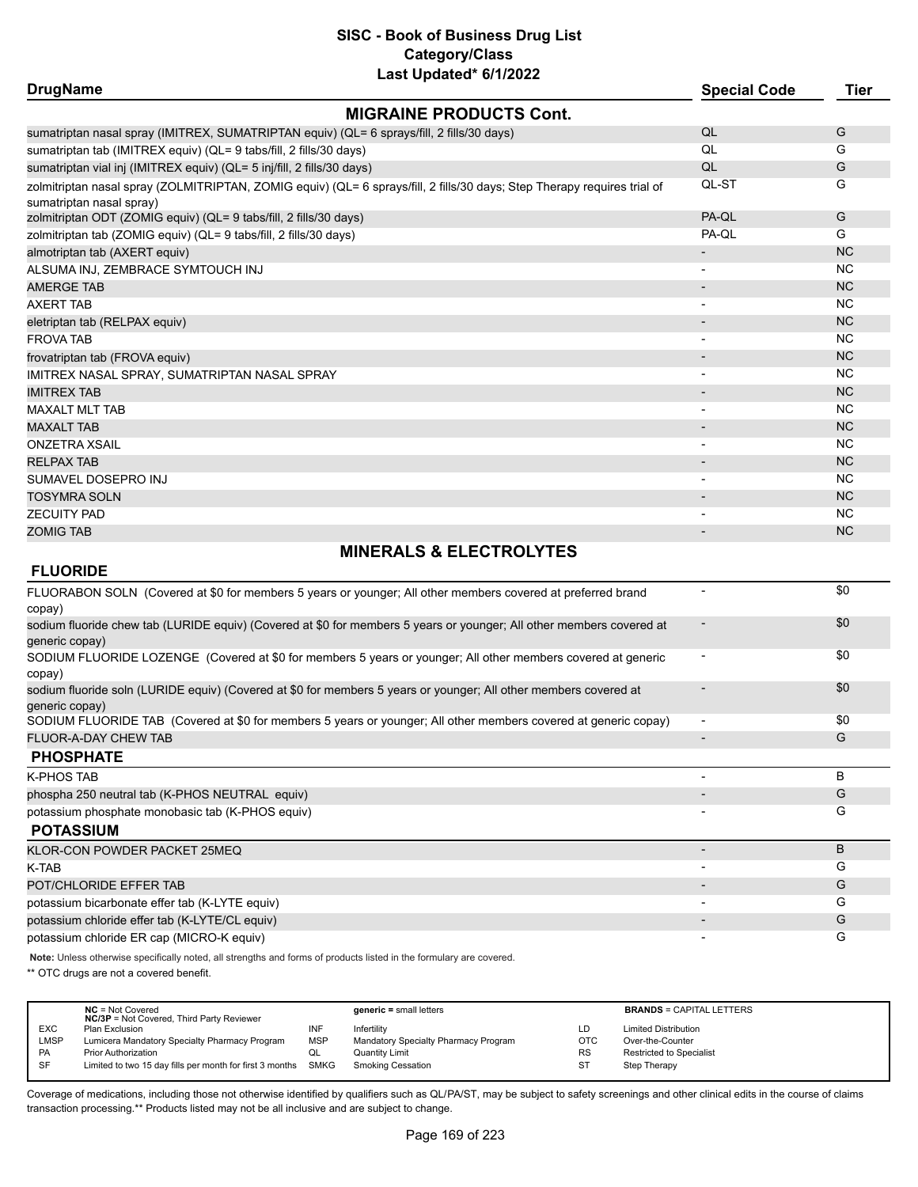# SISC - Book of Business Drug List
## Category/Class
### Last Updated* 6/1/2022

| DrugName | Special Code | Tier |
|---|---|---|
| **MIGRAINE PRODUCTS Cont.** | | |
| sumatriptan nasal spray (IMITREX, SUMATRIPTAN equiv) (QL= 6 sprays/fill, 2 fills/30 days) | QL | G |
| sumatriptan tab (IMITREX equiv) (QL= 9 tabs/fill, 2 fills/30 days) | QL | G |
| sumatriptan vial inj (IMITREX equiv) (QL= 5 inj/fill, 2 fills/30 days) | QL | G |
| zolmitriptan nasal spray (ZOLMITRIPTAN, ZOMIG equiv) (QL= 6 sprays/fill, 2 fills/30 days; Step Therapy requires trial of sumatriptan nasal spray) | QL-ST | G |
| zolmitriptan ODT (ZOMIG equiv) (QL= 9 tabs/fill, 2 fills/30 days) | PA-QL | G |
| zolmitriptan tab (ZOMIG equiv) (QL= 9 tabs/fill, 2 fills/30 days) | PA-QL | G |
| almotriptan tab (AXERT equiv) | - | NC |
| ALSUMA INJ, ZEMBRACE SYMTOUCH INJ | - | NC |
| AMERGE TAB | - | NC |
| AXERT TAB | - | NC |
| eletriptan tab (RELPAX equiv) | - | NC |
| FROVA TAB | - | NC |
| frovatriptan tab (FROVA equiv) | - | NC |
| IMITREX NASAL SPRAY, SUMATRIPTAN NASAL SPRAY | - | NC |
| IMITREX TAB | - | NC |
| MAXALT MLT TAB | - | NC |
| MAXALT TAB | - | NC |
| ONZETRA XSAIL | - | NC |
| RELPAX TAB | - | NC |
| SUMAVEL DOSEPRO INJ | - | NC |
| TOSYMRA SOLN | - | NC |
| ZECUITY PAD | - | NC |
| ZOMIG TAB | - | NC |
| **MINERALS & ELECTROLYTES** | | |
| **FLUORIDE** | | |
| FLUORABON SOLN (Covered at $0 for members 5 years or younger; All other members covered at preferred brand copay) | - | $0 |
| sodium fluoride chew tab (LURIDE equiv) (Covered at $0 for members 5 years or younger; All other members covered at generic copay) | - | $0 |
| SODIUM FLUORIDE LOZENGE (Covered at $0 for members 5 years or younger; All other members covered at generic copay) | - | $0 |
| sodium fluoride soln (LURIDE equiv) (Covered at $0 for members 5 years or younger; All other members covered at generic copay) | - | $0 |
| SODIUM FLUORIDE TAB (Covered at $0 for members 5 years or younger; All other members covered at generic copay) | - | $0 |
| FLUOR-A-DAY CHEW TAB | - | G |
| **PHOSPHATE** | | |
| K-PHOS TAB | - | B |
| phospha 250 neutral tab (K-PHOS NEUTRAL equiv) | - | G |
| potassium phosphate monobasic tab (K-PHOS equiv) | - | G |
| **POTASSIUM** | | |
| KLOR-CON POWDER PACKET 25MEQ | - | B |
| K-TAB | - | G |
| POT/CHLORIDE EFFER TAB | - | G |
| potassium bicarbonate effer tab (K-LYTE equiv) | - | G |
| potassium chloride effer tab (K-LYTE/CL equiv) | - | G |
| potassium chloride ER cap (MICRO-K equiv) | - | G |

**Note:** Unless otherwise specifically noted, all strengths and forms of products listed in the formulary are covered.

** OTC drugs are not a covered benefit.

| | | | | | |
|---|---|---|---|---|---|
| **NC** = Not Covered<br>**NC/3P** = Not Covered, Third Party Reviewer | | **generic =** small letters | | **BRANDS** = CAPITAL LETTERS | |
| EXC | Plan Exclusion | INF | Infertility | LD | Limited Distribution |
| LMSP | Lumicera Mandatory Specialty Pharmacy Program | MSP | Mandatory Specialty Pharmacy Program | OTC | Over-the-Counter |
| PA | Prior Authorization | QL | Quantity Limit | RS | Restricted to Specialist |
| SF | Limited to two 15 day fills per month for first 3 months | SMKG | Smoking Cessation | ST | Step Therapy |

Coverage of medications, including those not otherwise identified by qualifiers such as QL/PA/ST, may be subject to safety screenings and other clinical edits in the course of claims transaction processing.** Products listed may not be all inclusive and are subject to change.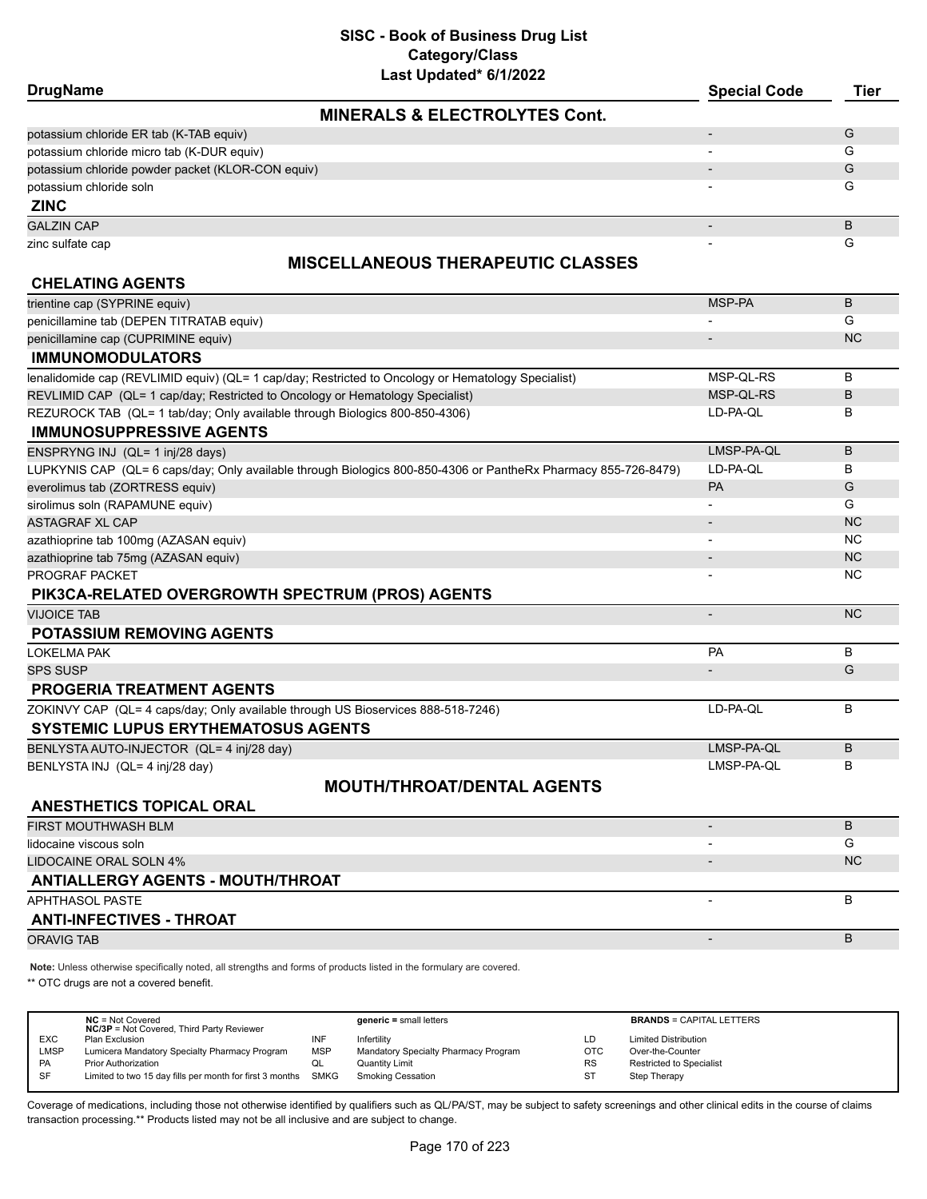# SISC - Book of Business Drug List
## Category/Class
### Last Updated* 6/1/2022

| DrugName | Special Code | Tier |
|---|---|---|
| **MINERALS & ELECTROLYTES Cont.** | | |
| potassium chloride ER tab (K-TAB equiv) | - | G |
| potassium chloride micro tab (K-DUR equiv) | - | G |
| potassium chloride powder packet (KLOR-CON equiv) | - | G |
| potassium chloride soln | - | G |
| **ZINC** | | |
| GALZIN CAP | - | B |
| zinc sulfate cap | - | G |
| **MISCELLANEOUS THERAPEUTIC CLASSES** | | |
| **CHELATING AGENTS** | | |
| trientine cap (SYPRINE equiv) | MSP-PA | B |
| penicillamine tab (DEPEN TITRATAB equiv) | - | G |
| penicillamine cap (CUPRIMINE equiv) | - | NC |
| **IMMUNOMODULATORS** | | |
| lenalidomide cap (REVLIMID equiv) (QL= 1 cap/day; Restricted to Oncology or Hematology Specialist) | MSP-QL-RS | B |
| REVLIMID CAP (QL= 1 cap/day; Restricted to Oncology or Hematology Specialist) | MSP-QL-RS | B |
| REZUROCK TAB (QL= 1 tab/day; Only available through Biologics 800-850-4306) | LD-PA-QL | B |
| **IMMUNOSUPPRESSIVE AGENTS** | | |
| ENSPRYNG INJ (QL= 1 inj/28 days) | LMSP-PA-QL | B |
| LUPKYNIS CAP (QL= 6 caps/day; Only available through Biologics 800-850-4306 or PantheRx Pharmacy 855-726-8479) | LD-PA-QL | B |
| everolimus tab (ZORTRESS equiv) | PA | G |
| sirolimus soln (RAPAMUNE equiv) | - | G |
| ASTAGRAF XL CAP | - | NC |
| azathioprine tab 100mg (AZASAN equiv) | - | NC |
| azathioprine tab 75mg (AZASAN equiv) | - | NC |
| PROGRAF PACKET | - | NC |
| **PIK3CA-RELATED OVERGROWTH SPECTRUM (PROS) AGENTS** | | |
| VIJOICE TAB | - | NC |
| **POTASSIUM REMOVING AGENTS** | | |
| LOKELMA PAK | PA | B |
| SPS SUSP | - | G |
| **PROGERIA TREATMENT AGENTS** | | |
| ZOKINVY CAP (QL= 4 caps/day; Only available through US Bioservices 888-518-7246) | LD-PA-QL | B |
| **SYSTEMIC LUPUS ERYTHEMATOSUS AGENTS** | | |
| BENLYSTA AUTO-INJECTOR (QL= 4 inj/28 day) | LMSP-PA-QL | B |
| BENLYSTA INJ (QL= 4 inj/28 day) | LMSP-PA-QL | B |
| **MOUTH/THROAT/DENTAL AGENTS** | | |
| **ANESTHETICS TOPICAL ORAL** | | |
| FIRST MOUTHWASH BLM | - | B |
| lidocaine viscous soln | - | G |
| LIDOCAINE ORAL SOLN 4% | - | NC |
| **ANTIALLERGY AGENTS - MOUTH/THROAT** | | |
| APHTHASOL PASTE | - | B |
| **ANTI-INFECTIVES - THROAT** | | |
| ORAVIG TAB | - | B |

**Note:** Unless otherwise specifically noted, all strengths and forms of products listed in the formulary are covered.

** OTC drugs are not a covered benefit.

| | | | | | |
|---|---|---|---|---|---|
| **NC** = Not Covered<br>**NC/3P** = Not Covered, Third Party Reviewer | | **generic =** small letters | | **BRANDS** = CAPITAL LETTERS | |
| EXC | Plan Exclusion | INF | Infertility | LD | Limited Distribution |
| LMSP | Lumicera Mandatory Specialty Pharmacy Program | MSP | Mandatory Specialty Pharmacy Program | OTC | Over-the-Counter |
| PA | Prior Authorization | QL | Quantity Limit | RS | Restricted to Specialist |
| SF | Limited to two 15 day fills per month for first 3 months | SMKG | Smoking Cessation | ST | Step Therapy |

Coverage of medications, including those not otherwise identified by qualifiers such as QL/PA/ST, may be subject to safety screenings and other clinical edits in the course of claims transaction processing.** Products listed may not be all inclusive and are subject to change.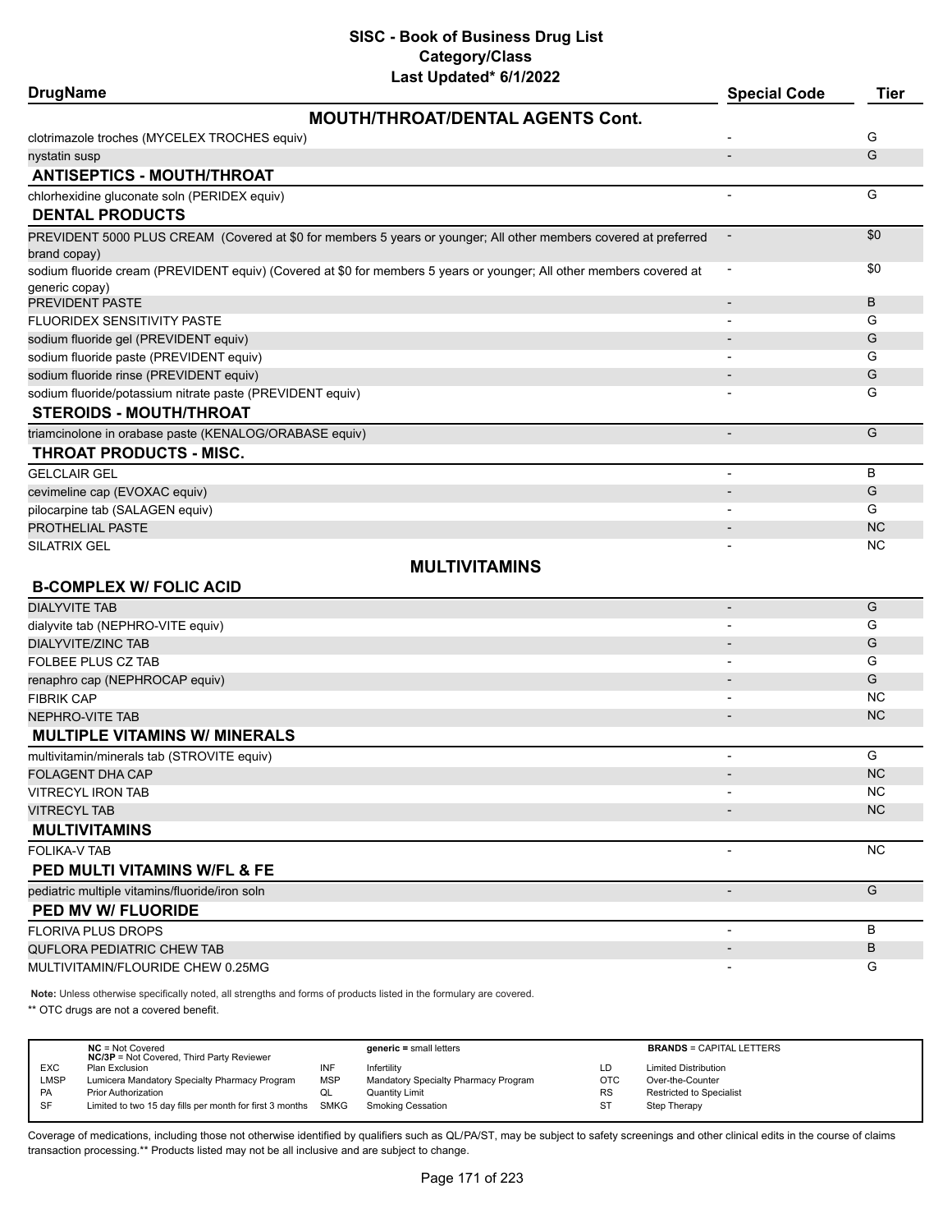# SISC - Book of Business Drug List
## Category/Class
### Last Updated* 6/1/2022

| DrugName | Special Code | Tier |
|---|---|---|
| **MOUTH/THROAT/DENTAL AGENTS Cont.** | | |
| clotrimazole troches (MYCELEX TROCHES equiv) | - | G |
| nystatin susp | - | G |
| **ANTISEPTICS - MOUTH/THROAT** | | |
| chlorhexidine gluconate soln (PERIDEX equiv) | - | G |
| **DENTAL PRODUCTS** | | |
| PREVIDENT 5000 PLUS CREAM (Covered at $0 for members 5 years or younger; All other members covered at preferred brand copay) | - | $0 |
| sodium fluoride cream (PREVIDENT equiv) (Covered at $0 for members 5 years or younger; All other members covered at generic copay) | - | $0 |
| PREVIDENT PASTE | - | B |
| FLUORIDEX SENSITIVITY PASTE | - | G |
| sodium fluoride gel (PREVIDENT equiv) | - | G |
| sodium fluoride paste (PREVIDENT equiv) | - | G |
| sodium fluoride rinse (PREVIDENT equiv) | - | G |
| sodium fluoride/potassium nitrate paste (PREVIDENT equiv) | - | G |
| **STEROIDS - MOUTH/THROAT** | | |
| triamcinolone in orabase paste (KENALOG/ORABASE equiv) | - | G |
| **THROAT PRODUCTS - MISC.** | | |
| GELCLAIR GEL | - | B |
| cevimeline cap (EVOXAC equiv) | - | G |
| pilocarpine tab (SALAGEN equiv) | - | G |
| PROTHELIAL PASTE | - | NC |
| SILATRIX GEL | - | NC |
| **MULTIVITAMINS** | | |
| **B-COMPLEX W/ FOLIC ACID** | | |
| DIALYVITE TAB | - | G |
| dialyvite tab (NEPHRO-VITE equiv) | - | G |
| DIALYVITE/ZINC TAB | - | G |
| FOLBEE PLUS CZ TAB | - | G |
| renaphro cap (NEPHROCAP equiv) | - | G |
| FIBRIK CAP | - | NC |
| NEPHRO-VITE TAB | - | NC |
| **MULTIPLE VITAMINS W/ MINERALS** | | |
| multivitamin/minerals tab (STROVITE equiv) | - | G |
| FOLAGENT DHA CAP | - | NC |
| VITRECYL IRON TAB | - | NC |
| VITRECYL TAB | - | NC |
| **MULTIVITAMINS** | | |
| FOLIKA-V TAB | - | NC |
| **PED MULTI VITAMINS W/FL & FE** | | |
| pediatric multiple vitamins/fluoride/iron soln | - | G |
| **PED MV W/ FLUORIDE** | | |
| FLORIVA PLUS DROPS | - | B |
| QUFLORA PEDIATRIC CHEW TAB | - | B |
| MULTIVITAMIN/FLOURIDE CHEW 0.25MG | - | G |

**Note:** Unless otherwise specifically noted, all strengths and forms of products listed in the formulary are covered.

** OTC drugs are not a covered benefit.

| | | | | | |
|---|---|---|---|---|---|
| | **NC** = Not Covered<br>**NC/3P** = Not Covered, Third Party Reviewer | | **generic =** small letters | | **BRANDS** = CAPITAL LETTERS |
| EXC | Plan Exclusion | INF | Infertility | LD | Limited Distribution |
| LMSP | Lumicera Mandatory Specialty Pharmacy Program | MSP | Mandatory Specialty Pharmacy Program | OTC | Over-the-Counter |
| PA | Prior Authorization | QL | Quantity Limit | RS | Restricted to Specialist |
| SF | Limited to two 15 day fills per month for first 3 months | SMKG | Smoking Cessation | ST | Step Therapy |

Coverage of medications, including those not otherwise identified by qualifiers such as QL/PA/ST, may be subject to safety screenings and other clinical edits in the course of claims transaction processing.** Products listed may not be all inclusive and are subject to change.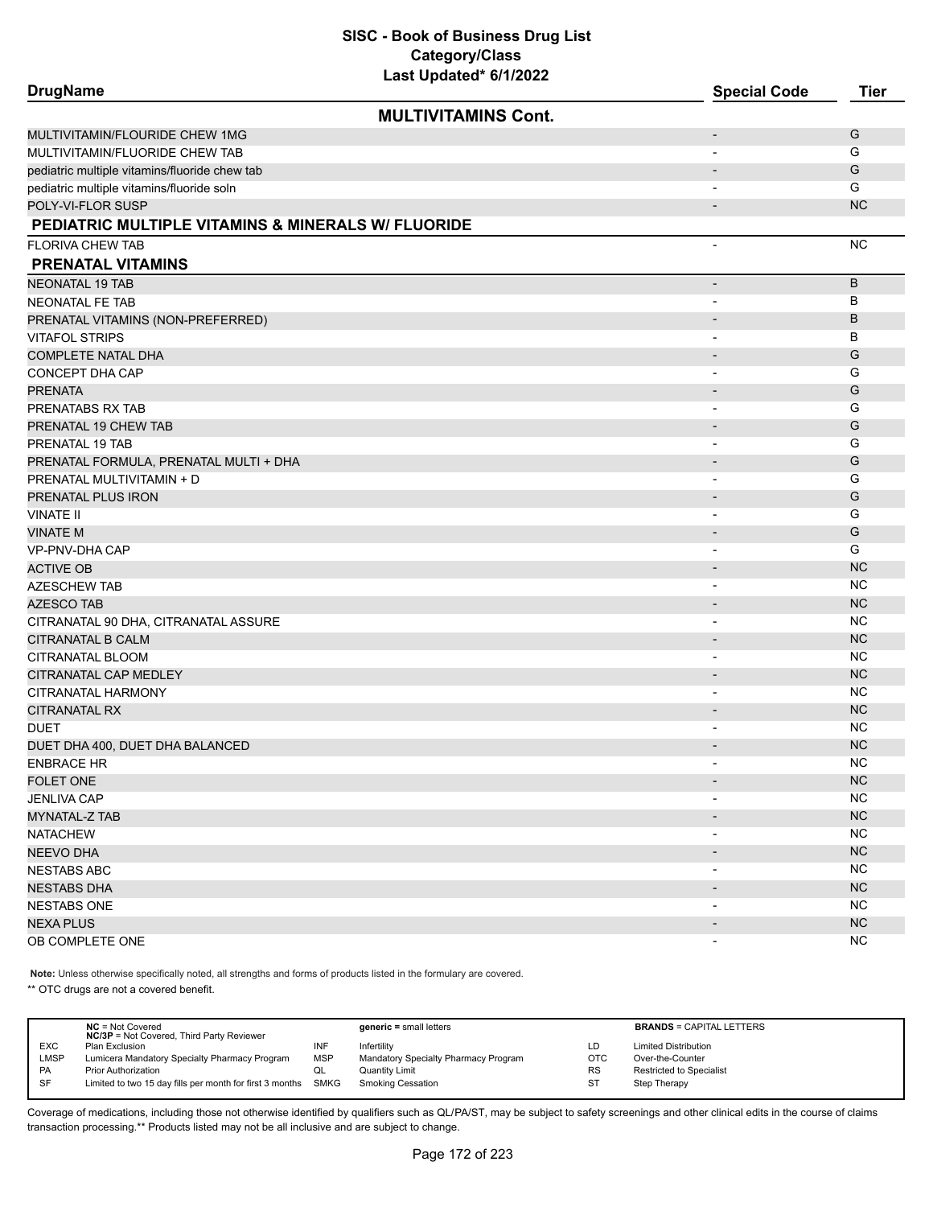# SISC - Book of Business Drug List
## Category/Class
### Last Updated* 6/1/2022

| DrugName | Special Code | Tier |
|---|---|---|
| **MULTIVITAMINS Cont.** | | |
| MULTIVITAMIN/FLOURIDE CHEW 1MG | - | G |
| MULTIVITAMIN/FLUORIDE CHEW TAB | - | G |
| pediatric multiple vitamins/fluoride chew tab | - | G |
| pediatric multiple vitamins/fluoride soln | - | G |
| POLY-VI-FLOR SUSP | - | NC |
| **PEDIATRIC MULTIPLE VITAMINS & MINERALS W/ FLUORIDE** | | |
| FLORIVA CHEW TAB | - | NC |
| **PRENATAL VITAMINS** | | |
| NEONATAL 19 TAB | - | B |
| NEONATAL FE TAB | - | B |
| PRENATAL VITAMINS (NON-PREFERRED) | - | B |
| VITAFOL STRIPS | - | B |
| COMPLETE NATAL DHA | - | G |
| CONCEPT DHA CAP | - | G |
| PRENATA | - | G |
| PRENATABS RX TAB | - | G |
| PRENATAL 19 CHEW TAB | - | G |
| PRENATAL 19 TAB | - | G |
| PRENATAL FORMULA, PRENATAL MULTI + DHA | - | G |
| PRENATAL MULTIVITAMIN + D | - | G |
| PRENATAL PLUS IRON | - | G |
| VINATE II | - | G |
| VINATE M | - | G |
| VP-PNV-DHA CAP | - | G |
| ACTIVE OB | - | NC |
| AZESCHEW TAB | - | NC |
| AZESCO TAB | - | NC |
| CITRANATAL 90 DHA, CITRANATAL ASSURE | - | NC |
| CITRANATAL B CALM | - | NC |
| CITRANATAL BLOOM | - | NC |
| CITRANATAL CAP MEDLEY | - | NC |
| CITRANATAL HARMONY | - | NC |
| CITRANATAL RX | - | NC |
| DUET | - | NC |
| DUET DHA 400, DUET DHA BALANCED | - | NC |
| ENBRACE HR | - | NC |
| FOLET ONE | - | NC |
| JENLIVA CAP | - | NC |
| MYNATAL-Z TAB | - | NC |
| NATACHEW | - | NC |
| NEEVO DHA | - | NC |
| NESTABS ABC | - | NC |
| NESTABS DHA | - | NC |
| NESTABS ONE | - | NC |
| NEXA PLUS | - | NC |
| OB COMPLETE ONE | - | NC |

**Note:** Unless otherwise specifically noted, all strengths and forms of products listed in the formulary are covered.

** OTC drugs are not a covered benefit.

| | | | | | |
|---|---|---|---|---|---|
| | **NC** = Not Covered<br>**NC/3P** = Not Covered, Third Party Reviewer | | **generic** = small letters | | **BRANDS** = CAPITAL LETTERS |
| EXC | Plan Exclusion | INF | Infertility | LD | Limited Distribution |
| LMSP | Lumicera Mandatory Specialty Pharmacy Program | MSP | Mandatory Specialty Pharmacy Program | OTC | Over-the-Counter |
| PA | Prior Authorization | QL | Quantity Limit | RS | Restricted to Specialist |
| SF | Limited to two 15 day fills per month for first 3 months | SMKG | Smoking Cessation | ST | Step Therapy |

Coverage of medications, including those not otherwise identified by qualifiers such as QL/PA/ST, may be subject to safety screenings and other clinical edits in the course of claims transaction processing.** Products listed may not be all inclusive and are subject to change.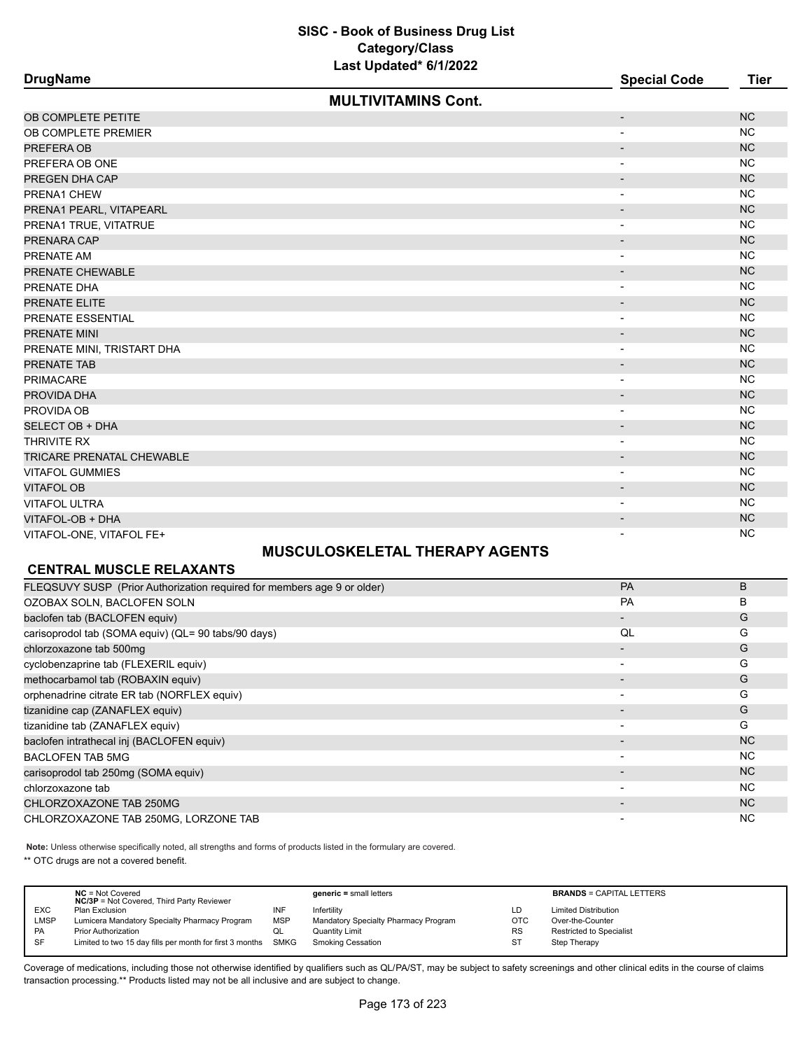# SISC - Book of Business Drug List
## Category/Class
### Last Updated* 6/1/2022

| DrugName | Special Code | Tier |
|---|---|---|
| **MULTIVITAMINS Cont.** | | |
| OB COMPLETE PETITE | - | NC |
| OB COMPLETE PREMIER | - | NC |
| PREFERA OB | - | NC |
| PREFERA OB ONE | - | NC |
| PREGEN DHA CAP | - | NC |
| PRENA1 CHEW | - | NC |
| PRENA1 PEARL, VITAPEARL | - | NC |
| PRENA1 TRUE, VITATRUE | - | NC |
| PRENARA CAP | - | NC |
| PRENATE AM | - | NC |
| PRENATE CHEWABLE | - | NC |
| PRENATE DHA | - | NC |
| PRENATE ELITE | - | NC |
| PRENATE ESSENTIAL | - | NC |
| PRENATE MINI | - | NC |
| PRENATE MINI, TRISTART DHA | - | NC |
| PRENATE TAB | - | NC |
| PRIMACARE | - | NC |
| PROVIDA DHA | - | NC |
| PROVIDA OB | - | NC |
| SELECT OB + DHA | - | NC |
| THRIVITE RX | - | NC |
| TRICARE PRENATAL CHEWABLE | - | NC |
| VITAFOL GUMMIES | - | NC |
| VITAFOL OB | - | NC |
| VITAFOL ULTRA | - | NC |
| VITAFOL-OB + DHA | - | NC |
| VITAFOL-ONE, VITAFOL FE+ | - | NC |

## MUSCULOSKELETAL THERAPY AGENTS

### CENTRAL MUSCLE RELAXANTS

| DrugName | Special Code | Tier |
|---|---|---|
| FLEQSUVY SUSP (Prior Authorization required for members age 9 or older) | PA | B |
| OZOBAX SOLN, BACLOFEN SOLN | PA | B |
| baclofen tab (BACLOFEN equiv) | - | G |
| carisoprodol tab (SOMA equiv) (QL= 90 tabs/90 days) | QL | G |
| chlorzoxazone tab 500mg | - | G |
| cyclobenzaprine tab (FLEXERIL equiv) | - | G |
| methocarbamol tab (ROBAXIN equiv) | - | G |
| orphenadrine citrate ER tab (NORFLEX equiv) | - | G |
| tizanidine cap (ZANAFLEX equiv) | - | G |
| tizanidine tab (ZANAFLEX equiv) | - | G |
| baclofen intrathecal inj (BACLOFEN equiv) | - | NC |
| BACLOFEN TAB 5MG | - | NC |
| carisoprodol tab 250mg (SOMA equiv) | - | NC |
| chlorzoxazone tab | - | NC |
| CHLORZOXAZONE TAB 250MG | - | NC |
| CHLORZOXAZONE TAB 250MG, LORZONE TAB | - | NC |

**Note:** Unless otherwise specifically noted, all strengths and forms of products listed in the formulary are covered.

** OTC drugs are not a covered benefit.

| | | | | | |
|---|---|---|---|---|---|
| | **NC** = Not Covered<br>**NC/3P** = Not Covered, Third Party Reviewer | | **generic =** small letters | | **BRANDS** = CAPITAL LETTERS |
| EXC | Plan Exclusion | INF | Infertility | LD | Limited Distribution |
| LMSP | Lumicera Mandatory Specialty Pharmacy Program | MSP | Mandatory Specialty Pharmacy Program | OTC | Over-the-Counter |
| PA | Prior Authorization | QL | Quantity Limit | RS | Restricted to Specialist |
| SF | Limited to two 15 day fills per month for first 3 months | SMKG | Smoking Cessation | ST | Step Therapy |

Coverage of medications, including those not otherwise identified by qualifiers such as QL/PA/ST, may be subject to safety screenings and other clinical edits in the course of claims transaction processing.** Products listed may not be all inclusive and are subject to change.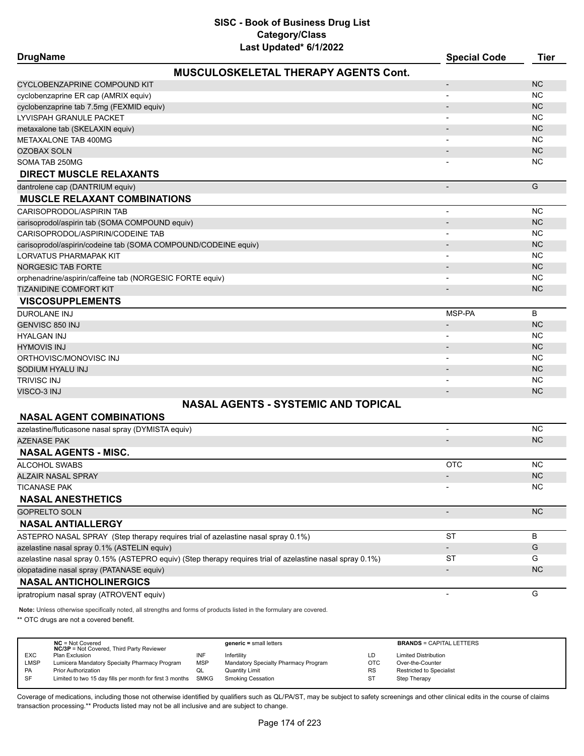# SISC - Book of Business Drug List
## Category/Class
### Last Updated* 6/1/2022

| DrugName | Special Code | Tier |
|---|---|---|
| **MUSCULOSKELETAL THERAPY AGENTS Cont.** | | |
| CYCLOBENZAPRINE COMPOUND KIT | - | NC |
| cyclobenzaprine ER cap (AMRIX equiv) | - | NC |
| cyclobenzaprine tab 7.5mg (FEXMID equiv) | - | NC |
| LYVISPAH GRANULE PACKET | - | NC |
| metaxalone tab (SKELAXIN equiv) | - | NC |
| METAXALONE TAB 400MG | - | NC |
| OZOBAX SOLN | - | NC |
| SOMA TAB 250MG | - | NC |
| **DIRECT MUSCLE RELAXANTS** | | |
| dantrolene cap (DANTRIUM equiv) | - | G |
| **MUSCLE RELAXANT COMBINATIONS** | | |
| CARISOPRODOL/ASPIRIN TAB | - | NC |
| carisoprodol/aspirin tab (SOMA COMPOUND equiv) | - | NC |
| CARISOPRODOL/ASPIRIN/CODEINE TAB | - | NC |
| carisoprodol/aspirin/codeine tab (SOMA COMPOUND/CODEINE equiv) | - | NC |
| LORVATUS PHARMAPAK KIT | - | NC |
| NORGESIC TAB FORTE | - | NC |
| orphenadrine/aspirin/caffeine tab (NORGESIC FORTE equiv) | - | NC |
| TIZANIDINE COMFORT KIT | - | NC |
| **VISCOSUPPLEMENTS** | | |
| DUROLANE INJ | MSP-PA | B |
| GENVISC 850 INJ | - | NC |
| HYALGAN INJ | - | NC |
| HYMOVIS INJ | - | NC |
| ORTHOVISC/MONOVISC INJ | - | NC |
| SODIUM HYALU INJ | - | NC |
| TRIVISC INJ | - | NC |
| VISCO-3 INJ | - | NC |
| **NASAL AGENTS - SYSTEMIC AND TOPICAL** | | |
| **NASAL AGENT COMBINATIONS** | | |
| azelastine/fluticasone nasal spray (DYMISTA equiv) | - | NC |
| AZENASE PAK | - | NC |
| **NASAL AGENTS - MISC.** | | |
| ALCOHOL SWABS | OTC | NC |
| ALZAIR NASAL SPRAY | - | NC |
| TICANASE PAK | - | NC |
| **NASAL ANESTHETICS** | | |
| GOPRELTO SOLN | - | NC |
| **NASAL ANTIALLERGY** | | |
| ASTEPRO NASAL SPRAY (Step therapy requires trial of azelastine nasal spray 0.1%) | ST | B |
| azelastine nasal spray 0.1% (ASTELIN equiv) | - | G |
| azelastine nasal spray 0.15% (ASTEPRO equiv) (Step therapy requires trial of azelastine nasal spray 0.1%) | ST | G |
| olopatadine nasal spray (PATANASE equiv) | - | NC |
| **NASAL ANTICHOLINERGICS** | | |
| ipratropium nasal spray (ATROVENT equiv) | - | G |

**Note:** Unless otherwise specifically noted, all strengths and forms of products listed in the formulary are covered.

** OTC drugs are not a covered benefit.

| | | | | | |
|---|---|---|---|---|---|
| **NC** = Not Covered<br>**NC/3P** = Not Covered, Third Party Reviewer | | **generic =** small letters | | **BRANDS** = CAPITAL LETTERS | |
| EXC | Plan Exclusion | INF | Infertility | LD | Limited Distribution |
| LMSP | Lumicera Mandatory Specialty Pharmacy Program | MSP | Mandatory Specialty Pharmacy Program | OTC | Over-the-Counter |
| PA | Prior Authorization | QL | Quantity Limit | RS | Restricted to Specialist |
| SF | Limited to two 15 day fills per month for first 3 months | SMKG | Smoking Cessation | ST | Step Therapy |

Coverage of medications, including those not otherwise identified by qualifiers such as QL/PA/ST, may be subject to safety screenings and other clinical edits in the course of claims transaction processing.** Products listed may not be all inclusive and are subject to change.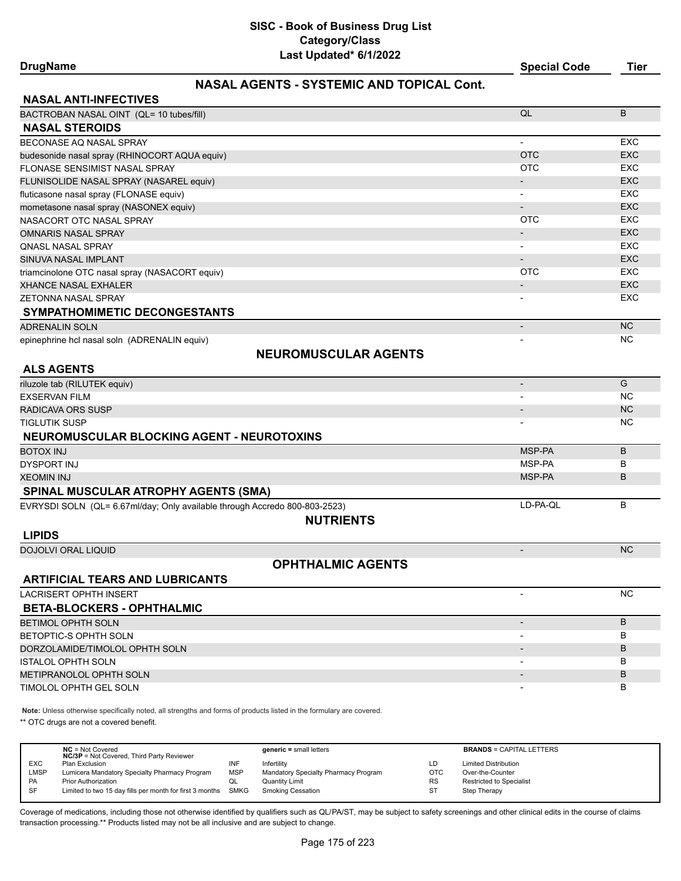# SISC - Book of Business Drug List
## Category/Class
### Last Updated* 6/1/2022

| DrugName | Special Code | Tier |
|---|---|---|
| **NASAL AGENTS - SYSTEMIC AND TOPICAL Cont.** | | |
| **NASAL ANTI-INFECTIVES** | | |
| BACTROBAN NASAL OINT (QL= 10 tubes/fill) | QL | B |
| **NASAL STEROIDS** | | |
| BECONASE AQ NASAL SPRAY | - | EXC |
| budesonide nasal spray (RHINOCORT AQUA equiv) | OTC | EXC |
| FLONASE SENSIMIST NASAL SPRAY | OTC | EXC |
| FLUNISOLIDE NASAL SPRAY (NASAREL equiv) | - | EXC |
| fluticasone nasal spray (FLONASE equiv) | - | EXC |
| mometasone nasal spray (NASONEX equiv) | - | EXC |
| NASACORT OTC NASAL SPRAY | OTC | EXC |
| OMNARIS NASAL SPRAY | - | EXC |
| QNASL NASAL SPRAY | - | EXC |
| SINUVA NASAL IMPLANT | - | EXC |
| triamcinolone OTC nasal spray (NASACORT equiv) | OTC | EXC |
| XHANCE NASAL EXHALER | - | EXC |
| ZETONNA NASAL SPRAY | - | EXC |
| **SYMPATHOMIMETIC DECONGESTANTS** | | |
| ADRENALIN SOLN | - | NC |
| epinephrine hcl nasal soln (ADRENALIN equiv) | - | NC |
| **NEUROMUSCULAR AGENTS** | | |
| **ALS AGENTS** | | |
| riluzole tab (RILUTEK equiv) | - | G |
| EXSERVAN FILM | - | NC |
| RADICAVA ORS SUSP | - | NC |
| TIGLUTIK SUSP | - | NC |
| **NEUROMUSCULAR BLOCKING AGENT - NEUROTOXINS** | | |
| BOTOX INJ | MSP-PA | B |
| DYSPORT INJ | MSP-PA | B |
| XEOMIN INJ | MSP-PA | B |
| **SPINAL MUSCULAR ATROPHY AGENTS (SMA)** | | |
| EVRYSDI SOLN (QL= 6.67ml/day; Only available through Accredo 800-803-2523) | LD-PA-QL | B |
| **NUTRIENTS** | | |
| **LIPIDS** | | |
| DOJOLVI ORAL LIQUID | - | NC |
| **OPHTHALMIC AGENTS** | | |
| **ARTIFICIAL TEARS AND LUBRICANTS** | | |
| LACRISERT OPHTH INSERT | - | NC |
| **BETA-BLOCKERS - OPHTHALMIC** | | |
| BETIMOL OPHTH SOLN | - | B |
| BETOPTIC-S OPHTH SOLN | - | B |
| DORZOLAMIDE/TIMOLOL OPHTH SOLN | - | B |
| ISTALOL OPHTH SOLN | - | B |
| METIPRANOLOL OPHTH SOLN | - | B |
| TIMOLOL OPHTH GEL SOLN | - | B |

**Note:** Unless otherwise specifically noted, all strengths and forms of products listed in the formulary are covered.

** OTC drugs are not a covered benefit.

| | | | | | |
|---|---|---|---|---|---|
| **NC** = Not Covered<br>**NC/3P** = Not Covered, Third Party Reviewer | | **generic =** small letters | | **BRANDS** = CAPITAL LETTERS | |
| EXC | Plan Exclusion | INF | Infertility | LD | Limited Distribution |
| LMSP | Lumicera Mandatory Specialty Pharmacy Program | MSP | Mandatory Specialty Pharmacy Program | OTC | Over-the-Counter |
| PA | Prior Authorization | QL | Quantity Limit | RS | Restricted to Specialist |
| SF | Limited to two 15 day fills per month for first 3 months | SMKG | Smoking Cessation | ST | Step Therapy |

Coverage of medications, including those not otherwise identified by qualifiers such as QL/PA/ST, may be subject to safety screenings and other clinical edits in the course of claims transaction processing.** Products listed may not be all inclusive and are subject to change.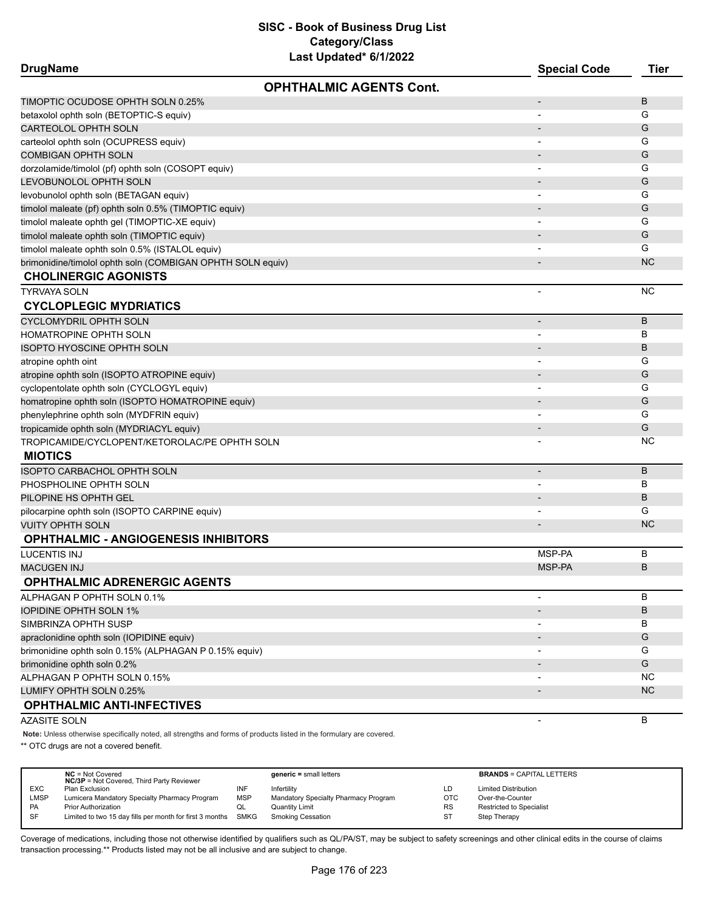# SISC - Book of Business Drug List
## Category/Class
### Last Updated* 6/1/2022

| DrugName | Special Code | Tier |
|---|---|---|
| **OPHTHALMIC AGENTS Cont.** | | |
| TIMOPTIC OCUDOSE OPHTH SOLN 0.25% | - | B |
| betaxolol ophth soln (BETOPTIC-S equiv) | - | G |
| CARTEOLOL OPHTH SOLN | - | G |
| carteolol ophth soln (OCUPRESS equiv) | - | G |
| COMBIGAN OPHTH SOLN | - | G |
| dorzolamide/timolol (pf) ophth soln (COSOPT equiv) | - | G |
| LEVOBUNOLOL OPHTH SOLN | - | G |
| levobunolol ophth soln (BETAGAN equiv) | - | G |
| timolol maleate (pf) ophth soln 0.5% (TIMOPTIC equiv) | - | G |
| timolol maleate ophth gel (TIMOPTIC-XE equiv) | - | G |
| timolol maleate ophth soln (TIMOPTIC equiv) | - | G |
| timolol maleate ophth soln 0.5% (ISTALOL equiv) | - | G |
| brimonidine/timolol ophth soln (COMBIGAN OPHTH SOLN equiv) | - | NC |
| **CHOLINERGIC AGONISTS** | | |
| TYRVAYA SOLN | - | NC |
| **CYCLOPLEGIC MYDRIATICS** | | |
| CYCLOMYDRIL OPHTH SOLN | - | B |
| HOMATROPINE OPHTH SOLN | - | B |
| ISOPTO HYOSCINE OPHTH SOLN | - | B |
| atropine ophth oint | - | G |
| atropine ophth soln (ISOPTO ATROPINE equiv) | - | G |
| cyclopentolate ophth soln (CYCLOGYL equiv) | - | G |
| homatropine ophth soln (ISOPTO HOMATROPINE equiv) | - | G |
| phenylephrine ophth soln (MYDFRIN equiv) | - | G |
| tropicamide ophth soln (MYDRIACYL equiv) | - | G |
| TROPICAMIDE/CYCLOPENT/KETOROLAC/PE OPHTH SOLN | - | NC |
| **MIOTICS** | | |
| ISOPTO CARBACHOL OPHTH SOLN | - | B |
| PHOSPHOLINE OPHTH SOLN | - | B |
| PILOPINE HS OPHTH GEL | - | B |
| pilocarpine ophth soln (ISOPTO CARPINE equiv) | - | G |
| VUITY OPHTH SOLN | - | NC |
| **OPHTHALMIC - ANGIOGENESIS INHIBITORS** | | |
| LUCENTIS INJ | MSP-PA | B |
| MACUGEN INJ | MSP-PA | B |
| **OPHTHALMIC ADRENERGIC AGENTS** | | |
| ALPHAGAN P OPHTH SOLN 0.1% | - | B |
| IOPIDINE OPHTH SOLN 1% | - | B |
| SIMBRINZA OPHTH SUSP | - | B |
| apraclonidine ophth soln (IOPIDINE equiv) | - | G |
| brimonidine ophth soln 0.15% (ALPHAGAN P 0.15% equiv) | - | G |
| brimonidine ophth soln 0.2% | - | G |
| ALPHAGAN P OPHTH SOLN 0.15% | - | NC |
| LUMIFY OPHTH SOLN 0.25% | - | NC |
| **OPHTHALMIC ANTI-INFECTIVES** | | |
| AZASITE SOLN | - | B |

**Note:** Unless otherwise specifically noted, all strengths and forms of products listed in the formulary are covered.

** OTC drugs are not a covered benefit.

| | | | | | |
|---|---|---|---|---|---|
| | **NC** = Not Covered<br>**NC/3P** = Not Covered, Third Party Reviewer | | **generic =** small letters | | **BRANDS** = CAPITAL LETTERS |
| EXC | Plan Exclusion | INF | Infertility | LD | Limited Distribution |
| LMSP | Lumicera Mandatory Specialty Pharmacy Program | MSP | Mandatory Specialty Pharmacy Program | OTC | Over-the-Counter |
| PA | Prior Authorization | QL | Quantity Limit | RS | Restricted to Specialist |
| SF | Limited to two 15 day fills per month for first 3 months | SMKG | Smoking Cessation | ST | Step Therapy |

Coverage of medications, including those not otherwise identified by qualifiers such as QL/PA/ST, may be subject to safety screenings and other clinical edits in the course of claims transaction processing.** Products listed may not be all inclusive and are subject to change.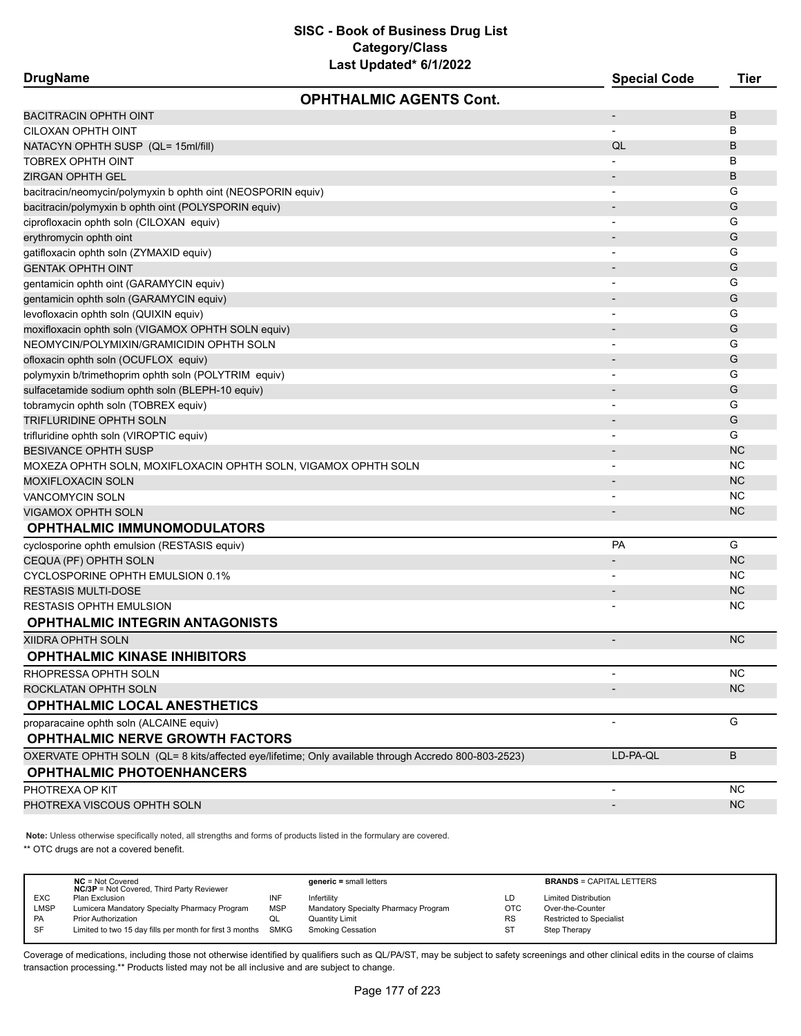# SISC - Book of Business Drug List
## Category/Class
### Last Updated* 6/1/2022

| DrugName | Special Code | Tier |
|---|---|---|
| **OPHTHALMIC AGENTS Cont.** | | |
| BACITRACIN OPHTH OINT | - | B |
| CILOXAN OPHTH OINT | - | B |
| NATACYN OPHTH SUSP (QL= 15ml/fill) | QL | B |
| TOBREX OPHTH OINT | - | B |
| ZIRGAN OPHTH GEL | - | B |
| bacitracin/neomycin/polymyxin b ophth oint (NEOSPORIN equiv) | - | G |
| bacitracin/polymyxin b ophth oint (POLYSPORIN equiv) | - | G |
| ciprofloxacin ophth soln (CILOXAN equiv) | - | G |
| erythromycin ophth oint | - | G |
| gatifloxacin ophth soln (ZYMAXID equiv) | - | G |
| GENTAK OPHTH OINT | - | G |
| gentamicin ophth oint (GARAMYCIN equiv) | - | G |
| gentamicin ophth soln (GARAMYCIN equiv) | - | G |
| levofloxacin ophth soln (QUIXIN equiv) | - | G |
| moxifloxacin ophth soln (VIGAMOX OPHTH SOLN equiv) | - | G |
| NEOMYCIN/POLYMIXIN/GRAMICIDIN OPHTH SOLN | - | G |
| ofloxacin ophth soln (OCUFLOX equiv) | - | G |
| polymyxin b/trimethoprim ophth soln (POLYTRIM equiv) | - | G |
| sulfacetamide sodium ophth soln (BLEPH-10 equiv) | - | G |
| tobramycin ophth soln (TOBREX equiv) | - | G |
| TRIFLURIDINE OPHTH SOLN | - | G |
| trifluridine ophth soln (VIROPTIC equiv) | - | G |
| BESIVANCE OPHTH SUSP | - | NC |
| MOXEZA OPHTH SOLN, MOXIFLOXACIN OPHTH SOLN, VIGAMOX OPHTH SOLN | - | NC |
| MOXIFLOXACIN SOLN | - | NC |
| VANCOMYCIN SOLN | - | NC |
| VIGAMOX OPHTH SOLN | - | NC |
| **OPHTHALMIC IMMUNOMODULATORS** | | |
| cyclosporine ophth emulsion (RESTASIS equiv) | PA | G |
| CEQUA (PF) OPHTH SOLN | - | NC |
| CYCLOSPORINE OPHTH EMULSION 0.1% | - | NC |
| RESTASIS MULTI-DOSE | - | NC |
| RESTASIS OPHTH EMULSION | - | NC |
| **OPHTHALMIC INTEGRIN ANTAGONISTS** | | |
| XIIDRA OPHTH SOLN | - | NC |
| **OPHTHALMIC KINASE INHIBITORS** | | |
| RHOPRESSA OPHTH SOLN | - | NC |
| ROCKLATAN OPHTH SOLN | - | NC |
| **OPHTHALMIC LOCAL ANESTHETICS** | | |
| proparacaine ophth soln (ALCAINE equiv) | - | G |
| **OPHTHALMIC NERVE GROWTH FACTORS** | | |
| OXERVATE OPHTH SOLN (QL= 8 kits/affected eye/lifetime; Only available through Accredo 800-803-2523) | LD-PA-QL | B |
| **OPHTHALMIC PHOTOENHANCERS** | | |
| PHOTREXA OP KIT | - | NC |
| PHOTREXA VISCOUS OPHTH SOLN | - | NC |

**Note:** Unless otherwise specifically noted, all strengths and forms of products listed in the formulary are covered.

** OTC drugs are not a covered benefit.

| | | | | | |
|---|---|---|---|---|---|
| **NC** = Not Covered<br>**NC/3P** = Not Covered, Third Party Reviewer | | **generic =** small letters | | **BRANDS** = CAPITAL LETTERS | |
| EXC | Plan Exclusion | INF | Infertility | LD | Limited Distribution |
| LMSP | Lumicera Mandatory Specialty Pharmacy Program | MSP | Mandatory Specialty Pharmacy Program | OTC | Over-the-Counter |
| PA | Prior Authorization | QL | Quantity Limit | RS | Restricted to Specialist |
| SF | Limited to two 15 day fills per month for first 3 months | SMKG | Smoking Cessation | ST | Step Therapy |

Coverage of medications, including those not otherwise identified by qualifiers such as QL/PA/ST, may be subject to safety screenings and other clinical edits in the course of claims transaction processing.** Products listed may not be all inclusive and are subject to change.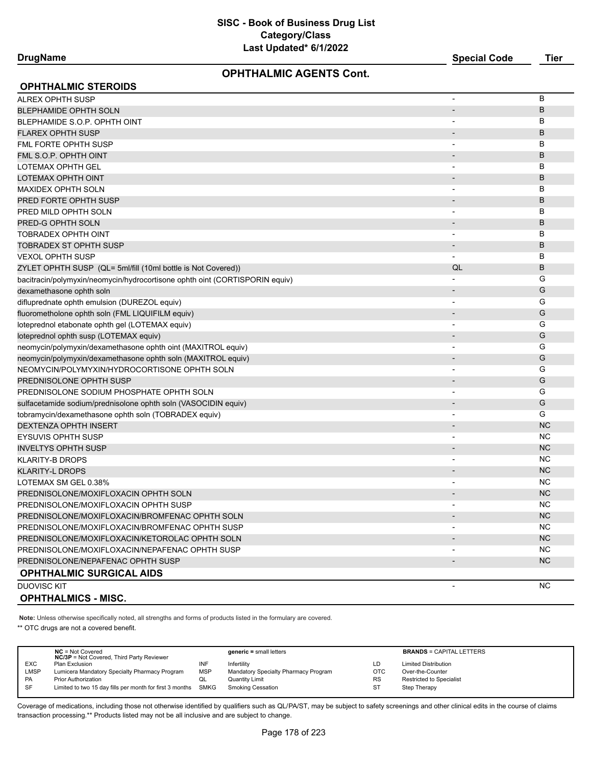# SISC - Book of Business Drug List
## Category/Class
### Last Updated* 6/1/2022

## OPHTHALMIC AGENTS Cont.

### OPHTHALMIC STEROIDS

| DrugName | Special Code | Tier |
|---|---|---|
| ALREX OPHTH SUSP | - | B |
| BLEPHAMIDE OPHTH SOLN | - | B |
| BLEPHAMIDE S.O.P. OPHTH OINT | - | B |
| FLAREX OPHTH SUSP | - | B |
| FML FORTE OPHTH SUSP | - | B |
| FML S.O.P. OPHTH OINT | - | B |
| LOTEMAX OPHTH GEL | - | B |
| LOTEMAX OPHTH OINT | - | B |
| MAXIDEX OPHTH SOLN | - | B |
| PRED FORTE OPHTH SUSP | - | B |
| PRED MILD OPHTH SOLN | - | B |
| PRED-G OPHTH SOLN | - | B |
| TOBRADEX OPHTH OINT | - | B |
| TOBRADEX ST OPHTH SUSP | - | B |
| VEXOL OPHTH SUSP | - | B |
| ZYLET OPHTH SUSP (QL= 5ml/fill (10ml bottle is Not Covered)) | QL | B |
| bacitracin/polymyxin/neomycin/hydrocortisone ophth oint (CORTISPORIN equiv) | - | G |
| dexamethasone ophth soln | - | G |
| difluprednate ophth emulsion (DUREZOL equiv) | - | G |
| fluorometholone ophth soln (FML LIQUIFILM equiv) | - | G |
| loteprednol etabonate ophth gel (LOTEMAX equiv) | - | G |
| loteprednol ophth susp (LOTEMAX equiv) | - | G |
| neomycin/polymyxin/dexamethasone ophth oint (MAXITROL equiv) | - | G |
| neomycin/polymyxin/dexamethasone ophth soln (MAXITROL equiv) | - | G |
| NEOMYCIN/POLYMYXIN/HYDROCORTISONE OPHTH SOLN | - | G |
| PREDNISOLONE OPHTH SUSP | - | G |
| PREDNISOLONE SODIUM PHOSPHATE OPHTH SOLN | - | G |
| sulfacetamide sodium/prednisolone ophth soln (VASOCIDIN equiv) | - | G |
| tobramycin/dexamethasone ophth soln (TOBRADEX equiv) | - | G |
| DEXTENZA OPHTH INSERT | - | NC |
| EYSUVIS OPHTH SUSP | - | NC |
| INVELTYS OPHTH SUSP | - | NC |
| KLARITY-B DROPS | - | NC |
| KLARITY-L DROPS | - | NC |
| LOTEMAX SM GEL 0.38% | - | NC |
| PREDNISOLONE/MOXIFLOXACIN OPHTH SOLN | - | NC |
| PREDNISOLONE/MOXIFLOXACIN OPHTH SUSP | - | NC |
| PREDNISOLONE/MOXIFLOXACIN/BROMFENAC OPHTH SOLN | - | NC |
| PREDNISOLONE/MOXIFLOXACIN/BROMFENAC OPHTH SUSP | - | NC |
| PREDNISOLONE/MOXIFLOXACIN/KETOROLAC OPHTH SOLN | - | NC |
| PREDNISOLONE/MOXIFLOXACIN/NEPAFENAC OPHTH SUSP | - | NC |
| PREDNISOLONE/NEPAFENAC OPHTH SUSP | - | NC |

### OPHTHALMIC SURGICAL AIDS

| DrugName | Special Code | Tier |
|---|---|---|
| DUOVISC KIT | - | NC |

### OPHTHALMICS - MISC.

**Note:** Unless otherwise specifically noted, all strengths and forms of products listed in the formulary are covered.

** OTC drugs are not a covered benefit.

| | | | | | |
|---|---|---|---|---|---|
| **NC** = Not Covered<br>**NC/3P** = Not Covered, Third Party Reviewer | | **generic =** small letters | | **BRANDS** = CAPITAL LETTERS | |
| EXC | Plan Exclusion | INF | Infertility | LD | Limited Distribution |
| LMSP | Lumicera Mandatory Specialty Pharmacy Program | MSP | Mandatory Specialty Pharmacy Program | OTC | Over-the-Counter |
| PA | Prior Authorization | QL | Quantity Limit | RS | Restricted to Specialist |
| SF | Limited to two 15 day fills per month for first 3 months | SMKG | Smoking Cessation | ST | Step Therapy |

Coverage of medications, including those not otherwise identified by qualifiers such as QL/PA/ST, may be subject to safety screenings and other clinical edits in the course of claims transaction processing.** Products listed may not be all inclusive and are subject to change.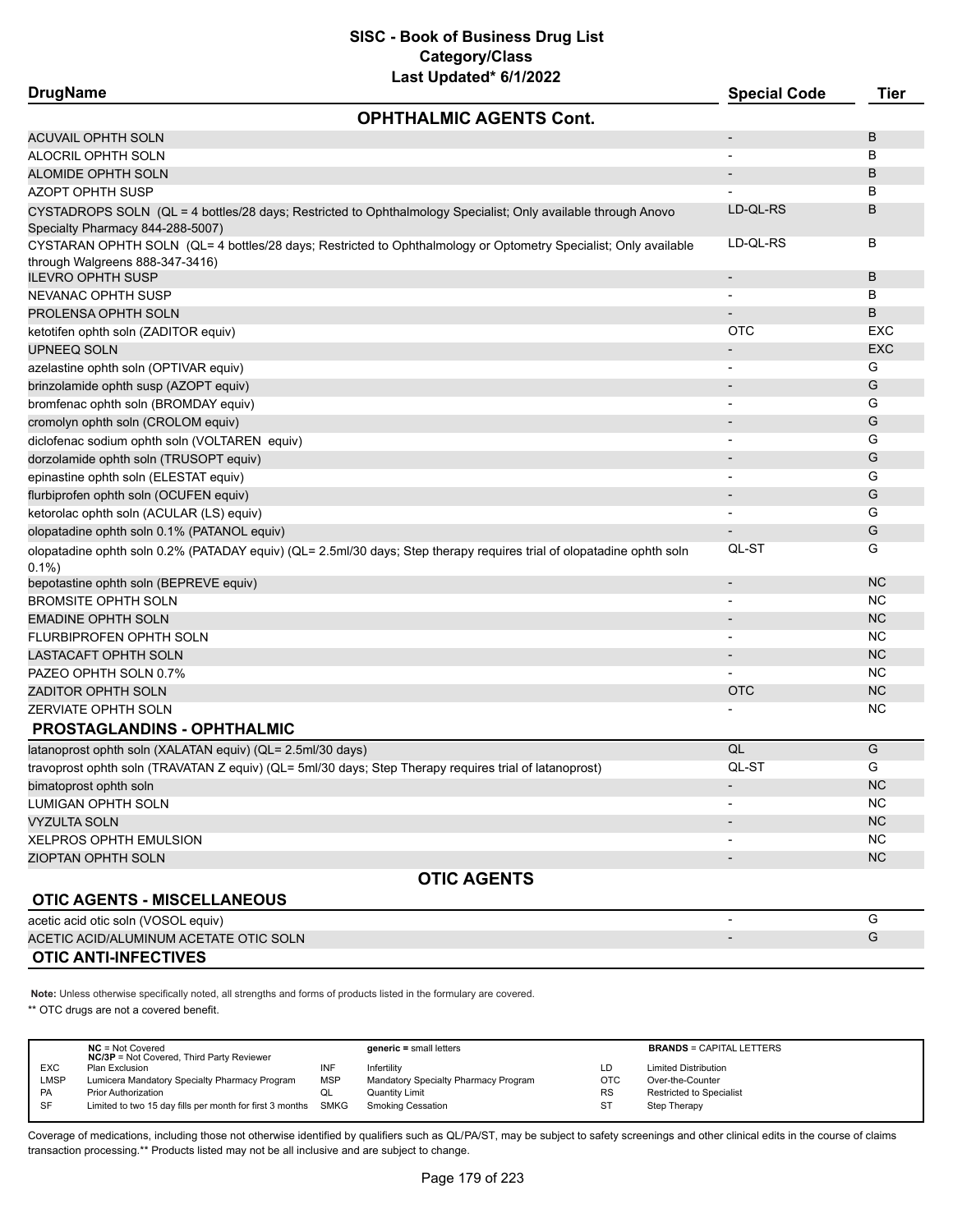# SISC - Book of Business Drug List
## Category/Class
### Last Updated* 6/1/2022

| DrugName | Special Code | Tier |
|---|---|---|
| **OPHTHALMIC AGENTS Cont.** | | |
| ACUVAIL OPHTH SOLN | - | B |
| ALOCRIL OPHTH SOLN | - | B |
| ALOMIDE OPHTH SOLN | - | B |
| AZOPT OPHTH SUSP | - | B |
| CYSTADROPS SOLN (QL = 4 bottles/28 days; Restricted to Ophthalmology Specialist; Only available through Anovo Specialty Pharmacy 844-288-5007) | LD-QL-RS | B |
| CYSTARAN OPHTH SOLN (QL= 4 bottles/28 days; Restricted to Ophthalmology or Optometry Specialist; Only available through Walgreens 888-347-3416) | LD-QL-RS | B |
| ILEVRO OPHTH SUSP | - | B |
| NEVANAC OPHTH SUSP | - | B |
| PROLENSA OPHTH SOLN | - | B |
| ketotifen ophth soln (ZADITOR equiv) | OTC | EXC |
| UPNEEQ SOLN | - | EXC |
| azelastine ophth soln (OPTIVAR equiv) | - | G |
| brinzolamide ophth susp (AZOPT equiv) | - | G |
| bromfenac ophth soln (BROMDAY equiv) | - | G |
| cromolyn ophth soln (CROLOM equiv) | - | G |
| diclofenac sodium ophth soln (VOLTAREN equiv) | - | G |
| dorzolamide ophth soln (TRUSOPT equiv) | - | G |
| epinastine ophth soln (ELESTAT equiv) | - | G |
| flurbiprofen ophth soln (OCUFEN equiv) | - | G |
| ketorolac ophth soln (ACULAR (LS) equiv) | - | G |
| olopatadine ophth soln 0.1% (PATANOL equiv) | - | G |
| olopatadine ophth soln 0.2% (PATADAY equiv) (QL= 2.5ml/30 days; Step therapy requires trial of olopatadine ophth soln 0.1%) | QL-ST | G |
| bepotastine ophth soln (BEPREVE equiv) | - | NC |
| BROMSITE OPHTH SOLN | - | NC |
| EMADINE OPHTH SOLN | - | NC |
| FLURBIPROFEN OPHTH SOLN | - | NC |
| LASTACAFT OPHTH SOLN | - | NC |
| PAZEO OPHTH SOLN 0.7% | - | NC |
| ZADITOR OPHTH SOLN | OTC | NC |
| ZERVIATE OPHTH SOLN | - | NC |
| **PROSTAGLANDINS - OPHTHALMIC** | | |
| latanoprost ophth soln (XALATAN equiv) (QL= 2.5ml/30 days) | QL | G |
| travoprost ophth soln (TRAVATAN Z equiv) (QL= 5ml/30 days; Step Therapy requires trial of latanoprost) | QL-ST | G |
| bimatoprost ophth soln | - | NC |
| LUMIGAN OPHTH SOLN | - | NC |
| VYZULTA SOLN | - | NC |
| XELPROS OPHTH EMULSION | - | NC |
| ZIOPTAN OPHTH SOLN | - | NC |
| **OTIC AGENTS** | | |
| **OTIC AGENTS - MISCELLANEOUS** | | |
| acetic acid otic soln (VOSOL equiv) | - | G |
| ACETIC ACID/ALUMINUM ACETATE OTIC SOLN | - | G |
| **OTIC ANTI-INFECTIVES** | | |

**Note:** Unless otherwise specifically noted, all strengths and forms of products listed in the formulary are covered.

** OTC drugs are not a covered benefit.

| | | | | | |
|---|---|---|---|---|---|
| **NC** = Not Covered<br>**NC/3P** = Not Covered, Third Party Reviewer | | **generic =** small letters | | **BRANDS** = CAPITAL LETTERS | |
| EXC | Plan Exclusion | INF | Infertility | LD | Limited Distribution |
| LMSP | Lumicera Mandatory Specialty Pharmacy Program | MSP | Mandatory Specialty Pharmacy Program | OTC | Over-the-Counter |
| PA | Prior Authorization | QL | Quantity Limit | RS | Restricted to Specialist |
| SF | Limited to two 15 day fills per month for first 3 months | SMKG | Smoking Cessation | ST | Step Therapy |

Coverage of medications, including those not otherwise identified by qualifiers such as QL/PA/ST, may be subject to safety screenings and other clinical edits in the course of claims transaction processing.** Products listed may not be all inclusive and are subject to change.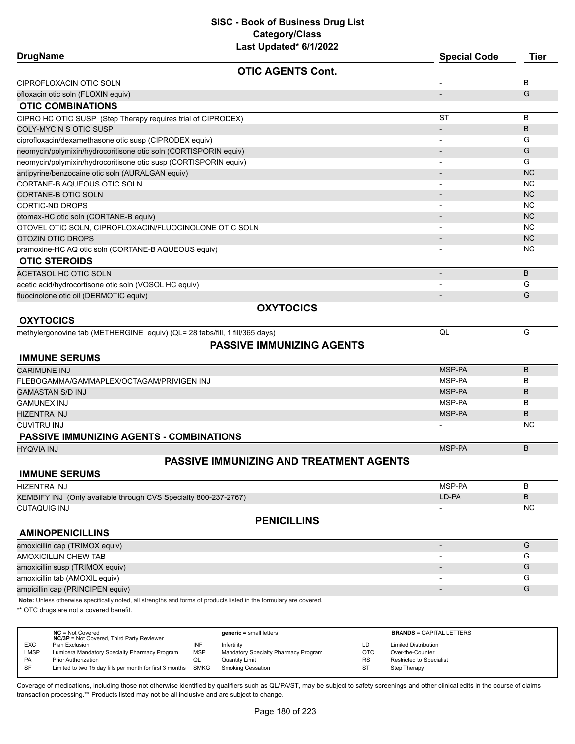# SISC - Book of Business Drug List
## Category/Class
### Last Updated* 6/1/2022

| DrugName | Special Code | Tier |
|---|---|---|
| **OTIC AGENTS Cont.** | | |
| CIPROFLOXACIN OTIC SOLN | - | B |
| ofloxacin otic soln (FLOXIN equiv) | - | G |
| **OTIC COMBINATIONS** | | |
| CIPRO HC OTIC SUSP (Step Therapy requires trial of CIPRODEX) | ST | B |
| COLY-MYCIN S OTIC SUSP | - | B |
| ciprofloxacin/dexamethasone otic susp (CIPRODEX equiv) | - | G |
| neomycin/polymixin/hydrocoritisone otic soln (CORTISPORIN equiv) | - | G |
| neomycin/polymixin/hydrocoritisone otic susp (CORTISPORIN equiv) | - | G |
| antipyrine/benzocaine otic soln (AURALGAN equiv) | - | NC |
| CORTANE-B AQUEOUS OTIC SOLN | - | NC |
| CORTANE-B OTIC SOLN | - | NC |
| CORTIC-ND DROPS | - | NC |
| otomax-HC otic soln (CORTANE-B equiv) | - | NC |
| OTOVEL OTIC SOLN, CIPROFLOXACIN/FLUOCINOLONE OTIC SOLN | - | NC |
| OTOZIN OTIC DROPS | - | NC |
| pramoxine-HC AQ otic soln (CORTANE-B AQUEOUS equiv) | - | NC |
| **OTIC STEROIDS** | | |
| ACETASOL HC OTIC SOLN | - | B |
| acetic acid/hydrocortisone otic soln (VOSOL HC equiv) | - | G |
| fluocinolone otic oil (DERMOTIC equiv) | - | G |
| **OXYTOCICS** | | |
| **OXYTOCICS** | | |
| methylergonovine tab (METHERGINE equiv) (QL= 28 tabs/fill, 1 fill/365 days) | QL | G |
| **PASSIVE IMMUNIZING AGENTS** | | |
| **IMMUNE SERUMS** | | |
| CARIMUNE INJ | MSP-PA | B |
| FLEBOGAMMA/GAMMAPLEX/OCTAGAM/PRIVIGEN INJ | MSP-PA | B |
| GAMASTAN S/D INJ | MSP-PA | B |
| GAMUNEX INJ | MSP-PA | B |
| HIZENTRA INJ | MSP-PA | B |
| CUVITRU INJ | - | NC |
| **PASSIVE IMMUNIZING AGENTS - COMBINATIONS** | | |
| HYQVIA INJ | MSP-PA | B |
| **PASSIVE IMMUNIZING AND TREATMENT AGENTS** | | |
| **IMMUNE SERUMS** | | |
| HIZENTRA INJ | MSP-PA | B |
| XEMBIFY INJ (Only available through CVS Specialty 800-237-2767) | LD-PA | B |
| CUTAQUIG INJ | - | NC |
| **PENICILLINS** | | |
| **AMINOPENICILLINS** | | |
| amoxicillin cap (TRIMOX equiv) | - | G |
| AMOXICILLIN CHEW TAB | - | G |
| amoxicillin susp (TRIMOX equiv) | - | G |
| amoxicillin tab (AMOXIL equiv) | - | G |
| ampicillin cap (PRINCIPEN equiv) | - | G |

**Note:** Unless otherwise specifically noted, all strengths and forms of products listed in the formulary are covered.

** OTC drugs are not a covered benefit.

| | | | | | |
|---|---|---|---|---|---|
| | **NC** = Not Covered **NC/3P** = Not Covered, Third Party Reviewer | | **generic =** small letters | | **BRANDS** = CAPITAL LETTERS |
| EXC | Plan Exclusion | INF | Infertility | LD | Limited Distribution |
| LMSP | Lumicera Mandatory Specialty Pharmacy Program | MSP | Mandatory Specialty Pharmacy Program | OTC | Over-the-Counter |
| PA | Prior Authorization | QL | Quantity Limit | RS | Restricted to Specialist |
| SF | Limited to two 15 day fills per month for first 3 months | SMKG | Smoking Cessation | ST | Step Therapy |

Coverage of medications, including those not otherwise identified by qualifiers such as QL/PA/ST, may be subject to safety screenings and other clinical edits in the course of claims transaction processing.** Products listed may not be all inclusive and are subject to change.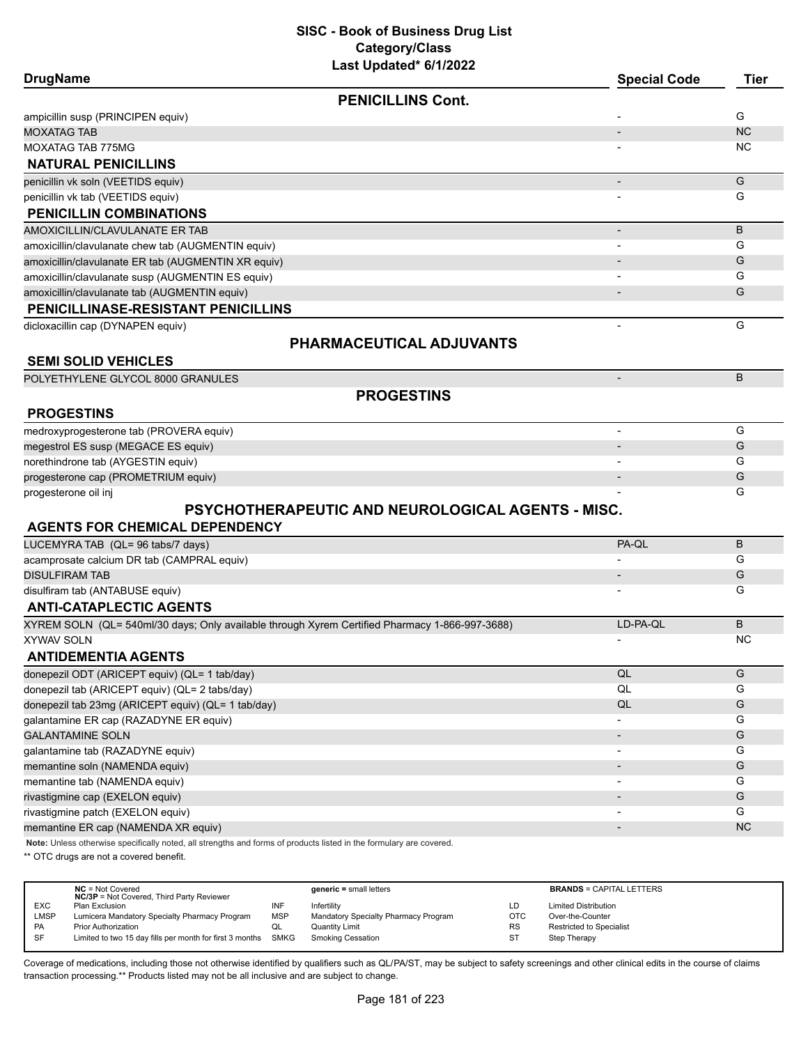# SISC - Book of Business Drug List
## Category/Class
### Last Updated* 6/1/2022

| DrugName | Special Code | Tier |
|---|---|---|
| **PENICILLINS Cont.** | | |
| ampicillin susp (PRINCIPEN equiv) | - | G |
| MOXATAG TAB | - | NC |
| MOXATAG TAB 775MG | - | NC |
| **NATURAL PENICILLINS** | | |
| penicillin vk soln (VEETIDS equiv) | - | G |
| penicillin vk tab (VEETIDS equiv) | - | G |
| **PENICILLIN COMBINATIONS** | | |
| AMOXICILLIN/CLAVULANATE ER TAB | - | B |
| amoxicillin/clavulanate chew tab (AUGMENTIN equiv) | - | G |
| amoxicillin/clavulanate ER tab (AUGMENTIN XR equiv) | - | G |
| amoxicillin/clavulanate susp (AUGMENTIN ES equiv) | - | G |
| amoxicillin/clavulanate tab (AUGMENTIN equiv) | - | G |
| **PENICILLINASE-RESISTANT PENICILLINS** | | |
| dicloxacillin cap (DYNAPEN equiv) | - | G |
| **PHARMACEUTICAL ADJUVANTS** | | |
| **SEMI SOLID VEHICLES** | | |
| POLYETHYLENE GLYCOL 8000 GRANULES | - | B |
| **PROGESTINS** | | |
| **PROGESTINS** | | |
| medroxyprogesterone tab (PROVERA equiv) | - | G |
| megestrol ES susp (MEGACE ES equiv) | - | G |
| norethindrone tab (AYGESTIN equiv) | - | G |
| progesterone cap (PROMETRIUM equiv) | - | G |
| progesterone oil inj | - | G |
| **PSYCHOTHERAPEUTIC AND NEUROLOGICAL AGENTS - MISC.** | | |
| **AGENTS FOR CHEMICAL DEPENDENCY** | | |
| LUCEMYRA TAB (QL= 96 tabs/7 days) | PA-QL | B |
| acamprosate calcium DR tab (CAMPRAL equiv) | - | G |
| DISULFIRAM TAB | - | G |
| disulfiram tab (ANTABUSE equiv) | - | G |
| **ANTI-CATAPLECTIC AGENTS** | | |
| XYREM SOLN (QL= 540ml/30 days; Only available through Xyrem Certified Pharmacy 1-866-997-3688) | LD-PA-QL | B |
| XYWAV SOLN | - | NC |
| **ANTIDEMENTIA AGENTS** | | |
| donepezil ODT (ARICEPT equiv) (QL= 1 tab/day) | QL | G |
| donepezil tab (ARICEPT equiv) (QL= 2 tabs/day) | QL | G |
| donepezil tab 23mg (ARICEPT equiv) (QL= 1 tab/day) | QL | G |
| galantamine ER cap (RAZADYNE ER equiv) | - | G |
| GALANTAMINE SOLN | - | G |
| galantamine tab (RAZADYNE equiv) | - | G |
| memantine soln (NAMENDA equiv) | - | G |
| memantine tab (NAMENDA equiv) | - | G |
| rivastigmine cap (EXELON equiv) | - | G |
| rivastigmine patch (EXELON equiv) | - | G |
| memantine ER cap (NAMENDA XR equiv) | - | NC |

**Note:** Unless otherwise specifically noted, all strengths and forms of products listed in the formulary are covered.

** OTC drugs are not a covered benefit.

| | | | | | |
|---|---|---|---|---|---|
| **NC** = Not Covered<br>**NC/3P** = Not Covered, Third Party Reviewer | | **generic =** small letters | | **BRANDS** = CAPITAL LETTERS | |
| EXC | Plan Exclusion | INF | Infertility | LD | Limited Distribution |
| LMSP | Lumicera Mandatory Specialty Pharmacy Program | MSP | Mandatory Specialty Pharmacy Program | OTC | Over-the-Counter |
| PA | Prior Authorization | QL | Quantity Limit | RS | Restricted to Specialist |
| SF | Limited to two 15 day fills per month for first 3 months | SMKG | Smoking Cessation | ST | Step Therapy |

Coverage of medications, including those not otherwise identified by qualifiers such as QL/PA/ST, may be subject to safety screenings and other clinical edits in the course of claims transaction processing.** Products listed may not be all inclusive and are subject to change.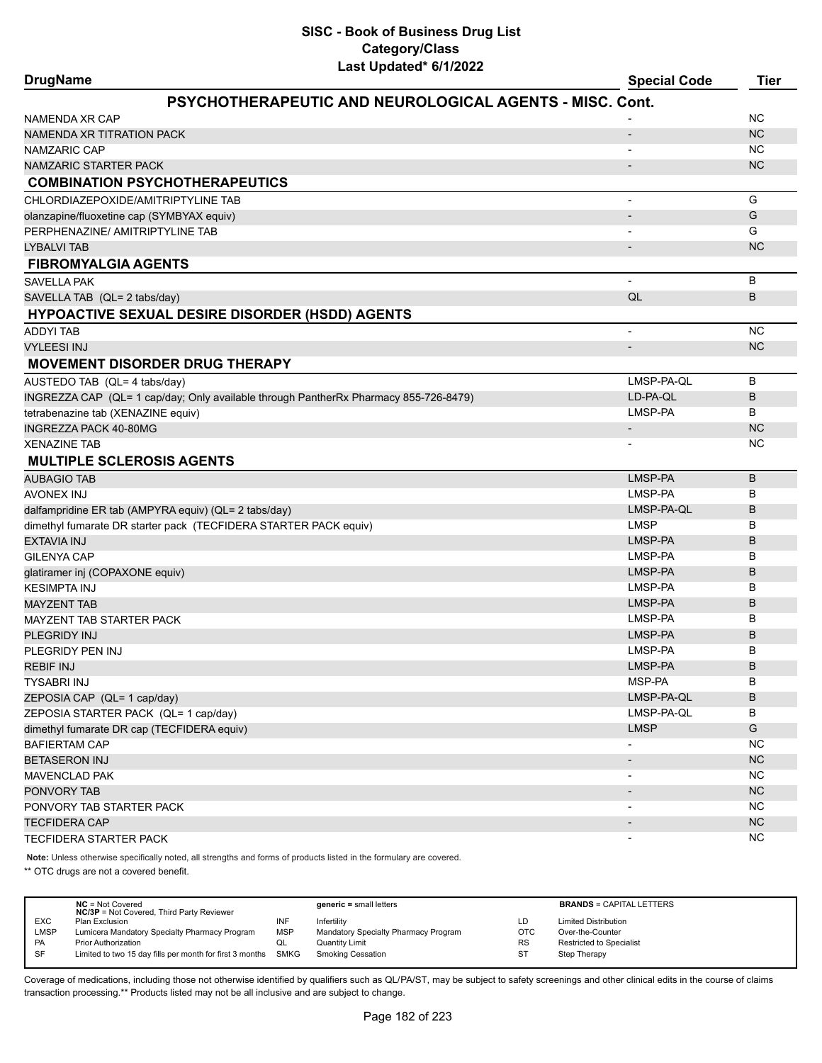# SISC - Book of Business Drug List
## Category/Class
### Last Updated* 6/1/2022

| DrugName | Special Code | Tier |
|---|---|---|
| **PSYCHOTHERAPEUTIC AND NEUROLOGICAL AGENTS - MISC. Cont.** | | |
| NAMENDA XR CAP | - | NC |
| NAMENDA XR TITRATION PACK | - | NC |
| NAMZARIC CAP | - | NC |
| NAMZARIC STARTER PACK | - | NC |
| **COMBINATION PSYCHOTHERAPEUTICS** | | |
| CHLORDIAZEPOXIDE/AMITRIPTYLINE TAB | - | G |
| olanzapine/fluoxetine cap (SYMBYAX equiv) | - | G |
| PERPHENAZINE/ AMITRIPTYLINE TAB | - | G |
| LYBALVI TAB | - | NC |
| **FIBROMYALGIA AGENTS** | | |
| SAVELLA PAK | - | B |
| SAVELLA TAB (QL= 2 tabs/day) | QL | B |
| **HYPOACTIVE SEXUAL DESIRE DISORDER (HSDD) AGENTS** | | |
| ADDYI TAB | - | NC |
| VYLEESI INJ | - | NC |
| **MOVEMENT DISORDER DRUG THERAPY** | | |
| AUSTEDO TAB (QL= 4 tabs/day) | LMSP-PA-QL | B |
| INGREZZA CAP (QL= 1 cap/day; Only available through PantherRx Pharmacy 855-726-8479) | LD-PA-QL | B |
| tetrabenazine tab (XENAZINE equiv) | LMSP-PA | B |
| INGREZZA PACK 40-80MG | - | NC |
| XENAZINE TAB | - | NC |
| **MULTIPLE SCLEROSIS AGENTS** | | |
| AUBAGIO TAB | LMSP-PA | B |
| AVONEX INJ | LMSP-PA | B |
| dalfampridine ER tab (AMPYRA equiv) (QL= 2 tabs/day) | LMSP-PA-QL | B |
| dimethyl fumarate DR starter pack (TECFIDERA STARTER PACK equiv) | LMSP | B |
| EXTAVIA INJ | LMSP-PA | B |
| GILENYA CAP | LMSP-PA | B |
| glatiramer inj (COPAXONE equiv) | LMSP-PA | B |
| KESIMPTA INJ | LMSP-PA | B |
| MAYZENT TAB | LMSP-PA | B |
| MAYZENT TAB STARTER PACK | LMSP-PA | B |
| PLEGRIDY INJ | LMSP-PA | B |
| PLEGRIDY PEN INJ | LMSP-PA | B |
| REBIF INJ | LMSP-PA | B |
| TYSABRI INJ | MSP-PA | B |
| ZEPOSIA CAP (QL= 1 cap/day) | LMSP-PA-QL | B |
| ZEPOSIA STARTER PACK (QL= 1 cap/day) | LMSP-PA-QL | B |
| dimethyl fumarate DR cap (TECFIDERA equiv) | LMSP | G |
| BAFIERTAM CAP | - | NC |
| BETASERON INJ | - | NC |
| MAVENCLAD PAK | - | NC |
| PONVORY TAB | - | NC |
| PONVORY TAB STARTER PACK | - | NC |
| TECFIDERA CAP | - | NC |
| TECFIDERA STARTER PACK | - | NC |

**Note:** Unless otherwise specifically noted, all strengths and forms of products listed in the formulary are covered.

** OTC drugs are not a covered benefit.

| | | | | | |
|---|---|---|---|---|---|
| **NC** = Not Covered<br>**NC/3P** = Not Covered, Third Party Reviewer | | **generic =** small letters | | **BRANDS** = CAPITAL LETTERS | |
| EXC | Plan Exclusion | INF | Infertility | LD | Limited Distribution |
| LMSP | Lumicera Mandatory Specialty Pharmacy Program | MSP | Mandatory Specialty Pharmacy Program | OTC | Over-the-Counter |
| PA | Prior Authorization | QL | Quantity Limit | RS | Restricted to Specialist |
| SF | Limited to two 15 day fills per month for first 3 months | SMKG | Smoking Cessation | ST | Step Therapy |

Coverage of medications, including those not otherwise identified by qualifiers such as QL/PA/ST, may be subject to safety screenings and other clinical edits in the course of claims transaction processing.** Products listed may not be all inclusive and are subject to change.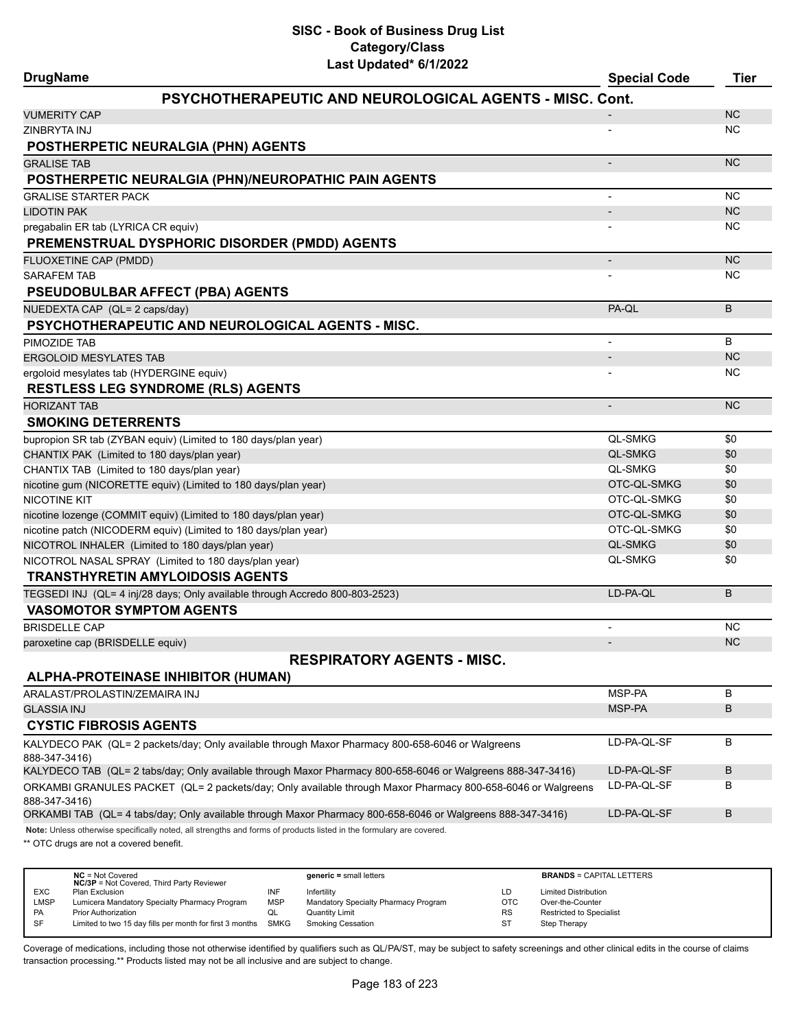# SISC - Book of Business Drug List
## Category/Class
### Last Updated* 6/1/2022

| DrugName | Special Code | Tier |
|---|---|---|
| **PSYCHOTHERAPEUTIC AND NEUROLOGICAL AGENTS - MISC. Cont.** | | |
| VUMERITY CAP | - | NC |
| ZINBRYTA INJ | - | NC |
| **POSTHERPETIC NEURALGIA (PHN) AGENTS** | | |
| GRALISE TAB | - | NC |
| **POSTHERPETIC NEURALGIA (PHN)/NEUROPATHIC PAIN AGENTS** | | |
| GRALISE STARTER PACK | - | NC |
| LIDOTIN PAK | - | NC |
| pregabalin ER tab (LYRICA CR equiv) | - | NC |
| **PREMENSTRUAL DYSPHORIC DISORDER (PMDD) AGENTS** | | |
| FLUOXETINE CAP (PMDD) | - | NC |
| SARAFEM TAB | - | NC |
| **PSEUDOBULBAR AFFECT (PBA) AGENTS** | | |
| NUEDEXTA CAP (QL= 2 caps/day) | PA-QL | B |
| **PSYCHOTHERAPEUTIC AND NEUROLOGICAL AGENTS - MISC.** | | |
| PIMOZIDE TAB | - | B |
| ERGOLOID MESYLATES TAB | - | NC |
| ergoloid mesylates tab (HYDERGINE equiv) | - | NC |
| **RESTLESS LEG SYNDROME (RLS) AGENTS** | | |
| HORIZANT TAB | - | NC |
| **SMOKING DETERRENTS** | | |
| bupropion SR tab (ZYBAN equiv) (Limited to 180 days/plan year) | QL-SMKG | $0 |
| CHANTIX PAK (Limited to 180 days/plan year) | QL-SMKG | $0 |
| CHANTIX TAB (Limited to 180 days/plan year) | QL-SMKG | $0 |
| nicotine gum (NICORETTE equiv) (Limited to 180 days/plan year) | OTC-QL-SMKG | $0 |
| NICOTINE KIT | OTC-QL-SMKG | $0 |
| nicotine lozenge (COMMIT equiv) (Limited to 180 days/plan year) | OTC-QL-SMKG | $0 |
| nicotine patch (NICODERM equiv) (Limited to 180 days/plan year) | OTC-QL-SMKG | $0 |
| NICOTROL INHALER (Limited to 180 days/plan year) | QL-SMKG | $0 |
| NICOTROL NASAL SPRAY (Limited to 180 days/plan year) | QL-SMKG | $0 |
| **TRANSTHYRETIN AMYLOIDOSIS AGENTS** | | |
| TEGSEDI INJ (QL= 4 inj/28 days; Only available through Accredo 800-803-2523) | LD-PA-QL | B |
| **VASOMOTOR SYMPTOM AGENTS** | | |
| BRISDELLE CAP | - | NC |
| paroxetine cap (BRISDELLE equiv) | - | NC |
| **RESPIRATORY AGENTS - MISC.** | | |
| **ALPHA-PROTEINASE INHIBITOR (HUMAN)** | | |
| ARALAST/PROLASTIN/ZEMAIRA INJ | MSP-PA | B |
| GLASSIA INJ | MSP-PA | B |
| **CYSTIC FIBROSIS AGENTS** | | |
| KALYDECO PAK (QL= 2 packets/day; Only available through Maxor Pharmacy 800-658-6046 or Walgreens 888-347-3416) | LD-PA-QL-SF | B |
| KALYDECO TAB (QL= 2 tabs/day; Only available through Maxor Pharmacy 800-658-6046 or Walgreens 888-347-3416) | LD-PA-QL-SF | B |
| ORKAMBI GRANULES PACKET (QL= 2 packets/day; Only available through Maxor Pharmacy 800-658-6046 or Walgreens 888-347-3416) | LD-PA-QL-SF | B |
| ORKAMBI TAB (QL= 4 tabs/day; Only available through Maxor Pharmacy 800-658-6046 or Walgreens 888-347-3416) | LD-PA-QL-SF | B |

**Note:** Unless otherwise specifically noted, all strengths and forms of products listed in the formulary are covered.

** OTC drugs are not a covered benefit.

| | | | | | |
|---|---|---|---|---|---|
| **NC** = Not Covered<br>**NC/3P** = Not Covered, Third Party Reviewer | | **generic =** small letters | | **BRANDS** = CAPITAL LETTERS | |
| EXC | Plan Exclusion | INF | Infertility | LD | Limited Distribution |
| LMSP | Lumicera Mandatory Specialty Pharmacy Program | MSP | Mandatory Specialty Pharmacy Program | OTC | Over-the-Counter |
| PA | Prior Authorization | QL | Quantity Limit | RS | Restricted to Specialist |
| SF | Limited to two 15 day fills per month for first 3 months | SMKG | Smoking Cessation | ST | Step Therapy |

Coverage of medications, including those not otherwise identified by qualifiers such as QL/PA/ST, may be subject to safety screenings and other clinical edits in the course of claims transaction processing.** Products listed may not be all inclusive and are subject to change.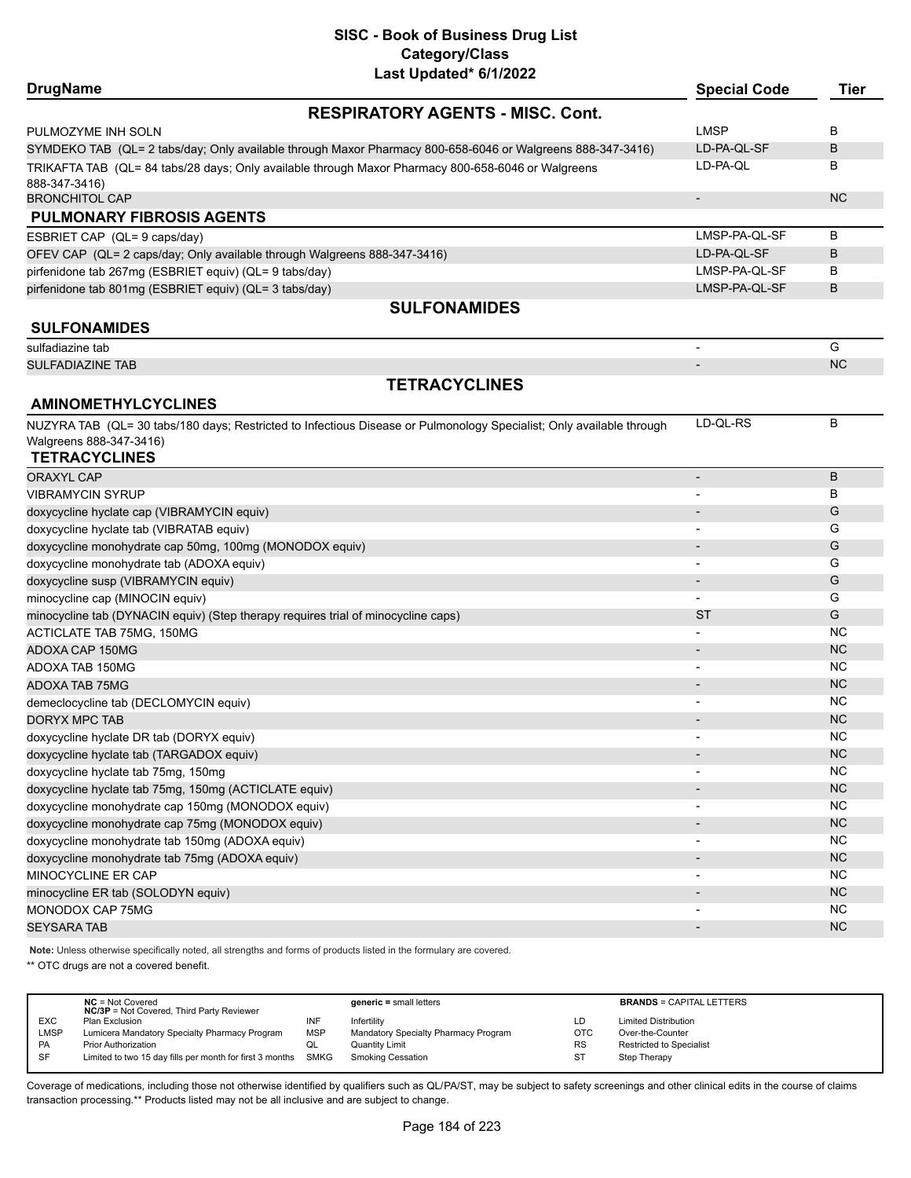# SISC - Book of Business Drug List

**Category/Class**

**Last Updated* 6/1/2022**

| DrugName | Special Code | Tier |
|---|---|---|
| **RESPIRATORY AGENTS - MISC. Cont.** | | |
| PULMOZYME INH SOLN | LMSP | B |
| SYMDEKO TAB (QL= 2 tabs/day; Only available through Maxor Pharmacy 800-658-6046 or Walgreens 888-347-3416) | LD-PA-QL-SF | B |
| TRIKAFTA TAB (QL= 84 tabs/28 days; Only available through Maxor Pharmacy 800-658-6046 or Walgreens 888-347-3416) | LD-PA-QL | B |
| BRONCHITOL CAP | - | NC |
| **PULMONARY FIBROSIS AGENTS** | | |
| ESBRIET CAP (QL= 9 caps/day) | LMSP-PA-QL-SF | B |
| OFEV CAP (QL= 2 caps/day; Only available through Walgreens 888-347-3416) | LD-PA-QL-SF | B |
| pirfenidone tab 267mg (ESBRIET equiv) (QL= 9 tabs/day) | LMSP-PA-QL-SF | B |
| pirfenidone tab 801mg (ESBRIET equiv) (QL= 3 tabs/day) | LMSP-PA-QL-SF | B |
| **SULFONAMIDES** | | |
| **SULFONAMIDES** | | |
| sulfadiazine tab | - | G |
| SULFADIAZINE TAB | - | NC |
| **TETRACYCLINES** | | |
| **AMINOMETHYLCYCLINES** | | |
| NUZYRA TAB (QL= 30 tabs/180 days; Restricted to Infectious Disease or Pulmonology Specialist; Only available through Walgreens 888-347-3416) | LD-QL-RS | B |
| **TETRACYCLINES** | | |
| ORAXYL CAP | - | B |
| VIBRAMYCIN SYRUP | - | B |
| doxycycline hyclate cap (VIBRAMYCIN equiv) | - | G |
| doxycycline hyclate tab (VIBRATAB equiv) | - | G |
| doxycycline monohydrate cap 50mg, 100mg (MONODOX equiv) | - | G |
| doxycycline monohydrate tab (ADOXA equiv) | - | G |
| doxycycline susp (VIBRAMYCIN equiv) | - | G |
| minocycline cap (MINOCIN equiv) | - | G |
| minocycline tab (DYNACIN equiv) (Step therapy requires trial of minocycline caps) | ST | G |
| ACTICLATE TAB 75MG, 150MG | - | NC |
| ADOXA CAP 150MG | - | NC |
| ADOXA TAB 150MG | - | NC |
| ADOXA TAB 75MG | - | NC |
| demeclocycline tab (DECLOMYCIN equiv) | - | NC |
| DORYX MPC TAB | - | NC |
| doxycycline hyclate DR tab (DORYX equiv) | - | NC |
| doxycycline hyclate tab (TARGADOX equiv) | - | NC |
| doxycycline hyclate tab 75mg, 150mg | - | NC |
| doxycycline hyclate tab 75mg, 150mg (ACTICLATE equiv) | - | NC |
| doxycycline monohydrate cap 150mg (MONODOX equiv) | - | NC |
| doxycycline monohydrate cap 75mg (MONODOX equiv) | - | NC |
| doxycycline monohydrate tab 150mg (ADOXA equiv) | - | NC |
| doxycycline monohydrate tab 75mg (ADOXA equiv) | - | NC |
| MINOCYCLINE ER CAP | - | NC |
| minocycline ER tab (SOLODYN equiv) | - | NC |
| MONODOX CAP 75MG | - | NC |
| SEYSARA TAB | - | NC |

**Note:** Unless otherwise specifically noted, all strengths and forms of products listed in the formulary are covered.

** OTC drugs are not a covered benefit.

| | | | | | |
|---|---|---|---|---|---|
| **NC** = Not Covered<br>**NC/3P** = Not Covered, Third Party Reviewer | | **generic =** small letters | | **BRANDS** = CAPITAL LETTERS | |
| EXC | Plan Exclusion | INF | Infertility | LD | Limited Distribution |
| LMSP | Lumicera Mandatory Specialty Pharmacy Program | MSP | Mandatory Specialty Pharmacy Program | OTC | Over-the-Counter |
| PA | Prior Authorization | QL | Quantity Limit | RS | Restricted to Specialist |
| SF | Limited to two 15 day fills per month for first 3 months | SMKG | Smoking Cessation | ST | Step Therapy |

Coverage of medications, including those not otherwise identified by qualifiers such as QL/PA/ST, may be subject to safety screenings and other clinical edits in the course of claims transaction processing.** Products listed may not be all inclusive and are subject to change.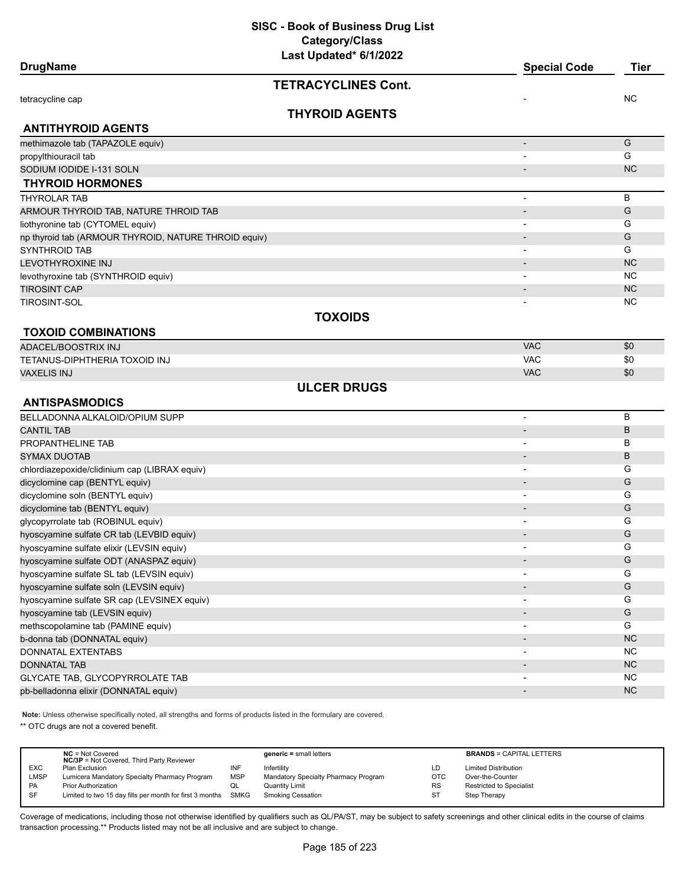# SISC - Book of Business Drug List
## Category/Class
### Last Updated* 6/1/2022

| DrugName | Special Code | Tier |
|---|---|---|
| **TETRACYCLINES Cont.** | | |
| tetracycline cap | - | NC |
| **THYROID AGENTS** | | |
| **ANTITHYROID AGENTS** | | |
| methimazole tab (TAPAZOLE equiv) | - | G |
| propylthiouracil tab | - | G |
| SODIUM IODIDE I-131 SOLN | - | NC |
| **THYROID HORMONES** | | |
| THYROLAR TAB | - | B |
| ARMOUR THYROID TAB, NATURE THROID TAB | - | G |
| liothyronine tab (CYTOMEL equiv) | - | G |
| np thyroid tab (ARMOUR THYROID, NATURE THROID equiv) | - | G |
| SYNTHROID TAB | - | G |
| LEVOTHYROXINE INJ | - | NC |
| levothyroxine tab (SYNTHROID equiv) | - | NC |
| TIROSINT CAP | - | NC |
| TIROSINT-SOL | - | NC |
| **TOXOIDS** | | |
| **TOXOID COMBINATIONS** | | |
| ADACEL/BOOSTRIX INJ | VAC | $0 |
| TETANUS-DIPHTHERIA TOXOID INJ | VAC | $0 |
| VAXELIS INJ | VAC | $0 |
| **ULCER DRUGS** | | |
| **ANTISPASMODICS** | | |
| BELLADONNA ALKALOID/OPIUM SUPP | - | B |
| CANTIL TAB | - | B |
| PROPANTHELINE TAB | - | B |
| SYMAX DUOTAB | - | B |
| chlordiazepoxide/clidinium cap (LIBRAX equiv) | - | G |
| dicyclomine cap (BENTYL equiv) | - | G |
| dicyclomine soln (BENTYL equiv) | - | G |
| dicyclomine tab (BENTYL equiv) | - | G |
| glycopyrrolate tab (ROBINUL equiv) | - | G |
| hyoscyamine sulfate CR tab (LEVBID equiv) | - | G |
| hyoscyamine sulfate elixir (LEVSIN equiv) | - | G |
| hyoscyamine sulfate ODT (ANASPAZ equiv) | - | G |
| hyoscyamine sulfate SL tab (LEVSIN equiv) | - | G |
| hyoscyamine sulfate soln (LEVSIN equiv) | - | G |
| hyoscyamine sulfate SR cap (LEVSINEX equiv) | - | G |
| hyoscyamine tab (LEVSIN equiv) | - | G |
| methscopolamine tab (PAMINE equiv) | - | G |
| b-donna tab (DONNATAL equiv) | - | NC |
| DONNATAL EXTENTABS | - | NC |
| DONNATAL TAB | - | NC |
| GLYCATE TAB, GLYCOPYRROLATE TAB | - | NC |
| pb-belladonna elixir (DONNATAL equiv) | - | NC |

**Note:** Unless otherwise specifically noted, all strengths and forms of products listed in the formulary are covered.

** OTC drugs are not a covered benefit.

| | | | | | |
|---|---|---|---|---|---|
| | **NC** = Not Covered<br>**NC/3P** = Not Covered, Third Party Reviewer | | **generic =** small letters | | **BRANDS** = CAPITAL LETTERS |
| EXC | Plan Exclusion | INF | Infertility | LD | Limited Distribution |
| LMSP | Lumicera Mandatory Specialty Pharmacy Program | MSP | Mandatory Specialty Pharmacy Program | OTC | Over-the-Counter |
| PA | Prior Authorization | QL | Quantity Limit | RS | Restricted to Specialist |
| SF | Limited to two 15 day fills per month for first 3 months | SMKG | Smoking Cessation | ST | Step Therapy |

Coverage of medications, including those not otherwise identified by qualifiers such as QL/PA/ST, may be subject to safety screenings and other clinical edits in the course of claims transaction processing.** Products listed may not be all inclusive and are subject to change.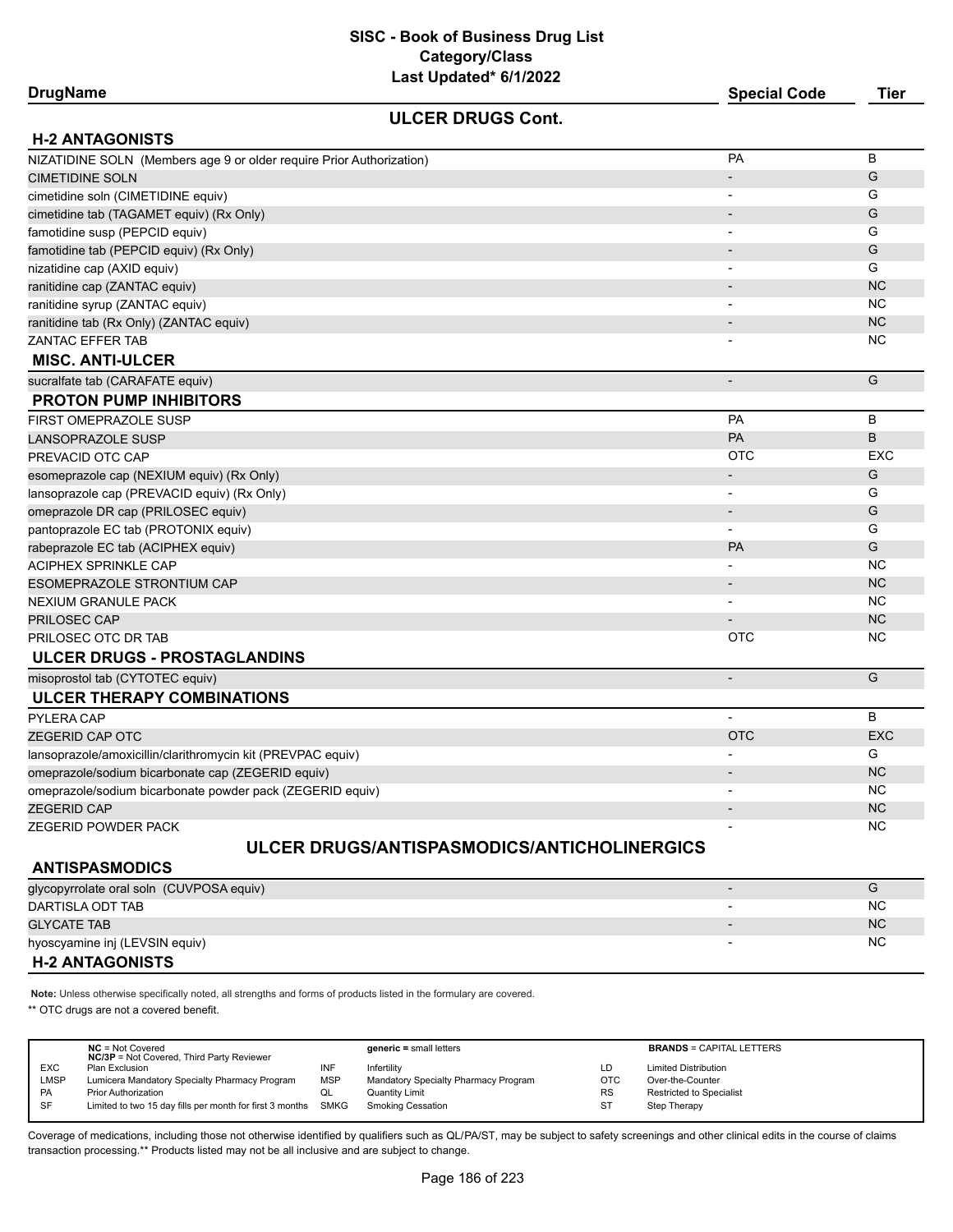# SISC - Book of Business Drug List
## Category/Class
### Last Updated* 6/1/2022

## ULCER DRUGS Cont.

### H-2 ANTAGONISTS

| DrugName | Special Code | Tier |
|---|---|---|
| NIZATIDINE SOLN (Members age 9 or older require Prior Authorization) | PA | B |
| CIMETIDINE SOLN | - | G |
| cimetidine soln (CIMETIDINE equiv) | - | G |
| cimetidine tab (TAGAMET equiv) (Rx Only) | - | G |
| famotidine susp (PEPCID equiv) | - | G |
| famotidine tab (PEPCID equiv) (Rx Only) | - | G |
| nizatidine cap (AXID equiv) | - | G |
| ranitidine cap (ZANTAC equiv) | - | NC |
| ranitidine syrup (ZANTAC equiv) | - | NC |
| ranitidine tab (Rx Only) (ZANTAC equiv) | - | NC |
| ZANTAC EFFER TAB | - | NC |

### MISC. ANTI-ULCER

| DrugName | Special Code | Tier |
|---|---|---|
| sucralfate tab (CARAFATE equiv) | - | G |

### PROTON PUMP INHIBITORS

| DrugName | Special Code | Tier |
|---|---|---|
| FIRST OMEPRAZOLE SUSP | PA | B |
| LANSOPRAZOLE SUSP | PA | B |
| PREVACID OTC CAP | OTC | EXC |
| esomeprazole cap (NEXIUM equiv) (Rx Only) | - | G |
| lansoprazole cap (PREVACID equiv) (Rx Only) | - | G |
| omeprazole DR cap (PRILOSEC equiv) | - | G |
| pantoprazole EC tab (PROTONIX equiv) | - | G |
| rabeprazole EC tab (ACIPHEX equiv) | PA | G |
| ACIPHEX SPRINKLE CAP | - | NC |
| ESOMEPRAZOLE STRONTIUM CAP | - | NC |
| NEXIUM GRANULE PACK | - | NC |
| PRILOSEC CAP | - | NC |
| PRILOSEC OTC DR TAB | OTC | NC |

### ULCER DRUGS - PROSTAGLANDINS

| DrugName | Special Code | Tier |
|---|---|---|
| misoprostol tab (CYTOTEC equiv) | - | G |

### ULCER THERAPY COMBINATIONS

| DrugName | Special Code | Tier |
|---|---|---|
| PYLERA CAP | - | B |
| ZEGERID CAP OTC | OTC | EXC |
| lansoprazole/amoxicillin/clarithromycin kit (PREVPAC equiv) | - | G |
| omeprazole/sodium bicarbonate cap (ZEGERID equiv) | - | NC |
| omeprazole/sodium bicarbonate powder pack (ZEGERID equiv) | - | NC |
| ZEGERID CAP | - | NC |
| ZEGERID POWDER PACK | - | NC |

## ULCER DRUGS/ANTISPASMODICS/ANTICHOLINERGICS

### ANTISPASMODICS

| DrugName | Special Code | Tier |
|---|---|---|
| glycopyrrolate oral soln (CUVPOSA equiv) | - | G |
| DARTISLA ODT TAB | - | NC |
| GLYCATE TAB | - | NC |
| hyoscyamine inj (LEVSIN equiv) | - | NC |

### H-2 ANTAGONISTS

**Note:** Unless otherwise specifically noted, all strengths and forms of products listed in the formulary are covered.

** OTC drugs are not a covered benefit.

| | | | | | |
|---|---|---|---|---|---|
| | **NC** = Not Covered<br>**NC/3P** = Not Covered, Third Party Reviewer | | **generic =** small letters | | **BRANDS** = CAPITAL LETTERS |
| EXC | Plan Exclusion | INF | Infertility | LD | Limited Distribution |
| LMSP | Lumicera Mandatory Specialty Pharmacy Program | MSP | Mandatory Specialty Pharmacy Program | OTC | Over-the-Counter |
| PA | Prior Authorization | QL | Quantity Limit | RS | Restricted to Specialist |
| SF | Limited to two 15 day fills per month for first 3 months | SMKG | Smoking Cessation | ST | Step Therapy |

Coverage of medications, including those not otherwise identified by qualifiers such as QL/PA/ST, may be subject to safety screenings and other clinical edits in the course of claims transaction processing.** Products listed may not be all inclusive and are subject to change.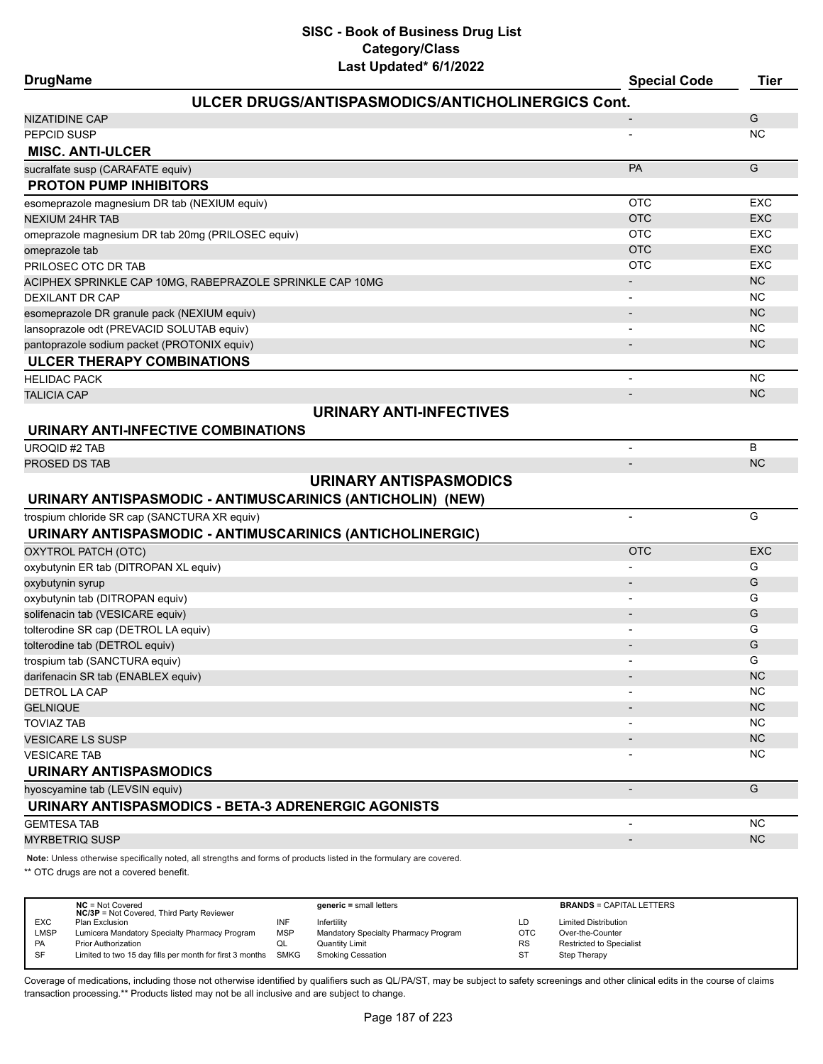# SISC - Book of Business Drug List
## Category/Class
### Last Updated* 6/1/2022

| DrugName | Special Code | Tier |
|---|---|---|
| **ULCER DRUGS/ANTISPASMODICS/ANTICHOLINERGICS Cont.** | | |
| NIZATIDINE CAP | - | G |
| PEPCID SUSP | - | NC |
| **MISC. ANTI-ULCER** | | |
| sucralfate susp (CARAFATE equiv) | PA | G |
| **PROTON PUMP INHIBITORS** | | |
| esomeprazole magnesium DR tab (NEXIUM equiv) | OTC | EXC |
| NEXIUM 24HR TAB | OTC | EXC |
| omeprazole magnesium DR tab 20mg (PRILOSEC equiv) | OTC | EXC |
| omeprazole tab | OTC | EXC |
| PRILOSEC OTC DR TAB | OTC | EXC |
| ACIPHEX SPRINKLE CAP 10MG, RABEPRAZOLE SPRINKLE CAP 10MG | - | NC |
| DEXILANT DR CAP | - | NC |
| esomeprazole DR granule pack (NEXIUM equiv) | - | NC |
| lansoprazole odt (PREVACID SOLUTAB equiv) | - | NC |
| pantoprazole sodium packet (PROTONIX equiv) | - | NC |
| **ULCER THERAPY COMBINATIONS** | | |
| HELIDAC PACK | - | NC |
| TALICIA CAP | - | NC |
| **URINARY ANTI-INFECTIVES** | | |
| **URINARY ANTI-INFECTIVE COMBINATIONS** | | |
| UROQID #2 TAB | - | B |
| PROSED DS TAB | - | NC |
| **URINARY ANTISPASMODICS** | | |
| **URINARY ANTISPASMODIC - ANTIMUSCARINICS (ANTICHOLIN) (NEW)** | | |
| trospium chloride SR cap (SANCTURA XR equiv) | - | G |
| **URINARY ANTISPASMODIC - ANTIMUSCARINICS (ANTICHOLINERGIC)** | | |
| OXYTROL PATCH (OTC) | OTC | EXC |
| oxybutynin ER tab (DITROPAN XL equiv) | - | G |
| oxybutynin syrup | - | G |
| oxybutynin tab (DITROPAN equiv) | - | G |
| solifenacin tab (VESICARE equiv) | - | G |
| tolterodine SR cap (DETROL LA equiv) | - | G |
| tolterodine tab (DETROL equiv) | - | G |
| trospium tab (SANCTURA equiv) | - | G |
| darifenacin SR tab (ENABLEX equiv) | - | NC |
| DETROL LA CAP | - | NC |
| GELNIQUE | - | NC |
| TOVIAZ TAB | - | NC |
| VESICARE LS SUSP | - | NC |
| VESICARE TAB | - | NC |
| **URINARY ANTISPASMODICS** | | |
| hyoscyamine tab (LEVSIN equiv) | - | G |
| **URINARY ANTISPASMODICS - BETA-3 ADRENERGIC AGONISTS** | | |
| GEMTESA TAB | - | NC |
| MYRBETRIQ SUSP | - | NC |

**Note:** Unless otherwise specifically noted, all strengths and forms of products listed in the formulary are covered.

** OTC drugs are not a covered benefit.

| | | | | | |
|---|---|---|---|---|---|
| | **NC** = Not Covered<br>**NC/3P** = Not Covered, Third Party Reviewer | | **generic =** small letters | | **BRANDS** = CAPITAL LETTERS |
| EXC | Plan Exclusion | INF | Infertility | LD | Limited Distribution |
| LMSP | Lumicera Mandatory Specialty Pharmacy Program | MSP | Mandatory Specialty Pharmacy Program | OTC | Over-the-Counter |
| PA | Prior Authorization | QL | Quantity Limit | RS | Restricted to Specialist |
| SF | Limited to two 15 day fills per month for first 3 months | SMKG | Smoking Cessation | ST | Step Therapy |

Coverage of medications, including those not otherwise identified by qualifiers such as QL/PA/ST, may be subject to safety screenings and other clinical edits in the course of claims transaction processing.** Products listed may not be all inclusive and are subject to change.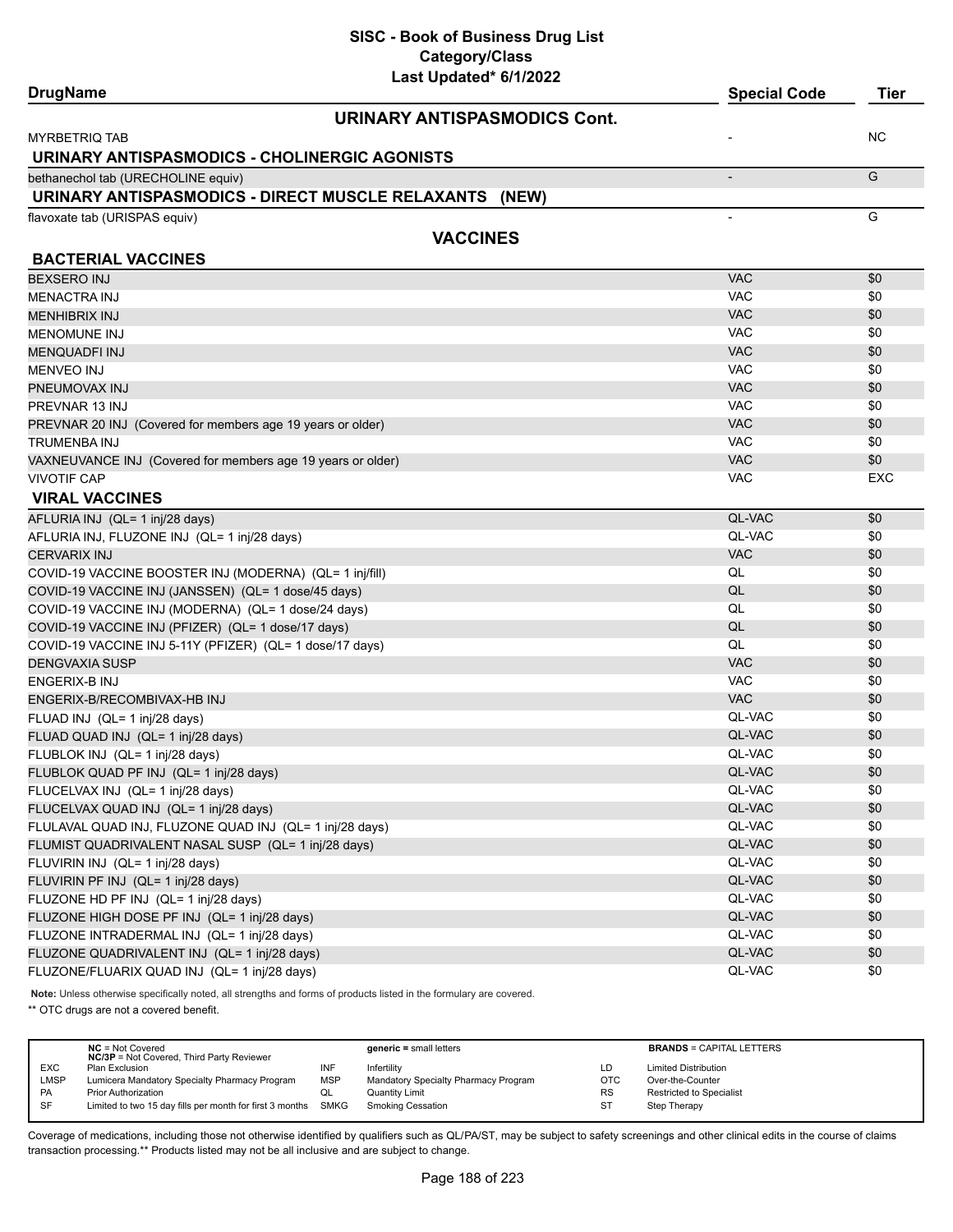# SISC - Book of Business Drug List
## Category/Class
### Last Updated* 6/1/2022

| DrugName | Special Code | Tier |
|---|---|---|
| **URINARY ANTISPASMODICS Cont.** | | |
| MYRBETRIQ TAB | - | NC |
| **URINARY ANTISPASMODICS - CHOLINERGIC AGONISTS** | | |
| bethanechol tab (URECHOLINE equiv) | - | G |
| **URINARY ANTISPASMODICS - DIRECT MUSCLE RELAXANTS (NEW)** | | |
| flavoxate tab (URISPAS equiv) | - | G |
| **VACCINES** | | |
| **BACTERIAL VACCINES** | | |
| BEXSERO INJ | VAC | $0 |
| MENACTRA INJ | VAC | $0 |
| MENHIBRIX INJ | VAC | $0 |
| MENOMUNE INJ | VAC | $0 |
| MENQUADFI INJ | VAC | $0 |
| MENVEO INJ | VAC | $0 |
| PNEUMOVAX INJ | VAC | $0 |
| PREVNAR 13 INJ | VAC | $0 |
| PREVNAR 20 INJ (Covered for members age 19 years or older) | VAC | $0 |
| TRUMENBA INJ | VAC | $0 |
| VAXNEUVANCE INJ (Covered for members age 19 years or older) | VAC | $0 |
| VIVOTIF CAP | VAC | EXC |
| **VIRAL VACCINES** | | |
| AFLURIA INJ (QL= 1 inj/28 days) | QL-VAC | $0 |
| AFLURIA INJ, FLUZONE INJ (QL= 1 inj/28 days) | QL-VAC | $0 |
| CERVARIX INJ | VAC | $0 |
| COVID-19 VACCINE BOOSTER INJ (MODERNA) (QL= 1 inj/fill) | QL | $0 |
| COVID-19 VACCINE INJ (JANSSEN) (QL= 1 dose/45 days) | QL | $0 |
| COVID-19 VACCINE INJ (MODERNA) (QL= 1 dose/24 days) | QL | $0 |
| COVID-19 VACCINE INJ (PFIZER) (QL= 1 dose/17 days) | QL | $0 |
| COVID-19 VACCINE INJ 5-11Y (PFIZER) (QL= 1 dose/17 days) | QL | $0 |
| DENGVAXIA SUSP | VAC | $0 |
| ENGERIX-B INJ | VAC | $0 |
| ENGERIX-B/RECOMBIVAX-HB INJ | VAC | $0 |
| FLUAD INJ (QL= 1 inj/28 days) | QL-VAC | $0 |
| FLUAD QUAD INJ (QL= 1 inj/28 days) | QL-VAC | $0 |
| FLUBLOK INJ (QL= 1 inj/28 days) | QL-VAC | $0 |
| FLUBLOK QUAD PF INJ (QL= 1 inj/28 days) | QL-VAC | $0 |
| FLUCELVAX INJ (QL= 1 inj/28 days) | QL-VAC | $0 |
| FLUCELVAX QUAD INJ (QL= 1 inj/28 days) | QL-VAC | $0 |
| FLULAVAL QUAD INJ, FLUZONE QUAD INJ (QL= 1 inj/28 days) | QL-VAC | $0 |
| FLUMIST QUADRIVALENT NASAL SUSP (QL= 1 inj/28 days) | QL-VAC | $0 |
| FLUVIRIN INJ (QL= 1 inj/28 days) | QL-VAC | $0 |
| FLUVIRIN PF INJ (QL= 1 inj/28 days) | QL-VAC | $0 |
| FLUZONE HD PF INJ (QL= 1 inj/28 days) | QL-VAC | $0 |
| FLUZONE HIGH DOSE PF INJ (QL= 1 inj/28 days) | QL-VAC | $0 |
| FLUZONE INTRADERMAL INJ (QL= 1 inj/28 days) | QL-VAC | $0 |
| FLUZONE QUADRIVALENT INJ (QL= 1 inj/28 days) | QL-VAC | $0 |
| FLUZONE/FLUARIX QUAD INJ (QL= 1 inj/28 days) | QL-VAC | $0 |

**Note:** Unless otherwise specifically noted, all strengths and forms of products listed in the formulary are covered.

** OTC drugs are not a covered benefit.

| | | | | | |
|---|---|---|---|---|---|
| | **NC** = Not Covered<br>**NC/3P** = Not Covered, Third Party Reviewer | | **generic =** small letters | | **BRANDS** = CAPITAL LETTERS |
| EXC | Plan Exclusion | INF | Infertility | LD | Limited Distribution |
| LMSP | Lumicera Mandatory Specialty Pharmacy Program | MSP | Mandatory Specialty Pharmacy Program | OTC | Over-the-Counter |
| PA | Prior Authorization | QL | Quantity Limit | RS | Restricted to Specialist |
| SF | Limited to two 15 day fills per month for first 3 months | SMKG | Smoking Cessation | ST | Step Therapy |

Coverage of medications, including those not otherwise identified by qualifiers such as QL/PA/ST, may be subject to safety screenings and other clinical edits in the course of claims transaction processing.** Products listed may not be all inclusive and are subject to change.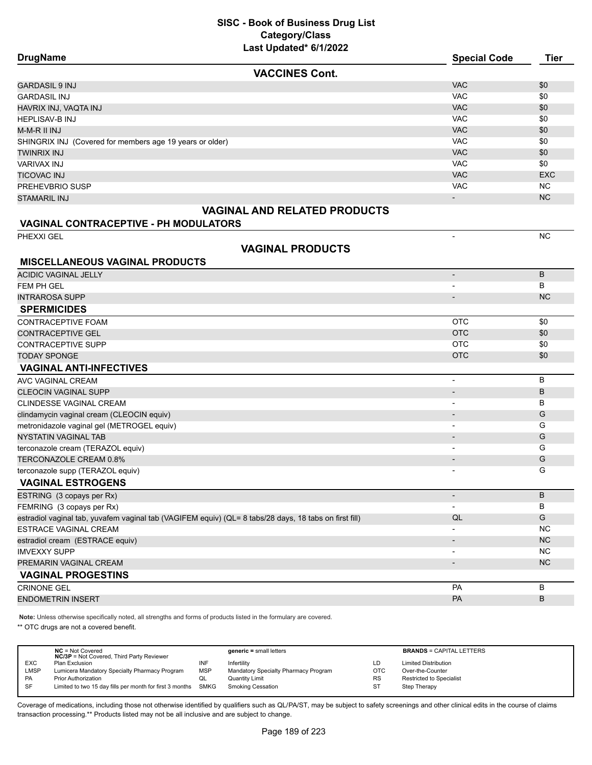# SISC - Book of Business Drug List
## Category/Class
### Last Updated* 6/1/2022

| DrugName | Special Code | Tier |
|---|---|---|
| **VACCINES Cont.** | | |
| GARDASIL 9 INJ | VAC | $0 |
| GARDASIL INJ | VAC | $0 |
| HAVRIX INJ, VAQTA INJ | VAC | $0 |
| HEPLISAV-B INJ | VAC | $0 |
| M-M-R II INJ | VAC | $0 |
| SHINGRIX INJ (Covered for members age 19 years or older) | VAC | $0 |
| TWINRIX INJ | VAC | $0 |
| VARIVAX INJ | VAC | $0 |
| TICOVAC INJ | VAC | EXC |
| PREHEVBRIO SUSP | VAC | NC |
| STAMARIL INJ | - | NC |
| **VAGINAL AND RELATED PRODUCTS** | | |
| **VAGINAL CONTRACEPTIVE - PH MODULATORS** | | |
| PHEXXI GEL | - | NC |
| **VAGINAL PRODUCTS** | | |
| **MISCELLANEOUS VAGINAL PRODUCTS** | | |
| ACIDIC VAGINAL JELLY | - | B |
| FEM PH GEL | - | B |
| INTRAROSA SUPP | - | NC |
| **SPERMICIDES** | | |
| CONTRACEPTIVE FOAM | OTC | $0 |
| CONTRACEPTIVE GEL | OTC | $0 |
| CONTRACEPTIVE SUPP | OTC | $0 |
| TODAY SPONGE | OTC | $0 |
| **VAGINAL ANTI-INFECTIVES** | | |
| AVC VAGINAL CREAM | - | B |
| CLEOCIN VAGINAL SUPP | - | B |
| CLINDESSE VAGINAL CREAM | - | B |
| clindamycin vaginal cream (CLEOCIN equiv) | - | G |
| metronidazole vaginal gel (METROGEL equiv) | - | G |
| NYSTATIN VAGINAL TAB | - | G |
| terconazole cream (TERAZOL equiv) | - | G |
| TERCONAZOLE CREAM 0.8% | - | G |
| terconazole supp (TERAZOL equiv) | - | G |
| **VAGINAL ESTROGENS** | | |
| ESTRING (3 copays per Rx) | - | B |
| FEMRING (3 copays per Rx) | - | B |
| estradiol vaginal tab, yuvafem vaginal tab (VAGIFEM equiv) (QL= 8 tabs/28 days, 18 tabs on first fill) | QL | G |
| ESTRACE VAGINAL CREAM | - | NC |
| estradiol cream (ESTRACE equiv) | - | NC |
| IMVEXXY SUPP | - | NC |
| PREMARIN VAGINAL CREAM | - | NC |
| **VAGINAL PROGESTINS** | | |
| CRINONE GEL | PA | B |
| ENDOMETRIN INSERT | PA | B |

**Note:** Unless otherwise specifically noted, all strengths and forms of products listed in the formulary are covered.

** OTC drugs are not a covered benefit.

| | | | | | |
|---|---|---|---|---|---|
| | **NC** = Not Covered<br>**NC/3P** = Not Covered, Third Party Reviewer | | **generic =** small letters | | **BRANDS** = CAPITAL LETTERS |
| EXC | Plan Exclusion | INF | Infertility | LD | Limited Distribution |
| LMSP | Lumicera Mandatory Specialty Pharmacy Program | MSP | Mandatory Specialty Pharmacy Program | OTC | Over-the-Counter |
| PA | Prior Authorization | QL | Quantity Limit | RS | Restricted to Specialist |
| SF | Limited to two 15 day fills per month for first 3 months | SMKG | Smoking Cessation | ST | Step Therapy |

Coverage of medications, including those not otherwise identified by qualifiers such as QL/PA/ST, may be subject to safety screenings and other clinical edits in the course of claims transaction processing.** Products listed may not be all inclusive and are subject to change.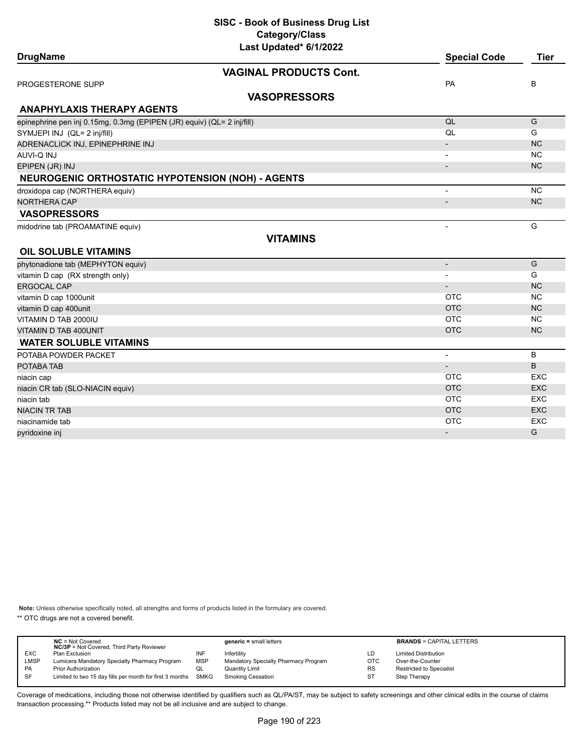# SISC - Book of Business Drug List

**Category/Class**

**Last Updated* 6/1/2022**

| DrugName | Special Code | Tier |
|---|---|---|
| **VAGINAL PRODUCTS Cont.** | | |
| PROGESTERONE SUPP | PA | B |
| **VASOPRESSORS** | | |
| **ANAPHYLAXIS THERAPY AGENTS** | | |
| epinephrine pen inj 0.15mg, 0.3mg (EPIPEN (JR) equiv) (QL= 2 inj/fill) | QL | G |
| SYMJEPI INJ (QL= 2 inj/fill) | QL | G |
| ADRENACLICK INJ, EPINEPHRINE INJ | - | NC |
| AUVI-Q INJ | - | NC |
| EPIPEN (JR) INJ | - | NC |
| **NEUROGENIC ORTHOSTATIC HYPOTENSION (NOH) - AGENTS** | | |
| droxidopa cap (NORTHERA equiv) | - | NC |
| NORTHERA CAP | - | NC |
| **VASOPRESSORS** | | |
| midodrine tab (PROAMATINE equiv) | - | G |
| **VITAMINS** | | |
| **OIL SOLUBLE VITAMINS** | | |
| phytonadione tab (MEPHYTON equiv) | - | G |
| vitamin D cap (RX strength only) | - | G |
| ERGOCAL CAP | - | NC |
| vitamin D cap 1000unit | OTC | NC |
| vitamin D cap 400unit | OTC | NC |
| VITAMIN D TAB 2000IU | OTC | NC |
| VITAMIN D TAB 400UNIT | OTC | NC |
| **WATER SOLUBLE VITAMINS** | | |
| POTABA POWDER PACKET | - | B |
| POTABA TAB | - | B |
| niacin cap | OTC | EXC |
| niacin CR tab (SLO-NIACIN equiv) | OTC | EXC |
| niacin tab | OTC | EXC |
| NIACIN TR TAB | OTC | EXC |
| niacinamide tab | OTC | EXC |
| pyridoxine inj | - | G |

**Note:** Unless otherwise specifically noted, all strengths and forms of products listed in the formulary are covered.

** OTC drugs are not a covered benefit.

| | | | | | |
|---|---|---|---|---|---|
| **NC** = Not Covered<br>**NC/3P** = Not Covered, Third Party Reviewer | | **generic =** small letters | | **BRANDS** = CAPITAL LETTERS | |
| EXC | Plan Exclusion | INF | Infertility | LD | Limited Distribution |
| LMSP | Lumicera Mandatory Specialty Pharmacy Program | MSP | Mandatory Specialty Pharmacy Program | OTC | Over-the-Counter |
| PA | Prior Authorization | QL | Quantity Limit | RS | Restricted to Specialist |
| SF | Limited to two 15 day fills per month for first 3 months | SMKG | Smoking Cessation | ST | Step Therapy |

Coverage of medications, including those not otherwise identified by qualifiers such as QL/PA/ST, may be subject to safety screenings and other clinical edits in the course of claims transaction processing.** Products listed may not be all inclusive and are subject to change.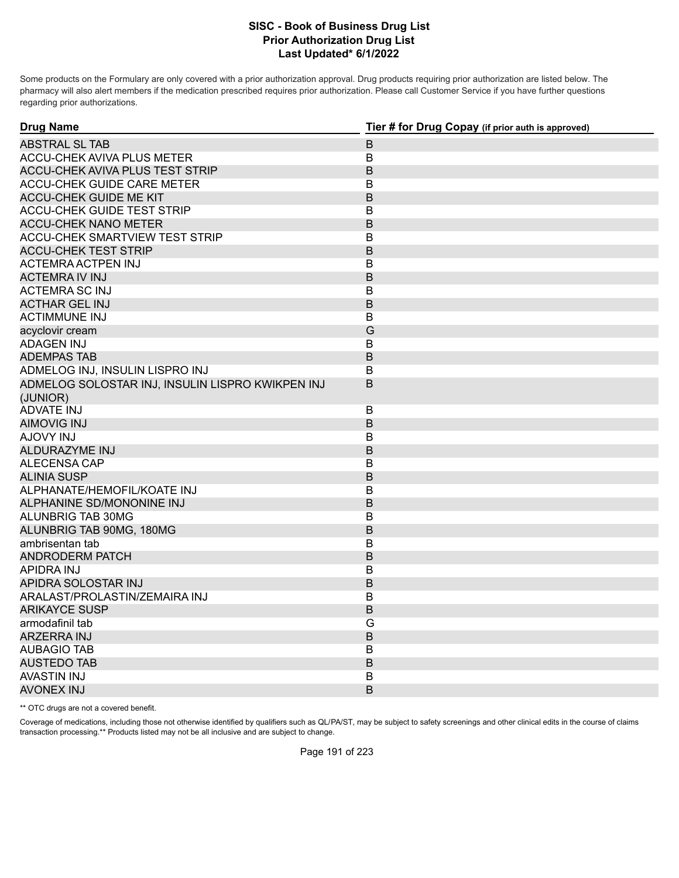# SISC - Book of Business Drug List
## Prior Authorization Drug List
### Last Updated* 6/1/2022

Some products on the Formulary are only covered with a prior authorization approval. Drug products requiring prior authorization are listed below. The pharmacy will also alert members if the medication prescribed requires prior authorization. Please call Customer Service if you have further questions regarding prior authorizations.

| Drug Name | Tier # for Drug Copay (if prior auth is approved) |
|---|---|
| ABSTRAL SL TAB | B |
| ACCU-CHEK AVIVA PLUS METER | B |
| ACCU-CHEK AVIVA PLUS TEST STRIP | B |
| ACCU-CHEK GUIDE CARE METER | B |
| ACCU-CHEK GUIDE ME KIT | B |
| ACCU-CHEK GUIDE TEST STRIP | B |
| ACCU-CHEK NANO METER | B |
| ACCU-CHEK SMARTVIEW TEST STRIP | B |
| ACCU-CHEK TEST STRIP | B |
| ACTEMRA ACTPEN INJ | B |
| ACTEMRA IV INJ | B |
| ACTEMRA SC INJ | B |
| ACTHAR GEL INJ | B |
| ACTIMMUNE INJ | B |
| acyclovir cream | G |
| ADAGEN INJ | B |
| ADEMPAS TAB | B |
| ADMELOG INJ, INSULIN LISPRO INJ | B |
| ADMELOG SOLOSTAR INJ, INSULIN LISPRO KWIKPEN INJ (JUNIOR) | B |
| ADVATE INJ | B |
| AIMOVIG INJ | B |
| AJOVY INJ | B |
| ALDURAZYME INJ | B |
| ALECENSA CAP | B |
| ALINIA SUSP | B |
| ALPHANATE/HEMOFIL/KOATE INJ | B |
| ALPHANINE SD/MONONINE INJ | B |
| ALUNBRIG TAB 30MG | B |
| ALUNBRIG TAB 90MG, 180MG | B |
| ambrisentan tab | B |
| ANDRODERM PATCH | B |
| APIDRA INJ | B |
| APIDRA SOLOSTAR INJ | B |
| ARALAST/PROLASTIN/ZEMAIRA INJ | B |
| ARIKAYCE SUSP | B |
| armodafinil tab | G |
| ARZERRA INJ | B |
| AUBAGIO TAB | B |
| AUSTEDO TAB | B |
| AVASTIN INJ | B |
| AVONEX INJ | B |

** OTC drugs are not a covered benefit.

Coverage of medications, including those not otherwise identified by qualifiers such as QL/PA/ST, may be subject to safety screenings and other clinical edits in the course of claims transaction processing.** Products listed may not be all inclusive and are subject to change.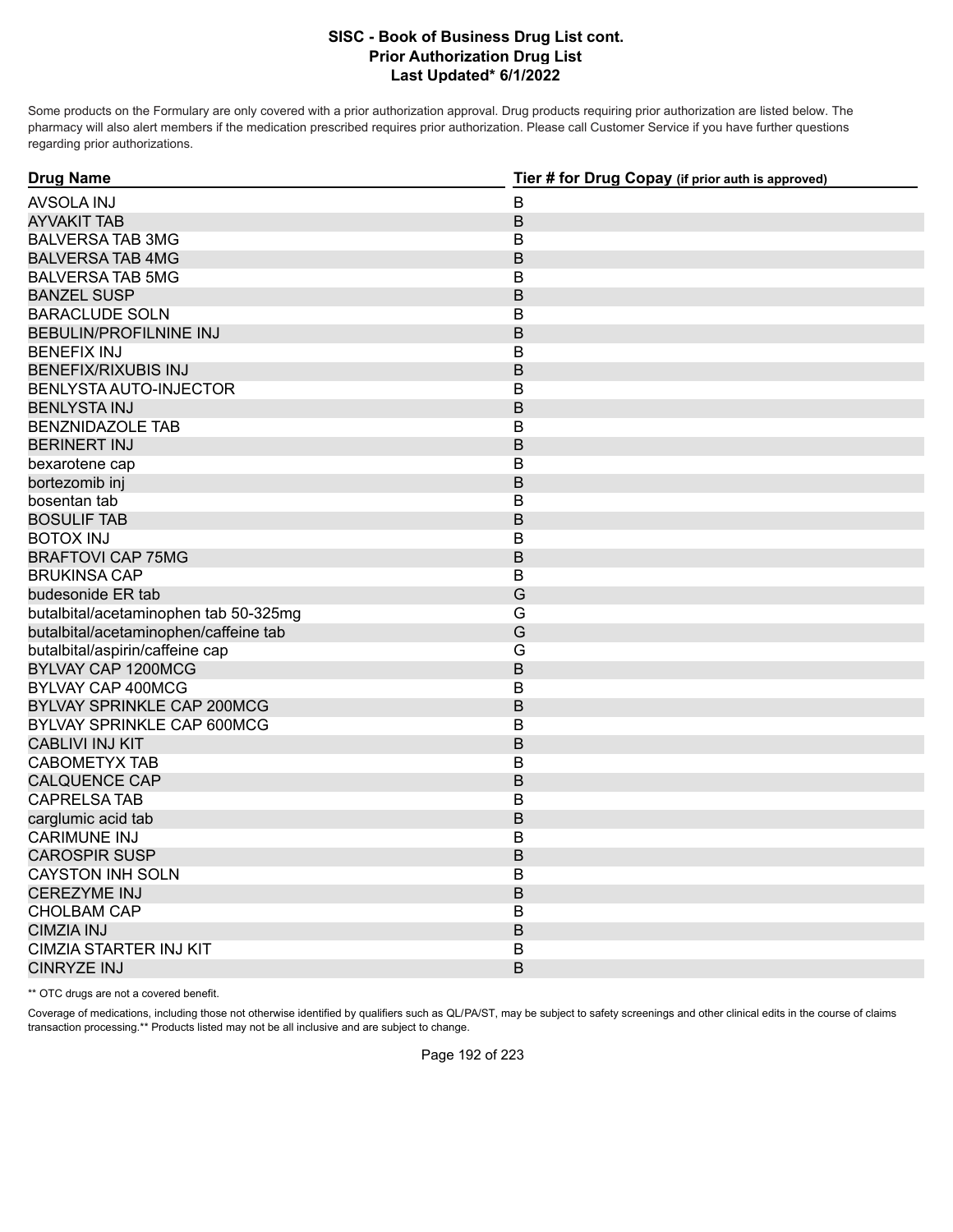# SISC - Book of Business Drug List cont.
## Prior Authorization Drug List
### Last Updated* 6/1/2022

Some products on the Formulary are only covered with a prior authorization approval. Drug products requiring prior authorization are listed below. The pharmacy will also alert members if the medication prescribed requires prior authorization. Please call Customer Service if you have further questions regarding prior authorizations.

| Drug Name | Tier # for Drug Copay (if prior auth is approved) |
|---|---|
| AVSOLA INJ | B |
| AYVAKIT TAB | B |
| BALVERSA TAB 3MG | B |
| BALVERSA TAB 4MG | B |
| BALVERSA TAB 5MG | B |
| BANZEL SUSP | B |
| BARACLUDE SOLN | B |
| BEBULIN/PROFILNINE INJ | B |
| BENEFIX INJ | B |
| BENEFIX/RIXUBIS INJ | B |
| BENLYSTA AUTO-INJECTOR | B |
| BENLYSTA INJ | B |
| BENZNIDAZOLE TAB | B |
| BERINERT INJ | B |
| bexarotene cap | B |
| bortezomib inj | B |
| bosentan tab | B |
| BOSULIF TAB | B |
| BOTOX INJ | B |
| BRAFTOVI CAP 75MG | B |
| BRUKINSA CAP | B |
| budesonide ER tab | G |
| butalbital/acetaminophen tab 50-325mg | G |
| butalbital/acetaminophen/caffeine tab | G |
| butalbital/aspirin/caffeine cap | G |
| BYLVAY CAP 1200MCG | B |
| BYLVAY CAP 400MCG | B |
| BYLVAY SPRINKLE CAP 200MCG | B |
| BYLVAY SPRINKLE CAP 600MCG | B |
| CABLIVI INJ KIT | B |
| CABOMETYX TAB | B |
| CALQUENCE CAP | B |
| CAPRELSA TAB | B |
| carglumic acid tab | B |
| CARIMUNE INJ | B |
| CAROSPIR SUSP | B |
| CAYSTON INH SOLN | B |
| CEREZYME INJ | B |
| CHOLBAM CAP | B |
| CIMZIA INJ | B |
| CIMZIA STARTER INJ KIT | B |
| CINRYZE INJ | B |

** OTC drugs are not a covered benefit.

Coverage of medications, including those not otherwise identified by qualifiers such as QL/PA/ST, may be subject to safety screenings and other clinical edits in the course of claims transaction processing.** Products listed may not be all inclusive and are subject to change.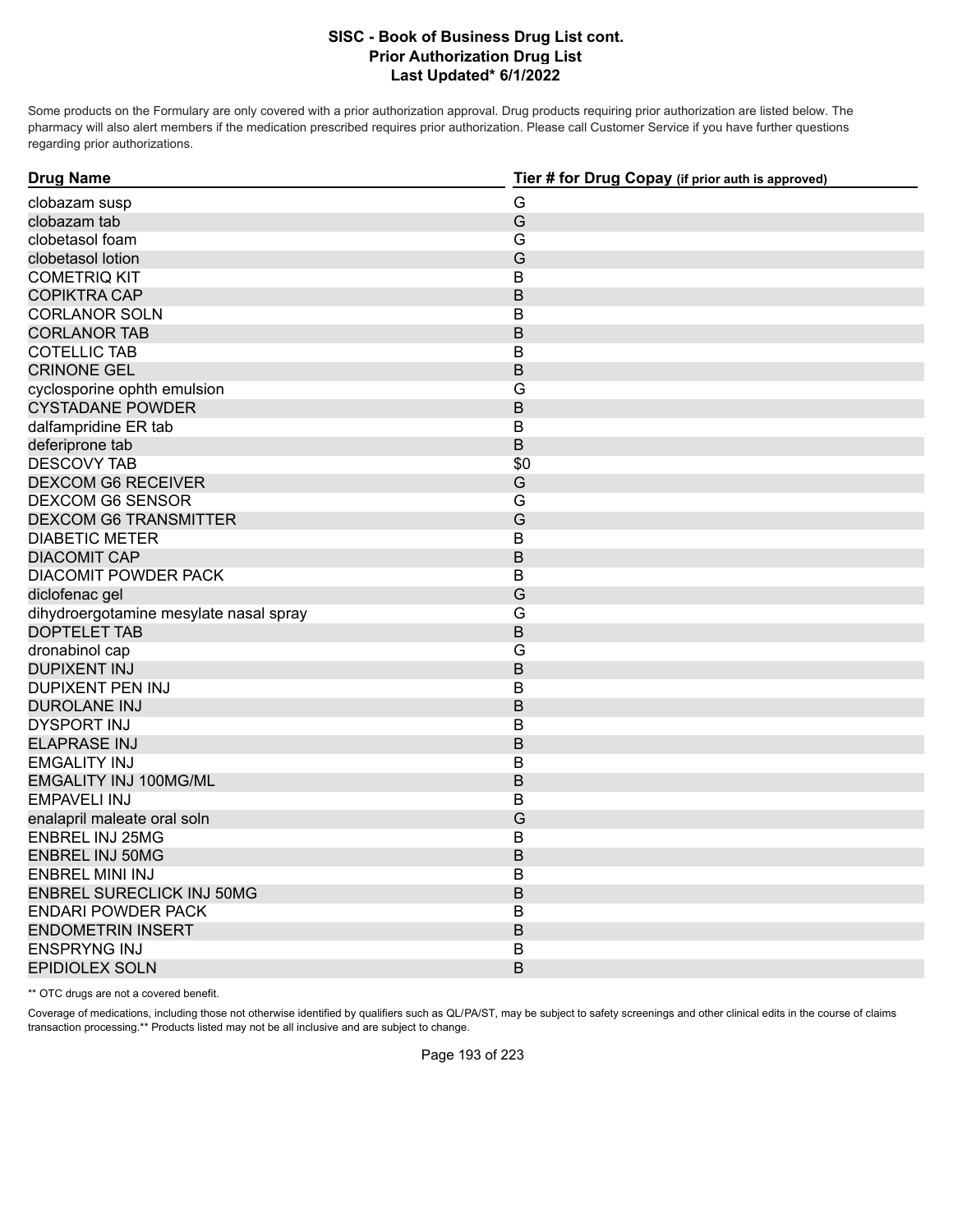# SISC - Book of Business Drug List cont.
## Prior Authorization Drug List
## Last Updated* 6/1/2022

Some products on the Formulary are only covered with a prior authorization approval. Drug products requiring prior authorization are listed below. The pharmacy will also alert members if the medication prescribed requires prior authorization. Please call Customer Service if you have further questions regarding prior authorizations.

| Drug Name | Tier # for Drug Copay (if prior auth is approved) |
| --- | --- |
| clobazam susp | G |
| clobazam tab | G |
| clobetasol foam | G |
| clobetasol lotion | G |
| COMETRIQ KIT | B |
| COPIKTRA CAP | B |
| CORLANOR SOLN | B |
| CORLANOR TAB | B |
| COTELLIC TAB | B |
| CRINONE GEL | B |
| cyclosporine ophth emulsion | G |
| CYSTADANE POWDER | B |
| dalfampridine ER tab | B |
| deferiprone tab | B |
| DESCOVY TAB | $0 |
| DEXCOM G6 RECEIVER | G |
| DEXCOM G6 SENSOR | G |
| DEXCOM G6 TRANSMITTER | G |
| DIABETIC METER | B |
| DIACOMIT CAP | B |
| DIACOMIT POWDER PACK | B |
| diclofenac gel | G |
| dihydroergotamine mesylate nasal spray | G |
| DOPTELET TAB | B |
| dronabinol cap | G |
| DUPIXENT INJ | B |
| DUPIXENT PEN INJ | B |
| DUROLANE INJ | B |
| DYSPORT INJ | B |
| ELAPRASE INJ | B |
| EMGALITY INJ | B |
| EMGALITY INJ 100MG/ML | B |
| EMPAVELI INJ | B |
| enalapril maleate oral soln | G |
| ENBREL INJ 25MG | B |
| ENBREL INJ 50MG | B |
| ENBREL MINI INJ | B |
| ENBREL SURECLICK INJ 50MG | B |
| ENDARI POWDER PACK | B |
| ENDOMETRIN INSERT | B |
| ENSPRYNG INJ | B |
| EPIDIOLEX SOLN | B |

** OTC drugs are not a covered benefit.

Coverage of medications, including those not otherwise identified by qualifiers such as QL/PA/ST, may be subject to safety screenings and other clinical edits in the course of claims transaction processing.** Products listed may not be all inclusive and are subject to change.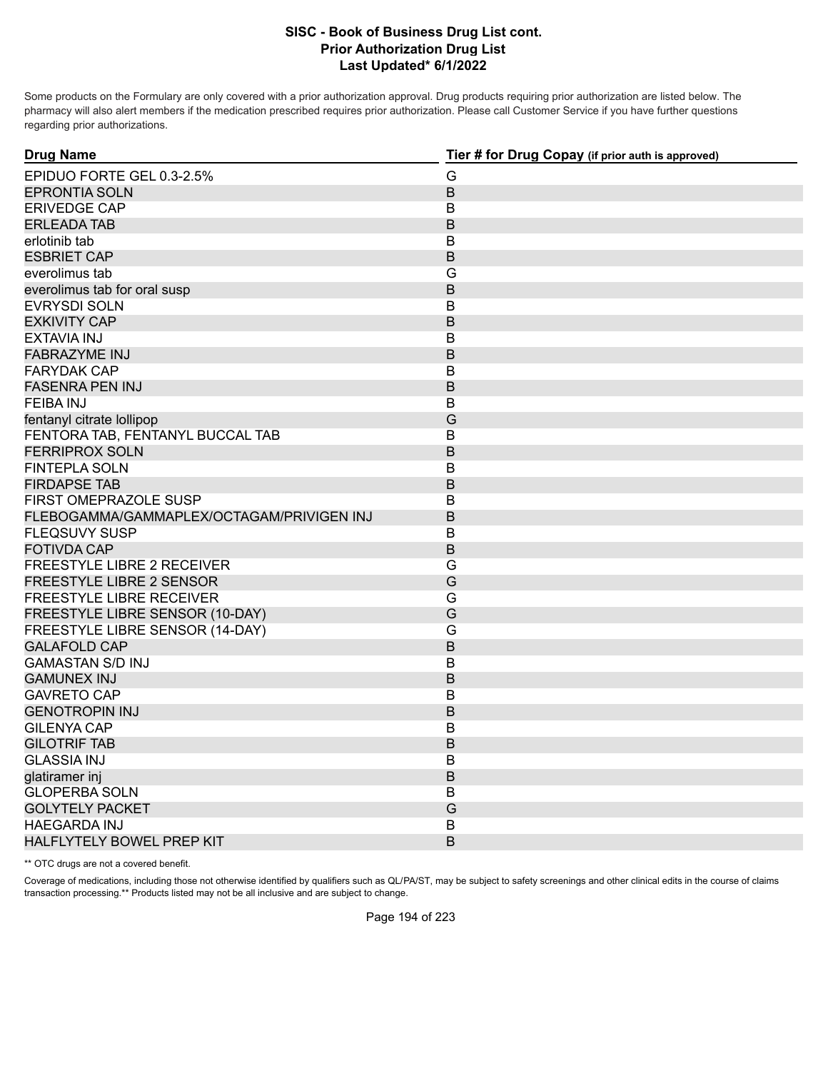Some products on the Formulary are only covered with a prior authorization approval. Drug products requiring prior authorization are listed below. The pharmacy will also alert members if the medication prescribed requires prior authorization. Please call Customer Service if you have further questions regarding prior authorizations.

| Drug Name | Tier # for Drug Copay (if prior auth is approved) |
|---|---|
| EPIDUO FORTE GEL 0.3-2.5% | G |
| EPRONTIA SOLN | B |
| ERIVEDGE CAP | B |
| ERLEADA TAB | B |
| erlotinib tab | B |
| ESBRIET CAP | B |
| everolimus tab | G |
| everolimus tab for oral susp | B |
| EVRYSDI SOLN | B |
| EXKIVITY CAP | B |
| EXTAVIA INJ | B |
| FABRAZYME INJ | B |
| FARYDAK CAP | B |
| FASENRA PEN INJ | B |
| FEIBA INJ | B |
| fentanyl citrate lollipop | G |
| FENTORA TAB, FENTANYL BUCCAL TAB | B |
| FERRIPROX SOLN | B |
| FINTEPLA SOLN | B |
| FIRDAPSE TAB | B |
| FIRST OMEPRAZOLE SUSP | B |
| FLEBOGAMMA/GAMMAPLEX/OCTAGAM/PRIVIGEN INJ | B |
| FLEQSUVY SUSP | B |
| FOTIVDA CAP | B |
| FREESTYLE LIBRE 2 RECEIVER | G |
| FREESTYLE LIBRE 2 SENSOR | G |
| FREESTYLE LIBRE RECEIVER | G |
| FREESTYLE LIBRE SENSOR (10-DAY) | G |
| FREESTYLE LIBRE SENSOR (14-DAY) | G |
| GALAFOLD CAP | B |
| GAMASTAN S/D INJ | B |
| GAMUNEX INJ | B |
| GAVRETO CAP | B |
| GENOTROPIN INJ | B |
| GILENYA CAP | B |
| GILOTRIF TAB | B |
| GLASSIA INJ | B |
| glatiramer inj | B |
| GLOPERBA SOLN | B |
| GOLYTELY PACKET | G |
| HAEGARDA INJ | B |
| HALFLYTELY BOWEL PREP KIT | B |

** OTC drugs are not a covered benefit.

Coverage of medications, including those not otherwise identified by qualifiers such as QL/PA/ST, may be subject to safety screenings and other clinical edits in the course of claims transaction processing.** Products listed may not be all inclusive and are subject to change.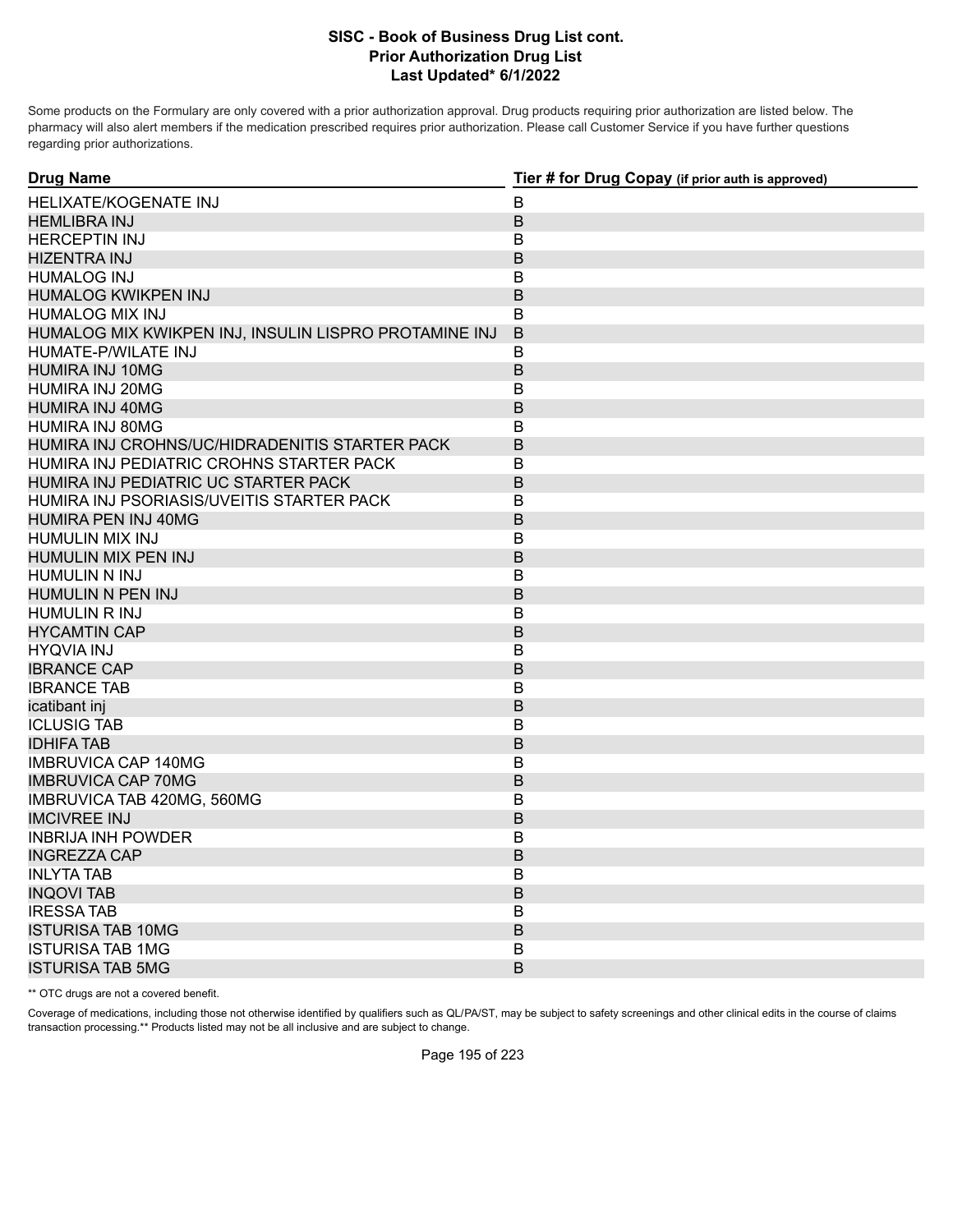# SISC - Book of Business Drug List cont.
## Prior Authorization Drug List
## Last Updated* 6/1/2022

Some products on the Formulary are only covered with a prior authorization approval. Drug products requiring prior authorization are listed below. The pharmacy will also alert members if the medication prescribed requires prior authorization. Please call Customer Service if you have further questions regarding prior authorizations.

| Drug Name | Tier # for Drug Copay (if prior auth is approved) |
|---|---|
| HELIXATE/KOGENATE INJ | B |
| HEMLIBRA INJ | B |
| HERCEPTIN INJ | B |
| HIZENTRA INJ | B |
| HUMALOG INJ | B |
| HUMALOG KWIKPEN INJ | B |
| HUMALOG MIX INJ | B |
| HUMALOG MIX KWIKPEN INJ, INSULIN LISPRO PROTAMINE INJ | B |
| HUMATE-P/WILATE INJ | B |
| HUMIRA INJ 10MG | B |
| HUMIRA INJ 20MG | B |
| HUMIRA INJ 40MG | B |
| HUMIRA INJ 80MG | B |
| HUMIRA INJ CROHNS/UC/HIDRADENITIS STARTER PACK | B |
| HUMIRA INJ PEDIATRIC CROHNS STARTER PACK | B |
| HUMIRA INJ PEDIATRIC UC STARTER PACK | B |
| HUMIRA INJ PSORIASIS/UVEITIS STARTER PACK | B |
| HUMIRA PEN INJ 40MG | B |
| HUMULIN MIX INJ | B |
| HUMULIN MIX PEN INJ | B |
| HUMULIN N INJ | B |
| HUMULIN N PEN INJ | B |
| HUMULIN R INJ | B |
| HYCAMTIN CAP | B |
| HYQVIA INJ | B |
| IBRANCE CAP | B |
| IBRANCE TAB | B |
| icatibant inj | B |
| ICLUSIG TAB | B |
| IDHIFA TAB | B |
| IMBRUVICA CAP 140MG | B |
| IMBRUVICA CAP 70MG | B |
| IMBRUVICA TAB 420MG, 560MG | B |
| IMCIVREE INJ | B |
| INBRIJA INH POWDER | B |
| INGREZZA CAP | B |
| INLYTA TAB | B |
| INQOVI TAB | B |
| IRESSA TAB | B |
| ISTURISA TAB 10MG | B |
| ISTURISA TAB 1MG | B |
| ISTURISA TAB 5MG | B |

** OTC drugs are not a covered benefit.

Coverage of medications, including those not otherwise identified by qualifiers such as QL/PA/ST, may be subject to safety screenings and other clinical edits in the course of claims transaction processing.** Products listed may not be all inclusive and are subject to change.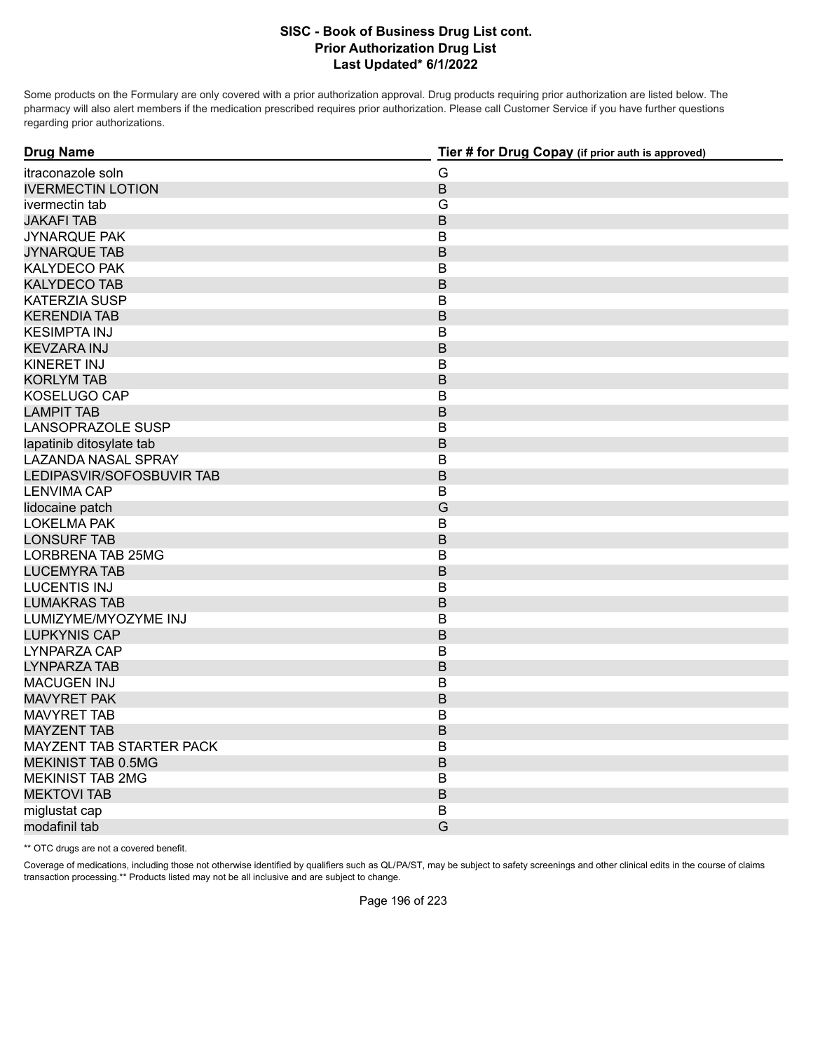Some products on the Formulary are only covered with a prior authorization approval. Drug products requiring prior authorization are listed below. The pharmacy will also alert members if the medication prescribed requires prior authorization. Please call Customer Service if you have further questions regarding prior authorizations.

| Drug Name | Tier # for Drug Copay (if prior auth is approved) |
|---|---|
| itraconazole soln | G |
| IVERMECTIN LOTION | B |
| ivermectin tab | G |
| JAKAFI TAB | B |
| JYNARQUE PAK | B |
| JYNARQUE TAB | B |
| KALYDECO PAK | B |
| KALYDECO TAB | B |
| KATERZIA SUSP | B |
| KERENDIA TAB | B |
| KESIMPTA INJ | B |
| KEVZARA INJ | B |
| KINERET INJ | B |
| KORLYM TAB | B |
| KOSELUGO CAP | B |
| LAMPIT TAB | B |
| LANSOPRAZOLE SUSP | B |
| lapatinib ditosylate tab | B |
| LAZANDA NASAL SPRAY | B |
| LEDIPASVIR/SOFOSBUVIR TAB | B |
| LENVIMA CAP | B |
| lidocaine patch | G |
| LOKELMA PAK | B |
| LONSURF TAB | B |
| LORBRENA TAB 25MG | B |
| LUCEMYRA TAB | B |
| LUCENTIS INJ | B |
| LUMAKRAS TAB | B |
| LUMIZYME/MYOZYME INJ | B |
| LUPKYNIS CAP | B |
| LYNPARZA CAP | B |
| LYNPARZA TAB | B |
| MACUGEN INJ | B |
| MAVYRET PAK | B |
| MAVYRET TAB | B |
| MAYZENT TAB | B |
| MAYZENT TAB STARTER PACK | B |
| MEKINIST TAB 0.5MG | B |
| MEKINIST TAB 2MG | B |
| MEKTOVI TAB | B |
| miglustat cap | B |
| modafinil tab | G |

** OTC drugs are not a covered benefit.

Coverage of medications, including those not otherwise identified by qualifiers such as QL/PA/ST, may be subject to safety screenings and other clinical edits in the course of claims transaction processing.** Products listed may not be all inclusive and are subject to change.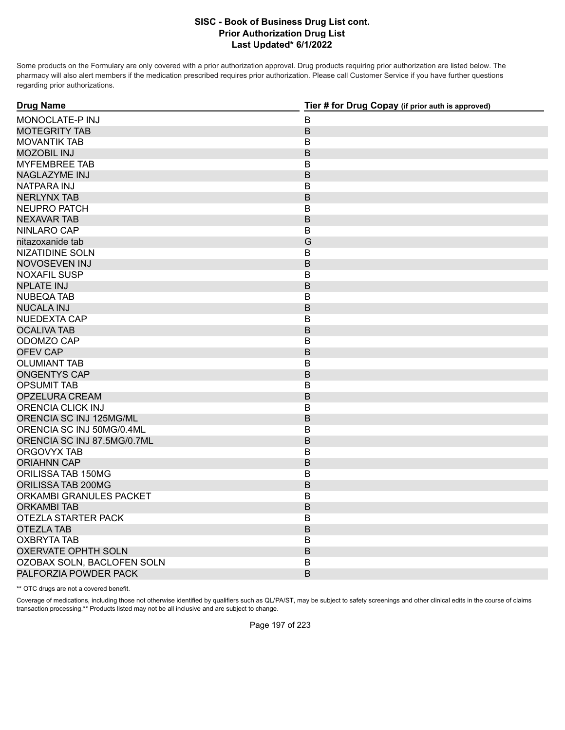# SISC - Book of Business Drug List cont.
## Prior Authorization Drug List
### Last Updated* 6/1/2022

Some products on the Formulary are only covered with a prior authorization approval. Drug products requiring prior authorization are listed below. The pharmacy will also alert members if the medication prescribed requires prior authorization. Please call Customer Service if you have further questions regarding prior authorizations.

| Drug Name | Tier # for Drug Copay (if prior auth is approved) |
|---|---|
| MONOCLATE-P INJ | B |
| MOTEGRITY TAB | B |
| MOVANTIK TAB | B |
| MOZOBIL INJ | B |
| MYFEMBREE TAB | B |
| NAGLAZYME INJ | B |
| NATPARA INJ | B |
| NERLYNX TAB | B |
| NEUPRO PATCH | B |
| NEXAVAR TAB | B |
| NINLARO CAP | B |
| nitazoxanide tab | G |
| NIZATIDINE SOLN | B |
| NOVOSEVEN INJ | B |
| NOXAFIL SUSP | B |
| NPLATE INJ | B |
| NUBEQA TAB | B |
| NUCALA INJ | B |
| NUEDEXTA CAP | B |
| OCALIVA TAB | B |
| ODOMZO CAP | B |
| OFEV CAP | B |
| OLUMIANT TAB | B |
| ONGENTYS CAP | B |
| OPSUMIT TAB | B |
| OPZELURA CREAM | B |
| ORENCIA CLICK INJ | B |
| ORENCIA SC INJ 125MG/ML | B |
| ORENCIA SC INJ 50MG/0.4ML | B |
| ORENCIA SC INJ 87.5MG/0.7ML | B |
| ORGOVYX TAB | B |
| ORIAHNN CAP | B |
| ORILISSA TAB 150MG | B |
| ORILISSA TAB 200MG | B |
| ORKAMBI GRANULES PACKET | B |
| ORKAMBI TAB | B |
| OTEZLA STARTER PACK | B |
| OTEZLA TAB | B |
| OXBRYTA TAB | B |
| OXERVATE OPHTH SOLN | B |
| OZOBAX SOLN, BACLOFEN SOLN | B |
| PALFORZIA POWDER PACK | B |

** OTC drugs are not a covered benefit.

Coverage of medications, including those not otherwise identified by qualifiers such as QL/PA/ST, may be subject to safety screenings and other clinical edits in the course of claims transaction processing.** Products listed may not be all inclusive and are subject to change.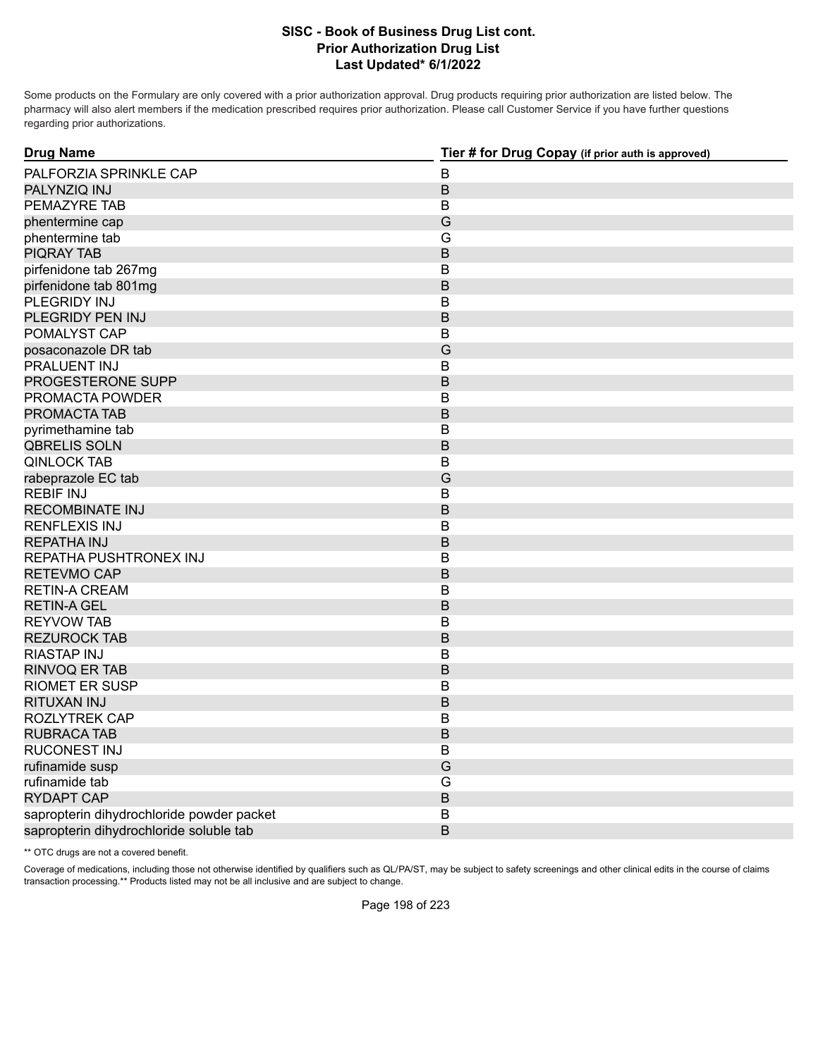# SISC - Book of Business Drug List cont.
## Prior Authorization Drug List
### Last Updated* 6/1/2022

Some products on the Formulary are only covered with a prior authorization approval. Drug products requiring prior authorization are listed below. The pharmacy will also alert members if the medication prescribed requires prior authorization. Please call Customer Service if you have further questions regarding prior authorizations.

| Drug Name | Tier # for Drug Copay (if prior auth is approved) |
|---|---|
| PALFORZIA SPRINKLE CAP | B |
| PALYNZIQ INJ | B |
| PEMAZYRE TAB | B |
| phentermine cap | G |
| phentermine tab | G |
| PIQRAY TAB | B |
| pirfenidone tab 267mg | B |
| pirfenidone tab 801mg | B |
| PLEGRIDY INJ | B |
| PLEGRIDY PEN INJ | B |
| POMALYST CAP | B |
| posaconazole DR tab | G |
| PRALUENT INJ | B |
| PROGESTERONE SUPP | B |
| PROMACTA POWDER | B |
| PROMACTA TAB | B |
| pyrimethamine tab | B |
| QBRELIS SOLN | B |
| QINLOCK TAB | B |
| rabeprazole EC tab | G |
| REBIF INJ | B |
| RECOMBINATE INJ | B |
| RENFLEXIS INJ | B |
| REPATHA INJ | B |
| REPATHA PUSHTRONEX INJ | B |
| RETEVMO CAP | B |
| RETIN-A CREAM | B |
| RETIN-A GEL | B |
| REYVOW TAB | B |
| REZUROCK TAB | B |
| RIASTAP INJ | B |
| RINVOQ ER TAB | B |
| RIOMET ER SUSP | B |
| RITUXAN INJ | B |
| ROZLYTREK CAP | B |
| RUBRACA TAB | B |
| RUCONEST INJ | B |
| rufinamide susp | G |
| rufinamide tab | G |
| RYDAPT CAP | B |
| sapropterin dihydrochloride powder packet | B |
| sapropterin dihydrochloride soluble tab | B |

** OTC drugs are not a covered benefit.

Coverage of medications, including those not otherwise identified by qualifiers such as QL/PA/ST, may be subject to safety screenings and other clinical edits in the course of claims transaction processing.** Products listed may not be all inclusive and are subject to change.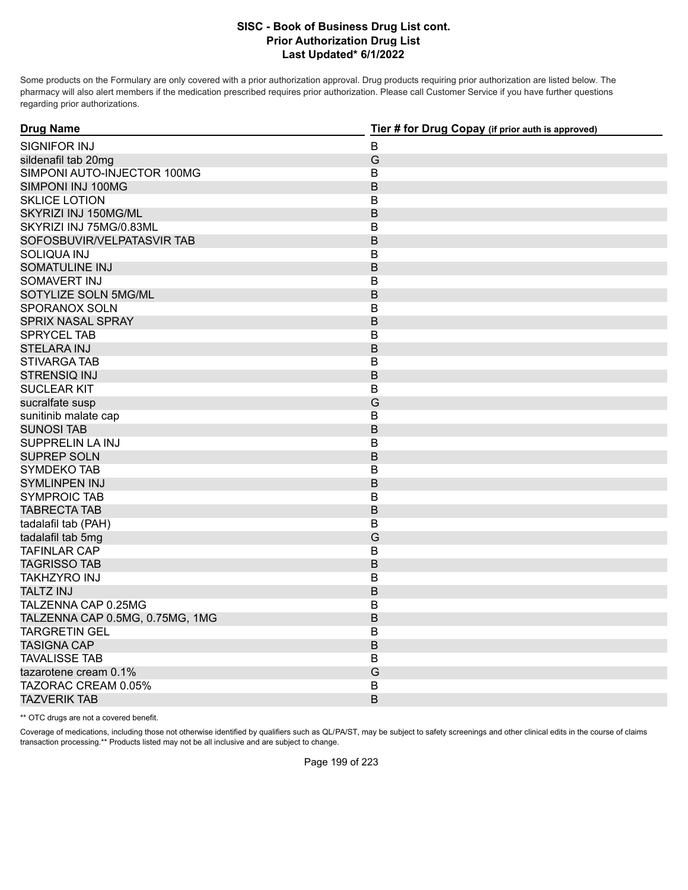# SISC - Book of Business Drug List cont.
## Prior Authorization Drug List
### Last Updated* 6/1/2022

Some products on the Formulary are only covered with a prior authorization approval. Drug products requiring prior authorization are listed below. The pharmacy will also alert members if the medication prescribed requires prior authorization. Please call Customer Service if you have further questions regarding prior authorizations.

| Drug Name | Tier # for Drug Copay (if prior auth is approved) |
|---|---|
| SIGNIFOR INJ | B |
| sildenafil tab 20mg | G |
| SIMPONI AUTO-INJECTOR 100MG | B |
| SIMPONI INJ 100MG | B |
| SKLICE LOTION | B |
| SKYRIZI INJ 150MG/ML | B |
| SKYRIZI INJ 75MG/0.83ML | B |
| SOFOSBUVIR/VELPATASVIR TAB | B |
| SOLIQUA INJ | B |
| SOMATULINE INJ | B |
| SOMAVERT INJ | B |
| SOTYLIZE SOLN 5MG/ML | B |
| SPORANOX SOLN | B |
| SPRIX NASAL SPRAY | B |
| SPRYCEL TAB | B |
| STELARA INJ | B |
| STIVARGA TAB | B |
| STRENSIQ INJ | B |
| SUCLEAR KIT | B |
| sucralfate susp | G |
| sunitinib malate cap | B |
| SUNOSI TAB | B |
| SUPPRELIN LA INJ | B |
| SUPREP SOLN | B |
| SYMDEKO TAB | B |
| SYMLINPEN INJ | B |
| SYMPROIC TAB | B |
| TABRECTA TAB | B |
| tadalafil tab (PAH) | B |
| tadalafil tab 5mg | G |
| TAFINLAR CAP | B |
| TAGRISSO TAB | B |
| TAKHZYRO INJ | B |
| TALTZ INJ | B |
| TALZENNA CAP 0.25MG | B |
| TALZENNA CAP 0.5MG, 0.75MG, 1MG | B |
| TARGRETIN GEL | B |
| TASIGNA CAP | B |
| TAVALISSE TAB | B |
| tazarotene cream 0.1% | G |
| TAZORAC CREAM 0.05% | B |
| TAZVERIK TAB | B |

** OTC drugs are not a covered benefit.

Coverage of medications, including those not otherwise identified by qualifiers such as QL/PA/ST, may be subject to safety screenings and other clinical edits in the course of claims transaction processing.** Products listed may not be all inclusive and are subject to change.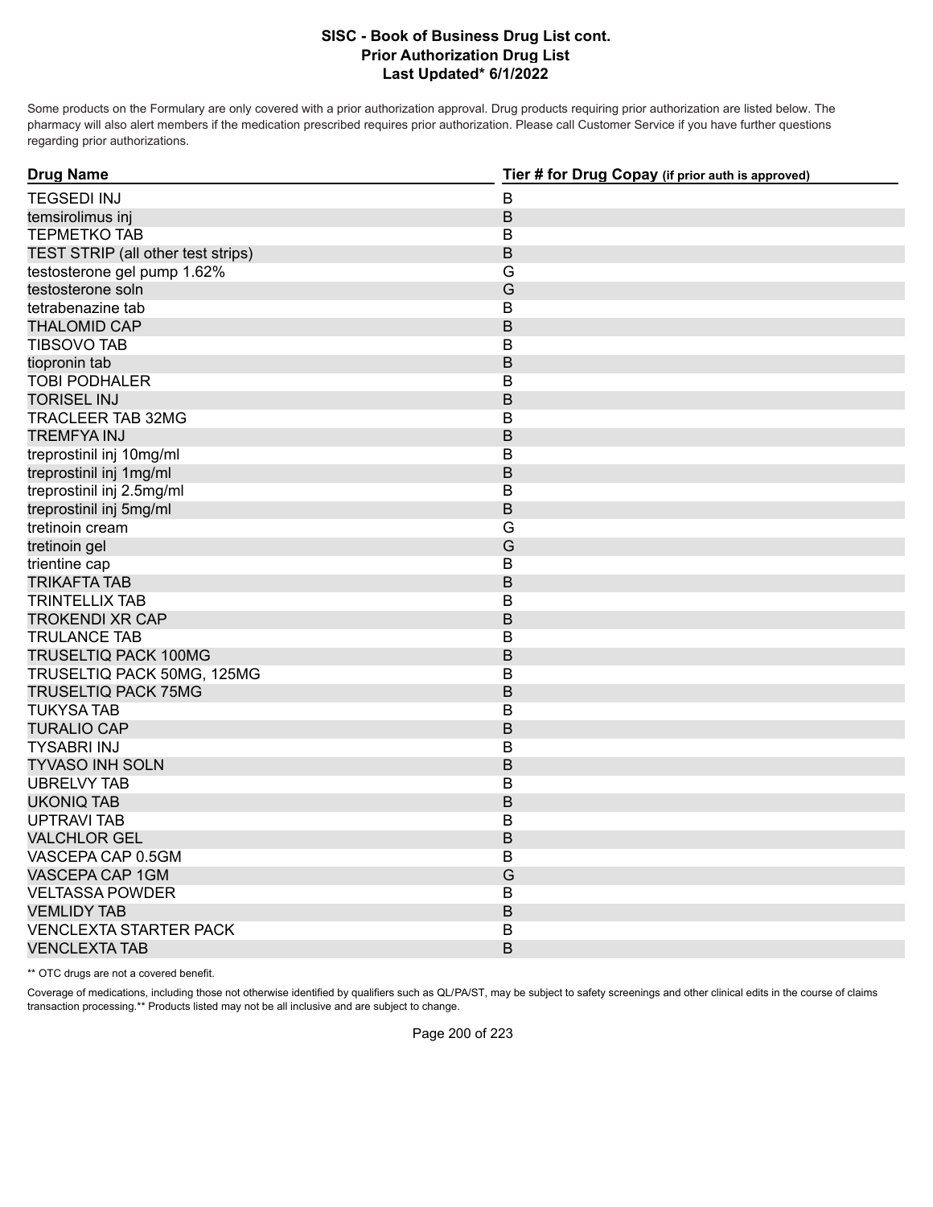# SISC - Book of Business Drug List cont.
## Prior Authorization Drug List
### Last Updated* 6/1/2022

Some products on the Formulary are only covered with a prior authorization approval. Drug products requiring prior authorization are listed below. The pharmacy will also alert members if the medication prescribed requires prior authorization. Please call Customer Service if you have further questions regarding prior authorizations.

| Drug Name | Tier # for Drug Copay (if prior auth is approved) |
|---|---|
| TEGSEDI INJ | B |
| temsirolimus inj | B |
| TEPMETKO TAB | B |
| TEST STRIP (all other test strips) | B |
| testosterone gel pump 1.62% | G |
| testosterone soln | G |
| tetrabenazine tab | B |
| THALOMID CAP | B |
| TIBSOVO TAB | B |
| tiopronin tab | B |
| TOBI PODHALER | B |
| TORISEL INJ | B |
| TRACLEER TAB 32MG | B |
| TREMFYA INJ | B |
| treprostinil inj 10mg/ml | B |
| treprostinil inj 1mg/ml | B |
| treprostinil inj 2.5mg/ml | B |
| treprostinil inj 5mg/ml | B |
| tretinoin cream | G |
| tretinoin gel | G |
| trientine cap | B |
| TRIKAFTA TAB | B |
| TRINTELLIX TAB | B |
| TROKENDI XR CAP | B |
| TRULANCE TAB | B |
| TRUSELTIQ PACK 100MG | B |
| TRUSELTIQ PACK 50MG, 125MG | B |
| TRUSELTIQ PACK 75MG | B |
| TUKYSA TAB | B |
| TURALIO CAP | B |
| TYSABRI INJ | B |
| TYVASO INH SOLN | B |
| UBRELVY TAB | B |
| UKONIQ TAB | B |
| UPTRAVI TAB | B |
| VALCHLOR GEL | B |
| VASCEPA CAP 0.5GM | B |
| VASCEPA CAP 1GM | G |
| VELTASSA POWDER | B |
| VEMLIDY TAB | B |
| VENCLEXTA STARTER PACK | B |
| VENCLEXTA TAB | B |

** OTC drugs are not a covered benefit.

Coverage of medications, including those not otherwise identified by qualifiers such as QL/PA/ST, may be subject to safety screenings and other clinical edits in the course of claims transaction processing.** Products listed may not be all inclusive and are subject to change.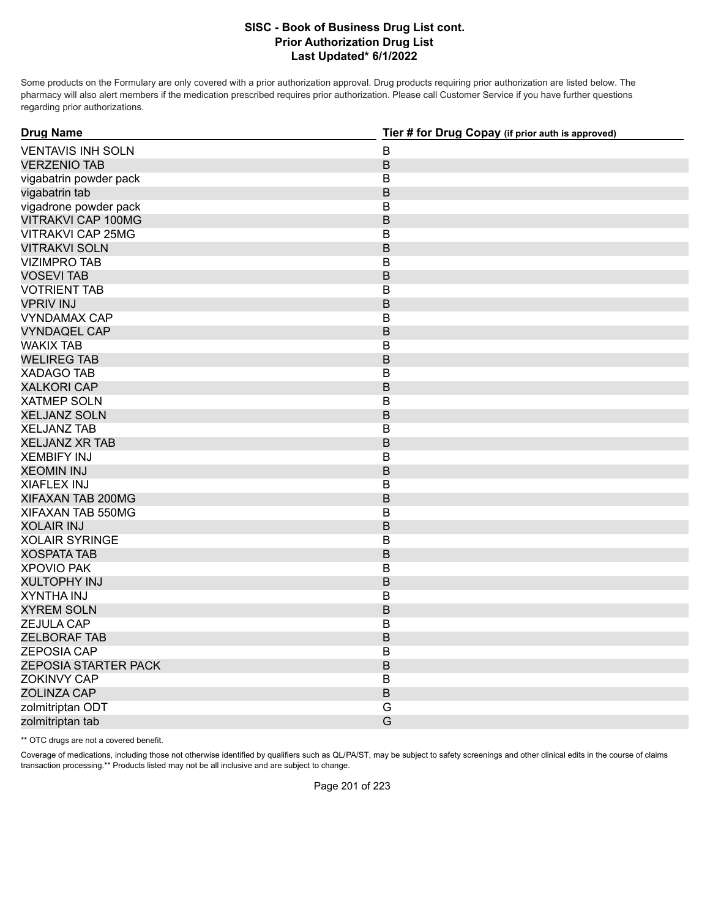# SISC - Book of Business Drug List cont.
## Prior Authorization Drug List
### Last Updated* 6/1/2022

Some products on the Formulary are only covered with a prior authorization approval. Drug products requiring prior authorization are listed below. The pharmacy will also alert members if the medication prescribed requires prior authorization. Please call Customer Service if you have further questions regarding prior authorizations.

| Drug Name | Tier # for Drug Copay (if prior auth is approved) |
|---|---|
| VENTAVIS INH SOLN | B |
| VERZENIO TAB | B |
| vigabatrin powder pack | B |
| vigabatrin tab | B |
| vigadrone powder pack | B |
| VITRAKVI CAP 100MG | B |
| VITRAKVI CAP 25MG | B |
| VITRAKVI SOLN | B |
| VIZIMPRO TAB | B |
| VOSEVI TAB | B |
| VOTRIENT TAB | B |
| VPRIV INJ | B |
| VYNDAMAX CAP | B |
| VYNDAQEL CAP | B |
| WAKIX TAB | B |
| WELIREG TAB | B |
| XADAGO TAB | B |
| XALKORI CAP | B |
| XATMEP SOLN | B |
| XELJANZ SOLN | B |
| XELJANZ TAB | B |
| XELJANZ XR TAB | B |
| XEMBIFY INJ | B |
| XEOMIN INJ | B |
| XIAFLEX INJ | B |
| XIFAXAN TAB 200MG | B |
| XIFAXAN TAB 550MG | B |
| XOLAIR INJ | B |
| XOLAIR SYRINGE | B |
| XOSPATA TAB | B |
| XPOVIO PAK | B |
| XULTOPHY INJ | B |
| XYNTHA INJ | B |
| XYREM SOLN | B |
| ZEJULA CAP | B |
| ZELBORAF TAB | B |
| ZEPOSIA CAP | B |
| ZEPOSIA STARTER PACK | B |
| ZOKINVY CAP | B |
| ZOLINZA CAP | B |
| zolmitriptan ODT | G |
| zolmitriptan tab | G |

** OTC drugs are not a covered benefit.

Coverage of medications, including those not otherwise identified by qualifiers such as QL/PA/ST, may be subject to safety screenings and other clinical edits in the course of claims transaction processing.** Products listed may not be all inclusive and are subject to change.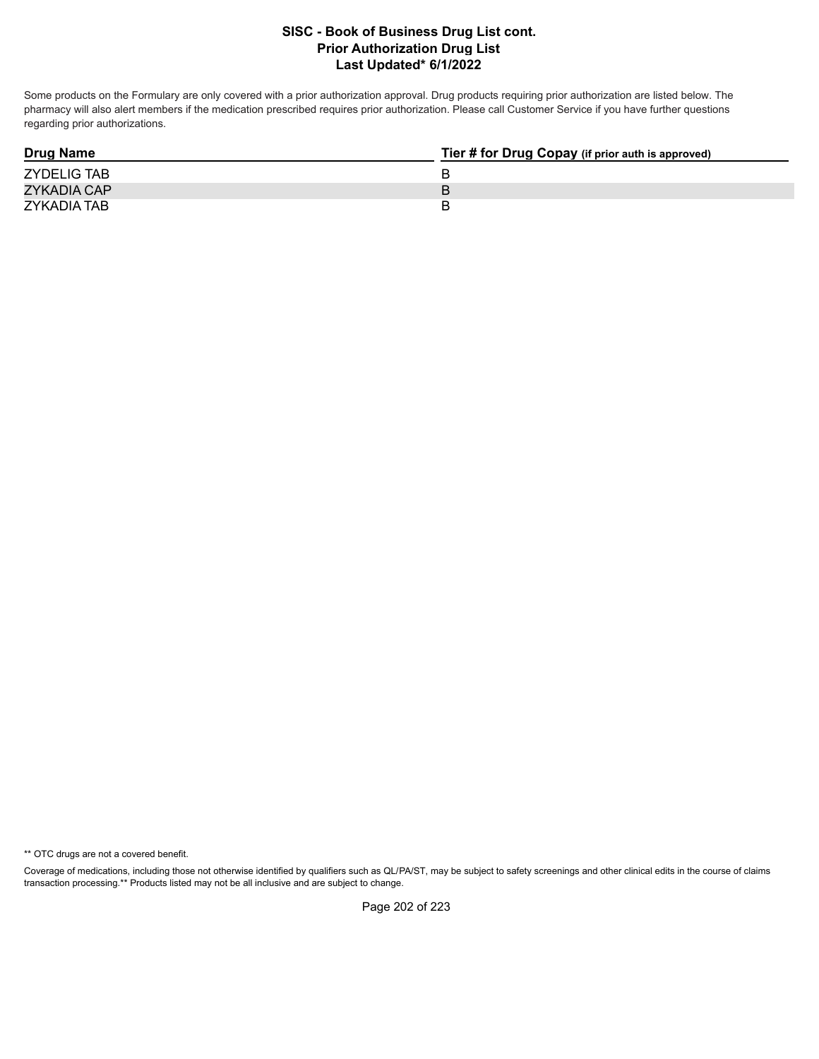**SISC - Book of Business Drug List cont.**
**Prior Authorization Drug List**
**Last Updated* 6/1/2022**

Some products on the Formulary are only covered with a prior authorization approval. Drug products requiring prior authorization are listed below. The pharmacy will also alert members if the medication prescribed requires prior authorization. Please call Customer Service if you have further questions regarding prior authorizations.

| Drug Name | Tier # for Drug Copay (if prior auth is approved) |
|---|---|
| ZYDELIG TAB | B |
| ZYKADIA CAP | B |
| ZYKADIA TAB | B |

** OTC drugs are not a covered benefit.

Coverage of medications, including those not otherwise identified by qualifiers such as QL/PA/ST, may be subject to safety screenings and other clinical edits in the course of claims transaction processing.** Products listed may not be all inclusive and are subject to change.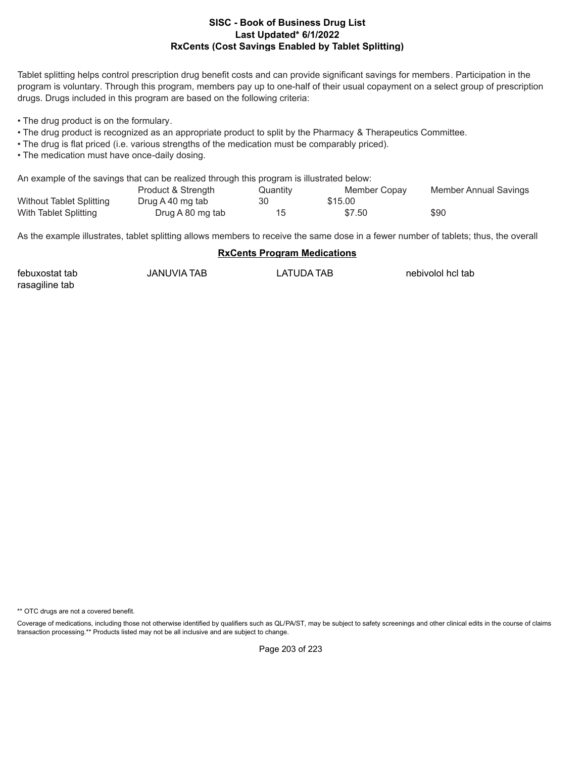# SISC - Book of Business Drug List

**Last Updated* 6/1/2022**

## RxCents (Cost Savings Enabled by Tablet Splitting)

Tablet splitting helps control prescription drug benefit costs and can provide significant savings for members. Participation in the program is voluntary. Through this program, members pay up to one-half of their usual copayment on a select group of prescription drugs. Drugs included in this program are based on the following criteria:

- The drug product is on the formulary.
- The drug product is recognized as an appropriate product to split by the Pharmacy & Therapeutics Committee.
- The drug is flat priced (i.e. various strengths of the medication must be comparably priced).
- The medication must have once-daily dosing.

An example of the savings that can be realized through this program is illustrated below:

| | Product & Strength | Quantity | Member Copay | Member Annual Savings |
|---|---|---|---|---|
| Without Tablet Splitting | Drug A 40 mg tab | 30 | $15.00 | |
| With Tablet Splitting | Drug A 80 mg tab | 15 | $7.50 | $90 |

As the example illustrates, tablet splitting allows members to receive the same dose in a fewer number of tablets; thus, the overall

### RxCents Program Medications

| | | | |
|---|---|---|---|
| febuxostat tab | JANUVIA TAB | LATUDA TAB | nebivolol hcl tab |
| rasagiline tab | | | |

** OTC drugs are not a covered benefit.

Coverage of medications, including those not otherwise identified by qualifiers such as QL/PA/ST, may be subject to safety screenings and other clinical edits in the course of claims transaction processing.** Products listed may not be all inclusive and are subject to change.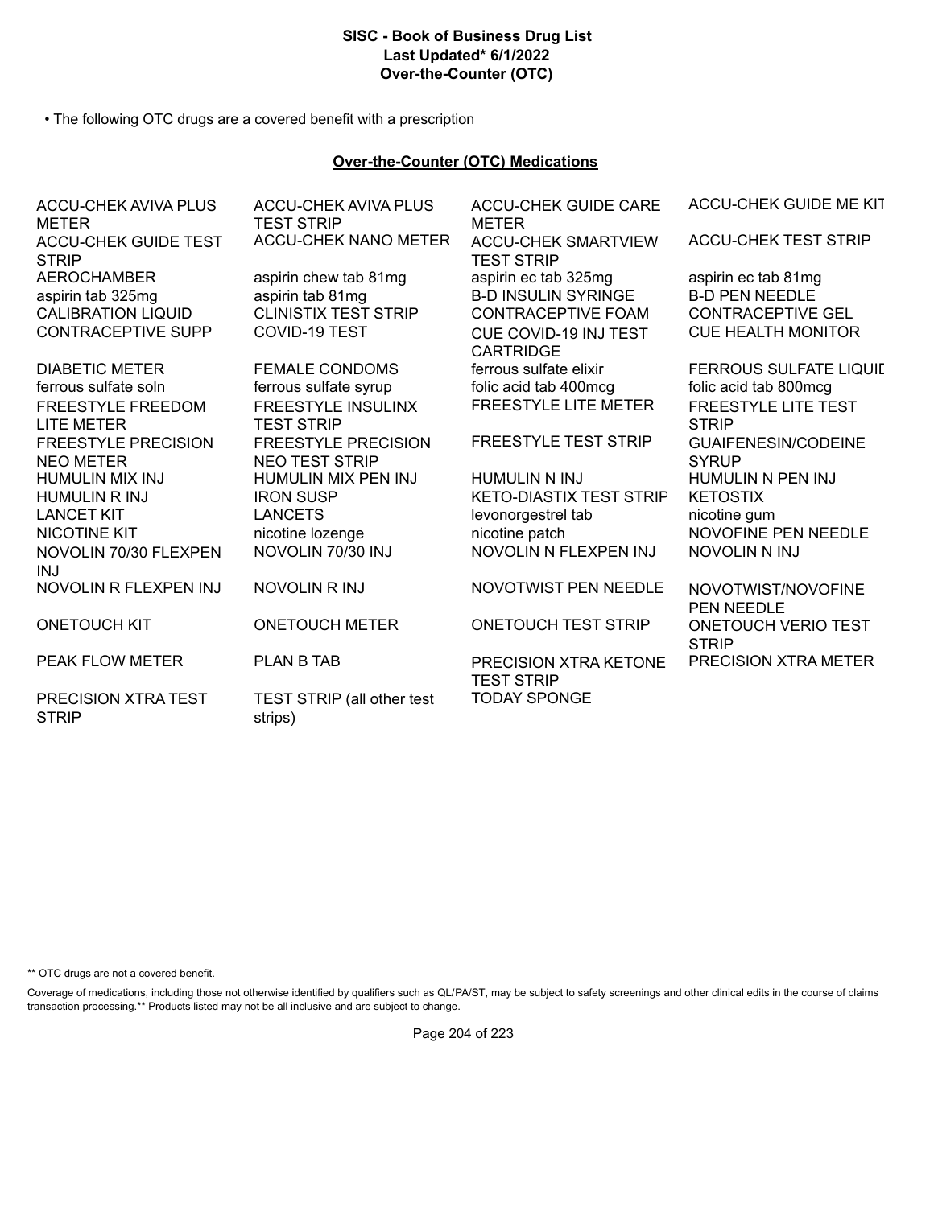# SISC - Book of Business Drug List
**Last Updated* 6/1/2022**
**Over-the-Counter (OTC)**

- The following OTC drugs are a covered benefit with a prescription

## Over-the-Counter (OTC) Medications

| | | | |
|---|---|---|---|
| ACCU-CHEK AVIVA PLUS METER | ACCU-CHEK AVIVA PLUS TEST STRIP | ACCU-CHEK GUIDE CARE METER | ACCU-CHEK GUIDE ME KIT |
| ACCU-CHEK GUIDE TEST STRIP | ACCU-CHEK NANO METER | ACCU-CHEK SMARTVIEW TEST STRIP | ACCU-CHEK TEST STRIP |
| AEROCHAMBER | aspirin chew tab 81mg | aspirin ec tab 325mg | aspirin ec tab 81mg |
| aspirin tab 325mg | aspirin tab 81mg | B-D INSULIN SYRINGE | B-D PEN NEEDLE |
| CALIBRATION LIQUID | CLINISTIX TEST STRIP | CONTRACEPTIVE FOAM | CONTRACEPTIVE GEL |
| CONTRACEPTIVE SUPP | COVID-19 TEST | CUE COVID-19 INJ TEST CARTRIDGE | CUE HEALTH MONITOR |
| DIABETIC METER | FEMALE CONDOMS | ferrous sulfate elixir | FERROUS SULFATE LIQUID |
| ferrous sulfate soln | ferrous sulfate syrup | folic acid tab 400mcg | folic acid tab 800mcg |
| FREESTYLE FREEDOM LITE METER | FREESTYLE INSULINX TEST STRIP | FREESTYLE LITE METER | FREESTYLE LITE TEST STRIP |
| FREESTYLE PRECISION NEO METER | FREESTYLE PRECISION NEO TEST STRIP | FREESTYLE TEST STRIP | GUAIFENESIN/CODEINE SYRUP |
| HUMULIN MIX INJ | HUMULIN MIX PEN INJ | HUMULIN N INJ | HUMULIN N PEN INJ |
| HUMULIN R INJ | IRON SUSP | KETO-DIASTIX TEST STRIP | KETOSTIX |
| LANCET KIT | LANCETS | levonorgestrel tab | nicotine gum |
| NICOTINE KIT | nicotine lozenge | nicotine patch | NOVOFINE PEN NEEDLE |
| NOVOLIN 70/30 FLEXPEN INJ | NOVOLIN 70/30 INJ | NOVOLIN N FLEXPEN INJ | NOVOLIN N INJ |
| NOVOLIN R FLEXPEN INJ | NOVOLIN R INJ | NOVOTWIST PEN NEEDLE | NOVOTWIST/NOVOFINE PEN NEEDLE |
| ONETOUCH KIT | ONETOUCH METER | ONETOUCH TEST STRIP | ONETOUCH VERIO TEST STRIP |
| PEAK FLOW METER | PLAN B TAB | PRECISION XTRA KETONE TEST STRIP | PRECISION XTRA METER |
| PRECISION XTRA TEST STRIP | TEST STRIP (all other test strips) | TODAY SPONGE | |

** OTC drugs are not a covered benefit.

Coverage of medications, including those not otherwise identified by qualifiers such as QL/PA/ST, may be subject to safety screenings and other clinical edits in the course of claims transaction processing.** Products listed may not be all inclusive and are subject to change.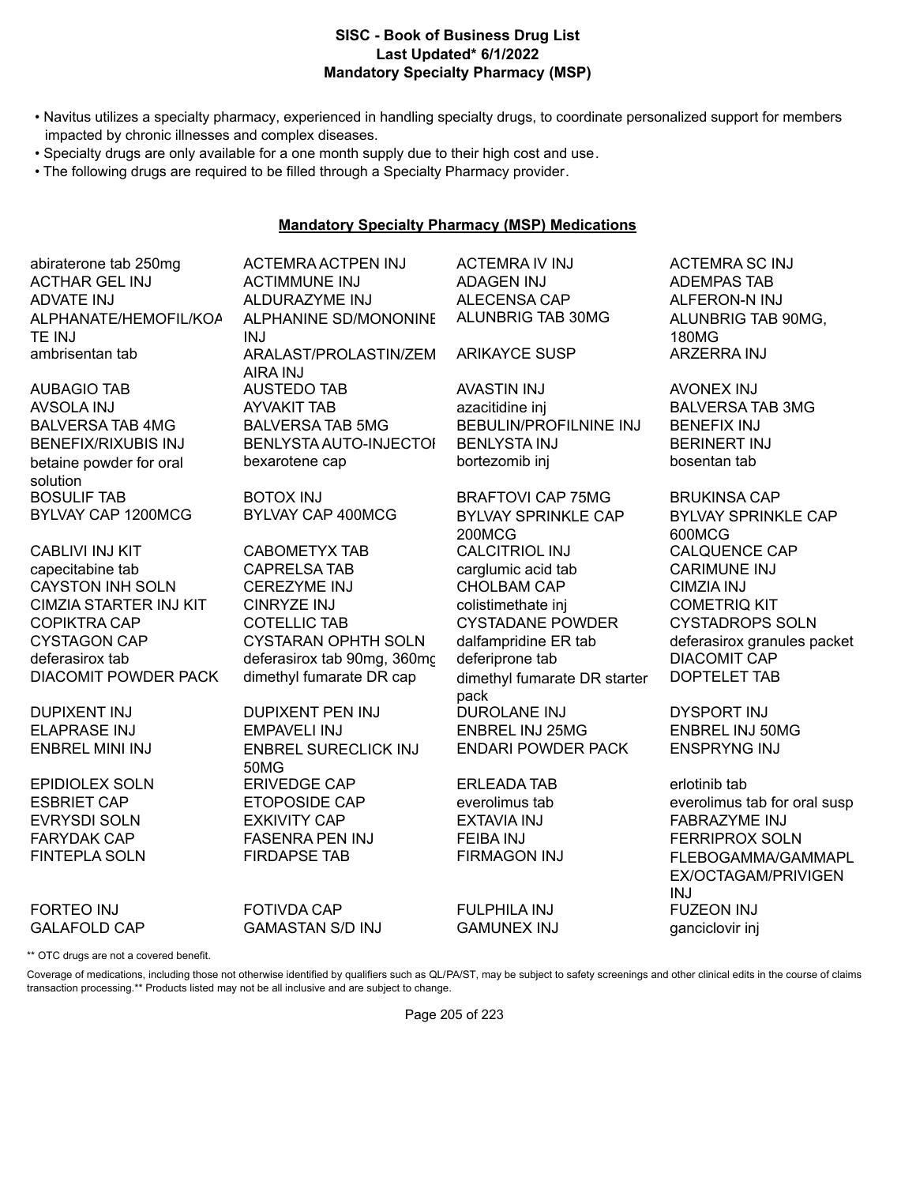# SISC - Book of Business Drug List
## Last Updated* 6/1/2022
## Mandatory Specialty Pharmacy (MSP)

- Navitus utilizes a specialty pharmacy, experienced in handling specialty drugs, to coordinate personalized support for members impacted by chronic illnesses and complex diseases.
- Specialty drugs are only available for a one month supply due to their high cost and use.
- The following drugs are required to be filled through a Specialty Pharmacy provider.

### Mandatory Specialty Pharmacy (MSP) Medications

| | | | |
|---|---|---|---|
| abiraterone tab 250mg | ACTEMRA ACTPEN INJ | ACTEMRA IV INJ | ACTEMRA SC INJ |
| ACTHAR GEL INJ | ACTIMMUNE INJ | ADAGEN INJ | ADEMPAS TAB |
| ADVATE INJ | ALDURAZYME INJ | ALECENSA CAP | ALFERON-N INJ |
| ALPHANATE/HEMOFIL/KOATE INJ | ALPHANINE SD/MONONINE INJ | ALUNBRIG TAB 30MG | ALUNBRIG TAB 90MG, 180MG |
| ambrisentan tab | ARALAST/PROLASTIN/ZEMAIRA INJ | ARIKAYCE SUSP | ARZERRA INJ |
| AUBAGIO TAB | AUSTEDO TAB | AVASTIN INJ | AVONEX INJ |
| AVSOLA INJ | AYVAKIT TAB | azacitidine inj | BALVERSA TAB 3MG |
| BALVERSA TAB 4MG | BALVERSA TAB 5MG | BEBULIN/PROFILNINE INJ | BENEFIX INJ |
| BENEFIX/RIXUBIS INJ | BENLYSTA AUTO-INJECTOR | BENLYSTA INJ | BERINERT INJ |
| betaine powder for oral solution | bexarotene cap | bortezomib inj | bosentan tab |
| BOSULIF TAB | BOTOX INJ | BRAFTOVI CAP 75MG | BRUKINSA CAP |
| BYLVAY CAP 1200MCG | BYLVAY CAP 400MCG | BYLVAY SPRINKLE CAP 200MCG | BYLVAY SPRINKLE CAP 600MCG |
| CABLIVI INJ KIT | CABOMETYX TAB | CALCITRIOL INJ | CALQUENCE CAP |
| capecitabine tab | CAPRELSA TAB | carglumic acid tab | CARIMUNE INJ |
| CAYSTON INH SOLN | CEREZYME INJ | CHOLBAM CAP | CIMZIA INJ |
| CIMZIA STARTER INJ KIT | CINRYZE INJ | colistimethate inj | COMETRIQ KIT |
| COPIKTRA CAP | COTELLIC TAB | CYSTADANE POWDER | CYSTADROPS SOLN |
| CYSTAGON CAP | CYSTARAN OPHTH SOLN | dalfampridine ER tab | deferasirox granules packet |
| deferasirox tab | deferasirox tab 90mg, 360mg | deferiprone tab | DIACOMIT CAP |
| DIACOMIT POWDER PACK | dimethyl fumarate DR cap | dimethyl fumarate DR starter pack | DOPTELET TAB |
| DUPIXENT INJ | DUPIXENT PEN INJ | DUROLANE INJ | DYSPORT INJ |
| ELAPRASE INJ | EMPAVELI INJ | ENBREL INJ 25MG | ENBREL INJ 50MG |
| ENBREL MINI INJ | ENBREL SURECLICK INJ 50MG | ENDARI POWDER PACK | ENSPRYNG INJ |
| EPIDIOLEX SOLN | ERIVEDGE CAP | ERLEADA TAB | erlotinib tab |
| ESBRIET CAP | ETOPOSIDE CAP | everolimus tab | everolimus tab for oral susp |
| EVRYSDI SOLN | EXKIVITY CAP | EXTAVIA INJ | FABRAZYME INJ |
| FARYDAK CAP | FASENRA PEN INJ | FEIBA INJ | FERRIPROX SOLN |
| FINTEPLA SOLN | FIRDAPSE TAB | FIRMAGON INJ | FLEBOGAMMA/GAMMAPLEX/OCTAGAM/PRIVIGEN INJ |
| FORTEO INJ | FOTIVDA CAP | FULPHILA INJ | FUZEON INJ |
| GALAFOLD CAP | GAMASTAN S/D INJ | GAMUNEX INJ | ganciclovir inj |

** OTC drugs are not a covered benefit.

Coverage of medications, including those not otherwise identified by qualifiers such as QL/PA/ST, may be subject to safety screenings and other clinical edits in the course of claims transaction processing.** Products listed may not be all inclusive and are subject to change.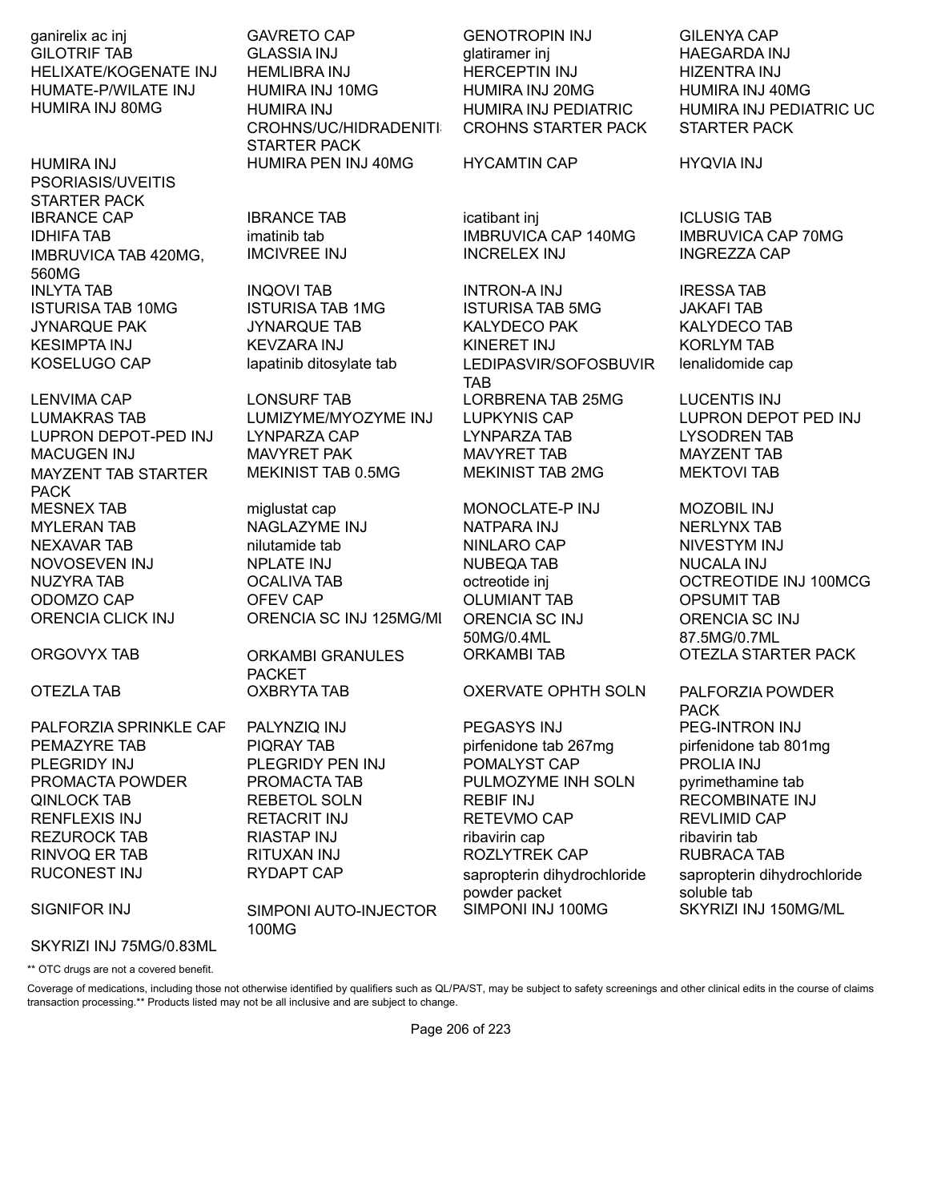| | | | |
|---|---|---|---|
| ganirelix ac inj | GAVRETO CAP | GENOTROPIN INJ | GILENYA CAP |
| GILOTRIF TAB | GLASSIA INJ | glatiramer inj | HAEGARDA INJ |
| HELIXATE/KOGENATE INJ | HEMLIBRA INJ | HERCEPTIN INJ | HIZENTRA INJ |
| HUMATE-P/WILATE INJ | HUMIRA INJ 10MG | HUMIRA INJ 20MG | HUMIRA INJ 40MG |
| HUMIRA INJ 80MG | HUMIRA INJ CROHNS/UC/HIDRADENITIS STARTER PACK | HUMIRA INJ PEDIATRIC CROHNS STARTER PACK | HUMIRA INJ PEDIATRIC UC STARTER PACK |
| HUMIRA INJ PSORIASIS/UVEITIS STARTER PACK | HUMIRA PEN INJ 40MG | HYCAMTIN CAP | HYQVIA INJ |
| IBRANCE CAP | IBRANCE TAB | icatibant inj | ICLUSIG TAB |
| IDHIFA TAB | imatinib tab | IMBRUVICA CAP 140MG | IMBRUVICA CAP 70MG |
| IMBRUVICA TAB 420MG, 560MG | IMCIVREE INJ | INCRELEX INJ | INGREZZA CAP |
| INLYTA TAB | INQOVI TAB | INTRON-A INJ | IRESSA TAB |
| ISTURISA TAB 10MG | ISTURISA TAB 1MG | ISTURISA TAB 5MG | JAKAFI TAB |
| JYNARQUE PAK | JYNARQUE TAB | KALYDECO PAK | KALYDECO TAB |
| KESIMPTA INJ | KEVZARA INJ | KINERET INJ | KORLYM TAB |
| KOSELUGO CAP | lapatinib ditosylate tab | LEDIPASVIR/SOFOSBUVIR TAB | lenalidomide cap |
| LENVIMA CAP | LONSURF TAB | LORBRENA TAB 25MG | LUCENTIS INJ |
| LUMAKRAS TAB | LUMIZYME/MYOZYME INJ | LUPKYNIS CAP | LUPRON DEPOT PED INJ |
| LUPRON DEPOT-PED INJ | LYNPARZA CAP | LYNPARZA TAB | LYSODREN TAB |
| MACUGEN INJ | MAVYRET PAK | MAVYRET TAB | MAYZENT TAB |
| MAYZENT TAB STARTER PACK | MEKINIST TAB 0.5MG | MEKINIST TAB 2MG | MEKTOVI TAB |
| MESNEX TAB | miglustat cap | MONOCLATE-P INJ | MOZOBIL INJ |
| MYLERAN TAB | NAGLAZYME INJ | NATPARA INJ | NERLYNX TAB |
| NEXAVAR TAB | nilutamide tab | NINLARO CAP | NIVESTYM INJ |
| NOVOSEVEN INJ | NPLATE INJ | NUBEQA TAB | NUCALA INJ |
| NUZYRA TAB | OCALIVA TAB | octreotide inj | OCTREOTIDE INJ 100MCG |
| ODOMZO CAP | OFEV CAP | OLUMIANT TAB | OPSUMIT TAB |
| ORENCIA CLICK INJ | ORENCIA SC INJ 125MG/ML | ORENCIA SC INJ 50MG/0.4ML | ORENCIA SC INJ 87.5MG/0.7ML |
| ORGOVYX TAB | ORKAMBI GRANULES PACKET | ORKAMBI TAB | OTEZLA STARTER PACK |
| OTEZLA TAB | OXBRYTA TAB | OXERVATE OPHTH SOLN | PALFORZIA POWDER PACK |
| PALFORZIA SPRINKLE CAP | PALYNZIQ INJ | PEGASYS INJ | PEG-INTRON INJ |
| PEMAZYRE TAB | PIQRAY TAB | pirfenidone tab 267mg | pirfenidone tab 801mg |
| PLEGRIDY INJ | PLEGRIDY PEN INJ | POMALYST CAP | PROLIA INJ |
| PROMACTA POWDER | PROMACTA TAB | PULMOZYME INH SOLN | pyrimethamine tab |
| QINLOCK TAB | REBETOL SOLN | REBIF INJ | RECOMBINATE INJ |
| RENFLEXIS INJ | RETACRIT INJ | RETEVMO CAP | REVLIMID CAP |
| REZUROCK TAB | RIASTAP INJ | ribavirin cap | ribavirin tab |
| RINVOQ ER TAB | RITUXAN INJ | ROZLYTREK CAP | RUBRACA TAB |
| RUCONEST INJ | RYDAPT CAP | sapropterin dihydrochloride powder packet | sapropterin dihydrochloride soluble tab |
| SIGNIFOR INJ | SIMPONI AUTO-INJECTOR 100MG | SIMPONI INJ 100MG | SKYRIZI INJ 150MG/ML |
| SKYRIZI INJ 75MG/0.83ML | | | |

** OTC drugs are not a covered benefit.

Coverage of medications, including those not otherwise identified by qualifiers such as QL/PA/ST, may be subject to safety screenings and other clinical edits in the course of claims transaction processing.** Products listed may not be all inclusive and are subject to change.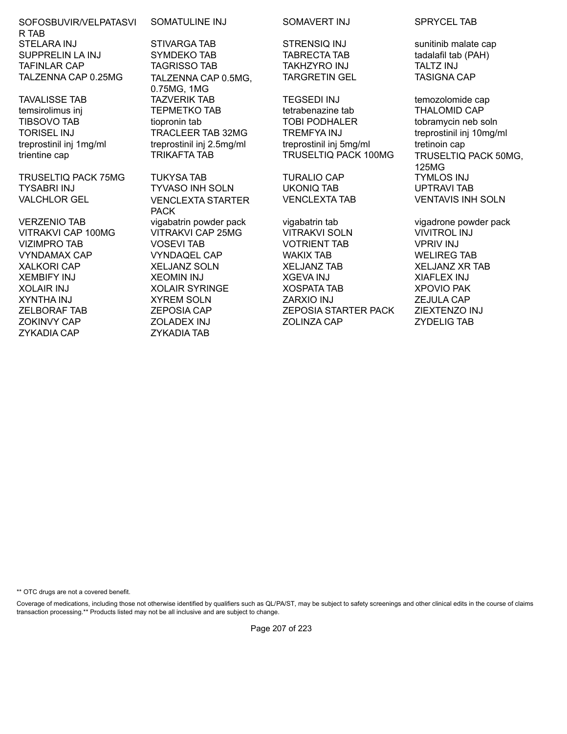| | | | |
|---|---|---|---|
| SOFOSBUVIR/VELPATASVIR TAB | SOMATULINE INJ | SOMAVERT INJ | SPRYCEL TAB |
| STELARA INJ | STIVARGA TAB | STRENSIQ INJ | sunitinib malate cap |
| SUPPRELIN LA INJ | SYMDEKO TAB | TABRECTA TAB | tadalafil tab (PAH) |
| TAFINLAR CAP | TAGRISSO TAB | TAKHZYRO INJ | TALTZ INJ |
| TALZENNA CAP 0.25MG | TALZENNA CAP 0.5MG, 0.75MG, 1MG | TARGRETIN GEL | TASIGNA CAP |
| TAVALISSE TAB | TAZVERIK TAB | TEGSEDI INJ | temozolomide cap |
| temsirolimus inj | TEPMETKO TAB | tetrabenazine tab | THALOMID CAP |
| TIBSOVO TAB | tiopronin tab | TOBI PODHALER | tobramycin neb soln |
| TORISEL INJ | TRACLEER TAB 32MG | TREMFYA INJ | treprostinil inj 10mg/ml |
| treprostinil inj 1mg/ml | treprostinil inj 2.5mg/ml | treprostinil inj 5mg/ml | tretinoin cap |
| trientine cap | TRIKAFTA TAB | TRUSELTIQ PACK 100MG | TRUSELTIQ PACK 50MG, 125MG |
| TRUSELTIQ PACK 75MG | TUKYSA TAB | TURALIO CAP | TYMLOS INJ |
| TYSABRI INJ | TYVASO INH SOLN | UKONIQ TAB | UPTRAVI TAB |
| VALCHLOR GEL | VENCLEXTA STARTER PACK | VENCLEXTA TAB | VENTAVIS INH SOLN |
| VERZENIO TAB | vigabatrin powder pack | vigabatrin tab | vigadrone powder pack |
| VITRAKVI CAP 100MG | VITRAKVI CAP 25MG | VITRAKVI SOLN | VIVITROL INJ |
| VIZIMPRO TAB | VOSEVI TAB | VOTRIENT TAB | VPRIV INJ |
| VYNDAMAX CAP | VYNDAQEL CAP | WAKIX TAB | WELIREG TAB |
| XALKORI CAP | XELJANZ SOLN | XELJANZ TAB | XELJANZ XR TAB |
| XEMBIFY INJ | XEOMIN INJ | XGEVA INJ | XIAFLEX INJ |
| XOLAIR INJ | XOLAIR SYRINGE | XOSPATA TAB | XPOVIO PAK |
| XYNTHA INJ | XYREM SOLN | ZARXIO INJ | ZEJULA CAP |
| ZELBORAF TAB | ZEPOSIA CAP | ZEPOSIA STARTER PACK | ZIEXTENZO INJ |
| ZOKINVY CAP | ZOLADEX INJ | ZOLINZA CAP | ZYDELIG TAB |
| ZYKADIA CAP | ZYKADIA TAB | | |

** OTC drugs are not a covered benefit.

Coverage of medications, including those not otherwise identified by qualifiers such as QL/PA/ST, may be subject to safety screenings and other clinical edits in the course of claims transaction processing.** Products listed may not be all inclusive and are subject to change.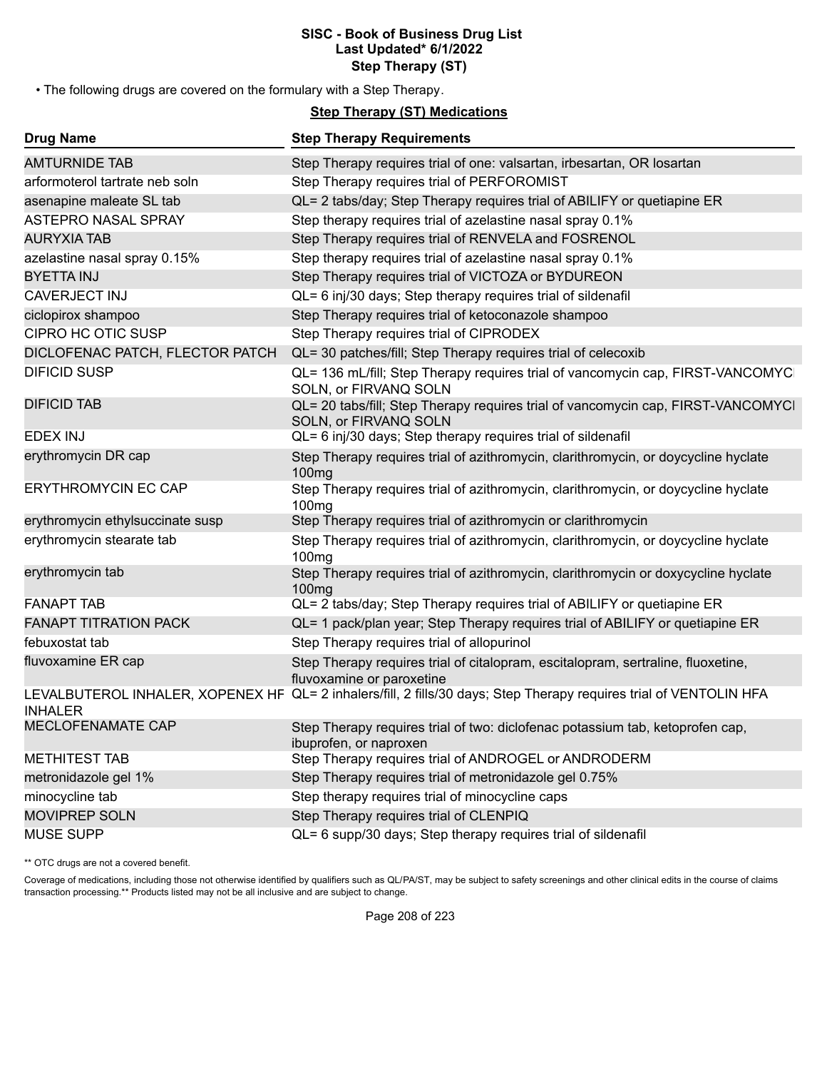# SISC - Book of Business Drug List
## Last Updated* 6/1/2022
## Step Therapy (ST)

- The following drugs are covered on the formulary with a Step Therapy.

### Step Therapy (ST) Medications

| Drug Name | Step Therapy Requirements |
| --- | --- |
| AMTURNIDE TAB | Step Therapy requires trial of one: valsartan, irbesartan, OR losartan |
| arformoterol tartrate neb soln | Step Therapy requires trial of PERFOROMIST |
| asenapine maleate SL tab | QL= 2 tabs/day; Step Therapy requires trial of ABILIFY or quetiapine ER |
| ASTEPRO NASAL SPRAY | Step therapy requires trial of azelastine nasal spray 0.1% |
| AURYXIA TAB | Step Therapy requires trial of RENVELA and FOSRENOL |
| azelastine nasal spray 0.15% | Step therapy requires trial of azelastine nasal spray 0.1% |
| BYETTA INJ | Step Therapy requires trial of VICTOZA or BYDUREON |
| CAVERJECT INJ | QL= 6 inj/30 days; Step therapy requires trial of sildenafil |
| ciclopirox shampoo | Step Therapy requires trial of ketoconazole shampoo |
| CIPRO HC OTIC SUSP | Step Therapy requires trial of CIPRODEX |
| DICLOFENAC PATCH, FLECTOR PATCH | QL= 30 patches/fill; Step Therapy requires trial of celecoxib |
| DIFICID SUSP | QL= 136 mL/fill; Step Therapy requires trial of vancomycin cap, FIRST-VANCOMYCI SOLN, or FIRVANQ SOLN |
| DIFICID TAB | QL= 20 tabs/fill; Step Therapy requires trial of vancomycin cap, FIRST-VANCOMYCI SOLN, or FIRVANQ SOLN |
| EDEX INJ | QL= 6 inj/30 days; Step therapy requires trial of sildenafil |
| erythromycin DR cap | Step Therapy requires trial of azithromycin, clarithromycin, or doycycline hyclate 100mg |
| ERYTHROMYCIN EC CAP | Step Therapy requires trial of azithromycin, clarithromycin, or doycycline hyclate 100mg |
| erythromycin ethylsuccinate susp | Step Therapy requires trial of azithromycin or clarithromycin |
| erythromycin stearate tab | Step Therapy requires trial of azithromycin, clarithromycin, or doycycline hyclate 100mg |
| erythromycin tab | Step Therapy requires trial of azithromycin, clarithromycin or doxycycline hyclate 100mg |
| FANAPT TAB | QL= 2 tabs/day; Step Therapy requires trial of ABILIFY or quetiapine ER |
| FANAPT TITRATION PACK | QL= 1 pack/plan year; Step Therapy requires trial of ABILIFY or quetiapine ER |
| febuxostat tab | Step Therapy requires trial of allopurinol |
| fluvoxamine ER cap | Step Therapy requires trial of citalopram, escitalopram, sertraline, fluoxetine, fluvoxamine or paroxetine |
| LEVALBUTEROL INHALER, XOPENEX HF INHALER | QL= 2 inhalers/fill, 2 fills/30 days; Step Therapy requires trial of VENTOLIN HFA |
| MECLOFENAMATE CAP | Step Therapy requires trial of two: diclofenac potassium tab, ketoprofen cap, ibuprofen, or naproxen |
| METHITEST TAB | Step Therapy requires trial of ANDROGEL or ANDRODERM |
| metronidazole gel 1% | Step Therapy requires trial of metronidazole gel 0.75% |
| minocycline tab | Step therapy requires trial of minocycline caps |
| MOVIPREP SOLN | Step Therapy requires trial of CLENPIQ |
| MUSE SUPP | QL= 6 supp/30 days; Step therapy requires trial of sildenafil |

** OTC drugs are not a covered benefit.

Coverage of medications, including those not otherwise identified by qualifiers such as QL/PA/ST, may be subject to safety screenings and other clinical edits in the course of claims transaction processing.** Products listed may not be all inclusive and are subject to change.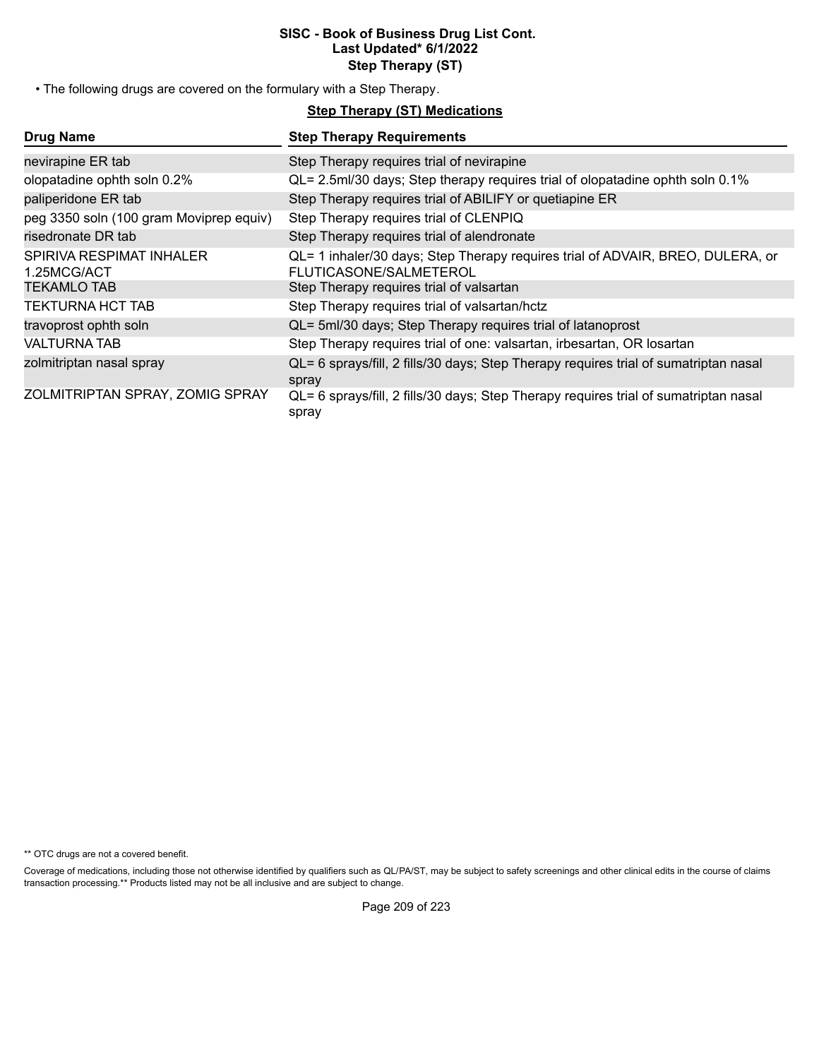**SISC - Book of Business Drug List Cont.**
**Last Updated* 6/1/2022**
**Step Therapy (ST)**

- The following drugs are covered on the formulary with a Step Therapy.

## Step Therapy (ST) Medications

| Drug Name | Step Therapy Requirements |
| --- | --- |
| nevirapine ER tab | Step Therapy requires trial of nevirapine |
| olopatadine ophth soln 0.2% | QL= 2.5ml/30 days; Step therapy requires trial of olopatadine ophth soln 0.1% |
| paliperidone ER tab | Step Therapy requires trial of ABILIFY or quetiapine ER |
| peg 3350 soln (100 gram Moviprep equiv) | Step Therapy requires trial of CLENPIQ |
| risedronate DR tab | Step Therapy requires trial of alendronate |
| SPIRIVA RESPIMAT INHALER 1.25MCG/ACT | QL= 1 inhaler/30 days; Step Therapy requires trial of ADVAIR, BREO, DULERA, or FLUTICASONE/SALMETEROL |
| TEKAMLO TAB | Step Therapy requires trial of valsartan |
| TEKTURNA HCT TAB | Step Therapy requires trial of valsartan/hctz |
| travoprost ophth soln | QL= 5ml/30 days; Step Therapy requires trial of latanoprost |
| VALTURNA TAB | Step Therapy requires trial of one: valsartan, irbesartan, OR losartan |
| zolmitriptan nasal spray | QL= 6 sprays/fill, 2 fills/30 days; Step Therapy requires trial of sumatriptan nasal spray |
| ZOLMITRIPTAN SPRAY, ZOMIG SPRAY | QL= 6 sprays/fill, 2 fills/30 days; Step Therapy requires trial of sumatriptan nasal spray |

** OTC drugs are not a covered benefit.

Coverage of medications, including those not otherwise identified by qualifiers such as QL/PA/ST, may be subject to safety screenings and other clinical edits in the course of claims transaction processing.** Products listed may not be all inclusive and are subject to change.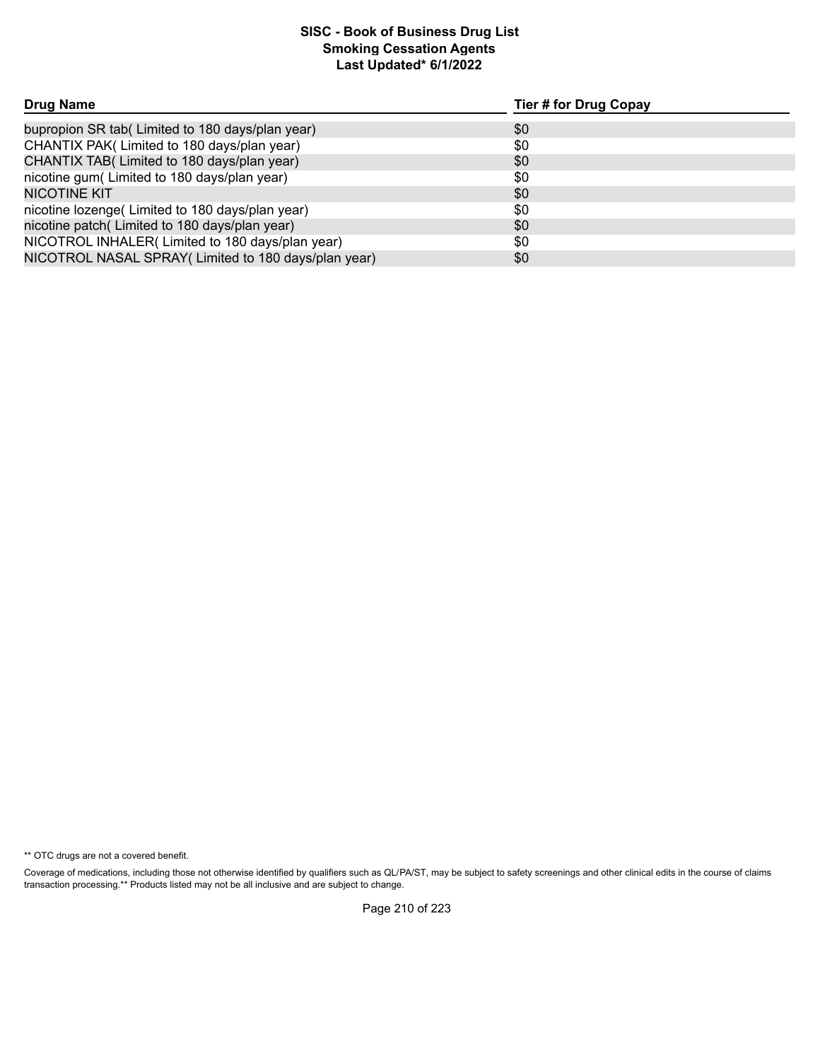# SISC - Book of Business Drug List
## Smoking Cessation Agents
### Last Updated* 6/1/2022

| Drug Name | Tier # for Drug Copay |
|---|---|
| bupropion SR tab( Limited to 180 days/plan year) | $0 |
| CHANTIX PAK( Limited to 180 days/plan year) | $0 |
| CHANTIX TAB( Limited to 180 days/plan year) | $0 |
| nicotine gum( Limited to 180 days/plan year) | $0 |
| NICOTINE KIT | $0 |
| nicotine lozenge( Limited to 180 days/plan year) | $0 |
| nicotine patch( Limited to 180 days/plan year) | $0 |
| NICOTROL INHALER( Limited to 180 days/plan year) | $0 |
| NICOTROL NASAL SPRAY( Limited to 180 days/plan year) | $0 |

** OTC drugs are not a covered benefit.

Coverage of medications, including those not otherwise identified by qualifiers such as QL/PA/ST, may be subject to safety screenings and other clinical edits in the course of claims transaction processing.** Products listed may not be all inclusive and are subject to change.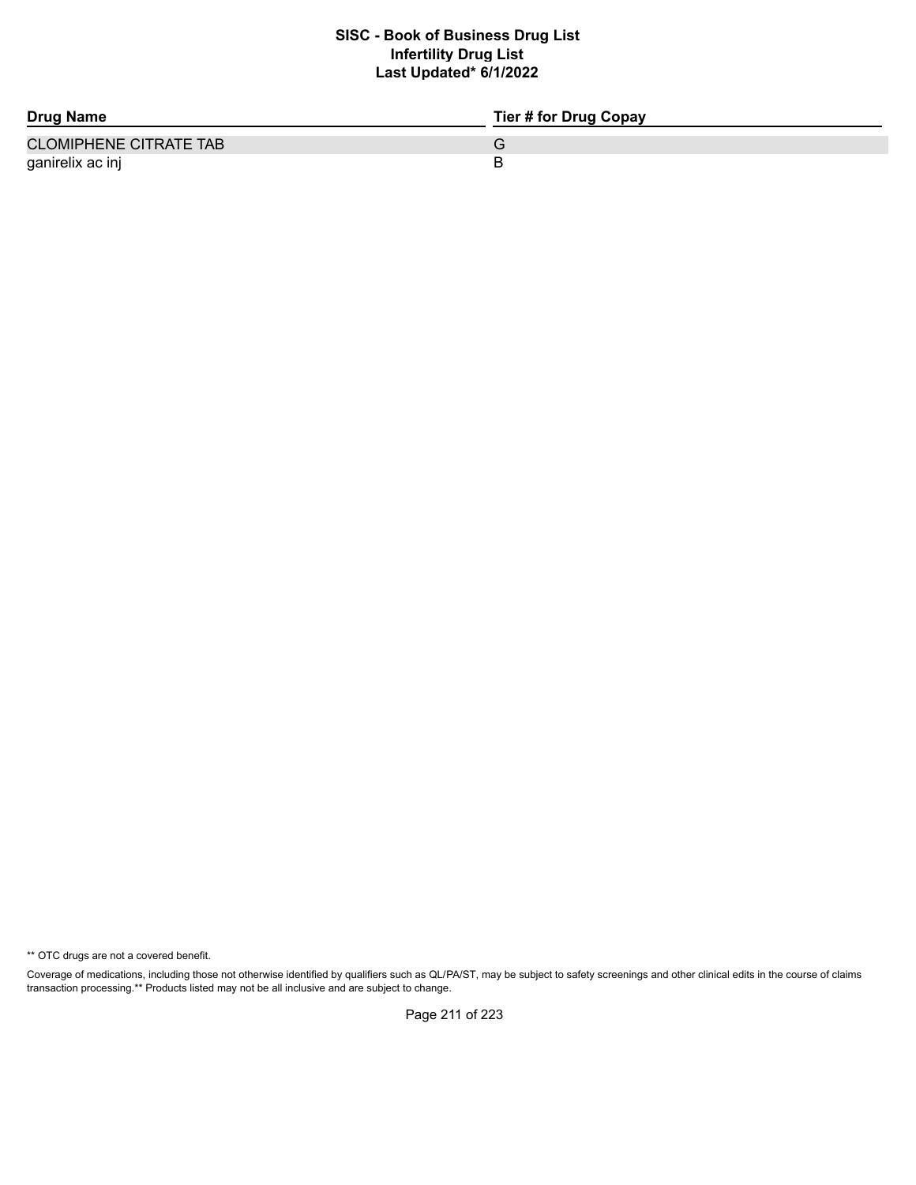**SISC - Book of Business Drug List**
**Infertility Drug List**
**Last Updated* 6/1/2022**

| Drug Name | Tier # for Drug Copay |
|---|---|
| CLOMIPHENE CITRATE TAB | G |
| ganirelix ac inj | B |

** OTC drugs are not a covered benefit.

Coverage of medications, including those not otherwise identified by qualifiers such as QL/PA/ST, may be subject to safety screenings and other clinical edits in the course of claims transaction processing.** Products listed may not be all inclusive and are subject to change.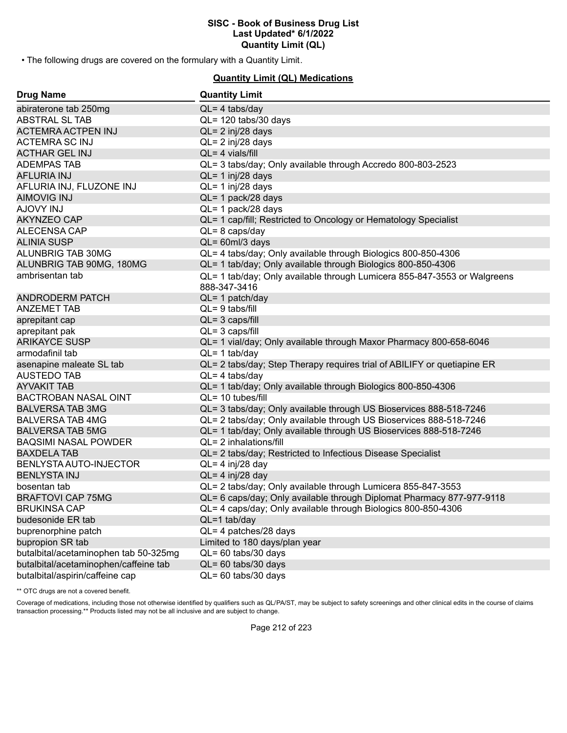• The following drugs are covered on the formulary with a Quantity Limit.

## Quantity Limit (QL) Medications

| Drug Name | Quantity Limit |
|---|---|
| abiraterone tab 250mg | QL= 4 tabs/day |
| ABSTRAL SL TAB | QL= 120 tabs/30 days |
| ACTEMRA ACTPEN INJ | QL= 2 inj/28 days |
| ACTEMRA SC INJ | QL= 2 inj/28 days |
| ACTHAR GEL INJ | QL= 4 vials/fill |
| ADEMPAS TAB | QL= 3 tabs/day; Only available through Accredo 800-803-2523 |
| AFLURIA INJ | QL= 1 inj/28 days |
| AFLURIA INJ, FLUZONE INJ | QL= 1 inj/28 days |
| AIMOVIG INJ | QL= 1 pack/28 days |
| AJOVY INJ | QL= 1 pack/28 days |
| AKYNZEO CAP | QL= 1 cap/fill; Restricted to Oncology or Hematology Specialist |
| ALECENSA CAP | QL= 8 caps/day |
| ALINIA SUSP | QL= 60ml/3 days |
| ALUNBRIG TAB 30MG | QL= 4 tabs/day; Only available through Biologics 800-850-4306 |
| ALUNBRIG TAB 90MG, 180MG | QL= 1 tab/day; Only available through Biologics 800-850-4306 |
| ambrisentan tab | QL= 1 tab/day; Only available through Lumicera 855-847-3553 or Walgreens 888-347-3416 |
| ANDRODERM PATCH | QL= 1 patch/day |
| ANZEMET TAB | QL= 9 tabs/fill |
| aprepitant cap | QL= 3 caps/fill |
| aprepitant pak | QL= 3 caps/fill |
| ARIKAYCE SUSP | QL= 1 vial/day; Only available through Maxor Pharmacy 800-658-6046 |
| armodafinil tab | QL= 1 tab/day |
| asenapine maleate SL tab | QL= 2 tabs/day; Step Therapy requires trial of ABILIFY or quetiapine ER |
| AUSTEDO TAB | QL= 4 tabs/day |
| AYVAKIT TAB | QL= 1 tab/day; Only available through Biologics 800-850-4306 |
| BACTROBAN NASAL OINT | QL= 10 tubes/fill |
| BALVERSA TAB 3MG | QL= 3 tabs/day; Only available through US Bioservices 888-518-7246 |
| BALVERSA TAB 4MG | QL= 2 tabs/day; Only available through US Bioservices 888-518-7246 |
| BALVERSA TAB 5MG | QL= 1 tab/day; Only available through US Bioservices 888-518-7246 |
| BAQSIMI NASAL POWDER | QL= 2 inhalations/fill |
| BAXDELA TAB | QL= 2 tabs/day; Restricted to Infectious Disease Specialist |
| BENLYSTA AUTO-INJECTOR | QL= 4 inj/28 day |
| BENLYSTA INJ | QL= 4 inj/28 day |
| bosentan tab | QL= 2 tabs/day; Only available through Lumicera 855-847-3553 |
| BRAFTOVI CAP 75MG | QL= 6 caps/day; Only available through Diplomat Pharmacy 877-977-9118 |
| BRUKINSA CAP | QL= 4 caps/day; Only available through Biologics 800-850-4306 |
| budesonide ER tab | QL=1 tab/day |
| buprenorphine patch | QL= 4 patches/28 days |
| bupropion SR tab | Limited to 180 days/plan year |
| butalbital/acetaminophen tab 50-325mg | QL= 60 tabs/30 days |
| butalbital/acetaminophen/caffeine tab | QL= 60 tabs/30 days |
| butalbital/aspirin/caffeine cap | QL= 60 tabs/30 days |

** OTC drugs are not a covered benefit.

Coverage of medications, including those not otherwise identified by qualifiers such as QL/PA/ST, may be subject to safety screenings and other clinical edits in the course of claims transaction processing.** Products listed may not be all inclusive and are subject to change.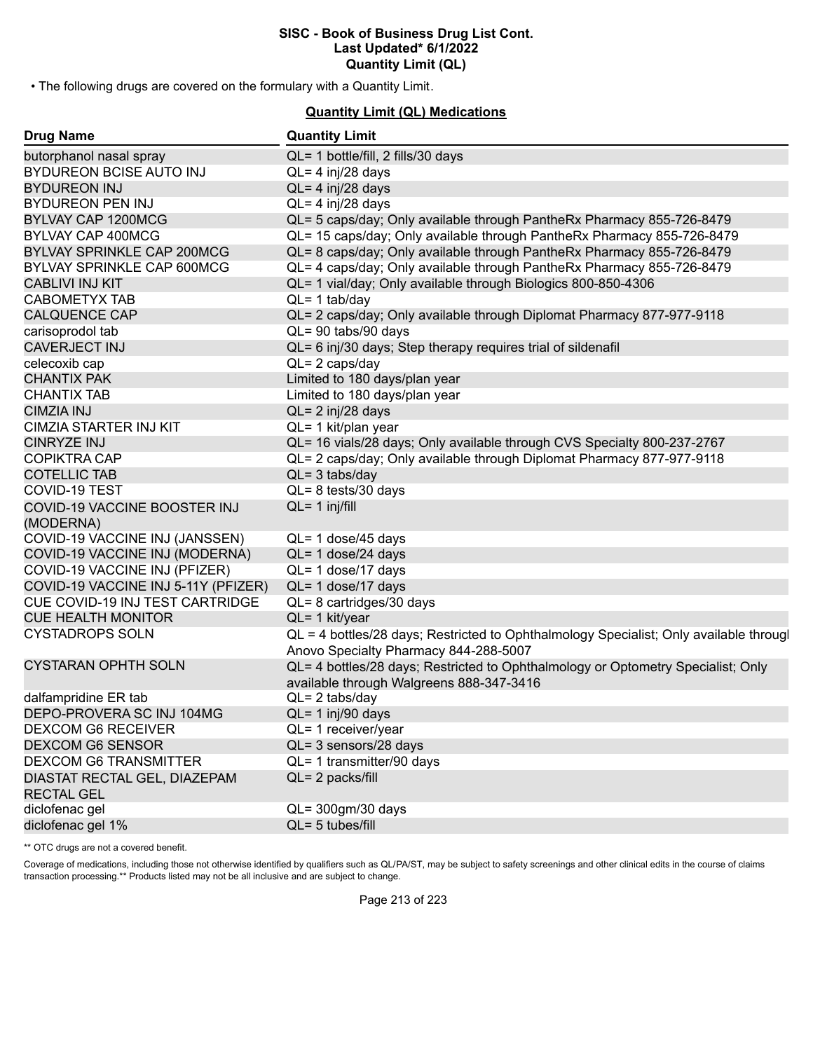• The following drugs are covered on the formulary with a Quantity Limit.

**Quantity Limit (QL) Medications**

| Drug Name | Quantity Limit |
|---|---|
| butorphanol nasal spray | QL= 1 bottle/fill, 2 fills/30 days |
| BYDUREON BCISE AUTO INJ | QL= 4 inj/28 days |
| BYDUREON INJ | QL= 4 inj/28 days |
| BYDUREON PEN INJ | QL= 4 inj/28 days |
| BYLVAY CAP 1200MCG | QL= 5 caps/day; Only available through PantheRx Pharmacy 855-726-8479 |
| BYLVAY CAP 400MCG | QL= 15 caps/day; Only available through PantheRx Pharmacy 855-726-8479 |
| BYLVAY SPRINKLE CAP 200MCG | QL= 8 caps/day; Only available through PantheRx Pharmacy 855-726-8479 |
| BYLVAY SPRINKLE CAP 600MCG | QL= 4 caps/day; Only available through PantheRx Pharmacy 855-726-8479 |
| CABLIVI INJ KIT | QL= 1 vial/day; Only available through Biologics 800-850-4306 |
| CABOMETYX TAB | QL= 1 tab/day |
| CALQUENCE CAP | QL= 2 caps/day; Only available through Diplomat Pharmacy 877-977-9118 |
| carisoprodol tab | QL= 90 tabs/90 days |
| CAVERJECT INJ | QL= 6 inj/30 days; Step therapy requires trial of sildenafil |
| celecoxib cap | QL= 2 caps/day |
| CHANTIX PAK | Limited to 180 days/plan year |
| CHANTIX TAB | Limited to 180 days/plan year |
| CIMZIA INJ | QL= 2 inj/28 days |
| CIMZIA STARTER INJ KIT | QL= 1 kit/plan year |
| CINRYZE INJ | QL= 16 vials/28 days; Only available through CVS Specialty 800-237-2767 |
| COPIKTRA CAP | QL= 2 caps/day; Only available through Diplomat Pharmacy 877-977-9118 |
| COTELLIC TAB | QL= 3 tabs/day |
| COVID-19 TEST | QL= 8 tests/30 days |
| COVID-19 VACCINE BOOSTER INJ (MODERNA) | QL= 1 inj/fill |
| COVID-19 VACCINE INJ (JANSSEN) | QL= 1 dose/45 days |
| COVID-19 VACCINE INJ (MODERNA) | QL= 1 dose/24 days |
| COVID-19 VACCINE INJ (PFIZER) | QL= 1 dose/17 days |
| COVID-19 VACCINE INJ 5-11Y (PFIZER) | QL= 1 dose/17 days |
| CUE COVID-19 INJ TEST CARTRIDGE | QL= 8 cartridges/30 days |
| CUE HEALTH MONITOR | QL= 1 kit/year |
| CYSTADROPS SOLN | QL = 4 bottles/28 days; Restricted to Ophthalmology Specialist; Only available through Anovo Specialty Pharmacy 844-288-5007 |
| CYSTARAN OPHTH SOLN | QL= 4 bottles/28 days; Restricted to Ophthalmology or Optometry Specialist; Only available through Walgreens 888-347-3416 |
| dalfampridine ER tab | QL= 2 tabs/day |
| DEPO-PROVERA SC INJ 104MG | QL= 1 inj/90 days |
| DEXCOM G6 RECEIVER | QL= 1 receiver/year |
| DEXCOM G6 SENSOR | QL= 3 sensors/28 days |
| DEXCOM G6 TRANSMITTER | QL= 1 transmitter/90 days |
| DIASTAT RECTAL GEL, DIAZEPAM RECTAL GEL | QL= 2 packs/fill |
| diclofenac gel | QL= 300gm/30 days |
| diclofenac gel 1% | QL= 5 tubes/fill |

** OTC drugs are not a covered benefit.

Coverage of medications, including those not otherwise identified by qualifiers such as QL/PA/ST, may be subject to safety screenings and other clinical edits in the course of claims transaction processing.** Products listed may not be all inclusive and are subject to change.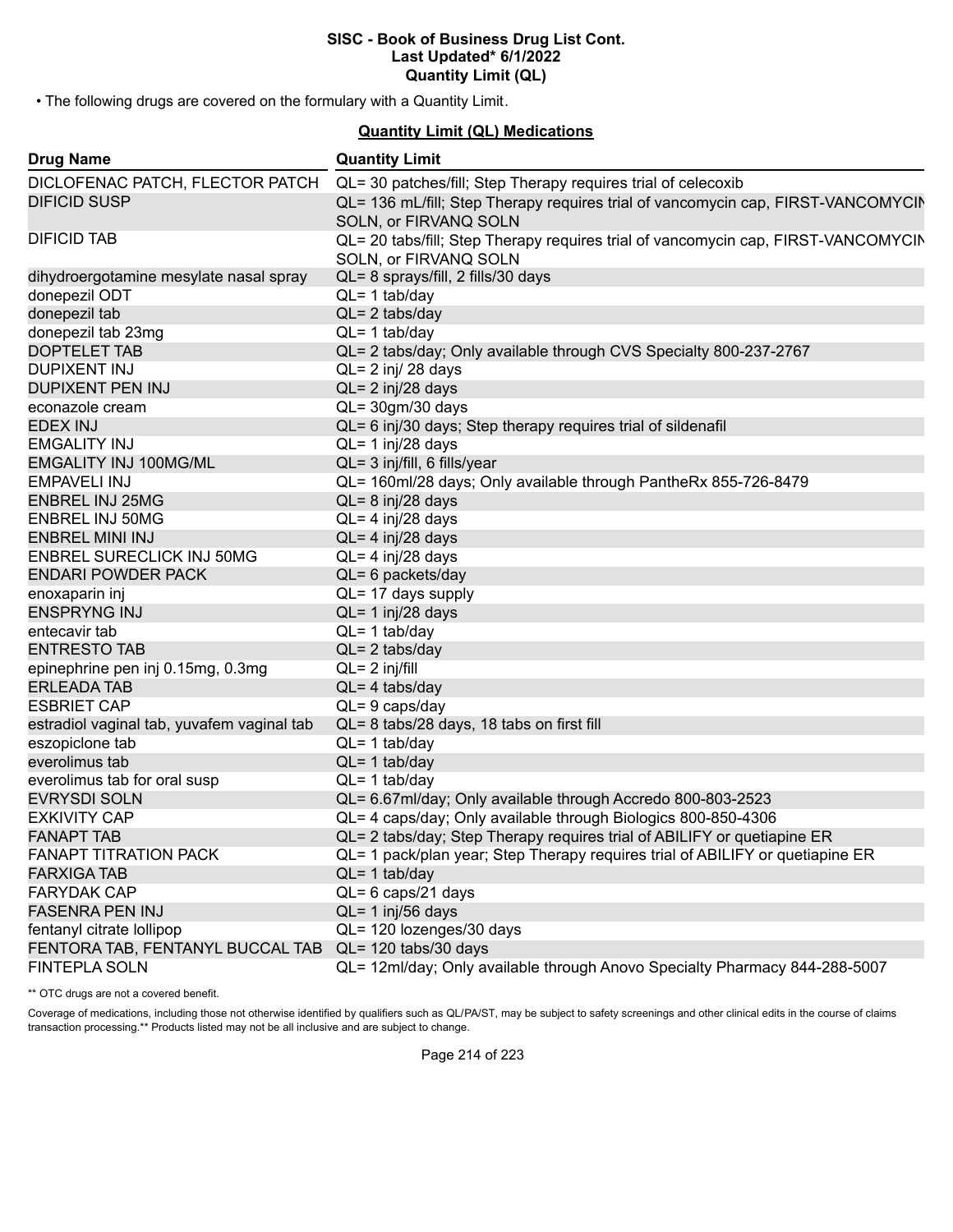• The following drugs are covered on the formulary with a Quantity Limit.

**Quantity Limit (QL) Medications**

| Drug Name | Quantity Limit |
|---|---|
| DICLOFENAC PATCH, FLECTOR PATCH | QL= 30 patches/fill; Step Therapy requires trial of celecoxib |
| DIFICID SUSP | QL= 136 mL/fill; Step Therapy requires trial of vancomycin cap, FIRST-VANCOMYCIN SOLN, or FIRVANQ SOLN |
| DIFICID TAB | QL= 20 tabs/fill; Step Therapy requires trial of vancomycin cap, FIRST-VANCOMYCIN SOLN, or FIRVANQ SOLN |
| dihydroergotamine mesylate nasal spray | QL= 8 sprays/fill, 2 fills/30 days |
| donepezil ODT | QL= 1 tab/day |
| donepezil tab | QL= 2 tabs/day |
| donepezil tab 23mg | QL= 1 tab/day |
| DOPTELET TAB | QL= 2 tabs/day; Only available through CVS Specialty 800-237-2767 |
| DUPIXENT INJ | QL= 2 inj/ 28 days |
| DUPIXENT PEN INJ | QL= 2 inj/28 days |
| econazole cream | QL= 30gm/30 days |
| EDEX INJ | QL= 6 inj/30 days; Step therapy requires trial of sildenafil |
| EMGALITY INJ | QL= 1 inj/28 days |
| EMGALITY INJ 100MG/ML | QL= 3 inj/fill, 6 fills/year |
| EMPAVELI INJ | QL= 160ml/28 days; Only available through PantheRx 855-726-8479 |
| ENBREL INJ 25MG | QL= 8 inj/28 days |
| ENBREL INJ 50MG | QL= 4 inj/28 days |
| ENBREL MINI INJ | QL= 4 inj/28 days |
| ENBREL SURECLICK INJ 50MG | QL= 4 inj/28 days |
| ENDARI POWDER PACK | QL= 6 packets/day |
| enoxaparin inj | QL= 17 days supply |
| ENSPRYNG INJ | QL= 1 inj/28 days |
| entecavir tab | QL= 1 tab/day |
| ENTRESTO TAB | QL= 2 tabs/day |
| epinephrine pen inj 0.15mg, 0.3mg | QL= 2 inj/fill |
| ERLEADA TAB | QL= 4 tabs/day |
| ESBRIET CAP | QL= 9 caps/day |
| estradiol vaginal tab, yuvafem vaginal tab | QL= 8 tabs/28 days, 18 tabs on first fill |
| eszopiclone tab | QL= 1 tab/day |
| everolimus tab | QL= 1 tab/day |
| everolimus tab for oral susp | QL= 1 tab/day |
| EVRYSDI SOLN | QL= 6.67ml/day; Only available through Accredo 800-803-2523 |
| EXKIVITY CAP | QL= 4 caps/day; Only available through Biologics 800-850-4306 |
| FANAPT TAB | QL= 2 tabs/day; Step Therapy requires trial of ABILIFY or quetiapine ER |
| FANAPT TITRATION PACK | QL= 1 pack/plan year; Step Therapy requires trial of ABILIFY or quetiapine ER |
| FARXIGA TAB | QL= 1 tab/day |
| FARYDAK CAP | QL= 6 caps/21 days |
| FASENRA PEN INJ | QL= 1 inj/56 days |
| fentanyl citrate lollipop | QL= 120 lozenges/30 days |
| FENTORA TAB, FENTANYL BUCCAL TAB | QL= 120 tabs/30 days |
| FINTEPLA SOLN | QL= 12ml/day; Only available through Anovo Specialty Pharmacy 844-288-5007 |

** OTC drugs are not a covered benefit.

Coverage of medications, including those not otherwise identified by qualifiers such as QL/PA/ST, may be subject to safety screenings and other clinical edits in the course of claims transaction processing.** Products listed may not be all inclusive and are subject to change.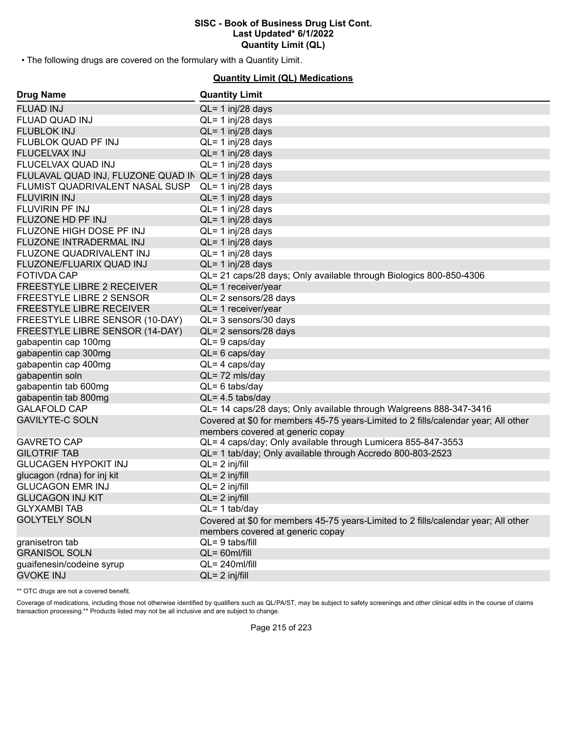# SISC - Book of Business Drug List Cont.
## Last Updated* 6/1/2022
## Quantity Limit (QL)

• The following drugs are covered on the formulary with a Quantity Limit.

### Quantity Limit (QL) Medications

| Drug Name | Quantity Limit |
|---|---|
| FLUAD INJ | QL= 1 inj/28 days |
| FLUAD QUAD INJ | QL= 1 inj/28 days |
| FLUBLOK INJ | QL= 1 inj/28 days |
| FLUBLOK QUAD PF INJ | QL= 1 inj/28 days |
| FLUCELVAX INJ | QL= 1 inj/28 days |
| FLUCELVAX QUAD INJ | QL= 1 inj/28 days |
| FLULAVAL QUAD INJ, FLUZONE QUAD IN | QL= 1 inj/28 days |
| FLUMIST QUADRIVALENT NASAL SUSP | QL= 1 inj/28 days |
| FLUVIRIN INJ | QL= 1 inj/28 days |
| FLUVIRIN PF INJ | QL= 1 inj/28 days |
| FLUZONE HD PF INJ | QL= 1 inj/28 days |
| FLUZONE HIGH DOSE PF INJ | QL= 1 inj/28 days |
| FLUZONE INTRADERMAL INJ | QL= 1 inj/28 days |
| FLUZONE QUADRIVALENT INJ | QL= 1 inj/28 days |
| FLUZONE/FLUARIX QUAD INJ | QL= 1 inj/28 days |
| FOTIVDA CAP | QL= 21 caps/28 days; Only available through Biologics 800-850-4306 |
| FREESTYLE LIBRE 2 RECEIVER | QL= 1 receiver/year |
| FREESTYLE LIBRE 2 SENSOR | QL= 2 sensors/28 days |
| FREESTYLE LIBRE RECEIVER | QL= 1 receiver/year |
| FREESTYLE LIBRE SENSOR (10-DAY) | QL= 3 sensors/30 days |
| FREESTYLE LIBRE SENSOR (14-DAY) | QL= 2 sensors/28 days |
| gabapentin cap 100mg | QL= 9 caps/day |
| gabapentin cap 300mg | QL= 6 caps/day |
| gabapentin cap 400mg | QL= 4 caps/day |
| gabapentin soln | QL= 72 mls/day |
| gabapentin tab 600mg | QL= 6 tabs/day |
| gabapentin tab 800mg | QL= 4.5 tabs/day |
| GALAFOLD CAP | QL= 14 caps/28 days; Only available through Walgreens 888-347-3416 |
| GAVILYTE-C SOLN | Covered at $0 for members 45-75 years-Limited to 2 fills/calendar year; All other members covered at generic copay |
| GAVRETO CAP | QL= 4 caps/day; Only available through Lumicera 855-847-3553 |
| GILOTRIF TAB | QL= 1 tab/day; Only available through Accredo 800-803-2523 |
| GLUCAGEN HYPOKIT INJ | QL= 2 inj/fill |
| glucagon (rdna) for inj kit | QL= 2 inj/fill |
| GLUCAGON EMR INJ | QL= 2 inj/fill |
| GLUCAGON INJ KIT | QL= 2 inj/fill |
| GLYXAMBI TAB | QL= 1 tab/day |
| GOLYTELY SOLN | Covered at $0 for members 45-75 years-Limited to 2 fills/calendar year; All other members covered at generic copay |
| granisetron tab | QL= 9 tabs/fill |
| GRANISOL SOLN | QL= 60ml/fill |
| guaifenesin/codeine syrup | QL= 240ml/fill |
| GVOKE INJ | QL= 2 inj/fill |

** OTC drugs are not a covered benefit.

Coverage of medications, including those not otherwise identified by qualifiers such as QL/PA/ST, may be subject to safety screenings and other clinical edits in the course of claims transaction processing.** Products listed may not be all inclusive and are subject to change.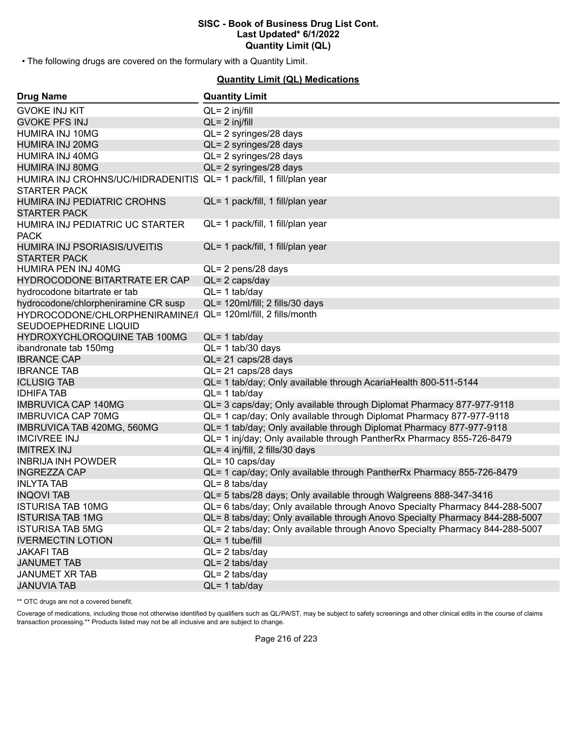• The following drugs are covered on the formulary with a Quantity Limit.

**Quantity Limit (QL) Medications**

| Drug Name | Quantity Limit |
|---|---|
| GVOKE INJ KIT | QL= 2 inj/fill |
| GVOKE PFS INJ | QL= 2 inj/fill |
| HUMIRA INJ 10MG | QL= 2 syringes/28 days |
| HUMIRA INJ 20MG | QL= 2 syringes/28 days |
| HUMIRA INJ 40MG | QL= 2 syringes/28 days |
| HUMIRA INJ 80MG | QL= 2 syringes/28 days |
| HUMIRA INJ CROHNS/UC/HIDRADENITIS STARTER PACK | QL= 1 pack/fill, 1 fill/plan year |
| HUMIRA INJ PEDIATRIC CROHNS STARTER PACK | QL= 1 pack/fill, 1 fill/plan year |
| HUMIRA INJ PEDIATRIC UC STARTER PACK | QL= 1 pack/fill, 1 fill/plan year |
| HUMIRA INJ PSORIASIS/UVEITIS STARTER PACK | QL= 1 pack/fill, 1 fill/plan year |
| HUMIRA PEN INJ 40MG | QL= 2 pens/28 days |
| HYDROCODONE BITARTRATE ER CAP | QL= 2 caps/day |
| hydrocodone bitartrate er tab | QL= 1 tab/day |
| hydrocodone/chlorpheniramine CR susp | QL= 120ml/fill; 2 fills/30 days |
| HYDROCODONE/CHLORPHENIRAMINE/PSEUDOEPHEDRINE LIQUID | QL= 120ml/fill, 2 fills/month |
| HYDROXYCHLOROQUINE TAB 100MG | QL= 1 tab/day |
| ibandronate tab 150mg | QL= 1 tab/30 days |
| IBRANCE CAP | QL= 21 caps/28 days |
| IBRANCE TAB | QL= 21 caps/28 days |
| ICLUSIG TAB | QL= 1 tab/day; Only available through AcariaHealth 800-511-5144 |
| IDHIFA TAB | QL= 1 tab/day |
| IMBRUVICA CAP 140MG | QL= 3 caps/day; Only available through Diplomat Pharmacy 877-977-9118 |
| IMBRUVICA CAP 70MG | QL= 1 cap/day; Only available through Diplomat Pharmacy 877-977-9118 |
| IMBRUVICA TAB 420MG, 560MG | QL= 1 tab/day; Only available through Diplomat Pharmacy 877-977-9118 |
| IMCIVREE INJ | QL= 1 inj/day; Only available through PantherRx Pharmacy 855-726-8479 |
| IMITREX INJ | QL= 4 inj/fill, 2 fills/30 days |
| INBRIJA INH POWDER | QL= 10 caps/day |
| INGREZZA CAP | QL= 1 cap/day; Only available through PantherRx Pharmacy 855-726-8479 |
| INLYTA TAB | QL= 8 tabs/day |
| INQOVI TAB | QL= 5 tabs/28 days; Only available through Walgreens 888-347-3416 |
| ISTURISA TAB 10MG | QL= 6 tabs/day; Only available through Anovo Specialty Pharmacy 844-288-5007 |
| ISTURISA TAB 1MG | QL= 8 tabs/day; Only available through Anovo Specialty Pharmacy 844-288-5007 |
| ISTURISA TAB 5MG | QL= 2 tabs/day; Only available through Anovo Specialty Pharmacy 844-288-5007 |
| IVERMECTIN LOTION | QL= 1 tube/fill |
| JAKAFI TAB | QL= 2 tabs/day |
| JANUMET TAB | QL= 2 tabs/day |
| JANUMET XR TAB | QL= 2 tabs/day |
| JANUVIA TAB | QL= 1 tab/day |

** OTC drugs are not a covered benefit.

Coverage of medications, including those not otherwise identified by qualifiers such as QL/PA/ST, may be subject to safety screenings and other clinical edits in the course of claims transaction processing.** Products listed may not be all inclusive and are subject to change.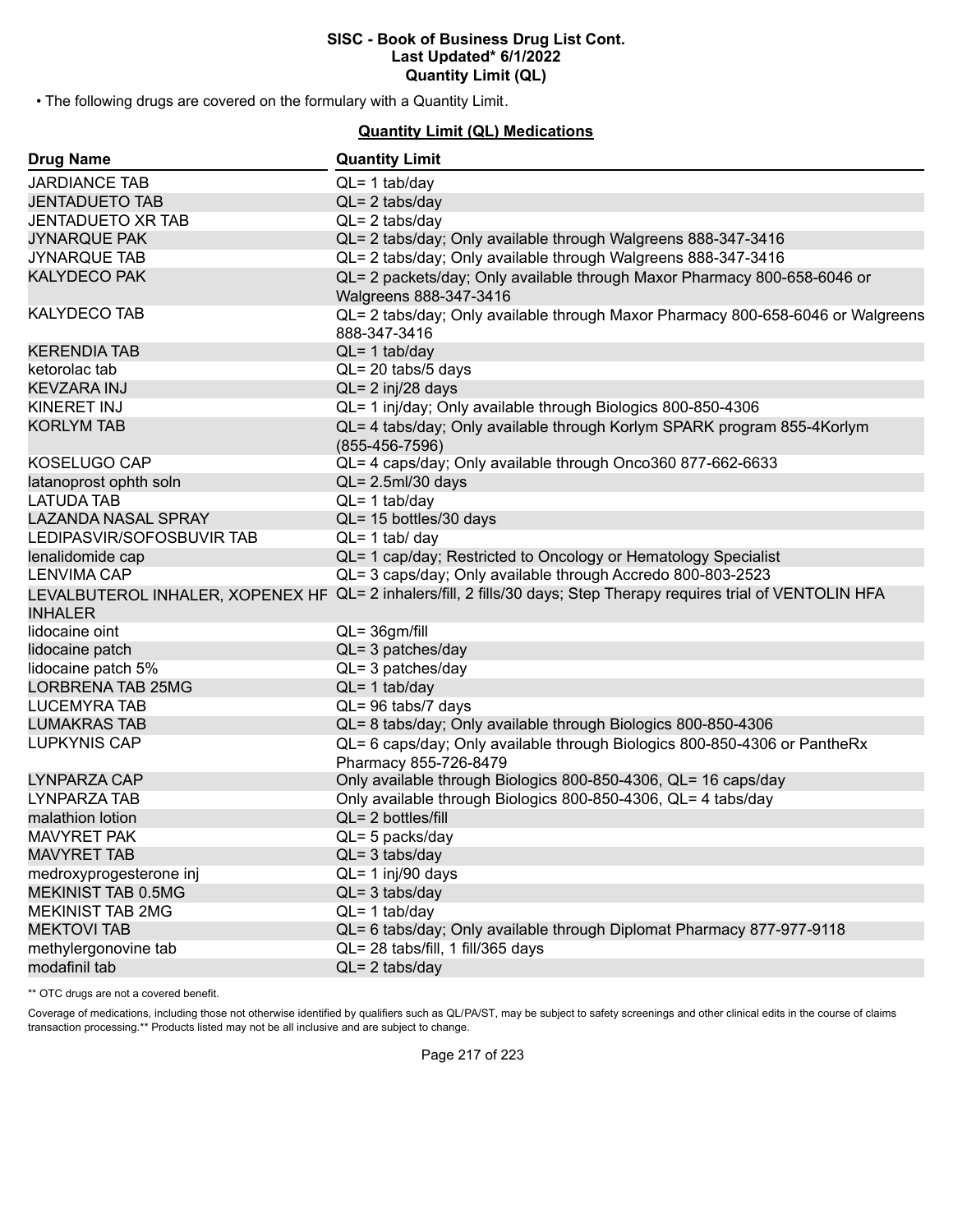# SISC - Book of Business Drug List Cont.
## Last Updated* 6/1/2022
## Quantity Limit (QL)

• The following drugs are covered on the formulary with a Quantity Limit.

**Quantity Limit (QL) Medications**

| Drug Name | Quantity Limit |
| --- | --- |
| JARDIANCE TAB | QL= 1 tab/day |
| JENTADUETO TAB | QL= 2 tabs/day |
| JENTADUETO XR TAB | QL= 2 tabs/day |
| JYNARQUE PAK | QL= 2 tabs/day; Only available through Walgreens 888-347-3416 |
| JYNARQUE TAB | QL= 2 tabs/day; Only available through Walgreens 888-347-3416 |
| KALYDECO PAK | QL= 2 packets/day; Only available through Maxor Pharmacy 800-658-6046 or Walgreens 888-347-3416 |
| KALYDECO TAB | QL= 2 tabs/day; Only available through Maxor Pharmacy 800-658-6046 or Walgreens 888-347-3416 |
| KERENDIA TAB | QL= 1 tab/day |
| ketorolac tab | QL= 20 tabs/5 days |
| KEVZARA INJ | QL= 2 inj/28 days |
| KINERET INJ | QL= 1 inj/day; Only available through Biologics 800-850-4306 |
| KORLYM TAB | QL= 4 tabs/day; Only available through Korlym SPARK program 855-4Korlym (855-456-7596) |
| KOSELUGO CAP | QL= 4 caps/day; Only available through Onco360 877-662-6633 |
| latanoprost ophth soln | QL= 2.5ml/30 days |
| LATUDA TAB | QL= 1 tab/day |
| LAZANDA NASAL SPRAY | QL= 15 bottles/30 days |
| LEDIPASVIR/SOFOSBUVIR TAB | QL= 1 tab/ day |
| lenalidomide cap | QL= 1 cap/day; Restricted to Oncology or Hematology Specialist |
| LENVIMA CAP | QL= 3 caps/day; Only available through Accredo 800-803-2523 |
| LEVALBUTEROL INHALER, XOPENEX HF INHALER | QL= 2 inhalers/fill, 2 fills/30 days; Step Therapy requires trial of VENTOLIN HFA |
| lidocaine oint | QL= 36gm/fill |
| lidocaine patch | QL= 3 patches/day |
| lidocaine patch 5% | QL= 3 patches/day |
| LORBRENA TAB 25MG | QL= 1 tab/day |
| LUCEMYRA TAB | QL= 96 tabs/7 days |
| LUMAKRAS TAB | QL= 8 tabs/day; Only available through Biologics 800-850-4306 |
| LUPKYNIS CAP | QL= 6 caps/day; Only available through Biologics 800-850-4306 or PantheRx Pharmacy 855-726-8479 |
| LYNPARZA CAP | Only available through Biologics 800-850-4306, QL= 16 caps/day |
| LYNPARZA TAB | Only available through Biologics 800-850-4306, QL= 4 tabs/day |
| malathion lotion | QL= 2 bottles/fill |
| MAVYRET PAK | QL= 5 packs/day |
| MAVYRET TAB | QL= 3 tabs/day |
| medroxyprogesterone inj | QL= 1 inj/90 days |
| MEKINIST TAB 0.5MG | QL= 3 tabs/day |
| MEKINIST TAB 2MG | QL= 1 tab/day |
| MEKTOVI TAB | QL= 6 tabs/day; Only available through Diplomat Pharmacy 877-977-9118 |
| methylergonovine tab | QL= 28 tabs/fill, 1 fill/365 days |
| modafinil tab | QL= 2 tabs/day |

** OTC drugs are not a covered benefit.

Coverage of medications, including those not otherwise identified by qualifiers such as QL/PA/ST, may be subject to safety screenings and other clinical edits in the course of claims transaction processing.** Products listed may not be all inclusive and are subject to change.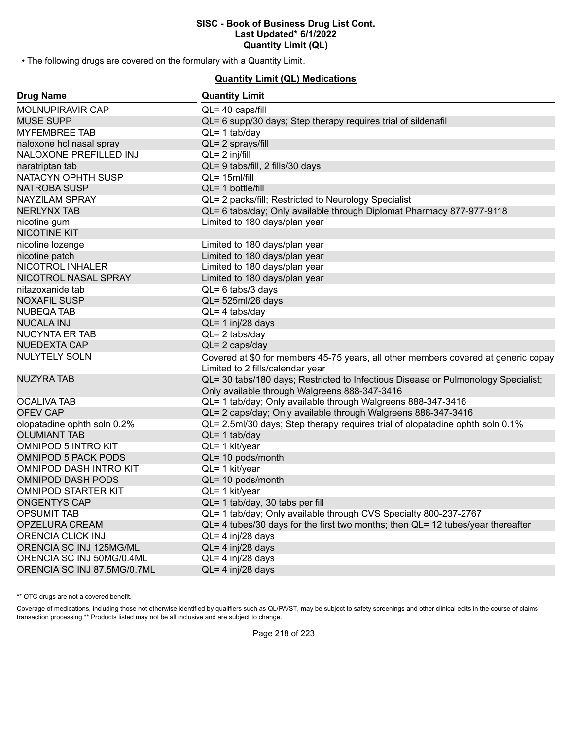• The following drugs are covered on the formulary with a Quantity Limit.

**Quantity Limit (QL) Medications**

| Drug Name | Quantity Limit |
|---|---|
| MOLNUPIRAVIR CAP | QL= 40 caps/fill |
| MUSE SUPP | QL= 6 supp/30 days; Step therapy requires trial of sildenafil |
| MYFEMBREE TAB | QL= 1 tab/day |
| naloxone hcl nasal spray | QL= 2 sprays/fill |
| NALOXONE PREFILLED INJ | QL= 2 inj/fill |
| naratriptan tab | QL= 9 tabs/fill, 2 fills/30 days |
| NATACYN OPHTH SUSP | QL= 15ml/fill |
| NATROBA SUSP | QL= 1 bottle/fill |
| NAYZILAM SPRAY | QL= 2 packs/fill; Restricted to Neurology Specialist |
| NERLYNX TAB | QL= 6 tabs/day; Only available through Diplomat Pharmacy 877-977-9118 |
| nicotine gum | Limited to 180 days/plan year |
| NICOTINE KIT | |
| nicotine lozenge | Limited to 180 days/plan year |
| nicotine patch | Limited to 180 days/plan year |
| NICOTROL INHALER | Limited to 180 days/plan year |
| NICOTROL NASAL SPRAY | Limited to 180 days/plan year |
| nitazoxanide tab | QL= 6 tabs/3 days |
| NOXAFIL SUSP | QL= 525ml/26 days |
| NUBEQA TAB | QL= 4 tabs/day |
| NUCALA INJ | QL= 1 inj/28 days |
| NUCYNTA ER TAB | QL= 2 tabs/day |
| NUEDEXTA CAP | QL= 2 caps/day |
| NULYTELY SOLN | Covered at $0 for members 45-75 years, all other members covered at generic copay Limited to 2 fills/calendar year |
| NUZYRA TAB | QL= 30 tabs/180 days; Restricted to Infectious Disease or Pulmonology Specialist; Only available through Walgreens 888-347-3416 |
| OCALIVA TAB | QL= 1 tab/day; Only available through Walgreens 888-347-3416 |
| OFEV CAP | QL= 2 caps/day; Only available through Walgreens 888-347-3416 |
| olopatadine ophth soln 0.2% | QL= 2.5ml/30 days; Step therapy requires trial of olopatadine ophth soln 0.1% |
| OLUMIANT TAB | QL= 1 tab/day |
| OMNIPOD 5 INTRO KIT | QL= 1 kit/year |
| OMNIPOD 5 PACK PODS | QL= 10 pods/month |
| OMNIPOD DASH INTRO KIT | QL= 1 kit/year |
| OMNIPOD DASH PODS | QL= 10 pods/month |
| OMNIPOD STARTER KIT | QL= 1 kit/year |
| ONGENTYS CAP | QL= 1 tab/day, 30 tabs per fill |
| OPSUMIT TAB | QL= 1 tab/day; Only available through CVS Specialty 800-237-2767 |
| OPZELURA CREAM | QL= 4 tubes/30 days for the first two months; then QL= 12 tubes/year thereafter |
| ORENCIA CLICK INJ | QL= 4 inj/28 days |
| ORENCIA SC INJ 125MG/ML | QL= 4 inj/28 days |
| ORENCIA SC INJ 50MG/0.4ML | QL= 4 inj/28 days |
| ORENCIA SC INJ 87.5MG/0.7ML | QL= 4 inj/28 days |

** OTC drugs are not a covered benefit.

Coverage of medications, including those not otherwise identified by qualifiers such as QL/PA/ST, may be subject to safety screenings and other clinical edits in the course of claims transaction processing.** Products listed may not be all inclusive and are subject to change.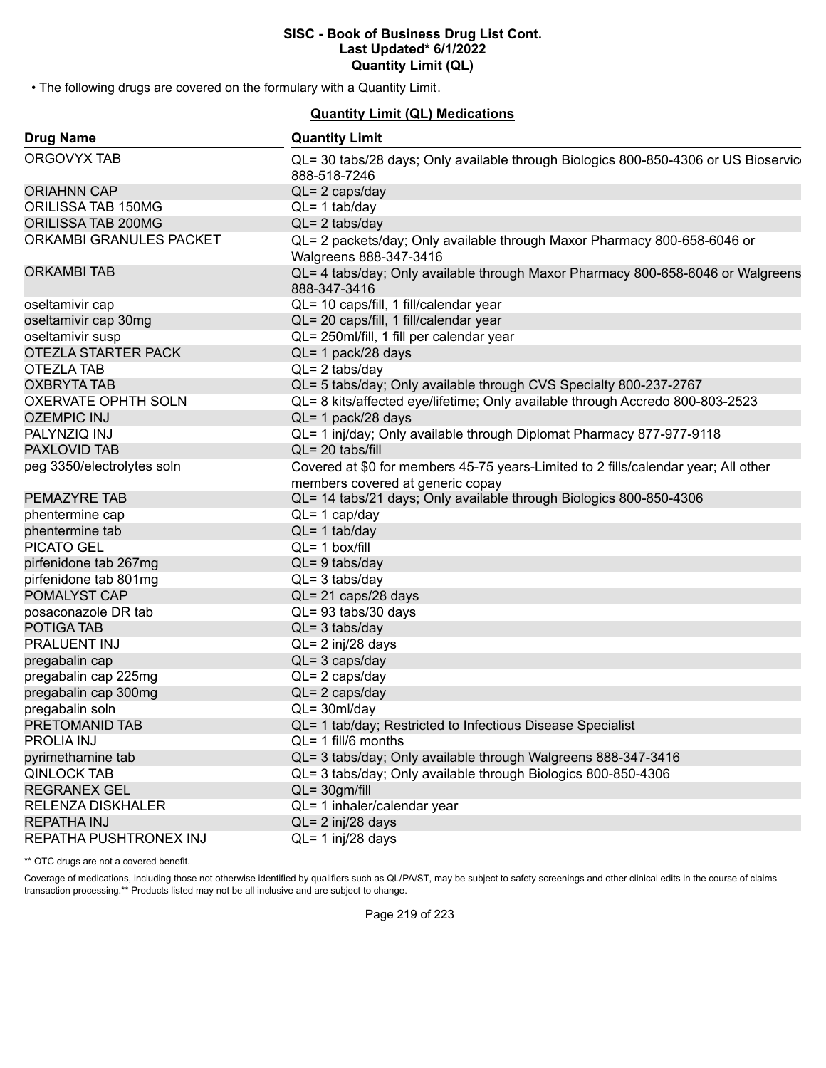**SISC - Book of Business Drug List Cont.**
**Last Updated* 6/1/2022**
**Quantity Limit (QL)**

• The following drugs are covered on the formulary with a Quantity Limit.

**Quantity Limit (QL) Medications**

| Drug Name | Quantity Limit |
|---|---|
| ORGOVYX TAB | QL= 30 tabs/28 days; Only available through Biologics 800-850-4306 or US Bioservic 888-518-7246 |
| ORIAHNN CAP | QL= 2 caps/day |
| ORILISSA TAB 150MG | QL= 1 tab/day |
| ORILISSA TAB 200MG | QL= 2 tabs/day |
| ORKAMBI GRANULES PACKET | QL= 2 packets/day; Only available through Maxor Pharmacy 800-658-6046 or Walgreens 888-347-3416 |
| ORKAMBI TAB | QL= 4 tabs/day; Only available through Maxor Pharmacy 800-658-6046 or Walgreens 888-347-3416 |
| oseltamivir cap | QL= 10 caps/fill, 1 fill/calendar year |
| oseltamivir cap 30mg | QL= 20 caps/fill, 1 fill/calendar year |
| oseltamivir susp | QL= 250ml/fill, 1 fill per calendar year |
| OTEZLA STARTER PACK | QL= 1 pack/28 days |
| OTEZLA TAB | QL= 2 tabs/day |
| OXBRYTA TAB | QL= 5 tabs/day; Only available through CVS Specialty 800-237-2767 |
| OXERVATE OPHTH SOLN | QL= 8 kits/affected eye/lifetime; Only available through Accredo 800-803-2523 |
| OZEMPIC INJ | QL= 1 pack/28 days |
| PALYNZIQ INJ | QL= 1 inj/day; Only available through Diplomat Pharmacy 877-977-9118 |
| PAXLOVID TAB | QL= 20 tabs/fill |
| peg 3350/electrolytes soln | Covered at $0 for members 45-75 years-Limited to 2 fills/calendar year; All other members covered at generic copay |
| PEMAZYRE TAB | QL= 14 tabs/21 days; Only available through Biologics 800-850-4306 |
| phentermine cap | QL= 1 cap/day |
| phentermine tab | QL= 1 tab/day |
| PICATO GEL | QL= 1 box/fill |
| pirfenidone tab 267mg | QL= 9 tabs/day |
| pirfenidone tab 801mg | QL= 3 tabs/day |
| POMALYST CAP | QL= 21 caps/28 days |
| posaconazole DR tab | QL= 93 tabs/30 days |
| POTIGA TAB | QL= 3 tabs/day |
| PRALUENT INJ | QL= 2 inj/28 days |
| pregabalin cap | QL= 3 caps/day |
| pregabalin cap 225mg | QL= 2 caps/day |
| pregabalin cap 300mg | QL= 2 caps/day |
| pregabalin soln | QL= 30ml/day |
| PRETOMANID TAB | QL= 1 tab/day; Restricted to Infectious Disease Specialist |
| PROLIA INJ | QL= 1 fill/6 months |
| pyrimethamine tab | QL= 3 tabs/day; Only available through Walgreens 888-347-3416 |
| QINLOCK TAB | QL= 3 tabs/day; Only available through Biologics 800-850-4306 |
| REGRANEX GEL | QL= 30gm/fill |
| RELENZA DISKHALER | QL= 1 inhaler/calendar year |
| REPATHA INJ | QL= 2 inj/28 days |
| REPATHA PUSHTRONEX INJ | QL= 1 inj/28 days |

** OTC drugs are not a covered benefit.

Coverage of medications, including those not otherwise identified by qualifiers such as QL/PA/ST, may be subject to safety screenings and other clinical edits in the course of claims transaction processing.** Products listed may not be all inclusive and are subject to change.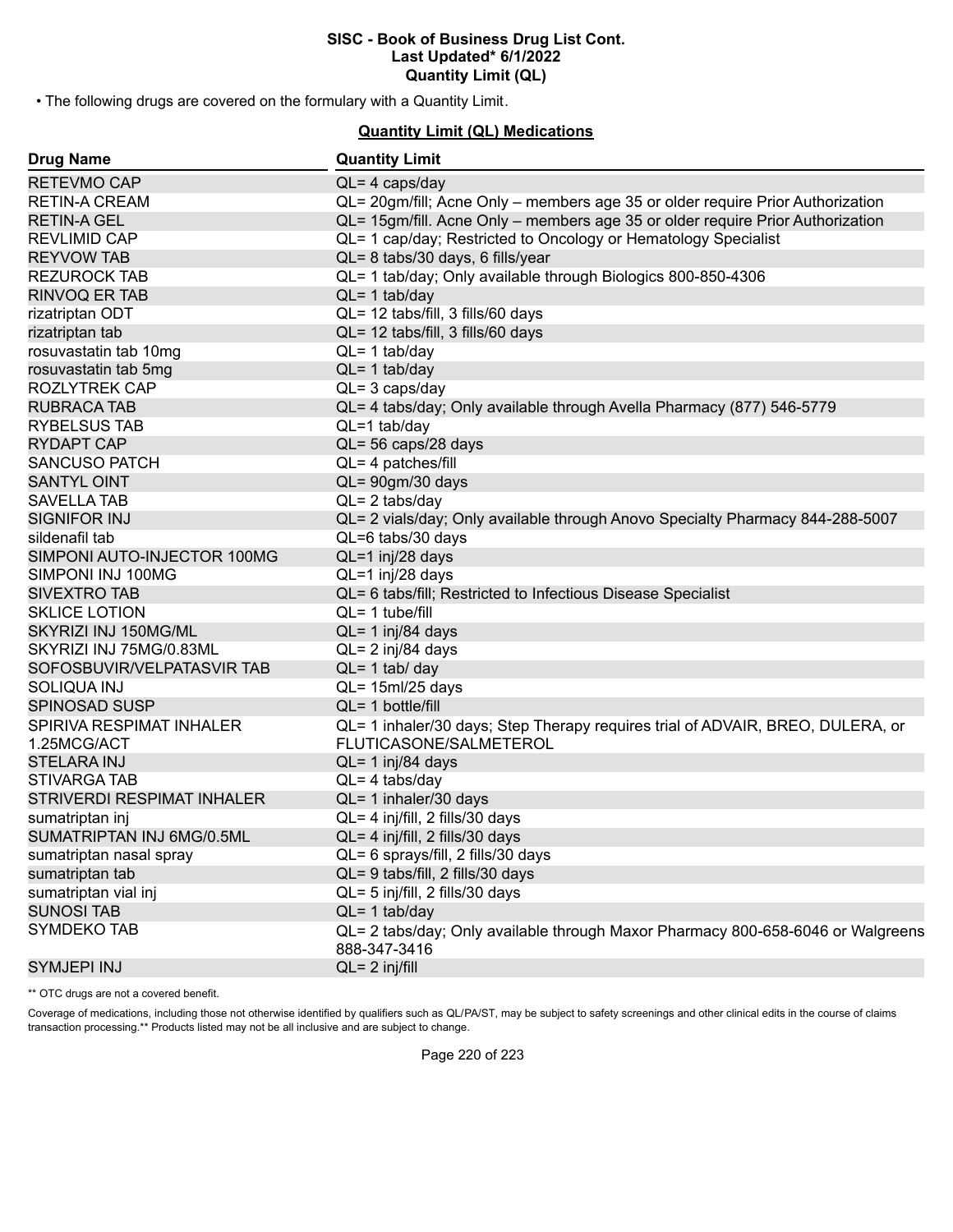• The following drugs are covered on the formulary with a Quantity Limit.

**Quantity Limit (QL) Medications**

| Drug Name | Quantity Limit |
|---|---|
| RETEVMO CAP | QL= 4 caps/day |
| RETIN-A CREAM | QL= 20gm/fill; Acne Only – members age 35 or older require Prior Authorization |
| RETIN-A GEL | QL= 15gm/fill. Acne Only – members age 35 or older require Prior Authorization |
| REVLIMID CAP | QL= 1 cap/day; Restricted to Oncology or Hematology Specialist |
| REYVOW TAB | QL= 8 tabs/30 days, 6 fills/year |
| REZUROCK TAB | QL= 1 tab/day; Only available through Biologics 800-850-4306 |
| RINVOQ ER TAB | QL= 1 tab/day |
| rizatriptan ODT | QL= 12 tabs/fill, 3 fills/60 days |
| rizatriptan tab | QL= 12 tabs/fill, 3 fills/60 days |
| rosuvastatin tab 10mg | QL= 1 tab/day |
| rosuvastatin tab 5mg | QL= 1 tab/day |
| ROZLYTREK CAP | QL= 3 caps/day |
| RUBRACA TAB | QL= 4 tabs/day; Only available through Avella Pharmacy (877) 546-5779 |
| RYBELSUS TAB | QL=1 tab/day |
| RYDAPT CAP | QL= 56 caps/28 days |
| SANCUSO PATCH | QL= 4 patches/fill |
| SANTYL OINT | QL= 90gm/30 days |
| SAVELLA TAB | QL= 2 tabs/day |
| SIGNIFOR INJ | QL= 2 vials/day; Only available through Anovo Specialty Pharmacy 844-288-5007 |
| sildenafil tab | QL=6 tabs/30 days |
| SIMPONI AUTO-INJECTOR 100MG | QL=1 inj/28 days |
| SIMPONI INJ 100MG | QL=1 inj/28 days |
| SIVEXTRO TAB | QL= 6 tabs/fill; Restricted to Infectious Disease Specialist |
| SKLICE LOTION | QL= 1 tube/fill |
| SKYRIZI INJ 150MG/ML | QL= 1 inj/84 days |
| SKYRIZI INJ 75MG/0.83ML | QL= 2 inj/84 days |
| SOFOSBUVIR/VELPATASVIR TAB | QL= 1 tab/ day |
| SOLIQUA INJ | QL= 15ml/25 days |
| SPINOSAD SUSP | QL= 1 bottle/fill |
| SPIRIVA RESPIMAT INHALER 1.25MCG/ACT | QL= 1 inhaler/30 days; Step Therapy requires trial of ADVAIR, BREO, DULERA, or FLUTICASONE/SALMETEROL |
| STELARA INJ | QL= 1 inj/84 days |
| STIVARGA TAB | QL= 4 tabs/day |
| STRIVERDI RESPIMAT INHALER | QL= 1 inhaler/30 days |
| sumatriptan inj | QL= 4 inj/fill, 2 fills/30 days |
| SUMATRIPTAN INJ 6MG/0.5ML | QL= 4 inj/fill, 2 fills/30 days |
| sumatriptan nasal spray | QL= 6 sprays/fill, 2 fills/30 days |
| sumatriptan tab | QL= 9 tabs/fill, 2 fills/30 days |
| sumatriptan vial inj | QL= 5 inj/fill, 2 fills/30 days |
| SUNOSI TAB | QL= 1 tab/day |
| SYMDEKO TAB | QL= 2 tabs/day; Only available through Maxor Pharmacy 800-658-6046 or Walgreens 888-347-3416 |
| SYMJEPI INJ | QL= 2 inj/fill |

** OTC drugs are not a covered benefit.

Coverage of medications, including those not otherwise identified by qualifiers such as QL/PA/ST, may be subject to safety screenings and other clinical edits in the course of claims transaction processing.** Products listed may not be all inclusive and are subject to change.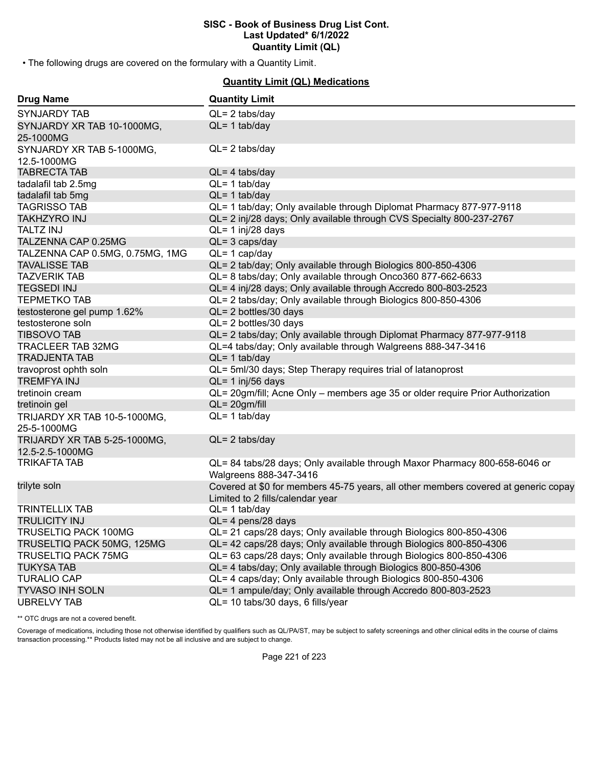**SISC - Book of Business Drug List Cont.**
**Last Updated* 6/1/2022**
**Quantity Limit (QL)**

• The following drugs are covered on the formulary with a Quantity Limit.

**Quantity Limit (QL) Medications**

| Drug Name | Quantity Limit |
|---|---|
| SYNJARDY TAB | QL= 2 tabs/day |
| SYNJARDY XR TAB 10-1000MG, 25-1000MG | QL= 1 tab/day |
| SYNJARDY XR TAB 5-1000MG, 12.5-1000MG | QL= 2 tabs/day |
| TABRECTA TAB | QL= 4 tabs/day |
| tadalafil tab 2.5mg | QL= 1 tab/day |
| tadalafil tab 5mg | QL= 1 tab/day |
| TAGRISSO TAB | QL= 1 tab/day; Only available through Diplomat Pharmacy 877-977-9118 |
| TAKHZYRO INJ | QL= 2 inj/28 days; Only available through CVS Specialty 800-237-2767 |
| TALTZ INJ | QL= 1 inj/28 days |
| TALZENNA CAP 0.25MG | QL= 3 caps/day |
| TALZENNA CAP 0.5MG, 0.75MG, 1MG | QL= 1 cap/day |
| TAVALISSE TAB | QL= 2 tab/day; Only available through Biologics 800-850-4306 |
| TAZVERIK TAB | QL= 8 tabs/day; Only available through Onco360 877-662-6633 |
| TEGSEDI INJ | QL= 4 inj/28 days; Only available through Accredo 800-803-2523 |
| TEPMETKO TAB | QL= 2 tabs/day; Only available through Biologics 800-850-4306 |
| testosterone gel pump 1.62% | QL= 2 bottles/30 days |
| testosterone soln | QL= 2 bottles/30 days |
| TIBSOVO TAB | QL= 2 tabs/day; Only available through Diplomat Pharmacy 877-977-9118 |
| TRACLEER TAB 32MG | QL=4 tabs/day; Only available through Walgreens 888-347-3416 |
| TRADJENTA TAB | QL= 1 tab/day |
| travoprost ophth soln | QL= 5ml/30 days; Step Therapy requires trial of latanoprost |
| TREMFYA INJ | QL= 1 inj/56 days |
| tretinoin cream | QL= 20gm/fill; Acne Only – members age 35 or older require Prior Authorization |
| tretinoin gel | QL= 20gm/fill |
| TRIJARDY XR TAB 10-5-1000MG, 25-5-1000MG | QL= 1 tab/day |
| TRIJARDY XR TAB 5-25-1000MG, 12.5-2.5-1000MG | QL= 2 tabs/day |
| TRIKAFTA TAB | QL= 84 tabs/28 days; Only available through Maxor Pharmacy 800-658-6046 or Walgreens 888-347-3416 |
| trilyte soln | Covered at $0 for members 45-75 years, all other members covered at generic copay Limited to 2 fills/calendar year |
| TRINTELLIX TAB | QL= 1 tab/day |
| TRULICITY INJ | QL= 4 pens/28 days |
| TRUSELTIQ PACK 100MG | QL= 21 caps/28 days; Only available through Biologics 800-850-4306 |
| TRUSELTIQ PACK 50MG, 125MG | QL= 42 caps/28 days; Only available through Biologics 800-850-4306 |
| TRUSELTIQ PACK 75MG | QL= 63 caps/28 days; Only available through Biologics 800-850-4306 |
| TUKYSA TAB | QL= 4 tabs/day; Only available through Biologics 800-850-4306 |
| TURALIO CAP | QL= 4 caps/day; Only available through Biologics 800-850-4306 |
| TYVASO INH SOLN | QL= 1 ampule/day; Only available through Accredo 800-803-2523 |
| UBRELVY TAB | QL= 10 tabs/30 days, 6 fills/year |

** OTC drugs are not a covered benefit.

Coverage of medications, including those not otherwise identified by qualifiers such as QL/PA/ST, may be subject to safety screenings and other clinical edits in the course of claims transaction processing.** Products listed may not be all inclusive and are subject to change.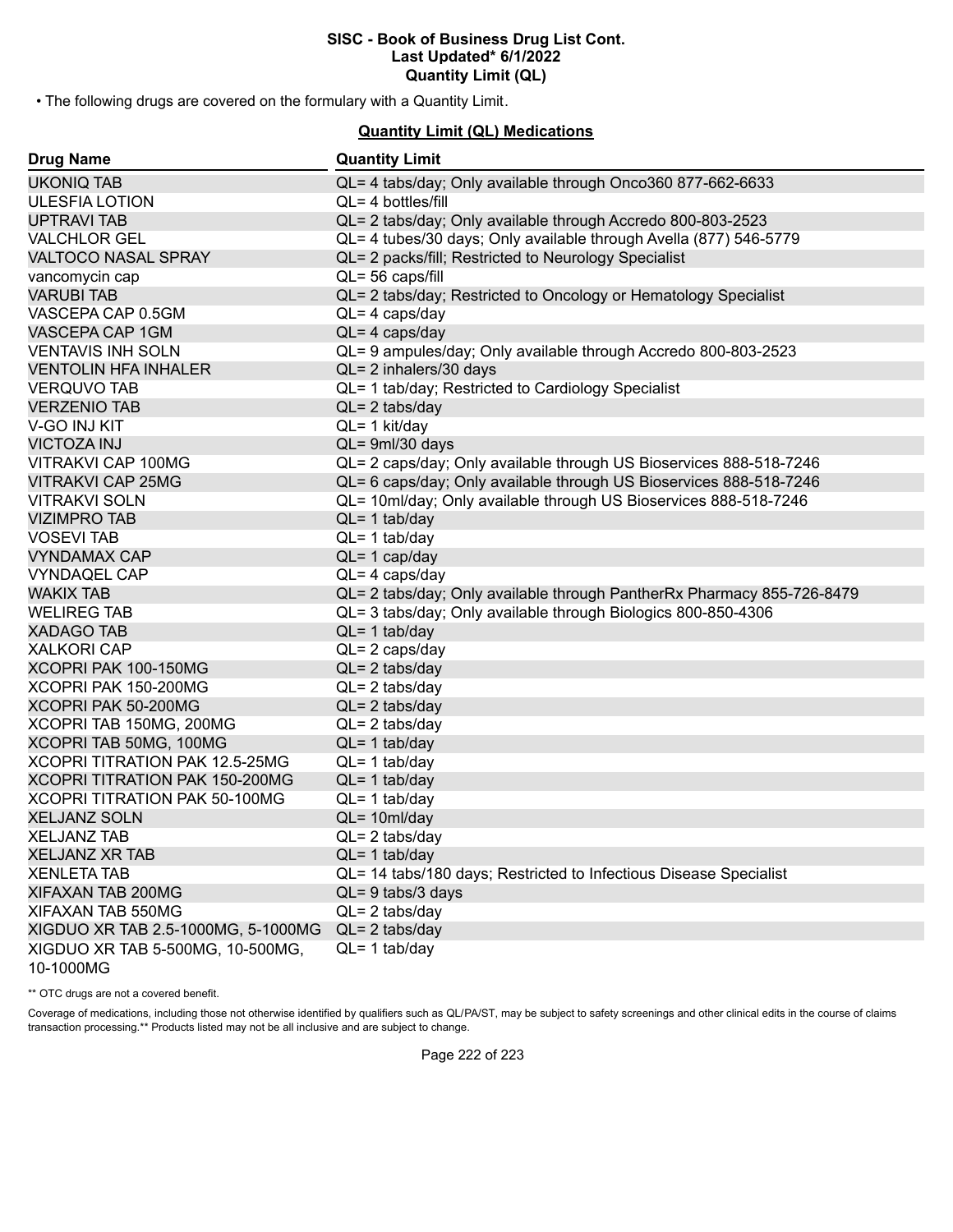• The following drugs are covered on the formulary with a Quantity Limit.

## Quantity Limit (QL) Medications

| Drug Name | Quantity Limit |
|---|---|
| UKONIQ TAB | QL= 4 tabs/day; Only available through Onco360 877-662-6633 |
| ULESFIA LOTION | QL= 4 bottles/fill |
| UPTRAVI TAB | QL= 2 tabs/day; Only available through Accredo 800-803-2523 |
| VALCHLOR GEL | QL= 4 tubes/30 days; Only available through Avella (877) 546-5779 |
| VALTOCO NASAL SPRAY | QL= 2 packs/fill; Restricted to Neurology Specialist |
| vancomycin cap | QL= 56 caps/fill |
| VARUBI TAB | QL= 2 tabs/day; Restricted to Oncology or Hematology Specialist |
| VASCEPA CAP 0.5GM | QL= 4 caps/day |
| VASCEPA CAP 1GM | QL= 4 caps/day |
| VENTAVIS INH SOLN | QL= 9 ampules/day; Only available through Accredo 800-803-2523 |
| VENTOLIN HFA INHALER | QL= 2 inhalers/30 days |
| VERQUVO TAB | QL= 1 tab/day; Restricted to Cardiology Specialist |
| VERZENIO TAB | QL= 2 tabs/day |
| V-GO INJ KIT | QL= 1 kit/day |
| VICTOZA INJ | QL= 9ml/30 days |
| VITRAKVI CAP 100MG | QL= 2 caps/day; Only available through US Bioservices 888-518-7246 |
| VITRAKVI CAP 25MG | QL= 6 caps/day; Only available through US Bioservices 888-518-7246 |
| VITRAKVI SOLN | QL= 10ml/day; Only available through US Bioservices 888-518-7246 |
| VIZIMPRO TAB | QL= 1 tab/day |
| VOSEVI TAB | QL= 1 tab/day |
| VYNDAMAX CAP | QL= 1 cap/day |
| VYNDAQEL CAP | QL= 4 caps/day |
| WAKIX TAB | QL= 2 tabs/day; Only available through PantherRx Pharmacy 855-726-8479 |
| WELIREG TAB | QL= 3 tabs/day; Only available through Biologics 800-850-4306 |
| XADAGO TAB | QL= 1 tab/day |
| XALKORI CAP | QL= 2 caps/day |
| XCOPRI PAK 100-150MG | QL= 2 tabs/day |
| XCOPRI PAK 150-200MG | QL= 2 tabs/day |
| XCOPRI PAK 50-200MG | QL= 2 tabs/day |
| XCOPRI TAB 150MG, 200MG | QL= 2 tabs/day |
| XCOPRI TAB 50MG, 100MG | QL= 1 tab/day |
| XCOPRI TITRATION PAK 12.5-25MG | QL= 1 tab/day |
| XCOPRI TITRATION PAK 150-200MG | QL= 1 tab/day |
| XCOPRI TITRATION PAK 50-100MG | QL= 1 tab/day |
| XELJANZ SOLN | QL= 10ml/day |
| XELJANZ TAB | QL= 2 tabs/day |
| XELJANZ XR TAB | QL= 1 tab/day |
| XENLETA TAB | QL= 14 tabs/180 days; Restricted to Infectious Disease Specialist |
| XIFAXAN TAB 200MG | QL= 9 tabs/3 days |
| XIFAXAN TAB 550MG | QL= 2 tabs/day |
| XIGDUO XR TAB 2.5-1000MG, 5-1000MG | QL= 2 tabs/day |
| XIGDUO XR TAB 5-500MG, 10-500MG, 10-1000MG | QL= 1 tab/day |

** OTC drugs are not a covered benefit.

Coverage of medications, including those not otherwise identified by qualifiers such as QL/PA/ST, may be subject to safety screenings and other clinical edits in the course of claims transaction processing.** Products listed may not be all inclusive and are subject to change.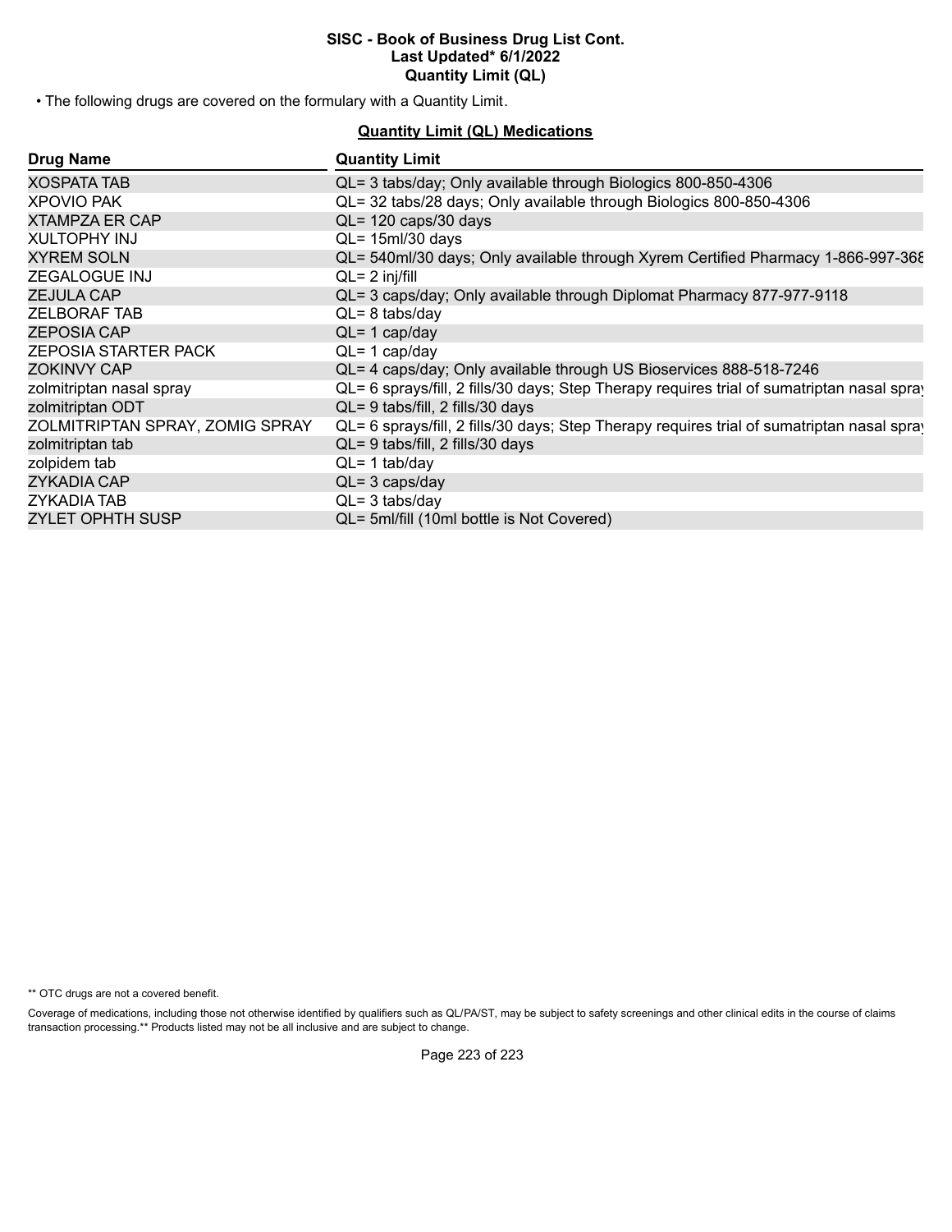# SISC - Book of Business Drug List Cont.
## Last Updated* 6/1/2022
## Quantity Limit (QL)

• The following drugs are covered on the formulary with a Quantity Limit.

**Quantity Limit (QL) Medications**

| Drug Name | Quantity Limit |
|---|---|
| XOSPATA TAB | QL= 3 tabs/day; Only available through Biologics 800-850-4306 |
| XPOVIO PAK | QL= 32 tabs/28 days; Only available through Biologics 800-850-4306 |
| XTAMPZA ER CAP | QL= 120 caps/30 days |
| XULTOPHY INJ | QL= 15ml/30 days |
| XYREM SOLN | QL= 540ml/30 days; Only available through Xyrem Certified Pharmacy 1-866-997-368 |
| ZEGALOGUE INJ | QL= 2 inj/fill |
| ZEJULA CAP | QL= 3 caps/day; Only available through Diplomat Pharmacy 877-977-9118 |
| ZELBORAF TAB | QL= 8 tabs/day |
| ZEPOSIA CAP | QL= 1 cap/day |
| ZEPOSIA STARTER PACK | QL= 1 cap/day |
| ZOKINVY CAP | QL= 4 caps/day; Only available through US Bioservices 888-518-7246 |
| zolmitriptan nasal spray | QL= 6 sprays/fill, 2 fills/30 days; Step Therapy requires trial of sumatriptan nasal spray |
| zolmitriptan ODT | QL= 9 tabs/fill, 2 fills/30 days |
| ZOLMITRIPTAN SPRAY, ZOMIG SPRAY | QL= 6 sprays/fill, 2 fills/30 days; Step Therapy requires trial of sumatriptan nasal spray |
| zolmitriptan tab | QL= 9 tabs/fill, 2 fills/30 days |
| zolpidem tab | QL= 1 tab/day |
| ZYKADIA CAP | QL= 3 caps/day |
| ZYKADIA TAB | QL= 3 tabs/day |
| ZYLET OPHTH SUSP | QL= 5ml/fill (10ml bottle is Not Covered) |

** OTC drugs are not a covered benefit.

Coverage of medications, including those not otherwise identified by qualifiers such as QL/PA/ST, may be subject to safety screenings and other clinical edits in the course of claims transaction processing.** Products listed may not be all inclusive and are subject to change.